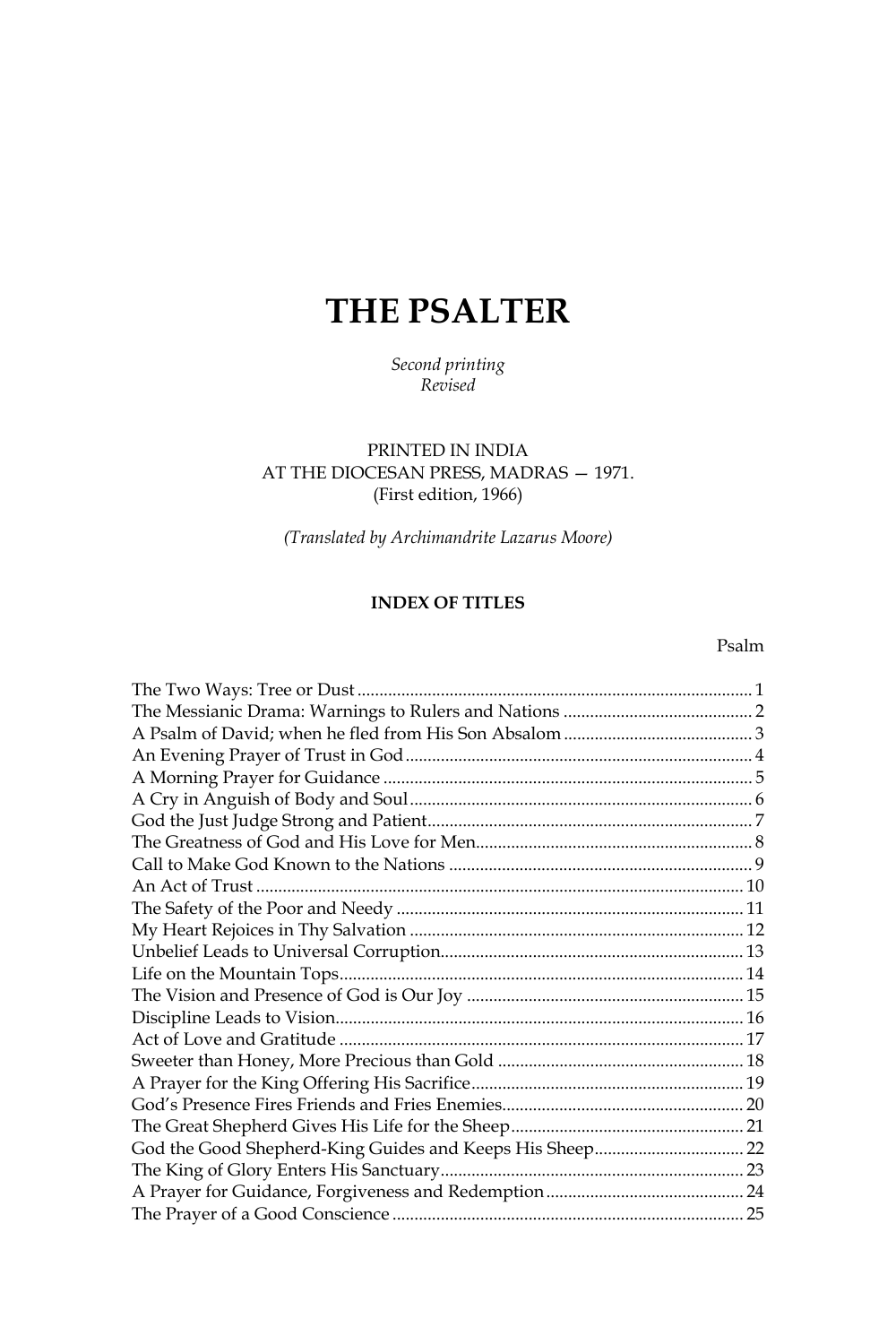# THE PSALTER

*Second printing*
*Revised*

PRINTED IN INDIA
AT THE DIOCESAN PRESS, MADRAS — 1971.
(First edition, 1966)

*(Translated by Archimandrite Lazarus Moore)*

**INDEX OF TITLES**

| | Psalm |
|---|---|
| The Two Ways: Tree or Dust | 1 |
| The Messianic Drama: Warnings to Rulers and Nations | 2 |
| A Psalm of David; when he fled from His Son Absalom | 3 |
| An Evening Prayer of Trust in God | 4 |
| A Morning Prayer for Guidance | 5 |
| A Cry in Anguish of Body and Soul | 6 |
| God the Just Judge Strong and Patient | 7 |
| The Greatness of God and His Love for Men | 8 |
| Call to Make God Known to the Nations | 9 |
| An Act of Trust | 10 |
| The Safety of the Poor and Needy | 11 |
| My Heart Rejoices in Thy Salvation | 12 |
| Unbelief Leads to Universal Corruption | 13 |
| Life on the Mountain Tops | 14 |
| The Vision and Presence of God is Our Joy | 15 |
| Discipline Leads to Vision | 16 |
| Act of Love and Gratitude | 17 |
| Sweeter than Honey, More Precious than Gold | 18 |
| A Prayer for the King Offering His Sacrifice | 19 |
| God's Presence Fires Friends and Fries Enemies | 20 |
| The Great Shepherd Gives His Life for the Sheep | 21 |
| God the Good Shepherd-King Guides and Keeps His Sheep | 22 |
| The King of Glory Enters His Sanctuary | 23 |
| A Prayer for Guidance, Forgiveness and Redemption | 24 |
| The Prayer of a Good Conscience | 25 |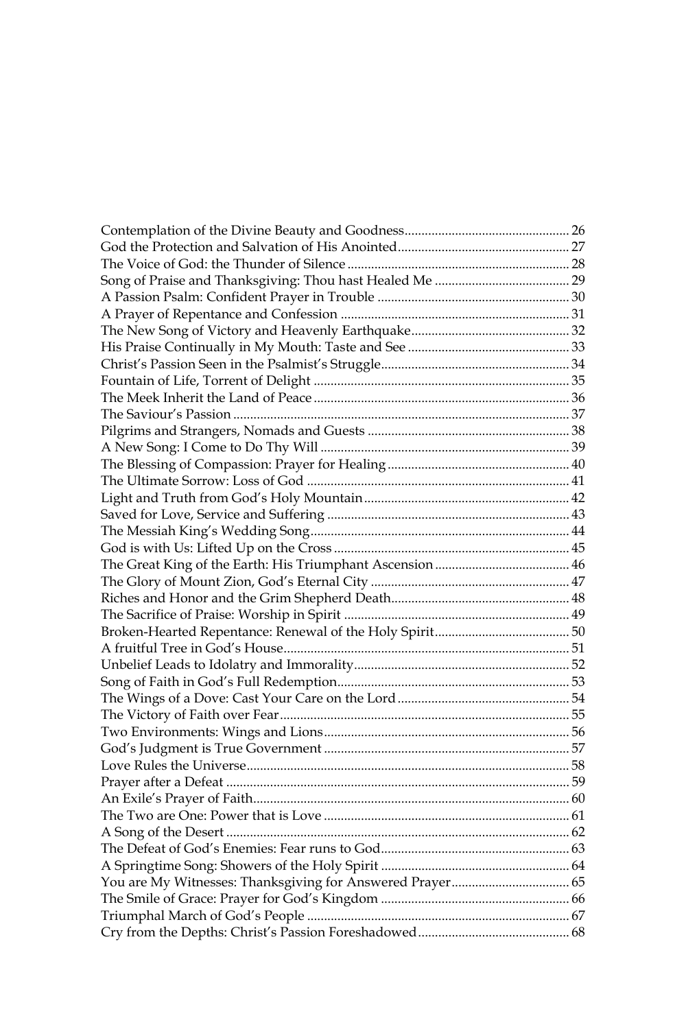Contemplation of the Divine Beauty and Goodness ................................................. 26
God the Protection and Salvation of His Anointed ................................................... 27
The Voice of God: the Thunder of Silence .................................................................. 28
Song of Praise and Thanksgiving: Thou hast Healed Me ........................................ 29
A Passion Psalm: Confident Prayer in Trouble ......................................................... 30
A Prayer of Repentance and Confession .................................................................... 31
The New Song of Victory and Heavenly Earthquake ............................................... 32
His Praise Continually in My Mouth: Taste and See ................................................ 33
Christ's Passion Seen in the Psalmist's Struggle ........................................................ 34
Fountain of Life, Torrent of Delight ............................................................................ 35
The Meek Inherit the Land of Peace ............................................................................ 36
The Saviour's Passion .................................................................................................... 37
Pilgrims and Strangers, Nomads and Guests ............................................................ 38
A New Song: I Come to Do Thy Will .......................................................................... 39
The Blessing of Compassion: Prayer for Healing ...................................................... 40
The Ultimate Sorrow: Loss of God .............................................................................. 41
Light and Truth from God's Holy Mountain ............................................................. 42
Saved for Love, Service and Suffering ........................................................................ 43
The Messiah King's Wedding Song ............................................................................. 44
God is with Us: Lifted Up on the Cross ...................................................................... 45
The Great King of the Earth: His Triumphant Ascension ........................................ 46
The Glory of Mount Zion, God's Eternal City ........................................................... 47
Riches and Honor and the Grim Shepherd Death ..................................................... 48
The Sacrifice of Praise: Worship in Spirit ................................................................... 49
Broken-Hearted Repentance: Renewal of the Holy Spirit ........................................ 50
A fruitful Tree in God's House ..................................................................................... 51
Unbelief Leads to Idolatry and Immorality ................................................................ 52
Song of Faith in God's Full Redemption ..................................................................... 53
The Wings of a Dove: Cast Your Care on the Lord ................................................... 54
The Victory of Faith over Fear ...................................................................................... 55
Two Environments: Wings and Lions ......................................................................... 56
God's Judgment is True Government ......................................................................... 57
Love Rules the Universe ................................................................................................ 58
Prayer after a Defeat ...................................................................................................... 59
An Exile's Prayer of Faith .............................................................................................. 60
The Two are One: Power that is Love ......................................................................... 61
A Song of the Desert ...................................................................................................... 62
The Defeat of God's Enemies: Fear runs to God ........................................................ 63
A Springtime Song: Showers of the Holy Spirit ........................................................ 64
You are My Witnesses: Thanksgiving for Answered Prayer ................................... 65
The Smile of Grace: Prayer for God's Kingdom ........................................................ 66
Triumphal March of God's People .............................................................................. 67
Cry from the Depths: Christ's Passion Foreshadowed ............................................. 68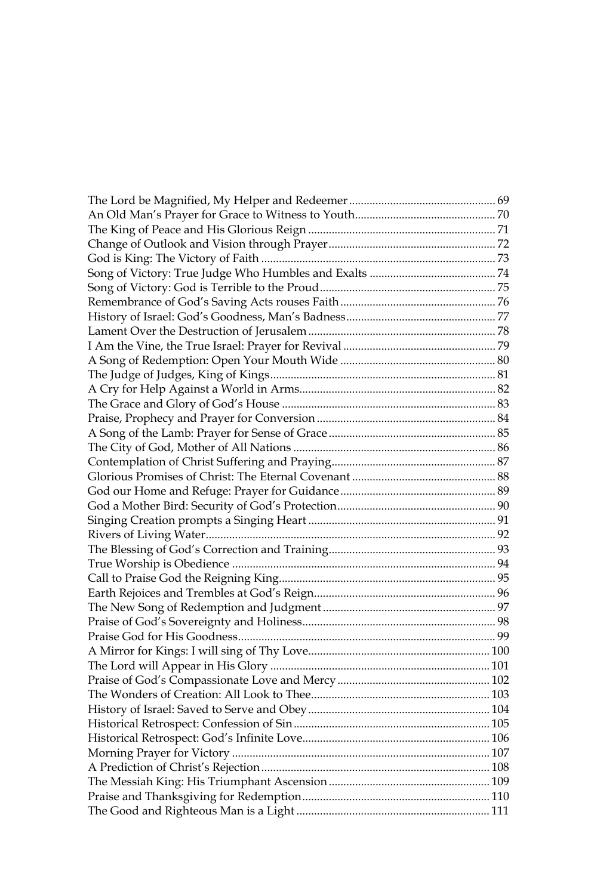The Lord be Magnified, My Helper and Redeemer .................................................. 69
An Old Man's Prayer for Grace to Witness to Youth................................................ 70
The King of Peace and His Glorious Reign ................................................................ 71
Change of Outlook and Vision through Prayer......................................................... 72
God is King: The Victory of Faith ............................................................................... 73
Song of Victory: True Judge Who Humbles and Exalts ........................................... 74
Song of Victory: God is Terrible to the Proud............................................................ 75
Remembrance of God's Saving Acts rouses Faith..................................................... 76
History of Israel: God's Goodness, Man's Badness................................................... 77
Lament Over the Destruction of Jerusalem ................................................................ 78
I Am the Vine, the True Israel: Prayer for Revival .................................................... 79
A Song of Redemption: Open Your Mouth Wide ..................................................... 80
The Judge of Judges, King of Kings............................................................................ 81
A Cry for Help Against a World in Arms................................................................... 82
The Grace and Glory of God's House ......................................................................... 83
Praise, Prophecy and Prayer for Conversion ............................................................. 84
A Song of the Lamb: Prayer for Sense of Grace ......................................................... 85
The City of God, Mother of All Nations ..................................................................... 86
Contemplation of Christ Suffering and Praying........................................................ 87
Glorious Promises of Christ: The Eternal Covenant ................................................. 88
God our Home and Refuge: Prayer for Guidance ..................................................... 89
God a Mother Bird: Security of God's Protection...................................................... 90
Singing Creation prompts a Singing Heart ................................................................ 91
Rivers of Living Water.................................................................................................. 92
The Blessing of God's Correction and Training......................................................... 93
True Worship is Obedience .......................................................................................... 94
Call to Praise God the Reigning King.......................................................................... 95
Earth Rejoices and Trembles at God's Reign.............................................................. 96
The New Song of Redemption and Judgment ........................................................... 97
Praise of God's Sovereignty and Holiness.................................................................. 98
Praise God for His Goodness........................................................................................ 99
A Mirror for Kings: I will sing of Thy Love............................................................. 100
The Lord will Appear in His Glory ........................................................................... 101
Praise of God's Compassionate Love and Mercy .................................................... 102
The Wonders of Creation: All Look to Thee............................................................. 103
History of Israel: Saved to Serve and Obey .............................................................. 104
Historical Retrospect: Confession of Sin ................................................................... 105
Historical Retrospect: God's Infinite Love................................................................ 106
Morning Prayer for Victory ....................................................................................... 107
A Prediction of Christ's Rejection ............................................................................. 108
The Messiah King: His Triumphant Ascension ....................................................... 109
Praise and Thanksgiving for Redemption................................................................ 110
The Good and Righteous Man is a Light ................................................................. 111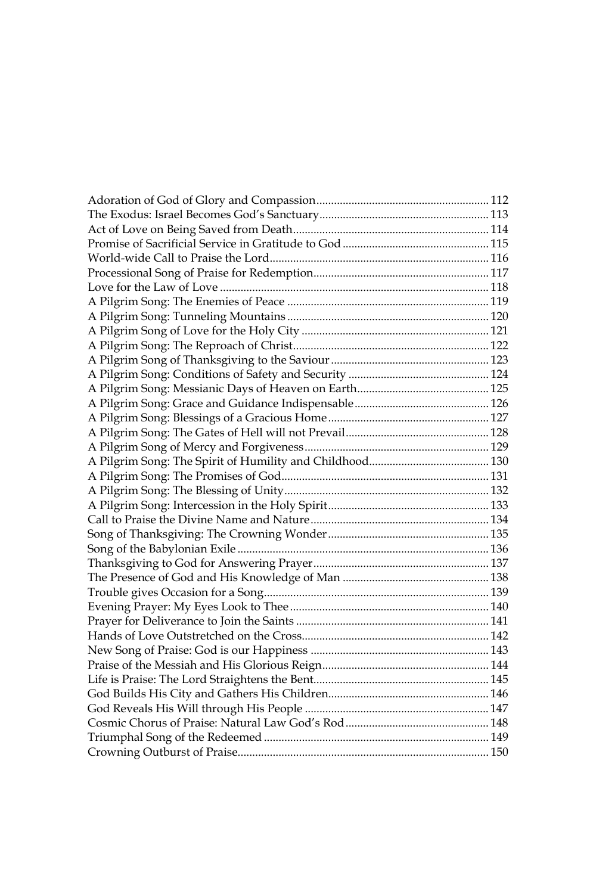Adoration of God of Glory and Compassion .......... 112
The Exodus: Israel Becomes God's Sanctuary .......... 113
Act of Love on Being Saved from Death .......... 114
Promise of Sacrificial Service in Gratitude to God .......... 115
World-wide Call to Praise the Lord .......... 116
Processional Song of Praise for Redemption .......... 117
Love for the Law of Love .......... 118
A Pilgrim Song: The Enemies of Peace .......... 119
A Pilgrim Song: Tunneling Mountains .......... 120
A Pilgrim Song of Love for the Holy City .......... 121
A Pilgrim Song: The Reproach of Christ .......... 122
A Pilgrim Song of Thanksgiving to the Saviour .......... 123
A Pilgrim Song: Conditions of Safety and Security .......... 124
A Pilgrim Song: Messianic Days of Heaven on Earth .......... 125
A Pilgrim Song: Grace and Guidance Indispensable .......... 126
A Pilgrim Song: Blessings of a Gracious Home .......... 127
A Pilgrim Song: The Gates of Hell will not Prevail .......... 128
A Pilgrim Song of Mercy and Forgiveness .......... 129
A Pilgrim Song: The Spirit of Humility and Childhood .......... 130
A Pilgrim Song: The Promises of God .......... 131
A Pilgrim Song: The Blessing of Unity .......... 132
A Pilgrim Song: Intercession in the Holy Spirit .......... 133
Call to Praise the Divine Name and Nature .......... 134
Song of Thanksgiving: The Crowning Wonder .......... 135
Song of the Babylonian Exile .......... 136
Thanksgiving to God for Answering Prayer .......... 137
The Presence of God and His Knowledge of Man .......... 138
Trouble gives Occasion for a Song .......... 139
Evening Prayer: My Eyes Look to Thee .......... 140
Prayer for Deliverance to Join the Saints .......... 141
Hands of Love Outstretched on the Cross .......... 142
New Song of Praise: God is our Happiness .......... 143
Praise of the Messiah and His Glorious Reign .......... 144
Life is Praise: The Lord Straightens the Bent .......... 145
God Builds His City and Gathers His Children .......... 146
God Reveals His Will through His People .......... 147
Cosmic Chorus of Praise: Natural Law God's Rod .......... 148
Triumphal Song of the Redeemed .......... 149
Crowning Outburst of Praise .......... 150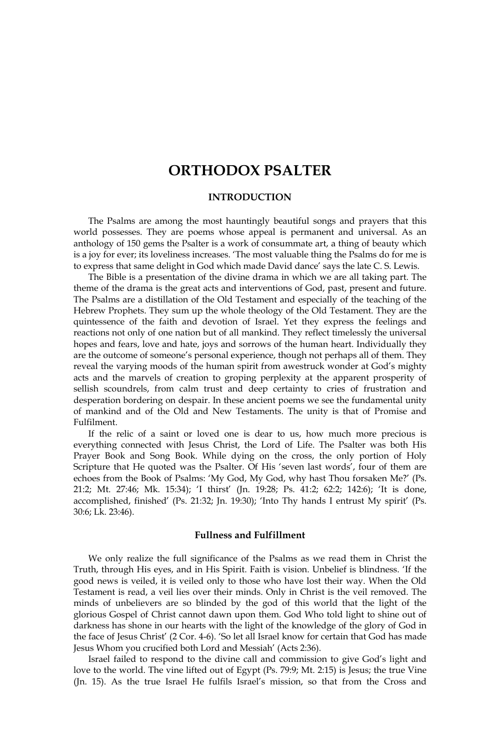# ORTHODOX PSALTER

## INTRODUCTION

The Psalms are among the most hauntingly beautiful songs and prayers that this world possesses. They are poems whose appeal is permanent and universal. As an anthology of 150 gems the Psalter is a work of consummate art, a thing of beauty which is a joy for ever; its loveliness increases. 'The most valuable thing the Psalms do for me is to express that same delight in God which made David dance' says the late C. S. Lewis.

The Bible is a presentation of the divine drama in which we are all taking part. The theme of the drama is the great acts and interventions of God, past, present and future. The Psalms are a distillation of the Old Testament and especially of the teaching of the Hebrew Prophets. They sum up the whole theology of the Old Testament. They are the quintessence of the faith and devotion of Israel. Yet they express the feelings and reactions not only of one nation but of all mankind. They reflect timelessly the universal hopes and fears, love and hate, joys and sorrows of the human heart. Individually they are the outcome of someone's personal experience, though not perhaps all of them. They reveal the varying moods of the human spirit from awestruck wonder at God's mighty acts and the marvels of creation to groping perplexity at the apparent prosperity of sellish scoundrels, from calm trust and deep certainty to cries of frustration and desperation bordering on despair. In these ancient poems we see the fundamental unity of mankind and of the Old and New Testaments. The unity is that of Promise and Fulfilment.

If the relic of a saint or loved one is dear to us, how much more precious is everything connected with Jesus Christ, the Lord of Life. The Psalter was both His Prayer Book and Song Book. While dying on the cross, the only portion of Holy Scripture that He quoted was the Psalter. Of His 'seven last words', four of them are echoes from the Book of Psalms: 'My God, My God, why hast Thou forsaken Me?' (Ps. 21:2; Mt. 27:46; Mk. 15:34); 'I thirst' (Jn. 19:28; Ps. 41:2; 62:2; 142:6); 'It is done, accomplished, finished' (Ps. 21:32; Jn. 19:30); 'Into Thy hands I entrust My spirit' (Ps. 30:6; Lk. 23:46).

### Fullness and Fulfillment

We only realize the full significance of the Psalms as we read them in Christ the Truth, through His eyes, and in His Spirit. Faith is vision. Unbelief is blindness. 'If the good news is veiled, it is veiled only to those who have lost their way. When the Old Testament is read, a veil lies over their minds. Only in Christ is the veil removed. The minds of unbelievers are so blinded by the god of this world that the light of the glorious Gospel of Christ cannot dawn upon them. God Who told light to shine out of darkness has shone in our hearts with the light of the knowledge of the glory of God in the face of Jesus Christ' (2 Cor. 4-6). 'So let all Israel know for certain that God has made Jesus Whom you crucified both Lord and Messiah' (Acts 2:36).

Israel failed to respond to the divine call and commission to give God's light and love to the world. The vine lifted out of Egypt (Ps. 79:9; Mt. 2:15) is Jesus; the true Vine (Jn. 15). As the true Israel He fulfils Israel's mission, so that from the Cross and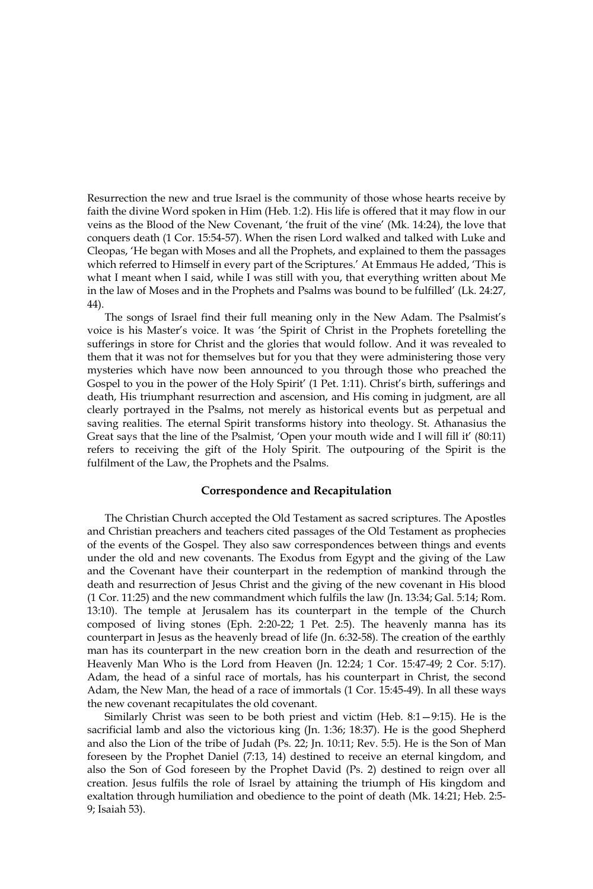Resurrection the new and true Israel is the community of those whose hearts receive by faith the divine Word spoken in Him (Heb. 1:2). His life is offered that it may flow in our veins as the Blood of the New Covenant, 'the fruit of the vine' (Mk. 14:24), the love that conquers death (1 Cor. 15:54-57). When the risen Lord walked and talked with Luke and Cleopas, 'He began with Moses and all the Prophets, and explained to them the passages which referred to Himself in every part of the Scriptures.' At Emmaus He added, 'This is what I meant when I said, while I was still with you, that everything written about Me in the law of Moses and in the Prophets and Psalms was bound to be fulfilled' (Lk. 24:27, 44).

The songs of Israel find their full meaning only in the New Adam. The Psalmist's voice is his Master's voice. It was 'the Spirit of Christ in the Prophets foretelling the sufferings in store for Christ and the glories that would follow. And it was revealed to them that it was not for themselves but for you that they were administering those very mysteries which have now been announced to you through those who preached the Gospel to you in the power of the Holy Spirit' (1 Pet. 1:11). Christ's birth, sufferings and death, His triumphant resurrection and ascension, and His coming in judgment, are all clearly portrayed in the Psalms, not merely as historical events but as perpetual and saving realities. The eternal Spirit transforms history into theology. St. Athanasius the Great says that the line of the Psalmist, 'Open your mouth wide and I will fill it' (80:11) refers to receiving the gift of the Holy Spirit. The outpouring of the Spirit is the fulfilment of the Law, the Prophets and the Psalms.

## Correspondence and Recapitulation

The Christian Church accepted the Old Testament as sacred scriptures. The Apostles and Christian preachers and teachers cited passages of the Old Testament as prophecies of the events of the Gospel. They also saw correspondences between things and events under the old and new covenants. The Exodus from Egypt and the giving of the Law and the Covenant have their counterpart in the redemption of mankind through the death and resurrection of Jesus Christ and the giving of the new covenant in His blood (1 Cor. 11:25) and the new commandment which fulfils the law (Jn. 13:34; Gal. 5:14; Rom. 13:10). The temple at Jerusalem has its counterpart in the temple of the Church composed of living stones (Eph. 2:20-22; 1 Pet. 2:5). The heavenly manna has its counterpart in Jesus as the heavenly bread of life (Jn. 6:32-58). The creation of the earthly man has its counterpart in the new creation born in the death and resurrection of the Heavenly Man Who is the Lord from Heaven (Jn. 12:24; 1 Cor. 15:47-49; 2 Cor. 5:17). Adam, the head of a sinful race of mortals, has his counterpart in Christ, the second Adam, the New Man, the head of a race of immortals (1 Cor. 15:45-49). In all these ways the new covenant recapitulates the old covenant.

Similarly Christ was seen to be both priest and victim (Heb. 8:1—9:15). He is the sacrificial lamb and also the victorious king (Jn. 1:36; 18:37). He is the good Shepherd and also the Lion of the tribe of Judah (Ps. 22; Jn. 10:11; Rev. 5:5). He is the Son of Man foreseen by the Prophet Daniel (7:13, 14) destined to receive an eternal kingdom, and also the Son of God foreseen by the Prophet David (Ps. 2) destined to reign over all creation. Jesus fulfils the role of Israel by attaining the triumph of His kingdom and exaltation through humiliation and obedience to the point of death (Mk. 14:21; Heb. 2:5-9; Isaiah 53).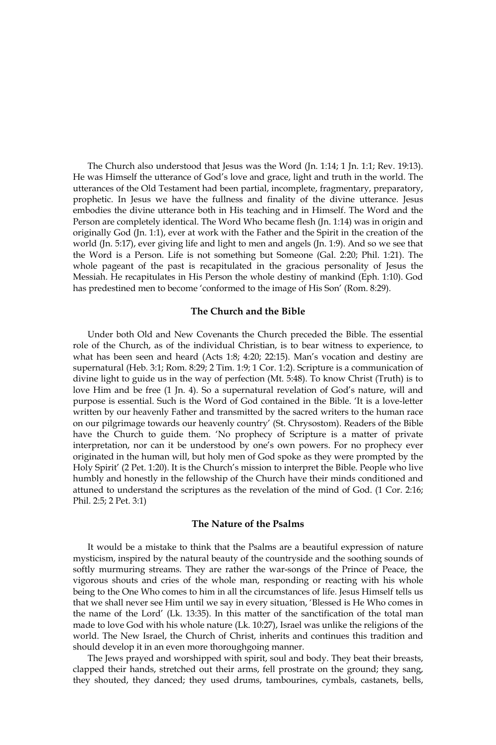The Church also understood that Jesus was the Word (Jn. 1:14; 1 Jn. 1:1; Rev. 19:13). He was Himself the utterance of God's love and grace, light and truth in the world. The utterances of the Old Testament had been partial, incomplete, fragmentary, preparatory, prophetic. In Jesus we have the fullness and finality of the divine utterance. Jesus embodies the divine utterance both in His teaching and in Himself. The Word and the Person are completely identical. The Word Who became flesh (Jn. 1:14) was in origin and originally God (Jn. 1:1), ever at work with the Father and the Spirit in the creation of the world (Jn. 5:17), ever giving life and light to men and angels (Jn. 1:9). And so we see that the Word is a Person. Life is not something but Someone (Gal. 2:20; Phil. 1:21). The whole pageant of the past is recapitulated in the gracious personality of Jesus the Messiah. He recapitulates in His Person the whole destiny of mankind (Eph. 1:10). God has predestined men to become 'conformed to the image of His Son' (Rom. 8:29).

### The Church and the Bible

Under both Old and New Covenants the Church preceded the Bible. The essential role of the Church, as of the individual Christian, is to bear witness to experience, to what has been seen and heard (Acts 1:8; 4:20; 22:15). Man's vocation and destiny are supernatural (Heb. 3:1; Rom. 8:29; 2 Tim. 1:9; 1 Cor. 1:2). Scripture is a communication of divine light to guide us in the way of perfection (Mt. 5:48). To know Christ (Truth) is to love Him and be free (1 Jn. 4). So a supernatural revelation of God's nature, will and purpose is essential. Such is the Word of God contained in the Bible. 'It is a love-letter written by our heavenly Father and transmitted by the sacred writers to the human race on our pilgrimage towards our heavenly country' (St. Chrysostom). Readers of the Bible have the Church to guide them. 'No prophecy of Scripture is a matter of private interpretation, nor can it be understood by one's own powers. For no prophecy ever originated in the human will, but holy men of God spoke as they were prompted by the Holy Spirit' (2 Pet. 1:20). It is the Church's mission to interpret the Bible. People who live humbly and honestly in the fellowship of the Church have their minds conditioned and attuned to understand the scriptures as the revelation of the mind of God. (1 Cor. 2:16; Phil. 2:5; 2 Pet. 3:1)

### The Nature of the Psalms

It would be a mistake to think that the Psalms are a beautiful expression of nature mysticism, inspired by the natural beauty of the countryside and the soothing sounds of softly murmuring streams. They are rather the war-songs of the Prince of Peace, the vigorous shouts and cries of the whole man, responding or reacting with his whole being to the One Who comes to him in all the circumstances of life. Jesus Himself tells us that we shall never see Him until we say in every situation, 'Blessed is He Who comes in the name of the Lord' (Lk. 13:35). In this matter of the sanctification of the total man made to love God with his whole nature (Lk. 10:27), Israel was unlike the religions of the world. The New Israel, the Church of Christ, inherits and continues this tradition and should develop it in an even more thoroughgoing manner.

The Jews prayed and worshipped with spirit, soul and body. They beat their breasts, clapped their hands, stretched out their arms, fell prostrate on the ground; they sang, they shouted, they danced; they used drums, tambourines, cymbals, castanets, bells,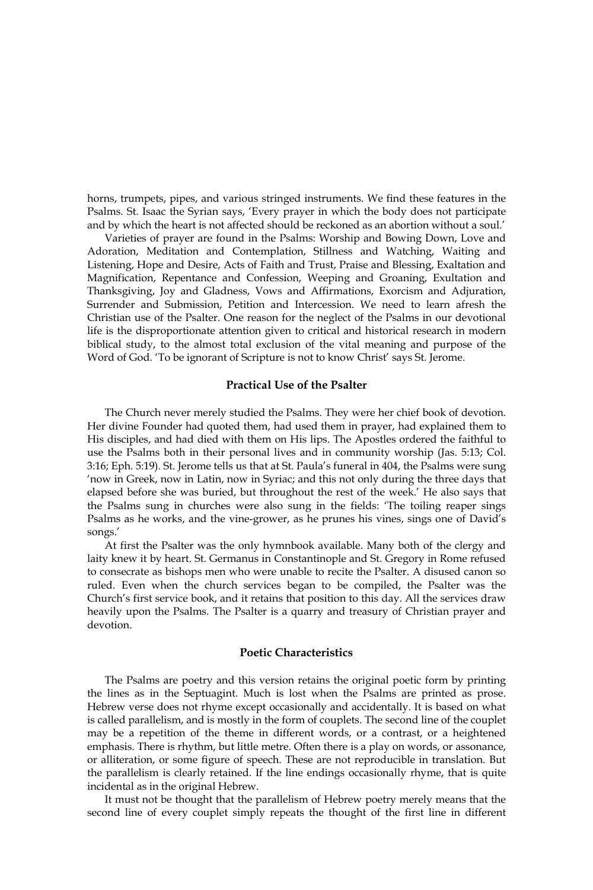horns, trumpets, pipes, and various stringed instruments. We find these features in the Psalms. St. Isaac the Syrian says, 'Every prayer in which the body does not participate and by which the heart is not affected should be reckoned as an abortion without a soul.'

Varieties of prayer are found in the Psalms: Worship and Bowing Down, Love and Adoration, Meditation and Contemplation, Stillness and Watching, Waiting and Listening, Hope and Desire, Acts of Faith and Trust, Praise and Blessing, Exaltation and Magnification, Repentance and Confession, Weeping and Groaning, Exultation and Thanksgiving, Joy and Gladness, Vows and Affirmations, Exorcism and Adjuration, Surrender and Submission, Petition and Intercession. We need to learn afresh the Christian use of the Psalter. One reason for the neglect of the Psalms in our devotional life is the disproportionate attention given to critical and historical research in modern biblical study, to the almost total exclusion of the vital meaning and purpose of the Word of God. 'To be ignorant of Scripture is not to know Christ' says St. Jerome.

### Practical Use of the Psalter

The Church never merely studied the Psalms. They were her chief book of devotion. Her divine Founder had quoted them, had used them in prayer, had explained them to His disciples, and had died with them on His lips. The Apostles ordered the faithful to use the Psalms both in their personal lives and in community worship (Jas. 5:13; Col. 3:16; Eph. 5:19). St. Jerome tells us that at St. Paula's funeral in 404, the Psalms were sung 'now in Greek, now in Latin, now in Syriac; and this not only during the three days that elapsed before she was buried, but throughout the rest of the week.' He also says that the Psalms sung in churches were also sung in the fields: 'The toiling reaper sings Psalms as he works, and the vine-grower, as he prunes his vines, sings one of David's songs.'

At first the Psalter was the only hymnbook available. Many both of the clergy and laity knew it by heart. St. Germanus in Constantinople and St. Gregory in Rome refused to consecrate as bishops men who were unable to recite the Psalter. A disused canon so ruled. Even when the church services began to be compiled, the Psalter was the Church's first service book, and it retains that position to this day. All the services draw heavily upon the Psalms. The Psalter is a quarry and treasury of Christian prayer and devotion.

### Poetic Characteristics

The Psalms are poetry and this version retains the original poetic form by printing the lines as in the Septuagint. Much is lost when the Psalms are printed as prose. Hebrew verse does not rhyme except occasionally and accidentally. It is based on what is called parallelism, and is mostly in the form of couplets. The second line of the couplet may be a repetition of the theme in different words, or a contrast, or a heightened emphasis. There is rhythm, but little metre. Often there is a play on words, or assonance, or alliteration, or some figure of speech. These are not reproducible in translation. But the parallelism is clearly retained. If the line endings occasionally rhyme, that is quite incidental as in the original Hebrew.

It must not be thought that the parallelism of Hebrew poetry merely means that the second line of every couplet simply repeats the thought of the first line in different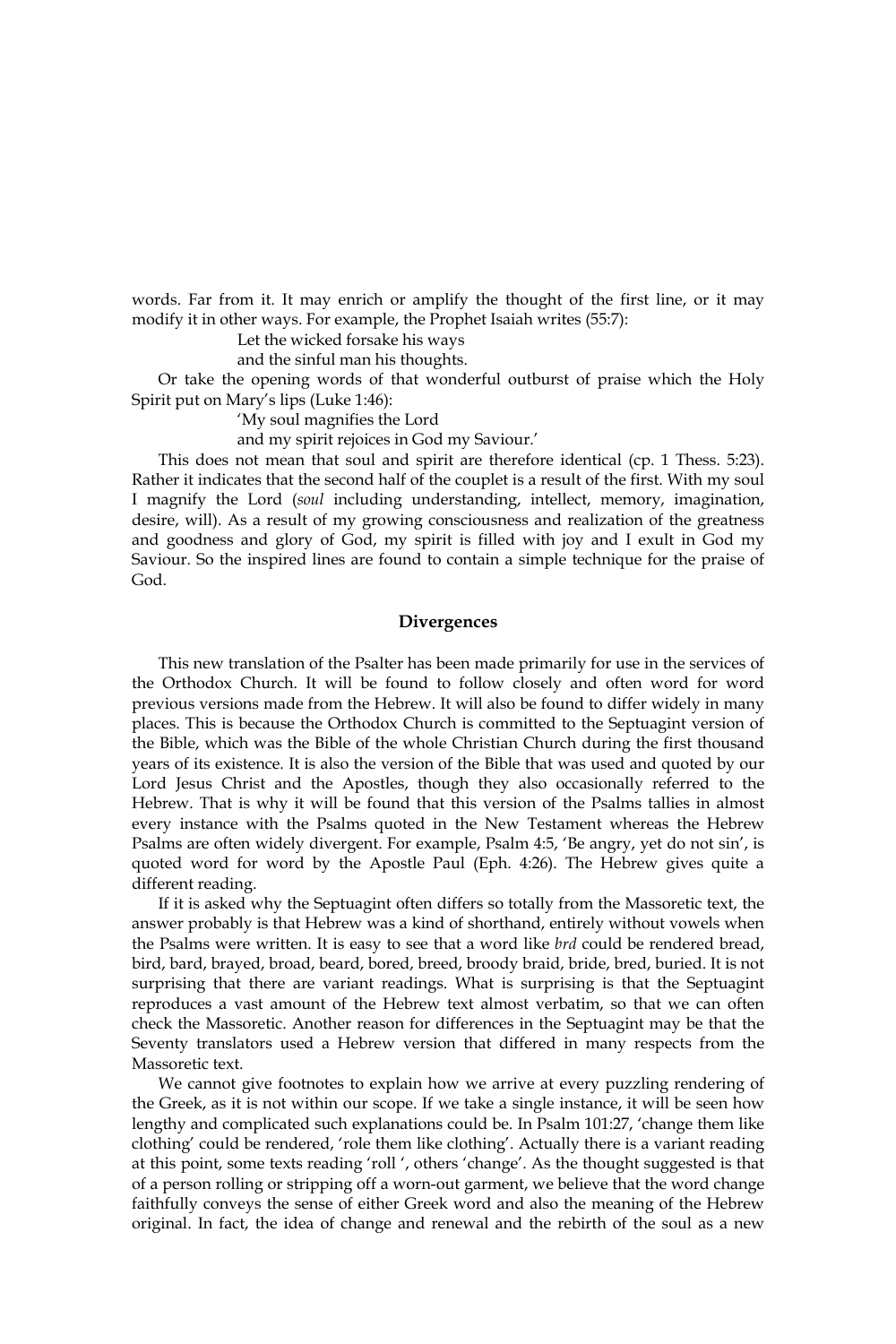words. Far from it. It may enrich or amplify the thought of the first line, or it may modify it in other ways. For example, the Prophet Isaiah writes (55:7):

> Let the wicked forsake his ways
> and the sinful man his thoughts.

Or take the opening words of that wonderful outburst of praise which the Holy Spirit put on Mary's lips (Luke 1:46):

> 'My soul magnifies the Lord
> and my spirit rejoices in God my Saviour.'

This does not mean that soul and spirit are therefore identical (cp. 1 Thess. 5:23). Rather it indicates that the second half of the couplet is a result of the first. With my soul I magnify the Lord (*soul* including understanding, intellect, memory, imagination, desire, will). As a result of my growing consciousness and realization of the greatness and goodness and glory of God, my spirit is filled with joy and I exult in God my Saviour. So the inspired lines are found to contain a simple technique for the praise of God.

## Divergences

This new translation of the Psalter has been made primarily for use in the services of the Orthodox Church. It will be found to follow closely and often word for word previous versions made from the Hebrew. It will also be found to differ widely in many places. This is because the Orthodox Church is committed to the Septuagint version of the Bible, which was the Bible of the whole Christian Church during the first thousand years of its existence. It is also the version of the Bible that was used and quoted by our Lord Jesus Christ and the Apostles, though they also occasionally referred to the Hebrew. That is why it will be found that this version of the Psalms tallies in almost every instance with the Psalms quoted in the New Testament whereas the Hebrew Psalms are often widely divergent. For example, Psalm 4:5, 'Be angry, yet do not sin', is quoted word for word by the Apostle Paul (Eph. 4:26). The Hebrew gives quite a different reading.

If it is asked why the Septuagint often differs so totally from the Massoretic text, the answer probably is that Hebrew was a kind of shorthand, entirely without vowels when the Psalms were written. It is easy to see that a word like *brd* could be rendered bread, bird, bard, brayed, broad, beard, bored, breed, broody braid, bride, bred, buried. It is not surprising that there are variant readings. What is surprising is that the Septuagint reproduces a vast amount of the Hebrew text almost verbatim, so that we can often check the Massoretic. Another reason for differences in the Septuagint may be that the Seventy translators used a Hebrew version that differed in many respects from the Massoretic text.

We cannot give footnotes to explain how we arrive at every puzzling rendering of the Greek, as it is not within our scope. If we take a single instance, it will be seen how lengthy and complicated such explanations could be. In Psalm 101:27, 'change them like clothing' could be rendered, 'role them like clothing'. Actually there is a variant reading at this point, some texts reading 'roll ', others 'change'. As the thought suggested is that of a person rolling or stripping off a worn-out garment, we believe that the word change faithfully conveys the sense of either Greek word and also the meaning of the Hebrew original. In fact, the idea of change and renewal and the rebirth of the soul as a new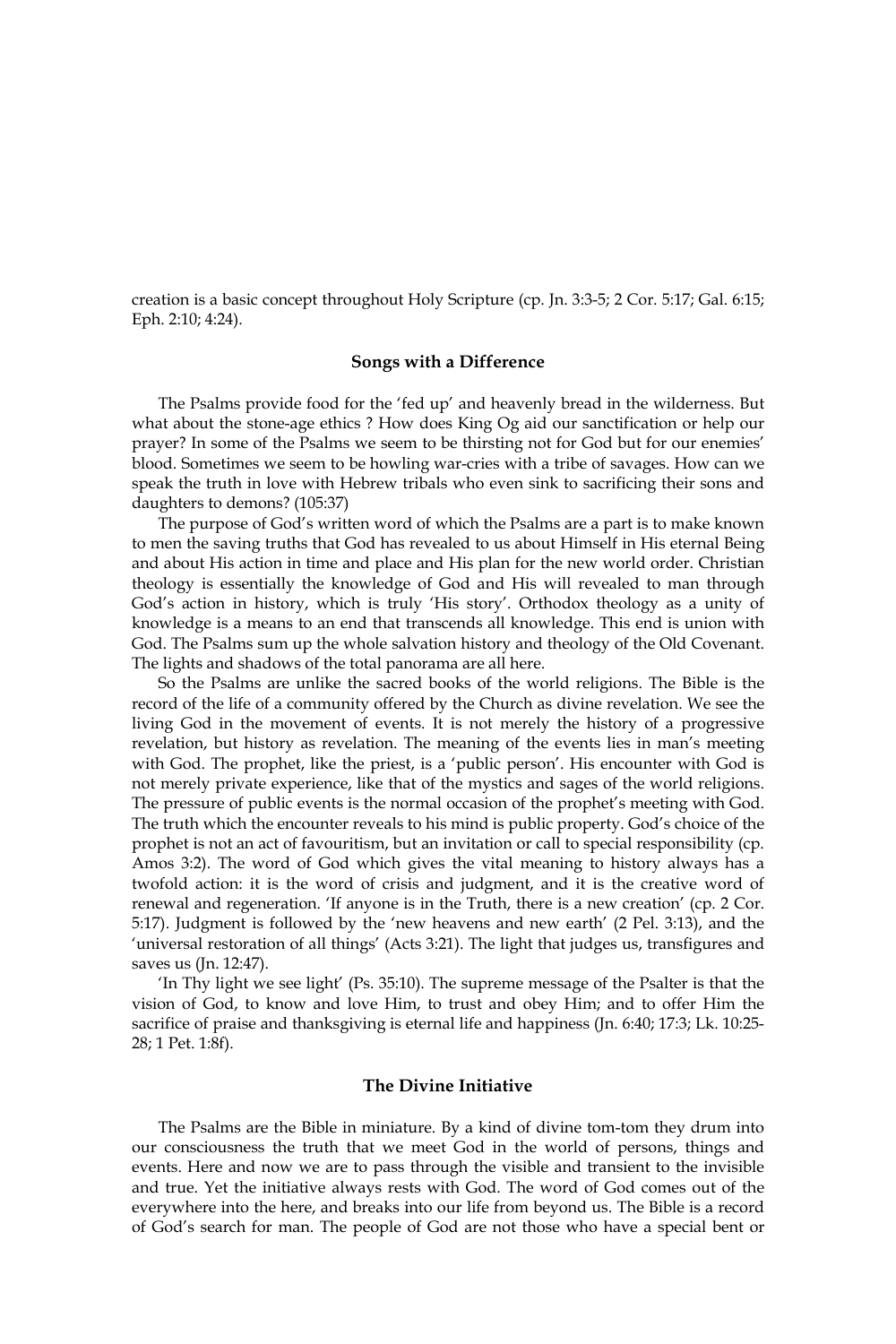creation is a basic concept throughout Holy Scripture (cp. Jn. 3:3-5; 2 Cor. 5:17; Gal. 6:15; Eph. 2:10; 4:24).

### Songs with a Difference

The Psalms provide food for the 'fed up' and heavenly bread in the wilderness. But what about the stone-age ethics ? How does King Og aid our sanctification or help our prayer? In some of the Psalms we seem to be thirsting not for God but for our enemies' blood. Sometimes we seem to be howling war-cries with a tribe of savages. How can we speak the truth in love with Hebrew tribals who even sink to sacrificing their sons and daughters to demons? (105:37)

The purpose of God's written word of which the Psalms are a part is to make known to men the saving truths that God has revealed to us about Himself in His eternal Being and about His action in time and place and His plan for the new world order. Christian theology is essentially the knowledge of God and His will revealed to man through God's action in history, which is truly 'His story'. Orthodox theology as a unity of knowledge is a means to an end that transcends all knowledge. This end is union with God. The Psalms sum up the whole salvation history and theology of the Old Covenant. The lights and shadows of the total panorama are all here.

So the Psalms are unlike the sacred books of the world religions. The Bible is the record of the life of a community offered by the Church as divine revelation. We see the living God in the movement of events. It is not merely the history of a progressive revelation, but history as revelation. The meaning of the events lies in man's meeting with God. The prophet, like the priest, is a 'public person'. His encounter with God is not merely private experience, like that of the mystics and sages of the world religions. The pressure of public events is the normal occasion of the prophet's meeting with God. The truth which the encounter reveals to his mind is public property. God's choice of the prophet is not an act of favouritism, but an invitation or call to special responsibility (cp. Amos 3:2). The word of God which gives the vital meaning to history always has a twofold action: it is the word of crisis and judgment, and it is the creative word of renewal and regeneration. 'If anyone is in the Truth, there is a new creation' (cp. 2 Cor. 5:17). Judgment is followed by the 'new heavens and new earth' (2 Pel. 3:13), and the 'universal restoration of all things' (Acts 3:21). The light that judges us, transfigures and saves us (Jn. 12:47).

'In Thy light we see light' (Ps. 35:10). The supreme message of the Psalter is that the vision of God, to know and love Him, to trust and obey Him; and to offer Him the sacrifice of praise and thanksgiving is eternal life and happiness (Jn. 6:40; 17:3; Lk. 10:25-28; 1 Pet. 1:8f).

### The Divine Initiative

The Psalms are the Bible in miniature. By a kind of divine tom-tom they drum into our consciousness the truth that we meet God in the world of persons, things and events. Here and now we are to pass through the visible and transient to the invisible and true. Yet the initiative always rests with God. The word of God comes out of the everywhere into the here, and breaks into our life from beyond us. The Bible is a record of God's search for man. The people of God are not those who have a special bent or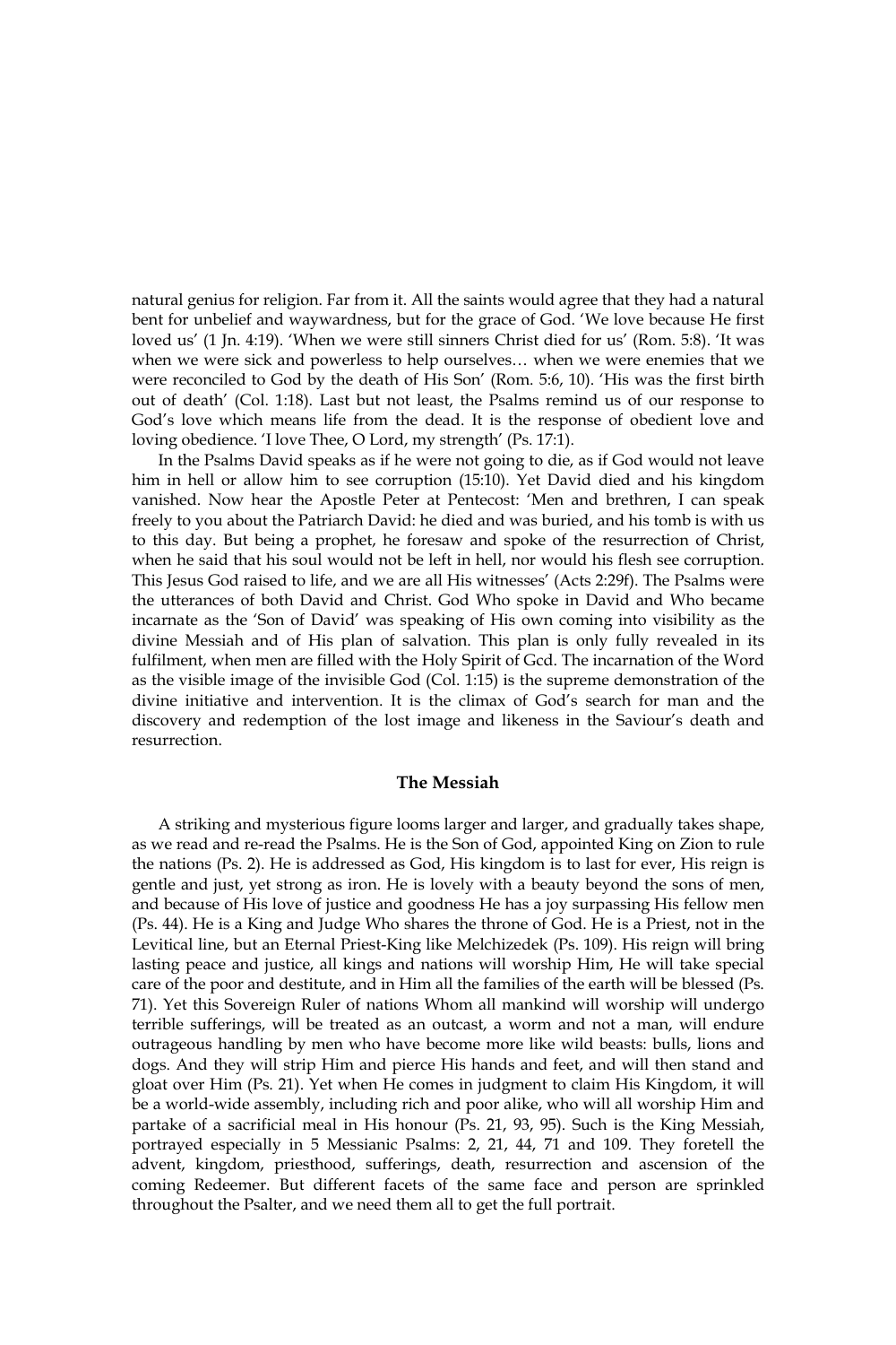natural genius for religion. Far from it. All the saints would agree that they had a natural bent for unbelief and waywardness, but for the grace of God. 'We love because He first loved us' (1 Jn. 4:19). 'When we were still sinners Christ died for us' (Rom. 5:8). 'It was when we were sick and powerless to help ourselves… when we were enemies that we were reconciled to God by the death of His Son' (Rom. 5:6, 10). 'His was the first birth out of death' (Col. 1:18). Last but not least, the Psalms remind us of our response to God's love which means life from the dead. It is the response of obedient love and loving obedience. 'I love Thee, O Lord, my strength' (Ps. 17:1).

In the Psalms David speaks as if he were not going to die, as if God would not leave him in hell or allow him to see corruption (15:10). Yet David died and his kingdom vanished. Now hear the Apostle Peter at Pentecost: 'Men and brethren, I can speak freely to you about the Patriarch David: he died and was buried, and his tomb is with us to this day. But being a prophet, he foresaw and spoke of the resurrection of Christ, when he said that his soul would not be left in hell, nor would his flesh see corruption. This Jesus God raised to life, and we are all His witnesses' (Acts 2:29f). The Psalms were the utterances of both David and Christ. God Who spoke in David and Who became incarnate as the 'Son of David' was speaking of His own coming into visibility as the divine Messiah and of His plan of salvation. This plan is only fully revealed in its fulfilment, when men are filled with the Holy Spirit of Gcd. The incarnation of the Word as the visible image of the invisible God (Col. 1:15) is the supreme demonstration of the divine initiative and intervention. It is the climax of God's search for man and the discovery and redemption of the lost image and likeness in the Saviour's death and resurrection.

### The Messiah

A striking and mysterious figure looms larger and larger, and gradually takes shape, as we read and re-read the Psalms. He is the Son of God, appointed King on Zion to rule the nations (Ps. 2). He is addressed as God, His kingdom is to last for ever, His reign is gentle and just, yet strong as iron. He is lovely with a beauty beyond the sons of men, and because of His love of justice and goodness He has a joy surpassing His fellow men (Ps. 44). He is a King and Judge Who shares the throne of God. He is a Priest, not in the Levitical line, but an Eternal Priest-King like Melchizedek (Ps. 109). His reign will bring lasting peace and justice, all kings and nations will worship Him, He will take special care of the poor and destitute, and in Him all the families of the earth will be blessed (Ps. 71). Yet this Sovereign Ruler of nations Whom all mankind will worship will undergo terrible sufferings, will be treated as an outcast, a worm and not a man, will endure outrageous handling by men who have become more like wild beasts: bulls, lions and dogs. And they will strip Him and pierce His hands and feet, and will then stand and gloat over Him (Ps. 21). Yet when He comes in judgment to claim His Kingdom, it will be a world-wide assembly, including rich and poor alike, who will all worship Him and partake of a sacrificial meal in His honour (Ps. 21, 93, 95). Such is the King Messiah, portrayed especially in 5 Messianic Psalms: 2, 21, 44, 71 and 109. They foretell the advent, kingdom, priesthood, sufferings, death, resurrection and ascension of the coming Redeemer. But different facets of the same face and person are sprinkled throughout the Psalter, and we need them all to get the full portrait.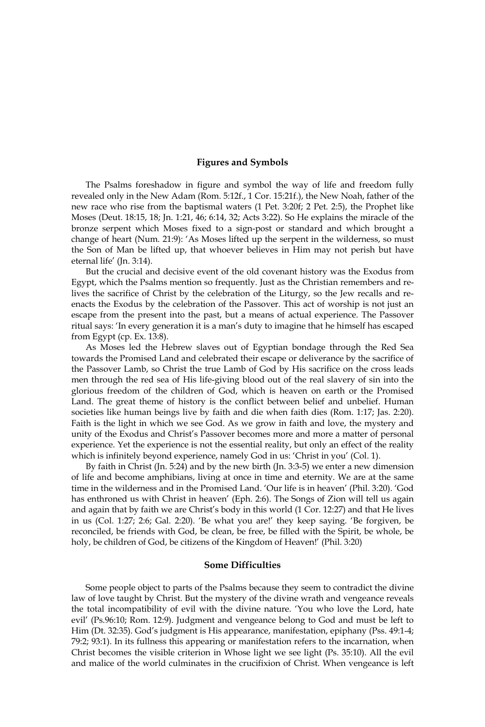## Figures and Symbols

The Psalms foreshadow in figure and symbol the way of life and freedom fully revealed only in the New Adam (Rom. 5:12f., 1 Cor. 15:21f.), the New Noah, father of the new race who rise from the baptismal waters (1 Pet. 3:20f; 2 Pet. 2:5), the Prophet like Moses (Deut. 18:15, 18; Jn. 1:21, 46; 6:14, 32; Acts 3:22). So He explains the miracle of the bronze serpent which Moses fixed to a sign-post or standard and which brought a change of heart (Num. 21:9): 'As Moses lifted up the serpent in the wilderness, so must the Son of Man be lifted up, that whoever believes in Him may not perish but have eternal life' (Jn. 3:14).

But the crucial and decisive event of the old covenant history was the Exodus from Egypt, which the Psalms mention so frequently. Just as the Christian remembers and re-lives the sacrifice of Christ by the celebration of the Liturgy, so the Jew recalls and re-enacts the Exodus by the celebration of the Passover. This act of worship is not just an escape from the present into the past, but a means of actual experience. The Passover ritual says: 'In every generation it is a man's duty to imagine that he himself has escaped from Egypt (cp. Ex. 13:8).

As Moses led the Hebrew slaves out of Egyptian bondage through the Red Sea towards the Promised Land and celebrated their escape or deliverance by the sacrifice of the Passover Lamb, so Christ the true Lamb of God by His sacrifice on the cross leads men through the red sea of His life-giving blood out of the real slavery of sin into the glorious freedom of the children of God, which is heaven on earth or the Promised Land. The great theme of history is the conflict between belief and unbelief. Human societies like human beings live by faith and die when faith dies (Rom. 1:17; Jas. 2:20). Faith is the light in which we see God. As we grow in faith and love, the mystery and unity of the Exodus and Christ's Passover becomes more and more a matter of personal experience. Yet the experience is not the essential reality, but only an effect of the reality which is infinitely beyond experience, namely God in us: 'Christ in you' (Col. 1).

By faith in Christ (Jn. 5:24) and by the new birth (Jn. 3:3-5) we enter a new dimension of life and become amphibians, living at once in time and eternity. We are at the same time in the wilderness and in the Promised Land. 'Our life is in heaven' (Phil. 3:20). 'God has enthroned us with Christ in heaven' (Eph. 2:6). The Songs of Zion will tell us again and again that by faith we are Christ's body in this world (1 Cor. 12:27) and that He lives in us (Col. 1:27; 2:6; Gal. 2:20). 'Be what you are!' they keep saying. 'Be forgiven, be reconciled, be friends with God, be clean, be free, be filled with the Spirit, be whole, be holy, be children of God, be citizens of the Kingdom of Heaven!' (Phil. 3:20)

## Some Difficulties

Some people object to parts of the Psalms because they seem to contradict the divine law of love taught by Christ. But the mystery of the divine wrath and vengeance reveals the total incompatibility of evil with the divine nature. 'You who love the Lord, hate evil' (Ps.96:10; Rom. 12:9). Judgment and vengeance belong to God and must be left to Him (Dt. 32:35). God's judgment is His appearance, manifestation, epiphany (Pss. 49:1-4; 79:2; 93:1). In its fullness this appearing or manifestation refers to the incarnation, when Christ becomes the visible criterion in Whose light we see light (Ps. 35:10). All the evil and malice of the world culminates in the crucifixion of Christ. When vengeance is left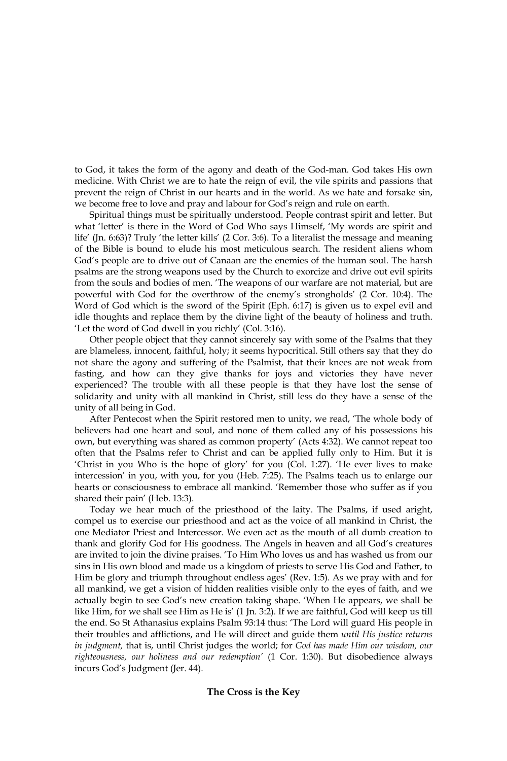to God, it takes the form of the agony and death of the God-man. God takes His own medicine. With Christ we are to hate the reign of evil, the vile spirits and passions that prevent the reign of Christ in our hearts and in the world. As we hate and forsake sin, we become free to love and pray and labour for God's reign and rule on earth.

Spiritual things must be spiritually understood. People contrast spirit and letter. But what 'letter' is there in the Word of God Who says Himself, 'My words are spirit and life' (Jn. 6:63)? Truly 'the letter kills' (2 Cor. 3:6). To a literalist the message and meaning of the Bible is bound to elude his most meticulous search. The resident aliens whom God's people are to drive out of Canaan are the enemies of the human soul. The harsh psalms are the strong weapons used by the Church to exorcize and drive out evil spirits from the souls and bodies of men. 'The weapons of our warfare are not material, but are powerful with God for the overthrow of the enemy's strongholds' (2 Cor. 10:4). The Word of God which is the sword of the Spirit (Eph. 6:17) is given us to expel evil and idle thoughts and replace them by the divine light of the beauty of holiness and truth. 'Let the word of God dwell in you richly' (Col. 3:16).

Other people object that they cannot sincerely say with some of the Psalms that they are blameless, innocent, faithful, holy; it seems hypocritical. Still others say that they do not share the agony and suffering of the Psalmist, that their knees are not weak from fasting, and how can they give thanks for joys and victories they have never experienced? The trouble with all these people is that they have lost the sense of solidarity and unity with all mankind in Christ, still less do they have a sense of the unity of all being in God.

After Pentecost when the Spirit restored men to unity, we read, 'The whole body of believers had one heart and soul, and none of them called any of his possessions his own, but everything was shared as common property' (Acts 4:32). We cannot repeat too often that the Psalms refer to Christ and can be applied fully only to Him. But it is 'Christ in you Who is the hope of glory' for you (Col. 1:27). 'He ever lives to make intercession' in you, with you, for you (Heb. 7:25). The Psalms teach us to enlarge our hearts or consciousness to embrace all mankind. 'Remember those who suffer as if you shared their pain' (Heb. 13:3).

Today we hear much of the priesthood of the laity. The Psalms, if used aright, compel us to exercise our priesthood and act as the voice of all mankind in Christ, the one Mediator Priest and Intercessor. We even act as the mouth of all dumb creation to thank and glorify God for His goodness. The Angels in heaven and all God's creatures are invited to join the divine praises. 'To Him Who loves us and has washed us from our sins in His own blood and made us a kingdom of priests to serve His God and Father, to Him be glory and triumph throughout endless ages' (Rev. 1:5). As we pray with and for all mankind, we get a vision of hidden realities visible only to the eyes of faith, and we actually begin to see God's new creation taking shape. 'When He appears, we shall be like Him, for we shall see Him as He is' (1 Jn. 3:2). If we are faithful, God will keep us till the end. So St Athanasius explains Psalm 93:14 thus: 'The Lord will guard His people in their troubles and afflictions, and He will direct and guide them *until His justice returns in judgment,* that is, until Christ judges the world; for *God has made Him our wisdom, our righteousness, our holiness and our redemption'* (1 Cor. 1:30). But disobedience always incurs God's Judgment (Jer. 44).

### The Cross is the Key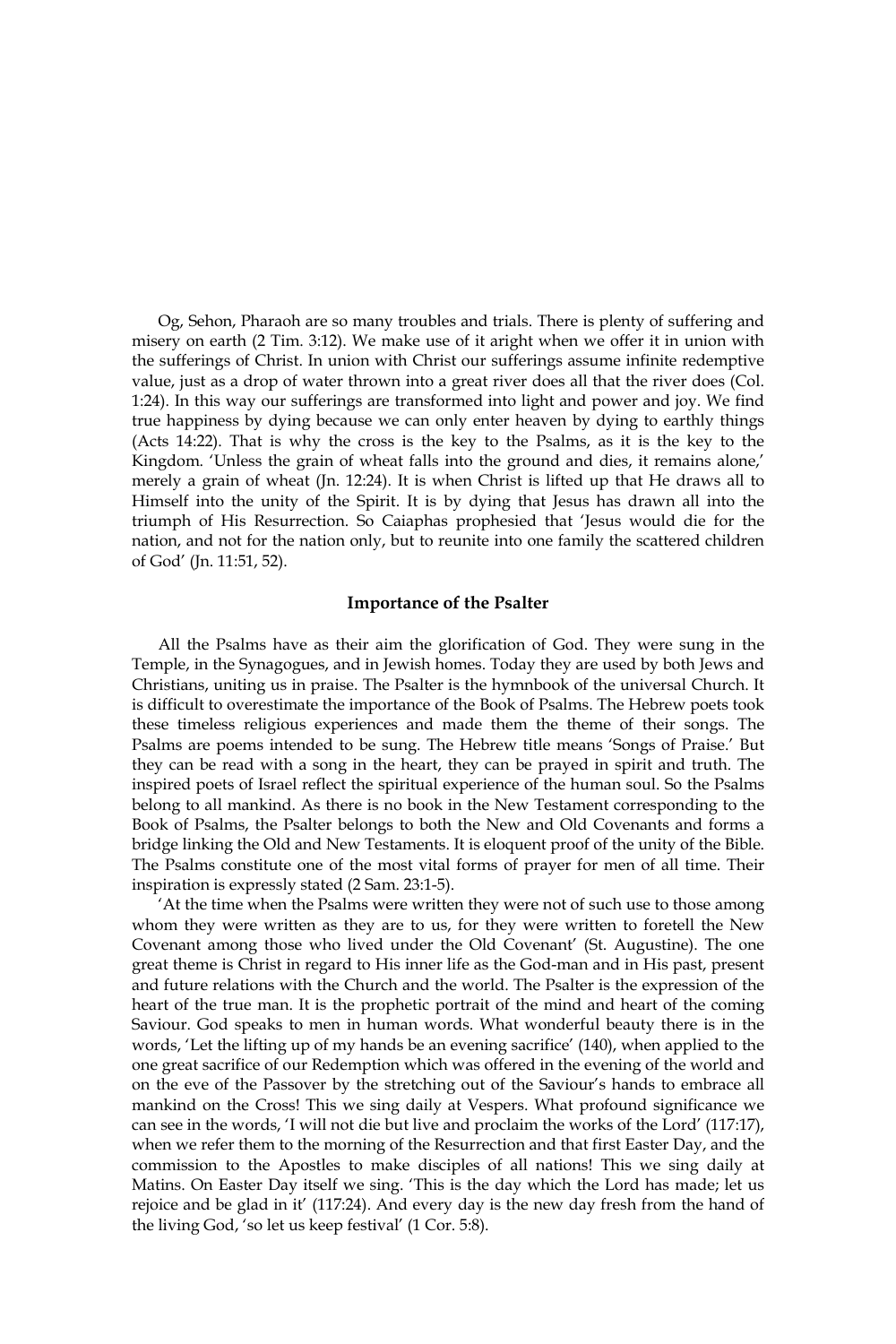Og, Sehon, Pharaoh are so many troubles and trials. There is plenty of suffering and misery on earth (2 Tim. 3:12). We make use of it aright when we offer it in union with the sufferings of Christ. In union with Christ our sufferings assume infinite redemptive value, just as a drop of water thrown into a great river does all that the river does (Col. 1:24). In this way our sufferings are transformed into light and power and joy. We find true happiness by dying because we can only enter heaven by dying to earthly things (Acts 14:22). That is why the cross is the key to the Psalms, as it is the key to the Kingdom. 'Unless the grain of wheat falls into the ground and dies, it remains alone,' merely a grain of wheat (Jn. 12:24). It is when Christ is lifted up that He draws all to Himself into the unity of the Spirit. It is by dying that Jesus has drawn all into the triumph of His Resurrection. So Caiaphas prophesied that 'Jesus would die for the nation, and not for the nation only, but to reunite into one family the scattered children of God' (Jn. 11:51, 52).

### Importance of the Psalter

All the Psalms have as their aim the glorification of God. They were sung in the Temple, in the Synagogues, and in Jewish homes. Today they are used by both Jews and Christians, uniting us in praise. The Psalter is the hymnbook of the universal Church. It is difficult to overestimate the importance of the Book of Psalms. The Hebrew poets took these timeless religious experiences and made them the theme of their songs. The Psalms are poems intended to be sung. The Hebrew title means 'Songs of Praise.' But they can be read with a song in the heart, they can be prayed in spirit and truth. The inspired poets of Israel reflect the spiritual experience of the human soul. So the Psalms belong to all mankind. As there is no book in the New Testament corresponding to the Book of Psalms, the Psalter belongs to both the New and Old Covenants and forms a bridge linking the Old and New Testaments. It is eloquent proof of the unity of the Bible. The Psalms constitute one of the most vital forms of prayer for men of all time. Their inspiration is expressly stated (2 Sam. 23:1-5).

'At the time when the Psalms were written they were not of such use to those among whom they were written as they are to us, for they were written to foretell the New Covenant among those who lived under the Old Covenant' (St. Augustine). The one great theme is Christ in regard to His inner life as the God-man and in His past, present and future relations with the Church and the world. The Psalter is the expression of the heart of the true man. It is the prophetic portrait of the mind and heart of the coming Saviour. God speaks to men in human words. What wonderful beauty there is in the words, 'Let the lifting up of my hands be an evening sacrifice' (140), when applied to the one great sacrifice of our Redemption which was offered in the evening of the world and on the eve of the Passover by the stretching out of the Saviour's hands to embrace all mankind on the Cross! This we sing daily at Vespers. What profound significance we can see in the words, 'I will not die but live and proclaim the works of the Lord' (117:17), when we refer them to the morning of the Resurrection and that first Easter Day, and the commission to the Apostles to make disciples of all nations! This we sing daily at Matins. On Easter Day itself we sing. 'This is the day which the Lord has made; let us rejoice and be glad in it' (117:24). And every day is the new day fresh from the hand of the living God, 'so let us keep festival' (1 Cor. 5:8).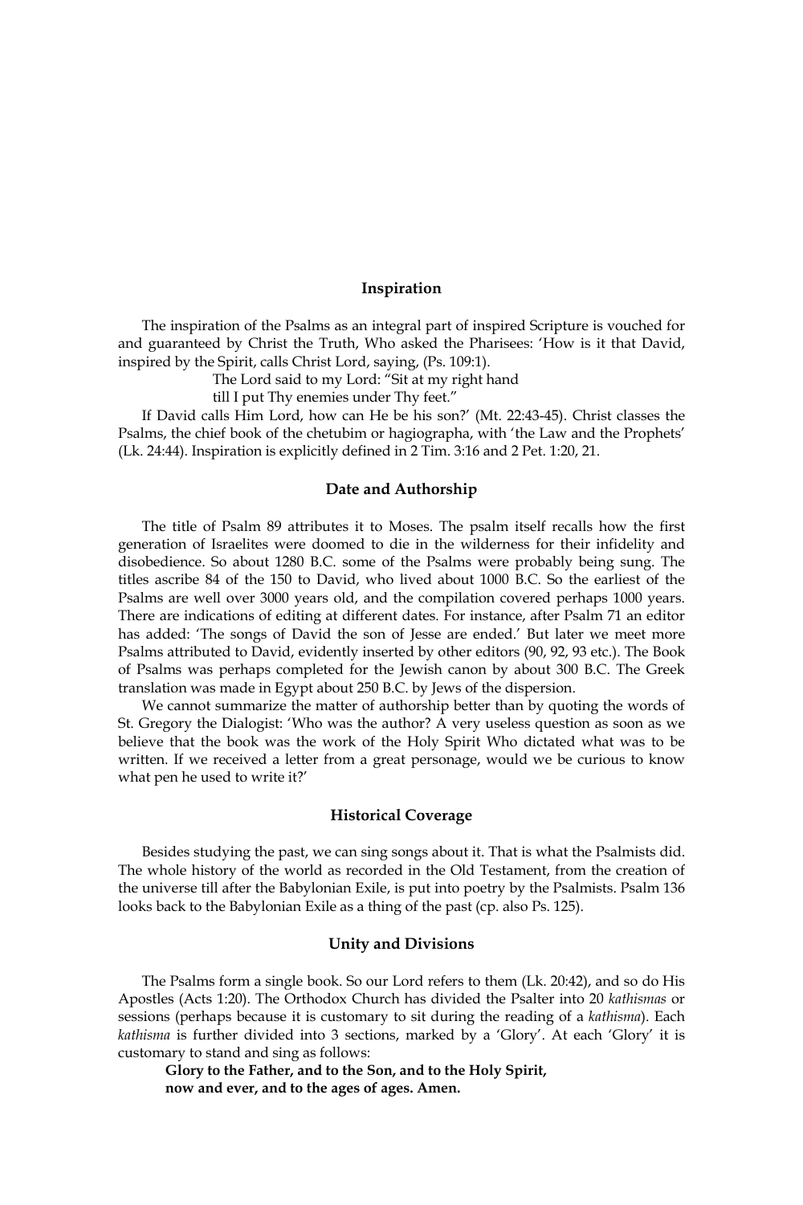### Inspiration

The inspiration of the Psalms as an integral part of inspired Scripture is vouched for and guaranteed by Christ the Truth, Who asked the Pharisees: 'How is it that David, inspired by the Spirit, calls Christ Lord, saying, (Ps. 109:1).

> The Lord said to my Lord: "Sit at my right hand
> till I put Thy enemies under Thy feet."

If David calls Him Lord, how can He be his son?' (Mt. 22:43-45). Christ classes the Psalms, the chief book of the chetubim or hagiographa, with 'the Law and the Prophets' (Lk. 24:44). Inspiration is explicitly defined in 2 Tim. 3:16 and 2 Pet. 1:20, 21.

### Date and Authorship

The title of Psalm 89 attributes it to Moses. The psalm itself recalls how the first generation of Israelites were doomed to die in the wilderness for their infidelity and disobedience. So about 1280 B.C. some of the Psalms were probably being sung. The titles ascribe 84 of the 150 to David, who lived about 1000 B.C. So the earliest of the Psalms are well over 3000 years old, and the compilation covered perhaps 1000 years. There are indications of editing at different dates. For instance, after Psalm 71 an editor has added: 'The songs of David the son of Jesse are ended.' But later we meet more Psalms attributed to David, evidently inserted by other editors (90, 92, 93 etc.). The Book of Psalms was perhaps completed for the Jewish canon by about 300 B.C. The Greek translation was made in Egypt about 250 B.C. by Jews of the dispersion.

We cannot summarize the matter of authorship better than by quoting the words of St. Gregory the Dialogist: 'Who was the author? A very useless question as soon as we believe that the book was the work of the Holy Spirit Who dictated what was to be written. If we received a letter from a great personage, would we be curious to know what pen he used to write it?'

### Historical Coverage

Besides studying the past, we can sing songs about it. That is what the Psalmists did. The whole history of the world as recorded in the Old Testament, from the creation of the universe till after the Babylonian Exile, is put into poetry by the Psalmists. Psalm 136 looks back to the Babylonian Exile as a thing of the past (cp. also Ps. 125).

### Unity and Divisions

The Psalms form a single book. So our Lord refers to them (Lk. 20:42), and so do His Apostles (Acts 1:20). The Orthodox Church has divided the Psalter into 20 *kathismas* or sessions (perhaps because it is customary to sit during the reading of a *kathisma*). Each *kathisma* is further divided into 3 sections, marked by a 'Glory'. At each 'Glory' it is customary to stand and sing as follows:

> **Glory to the Father, and to the Son, and to the Holy Spirit,**
> **now and ever, and to the ages of ages. Amen.**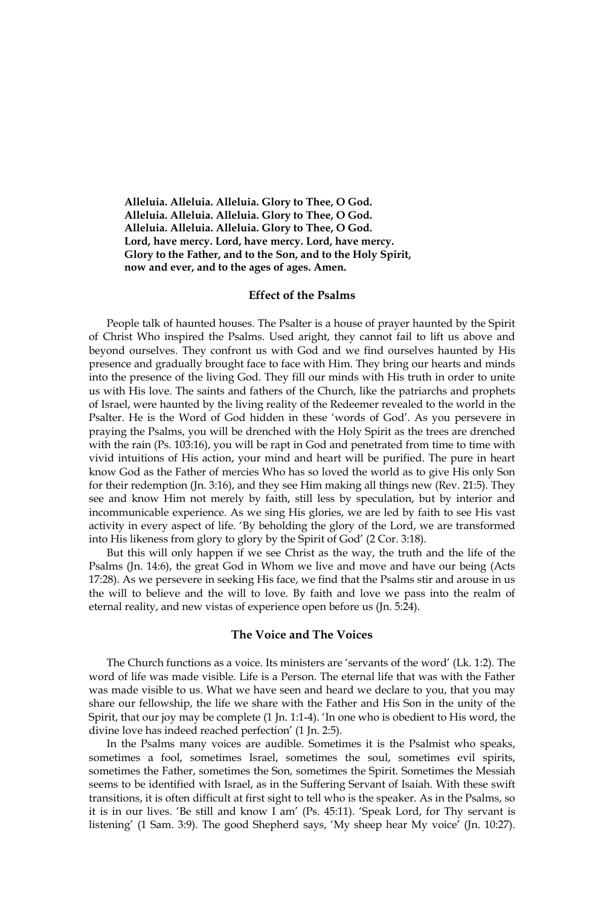**Alleluia. Alleluia. Alleluia. Glory to Thee, O God.**
**Alleluia. Alleluia. Alleluia. Glory to Thee, O God.**
**Alleluia. Alleluia. Alleluia. Glory to Thee, O God.**
**Lord, have mercy. Lord, have mercy. Lord, have mercy.**
**Glory to the Father, and to the Son, and to the Holy Spirit,**
**now and ever, and to the ages of ages. Amen.**

### Effect of the Psalms

People talk of haunted houses. The Psalter is a house of prayer haunted by the Spirit of Christ Who inspired the Psalms. Used aright, they cannot fail to lift us above and beyond ourselves. They confront us with God and we find ourselves haunted by His presence and gradually brought face to face with Him. They bring our hearts and minds into the presence of the living God. They fill our minds with His truth in order to unite us with His love. The saints and fathers of the Church, like the patriarchs and prophets of Israel, were haunted by the living reality of the Redeemer revealed to the world in the Psalter. He is the Word of God hidden in these 'words of God'. As you persevere in praying the Psalms, you will be drenched with the Holy Spirit as the trees are drenched with the rain (Ps. 103:16), you will be rapt in God and penetrated from time to time with vivid intuitions of His action, your mind and heart will be purified. The pure in heart know God as the Father of mercies Who has so loved the world as to give His only Son for their redemption (Jn. 3:16), and they see Him making all things new (Rev. 21:5). They see and know Him not merely by faith, still less by speculation, but by interior and incommunicable experience. As we sing His glories, we are led by faith to see His vast activity in every aspect of life. 'By beholding the glory of the Lord, we are transformed into His likeness from glory to glory by the Spirit of God' (2 Cor. 3:18).

But this will only happen if we see Christ as the way, the truth and the life of the Psalms (Jn. 14:6), the great God in Whom we live and move and have our being (Acts 17:28). As we persevere in seeking His face, we find that the Psalms stir and arouse in us the will to believe and the will to love. By faith and love we pass into the realm of eternal reality, and new vistas of experience open before us (Jn. 5:24).

### The Voice and The Voices

The Church functions as a voice. Its ministers are 'servants of the word' (Lk. 1:2). The word of life was made visible. Life is a Person. The eternal life that was with the Father was made visible to us. What we have seen and heard we declare to you, that you may share our fellowship, the life we share with the Father and His Son in the unity of the Spirit, that our joy may be complete (1 Jn. 1:1-4). 'In one who is obedient to His word, the divine love has indeed reached perfection' (1 Jn. 2:5).

In the Psalms many voices are audible. Sometimes it is the Psalmist who speaks, sometimes a fool, sometimes Israel, sometimes the soul, sometimes evil spirits, sometimes the Father, sometimes the Son, sometimes the Spirit. Sometimes the Messiah seems to be identified with Israel, as in the Suffering Servant of Isaiah. With these swift transitions, it is often difficult at first sight to tell who is the speaker. As in the Psalms, so it is in our lives. 'Be still and know I am' (Ps. 45:11). 'Speak Lord, for Thy servant is listening' (1 Sam. 3:9). The good Shepherd says, 'My sheep hear My voice' (Jn. 10:27).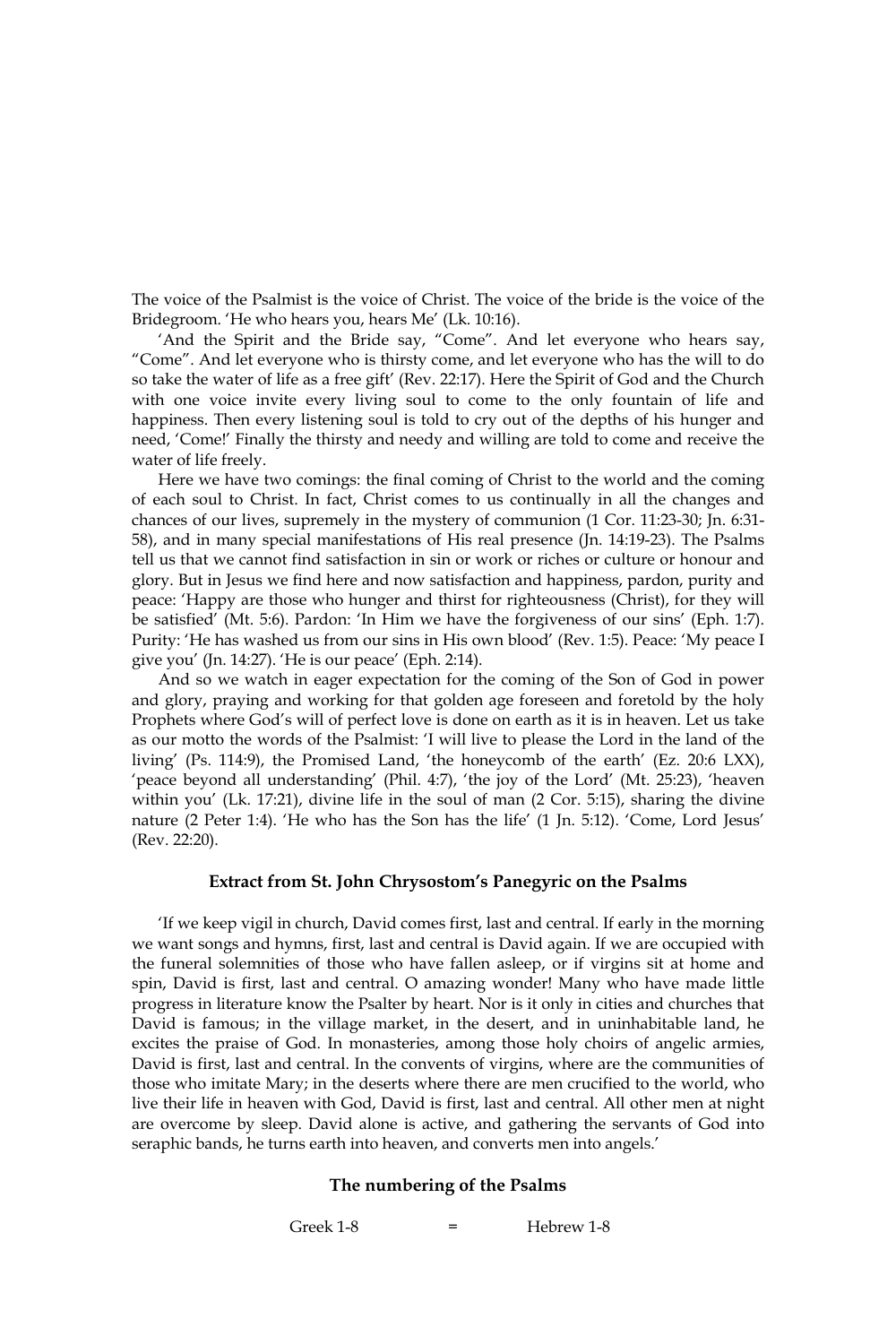The voice of the Psalmist is the voice of Christ. The voice of the bride is the voice of the Bridegroom. 'He who hears you, hears Me' (Lk. 10:16).

'And the Spirit and the Bride say, "Come". And let everyone who hears say, "Come". And let everyone who is thirsty come, and let everyone who has the will to do so take the water of life as a free gift' (Rev. 22:17). Here the Spirit of God and the Church with one voice invite every living soul to come to the only fountain of life and happiness. Then every listening soul is told to cry out of the depths of his hunger and need, 'Come!' Finally the thirsty and needy and willing are told to come and receive the water of life freely.

Here we have two comings: the final coming of Christ to the world and the coming of each soul to Christ. In fact, Christ comes to us continually in all the changes and chances of our lives, supremely in the mystery of communion (1 Cor. 11:23-30; Jn. 6:31-58), and in many special manifestations of His real presence (Jn. 14:19-23). The Psalms tell us that we cannot find satisfaction in sin or work or riches or culture or honour and glory. But in Jesus we find here and now satisfaction and happiness, pardon, purity and peace: 'Happy are those who hunger and thirst for righteousness (Christ), for they will be satisfied' (Mt. 5:6). Pardon: 'In Him we have the forgiveness of our sins' (Eph. 1:7). Purity: 'He has washed us from our sins in His own blood' (Rev. 1:5). Peace: 'My peace I give you' (Jn. 14:27). 'He is our peace' (Eph. 2:14).

And so we watch in eager expectation for the coming of the Son of God in power and glory, praying and working for that golden age foreseen and foretold by the holy Prophets where God's will of perfect love is done on earth as it is in heaven. Let us take as our motto the words of the Psalmist: 'I will live to please the Lord in the land of the living' (Ps. 114:9), the Promised Land, 'the honeycomb of the earth' (Ez. 20:6 LXX), 'peace beyond all understanding' (Phil. 4:7), 'the joy of the Lord' (Mt. 25:23), 'heaven within you' (Lk. 17:21), divine life in the soul of man (2 Cor. 5:15), sharing the divine nature (2 Peter 1:4). 'He who has the Son has the life' (1 Jn. 5:12). 'Come, Lord Jesus' (Rev. 22:20).

### Extract from St. John Chrysostom's Panegyric on the Psalms

'If we keep vigil in church, David comes first, last and central. If early in the morning we want songs and hymns, first, last and central is David again. If we are occupied with the funeral solemnities of those who have fallen asleep, or if virgins sit at home and spin, David is first, last and central. O amazing wonder! Many who have made little progress in literature know the Psalter by heart. Nor is it only in cities and churches that David is famous; in the village market, in the desert, and in uninhabitable land, he excites the praise of God. In monasteries, among those holy choirs of angelic armies, David is first, last and central. In the convents of virgins, where are the communities of those who imitate Mary; in the deserts where there are men crucified to the world, who live their life in heaven with God, David is first, last and central. All other men at night are overcome by sleep. David alone is active, and gathering the servants of God into seraphic bands, he turns earth into heaven, and converts men into angels.'

### The numbering of the Psalms

| Greek 1-8 | = | Hebrew 1-8 |
| --- | --- | --- |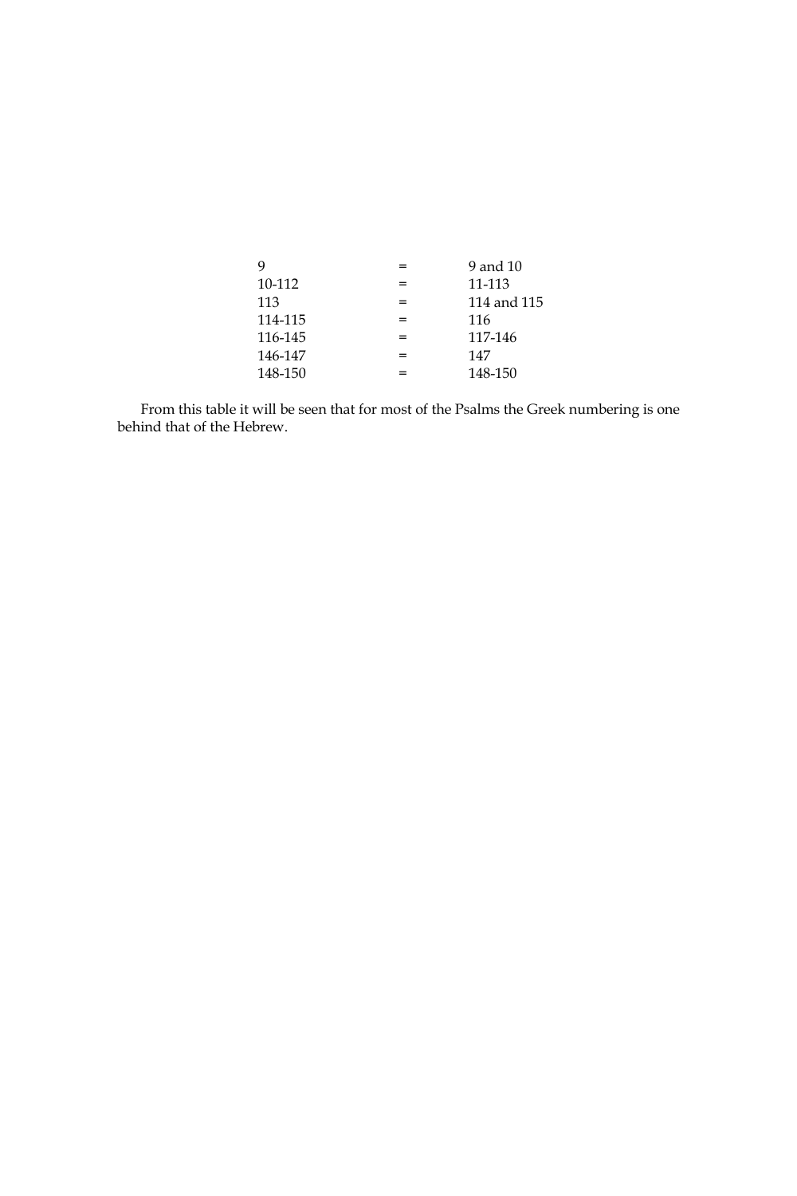| | | |
|---|---|---|
| 9 | = | 9 and 10 |
| 10-112 | = | 11-113 |
| 113 | = | 114 and 115 |
| 114-115 | = | 116 |
| 116-145 | = | 117-146 |
| 146-147 | = | 147 |
| 148-150 | = | 148-150 |

From this table it will be seen that for most of the Psalms the Greek numbering is one behind that of the Hebrew.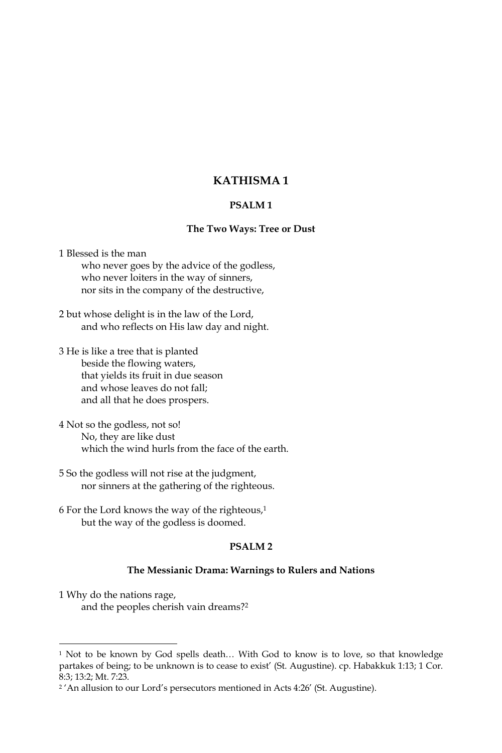# KATHISMA 1

## PSALM 1

### The Two Ways: Tree or Dust

1 Blessed is the man
    who never goes by the advice of the godless,
    who never loiters in the way of sinners,
    nor sits in the company of the destructive,

2 but whose delight is in the law of the Lord,
    and who reflects on His law day and night.

3 He is like a tree that is planted
    beside the flowing waters,
    that yields its fruit in due season
    and whose leaves do not fall;
    and all that he does prospers.

4 Not so the godless, not so!
    No, they are like dust
    which the wind hurls from the face of the earth.

5 So the godless will not rise at the judgment,
    nor sinners at the gathering of the righteous.

6 For the Lord knows the way of the righteous,[1]
    but the way of the godless is doomed.

## PSALM 2

### The Messianic Drama: Warnings to Rulers and Nations

1 Why do the nations rage,
    and the peoples cherish vain dreams?[2]

---

[1] Not to be known by God spells death… With God to know is to love, so that knowledge partakes of being; to be unknown is to cease to exist' (St. Augustine). cp. Habakkuk 1:13; 1 Cor. 8:3; 13:2; Mt. 7:23.

[2] 'An allusion to our Lord's persecutors mentioned in Acts 4:26' (St. Augustine).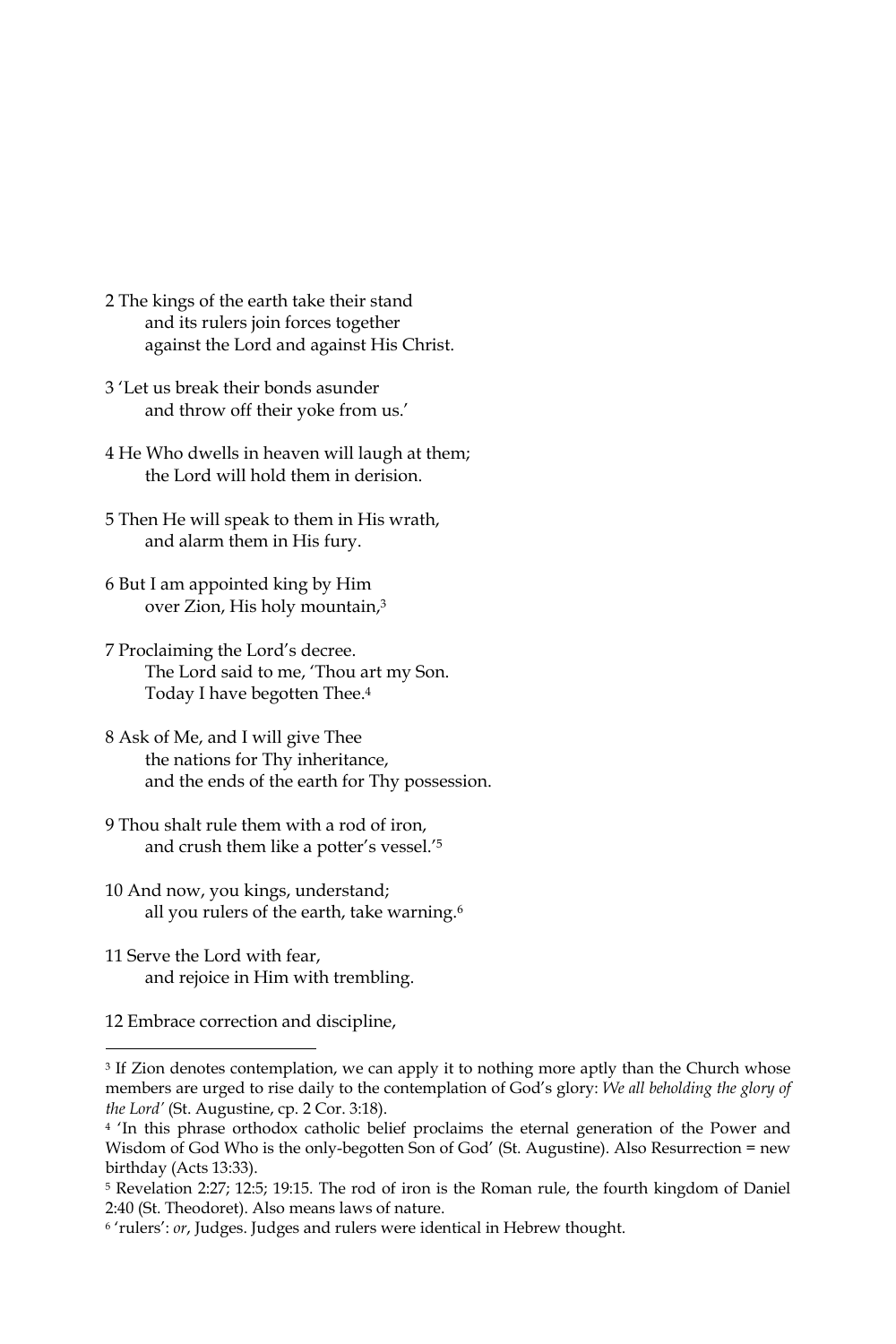2 The kings of the earth take their stand
  and its rulers join forces together
  against the Lord and against His Christ.

3 'Let us break their bonds asunder
  and throw off their yoke from us.'

4 He Who dwells in heaven will laugh at them;
  the Lord will hold them in derision.

5 Then He will speak to them in His wrath,
  and alarm them in His fury.

6 But I am appointed king by Him
  over Zion, His holy mountain,[3]

7 Proclaiming the Lord's decree.
  The Lord said to me, 'Thou art my Son.
  Today I have begotten Thee.[4]

8 Ask of Me, and I will give Thee
  the nations for Thy inheritance,
  and the ends of the earth for Thy possession.

9 Thou shalt rule them with a rod of iron,
  and crush them like a potter's vessel.'[5]

10 And now, you kings, understand;
  all you rulers of the earth, take warning.[6]

11 Serve the Lord with fear,
  and rejoice in Him with trembling.

12 Embrace correction and discipline,

---

[3] If Zion denotes contemplation, we can apply it to nothing more aptly than the Church whose members are urged to rise daily to the contemplation of God's glory: *We all beholding the glory of the Lord'* (St. Augustine, cp. 2 Cor. 3:18).

[4] 'In this phrase orthodox catholic belief proclaims the eternal generation of the Power and Wisdom of God Who is the only-begotten Son of God' (St. Augustine). Also Resurrection = new birthday (Acts 13:33).

[5] Revelation 2:27; 12:5; 19:15. The rod of iron is the Roman rule, the fourth kingdom of Daniel 2:40 (St. Theodoret). Also means laws of nature.

[6] 'rulers': *or*, Judges. Judges and rulers were identical in Hebrew thought.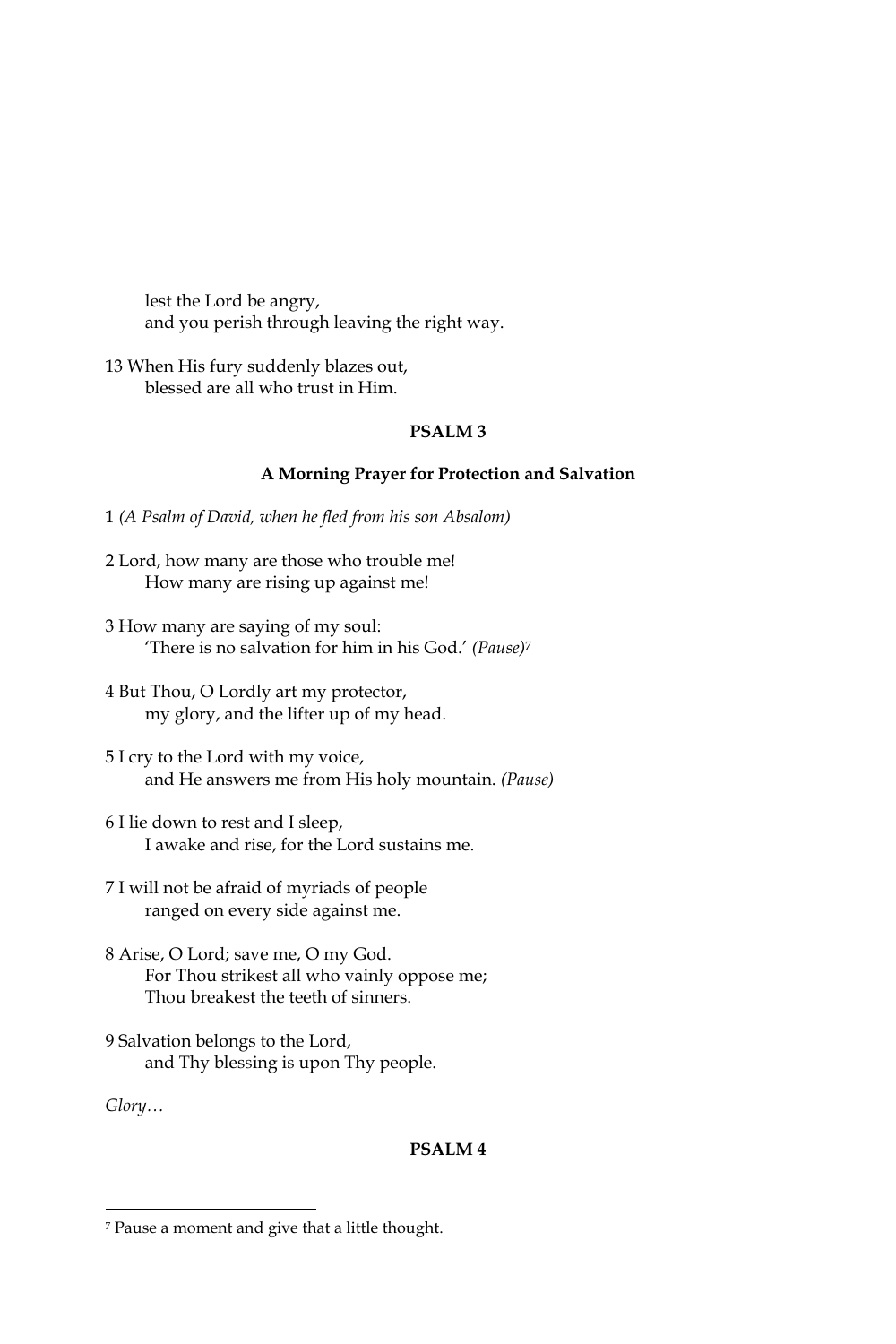lest the Lord be angry,
and you perish through leaving the right way.

13 When His fury suddenly blazes out,
blessed are all who trust in Him.

## PSALM 3

### A Morning Prayer for Protection and Salvation

1 *(A Psalm of David, when he fled from his son Absalom)*

2 Lord, how many are those who trouble me!
How many are rising up against me!

3 How many are saying of my soul:
'There is no salvation for him in his God.' *(Pause)*[7]

4 But Thou, O Lordly art my protector,
my glory, and the lifter up of my head.

5 I cry to the Lord with my voice,
and He answers me from His holy mountain. *(Pause)*

6 I lie down to rest and I sleep,
I awake and rise, for the Lord sustains me.

7 I will not be afraid of myriads of people
ranged on every side against me.

8 Arise, O Lord; save me, O my God.
For Thou strikest all who vainly oppose me;
Thou breakest the teeth of sinners.

9 Salvation belongs to the Lord,
and Thy blessing is upon Thy people.

*Glory…*

## PSALM 4

---

[7] Pause a moment and give that a little thought.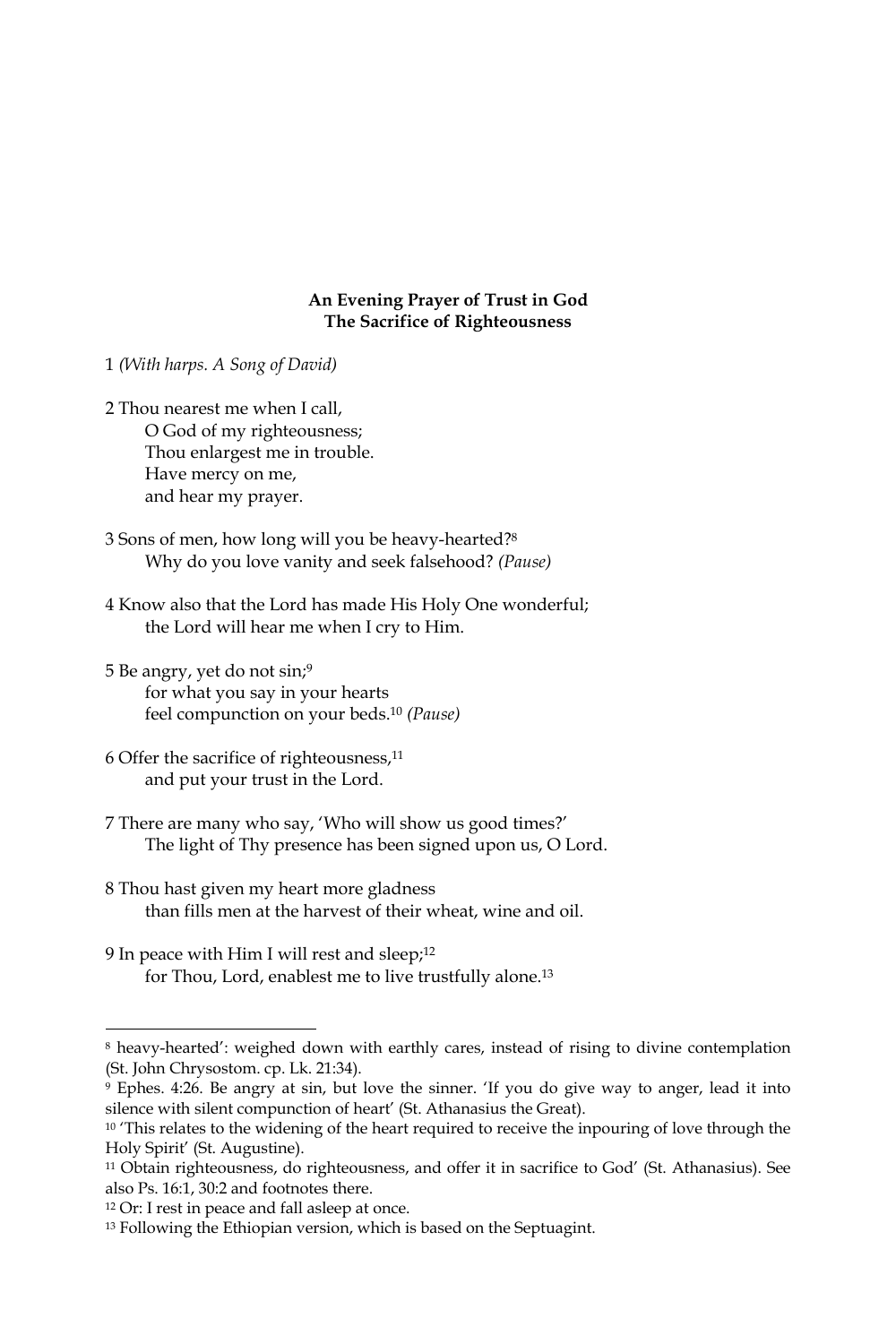**An Evening Prayer of Trust in God**
**The Sacrifice of Righteousness**

1 *(With harps. A Song of David)*

2 Thou nearest me when I call,
O God of my righteousness;
Thou enlargest me in trouble.
Have mercy on me,
and hear my prayer.

3 Sons of men, how long will you be heavy-hearted?[8]
Why do you love vanity and seek falsehood? *(Pause)*

4 Know also that the Lord has made His Holy One wonderful;
the Lord will hear me when I cry to Him.

5 Be angry, yet do not sin;[9]
for what you say in your hearts
feel compunction on your beds.[10] *(Pause)*

6 Offer the sacrifice of righteousness,[11]
and put your trust in the Lord.

7 There are many who say, 'Who will show us good times?'
The light of Thy presence has been signed upon us, O Lord.

8 Thou hast given my heart more gladness
than fills men at the harvest of their wheat, wine and oil.

9 In peace with Him I will rest and sleep;[12]
for Thou, Lord, enablest me to live trustfully alone.[13]

---

[8] heavy-hearted': weighed down with earthly cares, instead of rising to divine contemplation (St. John Chrysostom. cp. Lk. 21:34).

[9] Ephes. 4:26. Be angry at sin, but love the sinner. 'If you do give way to anger, lead it into silence with silent compunction of heart' (St. Athanasius the Great).

[10] 'This relates to the widening of the heart required to receive the inpouring of love through the Holy Spirit' (St. Augustine).

[11] Obtain righteousness, do righteousness, and offer it in sacrifice to God' (St. Athanasius). See also Ps. 16:1, 30:2 and footnotes there.

[12] Or: I rest in peace and fall asleep at once.

[13] Following the Ethiopian version, which is based on the Septuagint.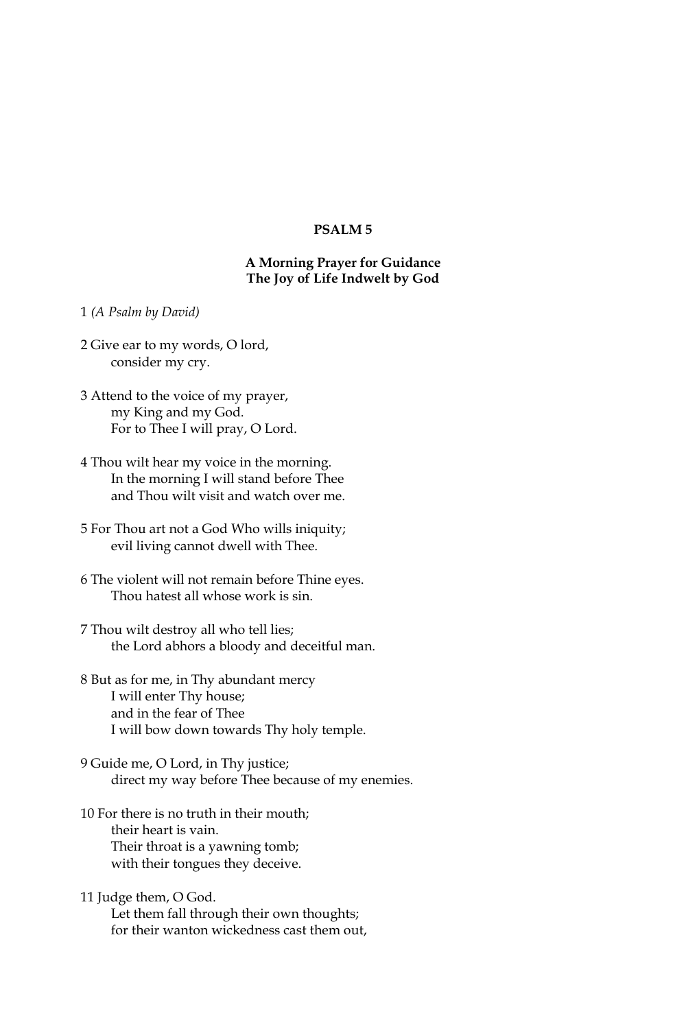## PSALM 5

### A Morning Prayer for Guidance
### The Joy of Life Indwelt by God

1 *(A Psalm by David)*

2 Give ear to my words, O lord,
    consider my cry.

3 Attend to the voice of my prayer,
    my King and my God.
    For to Thee I will pray, O Lord.

4 Thou wilt hear my voice in the morning.
    In the morning I will stand before Thee
    and Thou wilt visit and watch over me.

5 For Thou art not a God Who wills iniquity;
    evil living cannot dwell with Thee.

6 The violent will not remain before Thine eyes.
    Thou hatest all whose work is sin.

7 Thou wilt destroy all who tell lies;
    the Lord abhors a bloody and deceitful man.

8 But as for me, in Thy abundant mercy
    I will enter Thy house;
    and in the fear of Thee
    I will bow down towards Thy holy temple.

9 Guide me, O Lord, in Thy justice;
    direct my way before Thee because of my enemies.

10 For there is no truth in their mouth;
    their heart is vain.
    Their throat is a yawning tomb;
    with their tongues they deceive.

11 Judge them, O God.
    Let them fall through their own thoughts;
    for their wanton wickedness cast them out,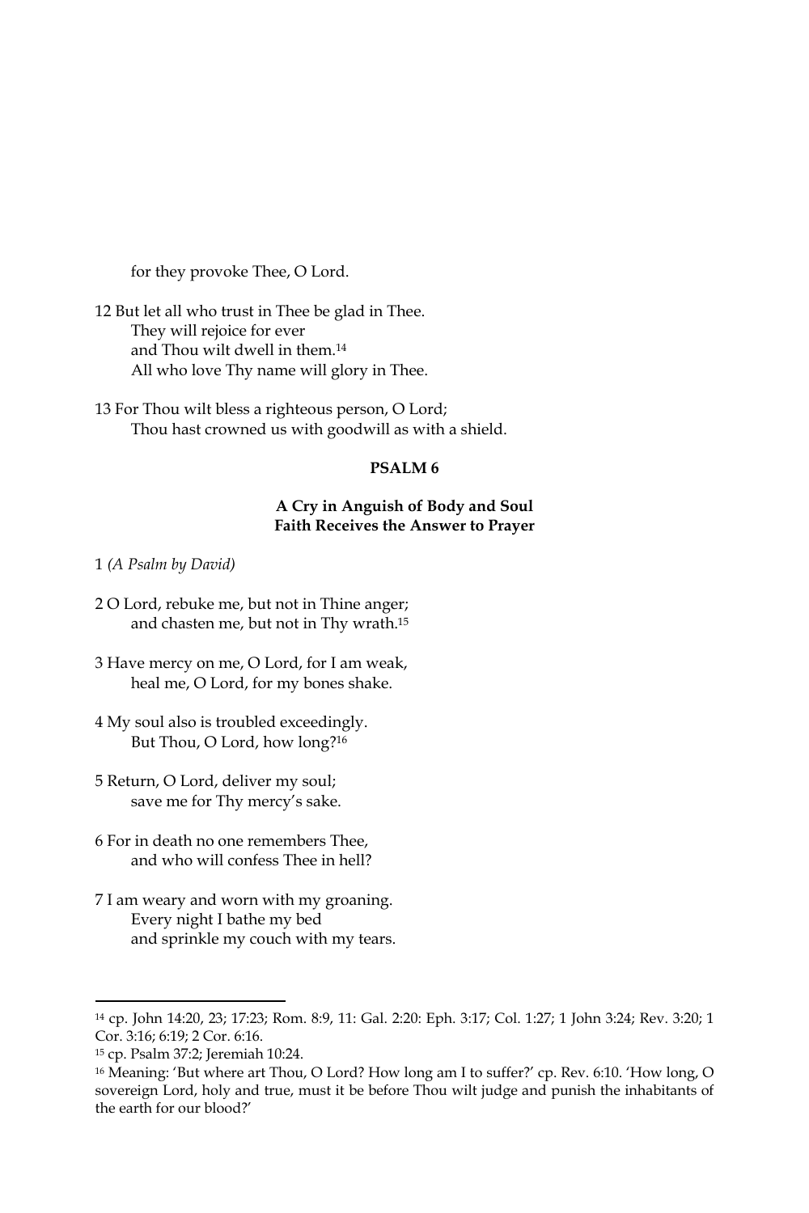for they provoke Thee, O Lord.

12 But let all who trust in Thee be glad in Thee.
They will rejoice for ever
and Thou wilt dwell in them.[14]
All who love Thy name will glory in Thee.

13 For Thou wilt bless a righteous person, O Lord;
Thou hast crowned us with goodwill as with a shield.

## PSALM 6

### A Cry in Anguish of Body and Soul
### Faith Receives the Answer to Prayer

1 *(A Psalm by David)*

2 O Lord, rebuke me, but not in Thine anger;
and chasten me, but not in Thy wrath.[15]

3 Have mercy on me, O Lord, for I am weak,
heal me, O Lord, for my bones shake.

4 My soul also is troubled exceedingly.
But Thou, O Lord, how long?[16]

5 Return, O Lord, deliver my soul;
save me for Thy mercy's sake.

6 For in death no one remembers Thee,
and who will confess Thee in hell?

7 I am weary and worn with my groaning.
Every night I bathe my bed
and sprinkle my couch with my tears.

---

[14] cp. John 14:20, 23; 17:23; Rom. 8:9, 11: Gal. 2:20: Eph. 3:17; Col. 1:27; 1 John 3:24; Rev. 3:20; 1 Cor. 3:16; 6:19; 2 Cor. 6:16.

[15] cp. Psalm 37:2; Jeremiah 10:24.

[16] Meaning: 'But where art Thou, O Lord? How long am I to suffer?' cp. Rev. 6:10. 'How long, O sovereign Lord, holy and true, must it be before Thou wilt judge and punish the inhabitants of the earth for our blood?'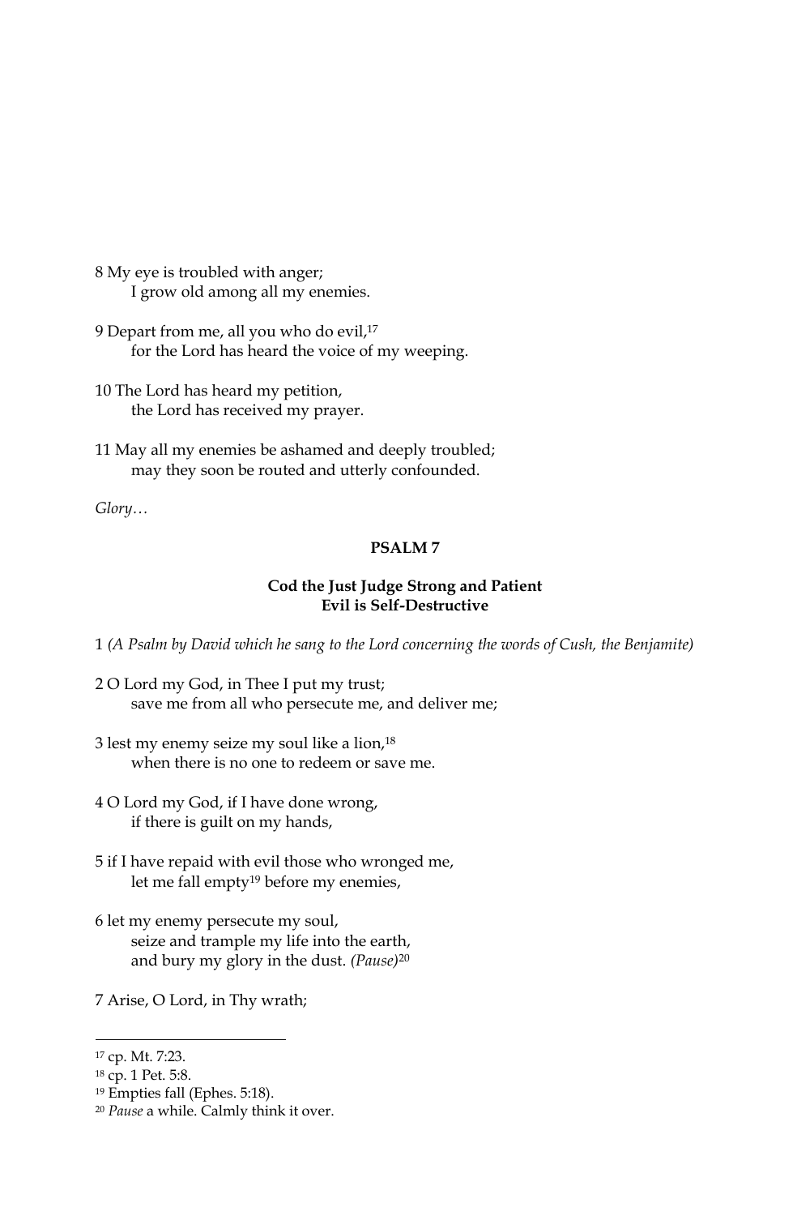8 My eye is troubled with anger;
  I grow old among all my enemies.

9 Depart from me, all you who do evil,[17]
  for the Lord has heard the voice of my weeping.

10 The Lord has heard my petition,
  the Lord has received my prayer.

11 May all my enemies be ashamed and deeply troubled;
  may they soon be routed and utterly confounded.

*Glory…*

**PSALM 7**

**Cod the Just Judge Strong and Patient**
**Evil is Self-Destructive**

1 *(A Psalm by David which he sang to the Lord concerning the words of Cush, the Benjamite)*

2 O Lord my God, in Thee I put my trust;
  save me from all who persecute me, and deliver me;

3 lest my enemy seize my soul like a lion,[18]
  when there is no one to redeem or save me.

4 O Lord my God, if I have done wrong,
  if there is guilt on my hands,

5 if I have repaid with evil those who wronged me,
  let me fall empty[19] before my enemies,

6 let my enemy persecute my soul,
  seize and trample my life into the earth,
  and bury my glory in the dust. *(Pause)*[20]

7 Arise, O Lord, in Thy wrath;

---

[17] cp. Mt. 7:23.
[18] cp. 1 Pet. 5:8.
[19] Empties fall (Ephes. 5:18).
[20] *Pause* a while. Calmly think it over.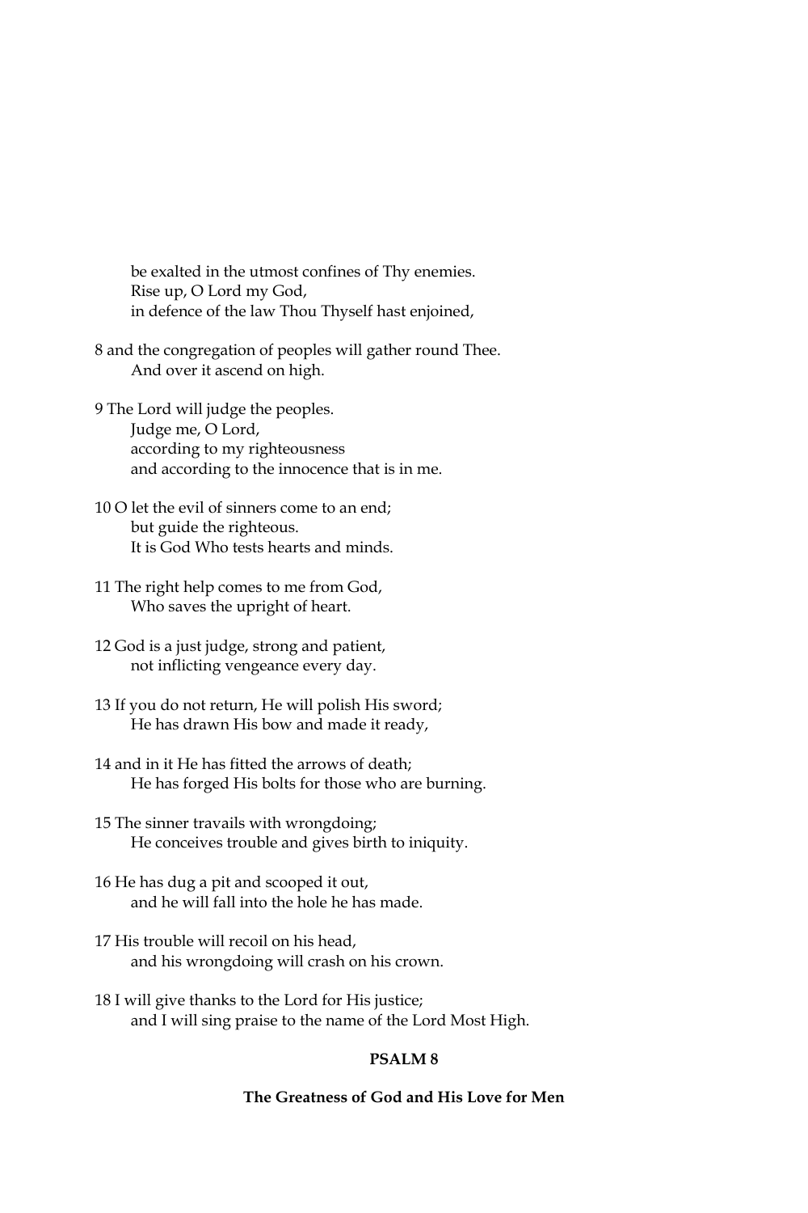be exalted in the utmost confines of Thy enemies.
Rise up, O Lord my God,
in defence of the law Thou Thyself hast enjoined,

8 and the congregation of peoples will gather round Thee.
And over it ascend on high.

9 The Lord will judge the peoples.
Judge me, O Lord,
according to my righteousness
and according to the innocence that is in me.

10 O let the evil of sinners come to an end;
but guide the righteous.
It is God Who tests hearts and minds.

11 The right help comes to me from God,
Who saves the upright of heart.

12 God is a just judge, strong and patient,
not inflicting vengeance every day.

13 If you do not return, He will polish His sword;
He has drawn His bow and made it ready,

14 and in it He has fitted the arrows of death;
He has forged His bolts for those who are burning.

15 The sinner travails with wrongdoing;
He conceives trouble and gives birth to iniquity.

16 He has dug a pit and scooped it out,
and he will fall into the hole he has made.

17 His trouble will recoil on his head,
and his wrongdoing will crash on his crown.

18 I will give thanks to the Lord for His justice;
and I will sing praise to the name of the Lord Most High.

## PSALM 8

### The Greatness of God and His Love for Men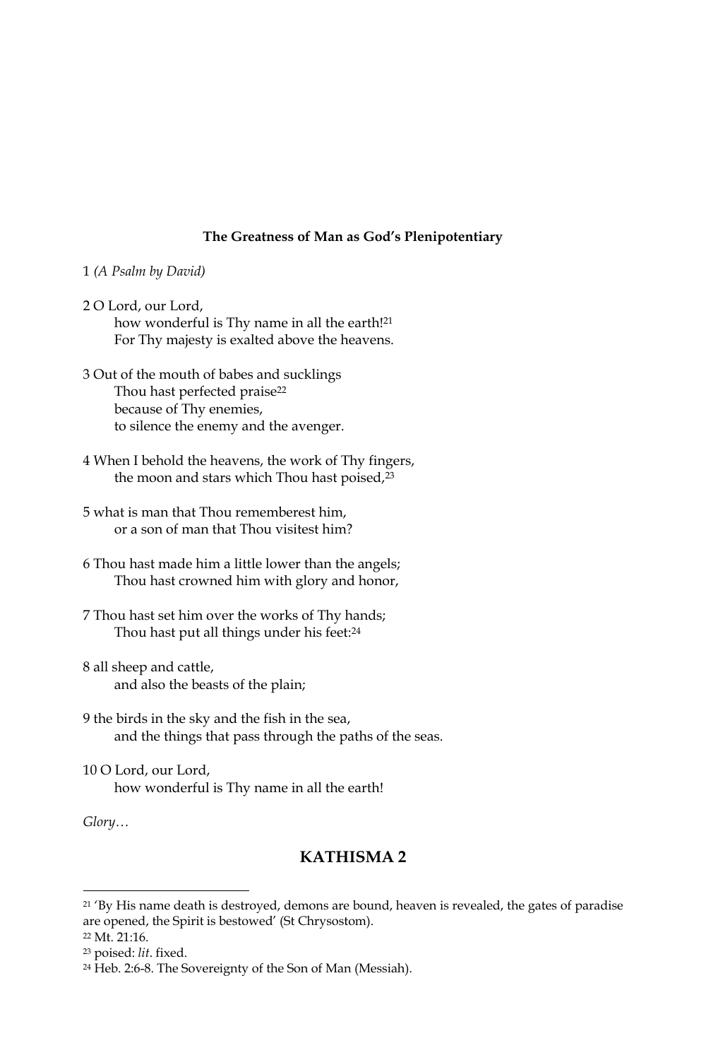**The Greatness of Man as God's Plenipotentiary**

1 *(A Psalm by David)*

2 O Lord, our Lord,
how wonderful is Thy name in all the earth![21]
For Thy majesty is exalted above the heavens.

3 Out of the mouth of babes and sucklings
Thou hast perfected praise[22]
because of Thy enemies,
to silence the enemy and the avenger.

4 When I behold the heavens, the work of Thy fingers,
the moon and stars which Thou hast poised,[23]

5 what is man that Thou rememberest him,
or a son of man that Thou visitest him?

6 Thou hast made him a little lower than the angels;
Thou hast crowned him with glory and honor,

7 Thou hast set him over the works of Thy hands;
Thou hast put all things under his feet:[24]

8 all sheep and cattle,
and also the beasts of the plain;

9 the birds in the sky and the fish in the sea,
and the things that pass through the paths of the seas.

10 O Lord, our Lord,
how wonderful is Thy name in all the earth!

*Glory…*

## KATHISMA 2

---

[21] 'By His name death is destroyed, demons are bound, heaven is revealed, the gates of paradise are opened, the Spirit is bestowed' (St Chrysostom).

[22] Mt. 21:16.

[23] poised: *lit*. fixed.

[24] Heb. 2:6-8. The Sovereignty of the Son of Man (Messiah).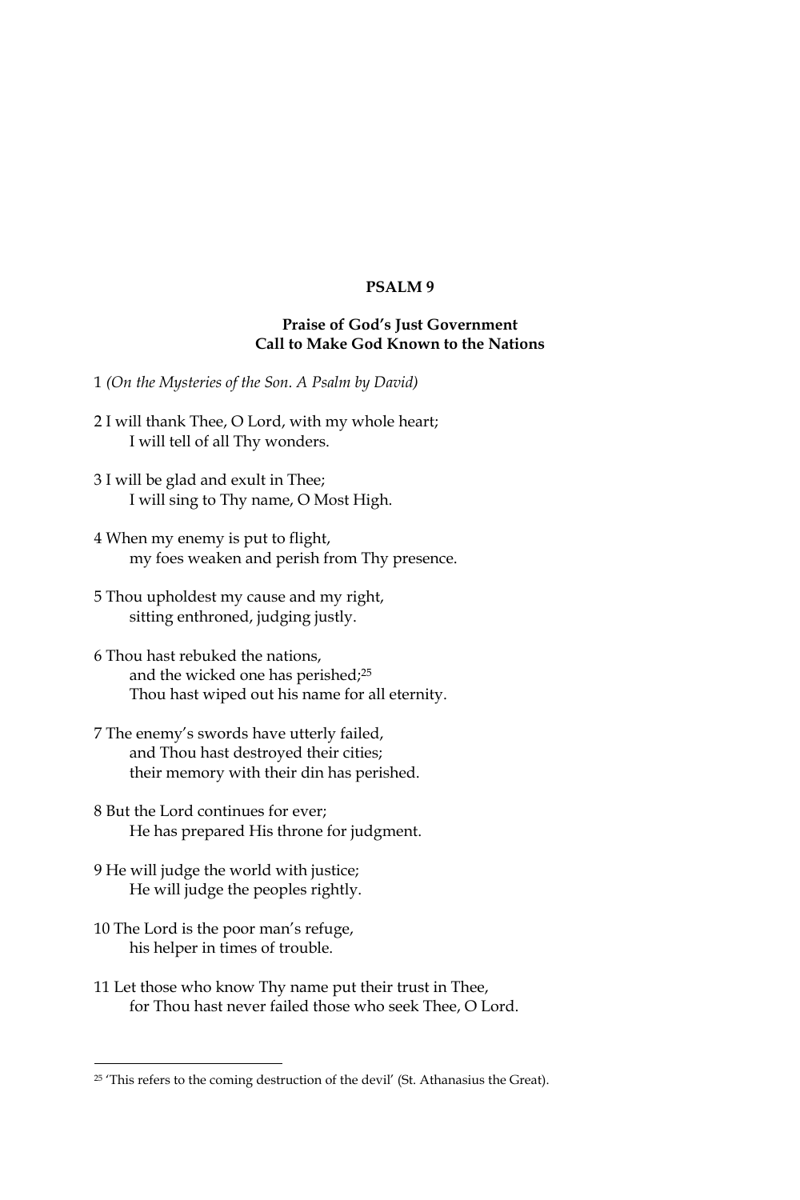## PSALM 9

### Praise of God's Just Government
### Call to Make God Known to the Nations

1 *(On the Mysteries of the Son. A Psalm by David)*

2 I will thank Thee, O Lord, with my whole heart;  
I will tell of all Thy wonders.

3 I will be glad and exult in Thee;  
I will sing to Thy name, O Most High.

4 When my enemy is put to flight,  
my foes weaken and perish from Thy presence.

5 Thou upholdest my cause and my right,  
sitting enthroned, judging justly.

6 Thou hast rebuked the nations,  
and the wicked one has perished;[25]  
Thou hast wiped out his name for all eternity.

7 The enemy's swords have utterly failed,  
and Thou hast destroyed their cities;  
their memory with their din has perished.

8 But the Lord continues for ever;  
He has prepared His throne for judgment.

9 He will judge the world with justice;  
He will judge the peoples rightly.

10 The Lord is the poor man's refuge,  
his helper in times of trouble.

11 Let those who know Thy name put their trust in Thee,  
for Thou hast never failed those who seek Thee, O Lord.

---

[25] 'This refers to the coming destruction of the devil' (St. Athanasius the Great).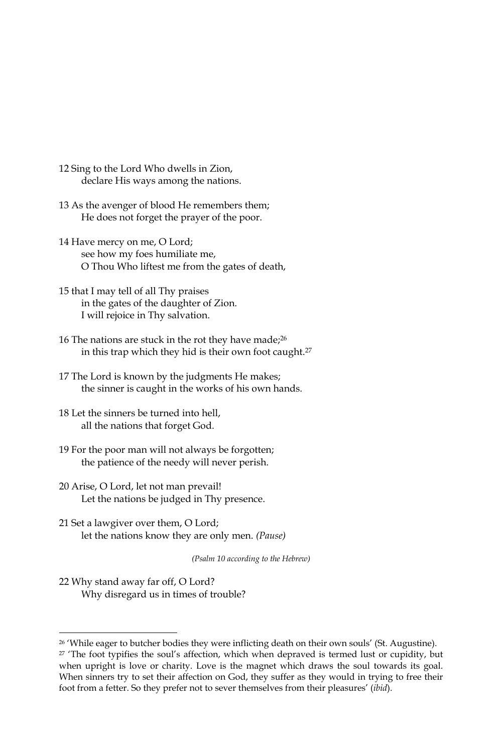12 Sing to the Lord Who dwells in Zion,
  declare His ways among the nations.

13 As the avenger of blood He remembers them;
  He does not forget the prayer of the poor.

14 Have mercy on me, O Lord;
  see how my foes humiliate me,
  O Thou Who liftest me from the gates of death,

15 that I may tell of all Thy praises
  in the gates of the daughter of Zion.
  I will rejoice in Thy salvation.

16 The nations are stuck in the rot they have made;[26]
  in this trap which they hid is their own foot caught.[27]

17 The Lord is known by the judgments He makes;
  the sinner is caught in the works of his own hands.

18 Let the sinners be turned into hell,
  all the nations that forget God.

19 For the poor man will not always be forgotten;
  the patience of the needy will never perish.

20 Arise, O Lord, let not man prevail!
  Let the nations be judged in Thy presence.

21 Set a lawgiver over them, O Lord;
  let the nations know they are only men. *(Pause)*

*(Psalm 10 according to the Hebrew)*

22 Why stand away far off, O Lord?
  Why disregard us in times of trouble?

---

[26] 'While eager to butcher bodies they were inflicting death on their own souls' (St. Augustine).

[27] 'The foot typifies the soul's affection, which when depraved is termed lust or cupidity, but when upright is love or charity. Love is the magnet which draws the soul towards its goal. When sinners try to set their affection on God, they suffer as they would in trying to free their foot from a fetter. So they prefer not to sever themselves from their pleasures' (*ibid*).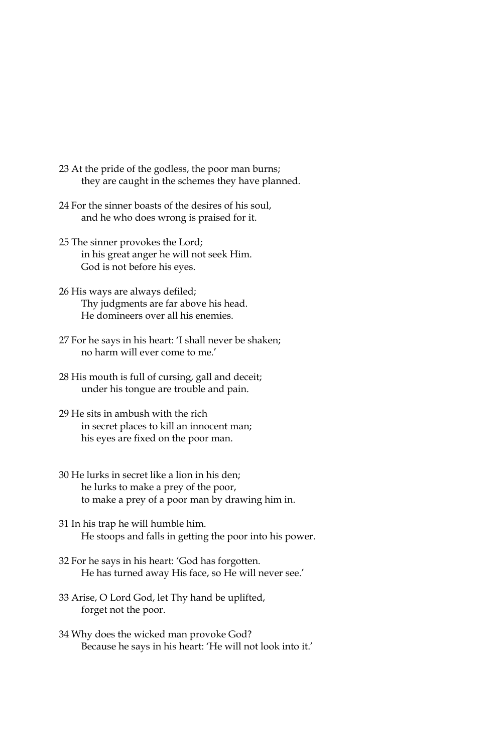23 At the pride of the godless, the poor man burns;
    they are caught in the schemes they have planned.

24 For the sinner boasts of the desires of his soul,
    and he who does wrong is praised for it.

25 The sinner provokes the Lord;
    in his great anger he will not seek Him.
    God is not before his eyes.

26 His ways are always defiled;
    Thy judgments are far above his head.
    He domineers over all his enemies.

27 For he says in his heart: 'I shall never be shaken;
    no harm will ever come to me.'

28 His mouth is full of cursing, gall and deceit;
    under his tongue are trouble and pain.

29 He sits in ambush with the rich
    in secret places to kill an innocent man;
    his eyes are fixed on the poor man.

30 He lurks in secret like a lion in his den;
    he lurks to make a prey of the poor,
    to make a prey of a poor man by drawing him in.

31 In his trap he will humble him.
    He stoops and falls in getting the poor into his power.

32 For he says in his heart: 'God has forgotten.
    He has turned away His face, so He will never see.'

33 Arise, O Lord God, let Thy hand be uplifted,
    forget not the poor.

34 Why does the wicked man provoke God?
    Because he says in his heart: 'He will not look into it.'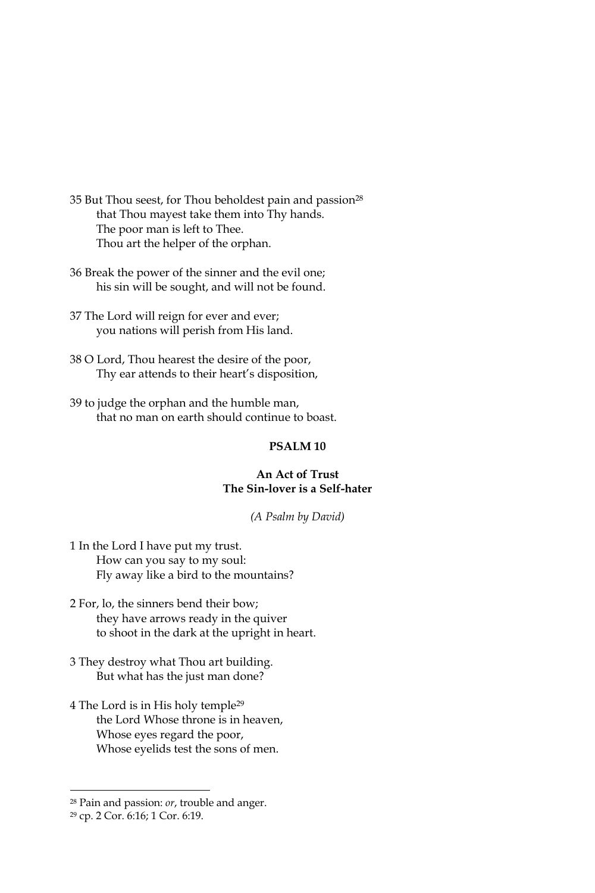35 But Thou seest, for Thou beholdest pain and passion[28]
that Thou mayest take them into Thy hands.
The poor man is left to Thee.
Thou art the helper of the orphan.

36 Break the power of the sinner and the evil one;
his sin will be sought, and will not be found.

37 The Lord will reign for ever and ever;
you nations will perish from His land.

38 O Lord, Thou hearest the desire of the poor,
Thy ear attends to their heart's disposition,

39 to judge the orphan and the humble man,
that no man on earth should continue to boast.

## PSALM 10

### An Act of Trust
### The Sin-lover is a Self-hater

*(A Psalm by David)*

1 In the Lord I have put my trust.
How can you say to my soul:
Fly away like a bird to the mountains?

2 For, lo, the sinners bend their bow;
they have arrows ready in the quiver
to shoot in the dark at the upright in heart.

3 They destroy what Thou art building.
But what has the just man done?

4 The Lord is in His holy temple[29]
the Lord Whose throne is in heaven,
Whose eyes regard the poor,
Whose eyelids test the sons of men.

---

[28] Pain and passion: *or*, trouble and anger.

[29] cp. 2 Cor. 6:16; 1 Cor. 6:19.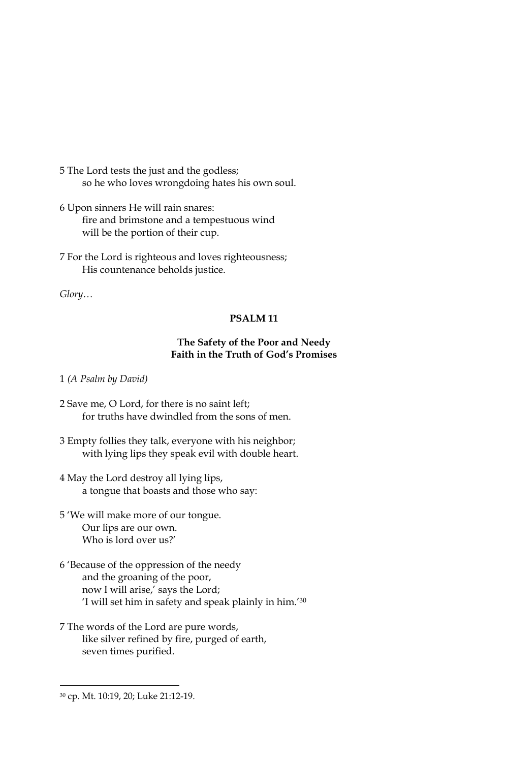5 The Lord tests the just and the godless;
so he who loves wrongdoing hates his own soul.

6 Upon sinners He will rain snares:
fire and brimstone and a tempestuous wind
will be the portion of their cup.

7 For the Lord is righteous and loves righteousness;
His countenance beholds justice.

*Glory…*

**PSALM 11**

**The Safety of the Poor and Needy**
**Faith in the Truth of God's Promises**

1 *(A Psalm by David)*

2 Save me, O Lord, for there is no saint left;
for truths have dwindled from the sons of men.

3 Empty follies they talk, everyone with his neighbor;
with lying lips they speak evil with double heart.

4 May the Lord destroy all lying lips,
a tongue that boasts and those who say:

5 'We will make more of our tongue.
Our lips are our own.
Who is lord over us?'

6 'Because of the oppression of the needy
and the groaning of the poor,
now I will arise,' says the Lord;
'I will set him in safety and speak plainly in him.'[30]

7 The words of the Lord are pure words,
like silver refined by fire, purged of earth,
seven times purified.

---

[30] cp. Mt. 10:19, 20; Luke 21:12-19.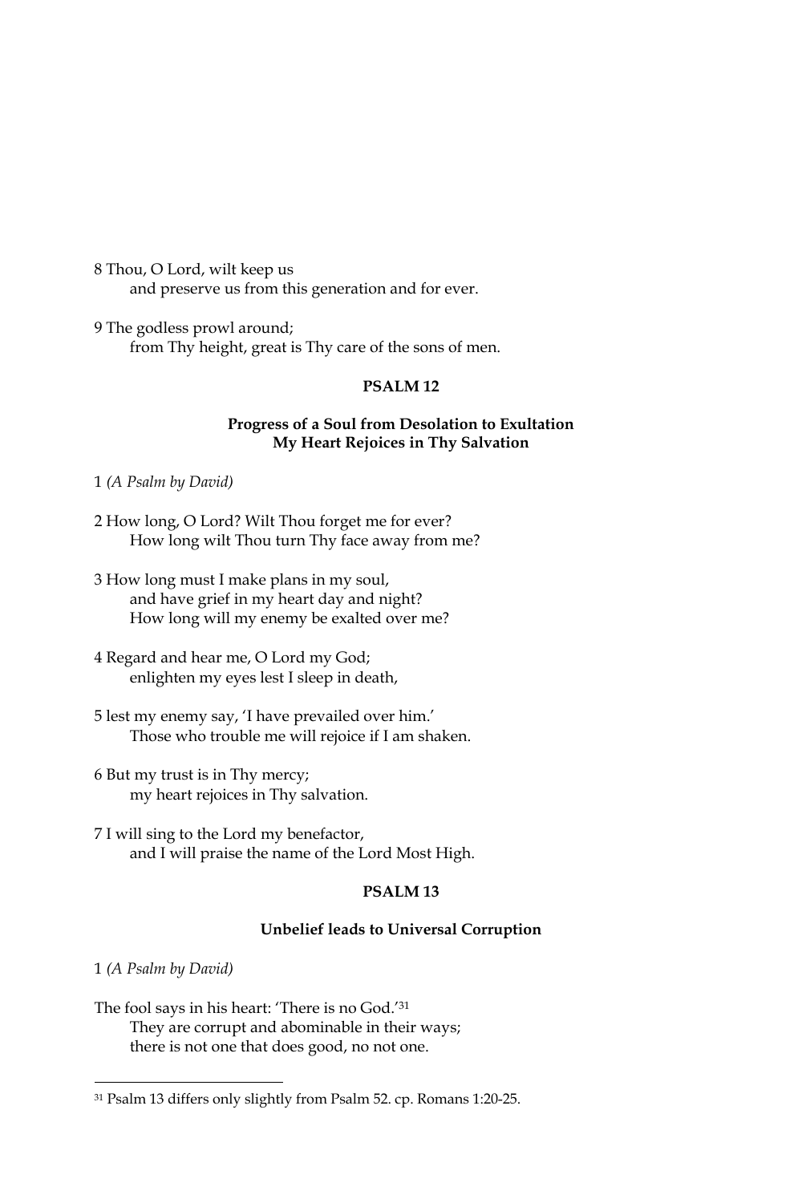8 Thou, O Lord, wilt keep us
    and preserve us from this generation and for ever.

9 The godless prowl around;
    from Thy height, great is Thy care of the sons of men.

## PSALM 12

### Progress of a Soul from Desolation to Exultation
### My Heart Rejoices in Thy Salvation

1 *(A Psalm by David)*

2 How long, O Lord? Wilt Thou forget me for ever?
    How long wilt Thou turn Thy face away from me?

3 How long must I make plans in my soul,
    and have grief in my heart day and night?
    How long will my enemy be exalted over me?

4 Regard and hear me, O Lord my God;
    enlighten my eyes lest I sleep in death,

5 lest my enemy say, 'I have prevailed over him.'
    Those who trouble me will rejoice if I am shaken.

6 But my trust is in Thy mercy;
    my heart rejoices in Thy salvation.

7 I will sing to the Lord my benefactor,
    and I will praise the name of the Lord Most High.

## PSALM 13

### Unbelief leads to Universal Corruption

1 *(A Psalm by David)*

The fool says in his heart: 'There is no God.'[31]
    They are corrupt and abominable in their ways;
    there is not one that does good, no not one.

---

[31] Psalm 13 differs only slightly from Psalm 52. cp. Romans 1:20-25.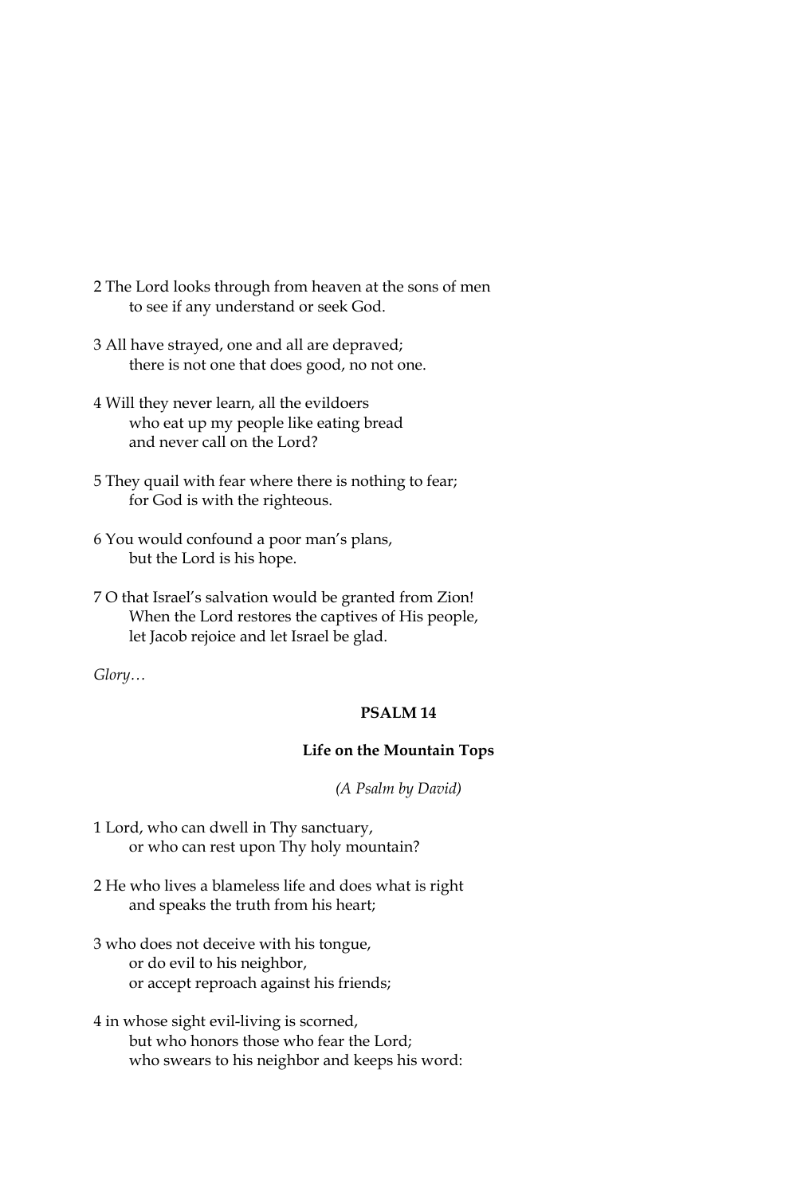2 The Lord looks through from heaven at the sons of men
  to see if any understand or seek God.

3 All have strayed, one and all are depraved;
  there is not one that does good, no not one.

4 Will they never learn, all the evildoers
  who eat up my people like eating bread
  and never call on the Lord?

5 They quail with fear where there is nothing to fear;
  for God is with the righteous.

6 You would confound a poor man's plans,
  but the Lord is his hope.

7 O that Israel's salvation would be granted from Zion!
  When the Lord restores the captives of His people,
  let Jacob rejoice and let Israel be glad.

*Glory…*

## PSALM 14

### Life on the Mountain Tops

*(A Psalm by David)*

1 Lord, who can dwell in Thy sanctuary,
  or who can rest upon Thy holy mountain?

2 He who lives a blameless life and does what is right
  and speaks the truth from his heart;

3 who does not deceive with his tongue,
  or do evil to his neighbor,
  or accept reproach against his friends;

4 in whose sight evil-living is scorned,
  but who honors those who fear the Lord;
  who swears to his neighbor and keeps his word: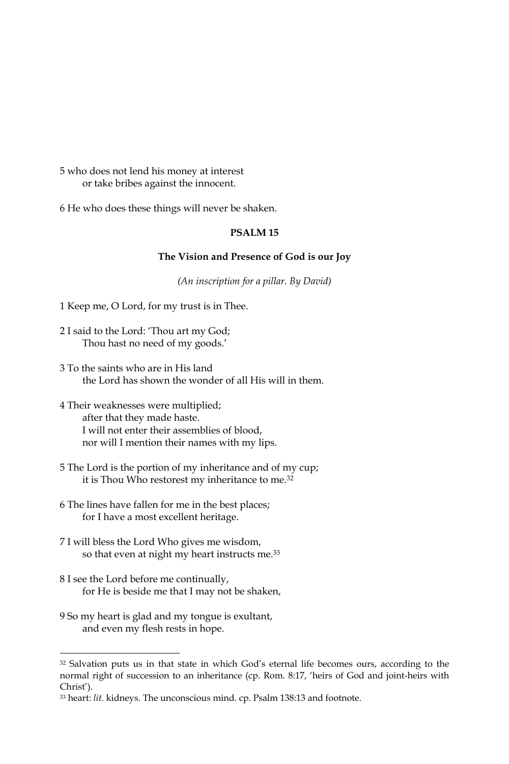5 who does not lend his money at interest
    or take bribes against the innocent.

6 He who does these things will never be shaken.

## PSALM 15

### The Vision and Presence of God is our Joy

*(An inscription for a pillar. By David)*

1 Keep me, O Lord, for my trust is in Thee.

2 I said to the Lord: 'Thou art my God;
    Thou hast no need of my goods.'

3 To the saints who are in His land
    the Lord has shown the wonder of all His will in them.

4 Their weaknesses were multiplied;
    after that they made haste.
    I will not enter their assemblies of blood,
    nor will I mention their names with my lips.

5 The Lord is the portion of my inheritance and of my cup;
    it is Thou Who restorest my inheritance to me.[32]

6 The lines have fallen for me in the best places;
    for I have a most excellent heritage.

7 I will bless the Lord Who gives me wisdom,
    so that even at night my heart instructs me.[33]

8 I see the Lord before me continually,
    for He is beside me that I may not be shaken,

9 So my heart is glad and my tongue is exultant,
    and even my flesh rests in hope.

---

[32] Salvation puts us in that state in which God's eternal life becomes ours, according to the normal right of succession to an inheritance (cp. Rom. 8:17, 'heirs of God and joint-heirs with Christ').

[33] heart: *lit*. kidneys. The unconscious mind. cp. Psalm 138:13 and footnote.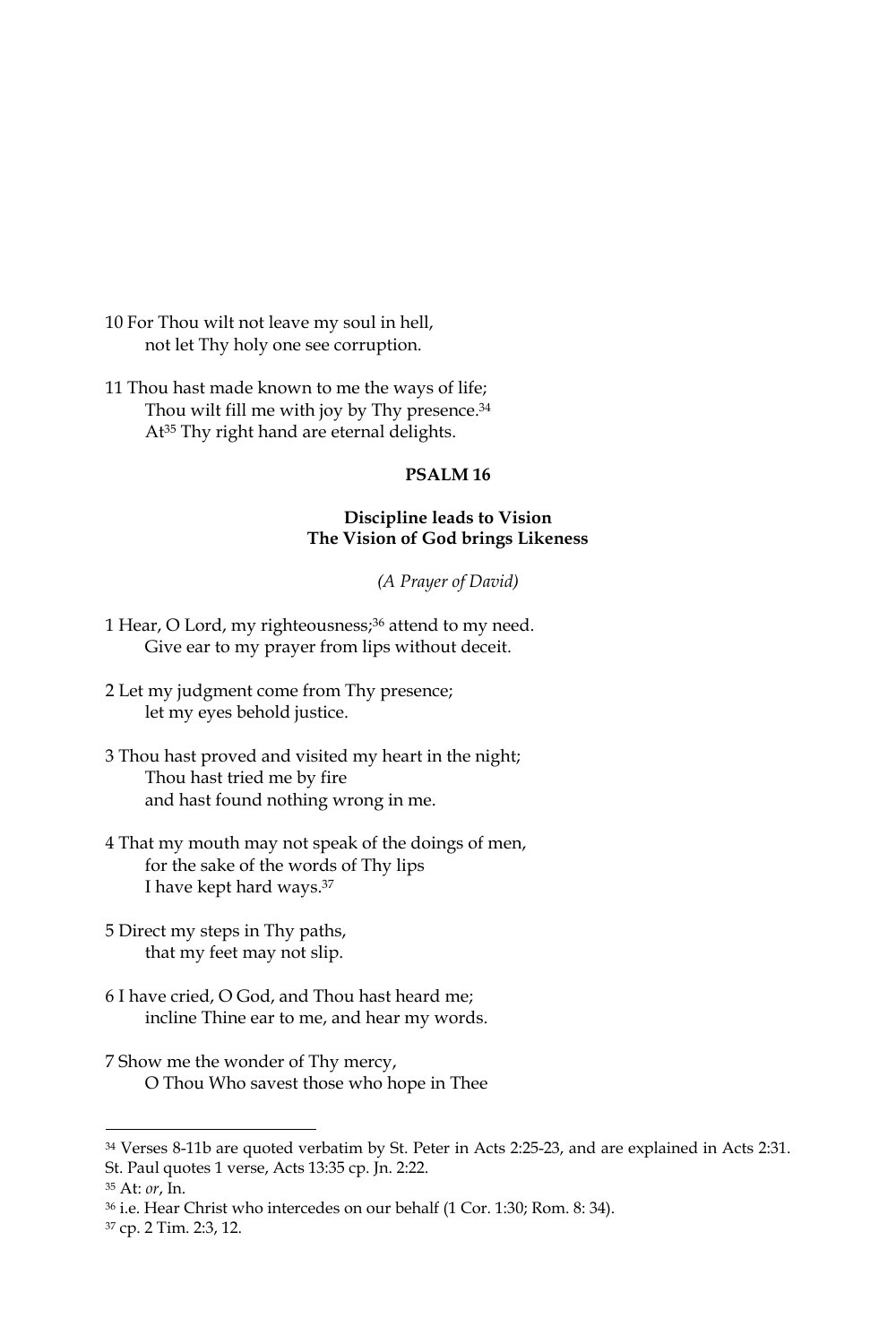10 For Thou wilt not leave my soul in hell,
    not let Thy holy one see corruption.

11 Thou hast made known to me the ways of life;
    Thou wilt fill me with joy by Thy presence.[34]
    At[35] Thy right hand are eternal delights.

## PSALM 16

### Discipline leads to Vision
### The Vision of God brings Likeness

*(A Prayer of David)*

1 Hear, O Lord, my righteousness;[36] attend to my need.
    Give ear to my prayer from lips without deceit.

2 Let my judgment come from Thy presence;
    let my eyes behold justice.

3 Thou hast proved and visited my heart in the night;
    Thou hast tried me by fire
    and hast found nothing wrong in me.

4 That my mouth may not speak of the doings of men,
    for the sake of the words of Thy lips
    I have kept hard ways.[37]

5 Direct my steps in Thy paths,
    that my feet may not slip.

6 I have cried, O God, and Thou hast heard me;
    incline Thine ear to me, and hear my words.

7 Show me the wonder of Thy mercy,
    O Thou Who savest those who hope in Thee

---

[34] Verses 8-11b are quoted verbatim by St. Peter in Acts 2:25-23, and are explained in Acts 2:31. St. Paul quotes 1 verse, Acts 13:35 cp. Jn. 2:22.

[35] At: *or*, In.

[36] i.e. Hear Christ who intercedes on our behalf (1 Cor. 1:30; Rom. 8: 34).

[37] cp. 2 Tim. 2:3, 12.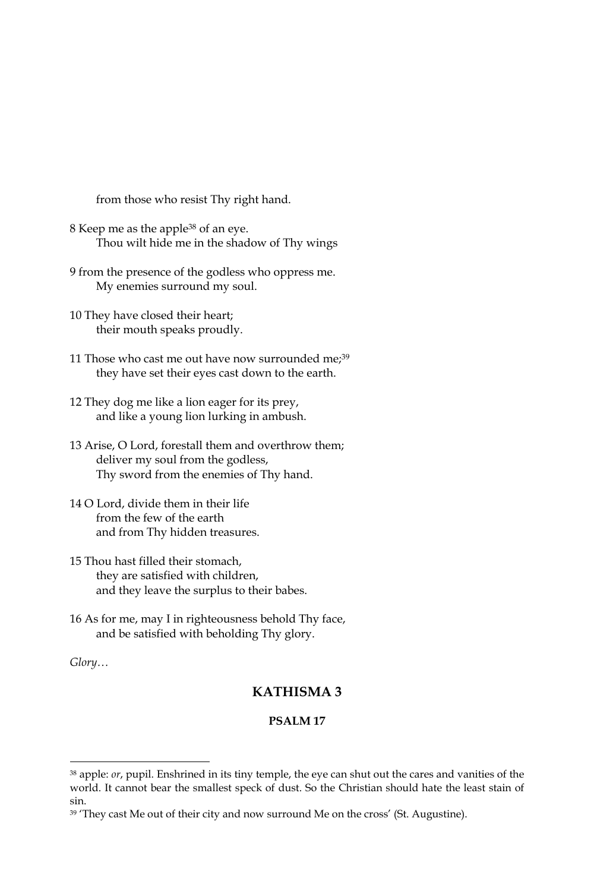from those who resist Thy right hand.

8 Keep me as the apple[38] of an eye.
Thou wilt hide me in the shadow of Thy wings

9 from the presence of the godless who oppress me.
My enemies surround my soul.

10 They have closed their heart;
their mouth speaks proudly.

11 Those who cast me out have now surrounded me;[39]
they have set their eyes cast down to the earth.

12 They dog me like a lion eager for its prey,
and like a young lion lurking in ambush.

13 Arise, O Lord, forestall them and overthrow them;
deliver my soul from the godless,
Thy sword from the enemies of Thy hand.

14 O Lord, divide them in their life
from the few of the earth
and from Thy hidden treasures.

15 Thou hast filled their stomach,
they are satisfied with children,
and they leave the surplus to their babes.

16 As for me, may I in righteousness behold Thy face,
and be satisfied with beholding Thy glory.

*Glory…*

## KATHISMA 3

### PSALM 17

---

[38] apple: *or*, pupil. Enshrined in its tiny temple, the eye can shut out the cares and vanities of the world. It cannot bear the smallest speck of dust. So the Christian should hate the least stain of sin.

[39] 'They cast Me out of their city and now surround Me on the cross' (St. Augustine).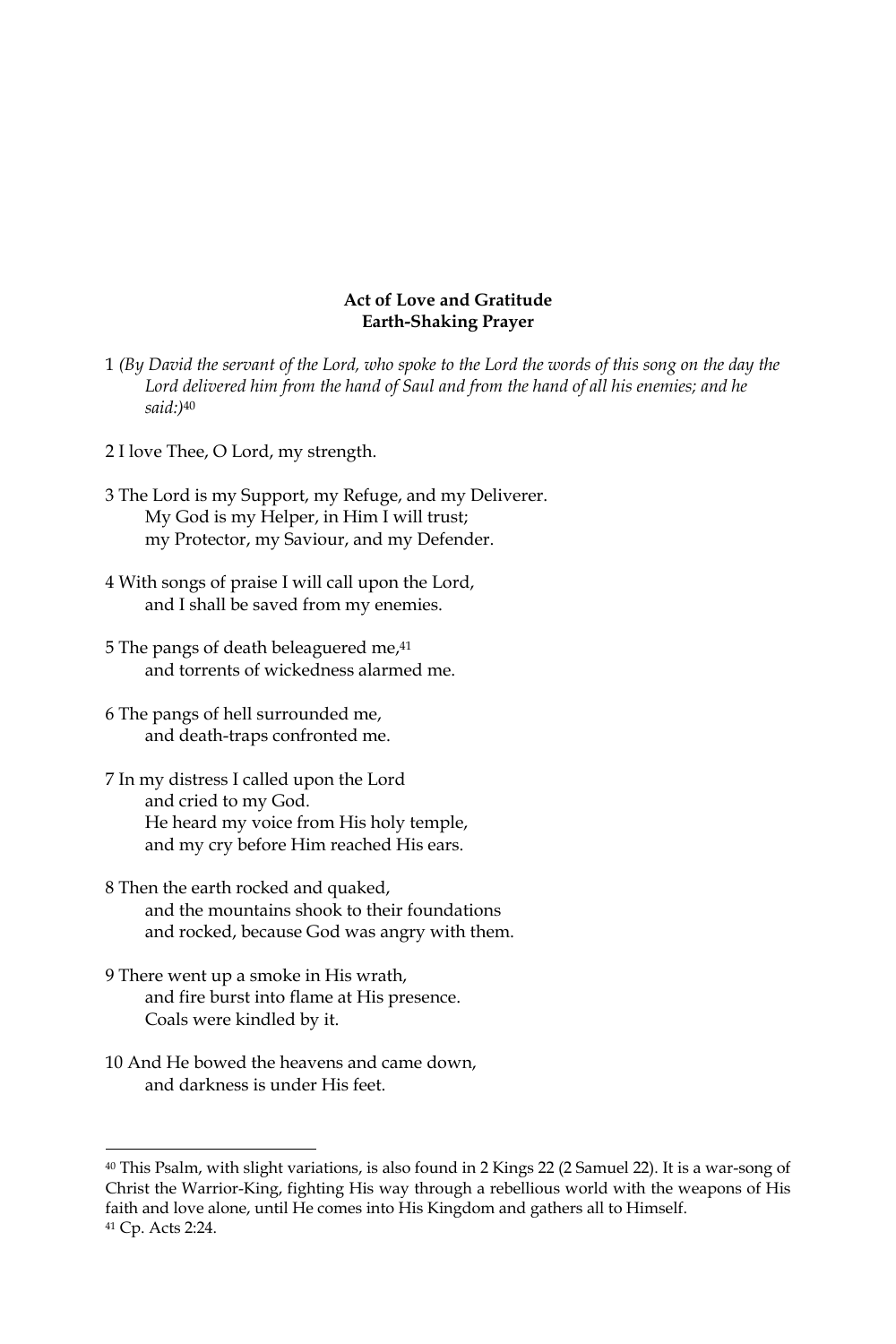**Act of Love and Gratitude**
**Earth-Shaking Prayer**

1 *(By David the servant of the Lord, who spoke to the Lord the words of this song on the day the Lord delivered him from the hand of Saul and from the hand of all his enemies; and he said:)*[40]

2 I love Thee, O Lord, my strength.

3 The Lord is my Support, my Refuge, and my Deliverer.
My God is my Helper, in Him I will trust;
my Protector, my Saviour, and my Defender.

4 With songs of praise I will call upon the Lord,
and I shall be saved from my enemies.

5 The pangs of death beleaguered me,[41]
and torrents of wickedness alarmed me.

6 The pangs of hell surrounded me,
and death-traps confronted me.

7 In my distress I called upon the Lord
and cried to my God.
He heard my voice from His holy temple,
and my cry before Him reached His ears.

8 Then the earth rocked and quaked,
and the mountains shook to their foundations
and rocked, because God was angry with them.

9 There went up a smoke in His wrath,
and fire burst into flame at His presence.
Coals were kindled by it.

10 And He bowed the heavens and came down,
and darkness is under His feet.

---

[40] This Psalm, with slight variations, is also found in 2 Kings 22 (2 Samuel 22). It is a war-song of Christ the Warrior-King, fighting His way through a rebellious world with the weapons of His faith and love alone, until He comes into His Kingdom and gathers all to Himself.

[41] Cp. Acts 2:24.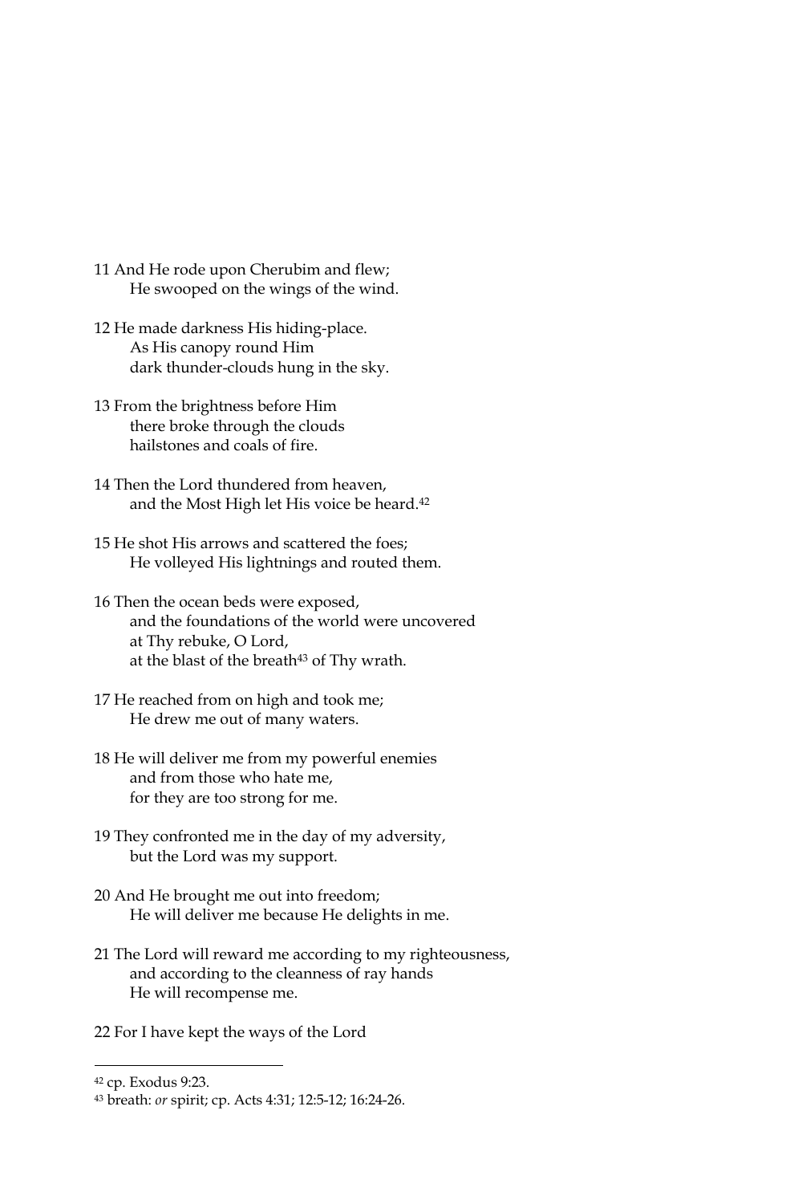11 And He rode upon Cherubim and flew;
He swooped on the wings of the wind.

12 He made darkness His hiding-place.
As His canopy round Him
dark thunder-clouds hung in the sky.

13 From the brightness before Him
there broke through the clouds
hailstones and coals of fire.

14 Then the Lord thundered from heaven,
and the Most High let His voice be heard.[42]

15 He shot His arrows and scattered the foes;
He volleyed His lightnings and routed them.

16 Then the ocean beds were exposed,
and the foundations of the world were uncovered
at Thy rebuke, O Lord,
at the blast of the breath[43] of Thy wrath.

17 He reached from on high and took me;
He drew me out of many waters.

18 He will deliver me from my powerful enemies
and from those who hate me,
for they are too strong for me.

19 They confronted me in the day of my adversity,
but the Lord was my support.

20 And He brought me out into freedom;
He will deliver me because He delights in me.

21 The Lord will reward me according to my righteousness,
and according to the cleanness of ray hands
He will recompense me.

22 For I have kept the ways of the Lord

---

[42] cp. Exodus 9:23.

[43] breath: *or* spirit; cp. Acts 4:31; 12:5-12; 16:24-26.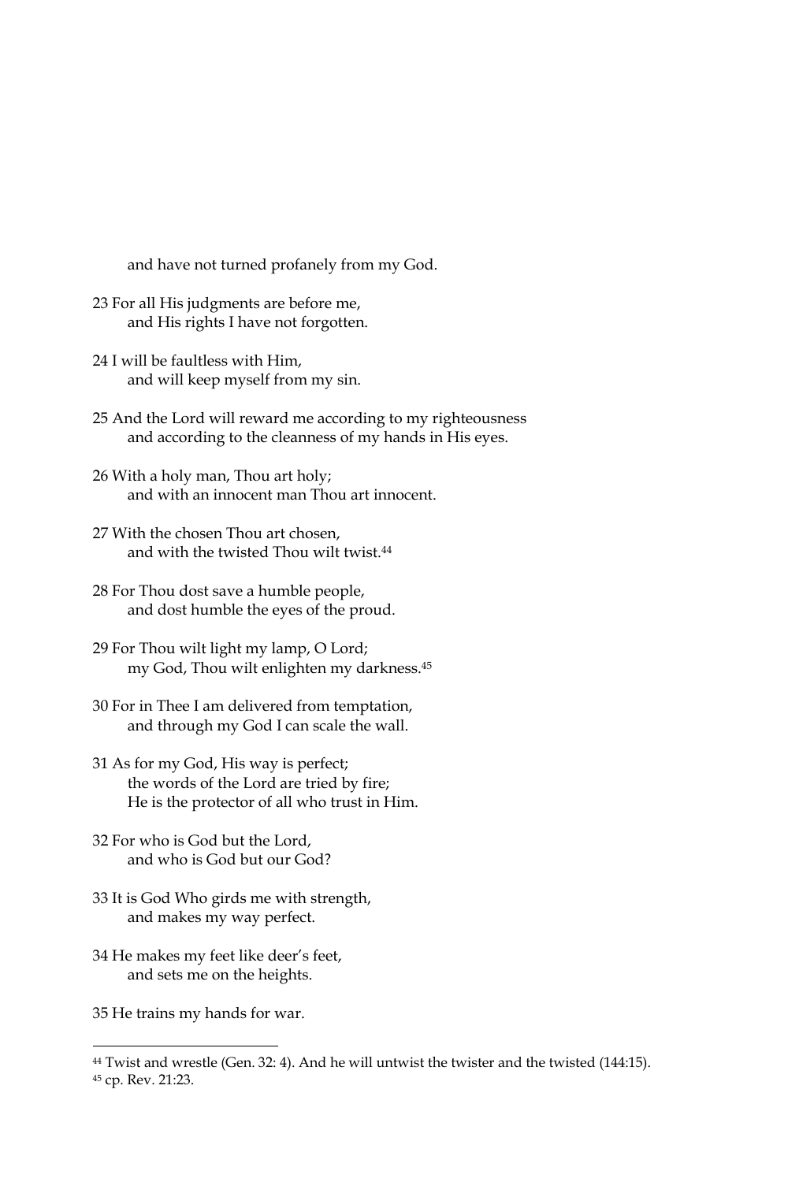and have not turned profanely from my God.

23 For all His judgments are before me,
and His rights I have not forgotten.

24 I will be faultless with Him,
and will keep myself from my sin.

25 And the Lord will reward me according to my righteousness
and according to the cleanness of my hands in His eyes.

26 With a holy man, Thou art holy;
and with an innocent man Thou art innocent.

27 With the chosen Thou art chosen,
and with the twisted Thou wilt twist.[44]

28 For Thou dost save a humble people,
and dost humble the eyes of the proud.

29 For Thou wilt light my lamp, O Lord;
my God, Thou wilt enlighten my darkness.[45]

30 For in Thee I am delivered from temptation,
and through my God I can scale the wall.

31 As for my God, His way is perfect;
the words of the Lord are tried by fire;
He is the protector of all who trust in Him.

32 For who is God but the Lord,
and who is God but our God?

33 It is God Who girds me with strength,
and makes my way perfect.

34 He makes my feet like deer's feet,
and sets me on the heights.

35 He trains my hands for war.

---

[44] Twist and wrestle (Gen. 32: 4). And he will untwist the twister and the twisted (144:15).

[45] cp. Rev. 21:23.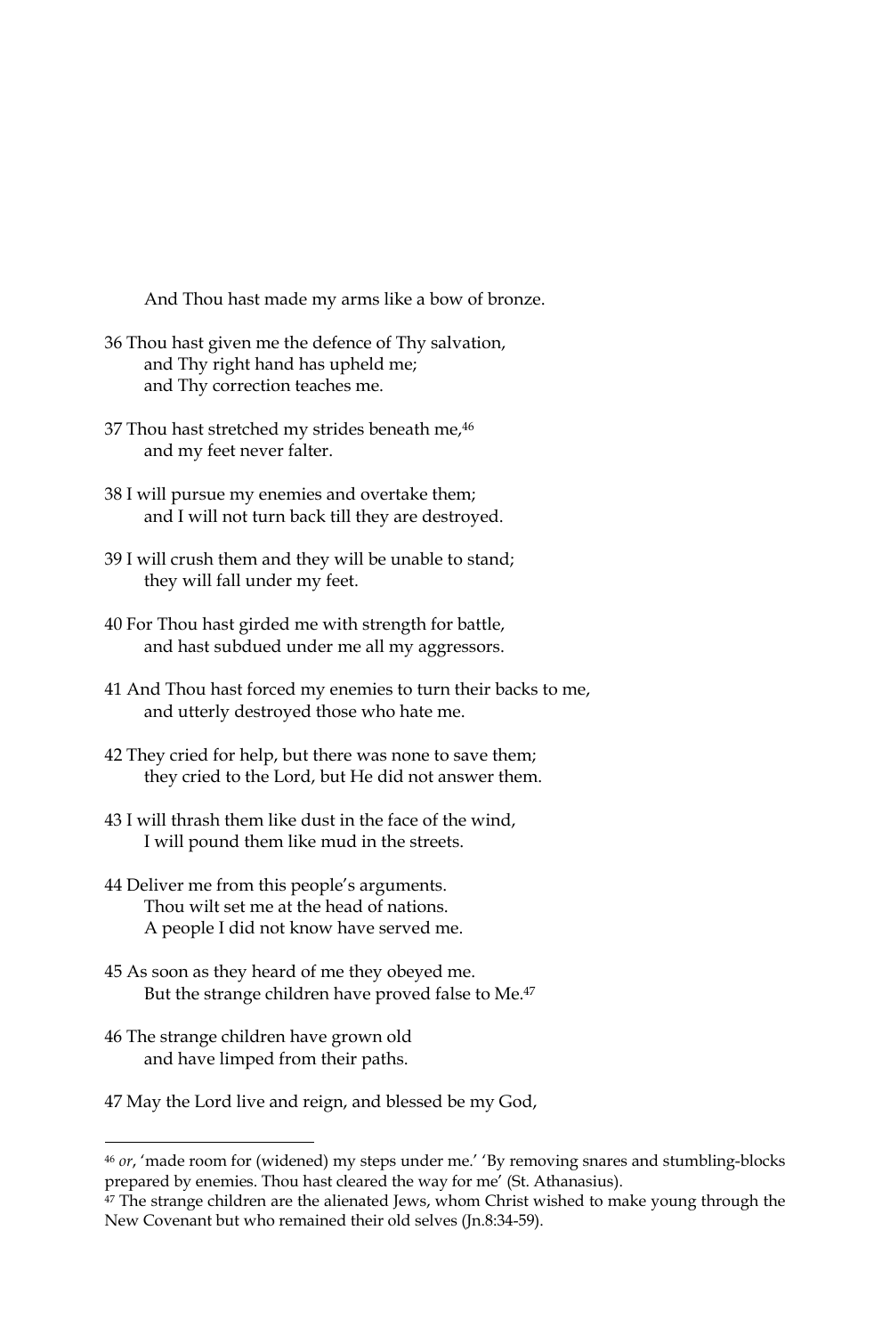And Thou hast made my arms like a bow of bronze.

36 Thou hast given me the defence of Thy salvation,
 and Thy right hand has upheld me;
 and Thy correction teaches me.

37 Thou hast stretched my strides beneath me,[46]
 and my feet never falter.

38 I will pursue my enemies and overtake them;
 and I will not turn back till they are destroyed.

39 I will crush them and they will be unable to stand;
 they will fall under my feet.

40 For Thou hast girded me with strength for battle,
 and hast subdued under me all my aggressors.

41 And Thou hast forced my enemies to turn their backs to me,
 and utterly destroyed those who hate me.

42 They cried for help, but there was none to save them;
 they cried to the Lord, but He did not answer them.

43 I will thrash them like dust in the face of the wind,
 I will pound them like mud in the streets.

44 Deliver me from this people's arguments.
 Thou wilt set me at the head of nations.
 A people I did not know have served me.

45 As soon as they heard of me they obeyed me.
 But the strange children have proved false to Me.[47]

46 The strange children have grown old
 and have limped from their paths.

47 May the Lord live and reign, and blessed be my God,

---

[46] *or*, 'made room for (widened) my steps under me.' 'By removing snares and stumbling-blocks prepared by enemies. Thou hast cleared the way for me' (St. Athanasius).

[47] The strange children are the alienated Jews, whom Christ wished to make young through the New Covenant but who remained their old selves (Jn.8:34-59).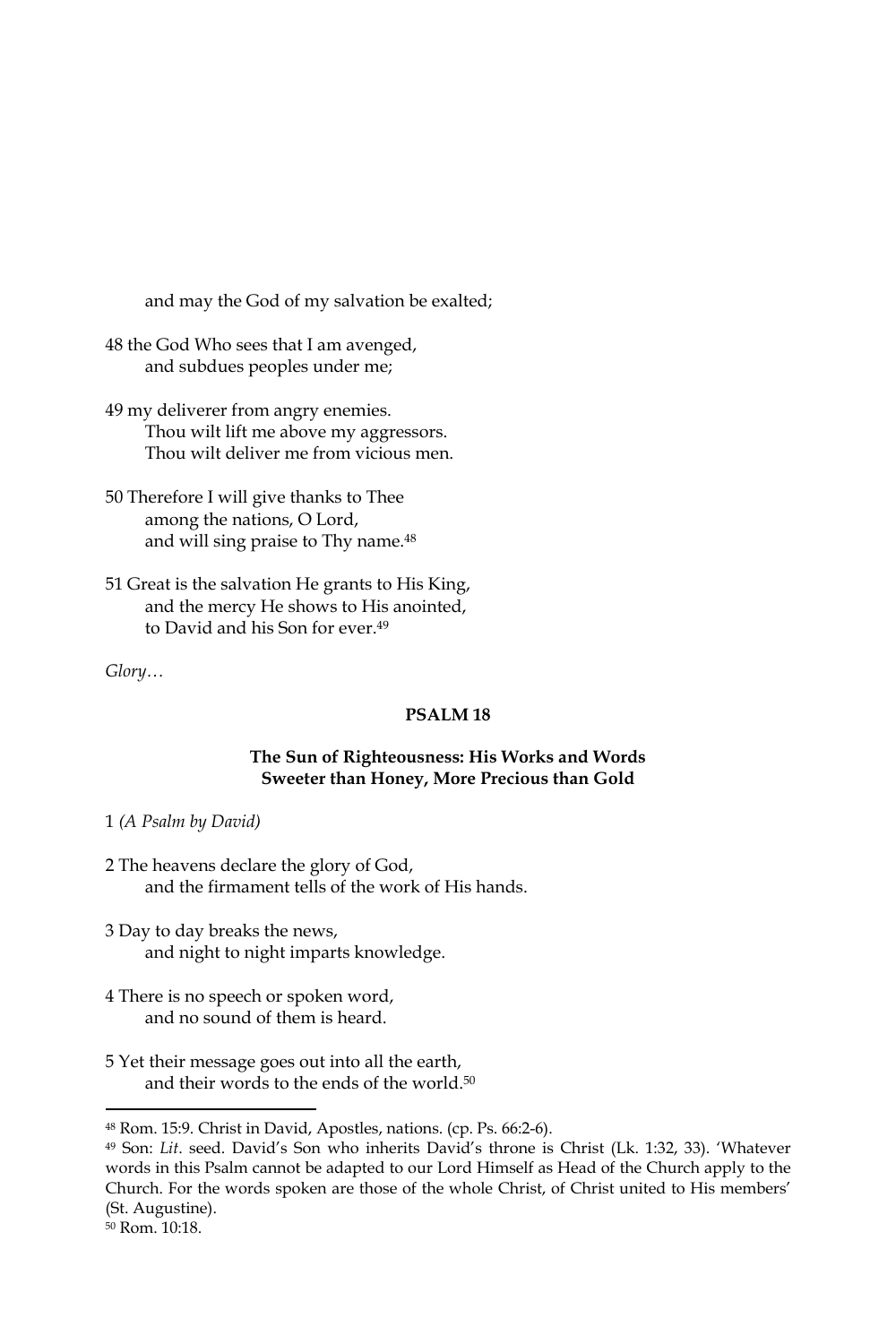and may the God of my salvation be exalted;

48 the God Who sees that I am avenged,
and subdues peoples under me;

49 my deliverer from angry enemies.
Thou wilt lift me above my aggressors.
Thou wilt deliver me from vicious men.

50 Therefore I will give thanks to Thee
among the nations, O Lord,
and will sing praise to Thy name.[48]

51 Great is the salvation He grants to His King,
and the mercy He shows to His anointed,
to David and his Son for ever.[49]

*Glory…*

## PSALM 18

### The Sun of Righteousness: His Works and Words Sweeter than Honey, More Precious than Gold

1 *(A Psalm by David)*

2 The heavens declare the glory of God,
and the firmament tells of the work of His hands.

3 Day to day breaks the news,
and night to night imparts knowledge.

4 There is no speech or spoken word,
and no sound of them is heard.

5 Yet their message goes out into all the earth,
and their words to the ends of the world.[50]

---

[48] Rom. 15:9. Christ in David, Apostles, nations. (cp. Ps. 66:2-6).

[49] Son: *Lit.* seed. David's Son who inherits David's throne is Christ (Lk. 1:32, 33). 'Whatever words in this Psalm cannot be adapted to our Lord Himself as Head of the Church apply to the Church. For the words spoken are those of the whole Christ, of Christ united to His members' (St. Augustine).

[50] Rom. 10:18.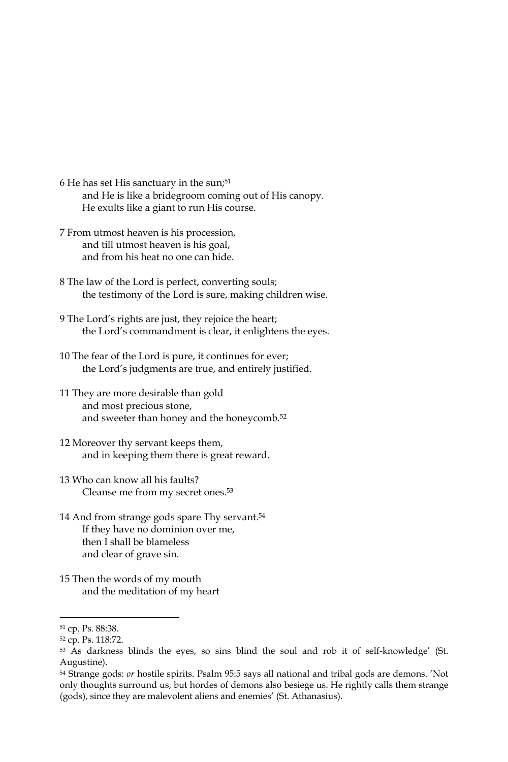6 He has set His sanctuary in the sun;[51]
    and He is like a bridegroom coming out of His canopy.
    He exults like a giant to run His course.

7 From utmost heaven is his procession,
    and till utmost heaven is his goal,
    and from his heat no one can hide.

8 The law of the Lord is perfect, converting souls;
    the testimony of the Lord is sure, making children wise.

9 The Lord's rights are just, they rejoice the heart;
    the Lord's commandment is clear, it enlightens the eyes.

10 The fear of the Lord is pure, it continues for ever;
    the Lord's judgments are true, and entirely justified.

11 They are more desirable than gold
    and most precious stone,
    and sweeter than honey and the honeycomb.[52]

12 Moreover thy servant keeps them,
    and in keeping them there is great reward.

13 Who can know all his faults?
    Cleanse me from my secret ones.[53]

14 And from strange gods spare Thy servant.[54]
    If they have no dominion over me,
    then I shall be blameless
    and clear of grave sin.

15 Then the words of my mouth
    and the meditation of my heart

---

[51] cp. Ps. 88:38.

[52] cp. Ps. 118:72.

[53] As darkness blinds the eyes, so sins blind the soul and rob it of self-knowledge' (St. Augustine).

[54] Strange gods: *or* hostile spirits. Psalm 95:5 says all national and tribal gods are demons. 'Not only thoughts surround us, but hordes of demons also besiege us. He rightly calls them strange (gods), since they are malevolent aliens and enemies' (St. Athanasius).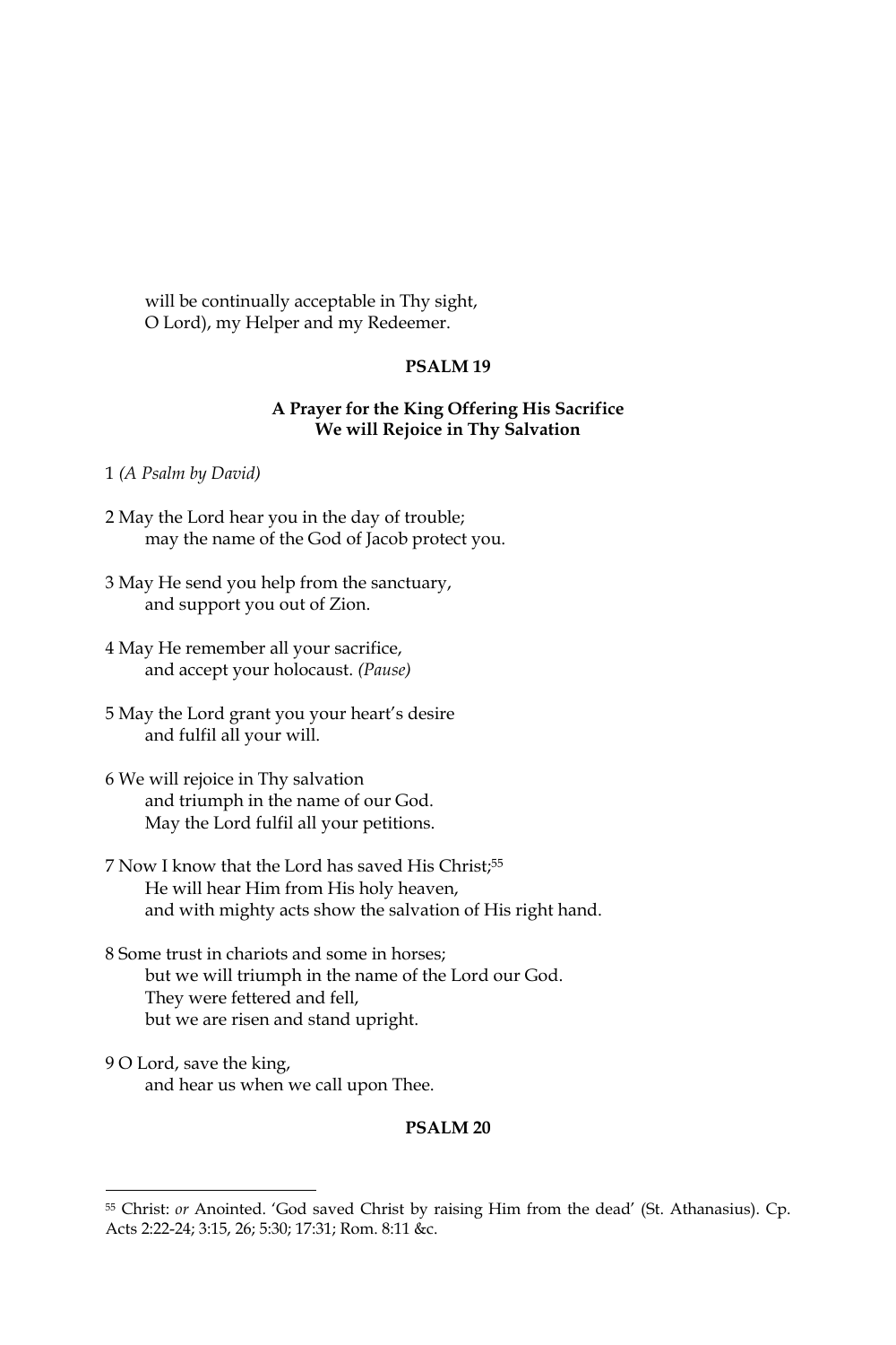will be continually acceptable in Thy sight,
O Lord), my Helper and my Redeemer.

## PSALM 19

### A Prayer for the King Offering His Sacrifice
### We will Rejoice in Thy Salvation

1 *(A Psalm by David)*

2 May the Lord hear you in the day of trouble;
may the name of the God of Jacob protect you.

3 May He send you help from the sanctuary,
and support you out of Zion.

4 May He remember all your sacrifice,
and accept your holocaust. *(Pause)*

5 May the Lord grant you your heart's desire
and fulfil all your will.

6 We will rejoice in Thy salvation
and triumph in the name of our God.
May the Lord fulfil all your petitions.

7 Now I know that the Lord has saved His Christ;[55]
He will hear Him from His holy heaven,
and with mighty acts show the salvation of His right hand.

8 Some trust in chariots and some in horses;
but we will triumph in the name of the Lord our God.
They were fettered and fell,
but we are risen and stand upright.

9 O Lord, save the king,
and hear us when we call upon Thee.

## PSALM 20

---

[55] Christ: *or* Anointed. 'God saved Christ by raising Him from the dead' (St. Athanasius). Cp. Acts 2:22-24; 3:15, 26; 5:30; 17:31; Rom. 8:11 &c.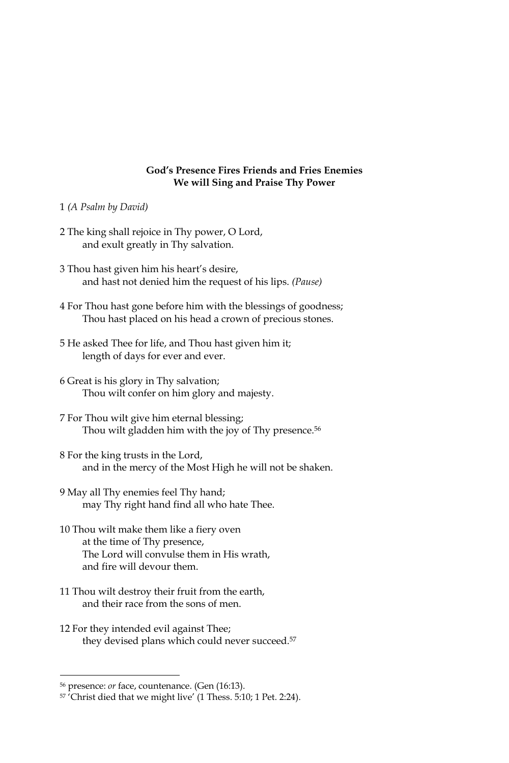**God's Presence Fires Friends and Fries Enemies**
**We will Sing and Praise Thy Power**

1 *(A Psalm by David)*

2 The king shall rejoice in Thy power, O Lord,
and exult greatly in Thy salvation.

3 Thou hast given him his heart's desire,
and hast not denied him the request of his lips. *(Pause)*

4 For Thou hast gone before him with the blessings of goodness;
Thou hast placed on his head a crown of precious stones.

5 He asked Thee for life, and Thou hast given him it;
length of days for ever and ever.

6 Great is his glory in Thy salvation;
Thou wilt confer on him glory and majesty.

7 For Thou wilt give him eternal blessing;
Thou wilt gladden him with the joy of Thy presence.[56]

8 For the king trusts in the Lord,
and in the mercy of the Most High he will not be shaken.

9 May all Thy enemies feel Thy hand;
may Thy right hand find all who hate Thee.

10 Thou wilt make them like a fiery oven
at the time of Thy presence,
The Lord will convulse them in His wrath,
and fire will devour them.

11 Thou wilt destroy their fruit from the earth,
and their race from the sons of men.

12 For they intended evil against Thee;
they devised plans which could never succeed.[57]

---

[56] presence: *or* face, countenance. (Gen (16:13).

[57] 'Christ died that we might live' (1 Thess. 5:10; 1 Pet. 2:24).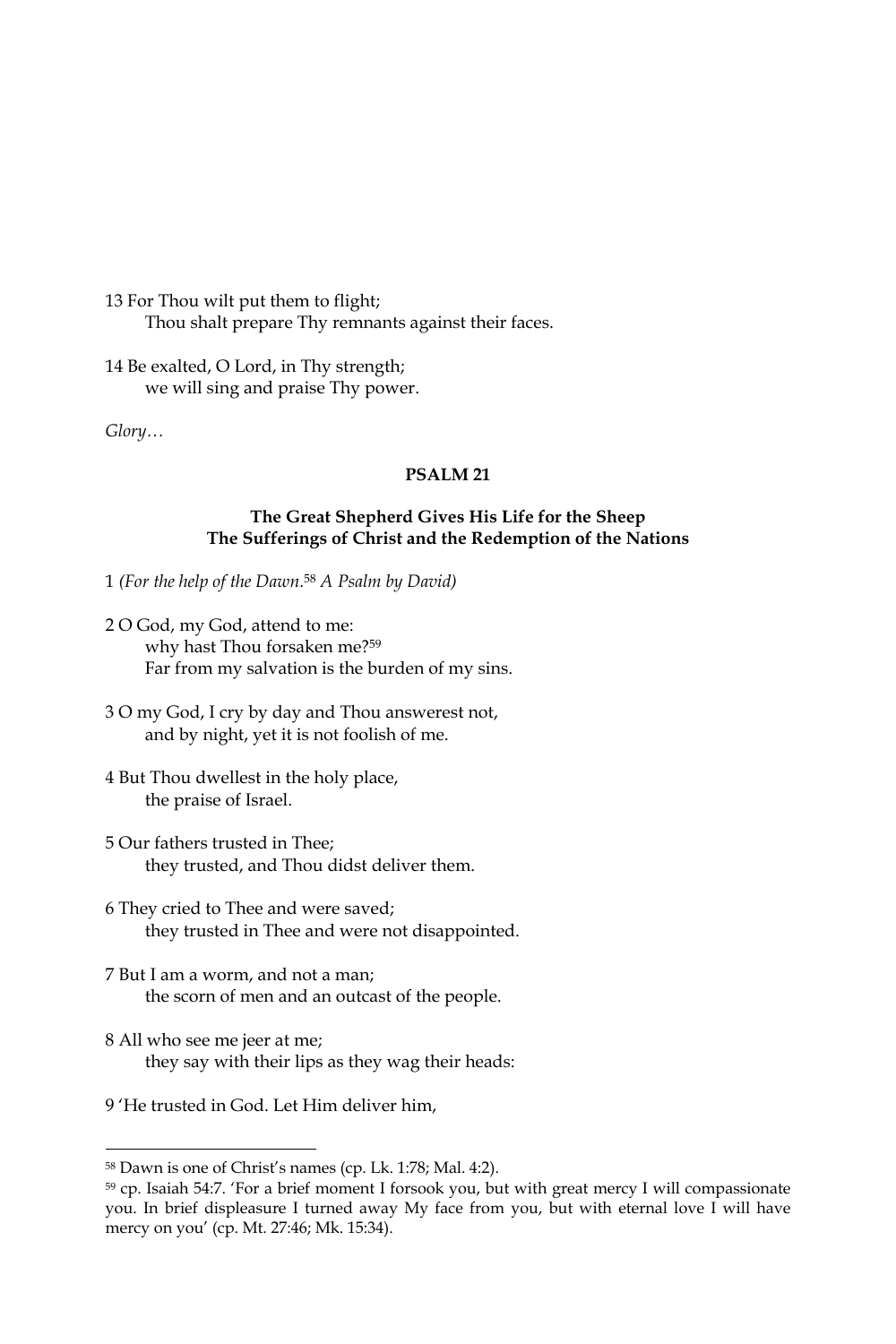13 For Thou wilt put them to flight;
Thou shalt prepare Thy remnants against their faces.

14 Be exalted, O Lord, in Thy strength;
we will sing and praise Thy power.

*Glory…*

## PSALM 21

### The Great Shepherd Gives His Life for the Sheep
### The Sufferings of Christ and the Redemption of the Nations

1 *(For the help of the Dawn.*[58] *A Psalm by David)*

2 O God, my God, attend to me:
why hast Thou forsaken me?[59]
Far from my salvation is the burden of my sins.

3 O my God, I cry by day and Thou answerest not,
and by night, yet it is not foolish of me.

4 But Thou dwellest in the holy place,
the praise of Israel.

5 Our fathers trusted in Thee;
they trusted, and Thou didst deliver them.

6 They cried to Thee and were saved;
they trusted in Thee and were not disappointed.

7 But I am a worm, and not a man;
the scorn of men and an outcast of the people.

8 All who see me jeer at me;
they say with their lips as they wag their heads:

9 'He trusted in God. Let Him deliver him,

---

[58] Dawn is one of Christ's names (cp. Lk. 1:78; Mal. 4:2).

[59] cp. Isaiah 54:7. 'For a brief moment I forsook you, but with great mercy I will compassionate you. In brief displeasure I turned away My face from you, but with eternal love I will have mercy on you' (cp. Mt. 27:46; Mk. 15:34).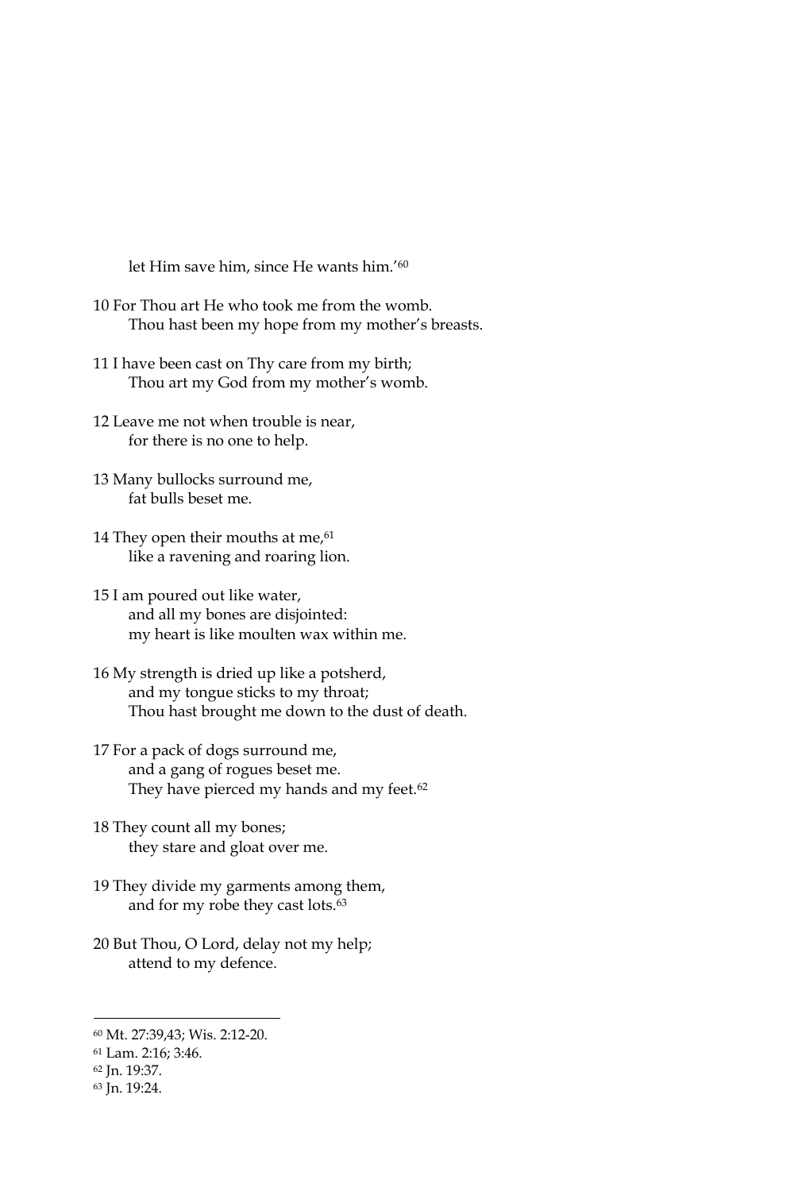let Him save him, since He wants him.'[60]

10 For Thou art He who took me from the womb.
Thou hast been my hope from my mother's breasts.

11 I have been cast on Thy care from my birth;
Thou art my God from my mother's womb.

12 Leave me not when trouble is near,
for there is no one to help.

13 Many bullocks surround me,
fat bulls beset me.

14 They open their mouths at me,[61]
like a ravening and roaring lion.

15 I am poured out like water,
and all my bones are disjointed:
my heart is like moulten wax within me.

16 My strength is dried up like a potsherd,
and my tongue sticks to my throat;
Thou hast brought me down to the dust of death.

17 For a pack of dogs surround me,
and a gang of rogues beset me.
They have pierced my hands and my feet.[62]

18 They count all my bones;
they stare and gloat over me.

19 They divide my garments among them,
and for my robe they cast lots.[63]

20 But Thou, O Lord, delay not my help;
attend to my defence.

---

[60] Mt. 27:39,43; Wis. 2:12-20.
[61] Lam. 2:16; 3:46.
[62] Jn. 19:37.
[63] Jn. 19:24.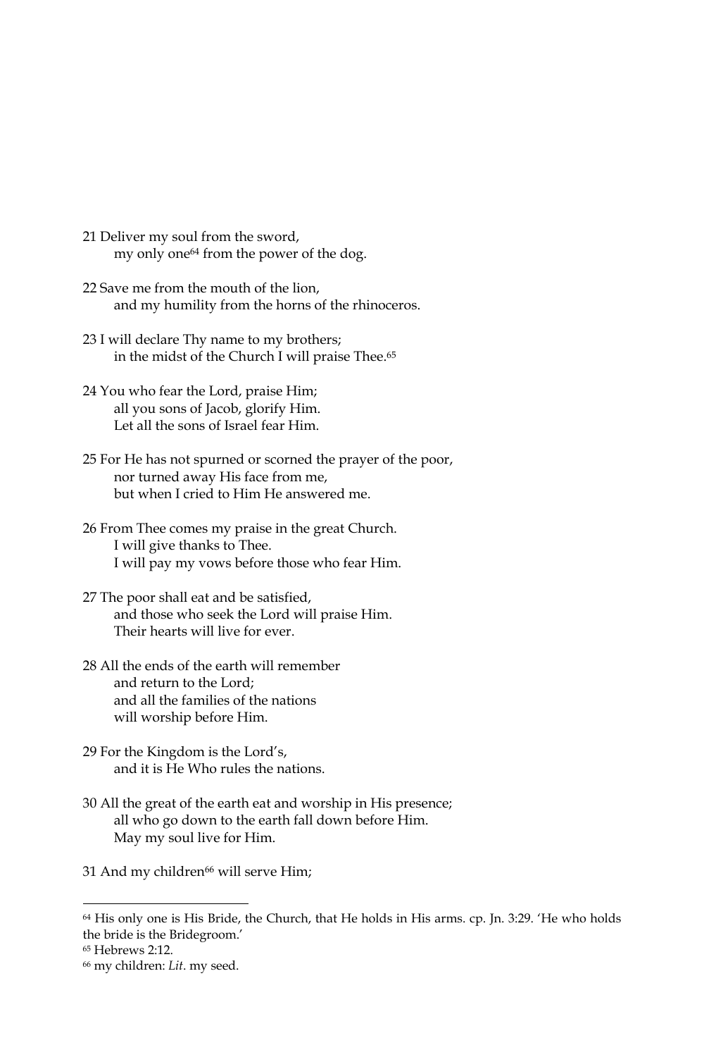21 Deliver my soul from the sword,
  my only one[64] from the power of the dog.

22 Save me from the mouth of the lion,
  and my humility from the horns of the rhinoceros.

23 I will declare Thy name to my brothers;
  in the midst of the Church I will praise Thee.[65]

24 You who fear the Lord, praise Him;
  all you sons of Jacob, glorify Him.
  Let all the sons of Israel fear Him.

25 For He has not spurned or scorned the prayer of the poor,
  nor turned away His face from me,
  but when I cried to Him He answered me.

26 From Thee comes my praise in the great Church.
  I will give thanks to Thee.
  I will pay my vows before those who fear Him.

27 The poor shall eat and be satisfied,
  and those who seek the Lord will praise Him.
  Their hearts will live for ever.

28 All the ends of the earth will remember
  and return to the Lord;
  and all the families of the nations
  will worship before Him.

29 For the Kingdom is the Lord's,
  and it is He Who rules the nations.

30 All the great of the earth eat and worship in His presence;
  all who go down to the earth fall down before Him.
  May my soul live for Him.

31 And my children[66] will serve Him;

---

[64] His only one is His Bride, the Church, that He holds in His arms. cp. Jn. 3:29. 'He who holds the bride is the Bridegroom.'

[65] Hebrews 2:12.

[66] my children: *Lit*. my seed.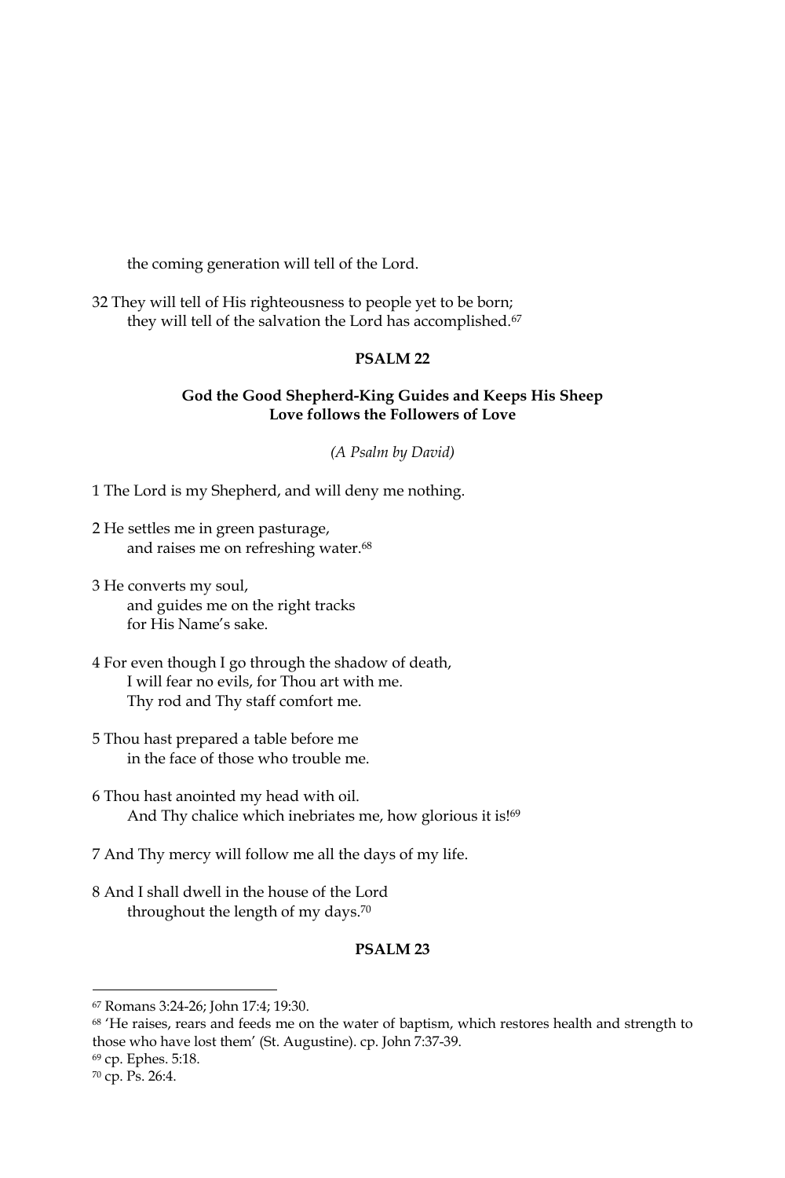the coming generation will tell of the Lord.

32 They will tell of His righteousness to people yet to be born;
 they will tell of the salvation the Lord has accomplished.[67]

## PSALM 22

### God the Good Shepherd-King Guides and Keeps His Sheep
### Love follows the Followers of Love

*(A Psalm by David)*

1 The Lord is my Shepherd, and will deny me nothing.

2 He settles me in green pasturage,
 and raises me on refreshing water.[68]

3 He converts my soul,
 and guides me on the right tracks
 for His Name's sake.

4 For even though I go through the shadow of death,
 I will fear no evils, for Thou art with me.
 Thy rod and Thy staff comfort me.

5 Thou hast prepared a table before me
 in the face of those who trouble me.

6 Thou hast anointed my head with oil.
 And Thy chalice which inebriates me, how glorious it is![69]

7 And Thy mercy will follow me all the days of my life.

8 And I shall dwell in the house of the Lord
 throughout the length of my days.[70]

## PSALM 23

---

[67] Romans 3:24-26; John 17:4; 19:30.

[68] 'He raises, rears and feeds me on the water of baptism, which restores health and strength to those who have lost them' (St. Augustine). cp. John 7:37-39.

[69] cp. Ephes. 5:18.

[70] cp. Ps. 26:4.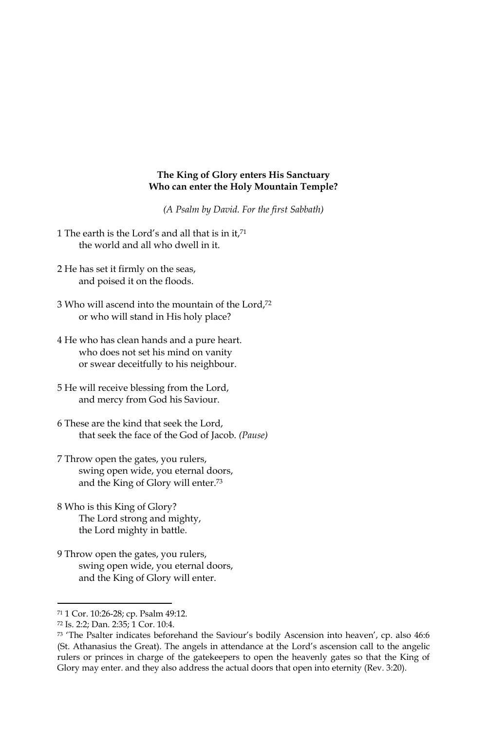**The King of Glory enters His Sanctuary**
**Who can enter the Holy Mountain Temple?**

*(A Psalm by David. For the first Sabbath)*

1 The earth is the Lord's and all that is in it,[71]
  the world and all who dwell in it.

2 He has set it firmly on the seas,
  and poised it on the floods.

3 Who will ascend into the mountain of the Lord,[72]
  or who will stand in His holy place?

4 He who has clean hands and a pure heart.
  who does not set his mind on vanity
  or swear deceitfully to his neighbour.

5 He will receive blessing from the Lord,
  and mercy from God his Saviour.

6 These are the kind that seek the Lord,
  that seek the face of the God of Jacob. *(Pause)*

7 Throw open the gates, you rulers,
  swing open wide, you eternal doors,
  and the King of Glory will enter.[73]

8 Who is this King of Glory?
  The Lord strong and mighty,
  the Lord mighty in battle.

9 Throw open the gates, you rulers,
  swing open wide, you eternal doors,
  and the King of Glory will enter.

---

[71] 1 Cor. 10:26-28; cp. Psalm 49:12.

[72] Is. 2:2; Dan. 2:35; 1 Cor. 10:4.

[73] 'The Psalter indicates beforehand the Saviour's bodily Ascension into heaven', cp. also 46:6 (St. Athanasius the Great). The angels in attendance at the Lord's ascension call to the angelic rulers or princes in charge of the gatekeepers to open the heavenly gates so that the King of Glory may enter. and they also address the actual doors that open into eternity (Rev. 3:20).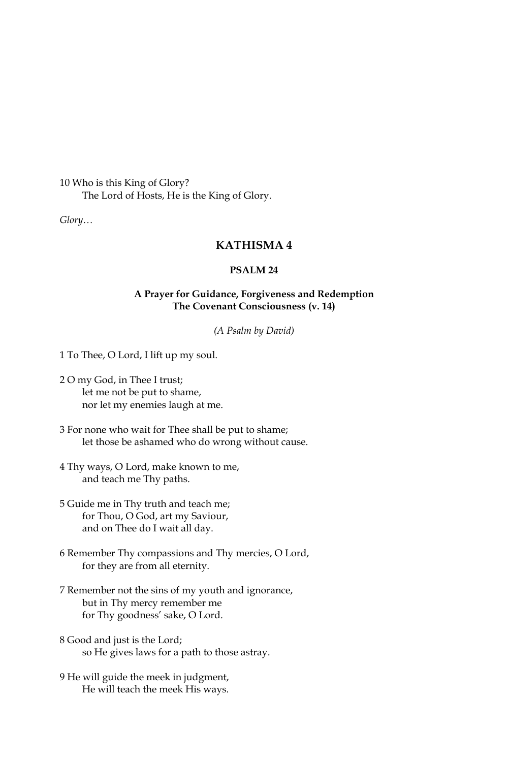10 Who is this King of Glory?
The Lord of Hosts, He is the King of Glory.

*Glory…*

## KATHISMA 4

### PSALM 24

**A Prayer for Guidance, Forgiveness and Redemption**
**The Covenant Consciousness (v. 14)**

*(A Psalm by David)*

1 To Thee, O Lord, I lift up my soul.

2 O my God, in Thee I trust;
let me not be put to shame,
nor let my enemies laugh at me.

3 For none who wait for Thee shall be put to shame;
let those be ashamed who do wrong without cause.

4 Thy ways, O Lord, make known to me,
and teach me Thy paths.

5 Guide me in Thy truth and teach me;
for Thou, O God, art my Saviour,
and on Thee do I wait all day.

6 Remember Thy compassions and Thy mercies, O Lord,
for they are from all eternity.

7 Remember not the sins of my youth and ignorance,
but in Thy mercy remember me
for Thy goodness' sake, O Lord.

8 Good and just is the Lord;
so He gives laws for a path to those astray.

9 He will guide the meek in judgment,
He will teach the meek His ways.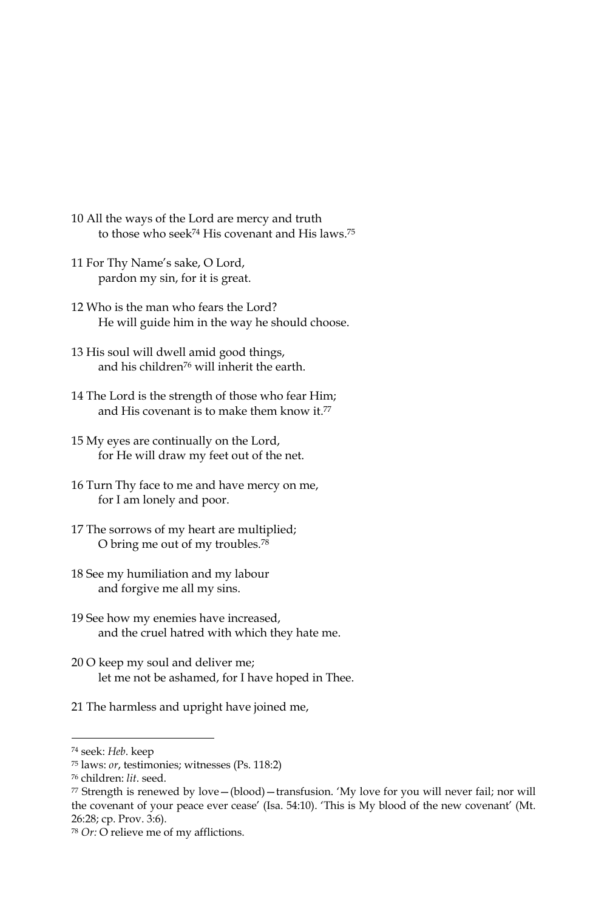10 All the ways of the Lord are mercy and truth
to those who seek[74] His covenant and His laws.[75]

11 For Thy Name's sake, O Lord,
pardon my sin, for it is great.

12 Who is the man who fears the Lord?
He will guide him in the way he should choose.

13 His soul will dwell amid good things,
and his children[76] will inherit the earth.

14 The Lord is the strength of those who fear Him;
and His covenant is to make them know it.[77]

15 My eyes are continually on the Lord,
for He will draw my feet out of the net.

16 Turn Thy face to me and have mercy on me,
for I am lonely and poor.

17 The sorrows of my heart are multiplied;
O bring me out of my troubles.[78]

18 See my humiliation and my labour
and forgive me all my sins.

19 See how my enemies have increased,
and the cruel hatred with which they hate me.

20 O keep my soul and deliver me;
let me not be ashamed, for I have hoped in Thee.

21 The harmless and upright have joined me,

---

[74] seek: *Heb*. keep

[75] laws: *or*, testimonies; witnesses (Ps. 118:2)

[76] children: *lit*. seed.

[77] Strength is renewed by love—(blood)—transfusion. 'My love for you will never fail; nor will the covenant of your peace ever cease' (Isa. 54:10). 'This is My blood of the new covenant' (Mt. 26:28; cp. Prov. 3:6).

[78] *Or:* O relieve me of my afflictions.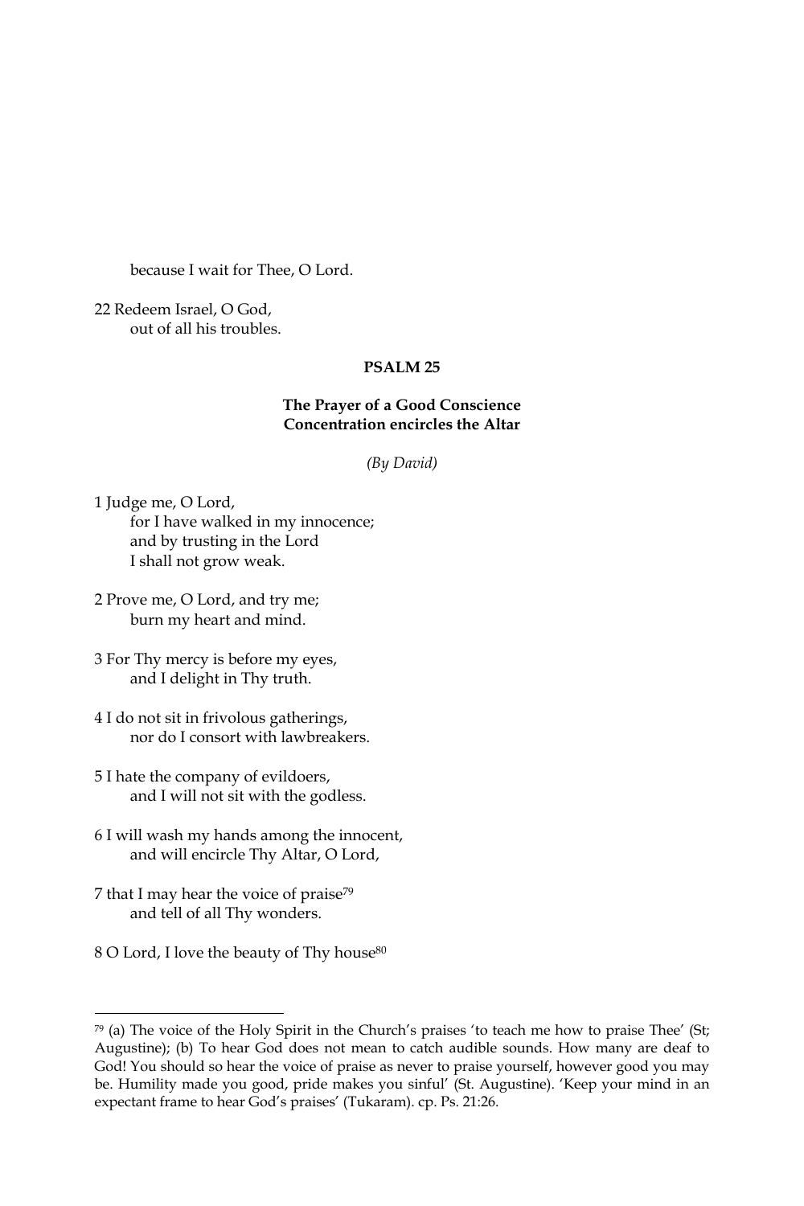because I wait for Thee, O Lord.

22 Redeem Israel, O God,
out of all his troubles.

## PSALM 25

### The Prayer of a Good Conscience
### Concentration encircles the Altar

*(By David)*

1 Judge me, O Lord,
for I have walked in my innocence;
and by trusting in the Lord
I shall not grow weak.

2 Prove me, O Lord, and try me;
burn my heart and mind.

3 For Thy mercy is before my eyes,
and I delight in Thy truth.

4 I do not sit in frivolous gatherings,
nor do I consort with lawbreakers.

5 I hate the company of evildoers,
and I will not sit with the godless.

6 I will wash my hands among the innocent,
and will encircle Thy Altar, O Lord,

7 that I may hear the voice of praise[79]
and tell of all Thy wonders.

8 O Lord, I love the beauty of Thy house[80]

---

[79] (a) The voice of the Holy Spirit in the Church's praises 'to teach me how to praise Thee' (St; Augustine); (b) To hear God does not mean to catch audible sounds. How many are deaf to God! You should so hear the voice of praise as never to praise yourself, however good you may be. Humility made you good, pride makes you sinful' (St. Augustine). 'Keep your mind in an expectant frame to hear God's praises' (Tukaram). cp. Ps. 21:26.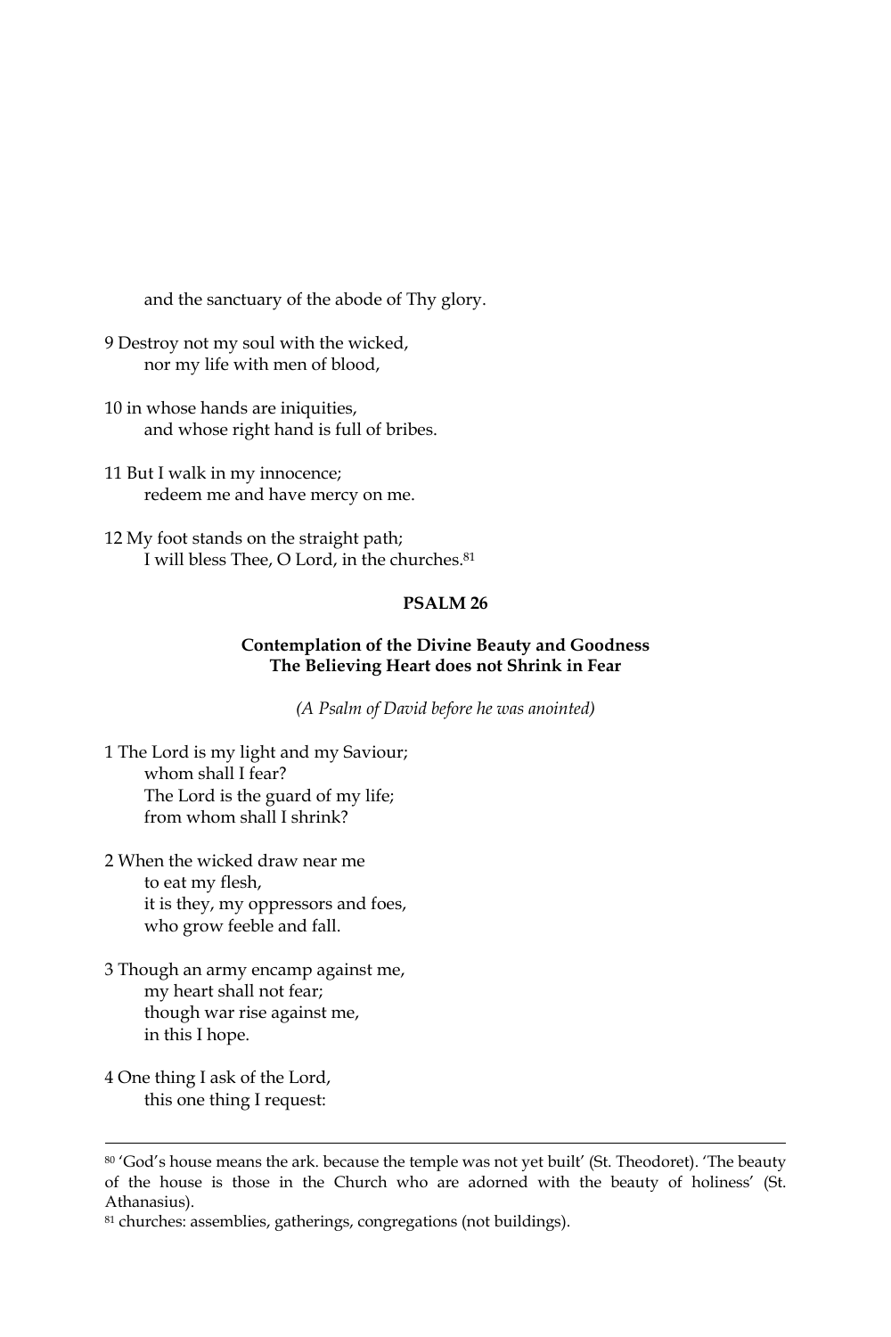and the sanctuary of the abode of Thy glory.

9 Destroy not my soul with the wicked,
nor my life with men of blood,

10 in whose hands are iniquities,
and whose right hand is full of bribes.

11 But I walk in my innocence;
redeem me and have mercy on me.

12 My foot stands on the straight path;
I will bless Thee, O Lord, in the churches.[81]

**PSALM 26**

**Contemplation of the Divine Beauty and Goodness**
**The Believing Heart does not Shrink in Fear**

*(A Psalm of David before he was anointed)*

1 The Lord is my light and my Saviour;
whom shall I fear?
The Lord is the guard of my life;
from whom shall I shrink?

2 When the wicked draw near me
to eat my flesh,
it is they, my oppressors and foes,
who grow feeble and fall.

3 Though an army encamp against me,
my heart shall not fear;
though war rise against me,
in this I hope.

4 One thing I ask of the Lord,
this one thing I request:

---

[80] 'God's house means the ark. because the temple was not yet built' (St. Theodoret). 'The beauty of the house is those in the Church who are adorned with the beauty of holiness' (St. Athanasius).

[81] churches: assemblies, gatherings, congregations (not buildings).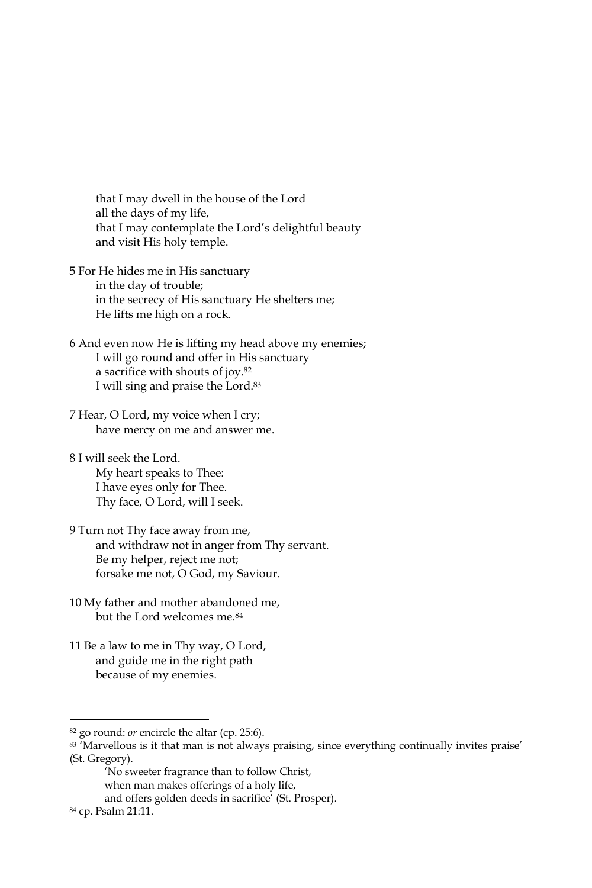that I may dwell in the house of the Lord  
all the days of my life,  
that I may contemplate the Lord's delightful beauty  
and visit His holy temple.

5 For He hides me in His sanctuary  
in the day of trouble;  
in the secrecy of His sanctuary He shelters me;  
He lifts me high on a rock.

6 And even now He is lifting my head above my enemies;  
I will go round and offer in His sanctuary  
a sacrifice with shouts of joy.[82]  
I will sing and praise the Lord.[83]

7 Hear, O Lord, my voice when I cry;  
have mercy on me and answer me.

8 I will seek the Lord.  
My heart speaks to Thee:  
I have eyes only for Thee.  
Thy face, O Lord, will I seek.

9 Turn not Thy face away from me,  
and withdraw not in anger from Thy servant.  
Be my helper, reject me not;  
forsake me not, O God, my Saviour.

10 My father and mother abandoned me,  
but the Lord welcomes me.[84]

11 Be a law to me in Thy way, O Lord,  
and guide me in the right path  
because of my enemies.

---

[82] go round: *or* encircle the altar (cp. 25:6).

[83] 'Marvellous is it that man is not always praising, since everything continually invites praise' (St. Gregory).

'No sweeter fragrance than to follow Christ,  
when man makes offerings of a holy life,  
and offers golden deeds in sacrifice' (St. Prosper).

[84] cp. Psalm 21:11.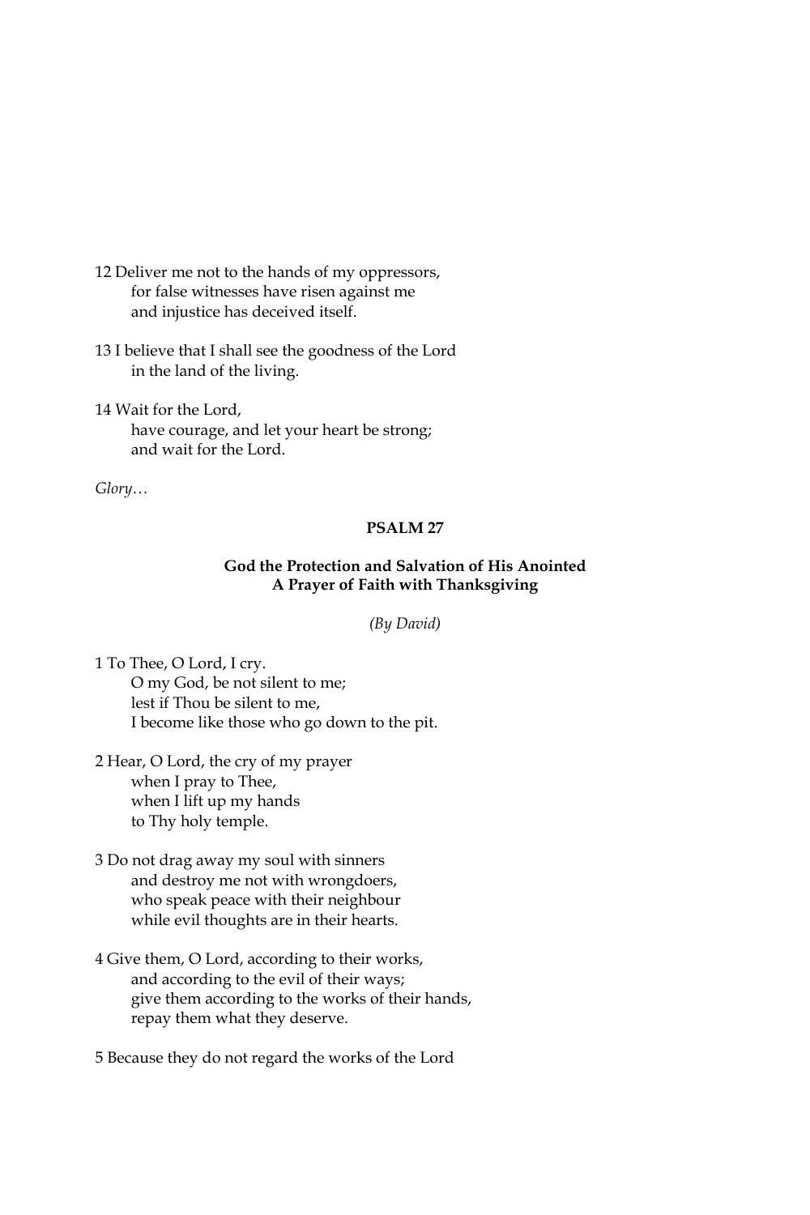12 Deliver me not to the hands of my oppressors,
for false witnesses have risen against me
and injustice has deceived itself.

13 I believe that I shall see the goodness of the Lord
in the land of the living.

14 Wait for the Lord,
have courage, and let your heart be strong;
and wait for the Lord.

*Glory…*

## PSALM 27

### God the Protection and Salvation of His Anointed
### A Prayer of Faith with Thanksgiving

*(By David)*

1 To Thee, O Lord, I cry.
O my God, be not silent to me;
lest if Thou be silent to me,
I become like those who go down to the pit.

2 Hear, O Lord, the cry of my prayer
when I pray to Thee,
when I lift up my hands
to Thy holy temple.

3 Do not drag away my soul with sinners
and destroy me not with wrongdoers,
who speak peace with their neighbour
while evil thoughts are in their hearts.

4 Give them, O Lord, according to their works,
and according to the evil of their ways;
give them according to the works of their hands,
repay them what they deserve.

5 Because they do not regard the works of the Lord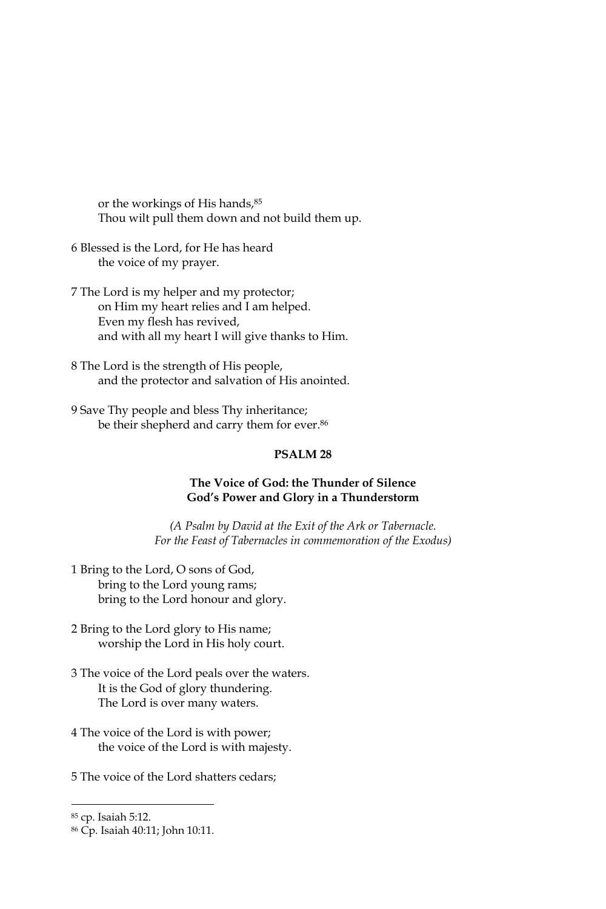or the workings of His hands,[85]
Thou wilt pull them down and not build them up.

6 Blessed is the Lord, for He has heard
the voice of my prayer.

7 The Lord is my helper and my protector;
on Him my heart relies and I am helped.
Even my flesh has revived,
and with all my heart I will give thanks to Him.

8 The Lord is the strength of His people,
and the protector and salvation of His anointed.

9 Save Thy people and bless Thy inheritance;
be their shepherd and carry them for ever.[86]

## PSALM 28

### The Voice of God: the Thunder of Silence
### God's Power and Glory in a Thunderstorm

*(A Psalm by David at the Exit of the Ark or Tabernacle.*
*For the Feast of Tabernacles in commemoration of the Exodus)*

1 Bring to the Lord, O sons of God,
bring to the Lord young rams;
bring to the Lord honour and glory.

2 Bring to the Lord glory to His name;
worship the Lord in His holy court.

3 The voice of the Lord peals over the waters.
It is the God of glory thundering.
The Lord is over many waters.

4 The voice of the Lord is with power;
the voice of the Lord is with majesty.

5 The voice of the Lord shatters cedars;

---

[85] cp. Isaiah 5:12.

[86] Cp. Isaiah 40:11; John 10:11.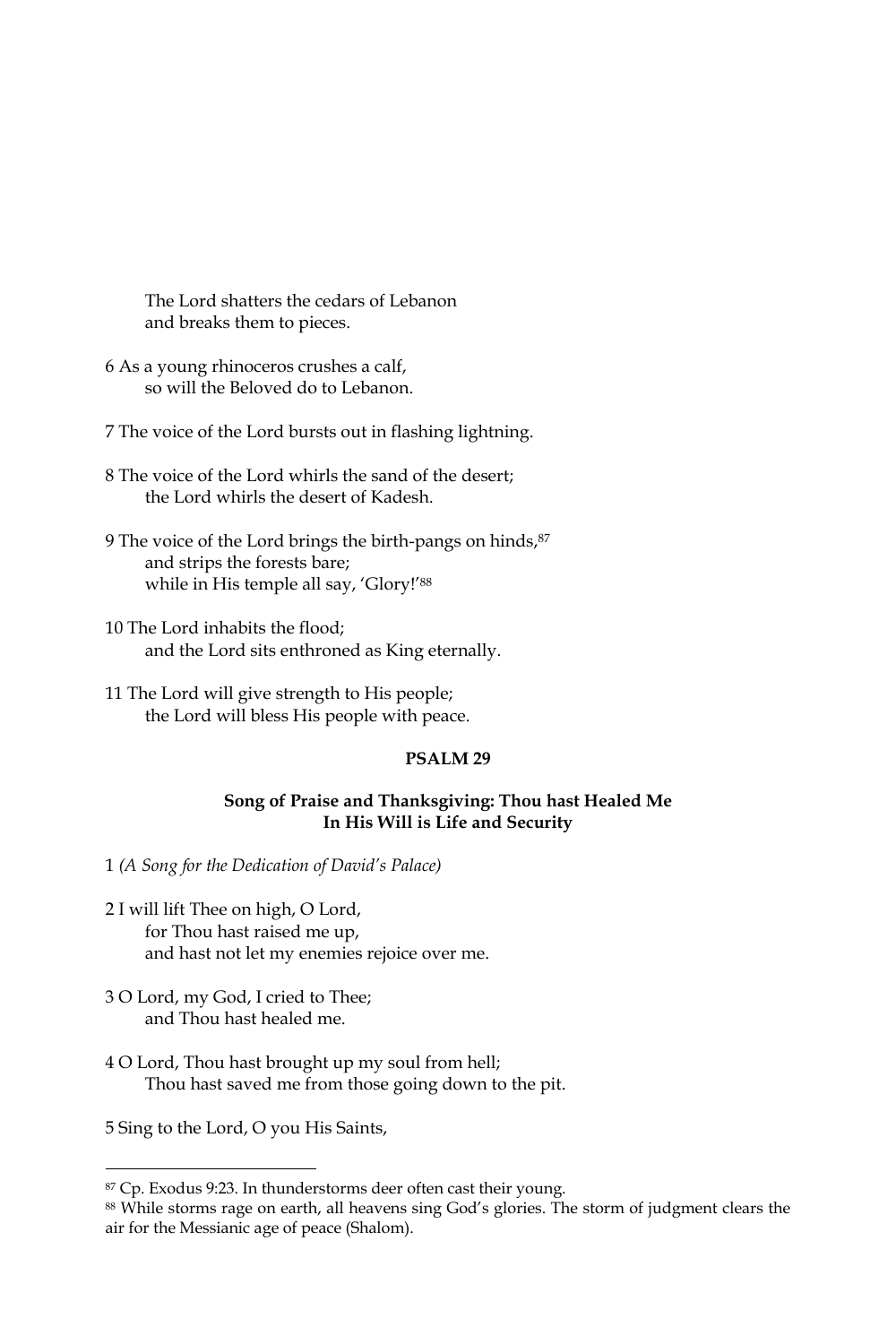The Lord shatters the cedars of Lebanon
and breaks them to pieces.

6 As a young rhinoceros crushes a calf,
so will the Beloved do to Lebanon.

7 The voice of the Lord bursts out in flashing lightning.

8 The voice of the Lord whirls the sand of the desert;
the Lord whirls the desert of Kadesh.

9 The voice of the Lord brings the birth-pangs on hinds,[87]
and strips the forests bare;
while in His temple all say, 'Glory!'[88]

10 The Lord inhabits the flood;
and the Lord sits enthroned as King eternally.

11 The Lord will give strength to His people;
the Lord will bless His people with peace.

## PSALM 29

### Song of Praise and Thanksgiving: Thou hast Healed Me
### In His Will is Life and Security

1 *(A Song for the Dedication of David's Palace)*

2 I will lift Thee on high, O Lord,
for Thou hast raised me up,
and hast not let my enemies rejoice over me.

3 O Lord, my God, I cried to Thee;
and Thou hast healed me.

4 O Lord, Thou hast brought up my soul from hell;
Thou hast saved me from those going down to the pit.

5 Sing to the Lord, O you His Saints,

---

[87] Cp. Exodus 9:23. In thunderstorms deer often cast their young.

[88] While storms rage on earth, all heavens sing God's glories. The storm of judgment clears the air for the Messianic age of peace (Shalom).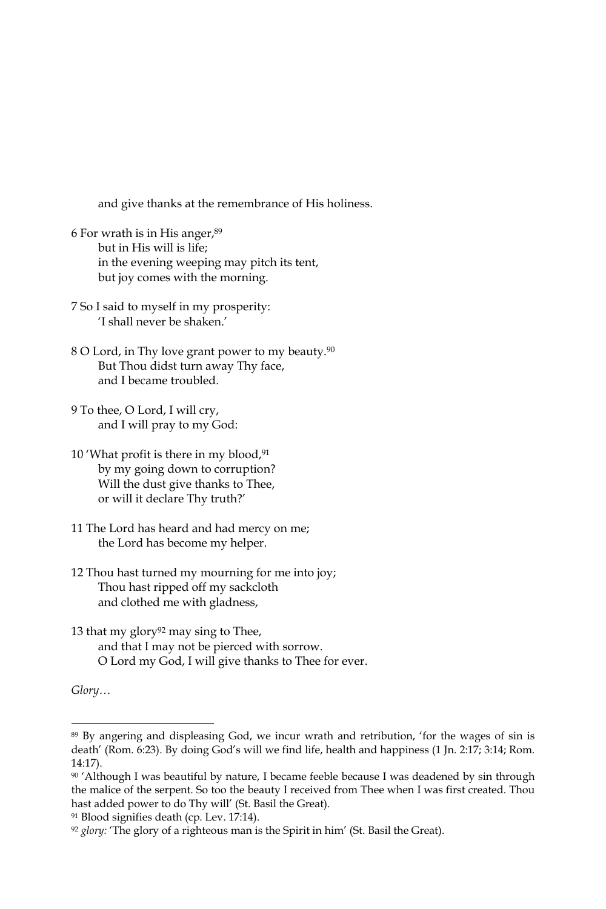and give thanks at the remembrance of His holiness.

6 For wrath is in His anger,[89]  
but in His will is life;  
in the evening weeping may pitch its tent,  
but joy comes with the morning.

7 So I said to myself in my prosperity:  
'I shall never be shaken.'

8 O Lord, in Thy love grant power to my beauty.[90]  
But Thou didst turn away Thy face,  
and I became troubled.

9 To thee, O Lord, I will cry,  
and I will pray to my God:

10 'What profit is there in my blood,[91]  
by my going down to corruption?  
Will the dust give thanks to Thee,  
or will it declare Thy truth?'

11 The Lord has heard and had mercy on me;  
the Lord has become my helper.

12 Thou hast turned my mourning for me into joy;  
Thou hast ripped off my sackcloth  
and clothed me with gladness,

13 that my glory[92] may sing to Thee,  
and that I may not be pierced with sorrow.  
O Lord my God, I will give thanks to Thee for ever.

*Glory…*

---

[89] By angering and displeasing God, we incur wrath and retribution, 'for the wages of sin is death' (Rom. 6:23). By doing God's will we find life, health and happiness (1 Jn. 2:17; 3:14; Rom. 14:17).

[90] 'Although I was beautiful by nature, I became feeble because I was deadened by sin through the malice of the serpent. So too the beauty I received from Thee when I was first created. Thou hast added power to do Thy will' (St. Basil the Great).

[91] Blood signifies death (cp. Lev. 17:14).

[92] *glory:* 'The glory of a righteous man is the Spirit in him' (St. Basil the Great).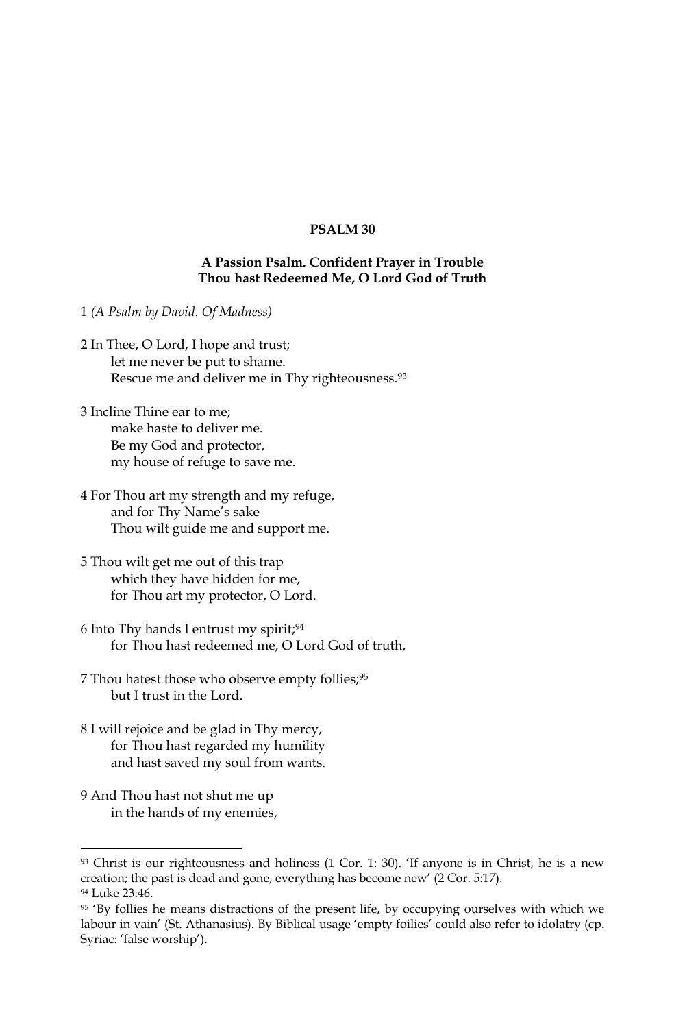## PSALM 30

### A Passion Psalm. Confident Prayer in Trouble
### Thou hast Redeemed Me, O Lord God of Truth

1 *(A Psalm by David. Of Madness)*

2 In Thee, O Lord, I hope and trust;
let me never be put to shame.
Rescue me and deliver me in Thy righteousness.[93]

3 Incline Thine ear to me;
make haste to deliver me.
Be my God and protector,
my house of refuge to save me.

4 For Thou art my strength and my refuge,
and for Thy Name's sake
Thou wilt guide me and support me.

5 Thou wilt get me out of this trap
which they have hidden for me,
for Thou art my protector, O Lord.

6 Into Thy hands I entrust my spirit;[94]
for Thou hast redeemed me, O Lord God of truth,

7 Thou hatest those who observe empty follies;[95]
but I trust in the Lord.

8 I will rejoice and be glad in Thy mercy,
for Thou hast regarded my humility
and hast saved my soul from wants.

9 And Thou hast not shut me up
in the hands of my enemies,

---

[93] Christ is our righteousness and holiness (1 Cor. 1: 30). 'If anyone is in Christ, he is a new creation; the past is dead and gone, everything has become new' (2 Cor. 5:17).

[94] Luke 23:46.

[95] 'By follies he means distractions of the present life, by occupying ourselves with which we labour in vain' (St. Athanasius). By Biblical usage 'empty foilies' could also refer to idolatry (cp. Syriac: 'false worship').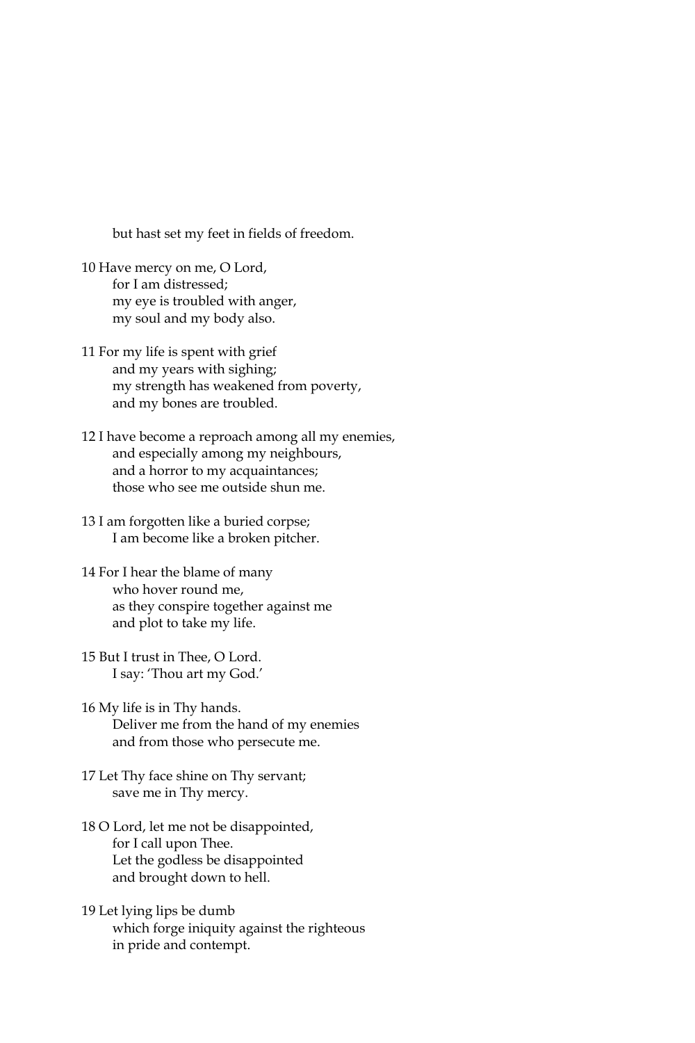but hast set my feet in fields of freedom.

10 Have mercy on me, O Lord,  
for I am distressed;  
my eye is troubled with anger,  
my soul and my body also.

11 For my life is spent with grief  
and my years with sighing;  
my strength has weakened from poverty,  
and my bones are troubled.

12 I have become a reproach among all my enemies,  
and especially among my neighbours,  
and a horror to my acquaintances;  
those who see me outside shun me.

13 I am forgotten like a buried corpse;  
I am become like a broken pitcher.

14 For I hear the blame of many  
who hover round me,  
as they conspire together against me  
and plot to take my life.

15 But I trust in Thee, O Lord.  
I say: 'Thou art my God.'

16 My life is in Thy hands.  
Deliver me from the hand of my enemies  
and from those who persecute me.

17 Let Thy face shine on Thy servant;  
save me in Thy mercy.

18 O Lord, let me not be disappointed,  
for I call upon Thee.  
Let the godless be disappointed  
and brought down to hell.

19 Let lying lips be dumb  
which forge iniquity against the righteous  
in pride and contempt.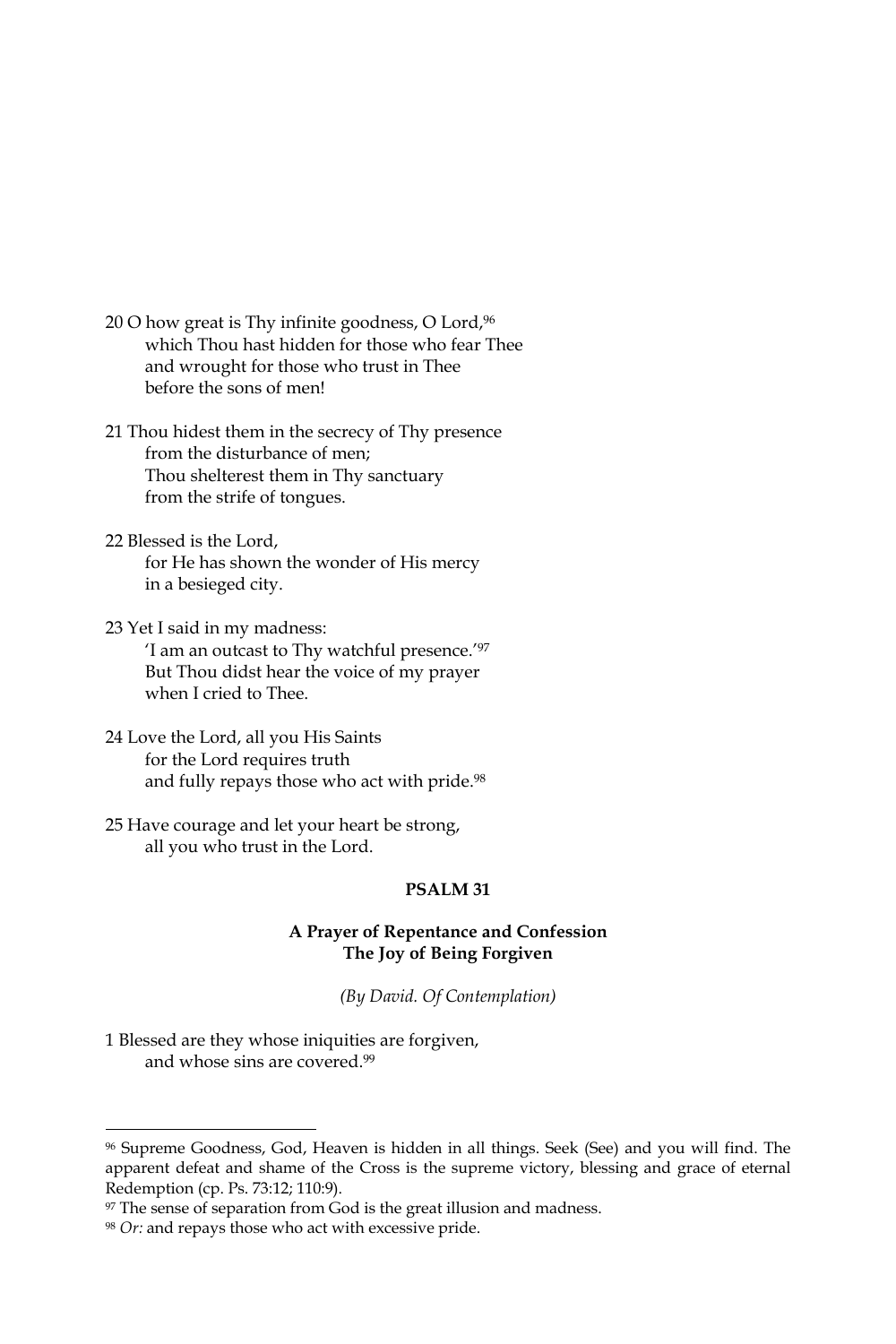20 O how great is Thy infinite goodness, O Lord,[96]
which Thou hast hidden for those who fear Thee
and wrought for those who trust in Thee
before the sons of men!

21 Thou hidest them in the secrecy of Thy presence
from the disturbance of men;
Thou shelterest them in Thy sanctuary
from the strife of tongues.

22 Blessed is the Lord,
for He has shown the wonder of His mercy
in a besieged city.

23 Yet I said in my madness:
'I am an outcast to Thy watchful presence.'[97]
But Thou didst hear the voice of my prayer
when I cried to Thee.

24 Love the Lord, all you His Saints
for the Lord requires truth
and fully repays those who act with pride.[98]

25 Have courage and let your heart be strong,
all you who trust in the Lord.

### PSALM 31

**A Prayer of Repentance and Confession**
**The Joy of Being Forgiven**

*(By David. Of Contemplation)*

1 Blessed are they whose iniquities are forgiven,
and whose sins are covered.[99]

---

[96] Supreme Goodness, God, Heaven is hidden in all things. Seek (See) and you will find. The apparent defeat and shame of the Cross is the supreme victory, blessing and grace of eternal Redemption (cp. Ps. 73:12; 110:9).

[97] The sense of separation from God is the great illusion and madness.

[98] *Or:* and repays those who act with excessive pride.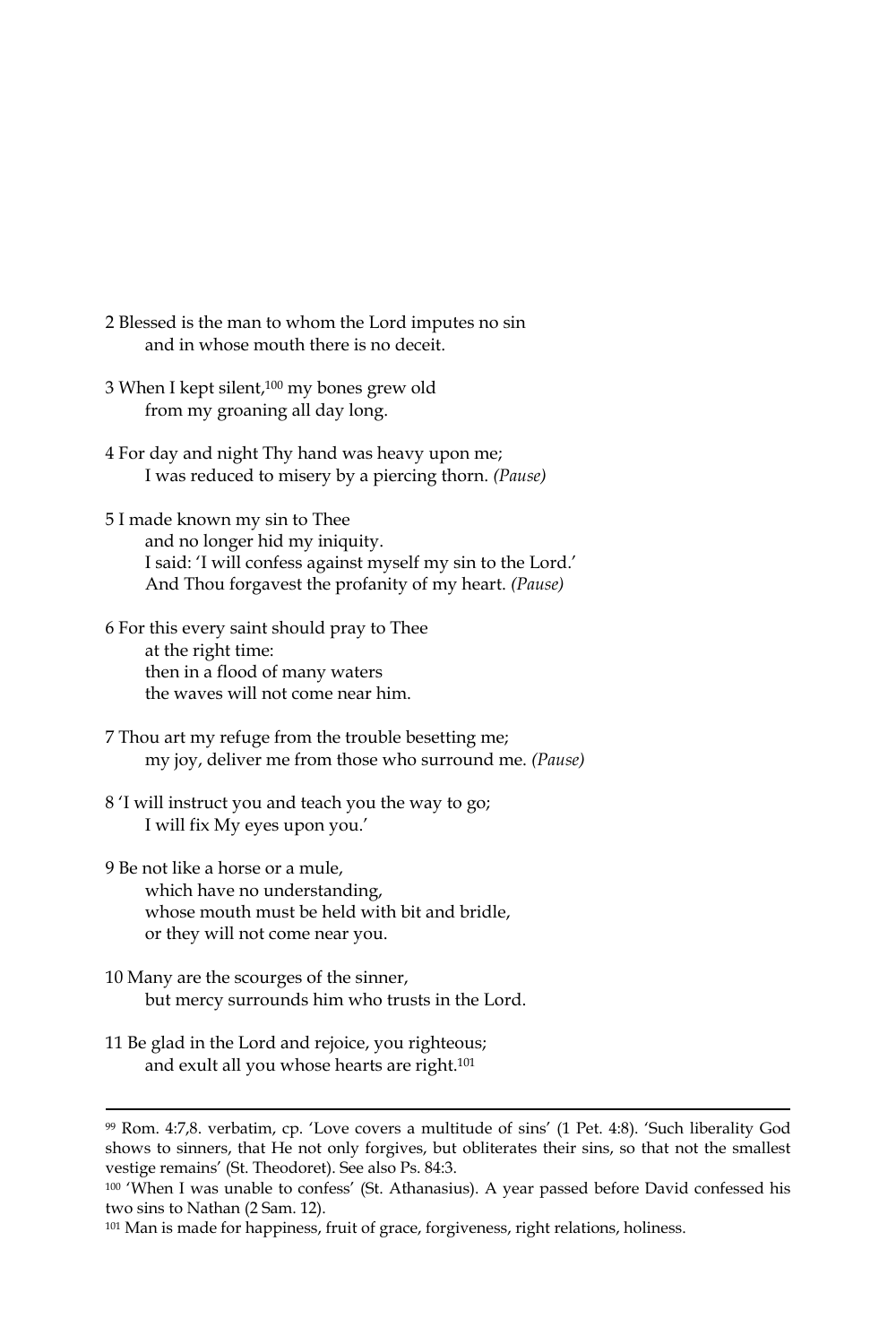2 Blessed is the man to whom the Lord imputes no sin
  and in whose mouth there is no deceit.

3 When I kept silent,[100] my bones grew old
  from my groaning all day long.

4 For day and night Thy hand was heavy upon me;
  I was reduced to misery by a piercing thorn. *(Pause)*

5 I made known my sin to Thee
  and no longer hid my iniquity.
  I said: 'I will confess against myself my sin to the Lord.'
  And Thou forgavest the profanity of my heart. *(Pause)*

6 For this every saint should pray to Thee
  at the right time:
  then in a flood of many waters
  the waves will not come near him.

7 Thou art my refuge from the trouble besetting me;
  my joy, deliver me from those who surround me. *(Pause)*

8 'I will instruct you and teach you the way to go;
  I will fix My eyes upon you.'

9 Be not like a horse or a mule,
  which have no understanding,
  whose mouth must be held with bit and bridle,
  or they will not come near you.

10 Many are the scourges of the sinner,
  but mercy surrounds him who trusts in the Lord.

11 Be glad in the Lord and rejoice, you righteous;
  and exult all you whose hearts are right.[101]

---

[99] Rom. 4:7,8. verbatim, cp. 'Love covers a multitude of sins' (1 Pet. 4:8). 'Such liberality God shows to sinners, that He not only forgives, but obliterates their sins, so that not the smallest vestige remains' (St. Theodoret). See also Ps. 84:3.

[100] 'When I was unable to confess' (St. Athanasius). A year passed before David confessed his two sins to Nathan (2 Sam. 12).

[101] Man is made for happiness, fruit of grace, forgiveness, right relations, holiness.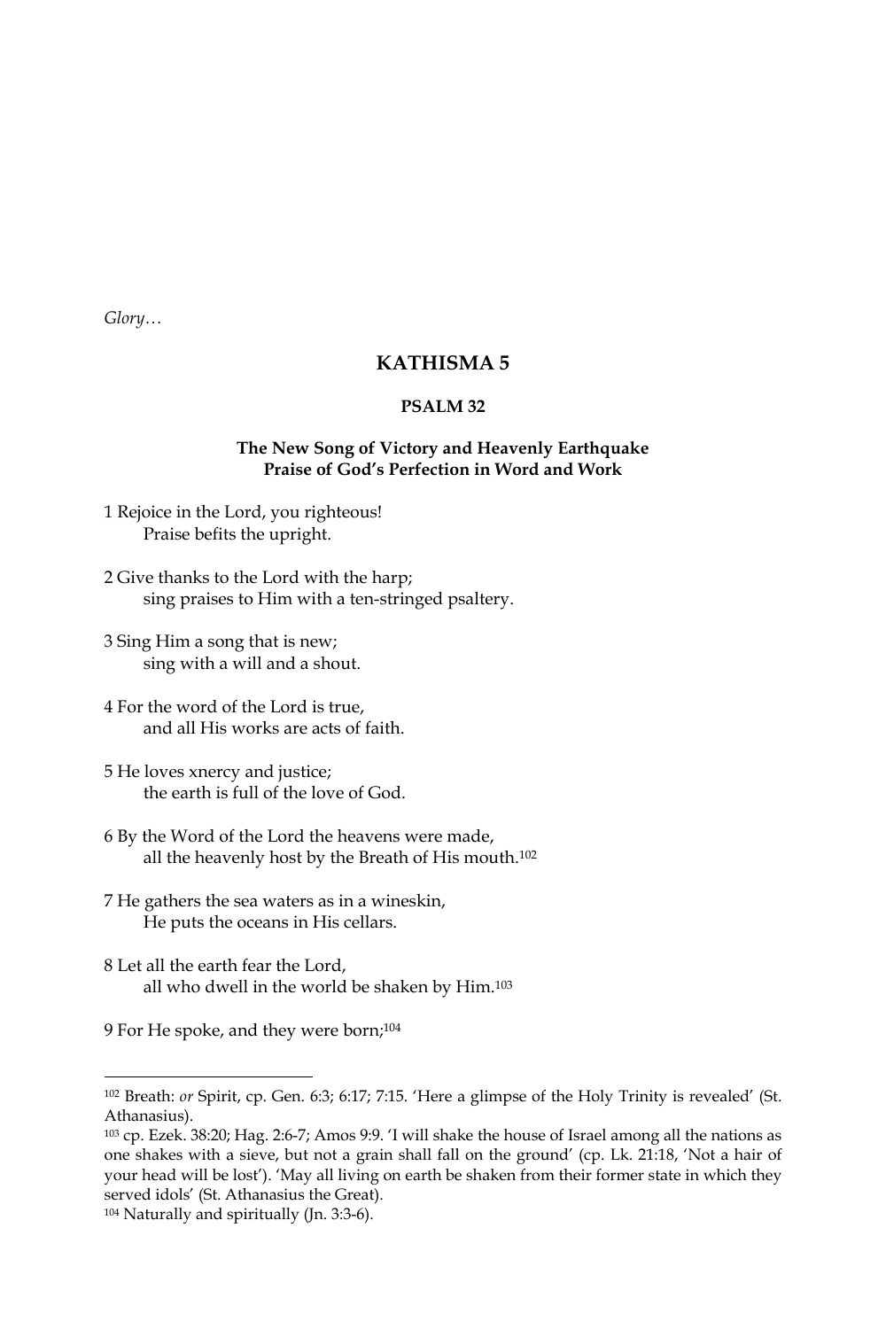*Glory…*

## KATHISMA 5

### PSALM 32

**The New Song of Victory and Heavenly Earthquake**
**Praise of God's Perfection in Word and Work**

1 Rejoice in the Lord, you righteous!
  Praise befits the upright.

2 Give thanks to the Lord with the harp;
  sing praises to Him with a ten-stringed psaltery.

3 Sing Him a song that is new;
  sing with a will and a shout.

4 For the word of the Lord is true,
  and all His works are acts of faith.

5 He loves xnercy and justice;
  the earth is full of the love of God.

6 By the Word of the Lord the heavens were made,
  all the heavenly host by the Breath of His mouth.[102]

7 He gathers the sea waters as in a wineskin,
  He puts the oceans in His cellars.

8 Let all the earth fear the Lord,
  all who dwell in the world be shaken by Him.[103]

9 For He spoke, and they were born;[104]

---

[102] Breath: *or* Spirit, cp. Gen. 6:3; 6:17; 7:15. 'Here a glimpse of the Holy Trinity is revealed' (St. Athanasius).

[103] cp. Ezek. 38:20; Hag. 2:6-7; Amos 9:9. 'I will shake the house of Israel among all the nations as one shakes with a sieve, but not a grain shall fall on the ground' (cp. Lk. 21:18, 'Not a hair of your head will be lost'). 'May all living on earth be shaken from their former state in which they served idols' (St. Athanasius the Great).

[104] Naturally and spiritually (Jn. 3:3-6).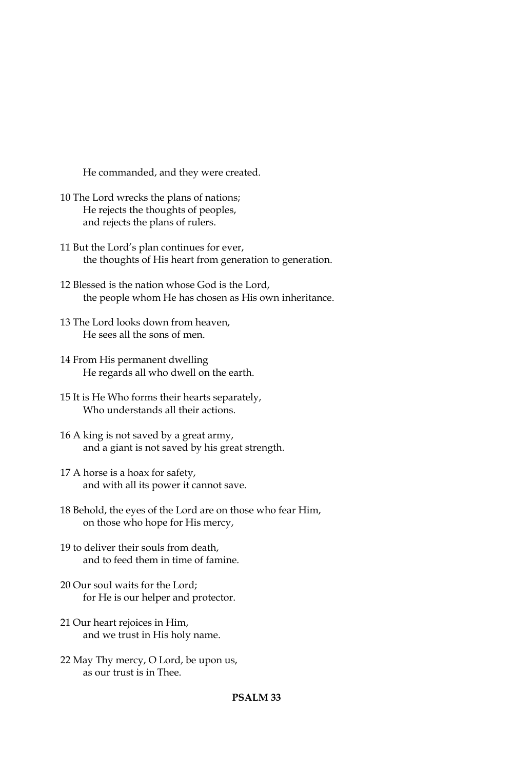He commanded, and they were created.

10 The Lord wrecks the plans of nations;
He rejects the thoughts of peoples,
and rejects the plans of rulers.

11 But the Lord's plan continues for ever,
the thoughts of His heart from generation to generation.

12 Blessed is the nation whose God is the Lord,
the people whom He has chosen as His own inheritance.

13 The Lord looks down from heaven,
He sees all the sons of men.

14 From His permanent dwelling
He regards all who dwell on the earth.

15 It is He Who forms their hearts separately,
Who understands all their actions.

16 A king is not saved by a great army,
and a giant is not saved by his great strength.

17 A horse is a hoax for safety,
and with all its power it cannot save.

18 Behold, the eyes of the Lord are on those who fear Him,
on those who hope for His mercy,

19 to deliver their souls from death,
and to feed them in time of famine.

20 Our soul waits for the Lord;
for He is our helper and protector.

21 Our heart rejoices in Him,
and we trust in His holy name.

22 May Thy mercy, O Lord, be upon us,
as our trust is in Thee.

## PSALM 33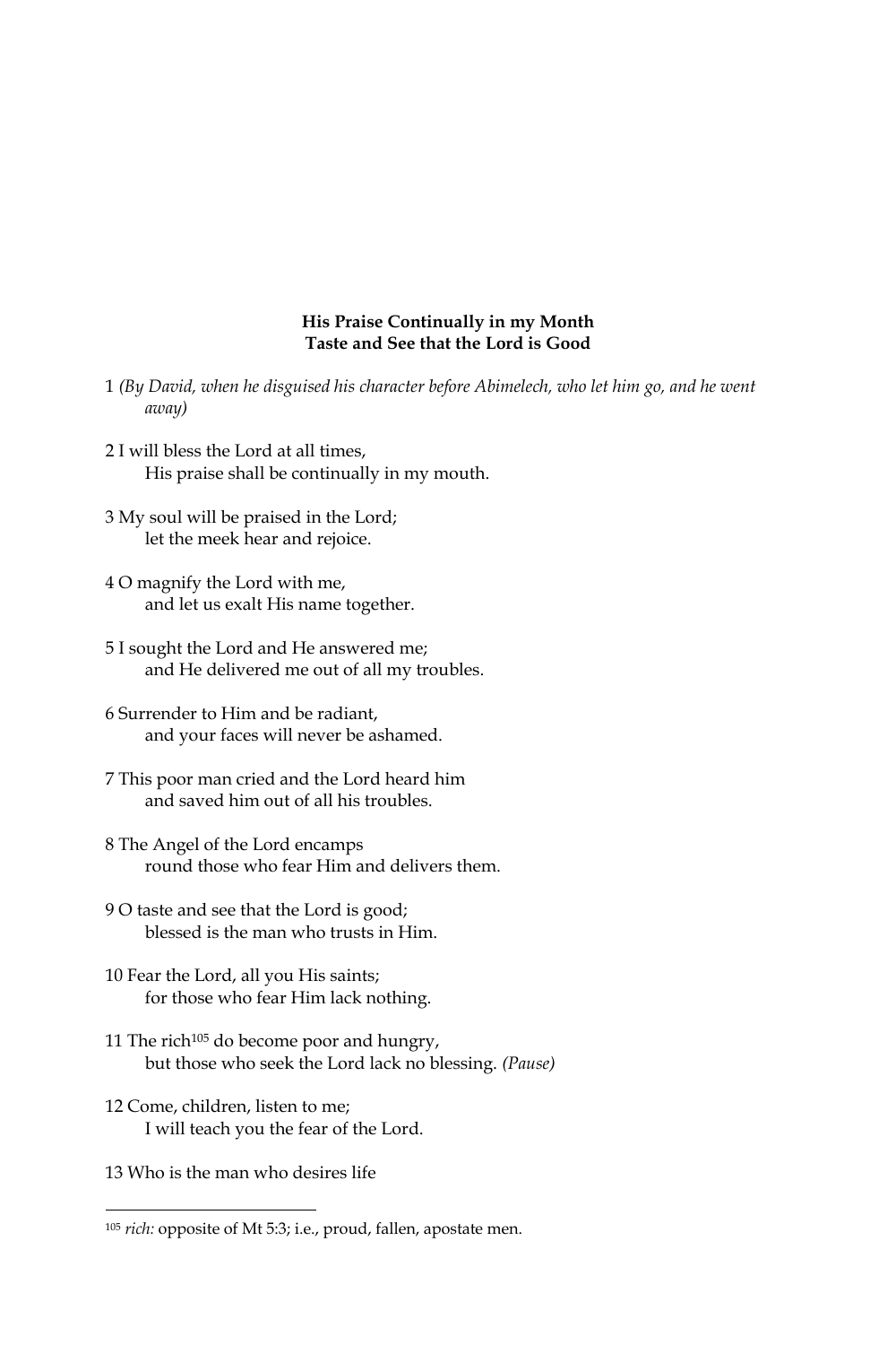**His Praise Continually in my Month**
**Taste and See that the Lord is Good**

1 *(By David, when he disguised his character before Abimelech, who let him go, and he went away)*

2 I will bless the Lord at all times,
His praise shall be continually in my mouth.

3 My soul will be praised in the Lord;
let the meek hear and rejoice.

4 O magnify the Lord with me,
and let us exalt His name together.

5 I sought the Lord and He answered me;
and He delivered me out of all my troubles.

6 Surrender to Him and be radiant,
and your faces will never be ashamed.

7 This poor man cried and the Lord heard him
and saved him out of all his troubles.

8 The Angel of the Lord encamps
round those who fear Him and delivers them.

9 O taste and see that the Lord is good;
blessed is the man who trusts in Him.

10 Fear the Lord, all you His saints;
for those who fear Him lack nothing.

11 The rich[105] do become poor and hungry,
but those who seek the Lord lack no blessing. *(Pause)*

12 Come, children, listen to me;
I will teach you the fear of the Lord.

13 Who is the man who desires life

---

[105] *rich:* opposite of Mt 5:3; i.e., proud, fallen, apostate men.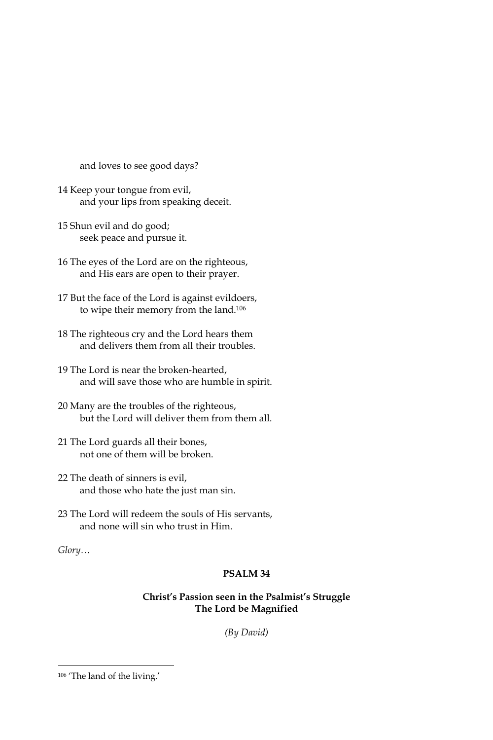and loves to see good days?

14 Keep your tongue from evil,
and your lips from speaking deceit.

15 Shun evil and do good;
seek peace and pursue it.

16 The eyes of the Lord are on the righteous,
and His ears are open to their prayer.

17 But the face of the Lord is against evildoers,
to wipe their memory from the land.[106]

18 The righteous cry and the Lord hears them
and delivers them from all their troubles.

19 The Lord is near the broken-hearted,
and will save those who are humble in spirit.

20 Many are the troubles of the righteous,
but the Lord will deliver them from them all.

21 The Lord guards all their bones,
not one of them will be broken.

22 The death of sinners is evil,
and those who hate the just man sin.

23 The Lord will redeem the souls of His servants,
and none will sin who trust in Him.

*Glory…*

## PSALM 34

### Christ's Passion seen in the Psalmist's Struggle
### The Lord be Magnified

*(By David)*

---

[106] 'The land of the living.'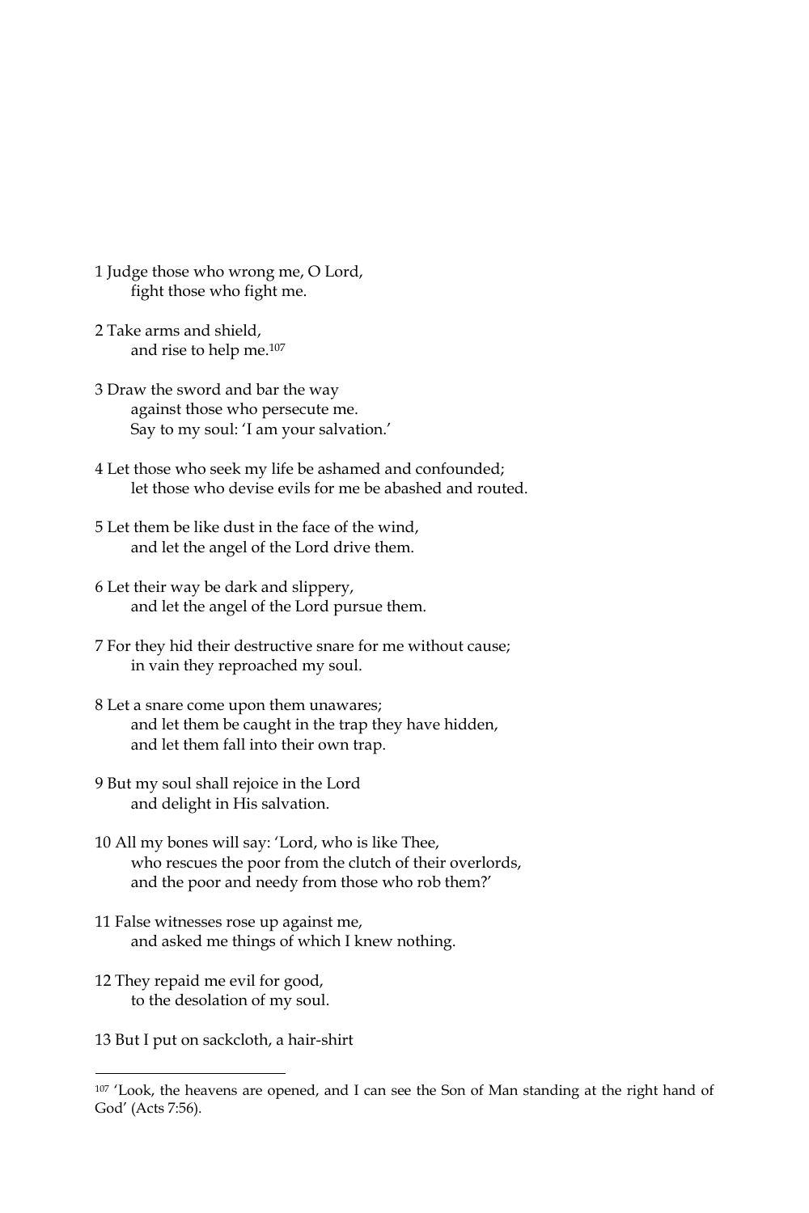1 Judge those who wrong me, O Lord,
   fight those who fight me.

2 Take arms and shield,
   and rise to help me.[107]

3 Draw the sword and bar the way
   against those who persecute me.
   Say to my soul: 'I am your salvation.'

4 Let those who seek my life be ashamed and confounded;
   let those who devise evils for me be abashed and routed.

5 Let them be like dust in the face of the wind,
   and let the angel of the Lord drive them.

6 Let their way be dark and slippery,
   and let the angel of the Lord pursue them.

7 For they hid their destructive snare for me without cause;
   in vain they reproached my soul.

8 Let a snare come upon them unawares;
   and let them be caught in the trap they have hidden,
   and let them fall into their own trap.

9 But my soul shall rejoice in the Lord
   and delight in His salvation.

10 All my bones will say: 'Lord, who is like Thee,
   who rescues the poor from the clutch of their overlords,
   and the poor and needy from those who rob them?'

11 False witnesses rose up against me,
   and asked me things of which I knew nothing.

12 They repaid me evil for good,
   to the desolation of my soul.

13 But I put on sackcloth, a hair-shirt

---

[107] 'Look, the heavens are opened, and I can see the Son of Man standing at the right hand of God' (Acts 7:56).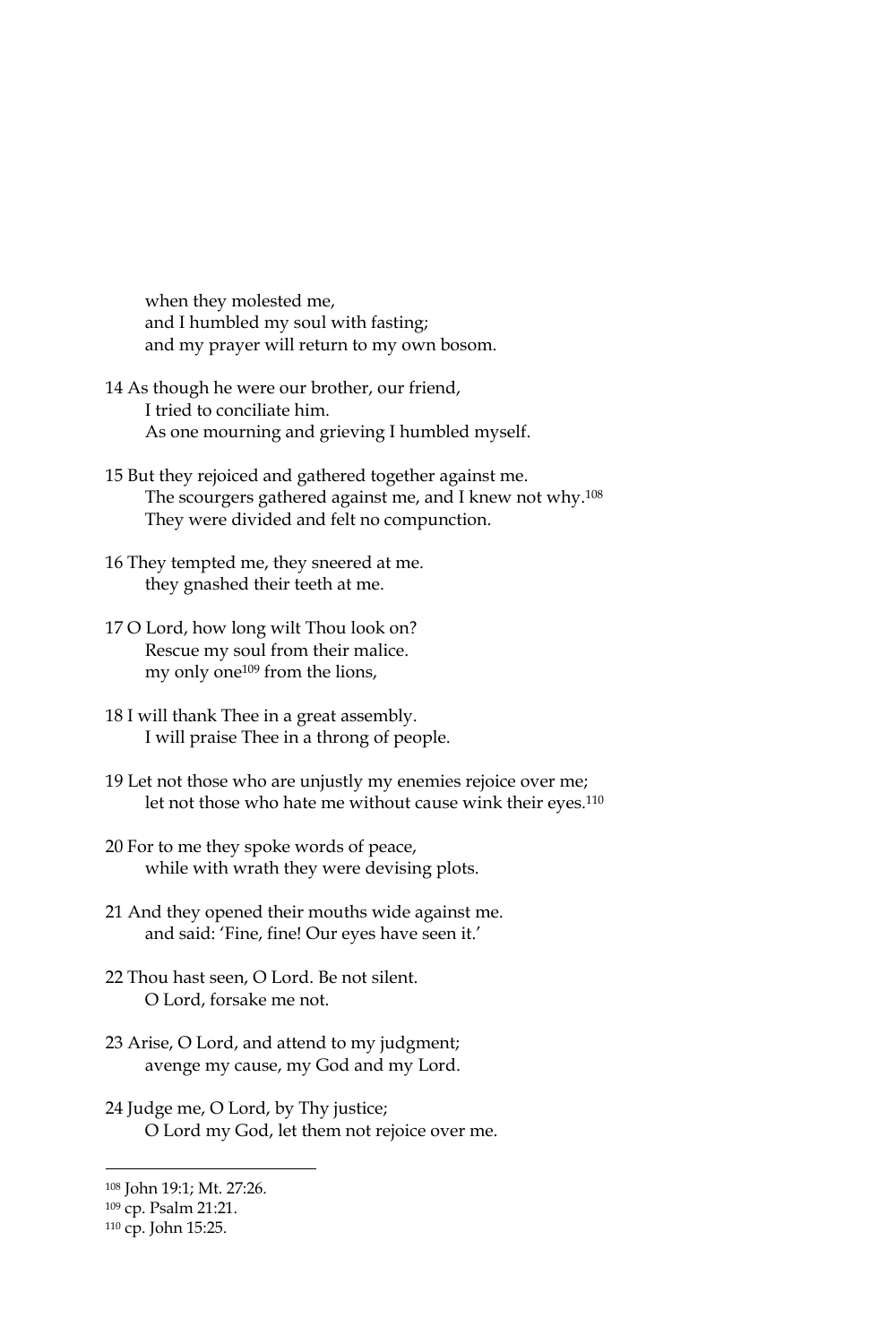when they molested me,  
and I humbled my soul with fasting;  
and my prayer will return to my own bosom.

14 As though he were our brother, our friend,  
I tried to conciliate him.  
As one mourning and grieving I humbled myself.

15 But they rejoiced and gathered together against me.  
The scourgers gathered against me, and I knew not why.[108]  
They were divided and felt no compunction.

16 They tempted me, they sneered at me.  
they gnashed their teeth at me.

17 O Lord, how long wilt Thou look on?  
Rescue my soul from their malice.  
my only one[109] from the lions,

18 I will thank Thee in a great assembly.  
I will praise Thee in a throng of people.

19 Let not those who are unjustly my enemies rejoice over me;  
let not those who hate me without cause wink their eyes.[110]

20 For to me they spoke words of peace,  
while with wrath they were devising plots.

21 And they opened their mouths wide against me.  
and said: 'Fine, fine! Our eyes have seen it.'

22 Thou hast seen, O Lord. Be not silent.  
O Lord, forsake me not.

23 Arise, O Lord, and attend to my judgment;  
avenge my cause, my God and my Lord.

24 Judge me, O Lord, by Thy justice;  
O Lord my God, let them not rejoice over me.

---

[108] John 19:1; Mt. 27:26.

[109] cp. Psalm 21:21.

[110] cp. John 15:25.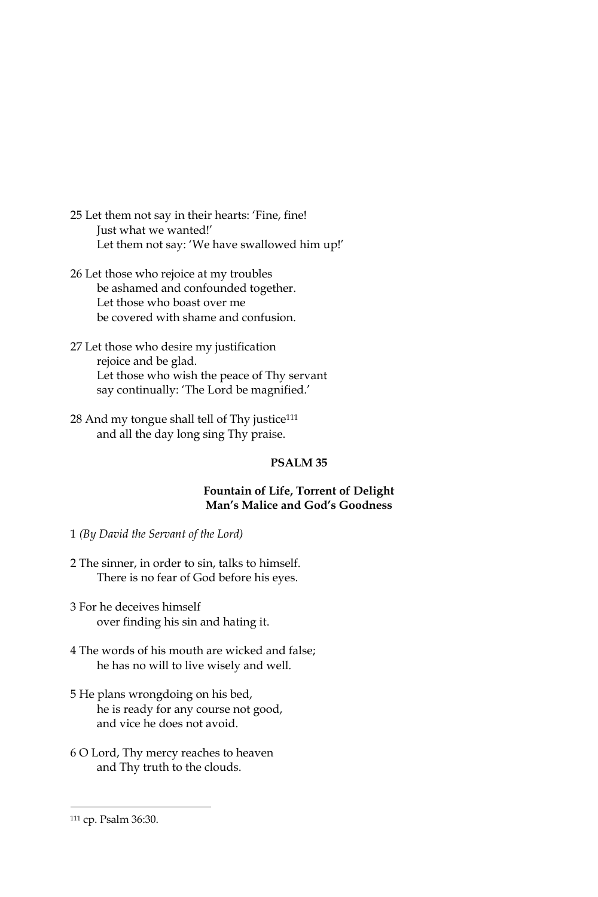25 Let them not say in their hearts: 'Fine, fine!
Just what we wanted!'
Let them not say: 'We have swallowed him up!'

26 Let those who rejoice at my troubles
be ashamed and confounded together.
Let those who boast over me
be covered with shame and confusion.

27 Let those who desire my justification
rejoice and be glad.
Let those who wish the peace of Thy servant
say continually: 'The Lord be magnified.'

28 And my tongue shall tell of Thy justice[111]
and all the day long sing Thy praise.

## PSALM 35

### Fountain of Life, Torrent of Delight
### Man's Malice and God's Goodness

1 *(By David the Servant of the Lord)*

2 The sinner, in order to sin, talks to himself.
There is no fear of God before his eyes.

3 For he deceives himself
over finding his sin and hating it.

4 The words of his mouth are wicked and false;
he has no will to live wisely and well.

5 He plans wrongdoing on his bed,
he is ready for any course not good,
and vice he does not avoid.

6 O Lord, Thy mercy reaches to heaven
and Thy truth to the clouds.

---

[111] cp. Psalm 36:30.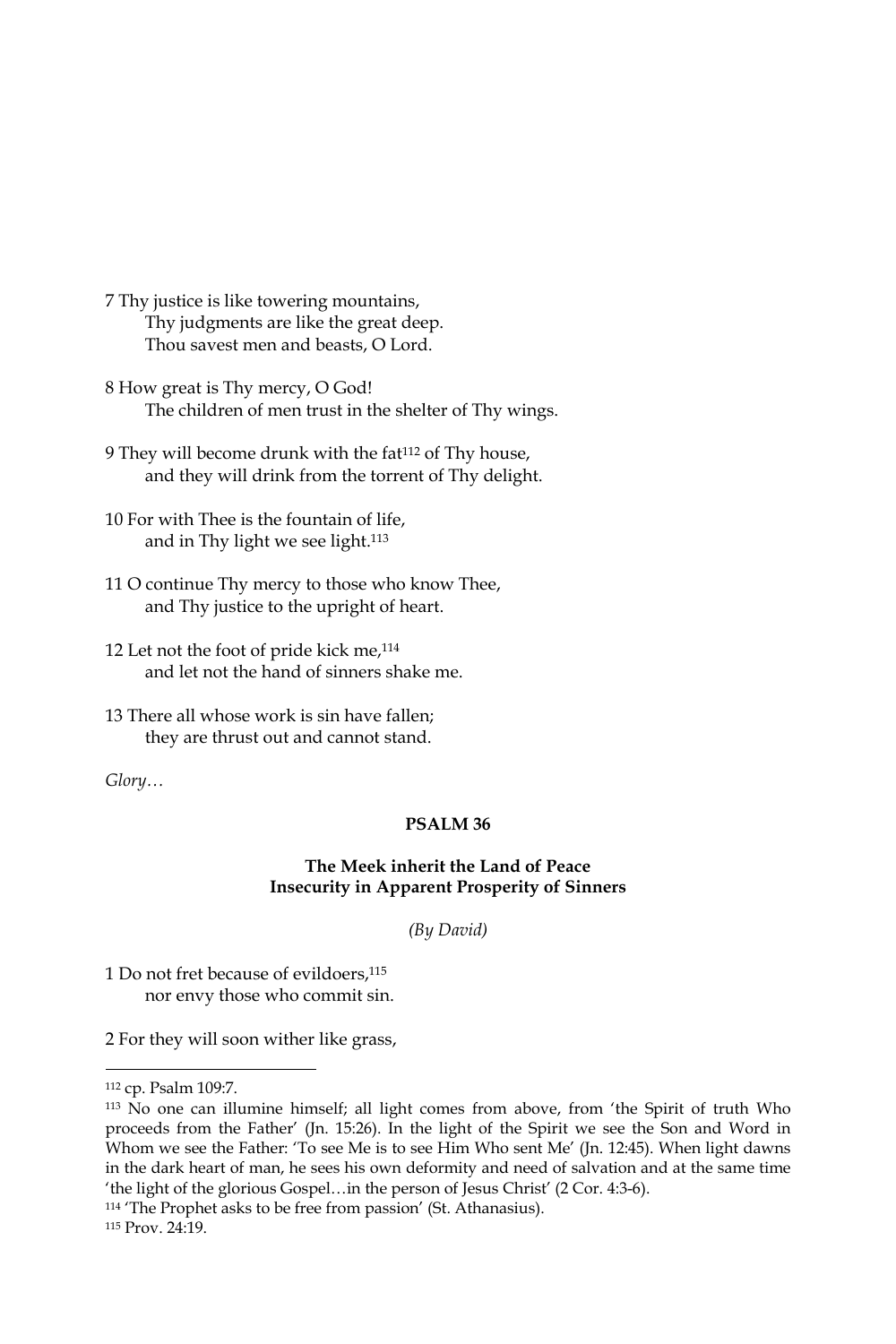7 Thy justice is like towering mountains,
  Thy judgments are like the great deep.
  Thou savest men and beasts, O Lord.

8 How great is Thy mercy, O God!
  The children of men trust in the shelter of Thy wings.

9 They will become drunk with the fat[112] of Thy house,
  and they will drink from the torrent of Thy delight.

10 For with Thee is the fountain of life,
  and in Thy light we see light.[113]

11 O continue Thy mercy to those who know Thee,
  and Thy justice to the upright of heart.

12 Let not the foot of pride kick me,[114]
  and let not the hand of sinners shake me.

13 There all whose work is sin have fallen;
  they are thrust out and cannot stand.

*Glory…*

**PSALM 36**

**The Meek inherit the Land of Peace**
**Insecurity in Apparent Prosperity of Sinners**

*(By David)*

1 Do not fret because of evildoers,[115]
  nor envy those who commit sin.

2 For they will soon wither like grass,

---

[112] cp. Psalm 109:7.

[113] No one can illumine himself; all light comes from above, from 'the Spirit of truth Who proceeds from the Father' (Jn. 15:26). In the light of the Spirit we see the Son and Word in Whom we see the Father: 'To see Me is to see Him Who sent Me' (Jn. 12:45). When light dawns in the dark heart of man, he sees his own deformity and need of salvation and at the same time 'the light of the glorious Gospel…in the person of Jesus Christ' (2 Cor. 4:3-6).

[114] 'The Prophet asks to be free from passion' (St. Athanasius).

[115] Prov. 24:19.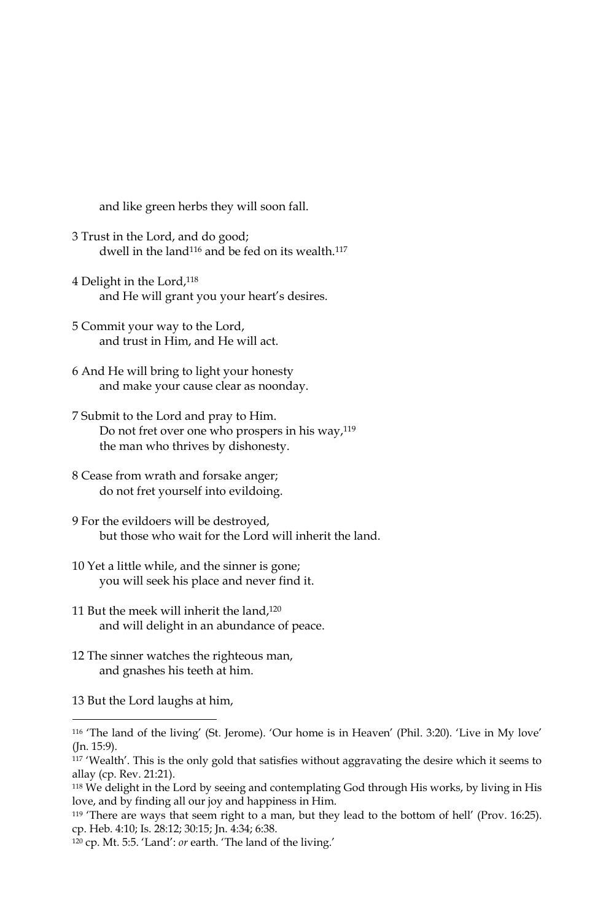and like green herbs they will soon fall.

3 Trust in the Lord, and do good;
dwell in the land[116] and be fed on its wealth.[117]

4 Delight in the Lord,[118]
and He will grant you your heart's desires.

5 Commit your way to the Lord,
and trust in Him, and He will act.

6 And He will bring to light your honesty
and make your cause clear as noonday.

7 Submit to the Lord and pray to Him.
Do not fret over one who prospers in his way,[119]
the man who thrives by dishonesty.

8 Cease from wrath and forsake anger;
do not fret yourself into evildoing.

9 For the evildoers will be destroyed,
but those who wait for the Lord will inherit the land.

10 Yet a little while, and the sinner is gone;
you will seek his place and never find it.

11 But the meek will inherit the land,[120]
and will delight in an abundance of peace.

12 The sinner watches the righteous man,
and gnashes his teeth at him.

13 But the Lord laughs at him,

---

[116] 'The land of the living' (St. Jerome). 'Our home is in Heaven' (Phil. 3:20). 'Live in My love' (Jn. 15:9).

[117] 'Wealth'. This is the only gold that satisfies without aggravating the desire which it seems to allay (cp. Rev. 21:21).

[118] We delight in the Lord by seeing and contemplating God through His works, by living in His love, and by finding all our joy and happiness in Him.

[119] 'There are ways that seem right to a man, but they lead to the bottom of hell' (Prov. 16:25). cp. Heb. 4:10; Is. 28:12; 30:15; Jn. 4:34; 6:38.

[120] cp. Mt. 5:5. 'Land': *or* earth. 'The land of the living.'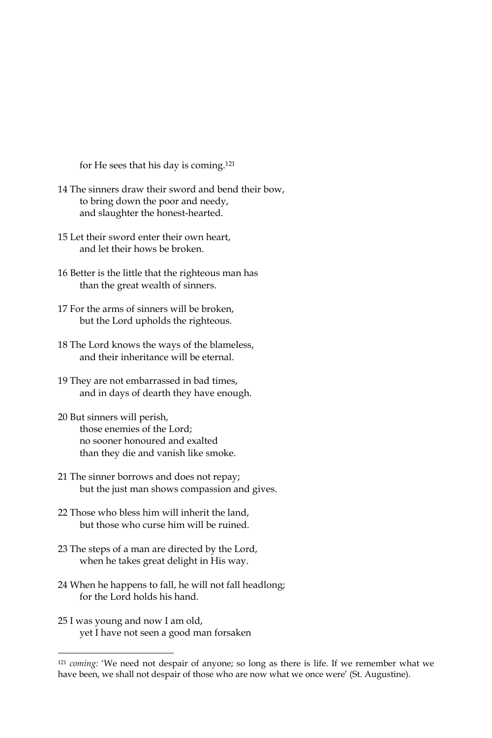for He sees that his day is coming.[121]

14 The sinners draw their sword and bend their bow,
    to bring down the poor and needy,
    and slaughter the honest-hearted.

15 Let their sword enter their own heart,
    and let their hows be broken.

16 Better is the little that the righteous man has
    than the great wealth of sinners.

17 For the arms of sinners will be broken,
    but the Lord upholds the righteous.

18 The Lord knows the ways of the blameless,
    and their inheritance will be eternal.

19 They are not embarrassed in bad times,
    and in days of dearth they have enough.

20 But sinners will perish,
    those enemies of the Lord;
    no sooner honoured and exalted
    than they die and vanish like smoke.

21 The sinner borrows and does not repay;
    but the just man shows compassion and gives.

22 Those who bless him will inherit the land,
    but those who curse him will be ruined.

23 The steps of a man are directed by the Lord,
    when he takes great delight in His way.

24 When he happens to fall, he will not fall headlong;
    for the Lord holds his hand.

25 I was young and now I am old,
    yet I have not seen a good man forsaken

---

[121] *coming:* 'We need not despair of anyone; so long as there is life. If we remember what we have been, we shall not despair of those who are now what we once were' (St. Augustine).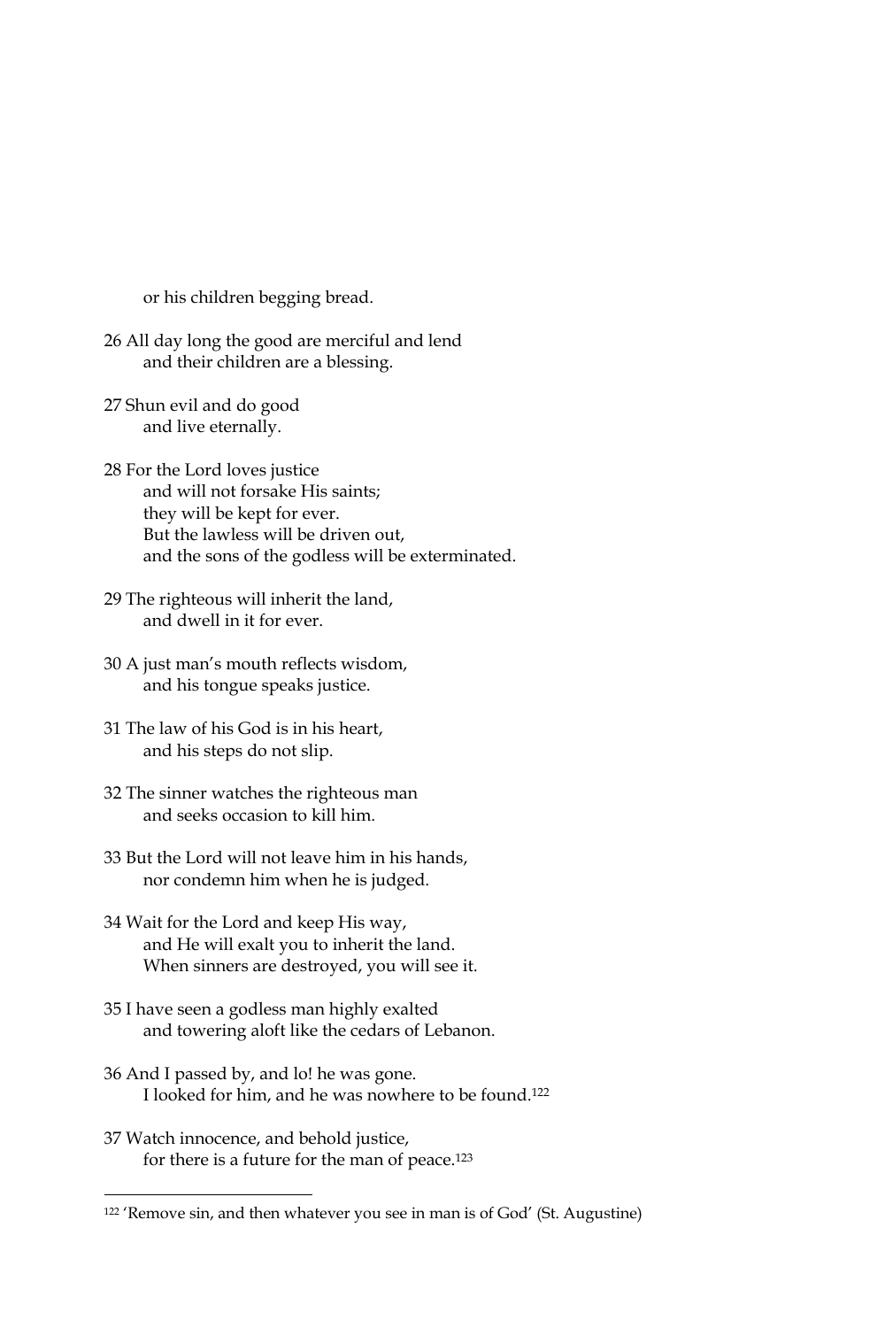or his children begging bread.

26 All day long the good are merciful and lend
 and their children are a blessing.

27 Shun evil and do good
 and live eternally.

28 For the Lord loves justice
 and will not forsake His saints;
 they will be kept for ever.
 But the lawless will be driven out,
 and the sons of the godless will be exterminated.

29 The righteous will inherit the land,
 and dwell in it for ever.

30 A just man's mouth reflects wisdom,
 and his tongue speaks justice.

31 The law of his God is in his heart,
 and his steps do not slip.

32 The sinner watches the righteous man
 and seeks occasion to kill him.

33 But the Lord will not leave him in his hands,
 nor condemn him when he is judged.

34 Wait for the Lord and keep His way,
 and He will exalt you to inherit the land.
 When sinners are destroyed, you will see it.

35 I have seen a godless man highly exalted
 and towering aloft like the cedars of Lebanon.

36 And I passed by, and lo! he was gone.
 I looked for him, and he was nowhere to be found.[122]

37 Watch innocence, and behold justice,
 for there is a future for the man of peace.[123]

---

[122] 'Remove sin, and then whatever you see in man is of God' (St. Augustine)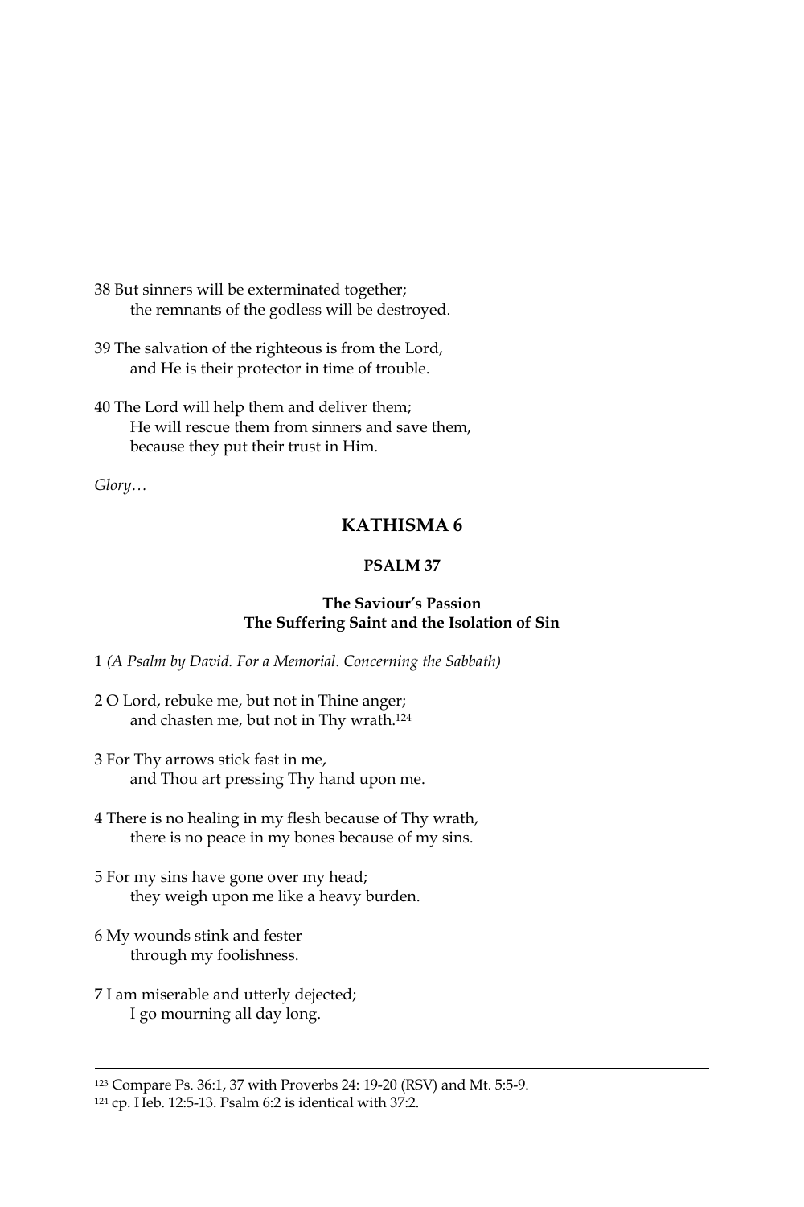38 But sinners will be exterminated together;
 the remnants of the godless will be destroyed.

39 The salvation of the righteous is from the Lord,
 and He is their protector in time of trouble.

40 The Lord will help them and deliver them;
 He will rescue them from sinners and save them,
 because they put their trust in Him.

*Glory…*

## KATHISMA 6

### PSALM 37

#### The Saviour's Passion
#### The Suffering Saint and the Isolation of Sin

1 *(A Psalm by David. For a Memorial. Concerning the Sabbath)*

2 O Lord, rebuke me, but not in Thine anger;
 and chasten me, but not in Thy wrath.[124]

3 For Thy arrows stick fast in me,
 and Thou art pressing Thy hand upon me.

4 There is no healing in my flesh because of Thy wrath,
 there is no peace in my bones because of my sins.

5 For my sins have gone over my head;
 they weigh upon me like a heavy burden.

6 My wounds stink and fester
 through my foolishness.

7 I am miserable and utterly dejected;
 I go mourning all day long.

---

[123] Compare Ps. 36:1, 37 with Proverbs 24: 19-20 (RSV) and Mt. 5:5-9.

[124] cp. Heb. 12:5-13. Psalm 6:2 is identical with 37:2.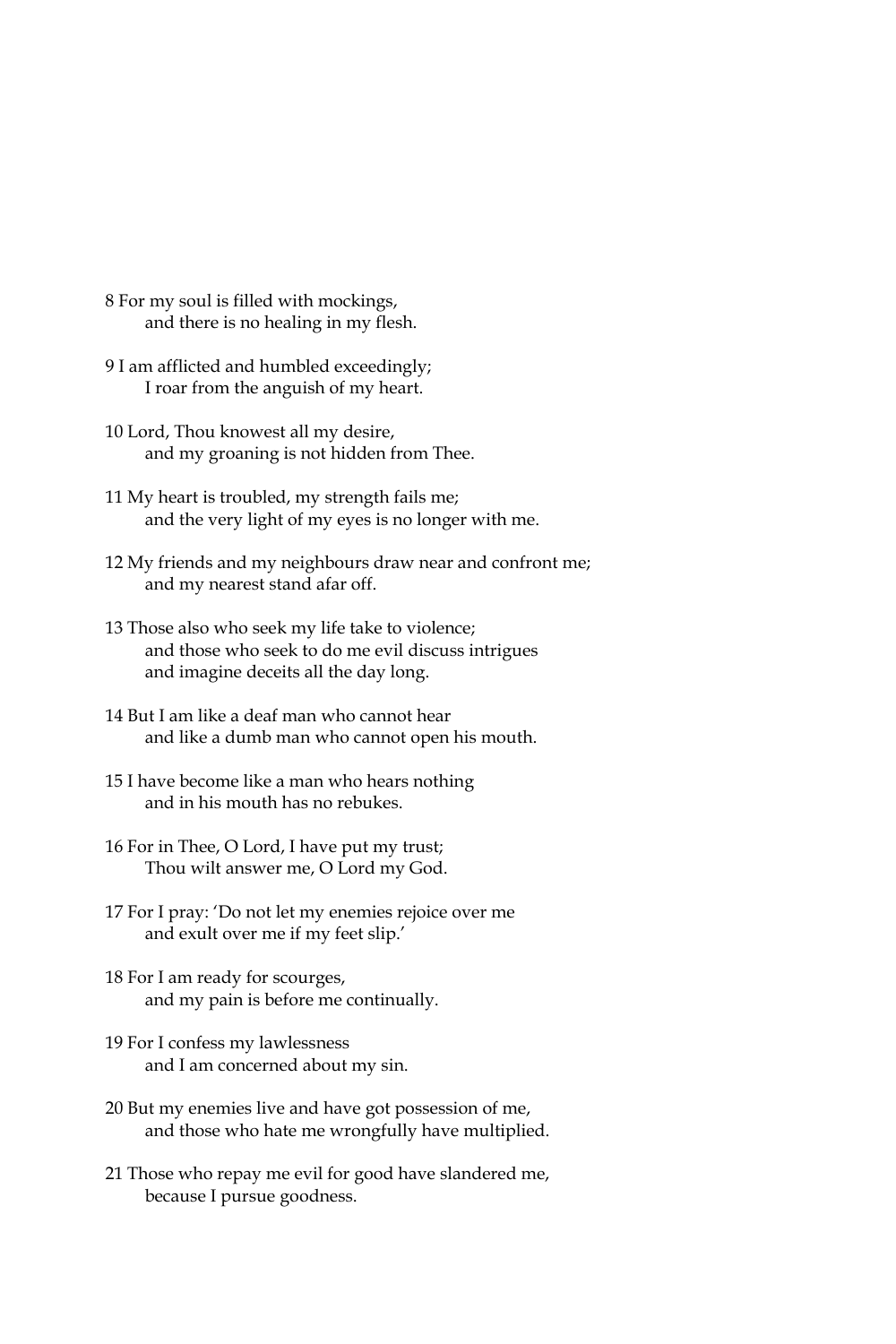8 For my soul is filled with mockings,
and there is no healing in my flesh.

9 I am afflicted and humbled exceedingly;
I roar from the anguish of my heart.

10 Lord, Thou knowest all my desire,
and my groaning is not hidden from Thee.

11 My heart is troubled, my strength fails me;
and the very light of my eyes is no longer with me.

12 My friends and my neighbours draw near and confront me;
and my nearest stand afar off.

13 Those also who seek my life take to violence;
and those who seek to do me evil discuss intrigues
and imagine deceits all the day long.

14 But I am like a deaf man who cannot hear
and like a dumb man who cannot open his mouth.

15 I have become like a man who hears nothing
and in his mouth has no rebukes.

16 For in Thee, O Lord, I have put my trust;
Thou wilt answer me, O Lord my God.

17 For I pray: 'Do not let my enemies rejoice over me
and exult over me if my feet slip.'

18 For I am ready for scourges,
and my pain is before me continually.

19 For I confess my lawlessness
and I am concerned about my sin.

20 But my enemies live and have got possession of me,
and those who hate me wrongfully have multiplied.

21 Those who repay me evil for good have slandered me,
because I pursue goodness.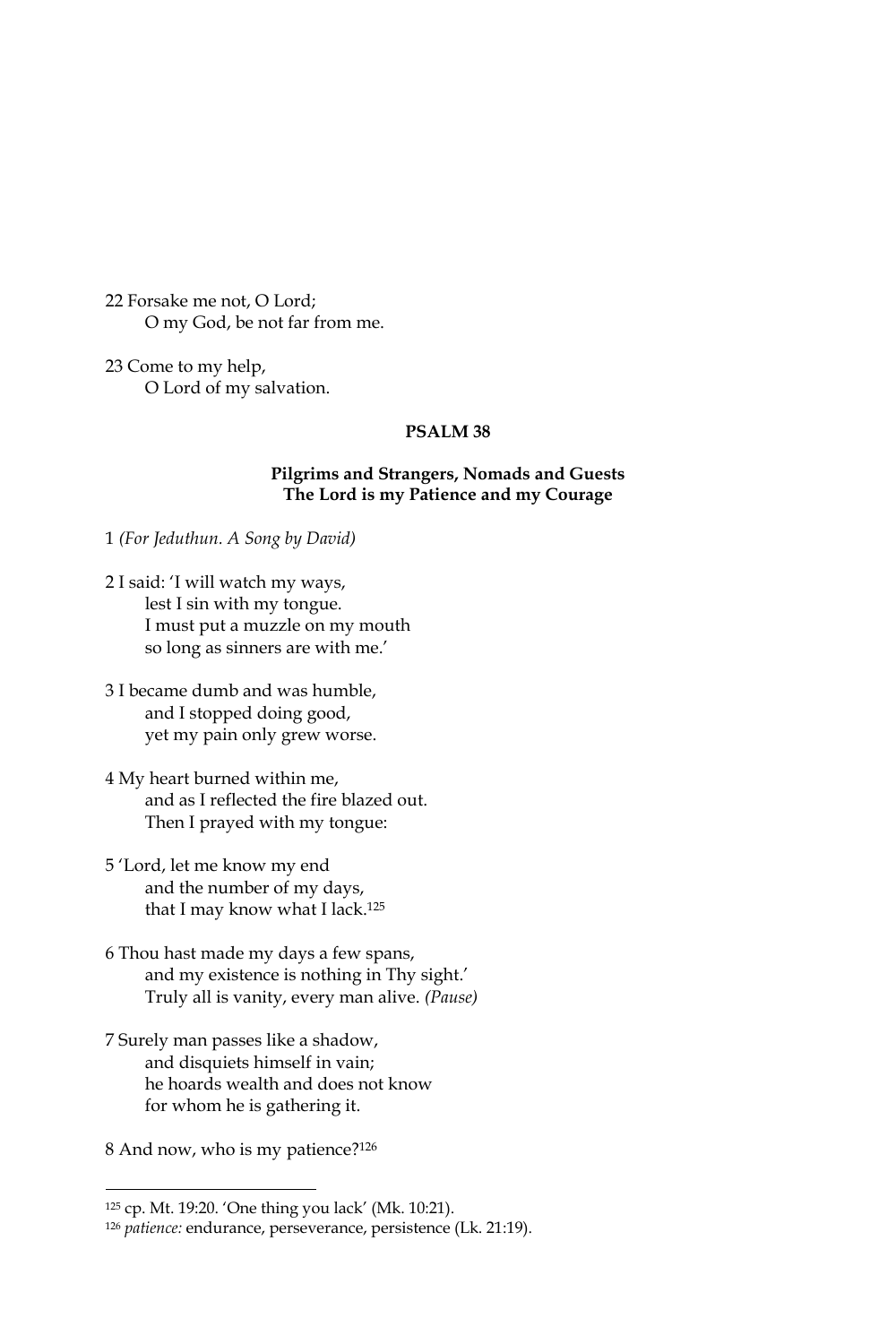22 Forsake me not, O Lord;
    O my God, be not far from me.

23 Come to my help,
    O Lord of my salvation.

## PSALM 38

### Pilgrims and Strangers, Nomads and Guests
### The Lord is my Patience and my Courage

1 *(For Jeduthun. A Song by David)*

2 I said: 'I will watch my ways,
    lest I sin with my tongue.
    I must put a muzzle on my mouth
    so long as sinners are with me.'

3 I became dumb and was humble,
    and I stopped doing good,
    yet my pain only grew worse.

4 My heart burned within me,
    and as I reflected the fire blazed out.
    Then I prayed with my tongue:

5 'Lord, let me know my end
    and the number of my days,
    that I may know what I lack.[125]

6 Thou hast made my days a few spans,
    and my existence is nothing in Thy sight.'
    Truly all is vanity, every man alive. *(Pause)*

7 Surely man passes like a shadow,
    and disquiets himself in vain;
    he hoards wealth and does not know
    for whom he is gathering it.

8 And now, who is my patience?[126]

---

[125] cp. Mt. 19:20. 'One thing you lack' (Mk. 10:21).

[126] *patience:* endurance, perseverance, persistence (Lk. 21:19).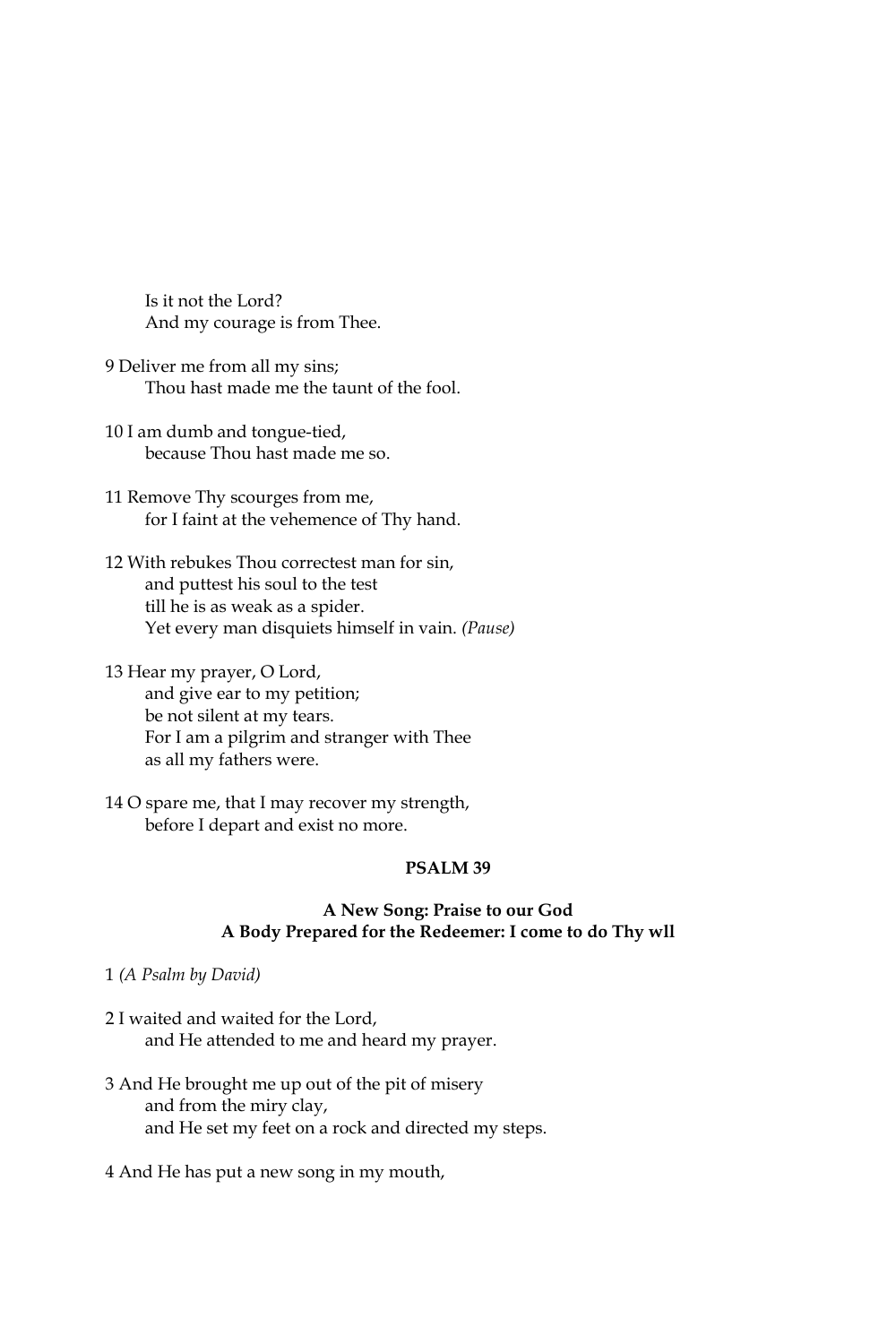Is it not the Lord?
And my courage is from Thee.

9 Deliver me from all my sins;
Thou hast made me the taunt of the fool.

10 I am dumb and tongue-tied,
because Thou hast made me so.

11 Remove Thy scourges from me,
for I faint at the vehemence of Thy hand.

12 With rebukes Thou correctest man for sin,
and puttest his soul to the test
till he is as weak as a spider.
Yet every man disquiets himself in vain. *(Pause)*

13 Hear my prayer, O Lord,
and give ear to my petition;
be not silent at my tears.
For I am a pilgrim and stranger with Thee
as all my fathers were.

14 O spare me, that I may recover my strength,
before I depart and exist no more.

## PSALM 39

### A New Song: Praise to our God
### A Body Prepared for the Redeemer: I come to do Thy wll

1 *(A Psalm by David)*

2 I waited and waited for the Lord,
and He attended to me and heard my prayer.

3 And He brought me up out of the pit of misery
and from the miry clay,
and He set my feet on a rock and directed my steps.

4 And He has put a new song in my mouth,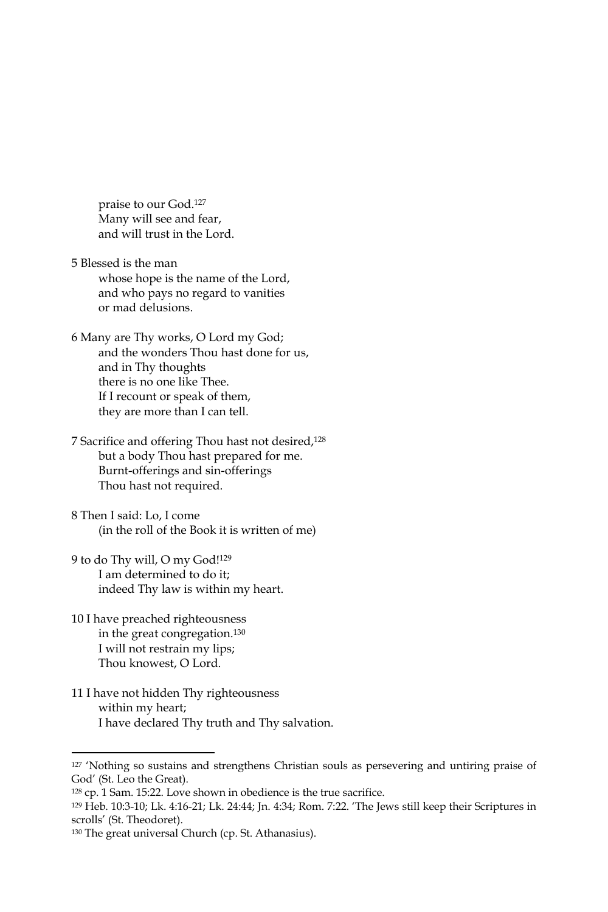praise to our God.[127]
Many will see and fear,
and will trust in the Lord.

5 Blessed is the man
whose hope is the name of the Lord,
and who pays no regard to vanities
or mad delusions.

6 Many are Thy works, O Lord my God;
and the wonders Thou hast done for us,
and in Thy thoughts
there is no one like Thee.
If I recount or speak of them,
they are more than I can tell.

7 Sacrifice and offering Thou hast not desired,[128]
but a body Thou hast prepared for me.
Burnt-offerings and sin-offerings
Thou hast not required.

8 Then I said: Lo, I come
(in the roll of the Book it is written of me)

9 to do Thy will, O my God![129]
I am determined to do it;
indeed Thy law is within my heart.

10 I have preached righteousness
in the great congregation.[130]
I will not restrain my lips;
Thou knowest, O Lord.

11 I have not hidden Thy righteousness
within my heart;
I have declared Thy truth and Thy salvation.

---

[127] 'Nothing so sustains and strengthens Christian souls as persevering and untiring praise of God' (St. Leo the Great).

[128] cp. 1 Sam. 15:22. Love shown in obedience is the true sacrifice.

[129] Heb. 10:3-10; Lk. 4:16-21; Lk. 24:44; Jn. 4:34; Rom. 7:22. 'The Jews still keep their Scriptures in scrolls' (St. Theodoret).

[130] The great universal Church (cp. St. Athanasius).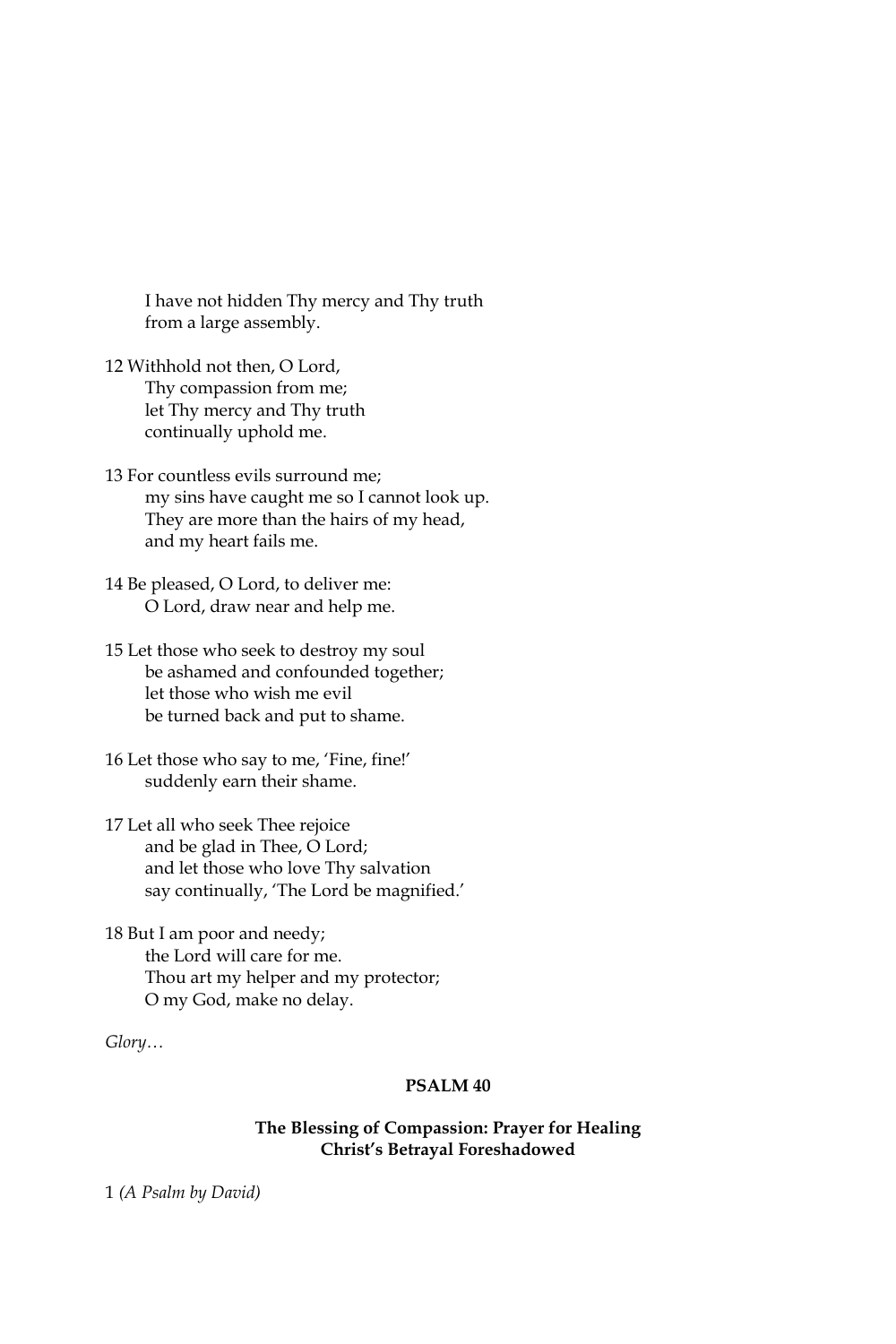I have not hidden Thy mercy and Thy truth
from a large assembly.

12 Withhold not then, O Lord,
Thy compassion from me;
let Thy mercy and Thy truth
continually uphold me.

13 For countless evils surround me;
my sins have caught me so I cannot look up.
They are more than the hairs of my head,
and my heart fails me.

14 Be pleased, O Lord, to deliver me:
O Lord, draw near and help me.

15 Let those who seek to destroy my soul
be ashamed and confounded together;
let those who wish me evil
be turned back and put to shame.

16 Let those who say to me, 'Fine, fine!'
suddenly earn their shame.

17 Let all who seek Thee rejoice
and be glad in Thee, O Lord;
and let those who love Thy salvation
say continually, 'The Lord be magnified.'

18 But I am poor and needy;
the Lord will care for me.
Thou art my helper and my protector;
O my God, make no delay.

*Glory…*

## PSALM 40

### The Blessing of Compassion: Prayer for Healing
### Christ's Betrayal Foreshadowed

1 *(A Psalm by David)*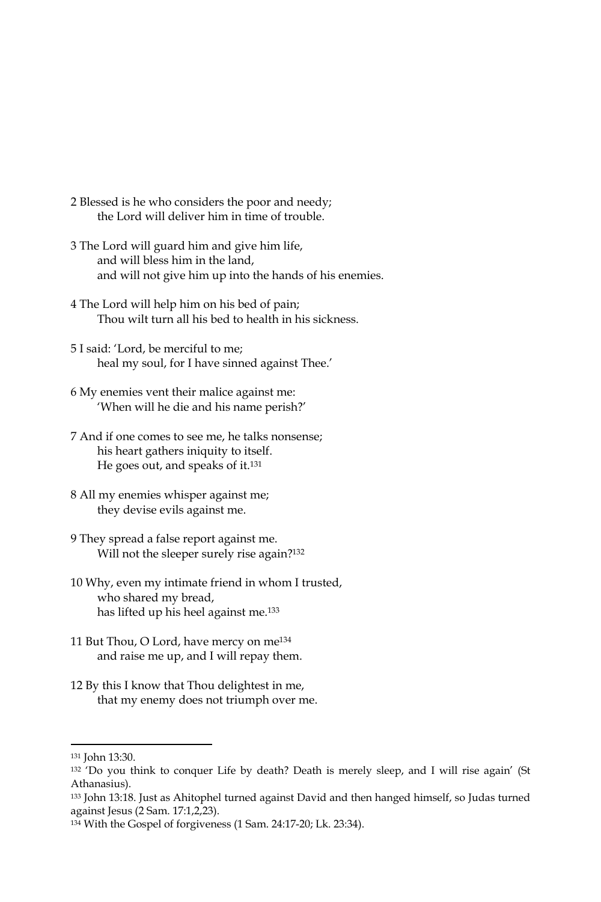2 Blessed is he who considers the poor and needy;
the Lord will deliver him in time of trouble.

3 The Lord will guard him and give him life,
and will bless him in the land,
and will not give him up into the hands of his enemies.

4 The Lord will help him on his bed of pain;
Thou wilt turn all his bed to health in his sickness.

5 I said: 'Lord, be merciful to me;
heal my soul, for I have sinned against Thee.'

6 My enemies vent their malice against me:
'When will he die and his name perish?'

7 And if one comes to see me, he talks nonsense;
his heart gathers iniquity to itself.
He goes out, and speaks of it.[131]

8 All my enemies whisper against me;
they devise evils against me.

9 They spread a false report against me.
Will not the sleeper surely rise again?[132]

10 Why, even my intimate friend in whom I trusted,
who shared my bread,
has lifted up his heel against me.[133]

11 But Thou, O Lord, have mercy on me[134]
and raise me up, and I will repay them.

12 By this I know that Thou delightest in me,
that my enemy does not triumph over me.

---

[131] John 13:30.

[132] 'Do you think to conquer Life by death? Death is merely sleep, and I will rise again' (St Athanasius).

[133] John 13:18. Just as Ahitophel turned against David and then hanged himself, so Judas turned against Jesus (2 Sam. 17:1,2,23).

[134] With the Gospel of forgiveness (1 Sam. 24:17-20; Lk. 23:34).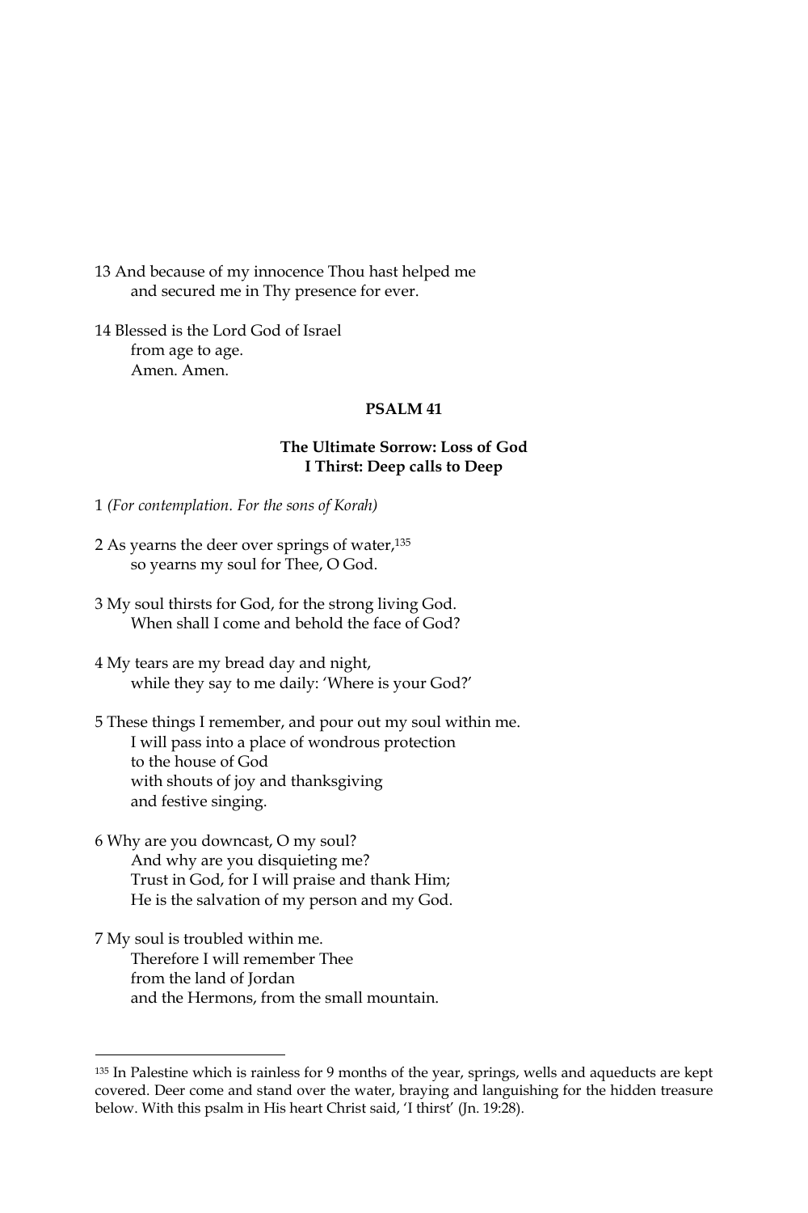13 And because of my innocence Thou hast helped me
 and secured me in Thy presence for ever.

14 Blessed is the Lord God of Israel
 from age to age.
 Amen. Amen.

## PSALM 41

### The Ultimate Sorrow: Loss of God
### I Thirst: Deep calls to Deep

1 *(For contemplation. For the sons of Korah)*

2 As yearns the deer over springs of water,[135]
 so yearns my soul for Thee, O God.

3 My soul thirsts for God, for the strong living God.
 When shall I come and behold the face of God?

4 My tears are my bread day and night,
 while they say to me daily: 'Where is your God?'

5 These things I remember, and pour out my soul within me.
 I will pass into a place of wondrous protection
 to the house of God
 with shouts of joy and thanksgiving
 and festive singing.

6 Why are you downcast, O my soul?
 And why are you disquieting me?
 Trust in God, for I will praise and thank Him;
 He is the salvation of my person and my God.

7 My soul is troubled within me.
 Therefore I will remember Thee
 from the land of Jordan
 and the Hermons, from the small mountain.

---

[135] In Palestine which is rainless for 9 months of the year, springs, wells and aqueducts are kept covered. Deer come and stand over the water, braying and languishing for the hidden treasure below. With this psalm in His heart Christ said, 'I thirst' (Jn. 19:28).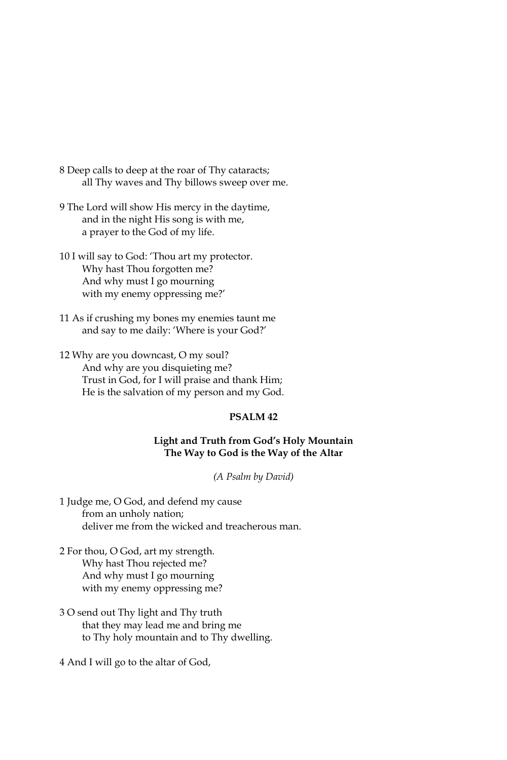8 Deep calls to deep at the roar of Thy cataracts;
all Thy waves and Thy billows sweep over me.

9 The Lord will show His mercy in the daytime,
and in the night His song is with me,
a prayer to the God of my life.

10 I will say to God: 'Thou art my protector.
Why hast Thou forgotten me?
And why must I go mourning
with my enemy oppressing me?'

11 As if crushing my bones my enemies taunt me
and say to me daily: 'Where is your God?'

12 Why are you downcast, O my soul?
And why are you disquieting me?
Trust in God, for I will praise and thank Him;
He is the salvation of my person and my God.

## PSALM 42

### Light and Truth from God's Holy Mountain
### The Way to God is the Way of the Altar

*(A Psalm by David)*

1 Judge me, O God, and defend my cause
from an unholy nation;
deliver me from the wicked and treacherous man.

2 For thou, O God, art my strength.
Why hast Thou rejected me?
And why must I go mourning
with my enemy oppressing me?

3 O send out Thy light and Thy truth
that they may lead me and bring me
to Thy holy mountain and to Thy dwelling.

4 And I will go to the altar of God,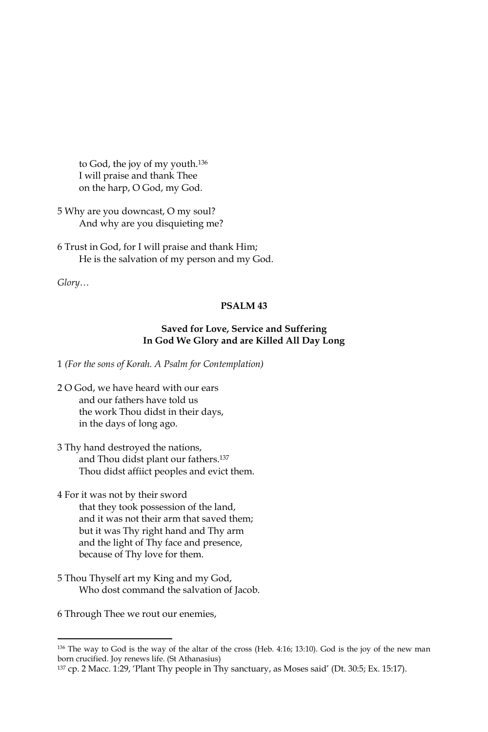to God, the joy of my youth.[136]
I will praise and thank Thee
on the harp, O God, my God.

5 Why are you downcast, O my soul?
And why are you disquieting me?

6 Trust in God, for I will praise and thank Him;
He is the salvation of my person and my God.

*Glory…*

**PSALM 43**

**Saved for Love, Service and Suffering**
**In God We Glory and are Killed All Day Long**

1 *(For the sons of Korah. A Psalm for Contemplation)*

2 O God, we have heard with our ears
and our fathers have told us
the work Thou didst in their days,
in the days of long ago.

3 Thy hand destroyed the nations,
and Thou didst plant our fathers.[137]
Thou didst affiict peoples and evict them.

4 For it was not by their sword
that they took possession of the land,
and it was not their arm that saved them;
but it was Thy right hand and Thy arm
and the light of Thy face and presence,
because of Thy love for them.

5 Thou Thyself art my King and my God,
Who dost command the salvation of Jacob.

6 Through Thee we rout our enemies,

---

[136] The way to God is the way of the altar of the cross (Heb. 4:16; 13:10). God is the joy of the new man born crucified. Joy renews life. (St Athanasius)

[137] cp. 2 Macc. 1:29, 'Plant Thy people in Thy sanctuary, as Moses said' (Dt. 30:5; Ex. 15:17).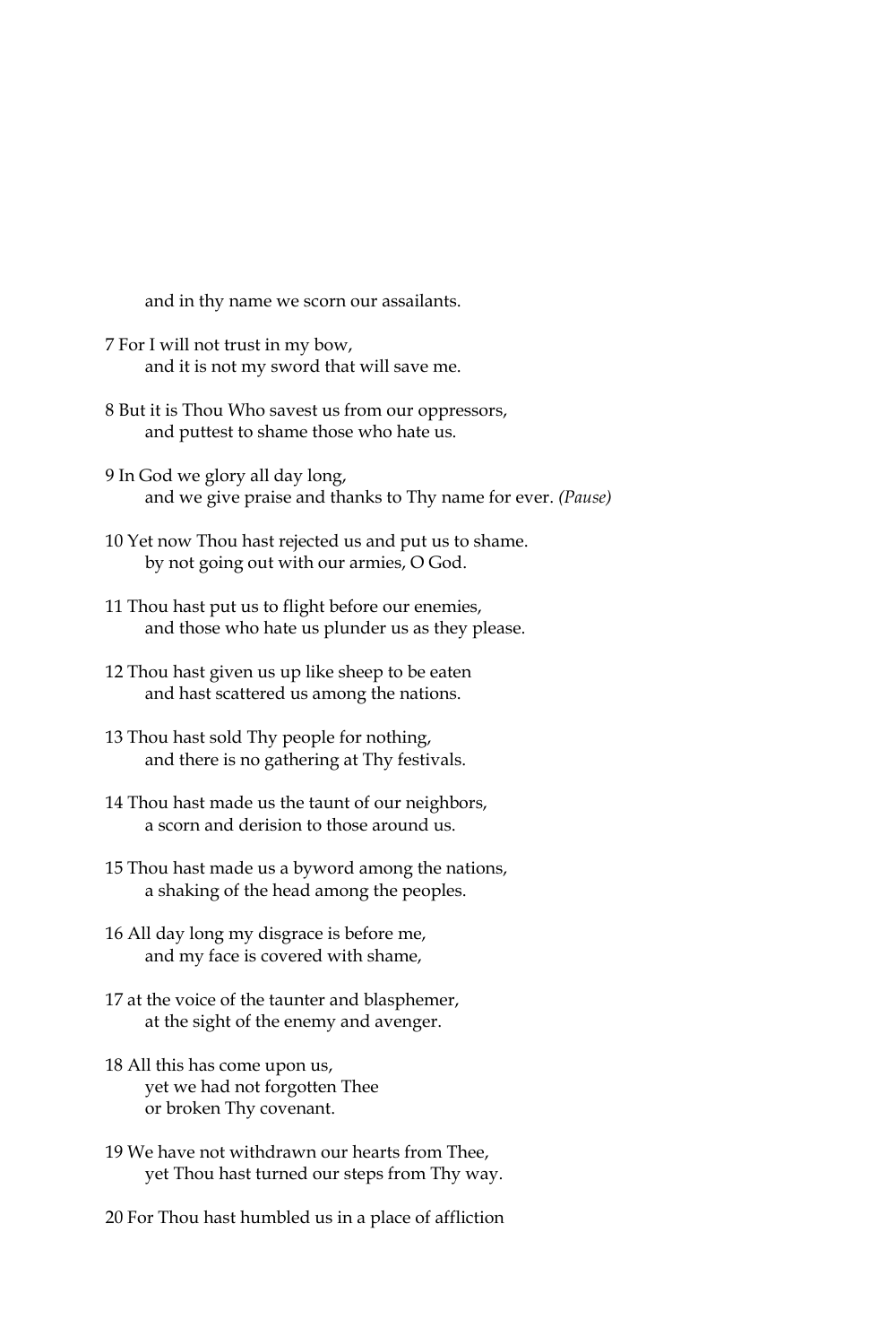and in thy name we scorn our assailants.

7 For I will not trust in my bow,
and it is not my sword that will save me.

8 But it is Thou Who savest us from our oppressors,
and puttest to shame those who hate us.

9 In God we glory all day long,
and we give praise and thanks to Thy name for ever. *(Pause)*

10 Yet now Thou hast rejected us and put us to shame.
by not going out with our armies, O God.

11 Thou hast put us to flight before our enemies,
and those who hate us plunder us as they please.

12 Thou hast given us up like sheep to be eaten
and hast scattered us among the nations.

13 Thou hast sold Thy people for nothing,
and there is no gathering at Thy festivals.

14 Thou hast made us the taunt of our neighbors,
a scorn and derision to those around us.

15 Thou hast made us a byword among the nations,
a shaking of the head among the peoples.

16 All day long my disgrace is before me,
and my face is covered with shame,

17 at the voice of the taunter and blasphemer,
at the sight of the enemy and avenger.

18 All this has come upon us,
yet we had not forgotten Thee
or broken Thy covenant.

19 We have not withdrawn our hearts from Thee,
yet Thou hast turned our steps from Thy way.

20 For Thou hast humbled us in a place of affliction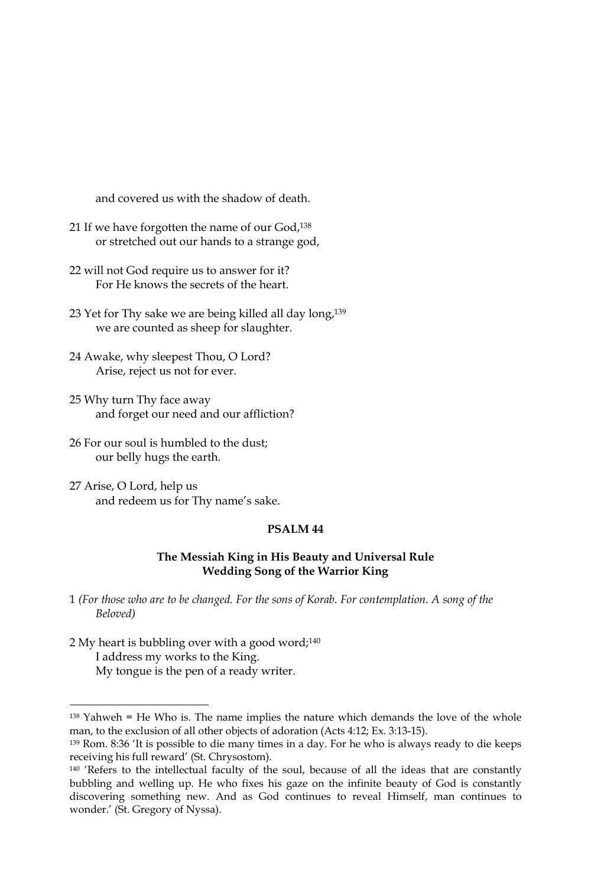and covered us with the shadow of death.

21 If we have forgotten the name of our God,[138]
or stretched out our hands to a strange god,

22 will not God require us to answer for it?
For He knows the secrets of the heart.

23 Yet for Thy sake we are being killed all day long,[139]
we are counted as sheep for slaughter.

24 Awake, why sleepest Thou, O Lord?
Arise, reject us not for ever.

25 Why turn Thy face away
and forget our need and our affliction?

26 For our soul is humbled to the dust;
our belly hugs the earth.

27 Arise, O Lord, help us
and redeem us for Thy name's sake.

## PSALM 44

### The Messiah King in His Beauty and Universal Rule
### Wedding Song of the Warrior King

1 *(For those who are to be changed. For the sons of Korab. For contemplation. A song of the Beloved)*

2 My heart is bubbling over with a good word;[140]
I address my works to the King.
My tongue is the pen of a ready writer.

---

[138] Yahweh = He Who is. The name implies the nature which demands the love of the whole man, to the exclusion of all other objects of adoration (Acts 4:12; Ex. 3:13-15).

[139] Rom. 8:36 'It is possible to die many times in a day. For he who is always ready to die keeps receiving his full reward' (St. Chrysostom).

[140] 'Refers to the intellectual faculty of the soul, because of all the ideas that are constantly bubbling and welling up. He who fixes his gaze on the infinite beauty of God is constantly discovering something new. And as God continues to reveal Himself, man continues to wonder.' (St. Gregory of Nyssa).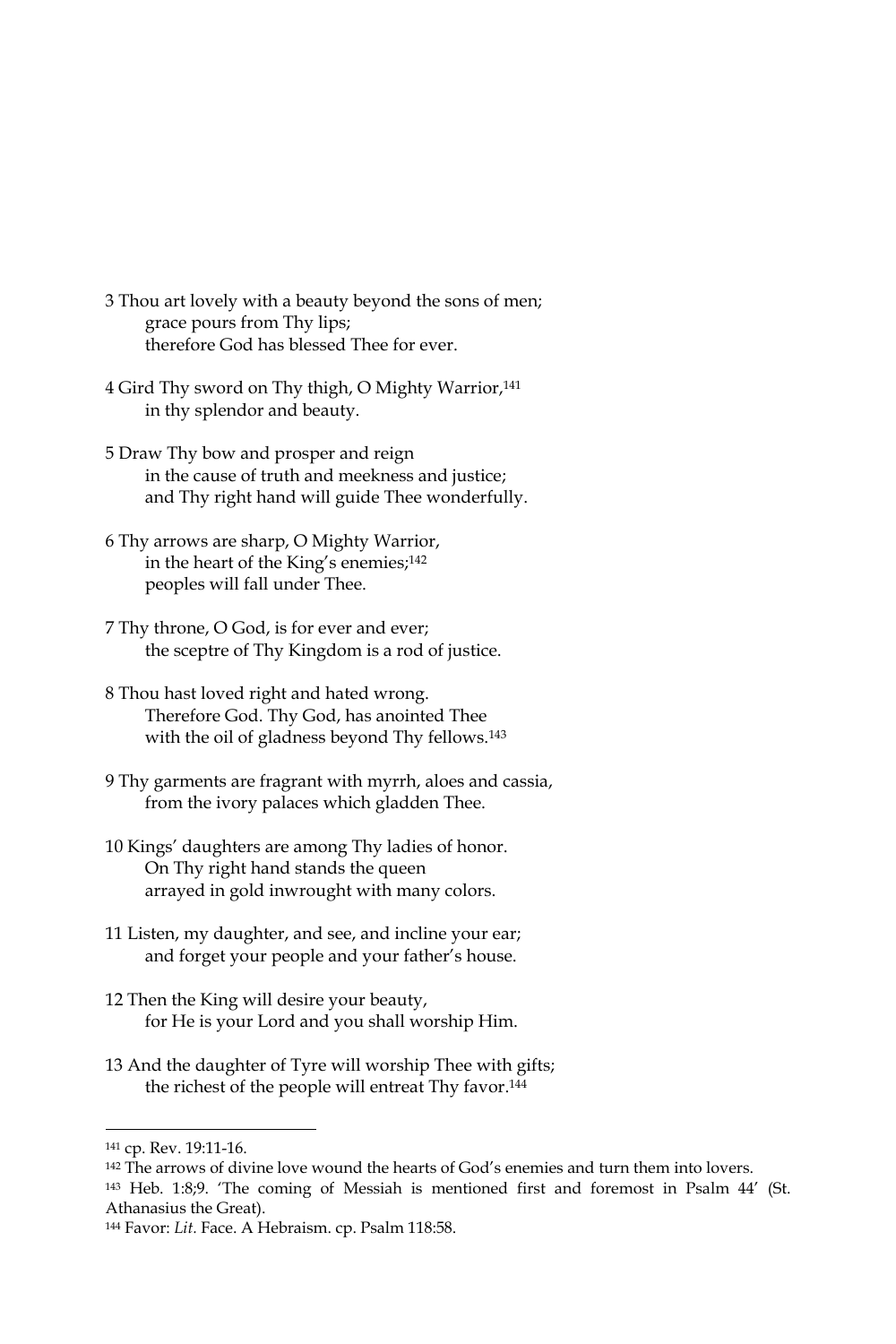3 Thou art lovely with a beauty beyond the sons of men;
 grace pours from Thy lips;
 therefore God has blessed Thee for ever.

4 Gird Thy sword on Thy thigh, O Mighty Warrior,[141]
 in thy splendor and beauty.

5 Draw Thy bow and prosper and reign
 in the cause of truth and meekness and justice;
 and Thy right hand will guide Thee wonderfully.

6 Thy arrows are sharp, O Mighty Warrior,
 in the heart of the King's enemies;[142]
 peoples will fall under Thee.

7 Thy throne, O God, is for ever and ever;
 the sceptre of Thy Kingdom is a rod of justice.

8 Thou hast loved right and hated wrong.
 Therefore God. Thy God, has anointed Thee
 with the oil of gladness beyond Thy fellows.[143]

9 Thy garments are fragrant with myrrh, aloes and cassia,
 from the ivory palaces which gladden Thee.

10 Kings' daughters are among Thy ladies of honor.
 On Thy right hand stands the queen
 arrayed in gold inwrought with many colors.

11 Listen, my daughter, and see, and incline your ear;
 and forget your people and your father's house.

12 Then the King will desire your beauty,
 for He is your Lord and you shall worship Him.

13 And the daughter of Tyre will worship Thee with gifts;
 the richest of the people will entreat Thy favor.[144]

---

[141] cp. Rev. 19:11-16.

[142] The arrows of divine love wound the hearts of God's enemies and turn them into lovers.

[143] Heb. 1:8;9. 'The coming of Messiah is mentioned first and foremost in Psalm 44' (St. Athanasius the Great).

[144] Favor: *Lit.* Face. A Hebraism. cp. Psalm 118:58.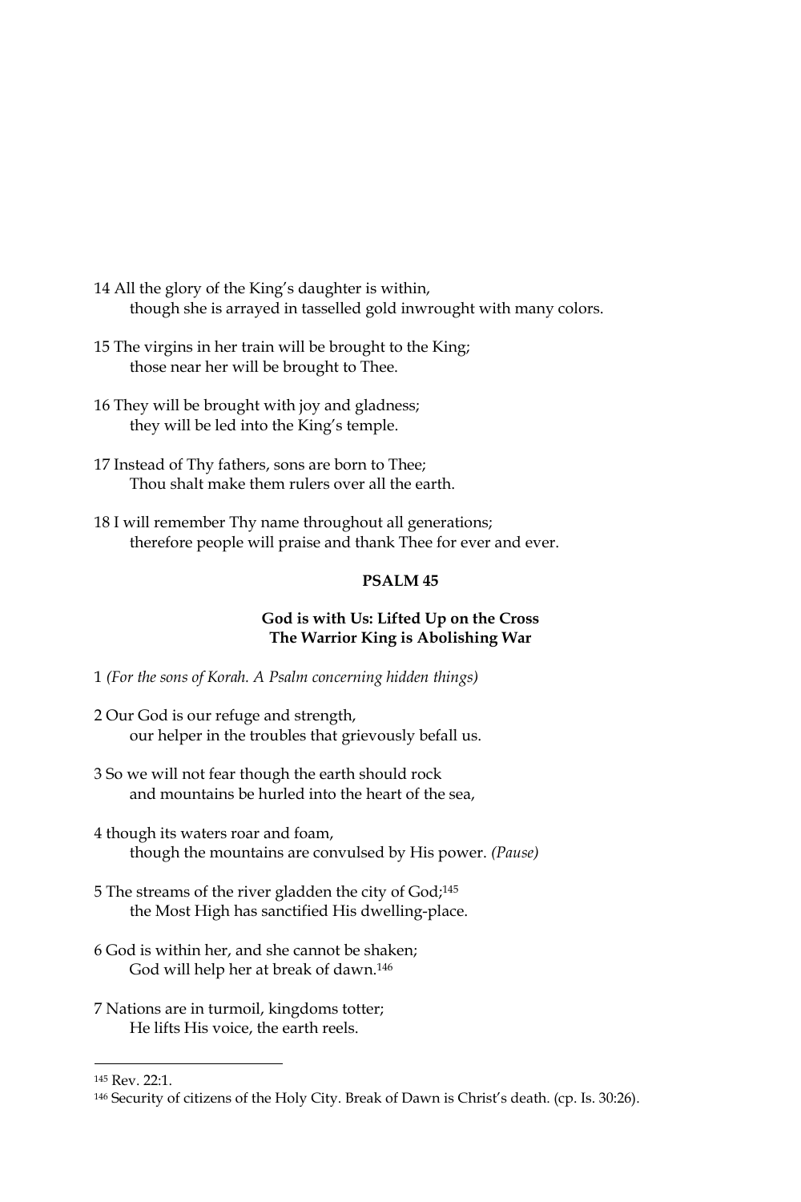14 All the glory of the King's daughter is within,
   though she is arrayed in tasselled gold inwrought with many colors.

15 The virgins in her train will be brought to the King;
   those near her will be brought to Thee.

16 They will be brought with joy and gladness;
   they will be led into the King's temple.

17 Instead of Thy fathers, sons are born to Thee;
   Thou shalt make them rulers over all the earth.

18 I will remember Thy name throughout all generations;
   therefore people will praise and thank Thee for ever and ever.

## PSALM 45

### God is with Us: Lifted Up on the Cross
### The Warrior King is Abolishing War

1 *(For the sons of Korah. A Psalm concerning hidden things)*

2 Our God is our refuge and strength,
   our helper in the troubles that grievously befall us.

3 So we will not fear though the earth should rock
   and mountains be hurled into the heart of the sea,

4 though its waters roar and foam,
   though the mountains are convulsed by His power. *(Pause)*

5 The streams of the river gladden the city of God;[145]
   the Most High has sanctified His dwelling-place.

6 God is within her, and she cannot be shaken;
   God will help her at break of dawn.[146]

7 Nations are in turmoil, kingdoms totter;
   He lifts His voice, the earth reels.

---

[145] Rev. 22:1.

[146] Security of citizens of the Holy City. Break of Dawn is Christ's death. (cp. Is. 30:26).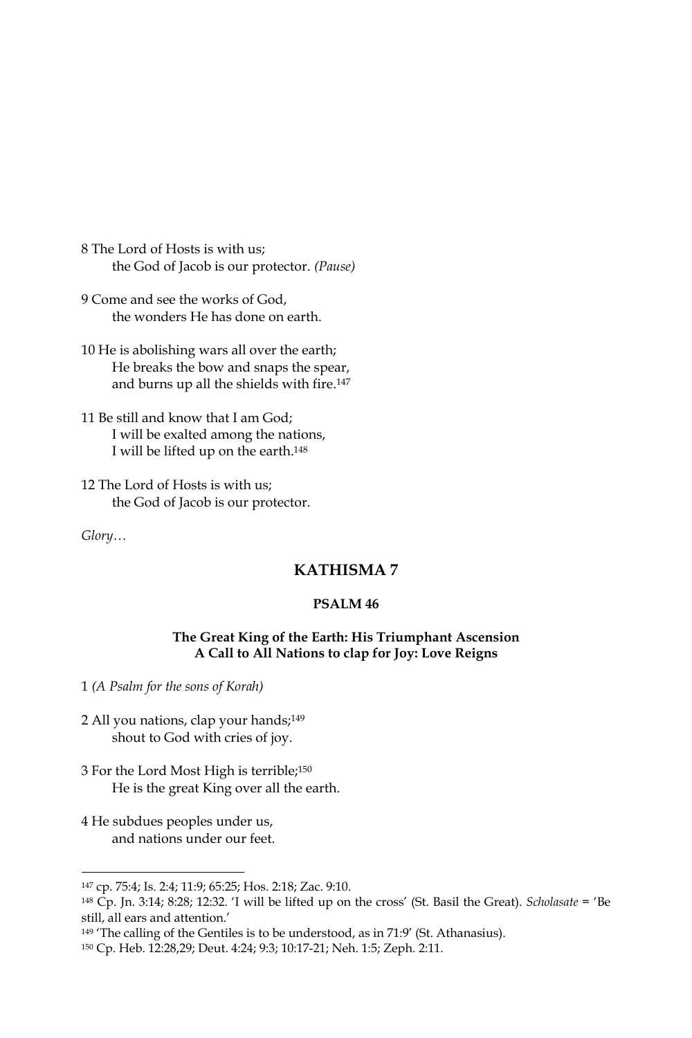8 The Lord of Hosts is with us;
    the God of Jacob is our protector. *(Pause)*

9 Come and see the works of God,
    the wonders He has done on earth.

10 He is abolishing wars all over the earth;
    He breaks the bow and snaps the spear,
    and burns up all the shields with fire.[147]

11 Be still and know that I am God;
    I will be exalted among the nations,
    I will be lifted up on the earth.[148]

12 The Lord of Hosts is with us;
    the God of Jacob is our protector.

*Glory…*

## KATHISMA 7

### PSALM 46

**The Great King of the Earth: His Triumphant Ascension**
**A Call to All Nations to clap for Joy: Love Reigns**

1 *(A Psalm for the sons of Korah)*

2 All you nations, clap your hands;[149]
    shout to God with cries of joy.

3 For the Lord Most High is terrible;[150]
    He is the great King over all the earth.

4 He subdues peoples under us,
    and nations under our feet.

---

[147] cp. 75:4; Is. 2:4; 11:9; 65:25; Hos. 2:18; Zac. 9:10.

[148] Cp. Jn. 3:14; 8:28; 12:32. 'I will be lifted up on the cross' (St. Basil the Great). *Scholasate* = 'Be still, all ears and attention.'

[149] 'The calling of the Gentiles is to be understood, as in 71:9' (St. Athanasius).

[150] Cp. Heb. 12:28,29; Deut. 4:24; 9:3; 10:17-21; Neh. 1:5; Zeph. 2:11.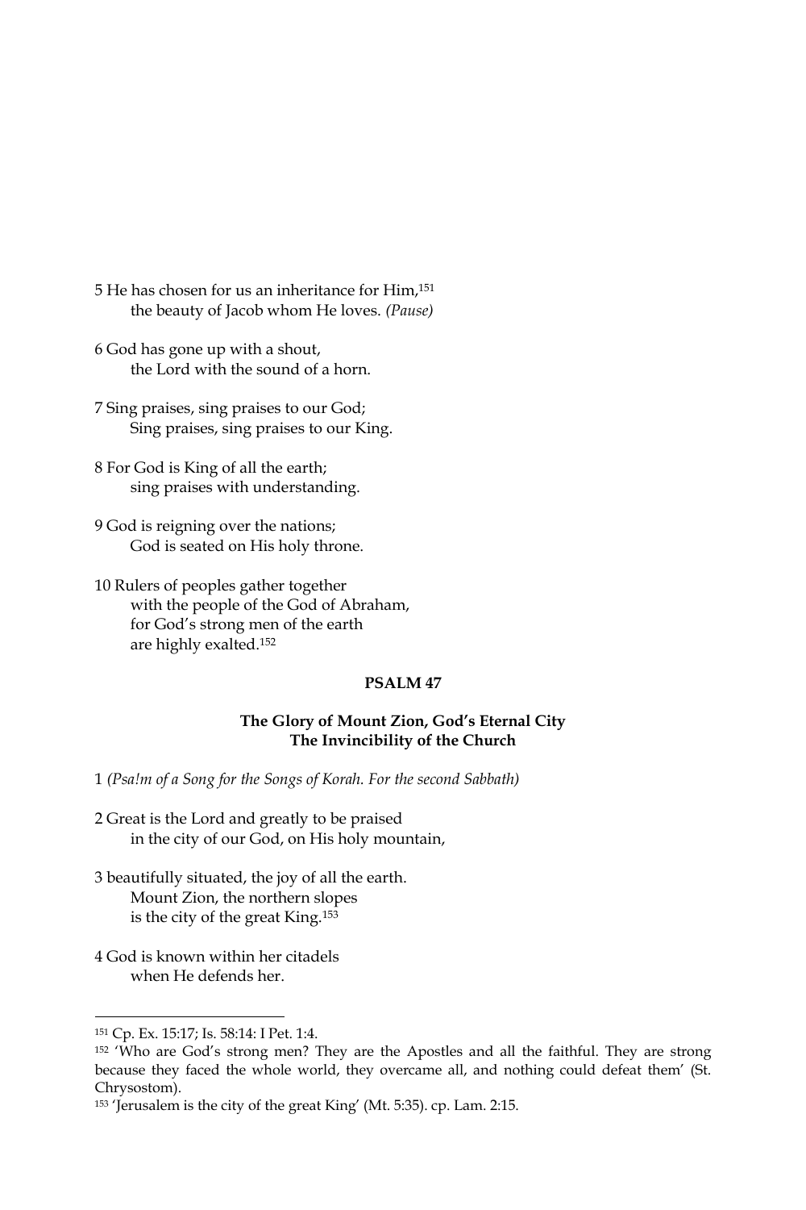5 He has chosen for us an inheritance for Him,[151]
    the beauty of Jacob whom He loves. *(Pause)*

6 God has gone up with a shout,
    the Lord with the sound of a horn.

7 Sing praises, sing praises to our God;
    Sing praises, sing praises to our King.

8 For God is King of all the earth;
    sing praises with understanding.

9 God is reigning over the nations;
    God is seated on His holy throne.

10 Rulers of peoples gather together
    with the people of the God of Abraham,
    for God's strong men of the earth
    are highly exalted.[152]

## PSALM 47

### The Glory of Mount Zion, God's Eternal City
### The Invincibility of the Church

1 *(Psa!m of a Song for the Songs of Korah. For the second Sabbath)*

2 Great is the Lord and greatly to be praised
    in the city of our God, on His holy mountain,

3 beautifully situated, the joy of all the earth.
    Mount Zion, the northern slopes
    is the city of the great King.[153]

4 God is known within her citadels
    when He defends her.

---

[151] Cp. Ex. 15:17; Is. 58:14: I Pet. 1:4.

[152] 'Who are God's strong men? They are the Apostles and all the faithful. They are strong because they faced the whole world, they overcame all, and nothing could defeat them' (St. Chrysostom).

[153] 'Jerusalem is the city of the great King' (Mt. 5:35). cp. Lam. 2:15.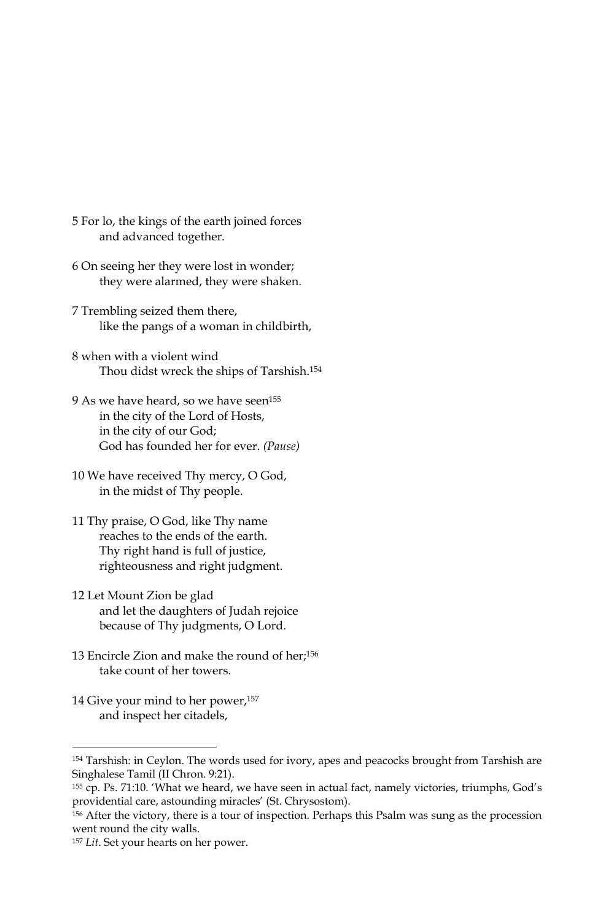5 For lo, the kings of the earth joined forces
    and advanced together.

6 On seeing her they were lost in wonder;
    they were alarmed, they were shaken.

7 Trembling seized them there,
    like the pangs of a woman in childbirth,

8 when with a violent wind
    Thou didst wreck the ships of Tarshish.[154]

9 As we have heard, so we have seen[155]
    in the city of the Lord of Hosts,
    in the city of our God;
    God has founded her for ever. *(Pause)*

10 We have received Thy mercy, O God,
    in the midst of Thy people.

11 Thy praise, O God, like Thy name
    reaches to the ends of the earth.
    Thy right hand is full of justice,
    righteousness and right judgment.

12 Let Mount Zion be glad
    and let the daughters of Judah rejoice
    because of Thy judgments, O Lord.

13 Encircle Zion and make the round of her;[156]
    take count of her towers.

14 Give your mind to her power,[157]
    and inspect her citadels,

---

[154] Tarshish: in Ceylon. The words used for ivory, apes and peacocks brought from Tarshish are Singhalese Tamil (II Chron. 9:21).

[155] cp. Ps. 71:10. 'What we heard, we have seen in actual fact, namely victories, triumphs, God's providential care, astounding miracles' (St. Chrysostom).

[156] After the victory, there is a tour of inspection. Perhaps this Psalm was sung as the procession went round the city walls.

[157] *Lit*. Set your hearts on her power.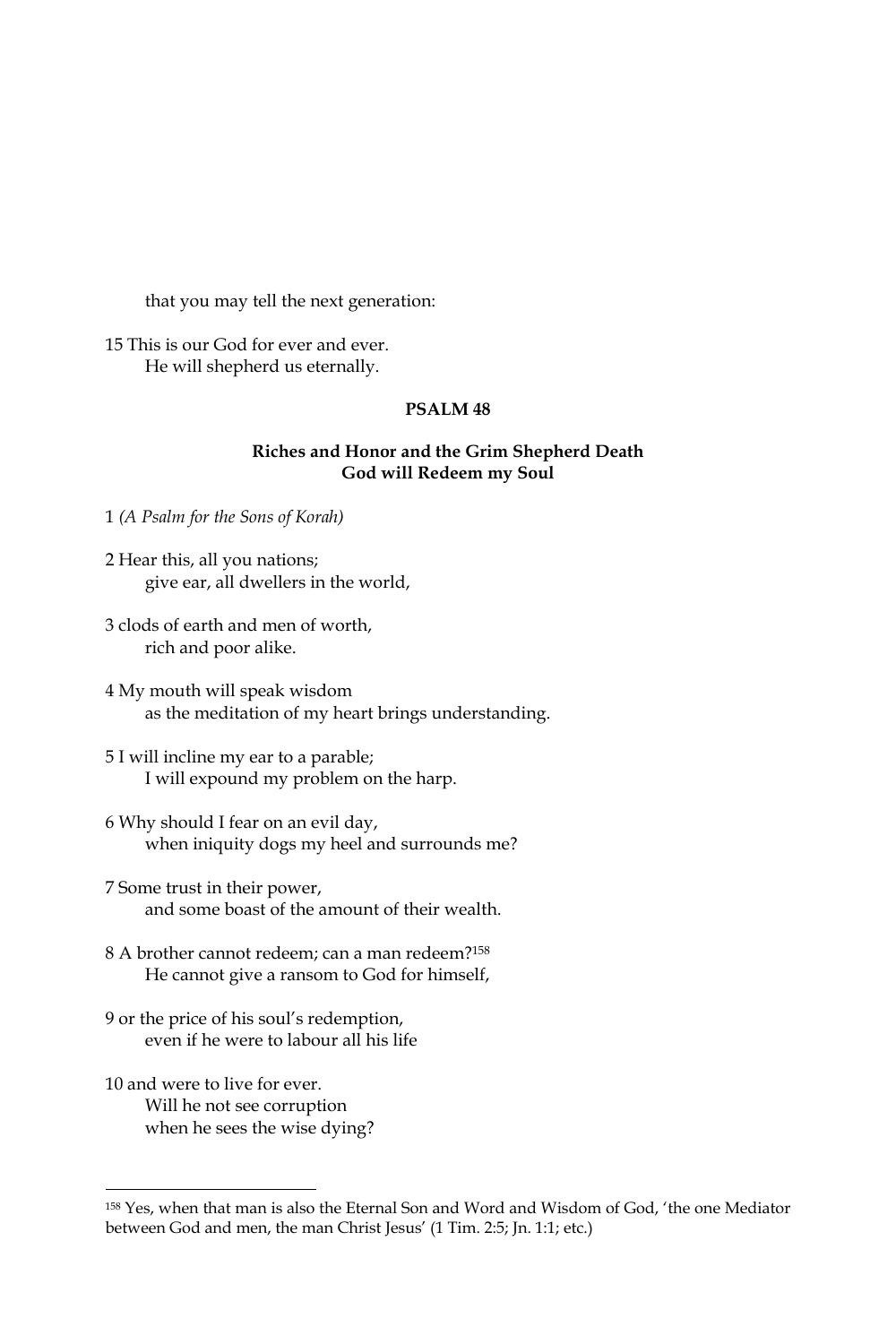that you may tell the next generation:

15 This is our God for ever and ever.
He will shepherd us eternally.

## PSALM 48

### Riches and Honor and the Grim Shepherd Death
### God will Redeem my Soul

1 *(A Psalm for the Sons of Korah)*

2 Hear this, all you nations;
give ear, all dwellers in the world,

3 clods of earth and men of worth,
rich and poor alike.

4 My mouth will speak wisdom
as the meditation of my heart brings understanding.

5 I will incline my ear to a parable;
I will expound my problem on the harp.

6 Why should I fear on an evil day,
when iniquity dogs my heel and surrounds me?

7 Some trust in their power,
and some boast of the amount of their wealth.

8 A brother cannot redeem; can a man redeem?[158]
He cannot give a ransom to God for himself,

9 or the price of his soul's redemption,
even if he were to labour all his life

10 and were to live for ever.
Will he not see corruption
when he sees the wise dying?

---

[158] Yes, when that man is also the Eternal Son and Word and Wisdom of God, 'the one Mediator between God and men, the man Christ Jesus' (1 Tim. 2:5; Jn. 1:1; etc.)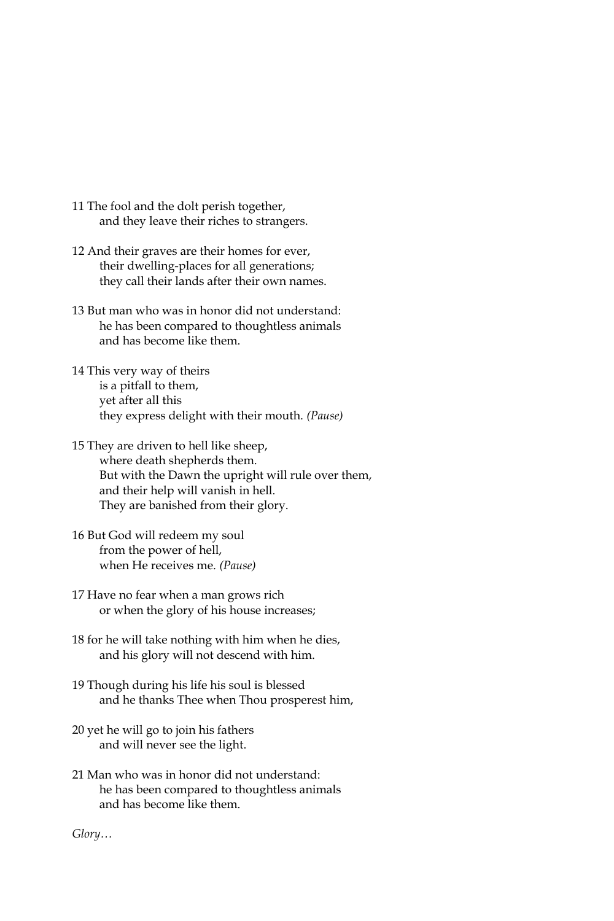11 The fool and the dolt perish together,
  and they leave their riches to strangers.

12 And their graves are their homes for ever,
  their dwelling-places for all generations;
  they call their lands after their own names.

13 But man who was in honor did not understand:
  he has been compared to thoughtless animals
  and has become like them.

14 This very way of theirs
  is a pitfall to them,
  yet after all this
  they express delight with their mouth. *(Pause)*

15 They are driven to hell like sheep,
  where death shepherds them.
  But with the Dawn the upright will rule over them,
  and their help will vanish in hell.
  They are banished from their glory.

16 But God will redeem my soul
  from the power of hell,
  when He receives me. *(Pause)*

17 Have no fear when a man grows rich
  or when the glory of his house increases;

18 for he will take nothing with him when he dies,
  and his glory will not descend with him.

19 Though during his life his soul is blessed
  and he thanks Thee when Thou prosperest him,

20 yet he will go to join his fathers
  and will never see the light.

21 Man who was in honor did not understand:
  he has been compared to thoughtless animals
  and has become like them.

*Glory…*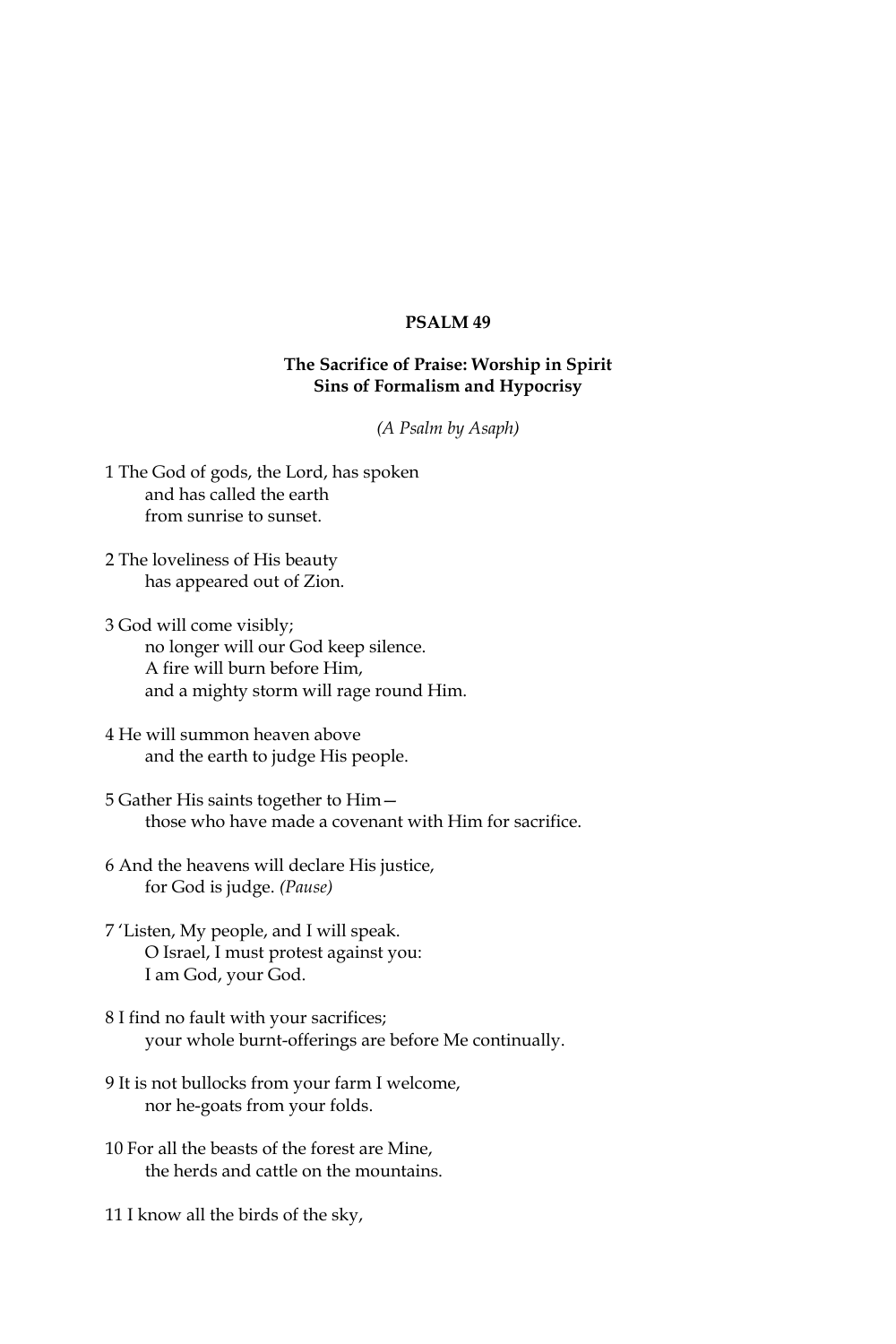## PSALM 49

### The Sacrifice of Praise: Worship in Spirit
### Sins of Formalism and Hypocrisy

*(A Psalm by Asaph)*

1 The God of gods, the Lord, has spoken
  and has called the earth
  from sunrise to sunset.

2 The loveliness of His beauty
  has appeared out of Zion.

3 God will come visibly;
  no longer will our God keep silence.
  A fire will burn before Him,
  and a mighty storm will rage round Him.

4 He will summon heaven above
  and the earth to judge His people.

5 Gather His saints together to Him—
  those who have made a covenant with Him for sacrifice.

6 And the heavens will declare His justice,
  for God is judge. *(Pause)*

7 'Listen, My people, and I will speak.
  O Israel, I must protest against you:
  I am God, your God.

8 I find no fault with your sacrifices;
  your whole burnt-offerings are before Me continually.

9 It is not bullocks from your farm I welcome,
  nor he-goats from your folds.

10 For all the beasts of the forest are Mine,
  the herds and cattle on the mountains.

11 I know all the birds of the sky,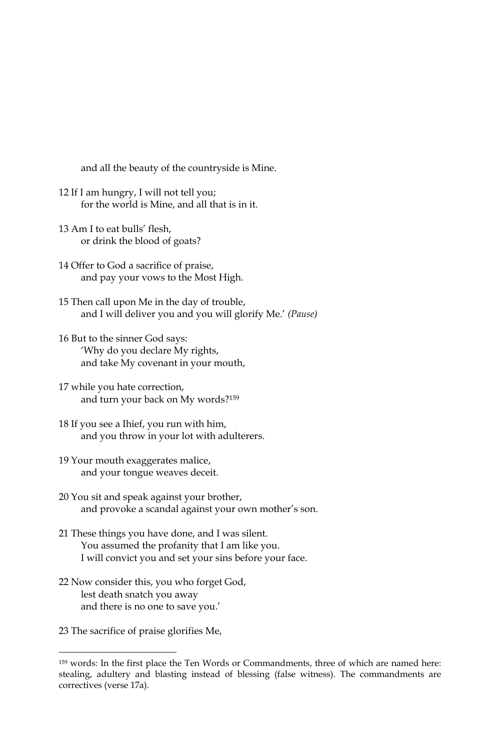and all the beauty of the countryside is Mine.

12 If I am hungry, I will not tell you;
for the world is Mine, and all that is in it.

13 Am I to eat bulls' flesh,
or drink the blood of goats?

14 Offer to God a sacrifice of praise,
and pay your vows to the Most High.

15 Then call upon Me in the day of trouble,
and I will deliver you and you will glorify Me.' *(Pause)*

16 But to the sinner God says:
'Why do you declare My rights,
and take My covenant in your mouth,

17 while you hate correction,
and turn your back on My words?[159]

18 If you see a Ihief, you run with him,
and you throw in your lot with adulterers.

19 Your mouth exaggerates malice,
and your tongue weaves deceit.

20 You sit and speak against your brother,
and provoke a scandal against your own mother's son.

21 These things you have done, and I was silent.
You assumed the profanity that I am like you.
I will convict you and set your sins before your face.

22 Now consider this, you who forget God,
lest death snatch you away
and there is no one to save you.'

23 The sacrifice of praise glorifies Me,

---

[159] words: In the first place the Ten Words or Commandments, three of which are named here: stealing, adultery and blasting instead of blessing (false witness). The commandments are correctives (verse 17a).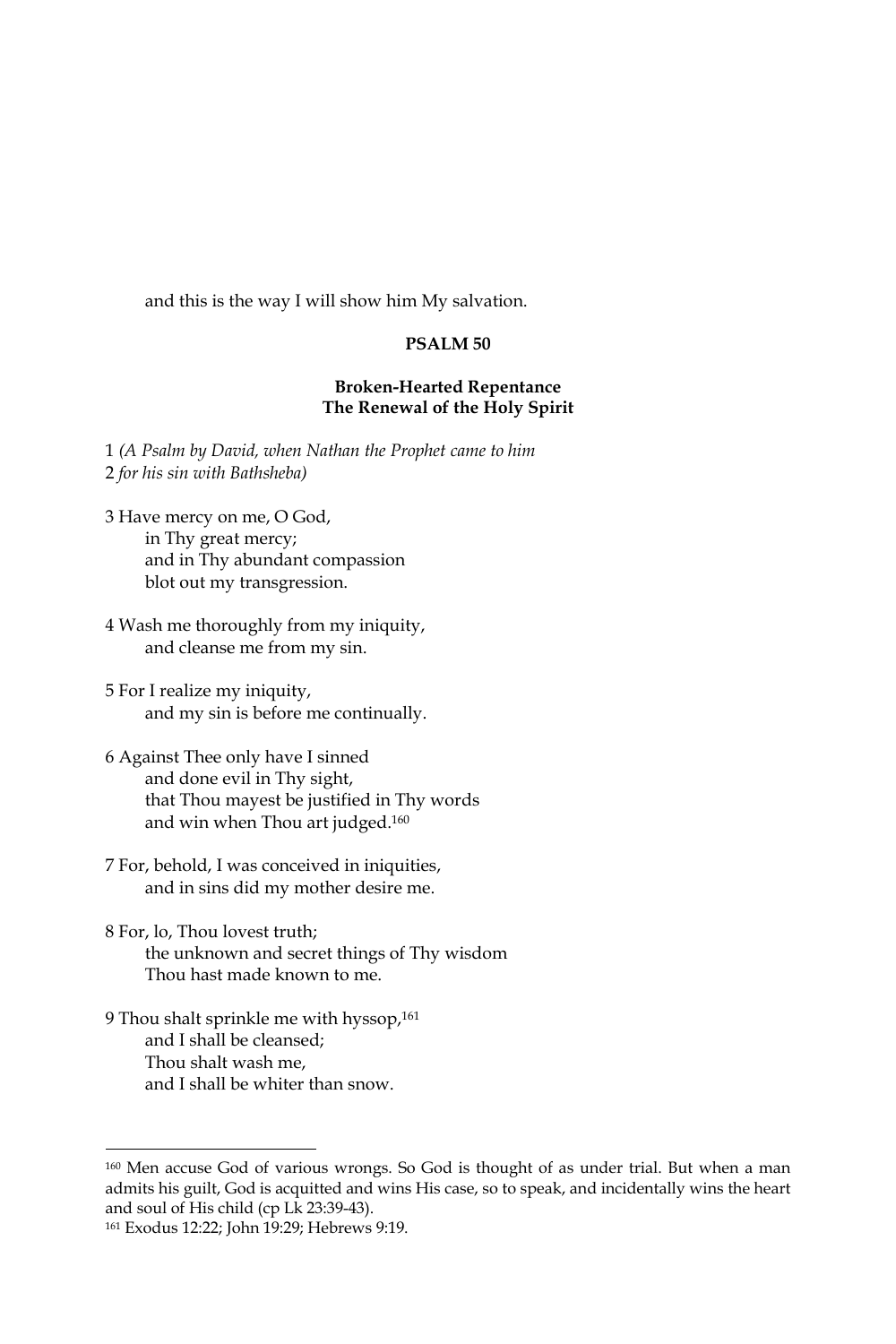and this is the way I will show him My salvation.

## PSALM 50

### Broken-Hearted Repentance
### The Renewal of the Holy Spirit

1 *(A Psalm by David, when Nathan the Prophet came to him*
2 *for his sin with Bathsheba)*

3 Have mercy on me, O God,
in Thy great mercy;
and in Thy abundant compassion
blot out my transgression.

4 Wash me thoroughly from my iniquity,
and cleanse me from my sin.

5 For I realize my iniquity,
and my sin is before me continually.

6 Against Thee only have I sinned
and done evil in Thy sight,
that Thou mayest be justified in Thy words
and win when Thou art judged.[160]

7 For, behold, I was conceived in iniquities,
and in sins did my mother desire me.

8 For, lo, Thou lovest truth;
the unknown and secret things of Thy wisdom
Thou hast made known to me.

9 Thou shalt sprinkle me with hyssop,[161]
and I shall be cleansed;
Thou shalt wash me,
and I shall be whiter than snow.

---

[160] Men accuse God of various wrongs. So God is thought of as under trial. But when a man admits his guilt, God is acquitted and wins His case, so to speak, and incidentally wins the heart and soul of His child (cp Lk 23:39-43).

[161] Exodus 12:22; John 19:29; Hebrews 9:19.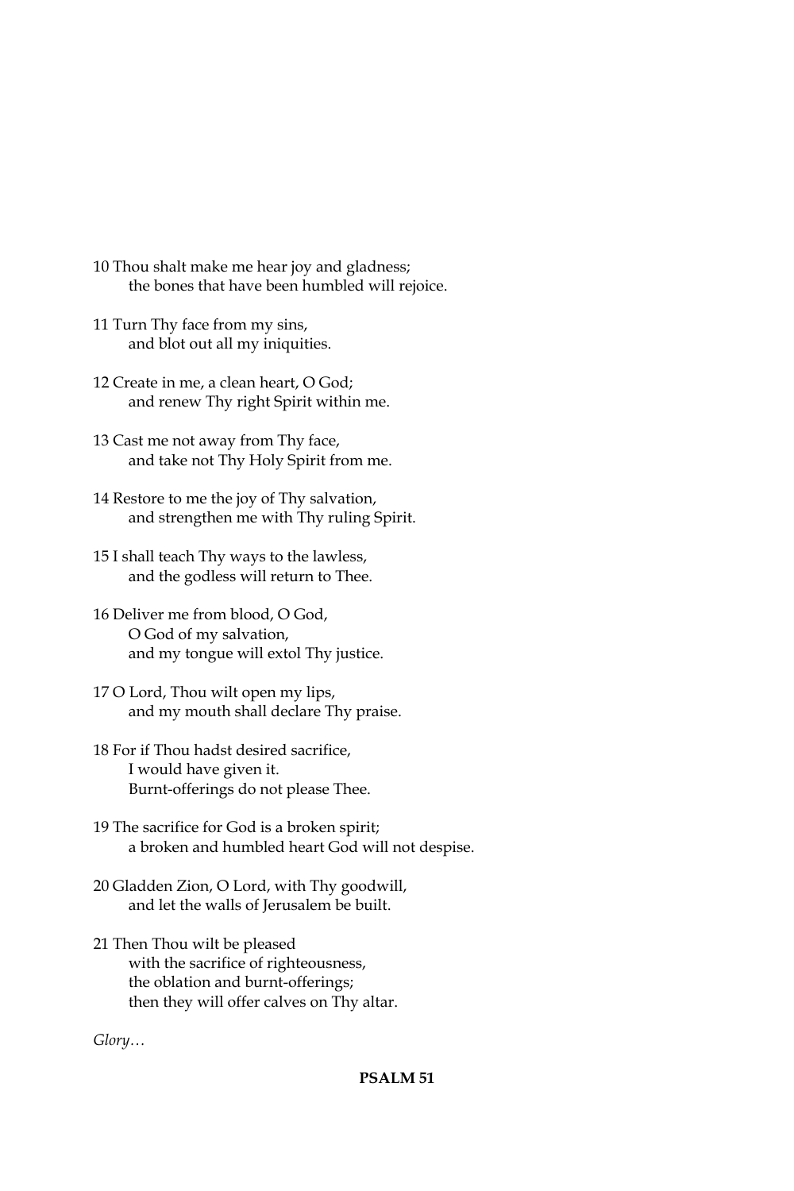10 Thou shalt make me hear joy and gladness;
    the bones that have been humbled will rejoice.

11 Turn Thy face from my sins,
    and blot out all my iniquities.

12 Create in me, a clean heart, O God;
    and renew Thy right Spirit within me.

13 Cast me not away from Thy face,
    and take not Thy Holy Spirit from me.

14 Restore to me the joy of Thy salvation,
    and strengthen me with Thy ruling Spirit.

15 I shall teach Thy ways to the lawless,
    and the godless will return to Thee.

16 Deliver me from blood, O God,
    O God of my salvation,
    and my tongue will extol Thy justice.

17 O Lord, Thou wilt open my lips,
    and my mouth shall declare Thy praise.

18 For if Thou hadst desired sacrifice,
    I would have given it.
    Burnt-offerings do not please Thee.

19 The sacrifice for God is a broken spirit;
    a broken and humbled heart God will not despise.

20 Gladden Zion, O Lord, with Thy goodwill,
    and let the walls of Jerusalem be built.

21 Then Thou wilt be pleased
    with the sacrifice of righteousness,
    the oblation and burnt-offerings;
    then they will offer calves on Thy altar.

*Glory…*

**PSALM 51**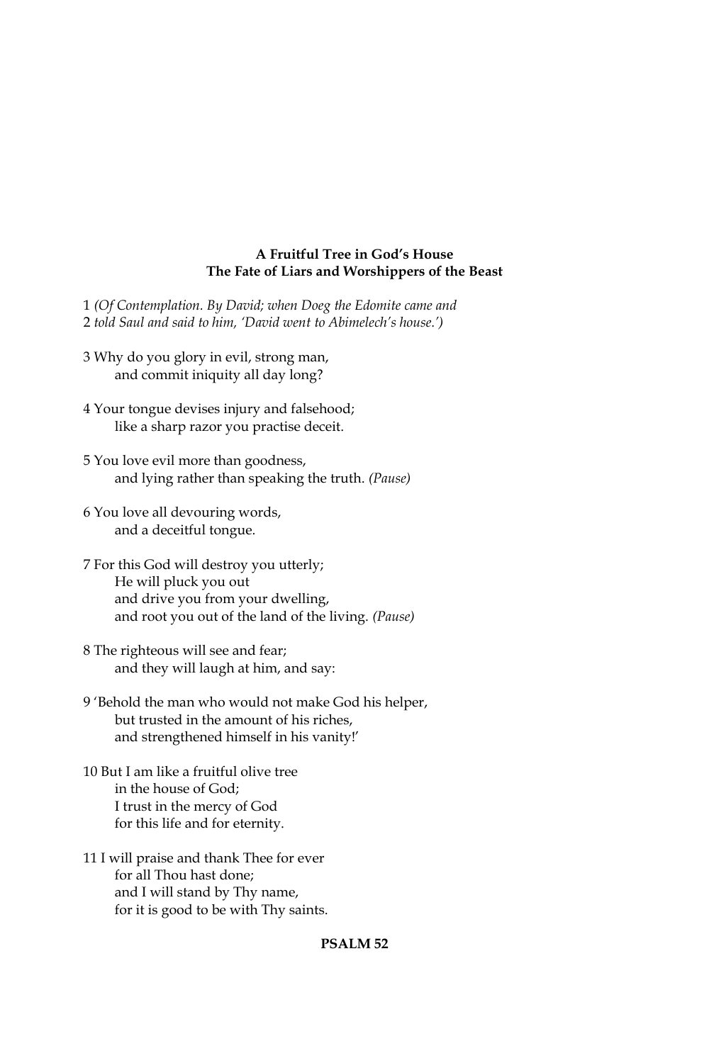**A Fruitful Tree in God's House**
**The Fate of Liars and Worshippers of the Beast**

1 *(Of Contemplation. By David; when Doeg the Edomite came and*
2 *told Saul and said to him, 'David went to Abimelech's house.')*

3 Why do you glory in evil, strong man,
and commit iniquity all day long?

4 Your tongue devises injury and falsehood;
like a sharp razor you practise deceit.

5 You love evil more than goodness,
and lying rather than speaking the truth. *(Pause)*

6 You love all devouring words,
and a deceitful tongue.

7 For this God will destroy you utterly;
He will pluck you out
and drive you from your dwelling,
and root you out of the land of the living. *(Pause)*

8 The righteous will see and fear;
and they will laugh at him, and say:

9 'Behold the man who would not make God his helper,
but trusted in the amount of his riches,
and strengthened himself in his vanity!'

10 But I am like a fruitful olive tree
in the house of God;
I trust in the mercy of God
for this life and for eternity.

11 I will praise and thank Thee for ever
for all Thou hast done;
and I will stand by Thy name,
for it is good to be with Thy saints.

**PSALM 52**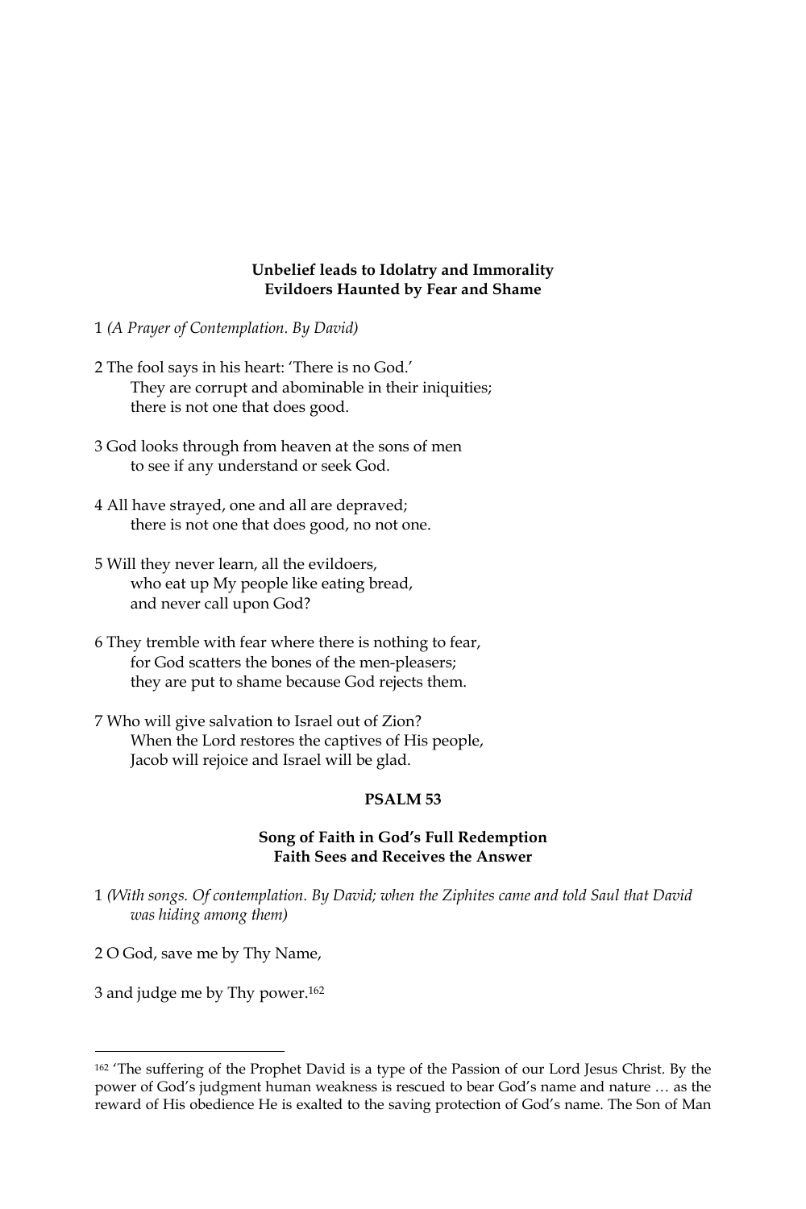**Unbelief leads to Idolatry and Immorality**
**Evildoers Haunted by Fear and Shame**

1 *(A Prayer of Contemplation. By David)*

2 The fool says in his heart: 'There is no God.'
They are corrupt and abominable in their iniquities;
there is not one that does good.

3 God looks through from heaven at the sons of men
to see if any understand or seek God.

4 All have strayed, one and all are depraved;
there is not one that does good, no not one.

5 Will they never learn, all the evildoers,
who eat up My people like eating bread,
and never call upon God?

6 They tremble with fear where there is nothing to fear,
for God scatters the bones of the men-pleasers;
they are put to shame because God rejects them.

7 Who will give salvation to Israel out of Zion?
When the Lord restores the captives of His people,
Jacob will rejoice and Israel will be glad.

## PSALM 53

**Song of Faith in God's Full Redemption**
**Faith Sees and Receives the Answer**

1 *(With songs. Of contemplation. By David; when the Ziphites came and told Saul that David was hiding among them)*

2 O God, save me by Thy Name,

3 and judge me by Thy power.[162]

---

[162] 'The suffering of the Prophet David is a type of the Passion of our Lord Jesus Christ. By the power of God's judgment human weakness is rescued to bear God's name and nature … as the reward of His obedience He is exalted to the saving protection of God's name. The Son of Man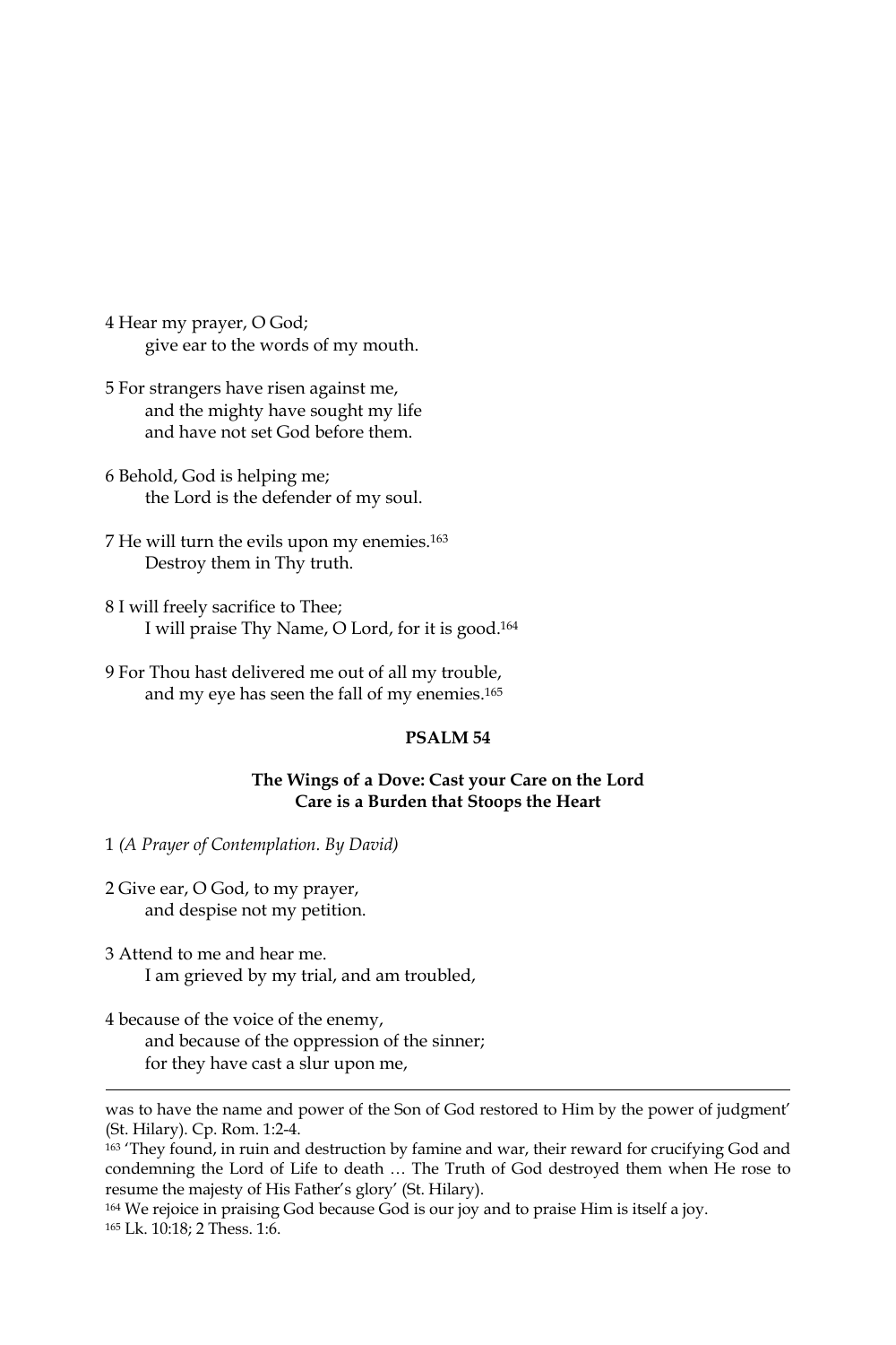4 Hear my prayer, O God;
give ear to the words of my mouth.

5 For strangers have risen against me,
and the mighty have sought my life
and have not set God before them.

6 Behold, God is helping me;
the Lord is the defender of my soul.

7 He will turn the evils upon my enemies.[163]
Destroy them in Thy truth.

8 I will freely sacrifice to Thee;
I will praise Thy Name, O Lord, for it is good.[164]

9 For Thou hast delivered me out of all my trouble,
and my eye has seen the fall of my enemies.[165]

**PSALM 54**

**The Wings of a Dove: Cast your Care on the Lord**
**Care is a Burden that Stoops the Heart**

1 *(A Prayer of Contemplation. By David)*

2 Give ear, O God, to my prayer,
and despise not my petition.

3 Attend to me and hear me.
I am grieved by my trial, and am troubled,

4 because of the voice of the enemy,
and because of the oppression of the sinner;
for they have cast a slur upon me,

---

was to have the name and power of the Son of God restored to Him by the power of judgment' (St. Hilary). Cp. Rom. 1:2-4.

[163] 'They found, in ruin and destruction by famine and war, their reward for crucifying God and condemning the Lord of Life to death … The Truth of God destroyed them when He rose to resume the majesty of His Father's glory' (St. Hilary).

[164] We rejoice in praising God because God is our joy and to praise Him is itself a joy.

[165] Lk. 10:18; 2 Thess. 1:6.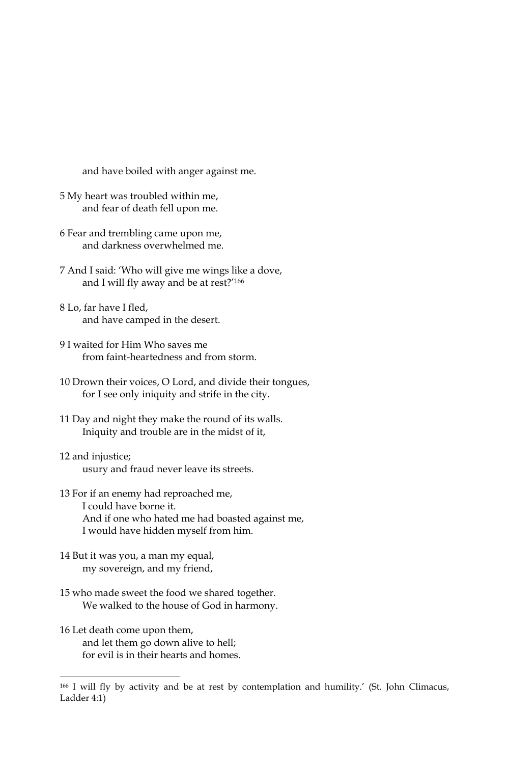and have boiled with anger against me.

5 My heart was troubled within me,
  and fear of death fell upon me.

6 Fear and trembling came upon me,
  and darkness overwhelmed me.

7 And I said: 'Who will give me wings like a dove,
  and I will fly away and be at rest?'[166]

8 Lo, far have I fled,
  and have camped in the desert.

9 I waited for Him Who saves me
  from faint-heartedness and from storm.

10 Drown their voices, O Lord, and divide their tongues,
  for I see only iniquity and strife in the city.

11 Day and night they make the round of its walls.
  Iniquity and trouble are in the midst of it,

12 and injustice;
  usury and fraud never leave its streets.

13 For if an enemy had reproached me,
  I could have borne it.
  And if one who hated me had boasted against me,
  I would have hidden myself from him.

14 But it was you, a man my equal,
  my sovereign, and my friend,

15 who made sweet the food we shared together.
  We walked to the house of God in harmony.

16 Let death come upon them,
  and let them go down alive to hell;
  for evil is in their hearts and homes.

---

[166] I will fly by activity and be at rest by contemplation and humility.' (St. John Climacus, Ladder 4:1)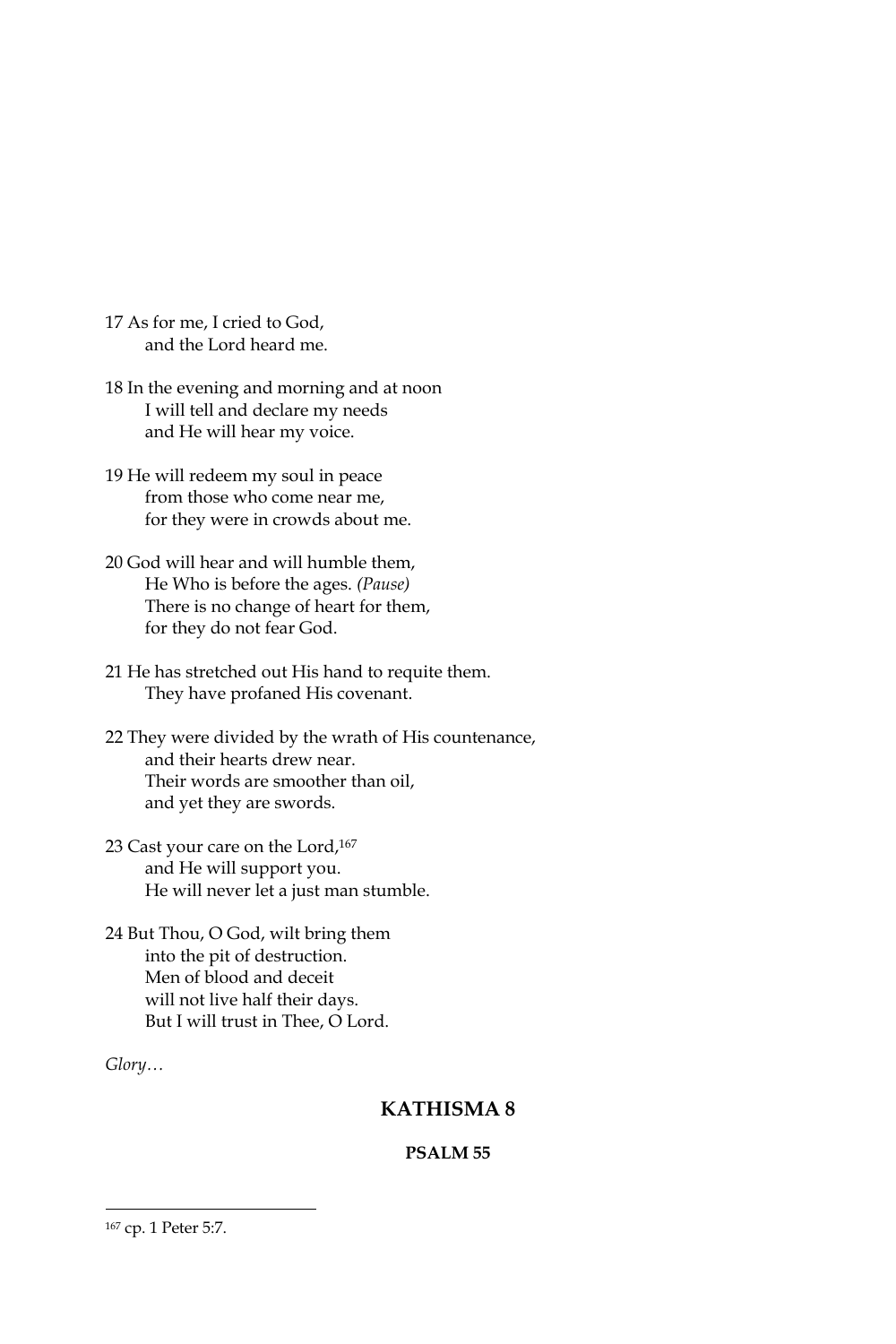17 As for me, I cried to God,
  and the Lord heard me.

18 In the evening and morning and at noon
  I will tell and declare my needs
  and He will hear my voice.

19 He will redeem my soul in peace
  from those who come near me,
  for they were in crowds about me.

20 God will hear and will humble them,
  He Who is before the ages. *(Pause)*
  There is no change of heart for them,
  for they do not fear God.

21 He has stretched out His hand to requite them.
  They have profaned His covenant.

22 They were divided by the wrath of His countenance,
  and their hearts drew near.
  Their words are smoother than oil,
  and yet they are swords.

23 Cast your care on the Lord,[167]
  and He will support you.
  He will never let a just man stumble.

24 But Thou, O God, wilt bring them
  into the pit of destruction.
  Men of blood and deceit
  will not live half their days.
  But I will trust in Thee, O Lord.

*Glory…*

## KATHISMA 8

### PSALM 55

---

[167] cp. 1 Peter 5:7.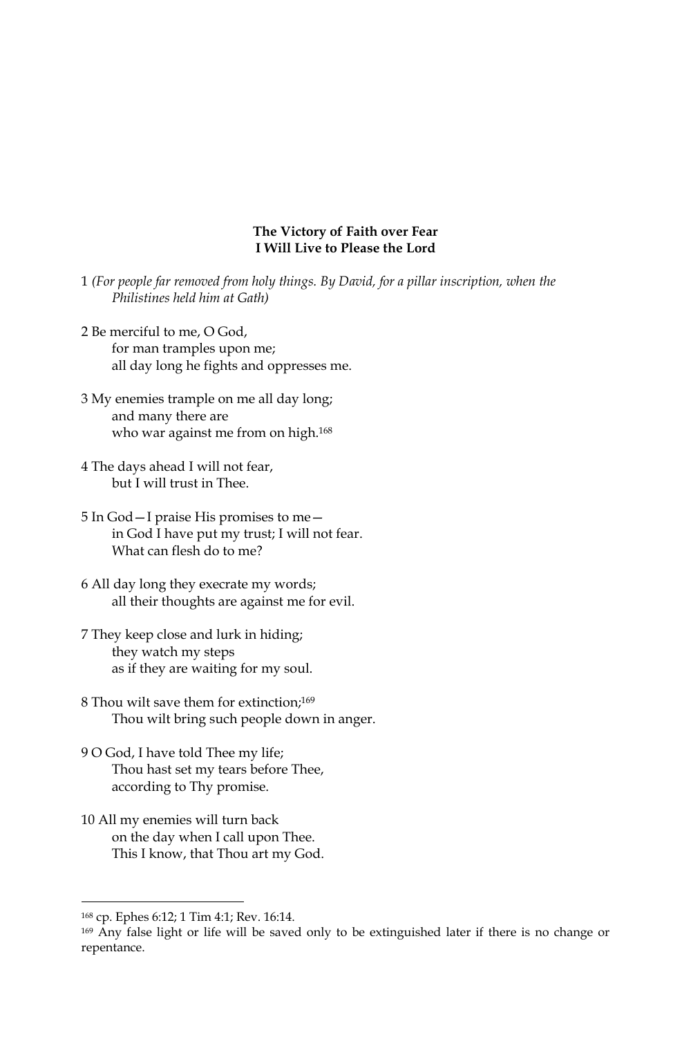**The Victory of Faith over Fear**
**I Will Live to Please the Lord**

1 *(For people far removed from holy things. By David, for a pillar inscription, when the Philistines held him at Gath)*

2 Be merciful to me, O God,
for man tramples upon me;
all day long he fights and oppresses me.

3 My enemies trample on me all day long;
and many there are
who war against me from on high.[168]

4 The days ahead I will not fear,
but I will trust in Thee.

5 In God—I praise His promises to me—
in God I have put my trust; I will not fear.
What can flesh do to me?

6 All day long they execrate my words;
all their thoughts are against me for evil.

7 They keep close and lurk in hiding;
they watch my steps
as if they are waiting for my soul.

8 Thou wilt save them for extinction;[169]
Thou wilt bring such people down in anger.

9 O God, I have told Thee my life;
Thou hast set my tears before Thee,
according to Thy promise.

10 All my enemies will turn back
on the day when I call upon Thee.
This I know, that Thou art my God.

---

[168] cp. Ephes 6:12; 1 Tim 4:1; Rev. 16:14.

[169] Any false light or life will be saved only to be extinguished later if there is no change or repentance.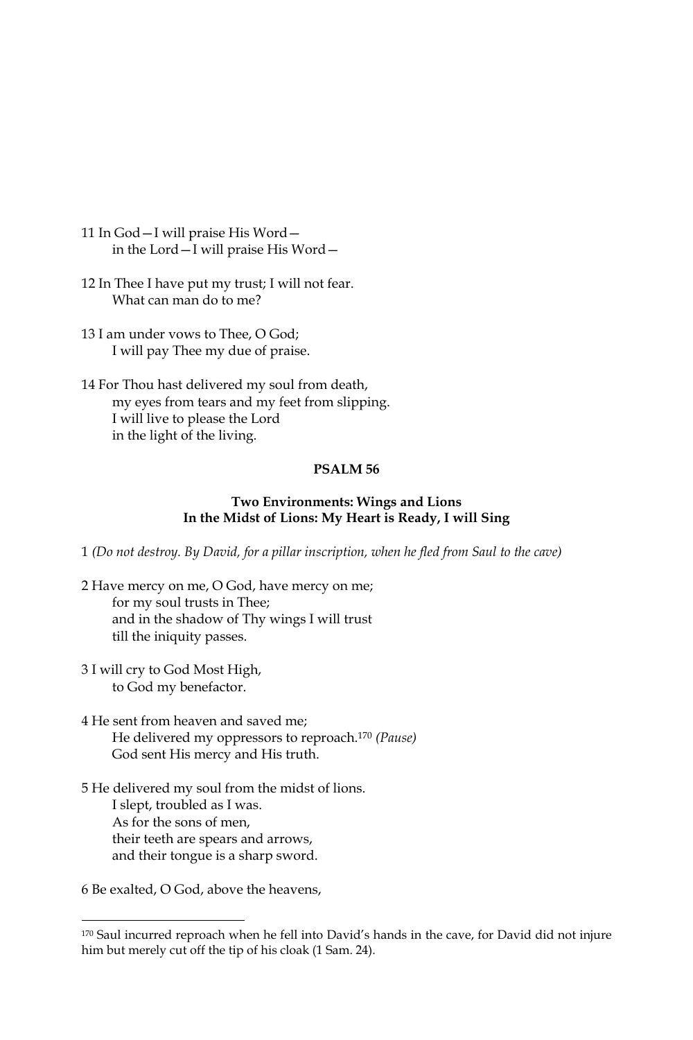11 In God—I will praise His Word—
in the Lord—I will praise His Word—

12 In Thee I have put my trust; I will not fear.
What can man do to me?

13 I am under vows to Thee, O God;
I will pay Thee my due of praise.

14 For Thou hast delivered my soul from death,
my eyes from tears and my feet from slipping.
I will live to please the Lord
in the light of the living.

## PSALM 56

### Two Environments: Wings and Lions
### In the Midst of Lions: My Heart is Ready, I will Sing

1 *(Do not destroy. By David, for a pillar inscription, when he fled from Saul to the cave)*

2 Have mercy on me, O God, have mercy on me;
for my soul trusts in Thee;
and in the shadow of Thy wings I will trust
till the iniquity passes.

3 I will cry to God Most High,
to God my benefactor.

4 He sent from heaven and saved me;
He delivered my oppressors to reproach.[170] *(Pause)*
God sent His mercy and His truth.

5 He delivered my soul from the midst of lions.
I slept, troubled as I was.
As for the sons of men,
their teeth are spears and arrows,
and their tongue is a sharp sword.

6 Be exalted, O God, above the heavens,

---

[170] Saul incurred reproach when he fell into David's hands in the cave, for David did not injure him but merely cut off the tip of his cloak (1 Sam. 24).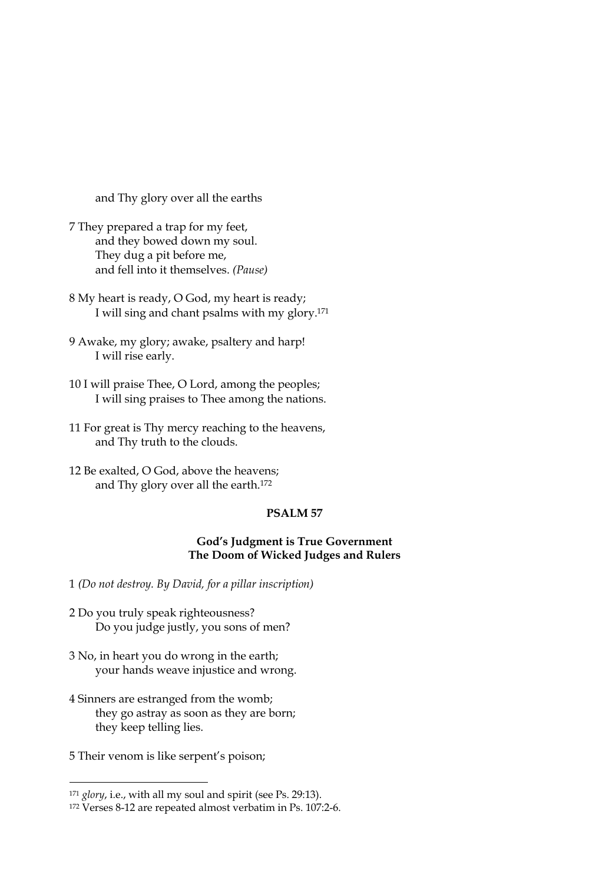and Thy glory over all the earths

7 They prepared a trap for my feet,
  and they bowed down my soul.
  They dug a pit before me,
  and fell into it themselves. *(Pause)*

8 My heart is ready, O God, my heart is ready;
  I will sing and chant psalms with my glory.[171]

9 Awake, my glory; awake, psaltery and harp!
  I will rise early.

10 I will praise Thee, O Lord, among the peoples;
  I will sing praises to Thee among the nations.

11 For great is Thy mercy reaching to the heavens,
  and Thy truth to the clouds.

12 Be exalted, O God, above the heavens;
  and Thy glory over all the earth.[172]

## PSALM 57

### God's Judgment is True Government
### The Doom of Wicked Judges and Rulers

1 *(Do not destroy. By David, for a pillar inscription)*

2 Do you truly speak righteousness?
  Do you judge justly, you sons of men?

3 No, in heart you do wrong in the earth;
  your hands weave injustice and wrong.

4 Sinners are estranged from the womb;
  they go astray as soon as they are born;
  they keep telling lies.

5 Their venom is like serpent's poison;

---

[171] *glory*, i.e., with all my soul and spirit (see Ps. 29:13).

[172] Verses 8-12 are repeated almost verbatim in Ps. 107:2-6.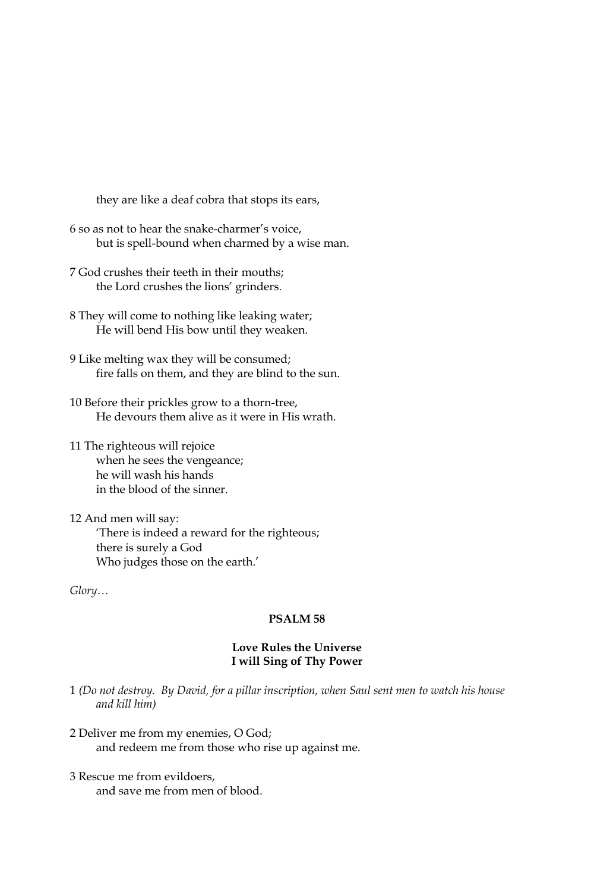they are like a deaf cobra that stops its ears,

6 so as not to hear the snake-charmer's voice,
but is spell-bound when charmed by a wise man.

7 God crushes their teeth in their mouths;
the Lord crushes the lions' grinders.

8 They will come to nothing like leaking water;
He will bend His bow until they weaken.

9 Like melting wax they will be consumed;
fire falls on them, and they are blind to the sun.

10 Before their prickles grow to a thorn-tree,
He devours them alive as it were in His wrath.

11 The righteous will rejoice
when he sees the vengeance;
he will wash his hands
in the blood of the sinner.

12 And men will say:
'There is indeed a reward for the righteous;
there is surely a God
Who judges those on the earth.'

*Glory…*

## PSALM 58

### Love Rules the Universe
### I will Sing of Thy Power

1 *(Do not destroy. By David, for a pillar inscription, when Saul sent men to watch his house and kill him)*

2 Deliver me from my enemies, O God;
and redeem me from those who rise up against me.

3 Rescue me from evildoers,
and save me from men of blood.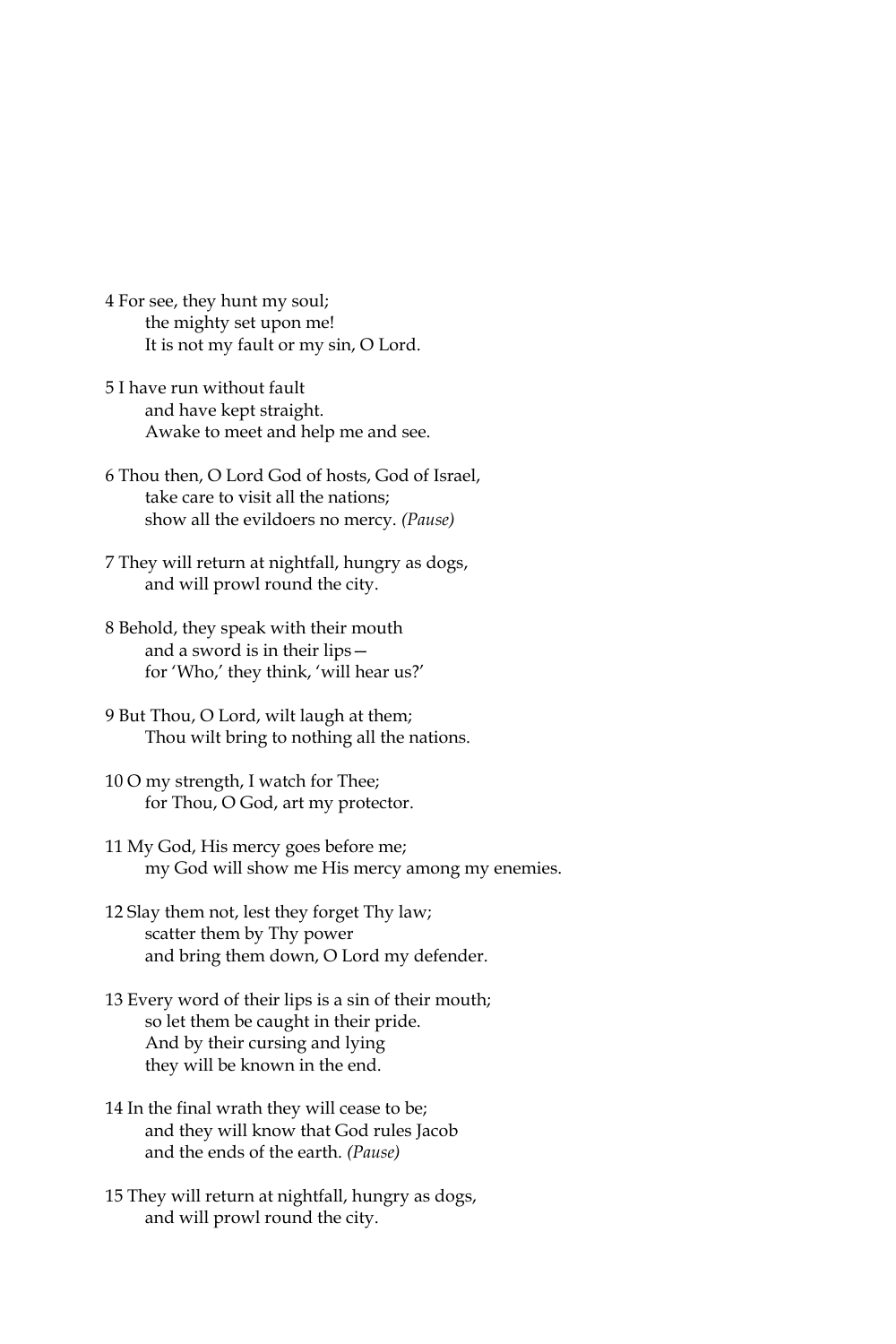4 For see, they hunt my soul;
  the mighty set upon me!
  It is not my fault or my sin, O Lord.

5 I have run without fault
  and have kept straight.
  Awake to meet and help me and see.

6 Thou then, O Lord God of hosts, God of Israel,
  take care to visit all the nations;
  show all the evildoers no mercy. *(Pause)*

7 They will return at nightfall, hungry as dogs,
  and will prowl round the city.

8 Behold, they speak with their mouth
  and a sword is in their lips—
  for 'Who,' they think, 'will hear us?'

9 But Thou, O Lord, wilt laugh at them;
  Thou wilt bring to nothing all the nations.

10 O my strength, I watch for Thee;
  for Thou, O God, art my protector.

11 My God, His mercy goes before me;
  my God will show me His mercy among my enemies.

12 Slay them not, lest they forget Thy law;
  scatter them by Thy power
  and bring them down, O Lord my defender.

13 Every word of their lips is a sin of their mouth;
  so let them be caught in their pride.
  And by their cursing and lying
  they will be known in the end.

14 In the final wrath they will cease to be;
  and they will know that God rules Jacob
  and the ends of the earth. *(Pause)*

15 They will return at nightfall, hungry as dogs,
  and will prowl round the city.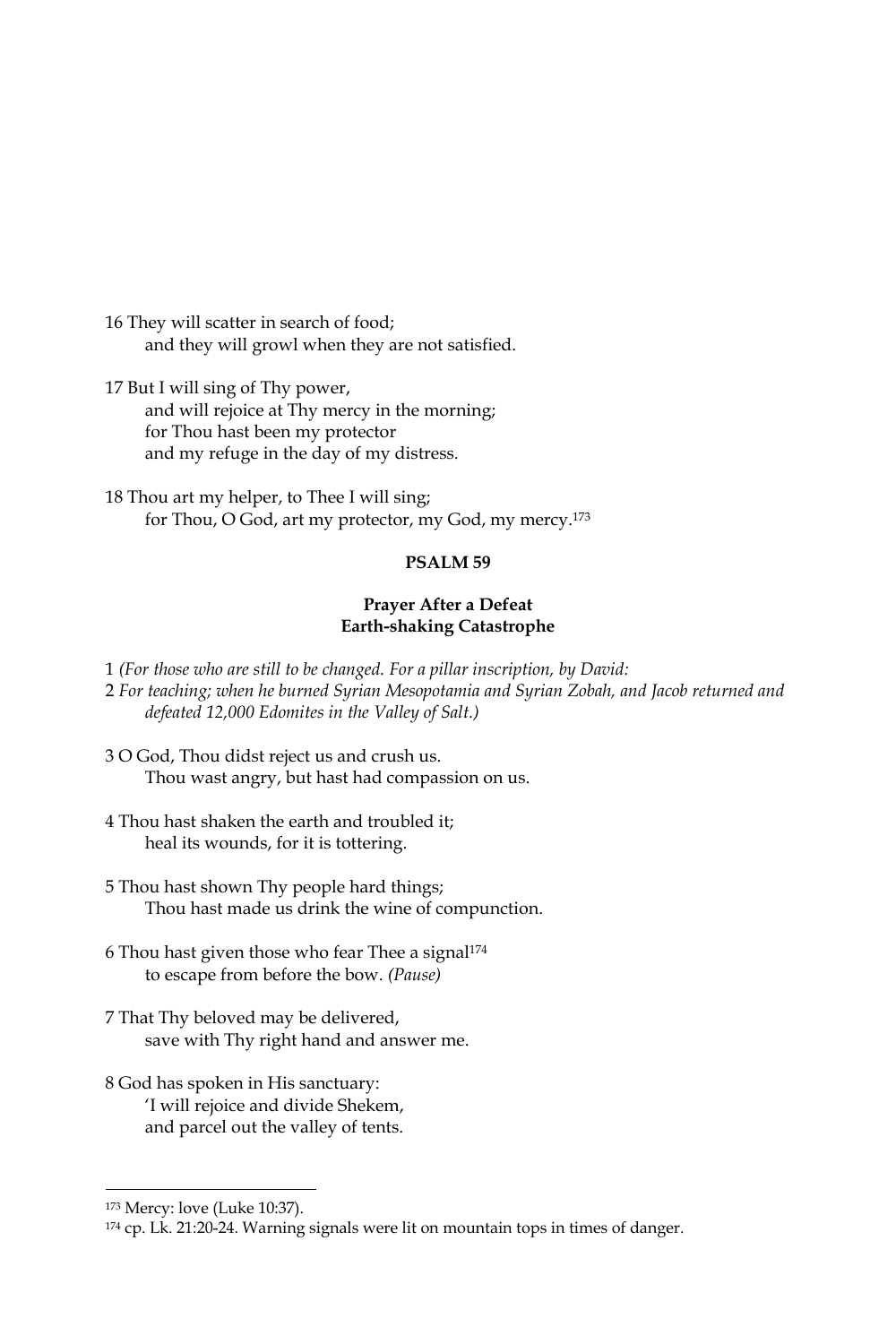16 They will scatter in search of food;
  and they will growl when they are not satisfied.

17 But I will sing of Thy power,
  and will rejoice at Thy mercy in the morning;
  for Thou hast been my protector
  and my refuge in the day of my distress.

18 Thou art my helper, to Thee I will sing;
  for Thou, O God, art my protector, my God, my mercy.[173]

## PSALM 59

### Prayer After a Defeat
### Earth-shaking Catastrophe

1 *(For those who are still to be changed. For a pillar inscription, by David:*
2 *For teaching; when he burned Syrian Mesopotamia and Syrian Zobah, and Jacob returned and defeated 12,000 Edomites in the Valley of Salt.)*

3 O God, Thou didst reject us and crush us.
  Thou wast angry, but hast had compassion on us.

4 Thou hast shaken the earth and troubled it;
  heal its wounds, for it is tottering.

5 Thou hast shown Thy people hard things;
  Thou hast made us drink the wine of compunction.

6 Thou hast given those who fear Thee a signal[174]
  to escape from before the bow. *(Pause)*

7 That Thy beloved may be delivered,
  save with Thy right hand and answer me.

8 God has spoken in His sanctuary:
  'I will rejoice and divide Shekem,
  and parcel out the valley of tents.

---

[173] Mercy: love (Luke 10:37).
[174] cp. Lk. 21:20-24. Warning signals were lit on mountain tops in times of danger.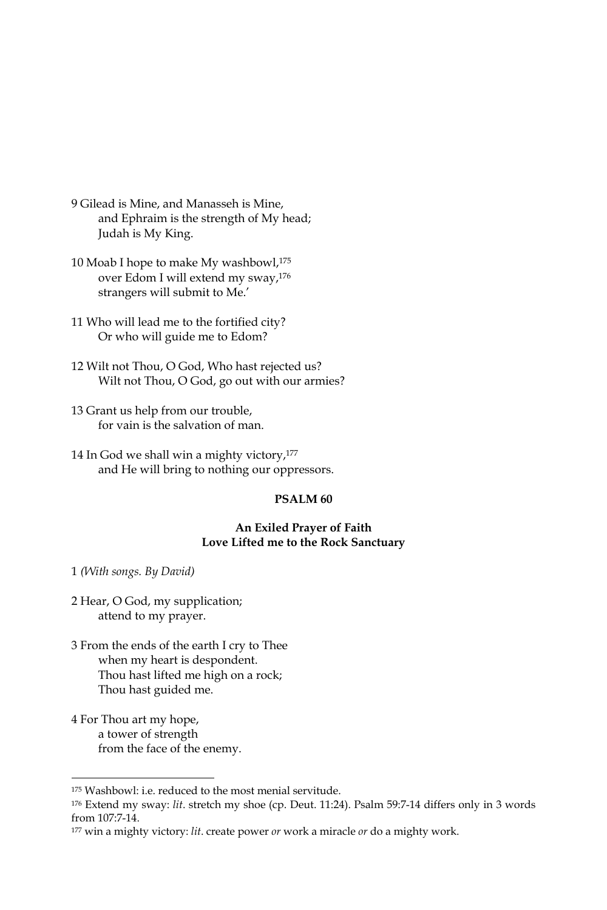9 Gilead is Mine, and Manasseh is Mine,
    and Ephraim is the strength of My head;
    Judah is My King.

10 Moab I hope to make My washbowl,[175]
    over Edom I will extend my sway,[176]
    strangers will submit to Me.'

11 Who will lead me to the fortified city?
    Or who will guide me to Edom?

12 Wilt not Thou, O God, Who hast rejected us?
    Wilt not Thou, O God, go out with our armies?

13 Grant us help from our trouble,
    for vain is the salvation of man.

14 In God we shall win a mighty victory,[177]
    and He will bring to nothing our oppressors.

## PSALM 60

### An Exiled Prayer of Faith
### Love Lifted me to the Rock Sanctuary

1 *(With songs. By David)*

2 Hear, O God, my supplication;
    attend to my prayer.

3 From the ends of the earth I cry to Thee
    when my heart is despondent.
    Thou hast lifted me high on a rock;
    Thou hast guided me.

4 For Thou art my hope,
    a tower of strength
    from the face of the enemy.

---

[175] Washbowl: i.e. reduced to the most menial servitude.

[176] Extend my sway: *lit*. stretch my shoe (cp. Deut. 11:24). Psalm 59:7-14 differs only in 3 words from 107:7-14.

[177] win a mighty victory: *lit*. create power *or* work a miracle *or* do a mighty work.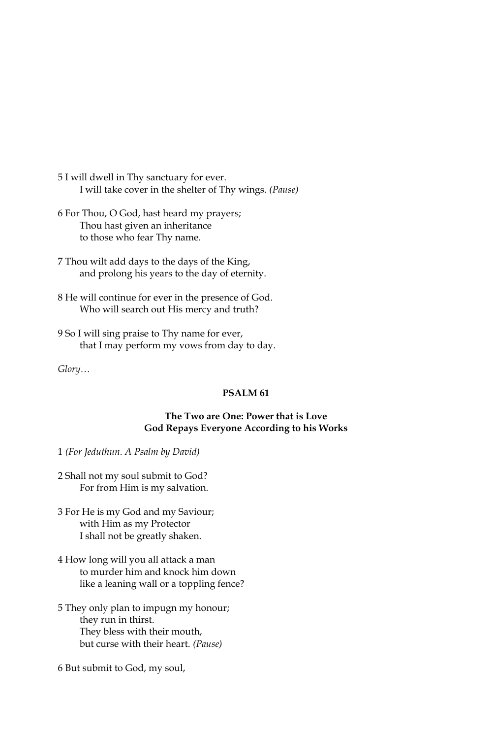5 I will dwell in Thy sanctuary for ever.  
    I will take cover in the shelter of Thy wings. *(Pause)*

6 For Thou, O God, hast heard my prayers;  
    Thou hast given an inheritance  
    to those who fear Thy name.

7 Thou wilt add days to the days of the King,  
    and prolong his years to the day of eternity.

8 He will continue for ever in the presence of God.  
    Who will search out His mercy and truth?

9 So I will sing praise to Thy name for ever,  
    that I may perform my vows from day to day.

*Glory…*

## PSALM 61

### The Two are One: Power that is Love
### God Repays Everyone According to his Works

1 *(For Jeduthun. A Psalm by David)*

2 Shall not my soul submit to God?  
    For from Him is my salvation.

3 For He is my God and my Saviour;  
    with Him as my Protector  
    I shall not be greatly shaken.

4 How long will you all attack a man  
    to murder him and knock him down  
    like a leaning wall or a toppling fence?

5 They only plan to impugn my honour;  
    they run in thirst.  
    They bless with their mouth,  
    but curse with their heart. *(Pause)*

6 But submit to God, my soul,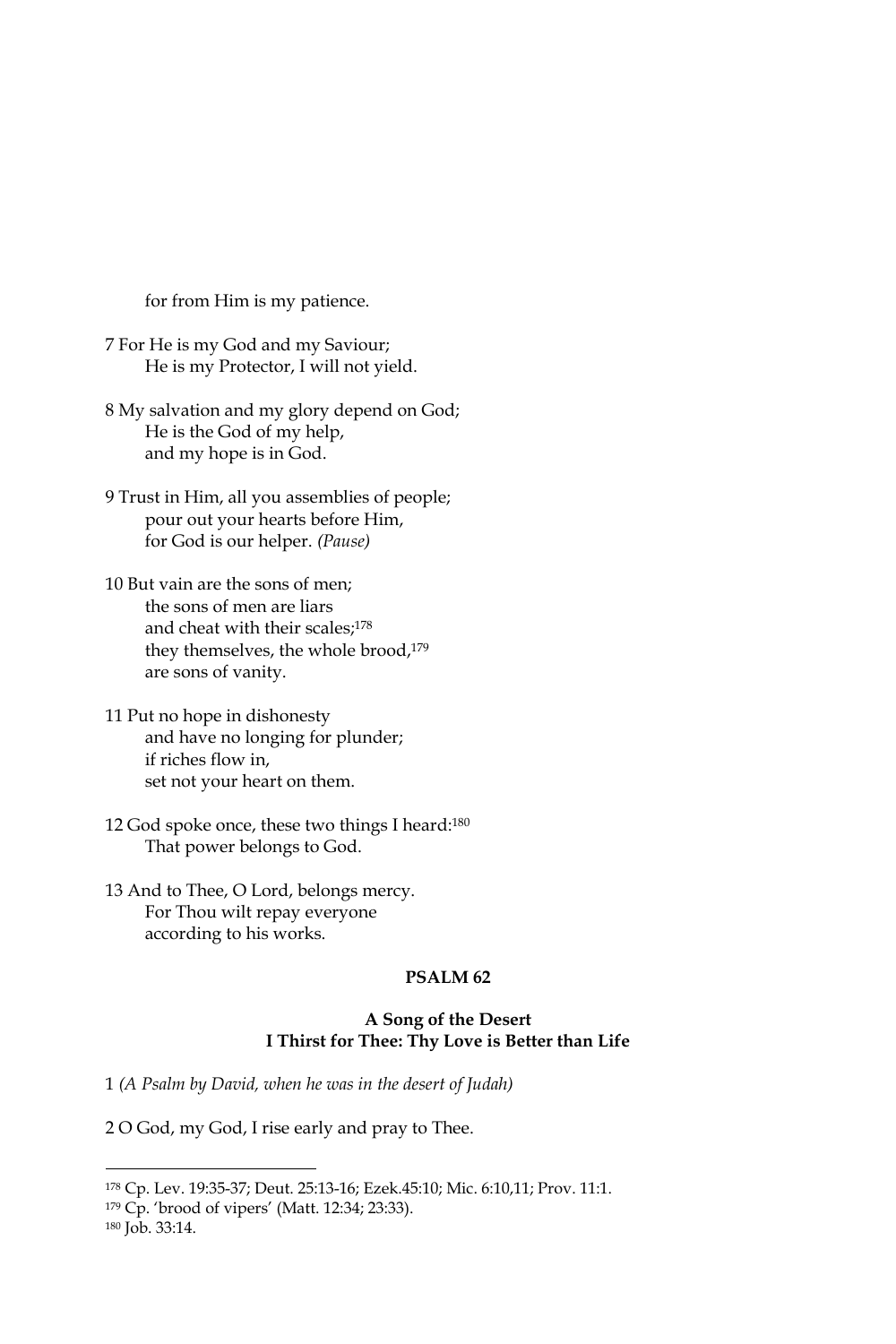for from Him is my patience.

7 For He is my God and my Saviour;
He is my Protector, I will not yield.

8 My salvation and my glory depend on God;
He is the God of my help,
and my hope is in God.

9 Trust in Him, all you assemblies of people;
pour out your hearts before Him,
for God is our helper. *(Pause)*

10 But vain are the sons of men;
the sons of men are liars
and cheat with their scales;[178]
they themselves, the whole brood,[179]
are sons of vanity.

11 Put no hope in dishonesty
and have no longing for plunder;
if riches flow in,
set not your heart on them.

12 God spoke once, these two things I heard:[180]
That power belongs to God.

13 And to Thee, O Lord, belongs mercy.
For Thou wilt repay everyone
according to his works.

## PSALM 62

### A Song of the Desert
### I Thirst for Thee: Thy Love is Better than Life

1 *(A Psalm by David, when he was in the desert of Judah)*

2 O God, my God, I rise early and pray to Thee.

---

[178] Cp. Lev. 19:35-37; Deut. 25:13-16; Ezek.45:10; Mic. 6:10,11; Prov. 11:1.

[179] Cp. 'brood of vipers' (Matt. 12:34; 23:33).

[180] Job. 33:14.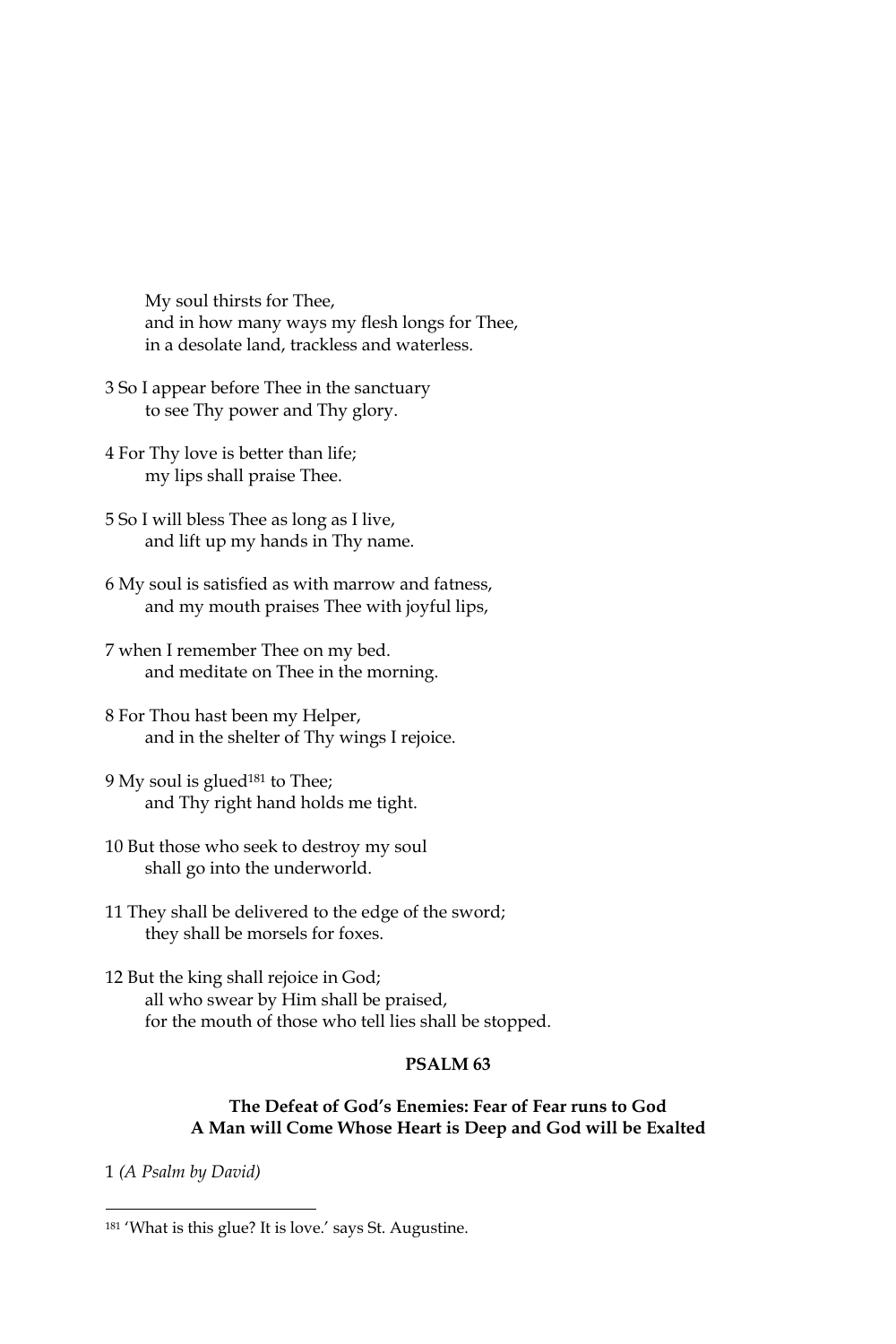My soul thirsts for Thee,
and in how many ways my flesh longs for Thee,
in a desolate land, trackless and waterless.

3 So I appear before Thee in the sanctuary
to see Thy power and Thy glory.

4 For Thy love is better than life;
my lips shall praise Thee.

5 So I will bless Thee as long as I live,
and lift up my hands in Thy name.

6 My soul is satisfied as with marrow and fatness,
and my mouth praises Thee with joyful lips,

7 when I remember Thee on my bed.
and meditate on Thee in the morning.

8 For Thou hast been my Helper,
and in the shelter of Thy wings I rejoice.

9 My soul is glued[181] to Thee;
and Thy right hand holds me tight.

10 But those who seek to destroy my soul
shall go into the underworld.

11 They shall be delivered to the edge of the sword;
they shall be morsels for foxes.

12 But the king shall rejoice in God;
all who swear by Him shall be praised,
for the mouth of those who tell lies shall be stopped.

**PSALM 63**

**The Defeat of God's Enemies: Fear of Fear runs to God
A Man will Come Whose Heart is Deep and God will be Exalted**

1 *(A Psalm by David)*

---

[181] 'What is this glue? It is love.' says St. Augustine.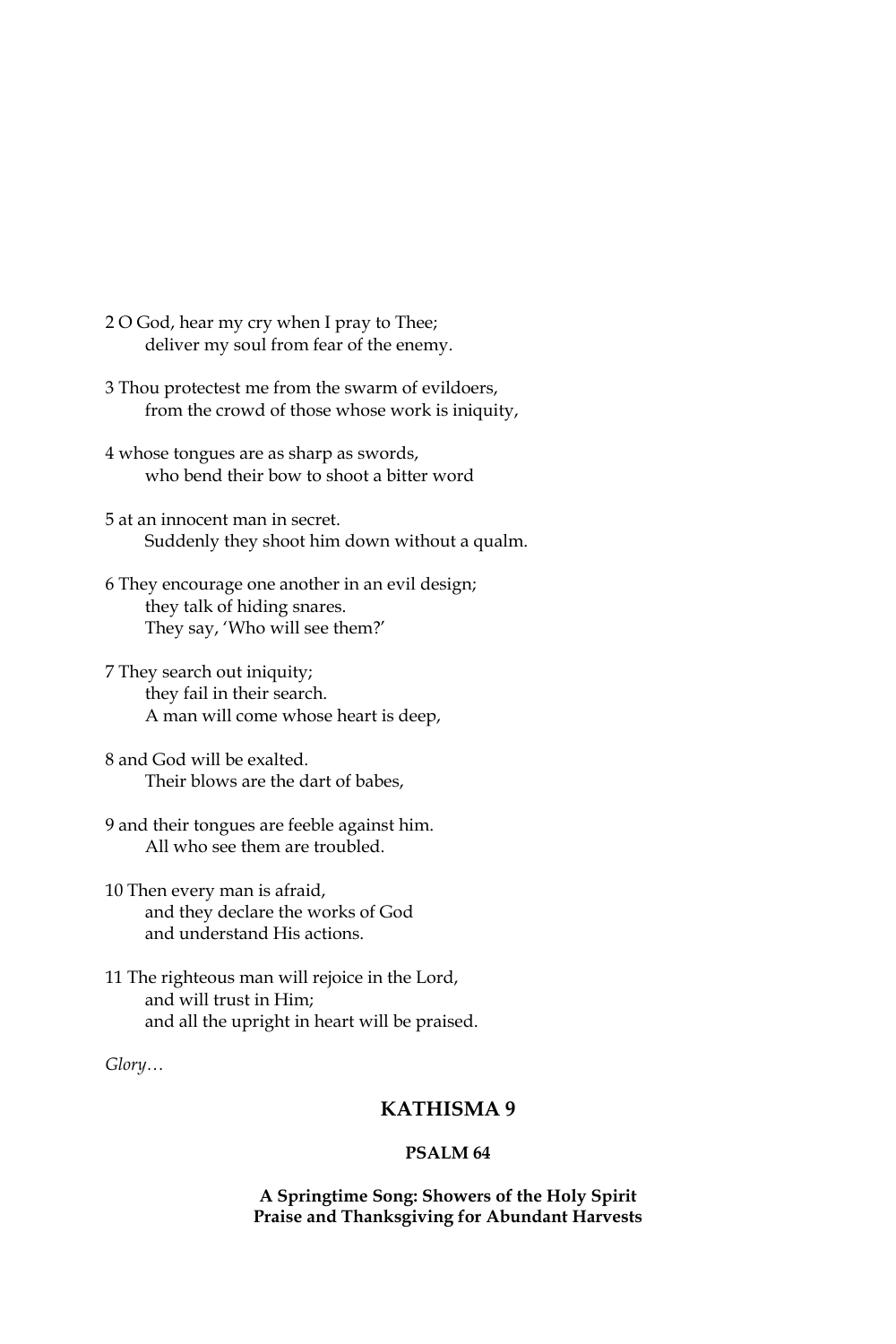2 O God, hear my cry when I pray to Thee;
deliver my soul from fear of the enemy.

3 Thou protectest me from the swarm of evildoers,
from the crowd of those whose work is iniquity,

4 whose tongues are as sharp as swords,
who bend their bow to shoot a bitter word

5 at an innocent man in secret.
Suddenly they shoot him down without a qualm.

6 They encourage one another in an evil design;
they talk of hiding snares.
They say, 'Who will see them?'

7 They search out iniquity;
they fail in their search.
A man will come whose heart is deep,

8 and God will be exalted.
Their blows are the dart of babes,

9 and their tongues are feeble against him.
All who see them are troubled.

10 Then every man is afraid,
and they declare the works of God
and understand His actions.

11 The righteous man will rejoice in the Lord,
and will trust in Him;
and all the upright in heart will be praised.

*Glory…*

## KATHISMA 9

### PSALM 64

**A Springtime Song: Showers of the Holy Spirit**
**Praise and Thanksgiving for Abundant Harvests**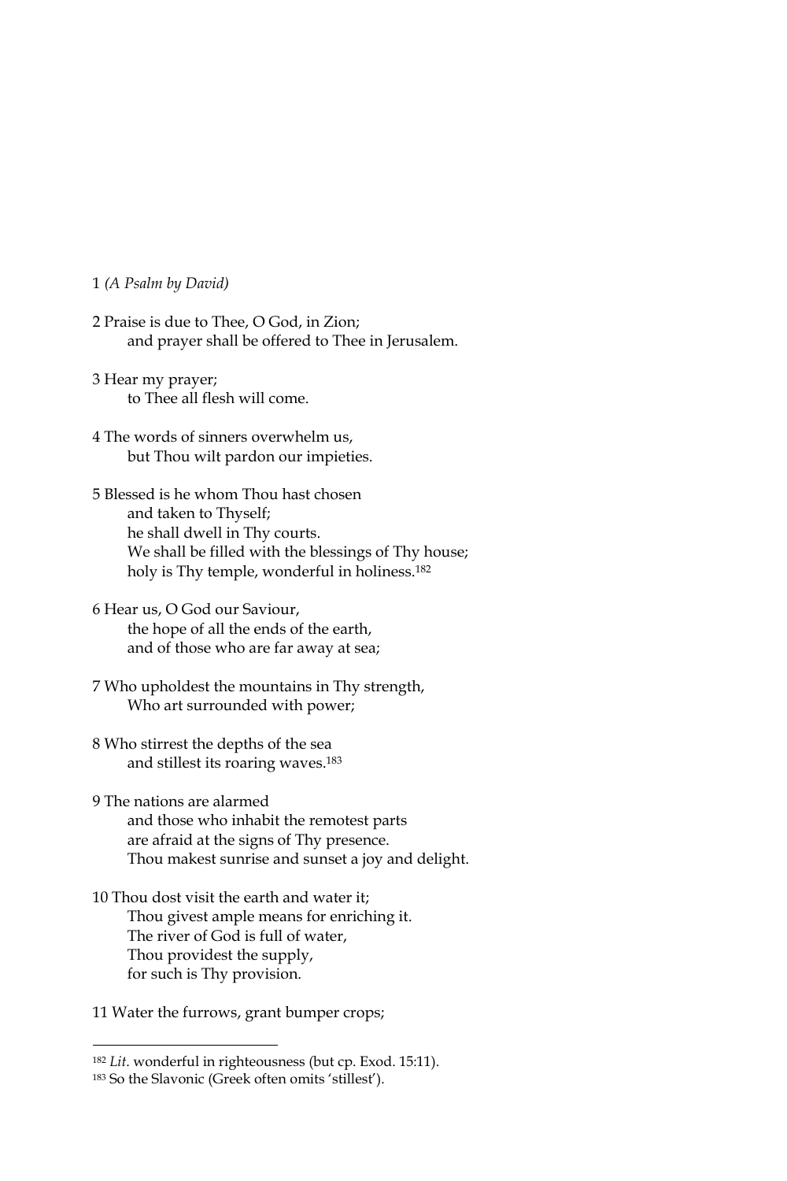1 *(A Psalm by David)*

2 Praise is due to Thee, O God, in Zion;
 and prayer shall be offered to Thee in Jerusalem.

3 Hear my prayer;
 to Thee all flesh will come.

4 The words of sinners overwhelm us,
 but Thou wilt pardon our impieties.

5 Blessed is he whom Thou hast chosen
 and taken to Thyself;
 he shall dwell in Thy courts.
 We shall be filled with the blessings of Thy house;
 holy is Thy temple, wonderful in holiness.[182]

6 Hear us, O God our Saviour,
 the hope of all the ends of the earth,
 and of those who are far away at sea;

7 Who upholdest the mountains in Thy strength,
 Who art surrounded with power;

8 Who stirrest the depths of the sea
 and stillest its roaring waves.[183]

9 The nations are alarmed
 and those who inhabit the remotest parts
 are afraid at the signs of Thy presence.
 Thou makest sunrise and sunset a joy and delight.

10 Thou dost visit the earth and water it;
 Thou givest ample means for enriching it.
 The river of God is full of water,
 Thou providest the supply,
 for such is Thy provision.

11 Water the furrows, grant bumper crops;

---

[182] *Lit*. wonderful in righteousness (but cp. Exod. 15:11).

[183] So the Slavonic (Greek often omits 'stillest').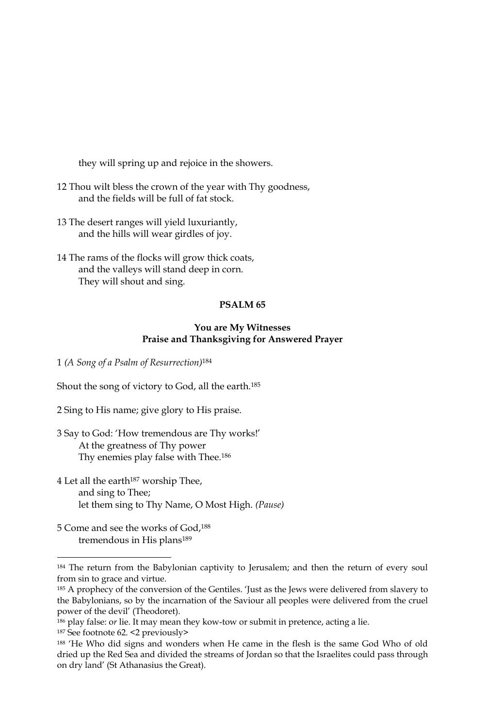they will spring up and rejoice in the showers.

12 Thou wilt bless the crown of the year with Thy goodness,
and the fields will be full of fat stock.

13 The desert ranges will yield luxuriantly,
and the hills will wear girdles of joy.

14 The rams of the flocks will grow thick coats,
and the valleys will stand deep in corn.
They will shout and sing.

## PSALM 65

### You are My Witnesses
### Praise and Thanksgiving for Answered Prayer

1 *(A Song of a Psalm of Resurrection)*[184]

Shout the song of victory to God, all the earth.[185]

2 Sing to His name; give glory to His praise.

3 Say to God: 'How tremendous are Thy works!'
At the greatness of Thy power
Thy enemies play false with Thee.[186]

4 Let all the earth[187] worship Thee,
and sing to Thee;
let them sing to Thy Name, O Most High. *(Pause)*

5 Come and see the works of God,[188]
tremendous in His plans[189]

---

[184] The return from the Babylonian captivity to Jerusalem; and then the return of every soul from sin to grace and virtue.

[185] A prophecy of the conversion of the Gentiles. 'Just as the Jews were delivered from slavery to the Babylonians, so by the incarnation of the Saviour all peoples were delivered from the cruel power of the devil' (Theodoret).

[186] play false: o*r* lie. It may mean they kow-tow or submit in pretence, acting a lie.

[187] See footnote 62. <2 previously>

[188] 'He Who did signs and wonders when He came in the flesh is the same God Who of old dried up the Red Sea and divided the streams of Jordan so that the Israelites could pass through on dry land' (St Athanasius the Great).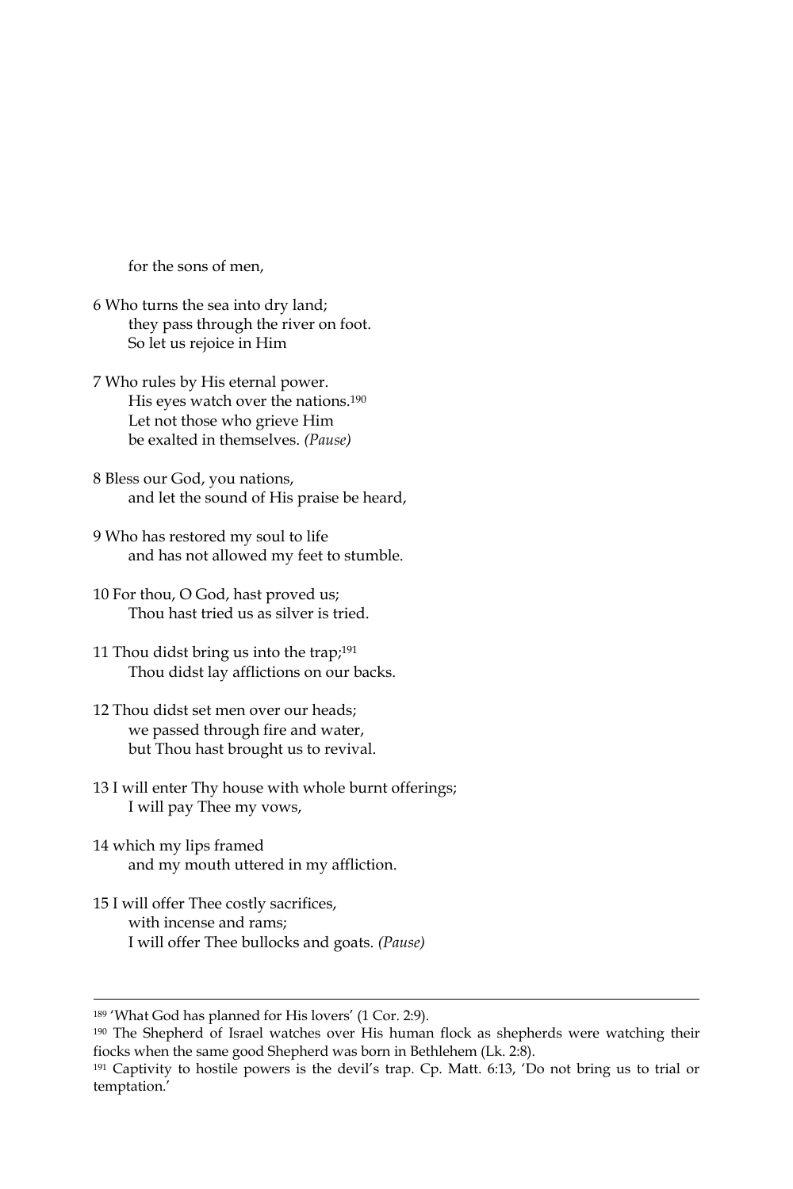for the sons of men,

6 Who turns the sea into dry land;
 they pass through the river on foot.
 So let us rejoice in Him

7 Who rules by His eternal power.
 His eyes watch over the nations.[190]
 Let not those who grieve Him
 be exalted in themselves. *(Pause)*

8 Bless our God, you nations,
 and let the sound of His praise be heard,

9 Who has restored my soul to life
 and has not allowed my feet to stumble.

10 For thou, O God, hast proved us;
 Thou hast tried us as silver is tried.

11 Thou didst bring us into the trap;[191]
 Thou didst lay afflictions on our backs.

12 Thou didst set men over our heads;
 we passed through fire and water,
 but Thou hast brought us to revival.

13 I will enter Thy house with whole burnt offerings;
 I will pay Thee my vows,

14 which my lips framed
 and my mouth uttered in my affliction.

15 I will offer Thee costly sacrifices,
 with incense and rams;
 I will offer Thee bullocks and goats. *(Pause)*

---

[189] 'What God has planned for His lovers' (1 Cor. 2:9).

[190] The Shepherd of Israel watches over His human flock as shepherds were watching their fiocks when the same good Shepherd was born in Bethlehem (Lk. 2:8).

[191] Captivity to hostile powers is the devil's trap. Cp. Matt. 6:13, 'Do not bring us to trial or temptation.'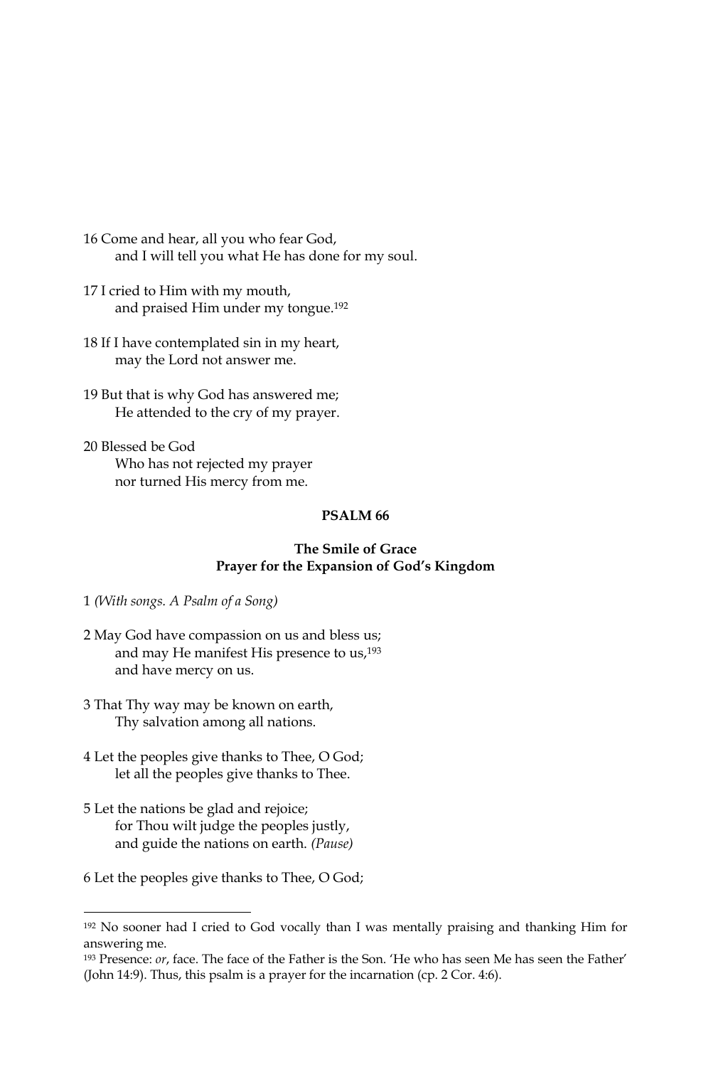16 Come and hear, all you who fear God,
    and I will tell you what He has done for my soul.

17 I cried to Him with my mouth,
    and praised Him under my tongue.[192]

18 If I have contemplated sin in my heart,
    may the Lord not answer me.

19 But that is why God has answered me;
    He attended to the cry of my prayer.

20 Blessed be God
    Who has not rejected my prayer
    nor turned His mercy from me.

## PSALM 66

### The Smile of Grace
### Prayer for the Expansion of God's Kingdom

1 *(With songs. A Psalm of a Song)*

2 May God have compassion on us and bless us;
    and may He manifest His presence to us,[193]
    and have mercy on us.

3 That Thy way may be known on earth,
    Thy salvation among all nations.

4 Let the peoples give thanks to Thee, O God;
    let all the peoples give thanks to Thee.

5 Let the nations be glad and rejoice;
    for Thou wilt judge the peoples justly,
    and guide the nations on earth. *(Pause)*

6 Let the peoples give thanks to Thee, O God;

---

[192] No sooner had I cried to God vocally than I was mentally praising and thanking Him for answering me.

[193] Presence: *or*, face. The face of the Father is the Son. 'He who has seen Me has seen the Father' (John 14:9). Thus, this psalm is a prayer for the incarnation (cp. 2 Cor. 4:6).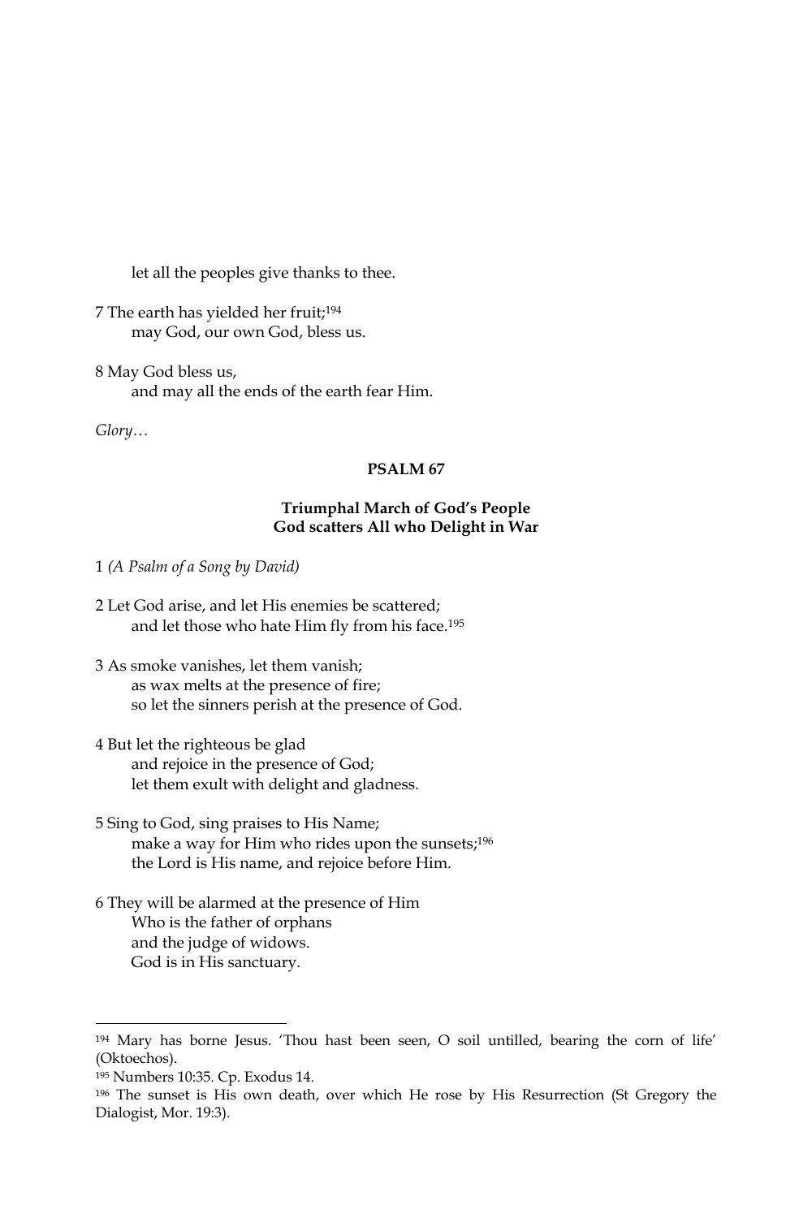let all the peoples give thanks to thee.

7 The earth has yielded her fruit;[194]
may God, our own God, bless us.

8 May God bless us,
and may all the ends of the earth fear Him.

*Glory…*

### PSALM 67

#### Triumphal March of God's People
#### God scatters All who Delight in War

1 *(A Psalm of a Song by David)*

2 Let God arise, and let His enemies be scattered;
and let those who hate Him fly from his face.[195]

3 As smoke vanishes, let them vanish;
as wax melts at the presence of fire;
so let the sinners perish at the presence of God.

4 But let the righteous be glad
and rejoice in the presence of God;
let them exult with delight and gladness.

5 Sing to God, sing praises to His Name;
make a way for Him who rides upon the sunsets;[196]
the Lord is His name, and rejoice before Him.

6 They will be alarmed at the presence of Him
Who is the father of orphans
and the judge of widows.
God is in His sanctuary.

---

[194] Mary has borne Jesus. 'Thou hast been seen, O soil untilled, bearing the corn of life' (Oktoechos).

[195] Numbers 10:35. Cp. Exodus 14.

[196] The sunset is His own death, over which He rose by His Resurrection (St Gregory the Dialogist, Mor. 19:3).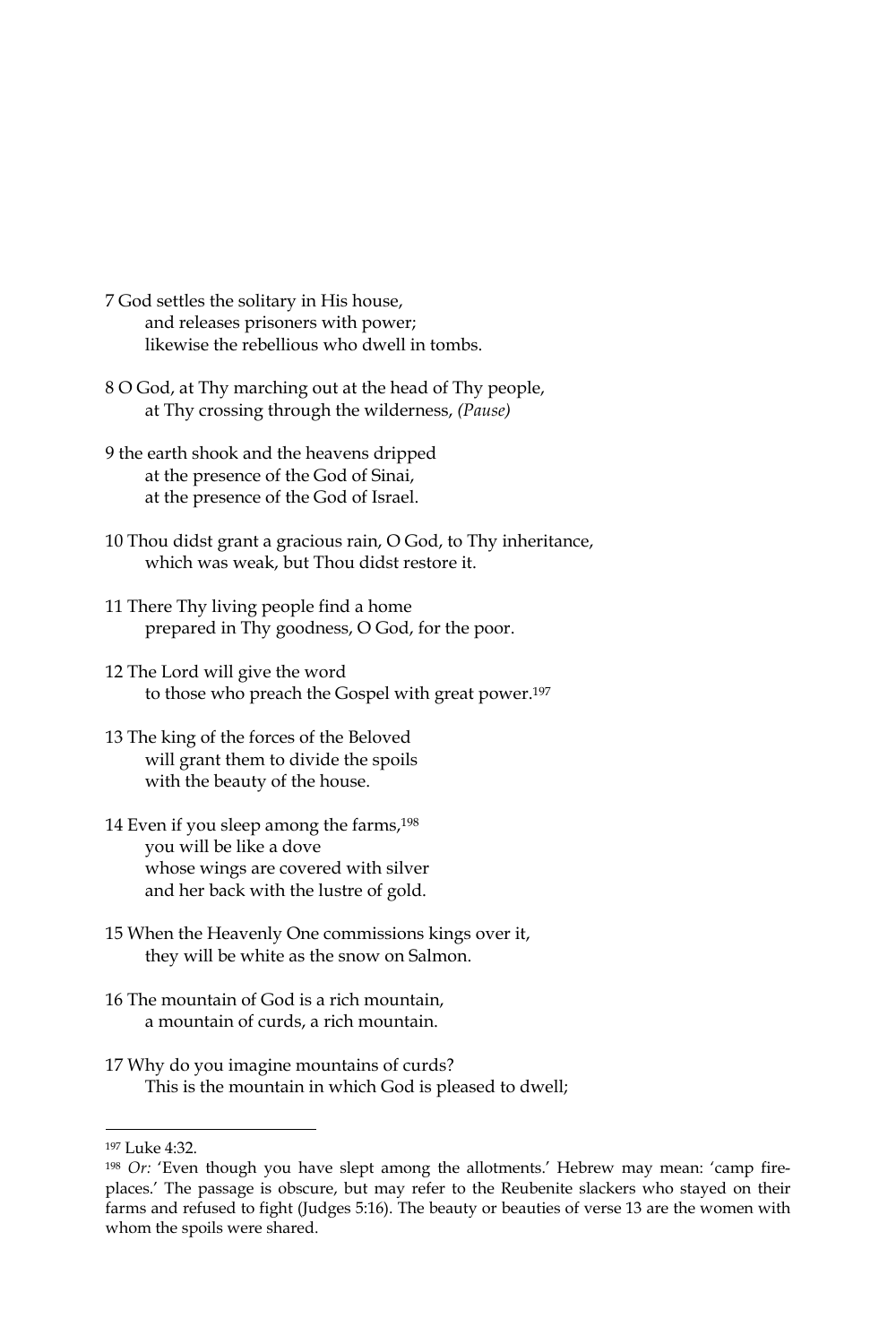7 God settles the solitary in His house,
  and releases prisoners with power;
  likewise the rebellious who dwell in tombs.

8 O God, at Thy marching out at the head of Thy people,
  at Thy crossing through the wilderness, *(Pause)*

9 the earth shook and the heavens dripped
  at the presence of the God of Sinai,
  at the presence of the God of Israel.

10 Thou didst grant a gracious rain, O God, to Thy inheritance,
  which was weak, but Thou didst restore it.

11 There Thy living people find a home
  prepared in Thy goodness, O God, for the poor.

12 The Lord will give the word
  to those who preach the Gospel with great power.[197]

13 The king of the forces of the Beloved
  will grant them to divide the spoils
  with the beauty of the house.

14 Even if you sleep among the farms,[198]
  you will be like a dove
  whose wings are covered with silver
  and her back with the lustre of gold.

15 When the Heavenly One commissions kings over it,
  they will be white as the snow on Salmon.

16 The mountain of God is a rich mountain,
  a mountain of curds, a rich mountain.

17 Why do you imagine mountains of curds?
  This is the mountain in which God is pleased to dwell;

---

[197] Luke 4:32.

[198] *Or:* 'Even though you have slept among the allotments.' Hebrew may mean: 'camp fire-places.' The passage is obscure, but may refer to the Reubenite slackers who stayed on their farms and refused to fight (Judges 5:16). The beauty or beauties of verse 13 are the women with whom the spoils were shared.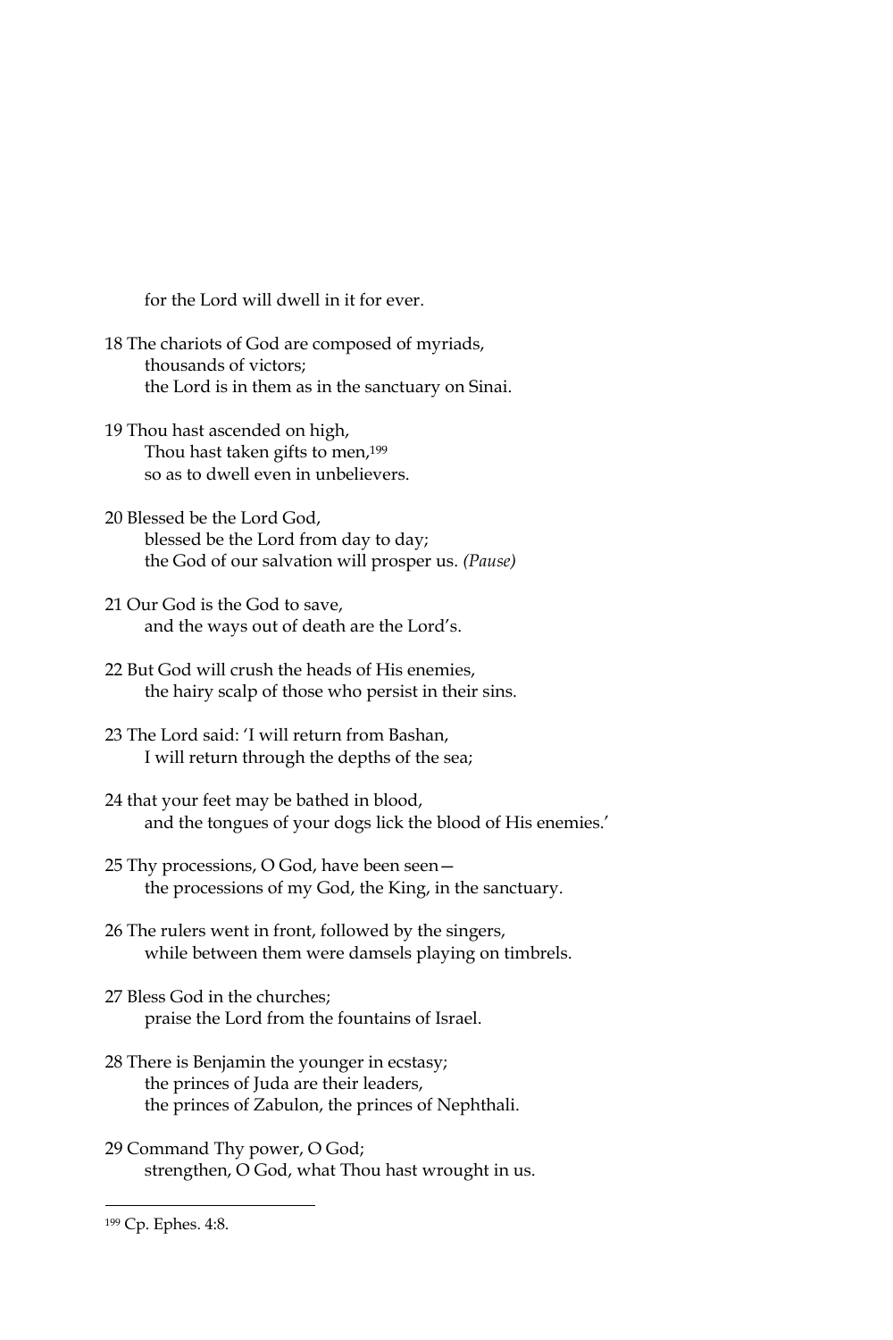for the Lord will dwell in it for ever.

18 The chariots of God are composed of myriads,
thousands of victors;
the Lord is in them as in the sanctuary on Sinai.

19 Thou hast ascended on high,
Thou hast taken gifts to men,[199]
so as to dwell even in unbelievers.

20 Blessed be the Lord God,
blessed be the Lord from day to day;
the God of our salvation will prosper us. *(Pause)*

21 Our God is the God to save,
and the ways out of death are the Lord's.

22 But God will crush the heads of His enemies,
the hairy scalp of those who persist in their sins.

23 The Lord said: 'I will return from Bashan,
I will return through the depths of the sea;

24 that your feet may be bathed in blood,
and the tongues of your dogs lick the blood of His enemies.'

25 Thy processions, O God, have been seen—
the processions of my God, the King, in the sanctuary.

26 The rulers went in front, followed by the singers,
while between them were damsels playing on timbrels.

27 Bless God in the churches;
praise the Lord from the fountains of Israel.

28 There is Benjamin the younger in ecstasy;
the princes of Juda are their leaders,
the princes of Zabulon, the princes of Nephthali.

29 Command Thy power, O God;
strengthen, O God, what Thou hast wrought in us.

---

[199] Cp. Ephes. 4:8.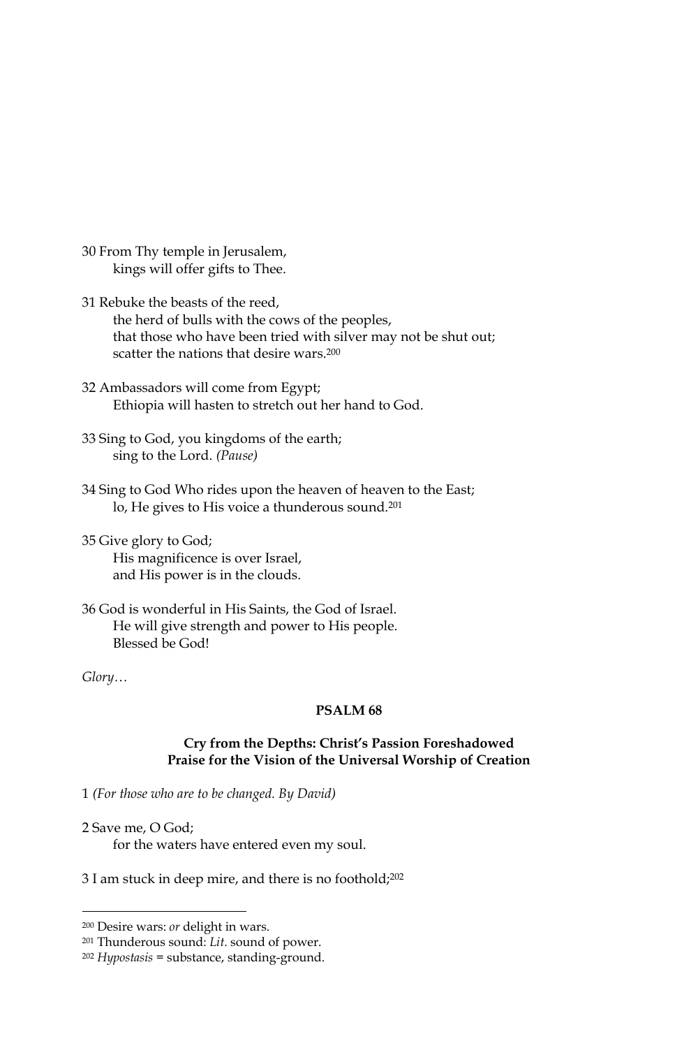30 From Thy temple in Jerusalem,
    kings will offer gifts to Thee.

31 Rebuke the beasts of the reed,
    the herd of bulls with the cows of the peoples,
    that those who have been tried with silver may not be shut out;
    scatter the nations that desire wars.[200]

32 Ambassadors will come from Egypt;
    Ethiopia will hasten to stretch out her hand to God.

33 Sing to God, you kingdoms of the earth;
    sing to the Lord. *(Pause)*

34 Sing to God Who rides upon the heaven of heaven to the East;
    lo, He gives to His voice a thunderous sound.[201]

35 Give glory to God;
    His magnificence is over Israel,
    and His power is in the clouds.

36 God is wonderful in His Saints, the God of Israel.
    He will give strength and power to His people.
    Blessed be God!

*Glory…*

## PSALM 68

### Cry from the Depths: Christ's Passion Foreshadowed
### Praise for the Vision of the Universal Worship of Creation

1 *(For those who are to be changed. By David)*

2 Save me, O God;
    for the waters have entered even my soul.

3 I am stuck in deep mire, and there is no foothold;[202]

---

[200] Desire wars: *or* delight in wars.

[201] Thunderous sound: *Lit.* sound of power.

[202] *Hypostasis* = substance, standing-ground.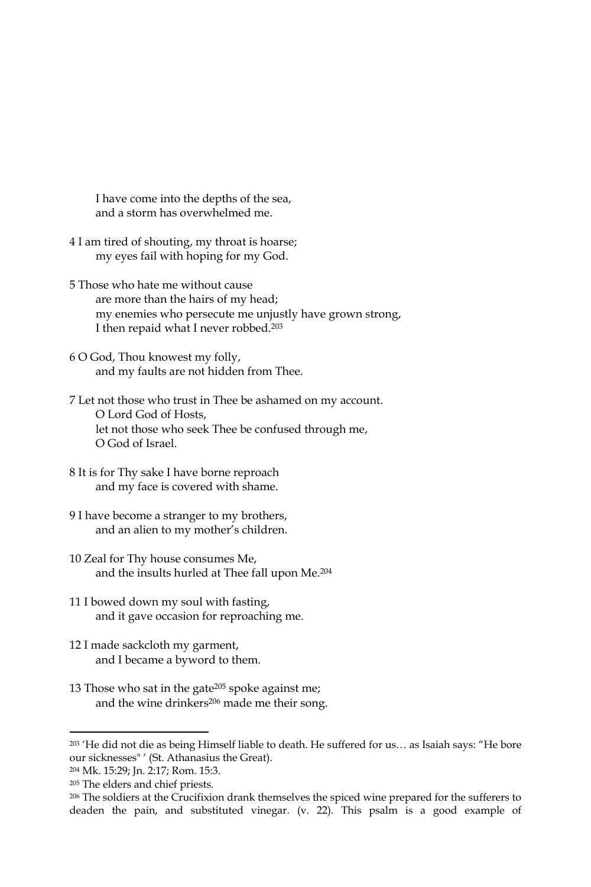I have come into the depths of the sea,
and a storm has overwhelmed me.

4 I am tired of shouting, my throat is hoarse;
my eyes fail with hoping for my God.

5 Those who hate me without cause
are more than the hairs of my head;
my enemies who persecute me unjustly have grown strong,
I then repaid what I never robbed.[203]

6 O God, Thou knowest my folly,
and my faults are not hidden from Thee.

7 Let not those who trust in Thee be ashamed on my account.
O Lord God of Hosts,
let not those who seek Thee be confused through me,
O God of Israel.

8 It is for Thy sake I have borne reproach
and my face is covered with shame.

9 I have become a stranger to my brothers,
and an alien to my mother's children.

10 Zeal for Thy house consumes Me,
and the insults hurled at Thee fall upon Me.[204]

11 I bowed down my soul with fasting,
and it gave occasion for reproaching me.

12 I made sackcloth my garment,
and I became a byword to them.

13 Those who sat in the gate[205] spoke against me;
and the wine drinkers[206] made me their song.

---

[203] 'He did not die as being Himself liable to death. He suffered for us… as Isaiah says: "He bore our sicknesses" ' (St. Athanasius the Great).

[204] Mk. 15:29; Jn. 2:17; Rom. 15:3.

[205] The elders and chief priests.

[206] The soldiers at the Crucifixion drank themselves the spiced wine prepared for the sufferers to deaden the pain, and substituted vinegar. (v. 22). This psalm is a good example of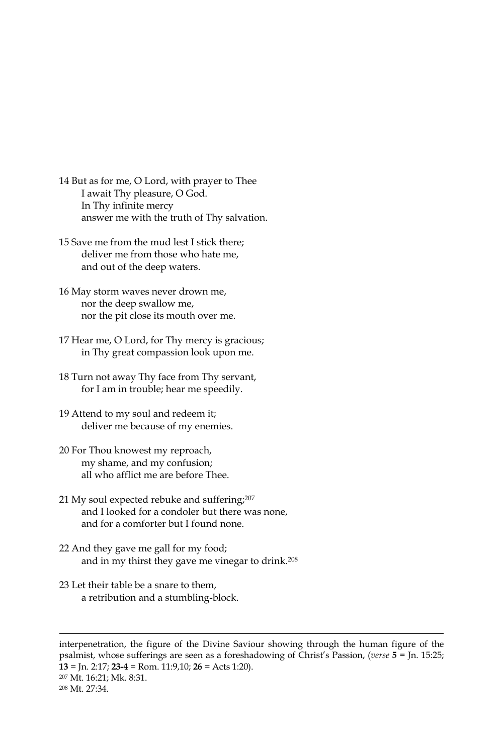14 But as for me, O Lord, with prayer to Thee
  I await Thy pleasure, O God.
  In Thy infinite mercy
  answer me with the truth of Thy salvation.

15 Save me from the mud lest I stick there;
  deliver me from those who hate me,
  and out of the deep waters.

16 May storm waves never drown me,
  nor the deep swallow me,
  nor the pit close its mouth over me.

17 Hear me, O Lord, for Thy mercy is gracious;
  in Thy great compassion look upon me.

18 Turn not away Thy face from Thy servant,
  for I am in trouble; hear me speedily.

19 Attend to my soul and redeem it;
  deliver me because of my enemies.

20 For Thou knowest my reproach,
  my shame, and my confusion;
  all who afflict me are before Thee.

21 My soul expected rebuke and suffering;[207]
  and I looked for a condoler but there was none,
  and for a comforter but I found none.

22 And they gave me gall for my food;
  and in my thirst they gave me vinegar to drink.[208]

23 Let their table be a snare to them,
  a retribution and a stumbling-block.

---

interpenetration, the figure of the Divine Saviour showing through the human figure of the psalmist, whose sufferings are seen as a foreshadowing of Christ's Passion, (*verse* **5** = Jn. 15:25; **13** = Jn. 2:17; **23-4** = Rom. 11:9,10; **26** = Acts 1:20).

[207] Mt. 16:21; Mk. 8:31.

[208] Mt. 27:34.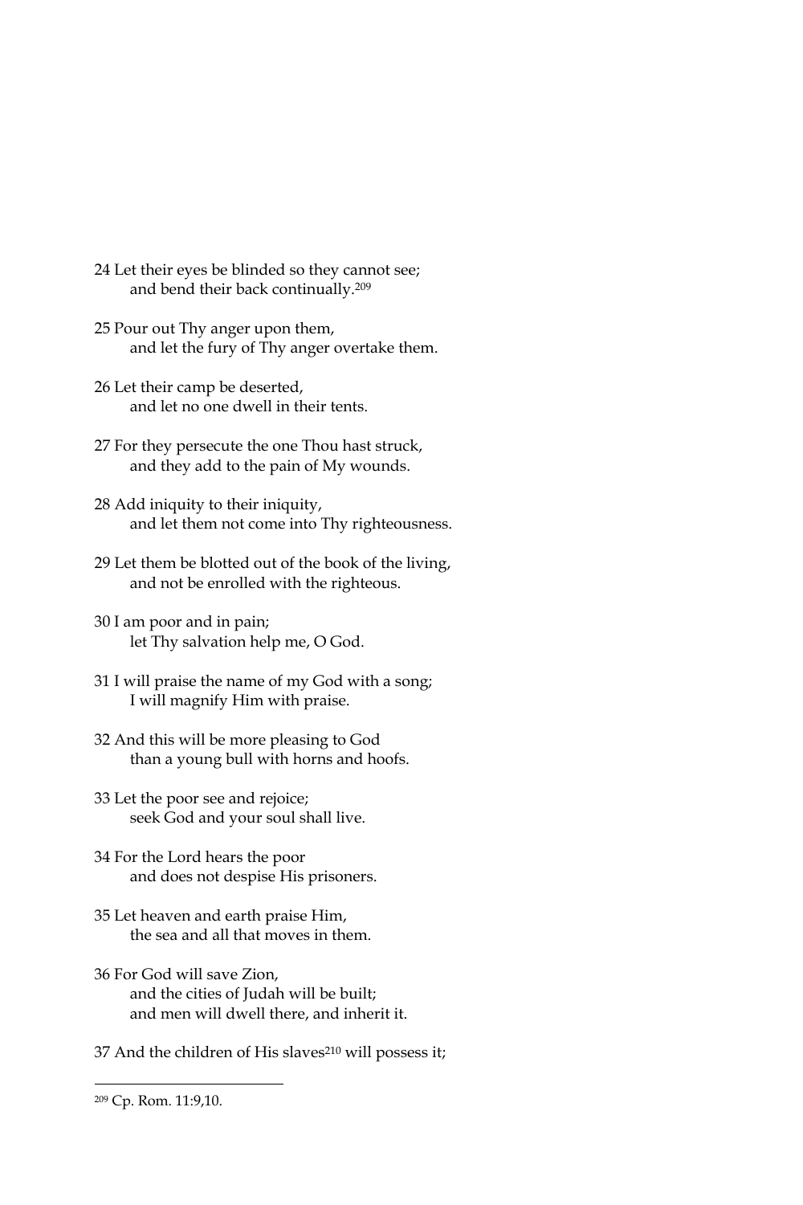24 Let their eyes be blinded so they cannot see;
  and bend their back continually.[209]

25 Pour out Thy anger upon them,
  and let the fury of Thy anger overtake them.

26 Let their camp be deserted,
  and let no one dwell in their tents.

27 For they persecute the one Thou hast struck,
  and they add to the pain of My wounds.

28 Add iniquity to their iniquity,
  and let them not come into Thy righteousness.

29 Let them be blotted out of the book of the living,
  and not be enrolled with the righteous.

30 I am poor and in pain;
  let Thy salvation help me, O God.

31 I will praise the name of my God with a song;
  I will magnify Him with praise.

32 And this will be more pleasing to God
  than a young bull with horns and hoofs.

33 Let the poor see and rejoice;
  seek God and your soul shall live.

34 For the Lord hears the poor
  and does not despise His prisoners.

35 Let heaven and earth praise Him,
  the sea and all that moves in them.

36 For God will save Zion,
  and the cities of Judah will be built;
  and men will dwell there, and inherit it.

37 And the children of His slaves[210] will possess it;

---

[209] Cp. Rom. 11:9,10.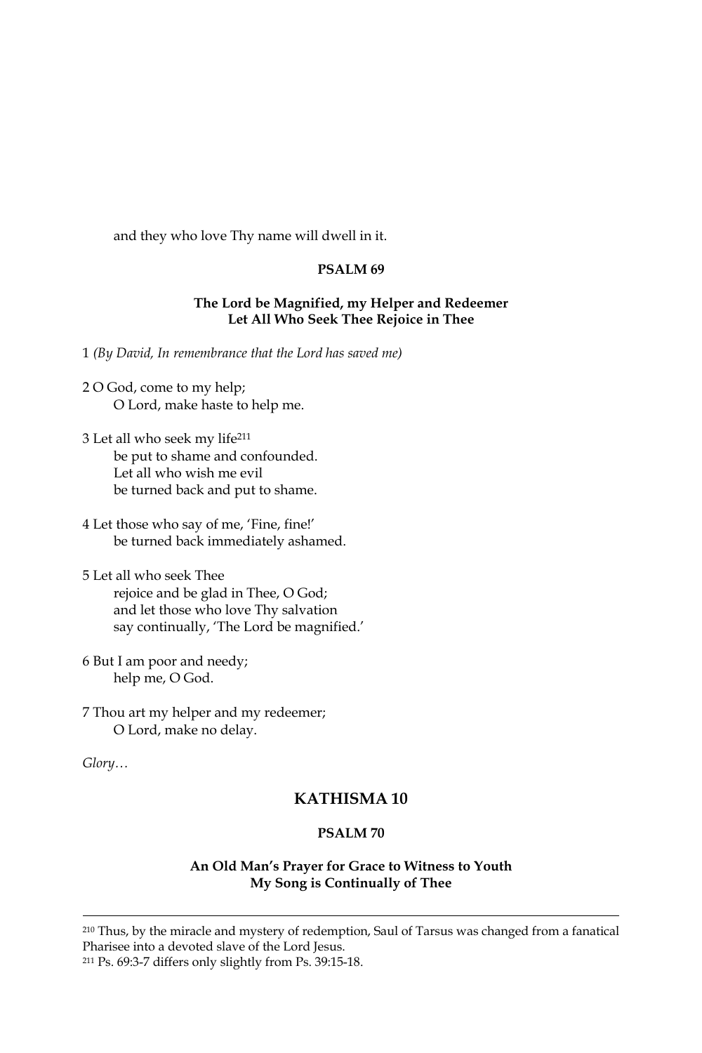and they who love Thy name will dwell in it.

### PSALM 69

**The Lord be Magnified, my Helper and Redeemer**
**Let All Who Seek Thee Rejoice in Thee**

1 *(By David, In remembrance that the Lord has saved me)*

2 O God, come to my help;
O Lord, make haste to help me.

3 Let all who seek my life[211]
be put to shame and confounded.
Let all who wish me evil
be turned back and put to shame.

4 Let those who say of me, 'Fine, fine!'
be turned back immediately ashamed.

5 Let all who seek Thee
rejoice and be glad in Thee, O God;
and let those who love Thy salvation
say continually, 'The Lord be magnified.'

6 But I am poor and needy;
help me, O God.

7 Thou art my helper and my redeemer;
O Lord, make no delay.

*Glory…*

## KATHISMA 10

### PSALM 70

**An Old Man's Prayer for Grace to Witness to Youth**
**My Song is Continually of Thee**

---

[210] Thus, by the miracle and mystery of redemption, Saul of Tarsus was changed from a fanatical Pharisee into a devoted slave of the Lord Jesus.

[211] Ps. 69:3-7 differs only slightly from Ps. 39:15-18.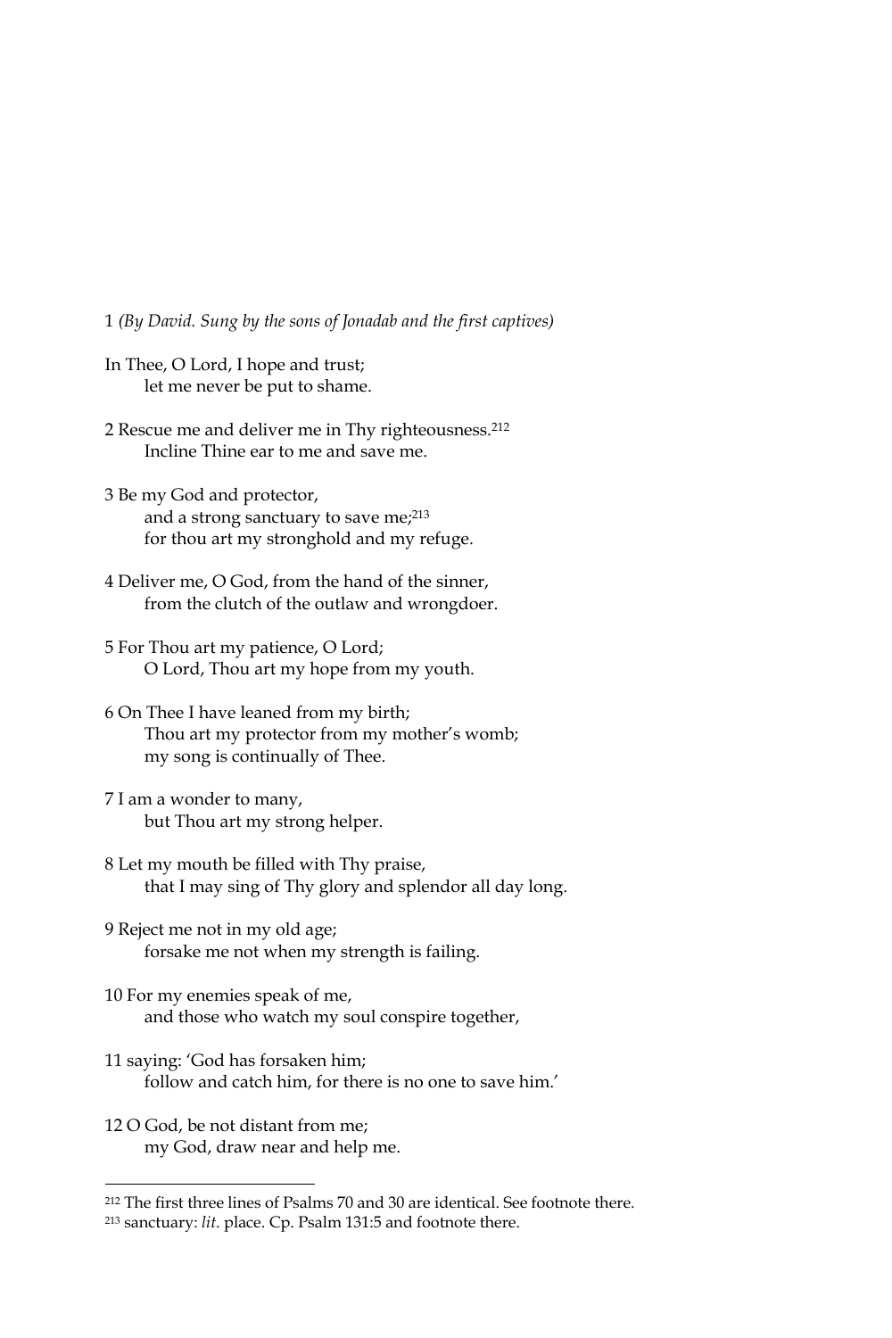1 *(By David. Sung by the sons of Jonadab and the first captives)*

In Thee, O Lord, I hope and trust;
 let me never be put to shame.

2 Rescue me and deliver me in Thy righteousness.[212]
 Incline Thine ear to me and save me.

3 Be my God and protector,
 and a strong sanctuary to save me;[213]
 for thou art my stronghold and my refuge.

4 Deliver me, O God, from the hand of the sinner,
 from the clutch of the outlaw and wrongdoer.

5 For Thou art my patience, O Lord;
 O Lord, Thou art my hope from my youth.

6 On Thee I have leaned from my birth;
 Thou art my protector from my mother's womb;
 my song is continually of Thee.

7 I am a wonder to many,
 but Thou art my strong helper.

8 Let my mouth be filled with Thy praise,
 that I may sing of Thy glory and splendor all day long.

9 Reject me not in my old age;
 forsake me not when my strength is failing.

10 For my enemies speak of me,
 and those who watch my soul conspire together,

11 saying: 'God has forsaken him;
 follow and catch him, for there is no one to save him.'

12 O God, be not distant from me;
 my God, draw near and help me.

---

[212] The first three lines of Psalms 70 and 30 are identical. See footnote there.

[213] sanctuary: *lit.* place. Cp. Psalm 131:5 and footnote there.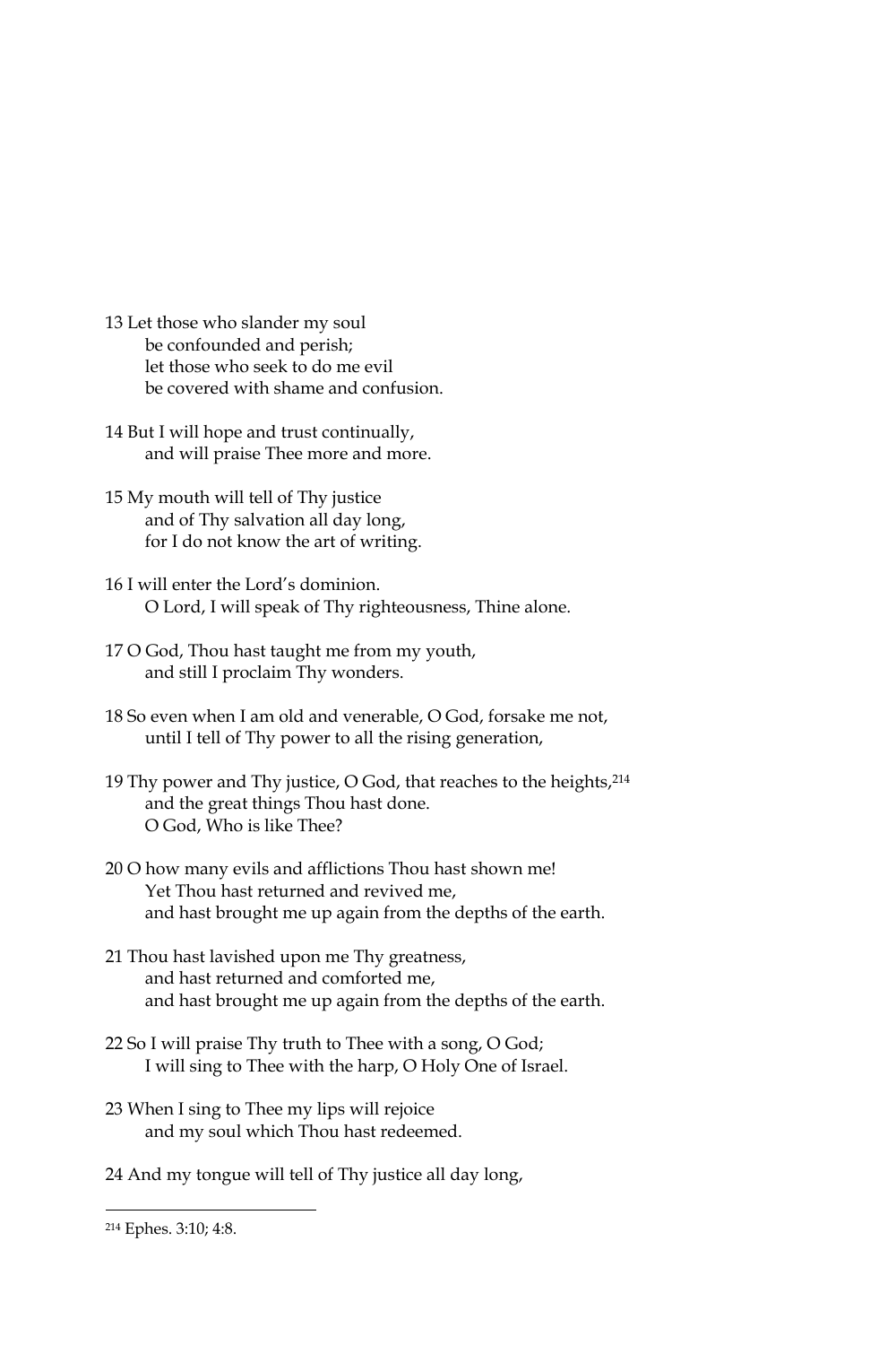13 Let those who slander my soul
be confounded and perish;
let those who seek to do me evil
be covered with shame and confusion.

14 But I will hope and trust continually,
and will praise Thee more and more.

15 My mouth will tell of Thy justice
and of Thy salvation all day long,
for I do not know the art of writing.

16 I will enter the Lord's dominion.
O Lord, I will speak of Thy righteousness, Thine alone.

17 O God, Thou hast taught me from my youth,
and still I proclaim Thy wonders.

18 So even when I am old and venerable, O God, forsake me not,
until I tell of Thy power to all the rising generation,

19 Thy power and Thy justice, O God, that reaches to the heights,[214]
and the great things Thou hast done.
O God, Who is like Thee?

20 O how many evils and afflictions Thou hast shown me!
Yet Thou hast returned and revived me,
and hast brought me up again from the depths of the earth.

21 Thou hast lavished upon me Thy greatness,
and hast returned and comforted me,
and hast brought me up again from the depths of the earth.

22 So I will praise Thy truth to Thee with a song, O God;
I will sing to Thee with the harp, O Holy One of Israel.

23 When I sing to Thee my lips will rejoice
and my soul which Thou hast redeemed.

24 And my tongue will tell of Thy justice all day long,

---

[214] Ephes. 3:10; 4:8.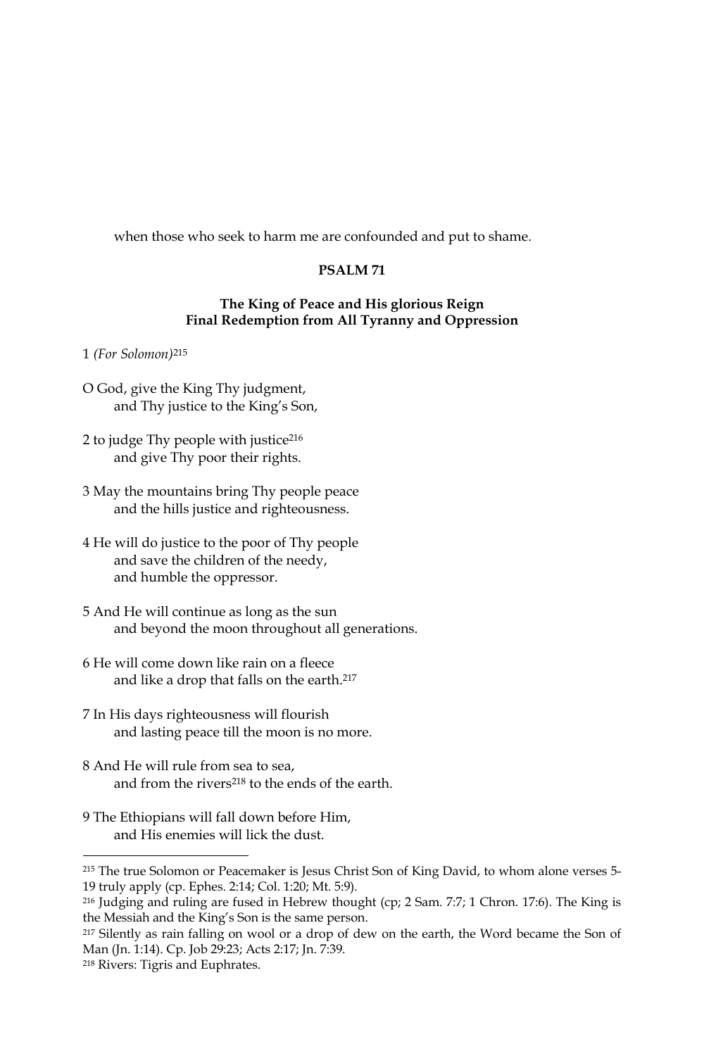when those who seek to harm me are confounded and put to shame.

## PSALM 71

### The King of Peace and His glorious Reign
### Final Redemption from All Tyranny and Oppression

1 *(For Solomon)*[215]

O God, give the King Thy judgment,
    and Thy justice to the King's Son,

2 to judge Thy people with justice[216]
    and give Thy poor their rights.

3 May the mountains bring Thy people peace
    and the hills justice and righteousness.

4 He will do justice to the poor of Thy people
    and save the children of the needy,
    and humble the oppressor.

5 And He will continue as long as the sun
    and beyond the moon throughout all generations.

6 He will come down like rain on a fleece
    and like a drop that falls on the earth.[217]

7 In His days righteousness will flourish
    and lasting peace till the moon is no more.

8 And He will rule from sea to sea,
    and from the rivers[218] to the ends of the earth.

9 The Ethiopians will fall down before Him,
    and His enemies will lick the dust.

---

[215] The true Solomon or Peacemaker is Jesus Christ Son of King David, to whom alone verses 5-19 truly apply (cp. Ephes. 2:14; Col. 1:20; Mt. 5:9).

[216] Judging and ruling are fused in Hebrew thought (cp; 2 Sam. 7:7; 1 Chron. 17:6). The King is the Messiah and the King's Son is the same person.

[217] Silently as rain falling on wool or a drop of dew on the earth, the Word became the Son of Man (Jn. 1:14). Cp. Job 29:23; Acts 2:17; Jn. 7:39.

[218] Rivers: Tigris and Euphrates.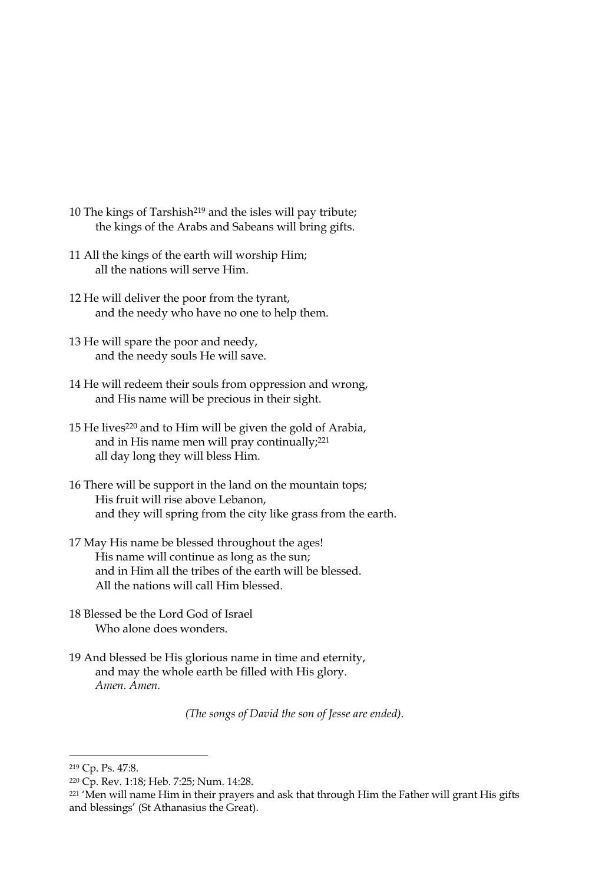10 The kings of Tarshish[219] and the isles will pay tribute;
  the kings of the Arabs and Sabeans will bring gifts.

11 All the kings of the earth will worship Him;
  all the nations will serve Him.

12 He will deliver the poor from the tyrant,
  and the needy who have no one to help them.

13 He will spare the poor and needy,
  and the needy souls He will save.

14 He will redeem their souls from oppression and wrong,
  and His name will be precious in their sight.

15 He lives[220] and to Him will be given the gold of Arabia,
  and in His name men will pray continually;[221]
  all day long they will bless Him.

16 There will be support in the land on the mountain tops;
  His fruit will rise above Lebanon,
  and they will spring from the city like grass from the earth.

17 May His name be blessed throughout the ages!
  His name will continue as long as the sun;
  and in Him all the tribes of the earth will be blessed.
  All the nations will call Him blessed.

18 Blessed be the Lord God of Israel
  Who alone does wonders.

19 And blessed be His glorious name in time and eternity,
  and may the whole earth be filled with His glory.
  *Amen. Amen.*

*(The songs of David the son of Jesse are ended).*

---

[219] Cp. Ps. 47:8.

[220] Cp. Rev. 1:18; Heb. 7:25; Num. 14:28.

[221] 'Men will name Him in their prayers and ask that through Him the Father will grant His gifts and blessings' (St Athanasius the Great).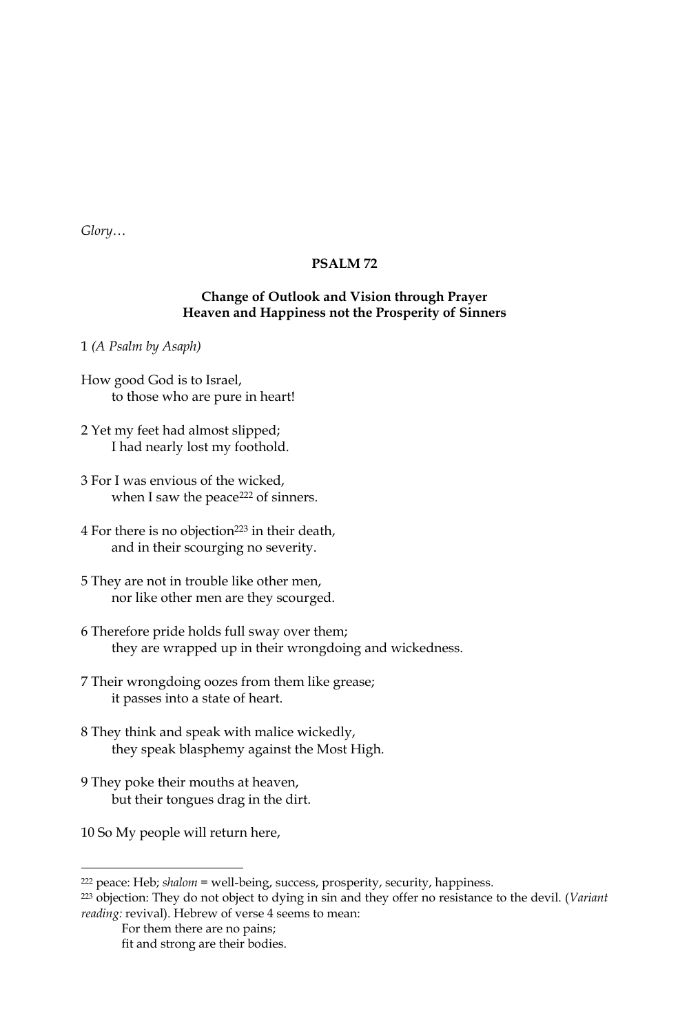*Glory…*

## PSALM 72

### Change of Outlook and Vision through Prayer
### Heaven and Happiness not the Prosperity of Sinners

1 *(A Psalm by Asaph)*

How good God is to Israel,
    to those who are pure in heart!

2 Yet my feet had almost slipped;
    I had nearly lost my foothold.

3 For I was envious of the wicked,
    when I saw the peace[222] of sinners.

4 For there is no objection[223] in their death,
    and in their scourging no severity.

5 They are not in trouble like other men,
    nor like other men are they scourged.

6 Therefore pride holds full sway over them;
    they are wrapped up in their wrongdoing and wickedness.

7 Their wrongdoing oozes from them like grease;
    it passes into a state of heart.

8 They think and speak with malice wickedly,
    they speak blasphemy against the Most High.

9 They poke their mouths at heaven,
    but their tongues drag in the dirt.

10 So My people will return here,

---

[222] peace: Heb; *shalom* = well-being, success, prosperity, security, happiness.

[223] objection: They do not object to dying in sin and they offer no resistance to the devil. (*Variant reading:* revival). Hebrew of verse 4 seems to mean:

    For them there are no pains;
    fit and strong are their bodies.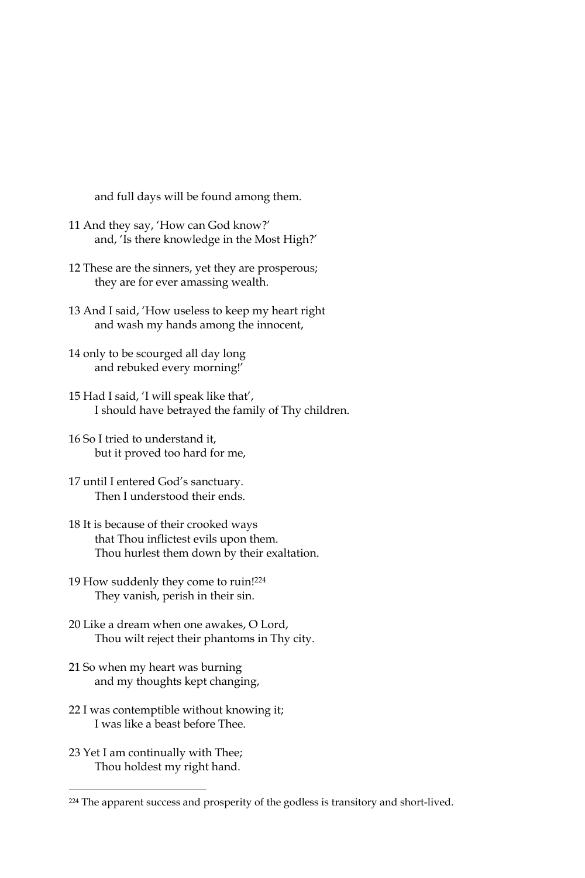and full days will be found among them.

11 And they say, 'How can God know?'
and, 'Is there knowledge in the Most High?'

12 These are the sinners, yet they are prosperous;
they are for ever amassing wealth.

13 And I said, 'How useless to keep my heart right
and wash my hands among the innocent,

14 only to be scourged all day long
and rebuked every morning!'

15 Had I said, 'I will speak like that',
I should have betrayed the family of Thy children.

16 So I tried to understand it,
but it proved too hard for me,

17 until I entered God's sanctuary.
Then I understood their ends.

18 It is because of their crooked ways
that Thou inflictest evils upon them.
Thou hurlest them down by their exaltation.

19 How suddenly they come to ruin![224]
They vanish, perish in their sin.

20 Like a dream when one awakes, O Lord,
Thou wilt reject their phantoms in Thy city.

21 So when my heart was burning
and my thoughts kept changing,

22 I was contemptible without knowing it;
I was like a beast before Thee.

23 Yet I am continually with Thee;
Thou holdest my right hand.

---

[224] The apparent success and prosperity of the godless is transitory and short-lived.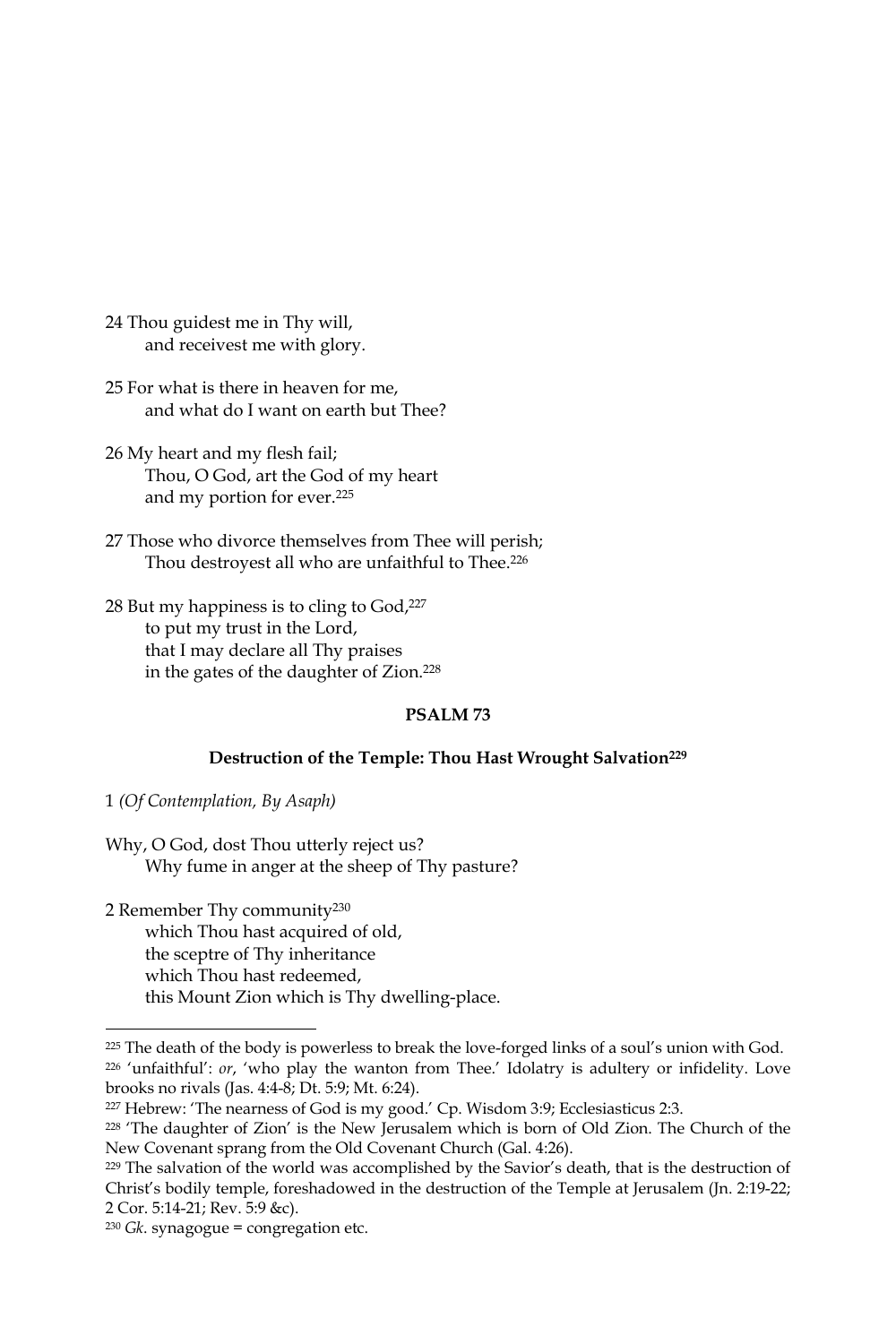24 Thou guidest me in Thy will,
    and receivest me with glory.

25 For what is there in heaven for me,
    and what do I want on earth but Thee?

26 My heart and my flesh fail;
    Thou, O God, art the God of my heart
    and my portion for ever.[225]

27 Those who divorce themselves from Thee will perish;
    Thou destroyest all who are unfaithful to Thee.[226]

28 But my happiness is to cling to God,[227]
    to put my trust in the Lord,
    that I may declare all Thy praises
    in the gates of the daughter of Zion.[228]

## PSALM 73

### Destruction of the Temple: Thou Hast Wrought Salvation[229]

1 *(Of Contemplation, By Asaph)*

Why, O God, dost Thou utterly reject us?
    Why fume in anger at the sheep of Thy pasture?

2 Remember Thy community[230]
    which Thou hast acquired of old,
    the sceptre of Thy inheritance
    which Thou hast redeemed,
    this Mount Zion which is Thy dwelling-place.

---

[225] The death of the body is powerless to break the love-forged links of a soul's union with God.

[226] 'unfaithful': *or*, 'who play the wanton from Thee.' Idolatry is adultery or infidelity. Love brooks no rivals (Jas. 4:4-8; Dt. 5:9; Mt. 6:24).

[227] Hebrew: 'The nearness of God is my good.' Cp. Wisdom 3:9; Ecclesiasticus 2:3.

[228] 'The daughter of Zion' is the New Jerusalem which is born of Old Zion. The Church of the New Covenant sprang from the Old Covenant Church (Gal. 4:26).

[229] The salvation of the world was accomplished by the Savior's death, that is the destruction of Christ's bodily temple, foreshadowed in the destruction of the Temple at Jerusalem (Jn. 2:19-22; 2 Cor. 5:14-21; Rev. 5:9 &c).

[230] *Gk.* synagogue = congregation etc.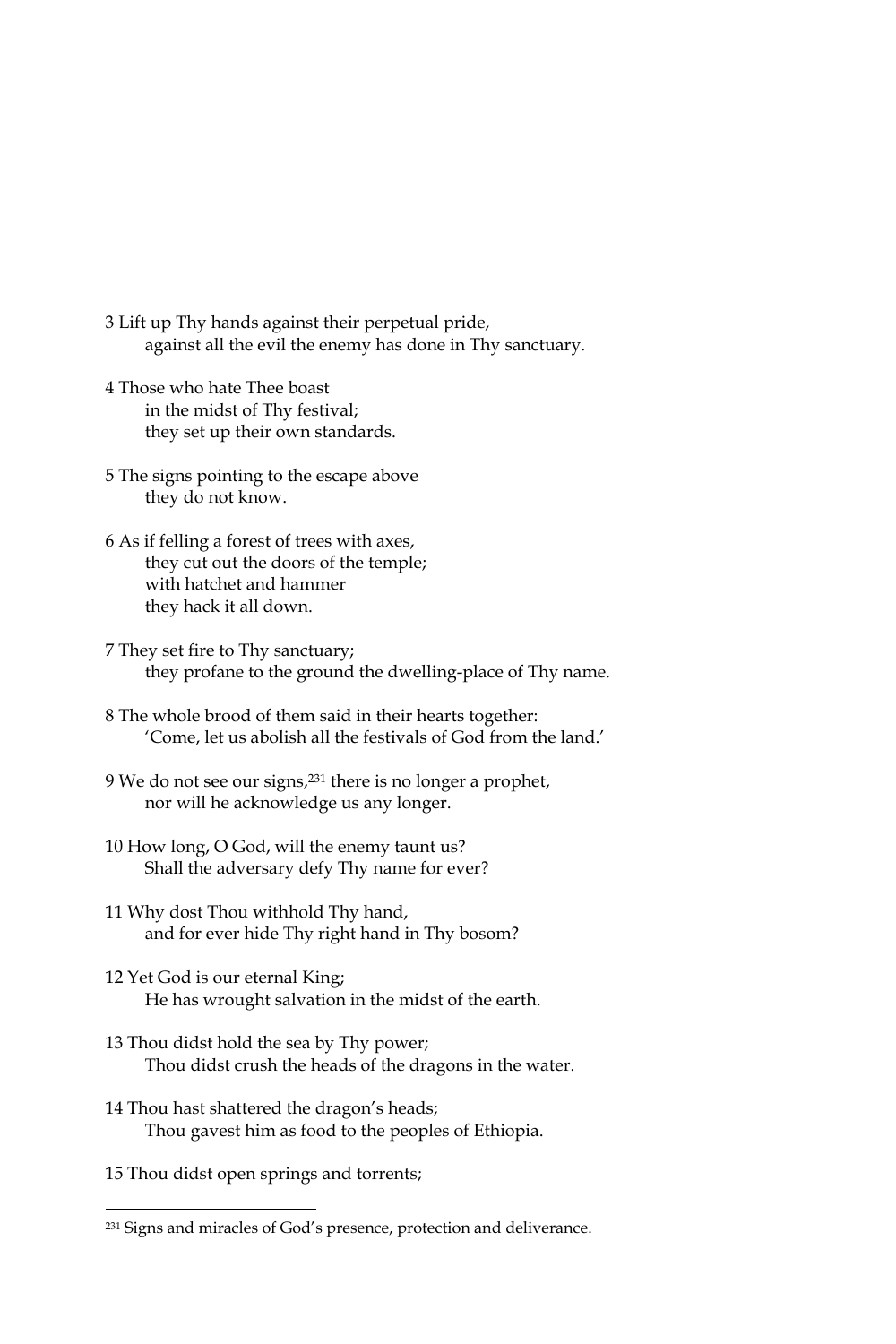3 Lift up Thy hands against their perpetual pride,
    against all the evil the enemy has done in Thy sanctuary.

4 Those who hate Thee boast
    in the midst of Thy festival;
    they set up their own standards.

5 The signs pointing to the escape above
    they do not know.

6 As if felling a forest of trees with axes,
    they cut out the doors of the temple;
    with hatchet and hammer
    they hack it all down.

7 They set fire to Thy sanctuary;
    they profane to the ground the dwelling-place of Thy name.

8 The whole brood of them said in their hearts together:
    'Come, let us abolish all the festivals of God from the land.'

9 We do not see our signs,[231] there is no longer a prophet,
    nor will he acknowledge us any longer.

10 How long, O God, will the enemy taunt us?
    Shall the adversary defy Thy name for ever?

11 Why dost Thou withhold Thy hand,
    and for ever hide Thy right hand in Thy bosom?

12 Yet God is our eternal King;
    He has wrought salvation in the midst of the earth.

13 Thou didst hold the sea by Thy power;
    Thou didst crush the heads of the dragons in the water.

14 Thou hast shattered the dragon's heads;
    Thou gavest him as food to the peoples of Ethiopia.

15 Thou didst open springs and torrents;

---

[231] Signs and miracles of God's presence, protection and deliverance.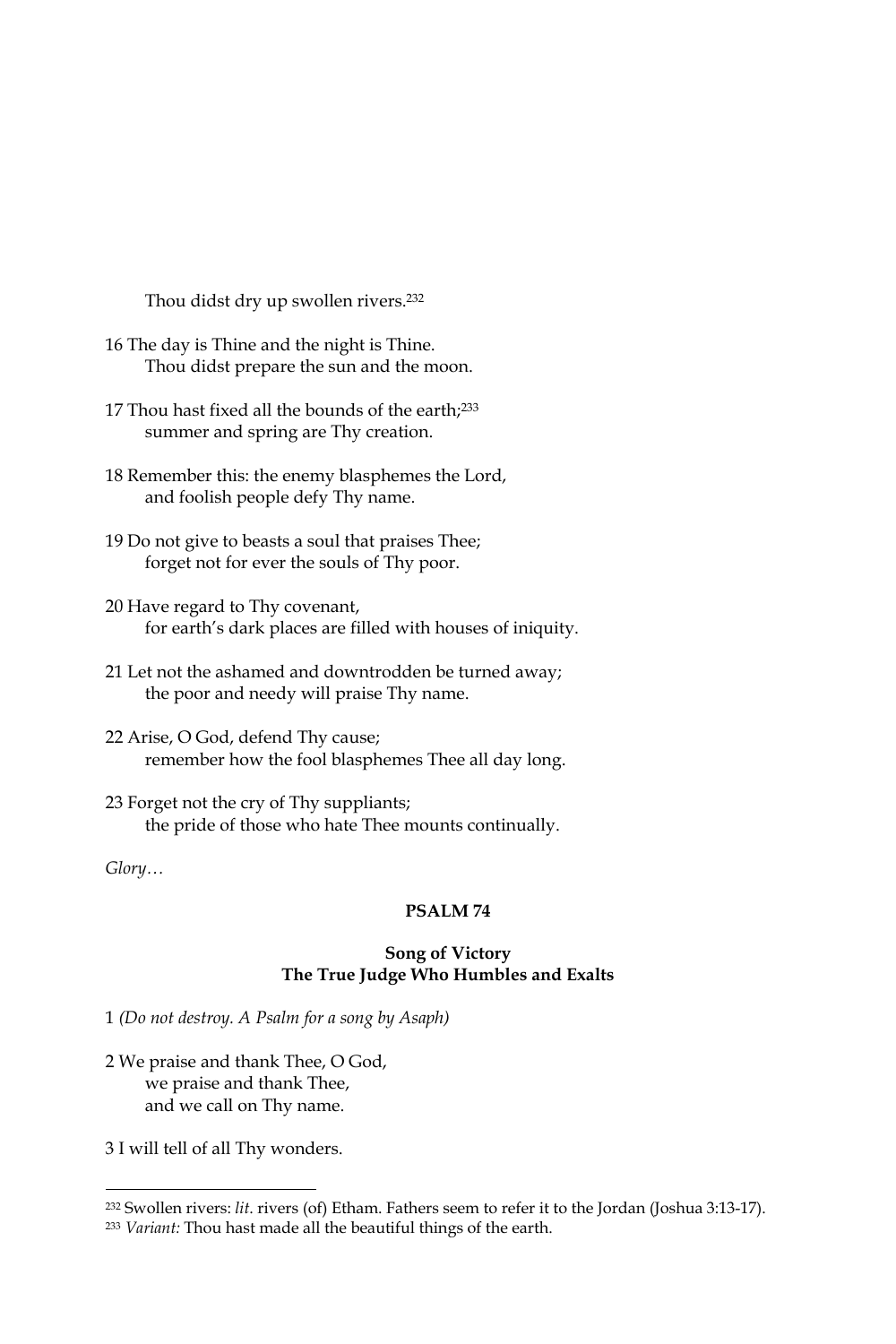Thou didst dry up swollen rivers.[232]

16 The day is Thine and the night is Thine.
Thou didst prepare the sun and the moon.

17 Thou hast fixed all the bounds of the earth;[233]
summer and spring are Thy creation.

18 Remember this: the enemy blasphemes the Lord,
and foolish people defy Thy name.

19 Do not give to beasts a soul that praises Thee;
forget not for ever the souls of Thy poor.

20 Have regard to Thy covenant,
for earth's dark places are filled with houses of iniquity.

21 Let not the ashamed and downtrodden be turned away;
the poor and needy will praise Thy name.

22 Arise, O God, defend Thy cause;
remember how the fool blasphemes Thee all day long.

23 Forget not the cry of Thy suppliants;
the pride of those who hate Thee mounts continually.

*Glory…*

**PSALM 74**

**Song of Victory**
**The True Judge Who Humbles and Exalts**

1 *(Do not destroy. A Psalm for a song by Asaph)*

2 We praise and thank Thee, O God,
we praise and thank Thee,
and we call on Thy name.

3 I will tell of all Thy wonders.

---

[232] Swollen rivers: *lit.* rivers (of) Etham. Fathers seem to refer it to the Jordan (Joshua 3:13-17).
[233] *Variant:* Thou hast made all the beautiful things of the earth.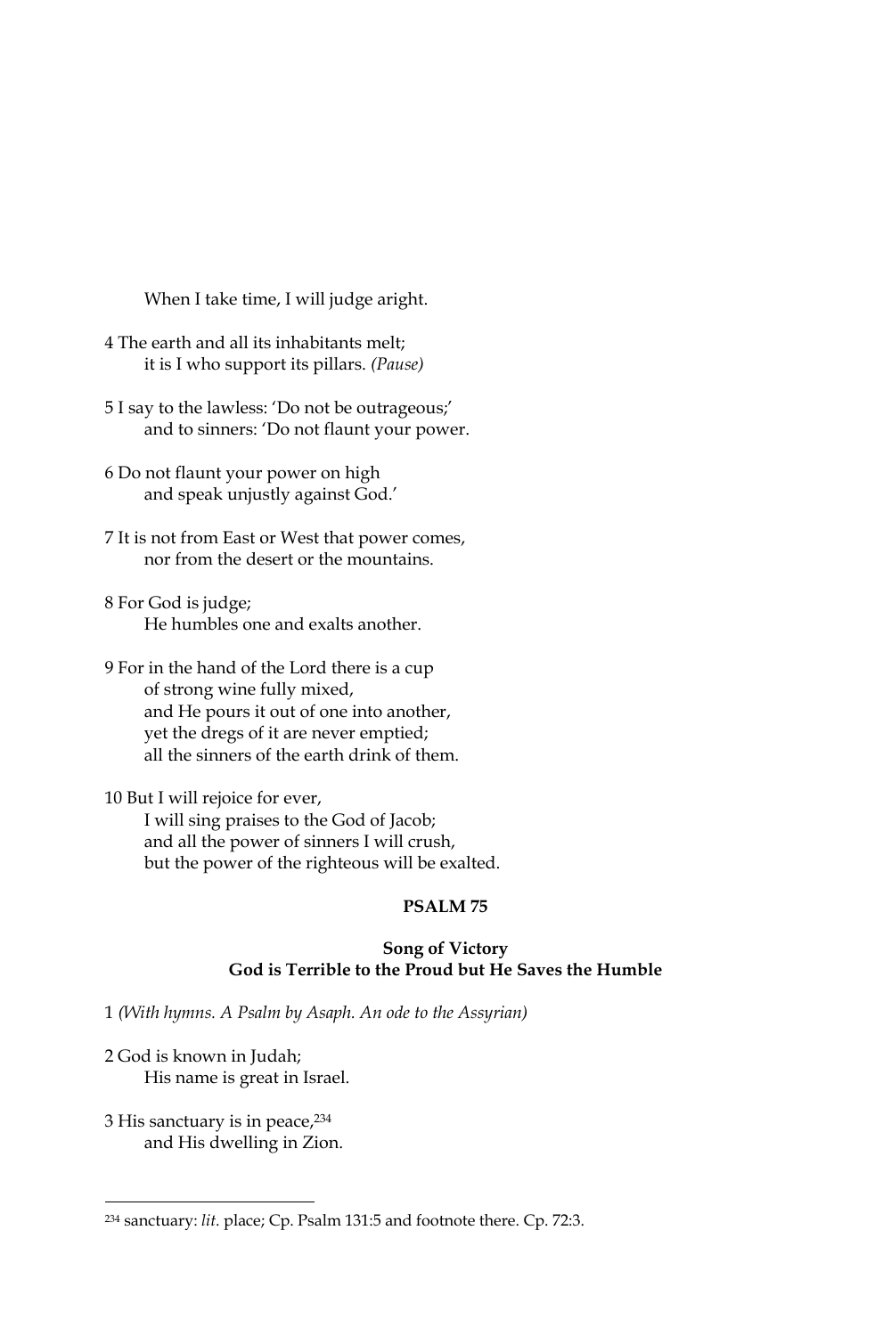When I take time, I will judge aright.

4 The earth and all its inhabitants melt;
it is I who support its pillars. *(Pause)*

5 I say to the lawless: 'Do not be outrageous;'
and to sinners: 'Do not flaunt your power.

6 Do not flaunt your power on high
and speak unjustly against God.'

7 It is not from East or West that power comes,
nor from the desert or the mountains.

8 For God is judge;
He humbles one and exalts another.

9 For in the hand of the Lord there is a cup
of strong wine fully mixed,
and He pours it out of one into another,
yet the dregs of it are never emptied;
all the sinners of the earth drink of them.

10 But I will rejoice for ever,
I will sing praises to the God of Jacob;
and all the power of sinners I will crush,
but the power of the righteous will be exalted.

## PSALM 75

### Song of Victory
### God is Terrible to the Proud but He Saves the Humble

1 *(With hymns. A Psalm by Asaph. An ode to the Assyrian)*

2 God is known in Judah;
His name is great in Israel.

3 His sanctuary is in peace,[234]
and His dwelling in Zion.

---

[234] sanctuary: *lit.* place; Cp. Psalm 131:5 and footnote there. Cp. 72:3.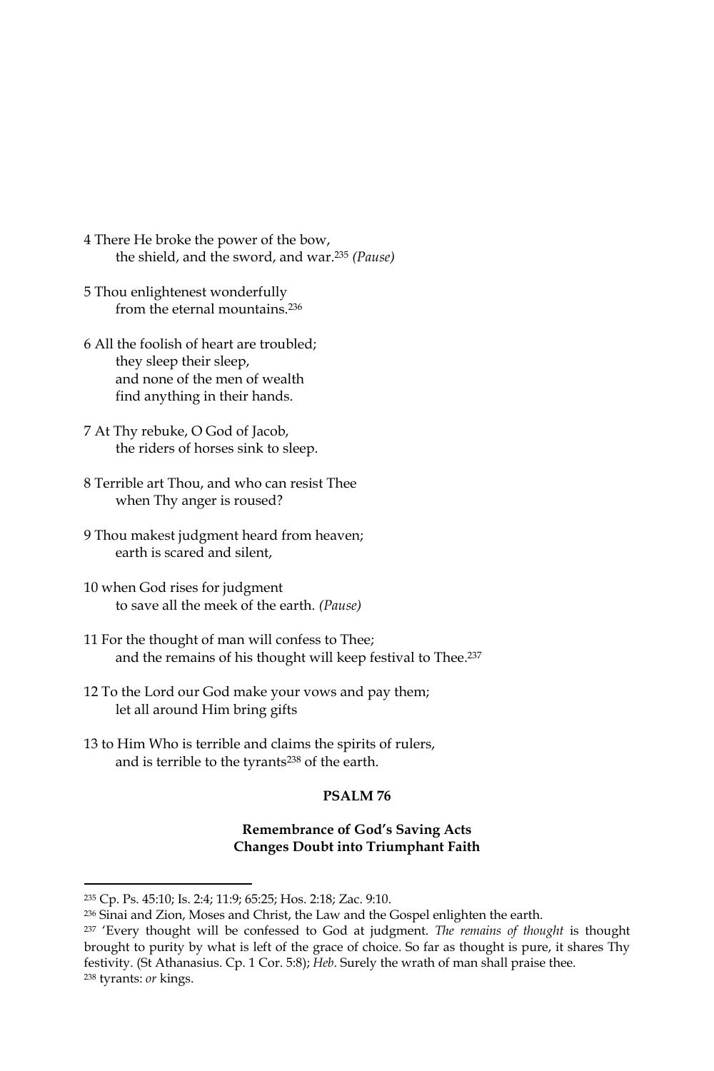4 There He broke the power of the bow,
the shield, and the sword, and war.[235] *(Pause)*

5 Thou enlightenest wonderfully
from the eternal mountains.[236]

6 All the foolish of heart are troubled;
they sleep their sleep,
and none of the men of wealth
find anything in their hands.

7 At Thy rebuke, O God of Jacob,
the riders of horses sink to sleep.

8 Terrible art Thou, and who can resist Thee
when Thy anger is roused?

9 Thou makest judgment heard from heaven;
earth is scared and silent,

10 when God rises for judgment
to save all the meek of the earth. *(Pause)*

11 For the thought of man will confess to Thee;
and the remains of his thought will keep festival to Thee.[237]

12 To the Lord our God make your vows and pay them;
let all around Him bring gifts

13 to Him Who is terrible and claims the spirits of rulers,
and is terrible to the tyrants[238] of the earth.

**PSALM 76**

**Remembrance of God's Saving Acts
Changes Doubt into Triumphant Faith**

---

[235] Cp. Ps. 45:10; Is. 2:4; 11:9; 65:25; Hos. 2:18; Zac. 9:10.

[236] Sinai and Zion, Moses and Christ, the Law and the Gospel enlighten the earth.

[237] 'Every thought will be confessed to God at judgment. *The remains of thought* is thought brought to purity by what is left of the grace of choice. So far as thought is pure, it shares Thy festivity. (St Athanasius. Cp. 1 Cor. 5:8); *Heb*. Surely the wrath of man shall praise thee.

[238] tyrants: *or* kings.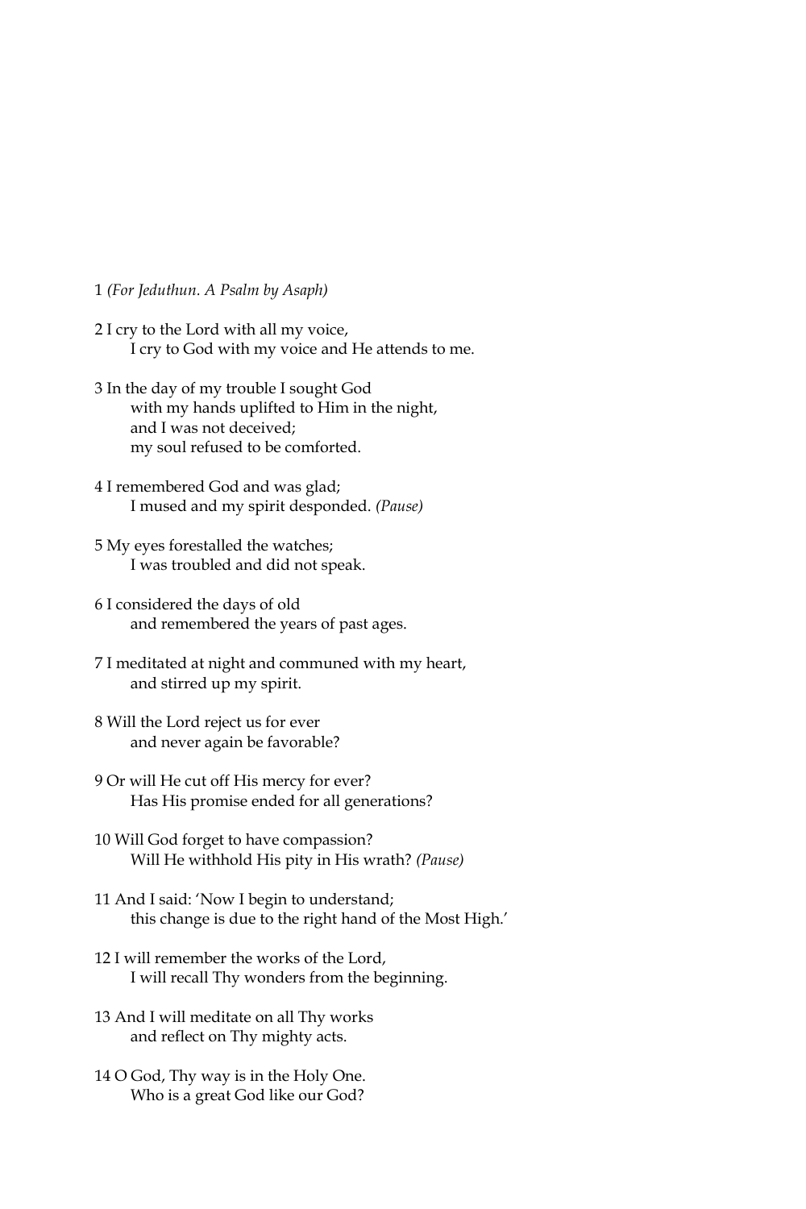1 *(For Jeduthun. A Psalm by Asaph)*

2 I cry to the Lord with all my voice,
    I cry to God with my voice and He attends to me.

3 In the day of my trouble I sought God
    with my hands uplifted to Him in the night,
    and I was not deceived;
    my soul refused to be comforted.

4 I remembered God and was glad;
    I mused and my spirit desponded. *(Pause)*

5 My eyes forestalled the watches;
    I was troubled and did not speak.

6 I considered the days of old
    and remembered the years of past ages.

7 I meditated at night and communed with my heart,
    and stirred up my spirit.

8 Will the Lord reject us for ever
    and never again be favorable?

9 Or will He cut off His mercy for ever?
    Has His promise ended for all generations?

10 Will God forget to have compassion?
    Will He withhold His pity in His wrath? *(Pause)*

11 And I said: 'Now I begin to understand;
    this change is due to the right hand of the Most High.'

12 I will remember the works of the Lord,
    I will recall Thy wonders from the beginning.

13 And I will meditate on all Thy works
    and reflect on Thy mighty acts.

14 O God, Thy way is in the Holy One.
    Who is a great God like our God?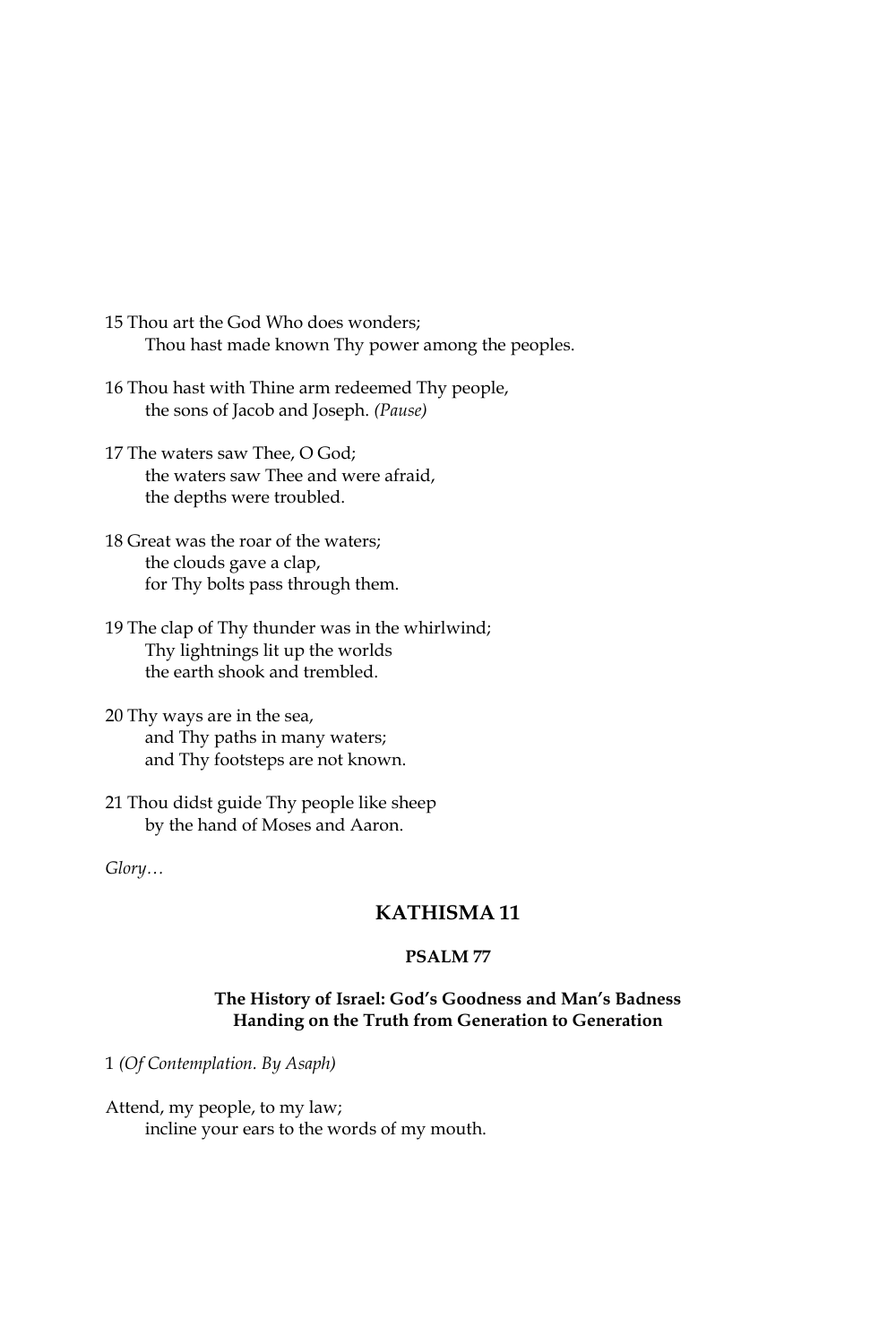15 Thou art the God Who does wonders;
Thou hast made known Thy power among the peoples.

16 Thou hast with Thine arm redeemed Thy people,
the sons of Jacob and Joseph. *(Pause)*

17 The waters saw Thee, O God;
the waters saw Thee and were afraid,
the depths were troubled.

18 Great was the roar of the waters;
the clouds gave a clap,
for Thy bolts pass through them.

19 The clap of Thy thunder was in the whirlwind;
Thy lightnings lit up the worlds
the earth shook and trembled.

20 Thy ways are in the sea,
and Thy paths in many waters;
and Thy footsteps are not known.

21 Thou didst guide Thy people like sheep
by the hand of Moses and Aaron.

*Glory…*

## KATHISMA 11

### PSALM 77

**The History of Israel: God's Goodness and Man's Badness**
**Handing on the Truth from Generation to Generation**

1 *(Of Contemplation. By Asaph)*

Attend, my people, to my law;
incline your ears to the words of my mouth.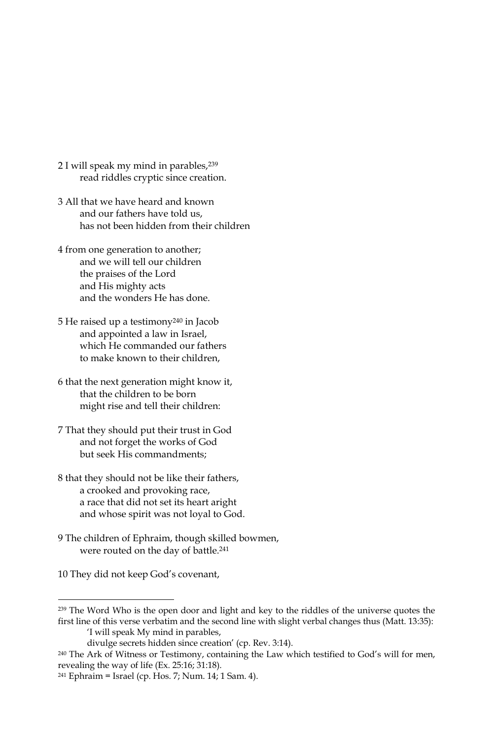2 I will speak my mind in parables,[239]
    read riddles cryptic since creation.

3 All that we have heard and known
    and our fathers have told us,
    has not been hidden from their children

4 from one generation to another;
    and we will tell our children
    the praises of the Lord
    and His mighty acts
    and the wonders He has done.

5 He raised up a testimony[240] in Jacob
    and appointed a law in Israel,
    which He commanded our fathers
    to make known to their children,

6 that the next generation might know it,
    that the children to be born
    might rise and tell their children:

7 That they should put their trust in God
    and not forget the works of God
    but seek His commandments;

8 that they should not be like their fathers,
    a crooked and provoking race,
    a race that did not set its heart aright
    and whose spirit was not loyal to God.

9 The children of Ephraim, though skilled bowmen,
    were routed on the day of battle.[241]

10 They did not keep God's covenant,

---

[239] The Word Who is the open door and light and key to the riddles of the universe quotes the first line of this verse verbatim and the second line with slight verbal changes thus (Matt. 13:35):
    'I will speak My mind in parables,
    divulge secrets hidden since creation' (cp. Rev. 3:14).

[240] The Ark of Witness or Testimony, containing the Law which testified to God's will for men, revealing the way of life (Ex. 25:16; 31:18).

[241] Ephraim = Israel (cp. Hos. 7; Num. 14; 1 Sam. 4).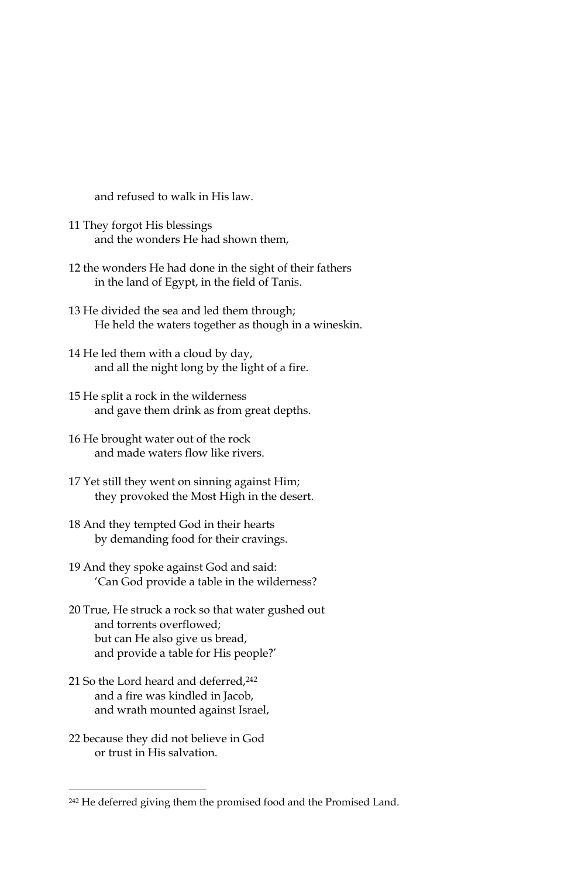and refused to walk in His law.

11 They forgot His blessings
and the wonders He had shown them,

12 the wonders He had done in the sight of their fathers
in the land of Egypt, in the field of Tanis.

13 He divided the sea and led them through;
He held the waters together as though in a wineskin.

14 He led them with a cloud by day,
and all the night long by the light of a fire.

15 He split a rock in the wilderness
and gave them drink as from great depths.

16 He brought water out of the rock
and made waters flow like rivers.

17 Yet still they went on sinning against Him;
they provoked the Most High in the desert.

18 And they tempted God in their hearts
by demanding food for their cravings.

19 And they spoke against God and said:
'Can God provide a table in the wilderness?

20 True, He struck a rock so that water gushed out
and torrents overflowed;
but can He also give us bread,
and provide a table for His people?'

21 So the Lord heard and deferred,[242]
and a fire was kindled in Jacob,
and wrath mounted against Israel,

22 because they did not believe in God
or trust in His salvation.

---

[242] He deferred giving them the promised food and the Promised Land.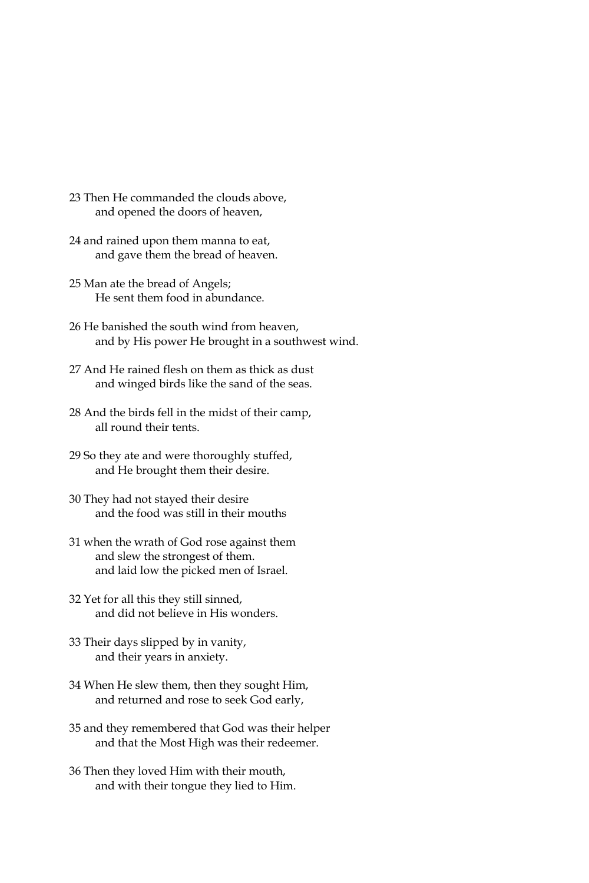23 Then He commanded the clouds above,
 and opened the doors of heaven,

24 and rained upon them manna to eat,
 and gave them the bread of heaven.

25 Man ate the bread of Angels;
 He sent them food in abundance.

26 He banished the south wind from heaven,
 and by His power He brought in a southwest wind.

27 And He rained flesh on them as thick as dust
 and winged birds like the sand of the seas.

28 And the birds fell in the midst of their camp,
 all round their tents.

29 So they ate and were thoroughly stuffed,
 and He brought them their desire.

30 They had not stayed their desire
 and the food was still in their mouths

31 when the wrath of God rose against them
 and slew the strongest of them.
 and laid low the picked men of Israel.

32 Yet for all this they still sinned,
 and did not believe in His wonders.

33 Their days slipped by in vanity,
 and their years in anxiety.

34 When He slew them, then they sought Him,
 and returned and rose to seek God early,

35 and they remembered that God was their helper
 and that the Most High was their redeemer.

36 Then they loved Him with their mouth,
 and with their tongue they lied to Him.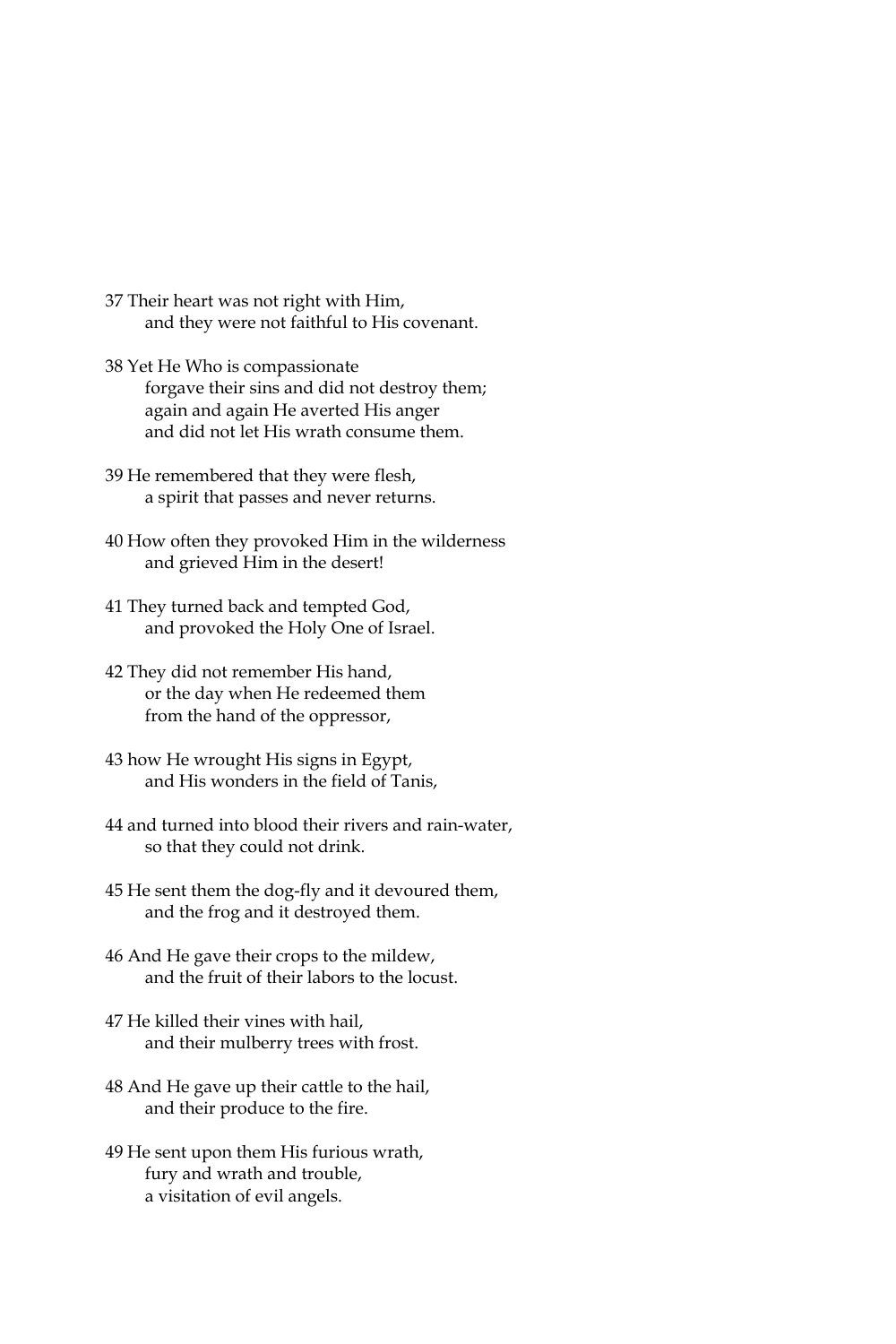37 Their heart was not right with Him,
    and they were not faithful to His covenant.

38 Yet He Who is compassionate
    forgave their sins and did not destroy them;
    again and again He averted His anger
    and did not let His wrath consume them.

39 He remembered that they were flesh,
    a spirit that passes and never returns.

40 How often they provoked Him in the wilderness
    and grieved Him in the desert!

41 They turned back and tempted God,
    and provoked the Holy One of Israel.

42 They did not remember His hand,
    or the day when He redeemed them
    from the hand of the oppressor,

43 how He wrought His signs in Egypt,
    and His wonders in the field of Tanis,

44 and turned into blood their rivers and rain-water,
    so that they could not drink.

45 He sent them the dog-fly and it devoured them,
    and the frog and it destroyed them.

46 And He gave their crops to the mildew,
    and the fruit of their labors to the locust.

47 He killed their vines with hail,
    and their mulberry trees with frost.

48 And He gave up their cattle to the hail,
    and their produce to the fire.

49 He sent upon them His furious wrath,
    fury and wrath and trouble,
    a visitation of evil angels.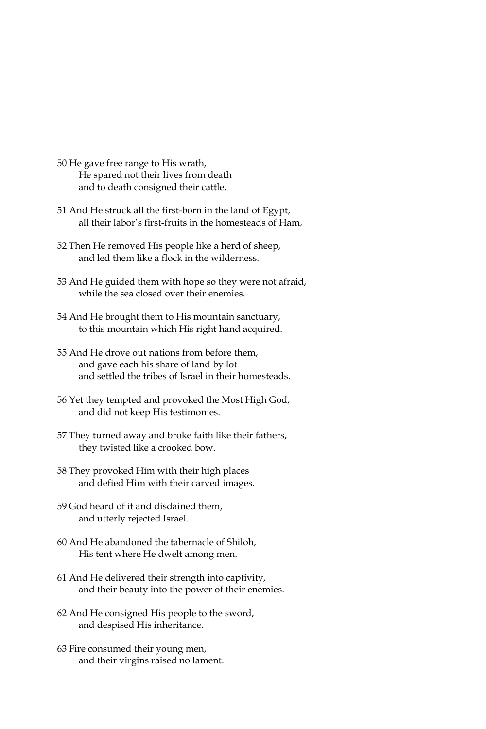50 He gave free range to His wrath,  
He spared not their lives from death  
and to death consigned their cattle.

51 And He struck all the first-born in the land of Egypt,  
all their labor's first-fruits in the homesteads of Ham,

52 Then He removed His people like a herd of sheep,  
and led them like a flock in the wilderness.

53 And He guided them with hope so they were not afraid,  
while the sea closed over their enemies.

54 And He brought them to His mountain sanctuary,  
to this mountain which His right hand acquired.

55 And He drove out nations from before them,  
and gave each his share of land by lot  
and settled the tribes of Israel in their homesteads.

56 Yet they tempted and provoked the Most High God,  
and did not keep His testimonies.

57 They turned away and broke faith like their fathers,  
they twisted like a crooked bow.

58 They provoked Him with their high places  
and defied Him with their carved images.

59 God heard of it and disdained them,  
and utterly rejected Israel.

60 And He abandoned the tabernacle of Shiloh,  
His tent where He dwelt among men.

61 And He delivered their strength into captivity,  
and their beauty into the power of their enemies.

62 And He consigned His people to the sword,  
and despised His inheritance.

63 Fire consumed their young men,  
and their virgins raised no lament.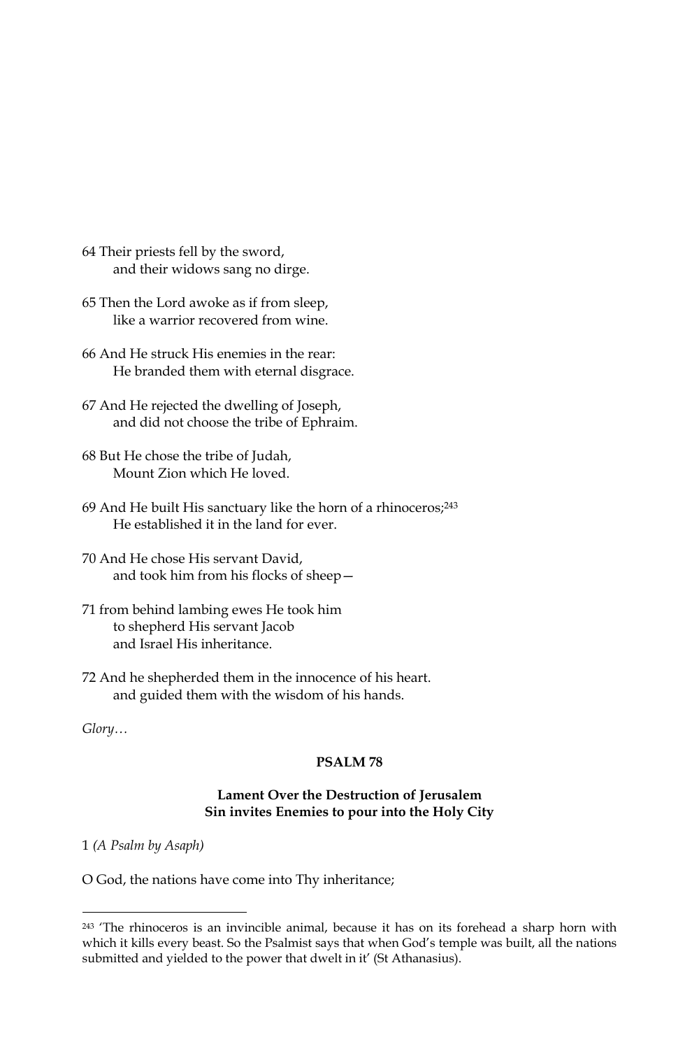64 Their priests fell by the sword,
and their widows sang no dirge.

65 Then the Lord awoke as if from sleep,
like a warrior recovered from wine.

66 And He struck His enemies in the rear:
He branded them with eternal disgrace.

67 And He rejected the dwelling of Joseph,
and did not choose the tribe of Ephraim.

68 But He chose the tribe of Judah,
Mount Zion which He loved.

69 And He built His sanctuary like the horn of a rhinoceros;[243]
He established it in the land for ever.

70 And He chose His servant David,
and took him from his flocks of sheep—

71 from behind lambing ewes He took him
to shepherd His servant Jacob
and Israel His inheritance.

72 And he shepherded them in the innocence of his heart.
and guided them with the wisdom of his hands.

*Glory…*

**PSALM 78**

**Lament Over the Destruction of Jerusalem**
**Sin invites Enemies to pour into the Holy City**

1 *(A Psalm by Asaph)*

O God, the nations have come into Thy inheritance;

---

[243] 'The rhinoceros is an invincible animal, because it has on its forehead a sharp horn with which it kills every beast. So the Psalmist says that when God's temple was built, all the nations submitted and yielded to the power that dwelt in it' (St Athanasius).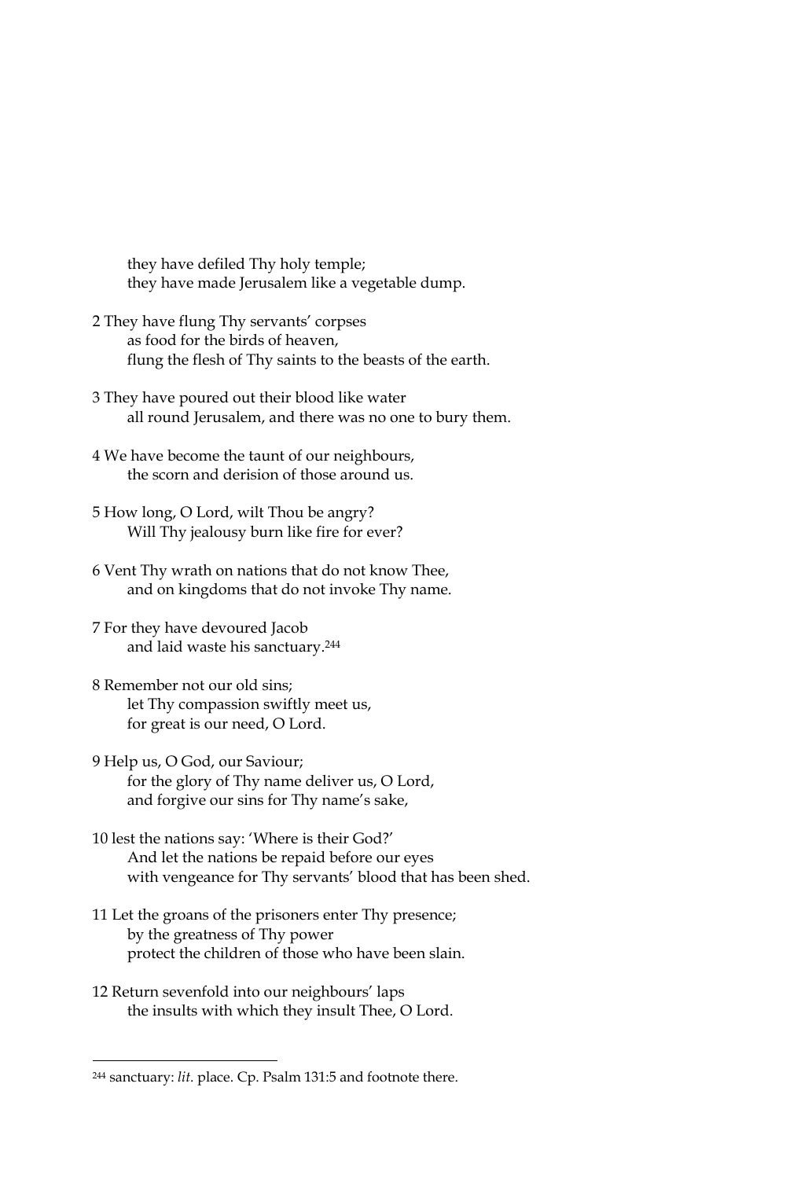they have defiled Thy holy temple;
they have made Jerusalem like a vegetable dump.

2 They have flung Thy servants' corpses
as food for the birds of heaven,
flung the flesh of Thy saints to the beasts of the earth.

3 They have poured out their blood like water
all round Jerusalem, and there was no one to bury them.

4 We have become the taunt of our neighbours,
the scorn and derision of those around us.

5 How long, O Lord, wilt Thou be angry?
Will Thy jealousy burn like fire for ever?

6 Vent Thy wrath on nations that do not know Thee,
and on kingdoms that do not invoke Thy name.

7 For they have devoured Jacob
and laid waste his sanctuary.[244]

8 Remember not our old sins;
let Thy compassion swiftly meet us,
for great is our need, O Lord.

9 Help us, O God, our Saviour;
for the glory of Thy name deliver us, O Lord,
and forgive our sins for Thy name's sake,

10 lest the nations say: 'Where is their God?'
And let the nations be repaid before our eyes
with vengeance for Thy servants' blood that has been shed.

11 Let the groans of the prisoners enter Thy presence;
by the greatness of Thy power
protect the children of those who have been slain.

12 Return sevenfold into our neighbours' laps
the insults with which they insult Thee, O Lord.

---

[244] sanctuary: *lit.* place. Cp. Psalm 131:5 and footnote there.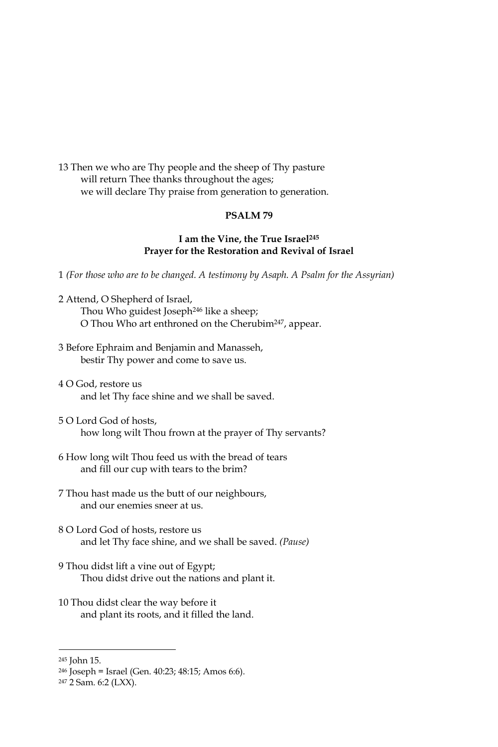13 Then we who are Thy people and the sheep of Thy pasture
will return Thee thanks throughout the ages;
we will declare Thy praise from generation to generation.

## PSALM 79

### I am the Vine, the True Israel[245]
### Prayer for the Restoration and Revival of Israel

1 *(For those who are to be changed. A testimony by Asaph. A Psalm for the Assyrian)*

2 Attend, O Shepherd of Israel,
Thou Who guidest Joseph[246] like a sheep;
O Thou Who art enthroned on the Cherubim[247], appear.

3 Before Ephraim and Benjamin and Manasseh,
bestir Thy power and come to save us.

4 O God, restore us
and let Thy face shine and we shall be saved.

5 O Lord God of hosts,
how long wilt Thou frown at the prayer of Thy servants?

6 How long wilt Thou feed us with the bread of tears
and fill our cup with tears to the brim?

7 Thou hast made us the butt of our neighbours,
and our enemies sneer at us.

8 O Lord God of hosts, restore us
and let Thy face shine, and we shall be saved. *(Pause)*

9 Thou didst lift a vine out of Egypt;
Thou didst drive out the nations and plant it.

10 Thou didst clear the way before it
and plant its roots, and it filled the land.

---

[245] John 15.

[246] Joseph = Israel (Gen. 40:23; 48:15; Amos 6:6).

[247] 2 Sam. 6:2 (LXX).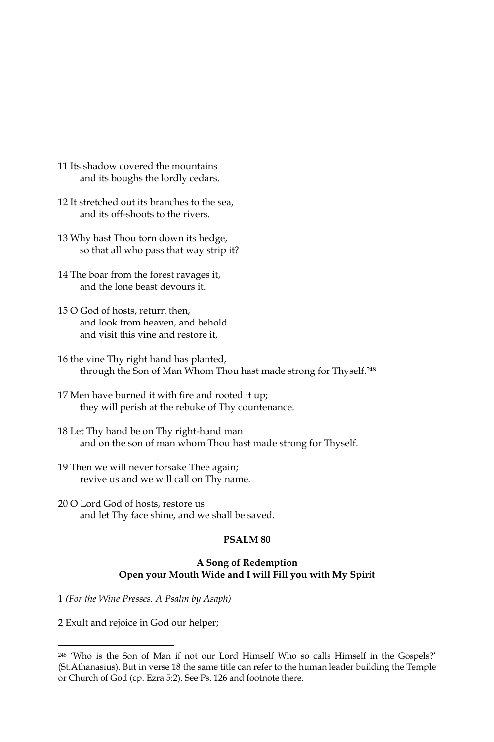11 Its shadow covered the mountains
and its boughs the lordly cedars.

12 It stretched out its branches to the sea,
and its off-shoots to the rivers.

13 Why hast Thou torn down its hedge,
so that all who pass that way strip it?

14 The boar from the forest ravages it,
and the lone beast devours it.

15 O God of hosts, return then,
and look from heaven, and behold
and visit this vine and restore it,

16 the vine Thy right hand has planted,
through the Son of Man Whom Thou hast made strong for Thyself.[248]

17 Men have burned it with fire and rooted it up;
they will perish at the rebuke of Thy countenance.

18 Let Thy hand be on Thy right-hand man
and on the son of man whom Thou hast made strong for Thyself.

19 Then we will never forsake Thee again;
revive us and we will call on Thy name.

20 O Lord God of hosts, restore us
and let Thy face shine, and we shall be saved.

## PSALM 80

### A Song of Redemption
### Open your Mouth Wide and I will Fill you with My Spirit

1 *(For the Wine Presses. A Psalm by Asaph)*

2 Exult and rejoice in God our helper;

---

[248] 'Who is the Son of Man if not our Lord Himself Who so calls Himself in the Gospels?' (St.Athanasius). But in verse 18 the same title can refer to the human leader building the Temple or Church of God (cp. Ezra 5:2). See Ps. 126 and footnote there.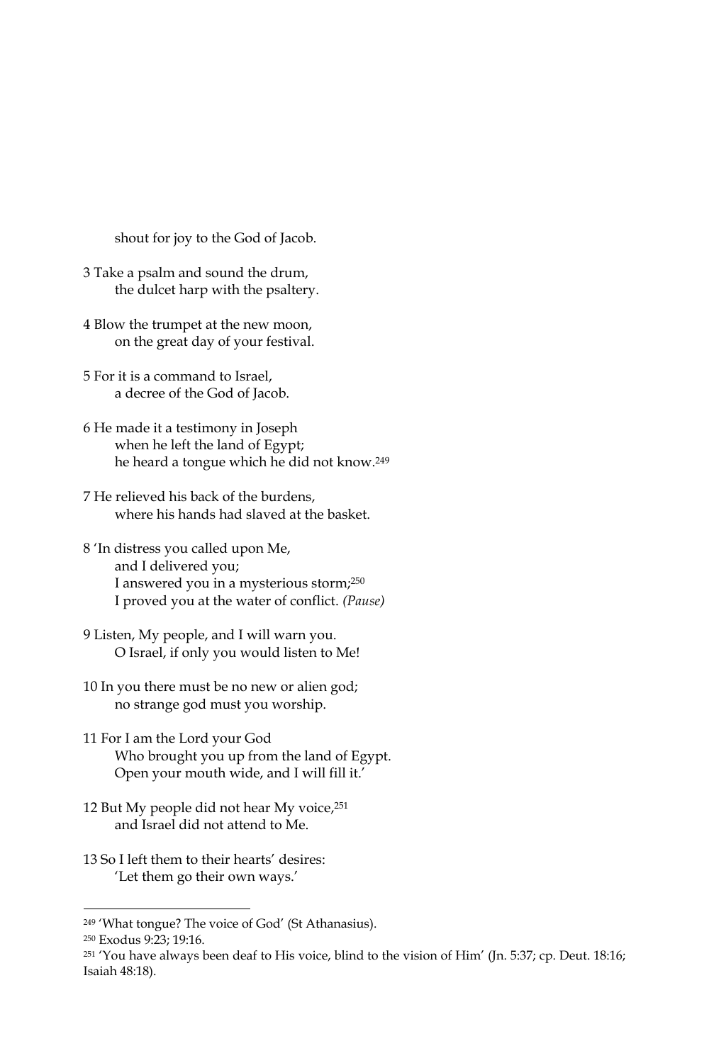shout for joy to the God of Jacob.

3 Take a psalm and sound the drum,
the dulcet harp with the psaltery.

4 Blow the trumpet at the new moon,
on the great day of your festival.

5 For it is a command to Israel,
a decree of the God of Jacob.

6 He made it a testimony in Joseph
when he left the land of Egypt;
he heard a tongue which he did not know.[249]

7 He relieved his back of the burdens,
where his hands had slaved at the basket.

8 'In distress you called upon Me,
and I delivered you;
I answered you in a mysterious storm;[250]
I proved you at the water of conflict. *(Pause)*

9 Listen, My people, and I will warn you.
O Israel, if only you would listen to Me!

10 In you there must be no new or alien god;
no strange god must you worship.

11 For I am the Lord your God
Who brought you up from the land of Egypt.
Open your mouth wide, and I will fill it.'

12 But My people did not hear My voice,[251]
and Israel did not attend to Me.

13 So I left them to their hearts' desires:
'Let them go their own ways.'

---

[249] 'What tongue? The voice of God' (St Athanasius).

[250] Exodus 9:23; 19:16.

[251] 'You have always been deaf to His voice, blind to the vision of Him' (Jn. 5:37; cp. Deut. 18:16; Isaiah 48:18).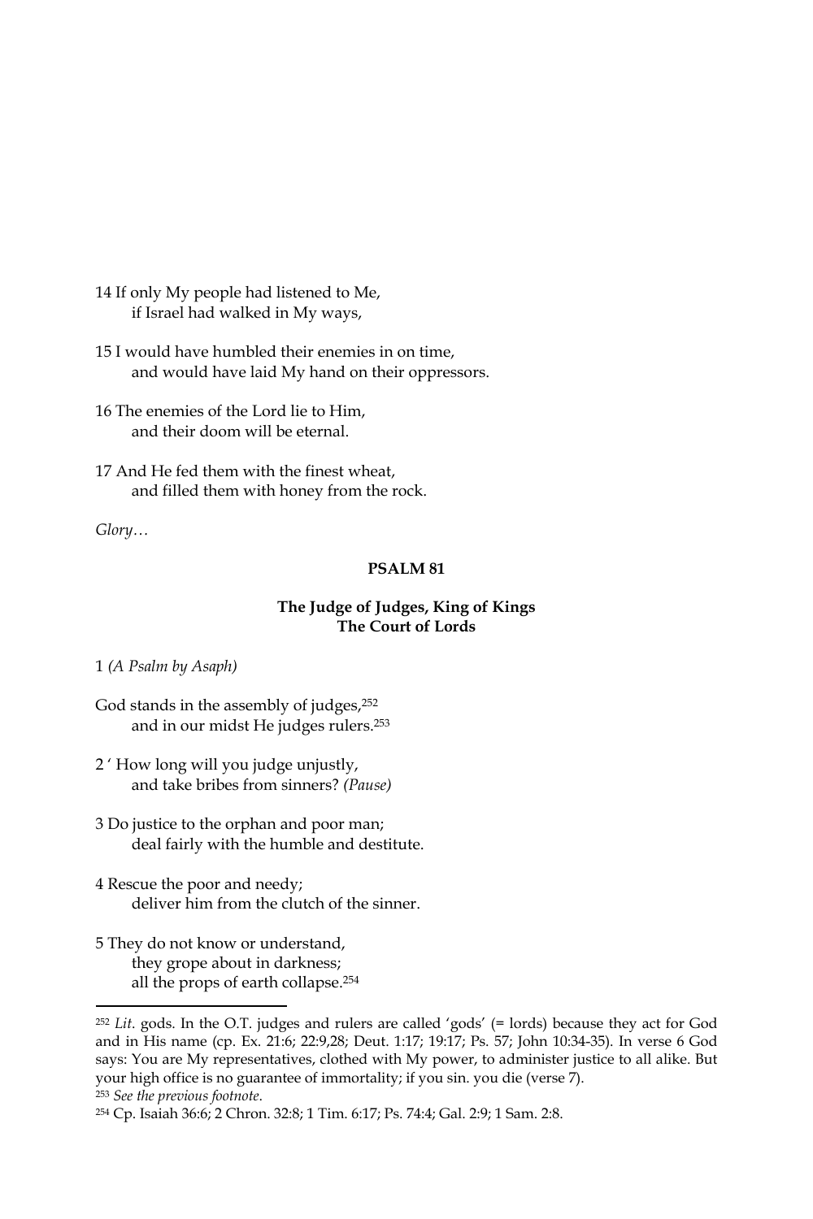14 If only My people had listened to Me,
 if Israel had walked in My ways,

15 I would have humbled their enemies in on time,
 and would have laid My hand on their oppressors.

16 The enemies of the Lord lie to Him,
 and their doom will be eternal.

17 And He fed them with the finest wheat,
 and filled them with honey from the rock.

*Glory…*

## PSALM 81

### The Judge of Judges, King of Kings
### The Court of Lords

1 *(A Psalm by Asaph)*

God stands in the assembly of judges,[252]
 and in our midst He judges rulers.[253]

2 ' How long will you judge unjustly,
 and take bribes from sinners? *(Pause)*

3 Do justice to the orphan and poor man;
 deal fairly with the humble and destitute.

4 Rescue the poor and needy;
 deliver him from the clutch of the sinner.

5 They do not know or understand,
 they grope about in darkness;
 all the props of earth collapse.[254]

---

[252] *Lit.* gods. In the O.T. judges and rulers are called 'gods' (= lords) because they act for God and in His name (cp. Ex. 21:6; 22:9,28; Deut. 1:17; 19:17; Ps. 57; John 10:34-35). In verse 6 God says: You are My representatives, clothed with My power, to administer justice to all alike. But your high office is no guarantee of immortality; if you sin. you die (verse 7).

[253] *See the previous footnote.*

[254] Cp. Isaiah 36:6; 2 Chron. 32:8; 1 Tim. 6:17; Ps. 74:4; Gal. 2:9; 1 Sam. 2:8.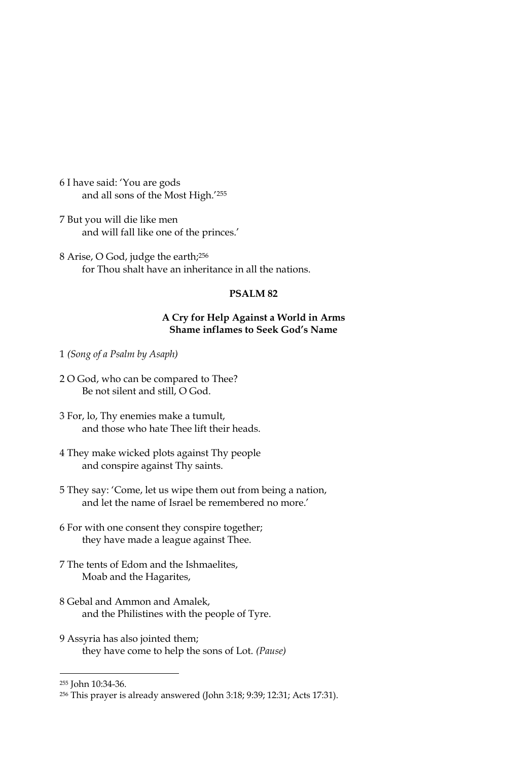6 I have said: 'You are gods
    and all sons of the Most High.'[255]

7 But you will die like men
    and will fall like one of the princes.'

8 Arise, O God, judge the earth;[256]
    for Thou shalt have an inheritance in all the nations.

## PSALM 82

### A Cry for Help Against a World in Arms
### Shame inflames to Seek God's Name

1 *(Song of a Psalm by Asaph)*

2 O God, who can be compared to Thee?
    Be not silent and still, O God.

3 For, lo, Thy enemies make a tumult,
    and those who hate Thee lift their heads.

4 They make wicked plots against Thy people
    and conspire against Thy saints.

5 They say: 'Come, let us wipe them out from being a nation,
    and let the name of Israel be remembered no more.'

6 For with one consent they conspire together;
    they have made a league against Thee.

7 The tents of Edom and the Ishmaelites,
    Moab and the Hagarites,

8 Gebal and Ammon and Amalek,
    and the Philistines with the people of Tyre.

9 Assyria has also jointed them;
    they have come to help the sons of Lot. *(Pause)*

---

[255] John 10:34-36.

[256] This prayer is already answered (John 3:18; 9:39; 12:31; Acts 17:31).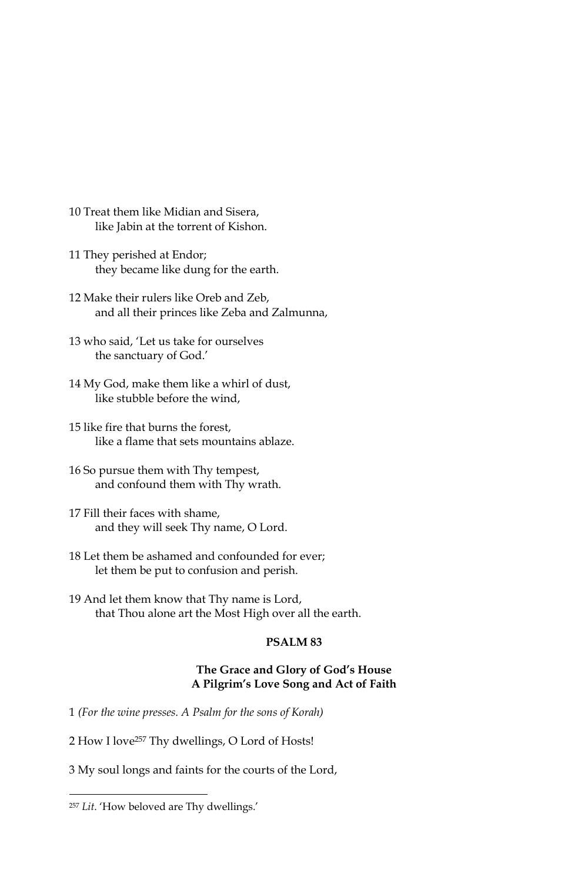10 Treat them like Midian and Sisera,
  like Jabin at the torrent of Kishon.

11 They perished at Endor;
  they became like dung for the earth.

12 Make their rulers like Oreb and Zeb,
  and all their princes like Zeba and Zalmunna,

13 who said, 'Let us take for ourselves
  the sanctuary of God.'

14 My God, make them like a whirl of dust,
  like stubble before the wind,

15 like fire that burns the forest,
  like a flame that sets mountains ablaze.

16 So pursue them with Thy tempest,
  and confound them with Thy wrath.

17 Fill their faces with shame,
  and they will seek Thy name, O Lord.

18 Let them be ashamed and confounded for ever;
  let them be put to confusion and perish.

19 And let them know that Thy name is Lord,
  that Thou alone art the Most High over all the earth.

## PSALM 83

### The Grace and Glory of God's House
### A Pilgrim's Love Song and Act of Faith

1 *(For the wine presses. A Psalm for the sons of Korah)*

2 How I love[257] Thy dwellings, O Lord of Hosts!

3 My soul longs and faints for the courts of the Lord,

---

[257] *Lit*. 'How beloved are Thy dwellings.'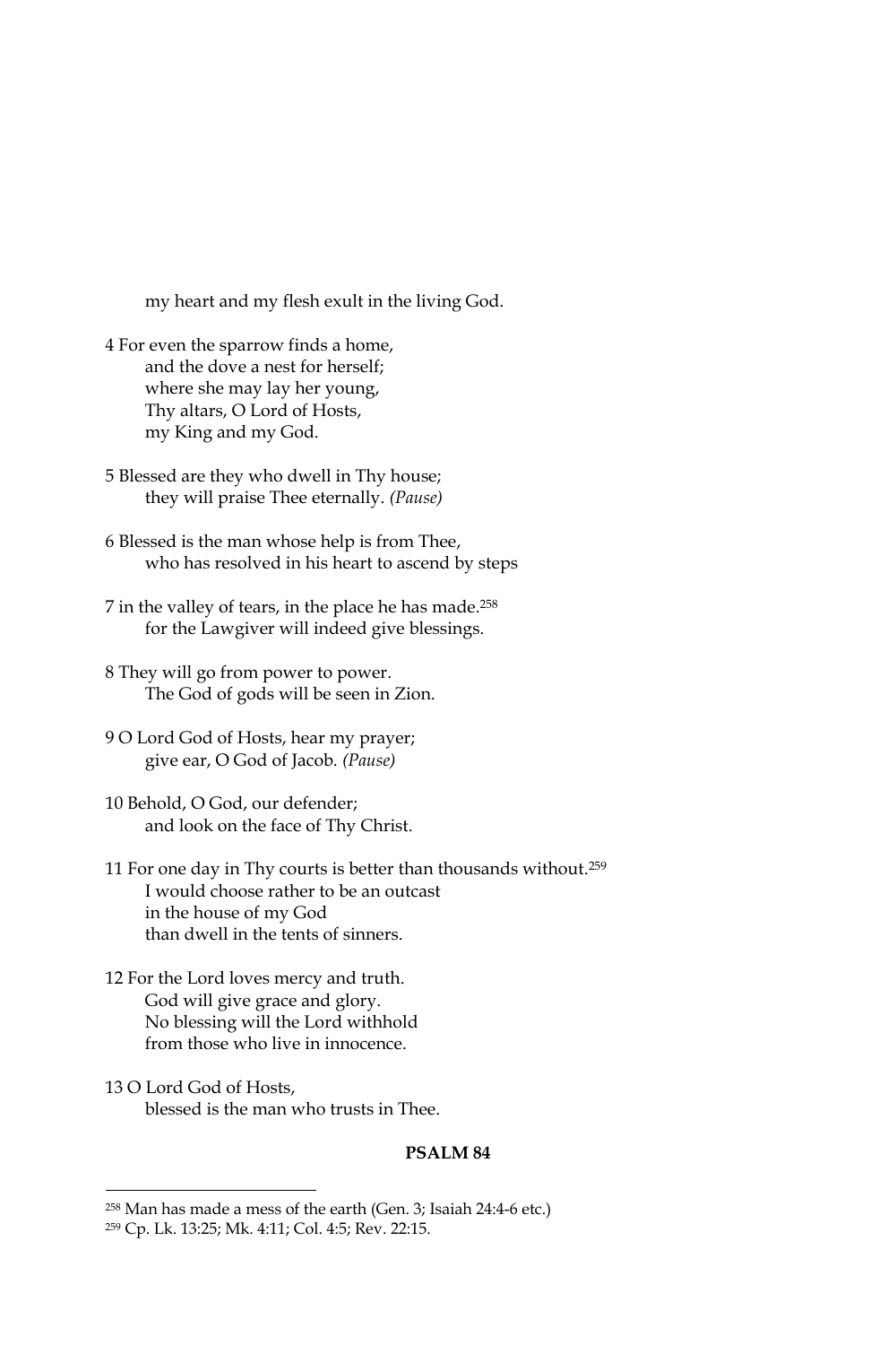my heart and my flesh exult in the living God.

4 For even the sparrow finds a home,
and the dove a nest for herself;
where she may lay her young,
Thy altars, O Lord of Hosts,
my King and my God.

5 Blessed are they who dwell in Thy house;
they will praise Thee eternally. *(Pause)*

6 Blessed is the man whose help is from Thee,
who has resolved in his heart to ascend by steps

7 in the valley of tears, in the place he has made.[258]
for the Lawgiver will indeed give blessings.

8 They will go from power to power.
The God of gods will be seen in Zion.

9 O Lord God of Hosts, hear my prayer;
give ear, O God of Jacob. *(Pause)*

10 Behold, O God, our defender;
and look on the face of Thy Christ.

11 For one day in Thy courts is better than thousands without.[259]
I would choose rather to be an outcast
in the house of my God
than dwell in the tents of sinners.

12 For the Lord loves mercy and truth.
God will give grace and glory.
No blessing will the Lord withhold
from those who live in innocence.

13 O Lord God of Hosts,
blessed is the man who trusts in Thee.

**PSALM 84**

---

[258] Man has made a mess of the earth (Gen. 3; Isaiah 24:4-6 etc.)

[259] Cp. Lk. 13:25; Mk. 4:11; Col. 4:5; Rev. 22:15.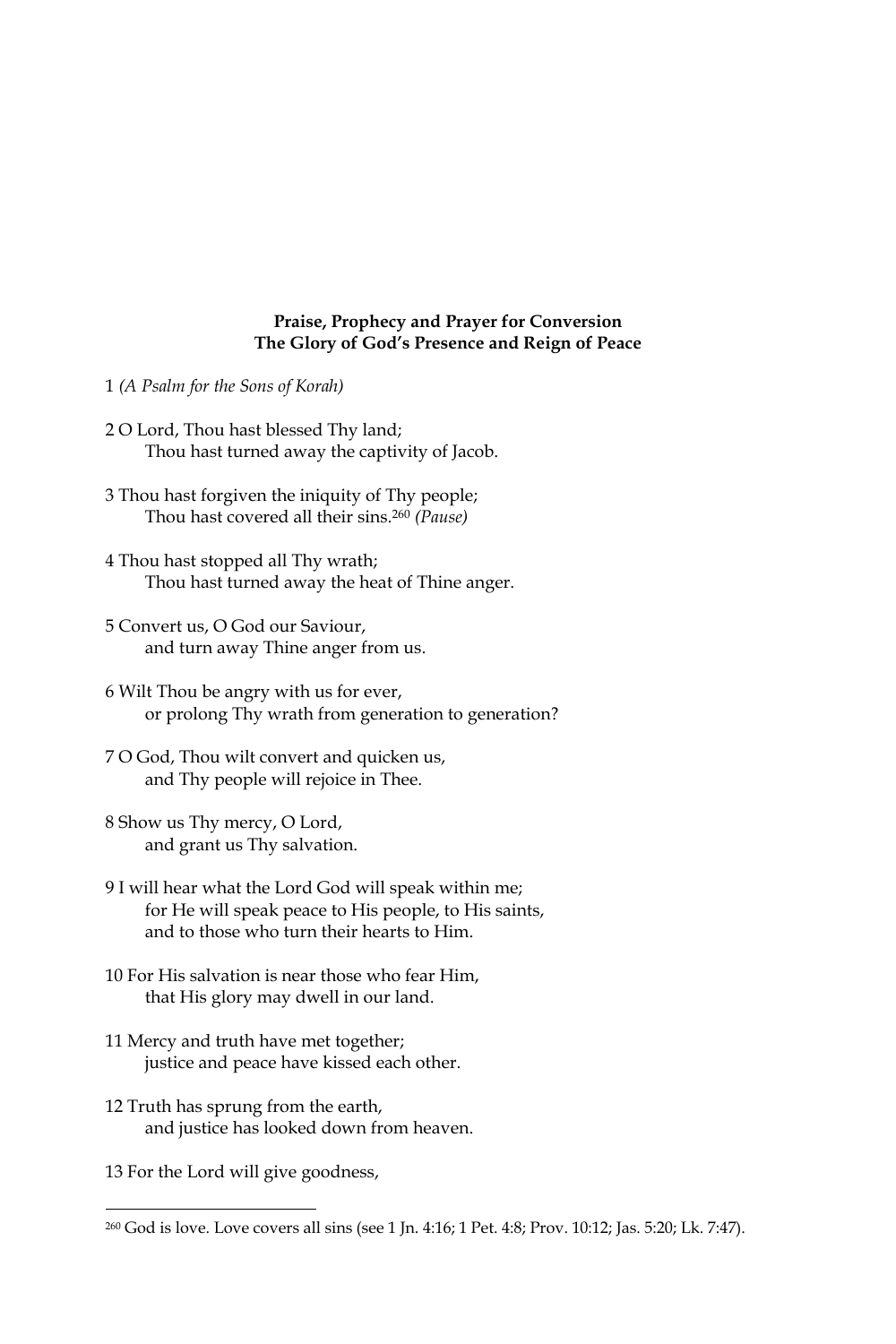**Praise, Prophecy and Prayer for Conversion**
**The Glory of God's Presence and Reign of Peace**

1 *(A Psalm for the Sons of Korah)*

2 O Lord, Thou hast blessed Thy land;
  Thou hast turned away the captivity of Jacob.

3 Thou hast forgiven the iniquity of Thy people;
  Thou hast covered all their sins.[260] *(Pause)*

4 Thou hast stopped all Thy wrath;
  Thou hast turned away the heat of Thine anger.

5 Convert us, O God our Saviour,
  and turn away Thine anger from us.

6 Wilt Thou be angry with us for ever,
  or prolong Thy wrath from generation to generation?

7 O God, Thou wilt convert and quicken us,
  and Thy people will rejoice in Thee.

8 Show us Thy mercy, O Lord,
  and grant us Thy salvation.

9 I will hear what the Lord God will speak within me;
  for He will speak peace to His people, to His saints,
  and to those who turn their hearts to Him.

10 For His salvation is near those who fear Him,
  that His glory may dwell in our land.

11 Mercy and truth have met together;
  justice and peace have kissed each other.

12 Truth has sprung from the earth,
  and justice has looked down from heaven.

13 For the Lord will give goodness,

---

[260] God is love. Love covers all sins (see 1 Jn. 4:16; 1 Pet. 4:8; Prov. 10:12; Jas. 5:20; Lk. 7:47).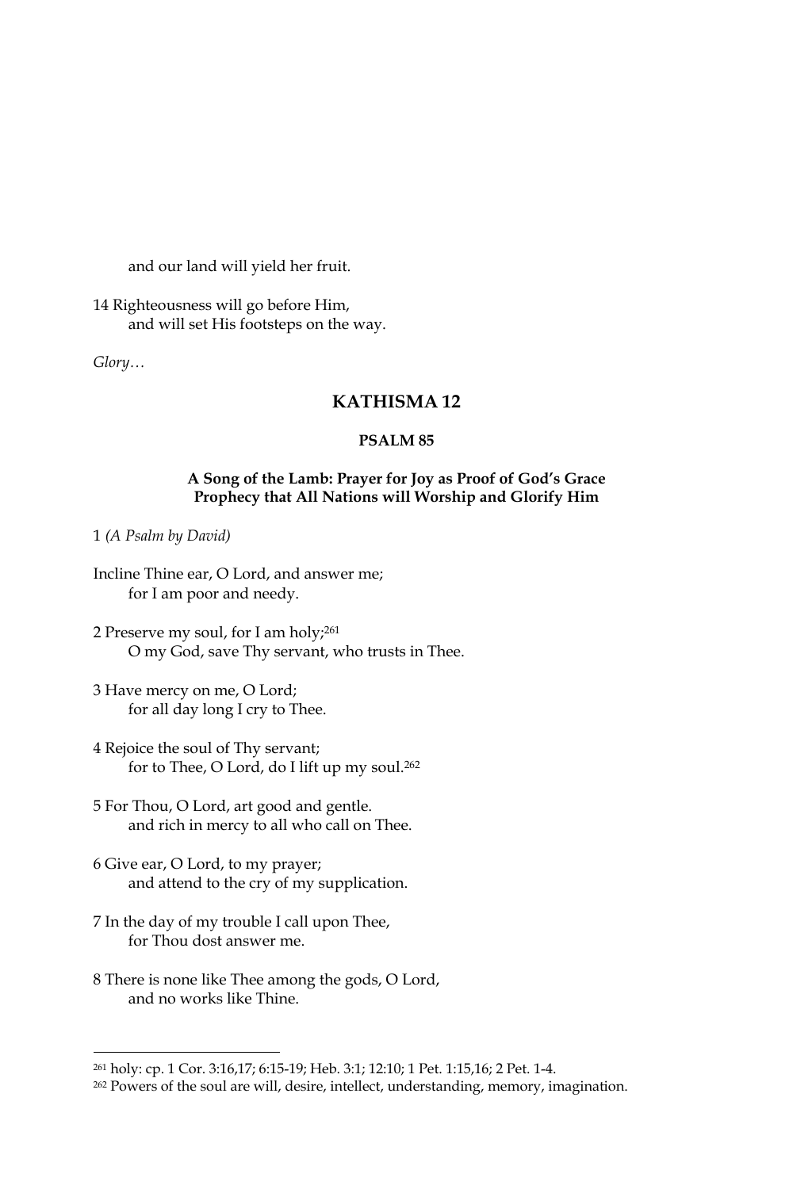and our land will yield her fruit.

14 Righteousness will go before Him,
    and will set His footsteps on the way.

*Glory…*

## KATHISMA 12

### PSALM 85

**A Song of the Lamb: Prayer for Joy as Proof of God's Grace**
**Prophecy that All Nations will Worship and Glorify Him**

1 *(A Psalm by David)*

Incline Thine ear, O Lord, and answer me;
    for I am poor and needy.

2 Preserve my soul, for I am holy;[261]
    O my God, save Thy servant, who trusts in Thee.

3 Have mercy on me, O Lord;
    for all day long I cry to Thee.

4 Rejoice the soul of Thy servant;
    for to Thee, O Lord, do I lift up my soul.[262]

5 For Thou, O Lord, art good and gentle.
    and rich in mercy to all who call on Thee.

6 Give ear, O Lord, to my prayer;
    and attend to the cry of my supplication.

7 In the day of my trouble I call upon Thee,
    for Thou dost answer me.

8 There is none like Thee among the gods, O Lord,
    and no works like Thine.

---

[261] holy: cp. 1 Cor. 3:16,17; 6:15-19; Heb. 3:1; 12:10; 1 Pet. 1:15,16; 2 Pet. 1-4.

[262] Powers of the soul are will, desire, intellect, understanding, memory, imagination.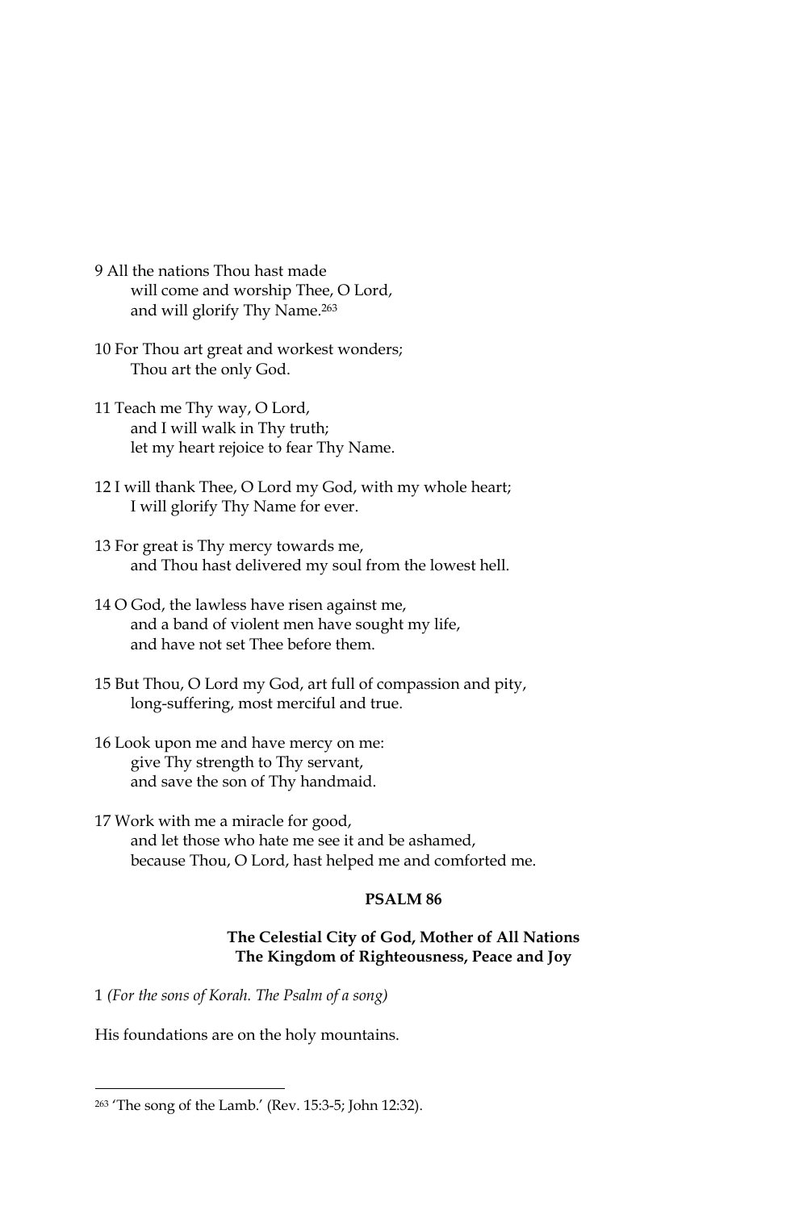9 All the nations Thou hast made
will come and worship Thee, O Lord,
and will glorify Thy Name.[263]

10 For Thou art great and workest wonders;
Thou art the only God.

11 Teach me Thy way, O Lord,
and I will walk in Thy truth;
let my heart rejoice to fear Thy Name.

12 I will thank Thee, O Lord my God, with my whole heart;
I will glorify Thy Name for ever.

13 For great is Thy mercy towards me,
and Thou hast delivered my soul from the lowest hell.

14 O God, the lawless have risen against me,
and a band of violent men have sought my life,
and have not set Thee before them.

15 But Thou, O Lord my God, art full of compassion and pity,
long-suffering, most merciful and true.

16 Look upon me and have mercy on me:
give Thy strength to Thy servant,
and save the son of Thy handmaid.

17 Work with me a miracle for good,
and let those who hate me see it and be ashamed,
because Thou, O Lord, hast helped me and comforted me.

## PSALM 86

### The Celestial City of God, Mother of All Nations
### The Kingdom of Righteousness, Peace and Joy

1 *(For the sons of Korah. The Psalm of a song)*

His foundations are on the holy mountains.

---

[263] 'The song of the Lamb.' (Rev. 15:3-5; John 12:32).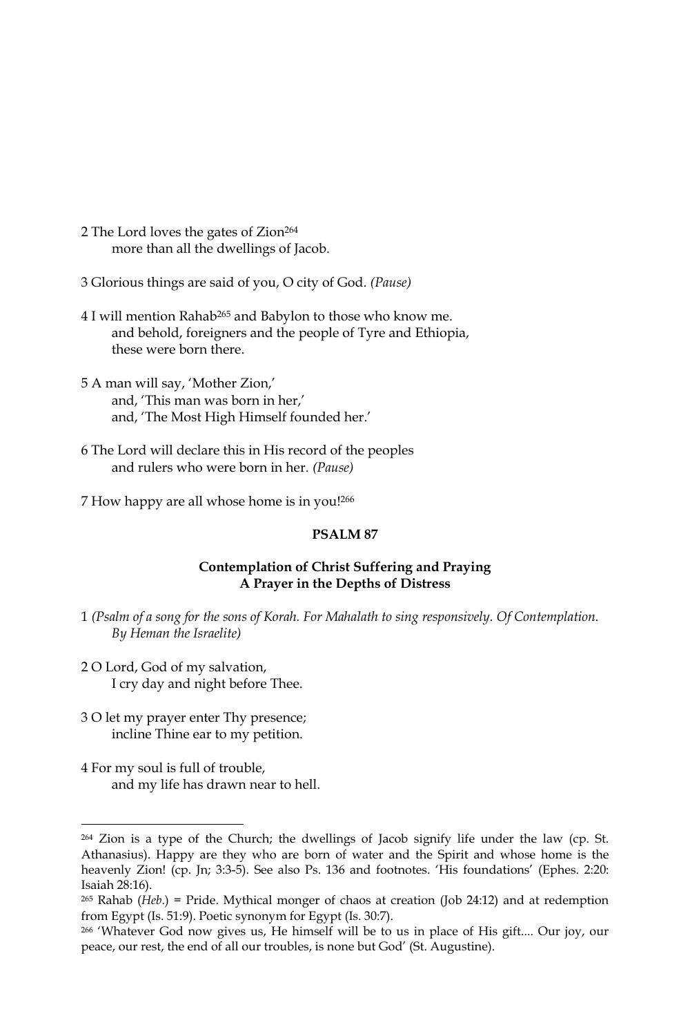2 The Lord loves the gates of Zion[264]
more than all the dwellings of Jacob.

3 Glorious things are said of you, O city of God. *(Pause)*

4 I will mention Rahab[265] and Babylon to those who know me.
and behold, foreigners and the people of Tyre and Ethiopia,
these were born there.

5 A man will say, 'Mother Zion,'
and, 'This man was born in her,'
and, 'The Most High Himself founded her.'

6 The Lord will declare this in His record of the peoples
and rulers who were born in her. *(Pause)*

7 How happy are all whose home is in you![266]

## PSALM 87

### Contemplation of Christ Suffering and Praying
### A Prayer in the Depths of Distress

1 *(Psalm of a song for the sons of Korah. For Mahalath to sing responsively. Of Contemplation. By Heman the Israelite)*

2 O Lord, God of my salvation,
I cry day and night before Thee.

3 O let my prayer enter Thy presence;
incline Thine ear to my petition.

4 For my soul is full of trouble,
and my life has drawn near to hell.

---

[264] Zion is a type of the Church; the dwellings of Jacob signify life under the law (cp. St. Athanasius). Happy are they who are born of water and the Spirit and whose home is the heavenly Zion! (cp. Jn; 3:3-5). See also Ps. 136 and footnotes. 'His foundations' (Ephes. 2:20: Isaiah 28:16).

[265] Rahab (*Heb*.) = Pride. Mythical monger of chaos at creation (Job 24:12) and at redemption from Egypt (Is. 51:9). Poetic synonym for Egypt (Is. 30:7).

[266] 'Whatever God now gives us, He himself will be to us in place of His gift.... Our joy, our peace, our rest, the end of all our troubles, is none but God' (St. Augustine).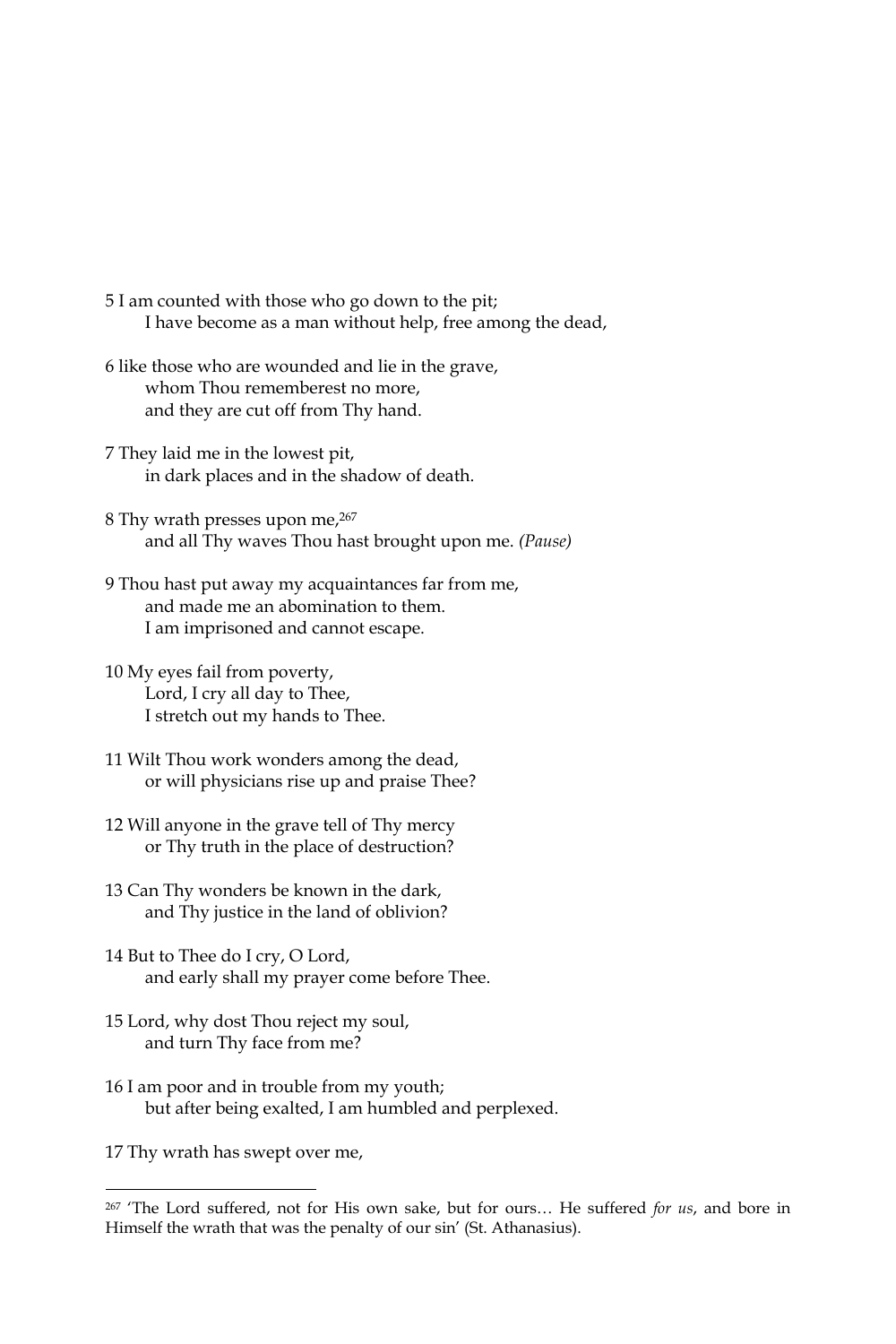5 I am counted with those who go down to the pit;
  I have become as a man without help, free among the dead,

6 like those who are wounded and lie in the grave,
  whom Thou rememberest no more,
  and they are cut off from Thy hand.

7 They laid me in the lowest pit,
  in dark places and in the shadow of death.

8 Thy wrath presses upon me,[267]
  and all Thy waves Thou hast brought upon me. *(Pause)*

9 Thou hast put away my acquaintances far from me,
  and made me an abomination to them.
  I am imprisoned and cannot escape.

10 My eyes fail from poverty,
  Lord, I cry all day to Thee,
  I stretch out my hands to Thee.

11 Wilt Thou work wonders among the dead,
  or will physicians rise up and praise Thee?

12 Will anyone in the grave tell of Thy mercy
  or Thy truth in the place of destruction?

13 Can Thy wonders be known in the dark,
  and Thy justice in the land of oblivion?

14 But to Thee do I cry, O Lord,
  and early shall my prayer come before Thee.

15 Lord, why dost Thou reject my soul,
  and turn Thy face from me?

16 I am poor and in trouble from my youth;
  but after being exalted, I am humbled and perplexed.

17 Thy wrath has swept over me,

---

[267] 'The Lord suffered, not for His own sake, but for ours… He suffered *for us*, and bore in Himself the wrath that was the penalty of our sin' (St. Athanasius).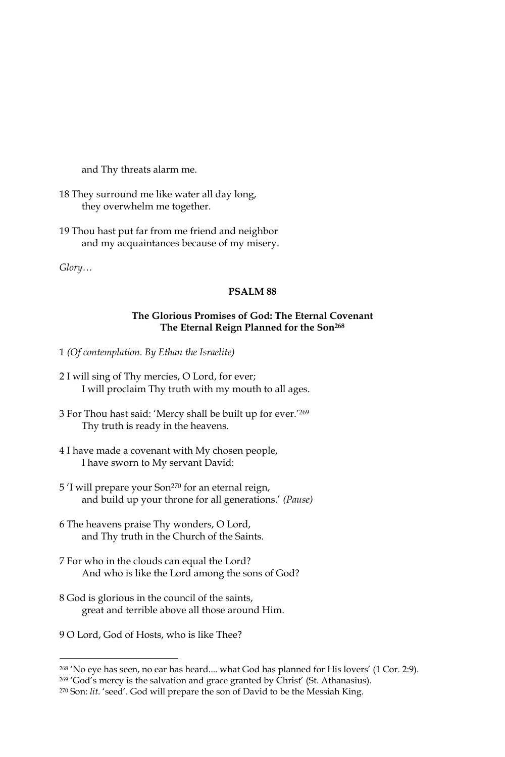and Thy threats alarm me.

18 They surround me like water all day long,
they overwhelm me together.

19 Thou hast put far from me friend and neighbor
and my acquaintances because of my misery.

*Glory…*

## PSALM 88

### The Glorious Promises of God: The Eternal Covenant The Eternal Reign Planned for the Son[268]

1 *(Of contemplation. By Ethan the Israelite)*

2 I will sing of Thy mercies, O Lord, for ever;
I will proclaim Thy truth with my mouth to all ages.

3 For Thou hast said: 'Mercy shall be built up for ever.'[269]
Thy truth is ready in the heavens.

4 I have made a covenant with My chosen people,
I have sworn to My servant David:

5 'I will prepare your Son[270] for an eternal reign,
and build up your throne for all generations.' *(Pause)*

6 The heavens praise Thy wonders, O Lord,
and Thy truth in the Church of the Saints.

7 For who in the clouds can equal the Lord?
And who is like the Lord among the sons of God?

8 God is glorious in the council of the saints,
great and terrible above all those around Him.

9 O Lord, God of Hosts, who is like Thee?

---

[268] 'No eye has seen, no ear has heard.... what God has planned for His lovers' (1 Cor. 2:9).

[269] 'God's mercy is the salvation and grace granted by Christ' (St. Athanasius).

[270] Son: *lit.* 'seed'. God will prepare the son of David to be the Messiah King.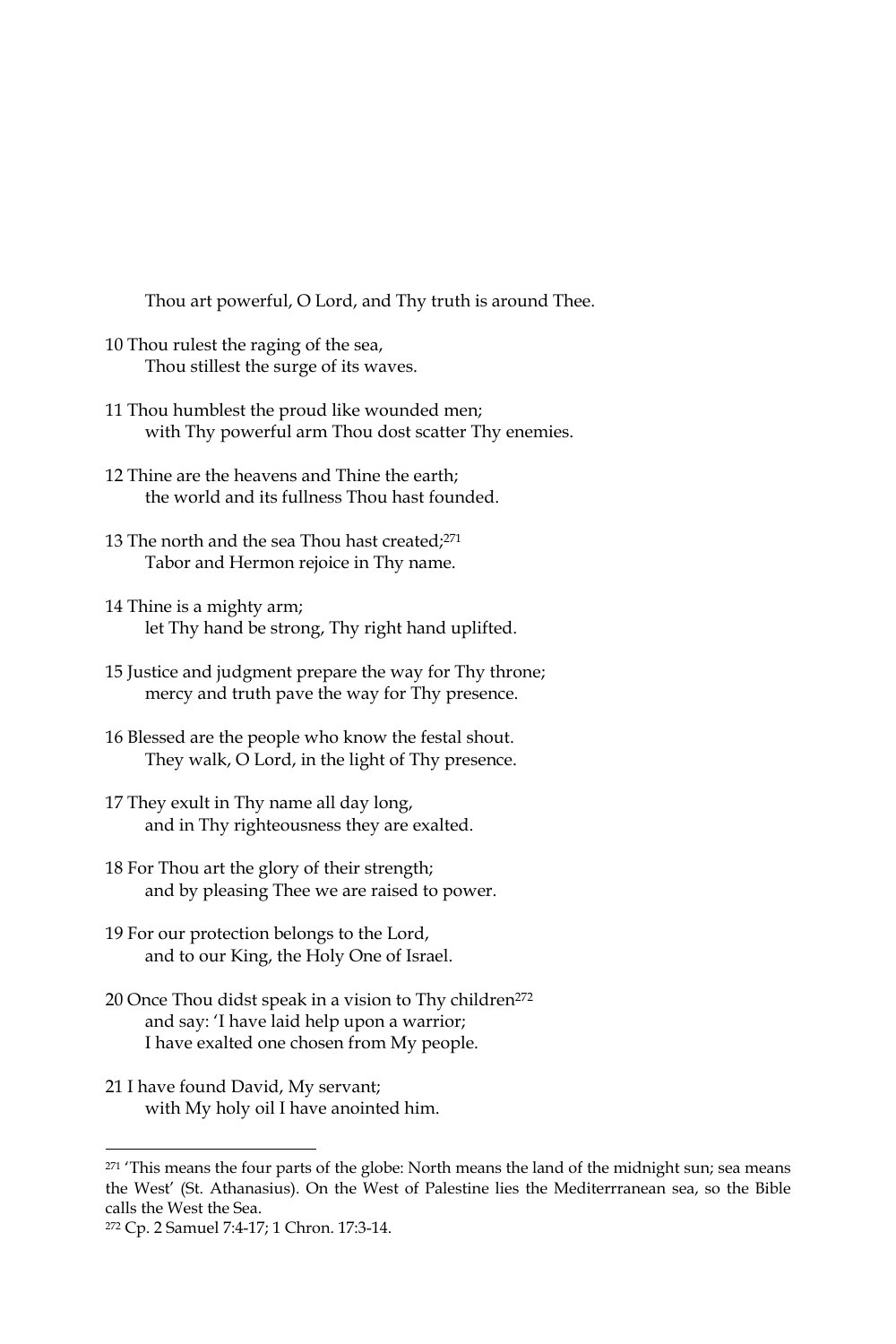Thou art powerful, O Lord, and Thy truth is around Thee.

10 Thou rulest the raging of the sea,
Thou stillest the surge of its waves.

11 Thou humblest the proud like wounded men;
with Thy powerful arm Thou dost scatter Thy enemies.

12 Thine are the heavens and Thine the earth;
the world and its fullness Thou hast founded.

13 The north and the sea Thou hast created;[271]
Tabor and Hermon rejoice in Thy name.

14 Thine is a mighty arm;
let Thy hand be strong, Thy right hand uplifted.

15 Justice and judgment prepare the way for Thy throne;
mercy and truth pave the way for Thy presence.

16 Blessed are the people who know the festal shout.
They walk, O Lord, in the light of Thy presence.

17 They exult in Thy name all day long,
and in Thy righteousness they are exalted.

18 For Thou art the glory of their strength;
and by pleasing Thee we are raised to power.

19 For our protection belongs to the Lord,
and to our King, the Holy One of Israel.

20 Once Thou didst speak in a vision to Thy children[272]
and say: 'I have laid help upon a warrior;
I have exalted one chosen from My people.

21 I have found David, My servant;
with My holy oil I have anointed him.

---

[271] 'This means the four parts of the globe: North means the land of the midnight sun; sea means the West' (St. Athanasius). On the West of Palestine lies the Mediterrranean sea, so the Bible calls the West the Sea.

[272] Cp. 2 Samuel 7:4-17; 1 Chron. 17:3-14.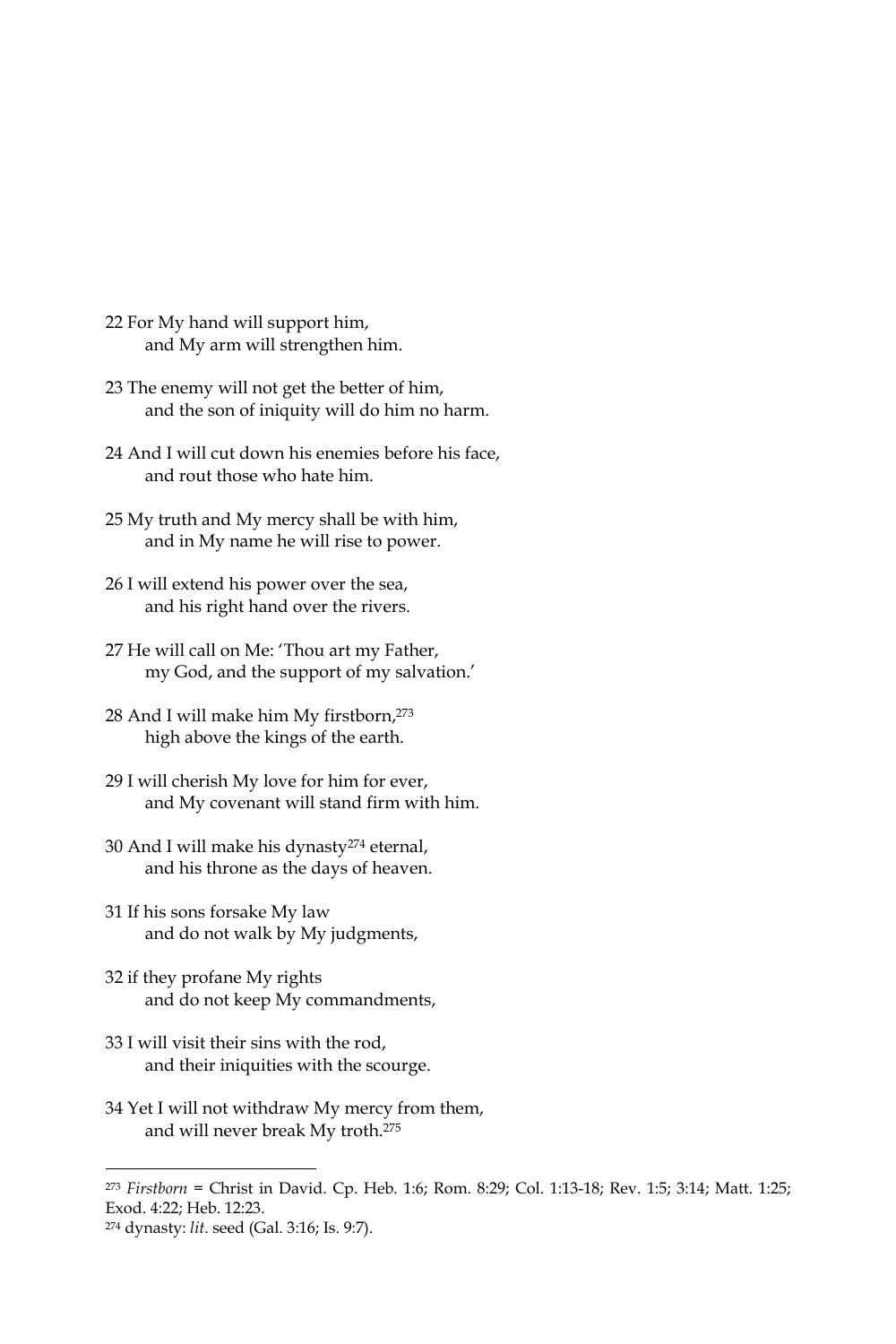22 For My hand will support him,
    and My arm will strengthen him.

23 The enemy will not get the better of him,
    and the son of iniquity will do him no harm.

24 And I will cut down his enemies before his face,
    and rout those who hate him.

25 My truth and My mercy shall be with him,
    and in My name he will rise to power.

26 I will extend his power over the sea,
    and his right hand over the rivers.

27 He will call on Me: 'Thou art my Father,
    my God, and the support of my salvation.'

28 And I will make him My firstborn,[273]
    high above the kings of the earth.

29 I will cherish My love for him for ever,
    and My covenant will stand firm with him.

30 And I will make his dynasty[274] eternal,
    and his throne as the days of heaven.

31 If his sons forsake My law
    and do not walk by My judgments,

32 if they profane My rights
    and do not keep My commandments,

33 I will visit their sins with the rod,
    and their iniquities with the scourge.

34 Yet I will not withdraw My mercy from them,
    and will never break My troth.[275]

---

[273] *Firstborn* = Christ in David. Cp. Heb. 1:6; Rom. 8:29; Col. 1:13-18; Rev. 1:5; 3:14; Matt. 1:25; Exod. 4:22; Heb. 12:23.

[274] dynasty: *lit*. seed (Gal. 3:16; Is. 9:7).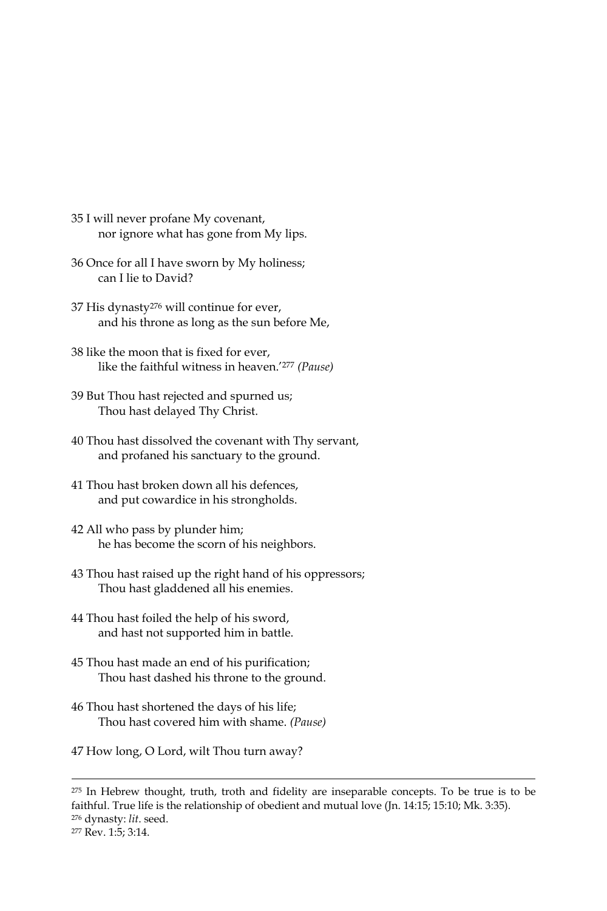35 I will never profane My covenant,
 nor ignore what has gone from My lips.

36 Once for all I have sworn by My holiness;
 can I lie to David?

37 His dynasty[276] will continue for ever,
 and his throne as long as the sun before Me,

38 like the moon that is fixed for ever,
 like the faithful witness in heaven.'[277] *(Pause)*

39 But Thou hast rejected and spurned us;
 Thou hast delayed Thy Christ.

40 Thou hast dissolved the covenant with Thy servant,
 and profaned his sanctuary to the ground.

41 Thou hast broken down all his defences,
 and put cowardice in his strongholds.

42 All who pass by plunder him;
 he has become the scorn of his neighbors.

43 Thou hast raised up the right hand of his oppressors;
 Thou hast gladdened all his enemies.

44 Thou hast foiled the help of his sword,
 and hast not supported him in battle.

45 Thou hast made an end of his purification;
 Thou hast dashed his throne to the ground.

46 Thou hast shortened the days of his life;
 Thou hast covered him with shame. *(Pause)*

47 How long, O Lord, wilt Thou turn away?

---

[275] In Hebrew thought, truth, troth and fidelity are inseparable concepts. To be true is to be faithful. True life is the relationship of obedient and mutual love (Jn. 14:15; 15:10; Mk. 3:35).

[276] dynasty: *lit.* seed.

[277] Rev. 1:5; 3:14.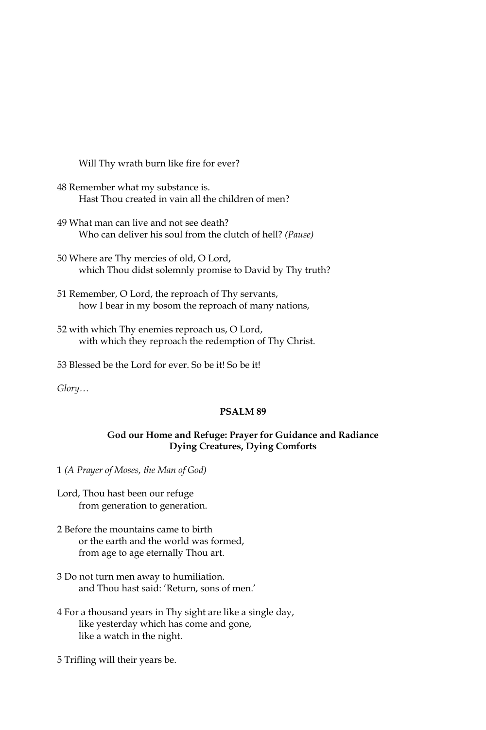Will Thy wrath burn like fire for ever?

48 Remember what my substance is.
Hast Thou created in vain all the children of men?

49 What man can live and not see death?
Who can deliver his soul from the clutch of hell? *(Pause)*

50 Where are Thy mercies of old, O Lord,
which Thou didst solemnly promise to David by Thy truth?

51 Remember, O Lord, the reproach of Thy servants,
how I bear in my bosom the reproach of many nations,

52 with which Thy enemies reproach us, O Lord,
with which they reproach the redemption of Thy Christ.

53 Blessed be the Lord for ever. So be it! So be it!

*Glory…*

## PSALM 89

### God our Home and Refuge: Prayer for Guidance and Radiance
### Dying Creatures, Dying Comforts

1 *(A Prayer of Moses, the Man of God)*

Lord, Thou hast been our refuge
from generation to generation.

2 Before the mountains came to birth
or the earth and the world was formed,
from age to age eternally Thou art.

3 Do not turn men away to humiliation.
and Thou hast said: 'Return, sons of men.'

4 For a thousand years in Thy sight are like a single day,
like yesterday which has come and gone,
like a watch in the night.

5 Trifling will their years be.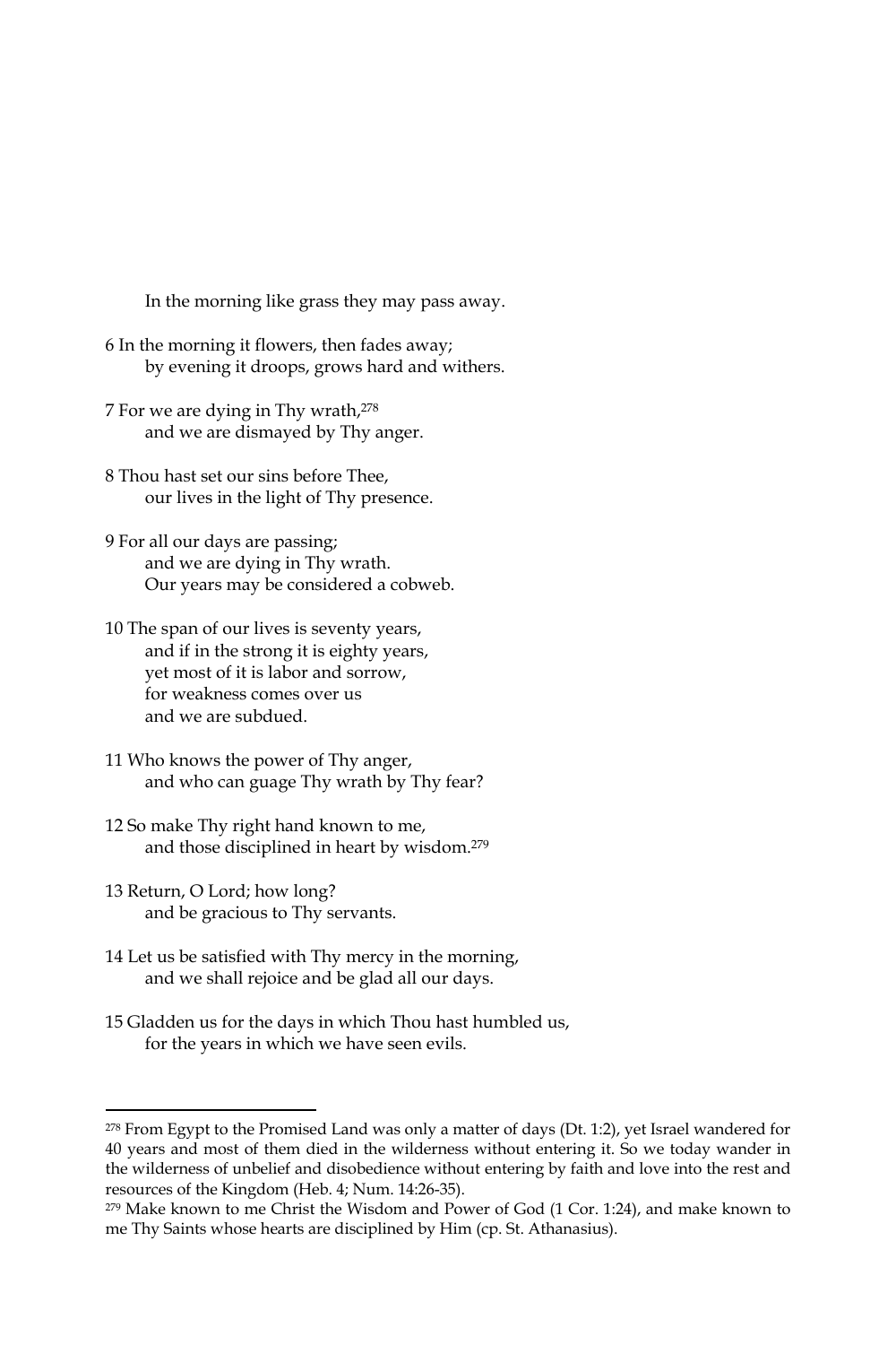In the morning like grass they may pass away.

6 In the morning it flowers, then fades away;
by evening it droops, grows hard and withers.

7 For we are dying in Thy wrath,[278]
and we are dismayed by Thy anger.

8 Thou hast set our sins before Thee,
our lives in the light of Thy presence.

9 For all our days are passing;
and we are dying in Thy wrath.
Our years may be considered a cobweb.

10 The span of our lives is seventy years,
and if in the strong it is eighty years,
yet most of it is labor and sorrow,
for weakness comes over us
and we are subdued.

11 Who knows the power of Thy anger,
and who can guage Thy wrath by Thy fear?

12 So make Thy right hand known to me,
and those disciplined in heart by wisdom.[279]

13 Return, O Lord; how long?
and be gracious to Thy servants.

14 Let us be satisfied with Thy mercy in the morning,
and we shall rejoice and be glad all our days.

15 Gladden us for the days in which Thou hast humbled us,
for the years in which we have seen evils.

---

[278] From Egypt to the Promised Land was only a matter of days (Dt. 1:2), yet Israel wandered for 40 years and most of them died in the wilderness without entering it. So we today wander in the wilderness of unbelief and disobedience without entering by faith and love into the rest and resources of the Kingdom (Heb. 4; Num. 14:26-35).

[279] Make known to me Christ the Wisdom and Power of God (1 Cor. 1:24), and make known to me Thy Saints whose hearts are disciplined by Him (cp. St. Athanasius).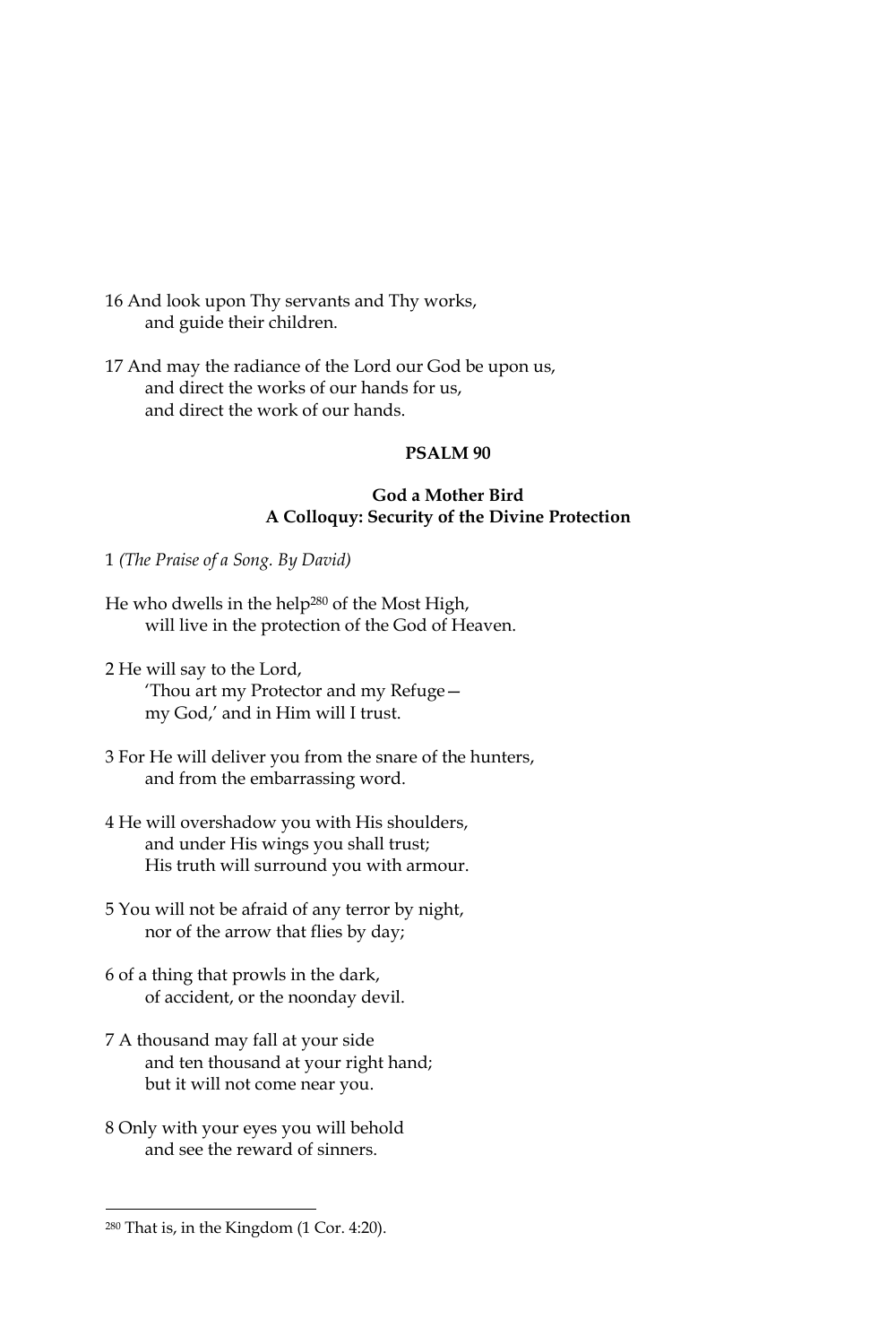16 And look upon Thy servants and Thy works,
 and guide their children.

17 And may the radiance of the Lord our God be upon us,
 and direct the works of our hands for us,
 and direct the work of our hands.

## PSALM 90

### God a Mother Bird
### A Colloquy: Security of the Divine Protection

1 *(The Praise of a Song. By David)*

He who dwells in the help[280] of the Most High,
 will live in the protection of the God of Heaven.

2 He will say to the Lord,
 'Thou art my Protector and my Refuge—
 my God,' and in Him will I trust.

3 For He will deliver you from the snare of the hunters,
 and from the embarrassing word.

4 He will overshadow you with His shoulders,
 and under His wings you shall trust;
 His truth will surround you with armour.

5 You will not be afraid of any terror by night,
 nor of the arrow that flies by day;

6 of a thing that prowls in the dark,
 of accident, or the noonday devil.

7 A thousand may fall at your side
 and ten thousand at your right hand;
 but it will not come near you.

8 Only with your eyes you will behold
 and see the reward of sinners.

---

[280] That is, in the Kingdom (1 Cor. 4:20).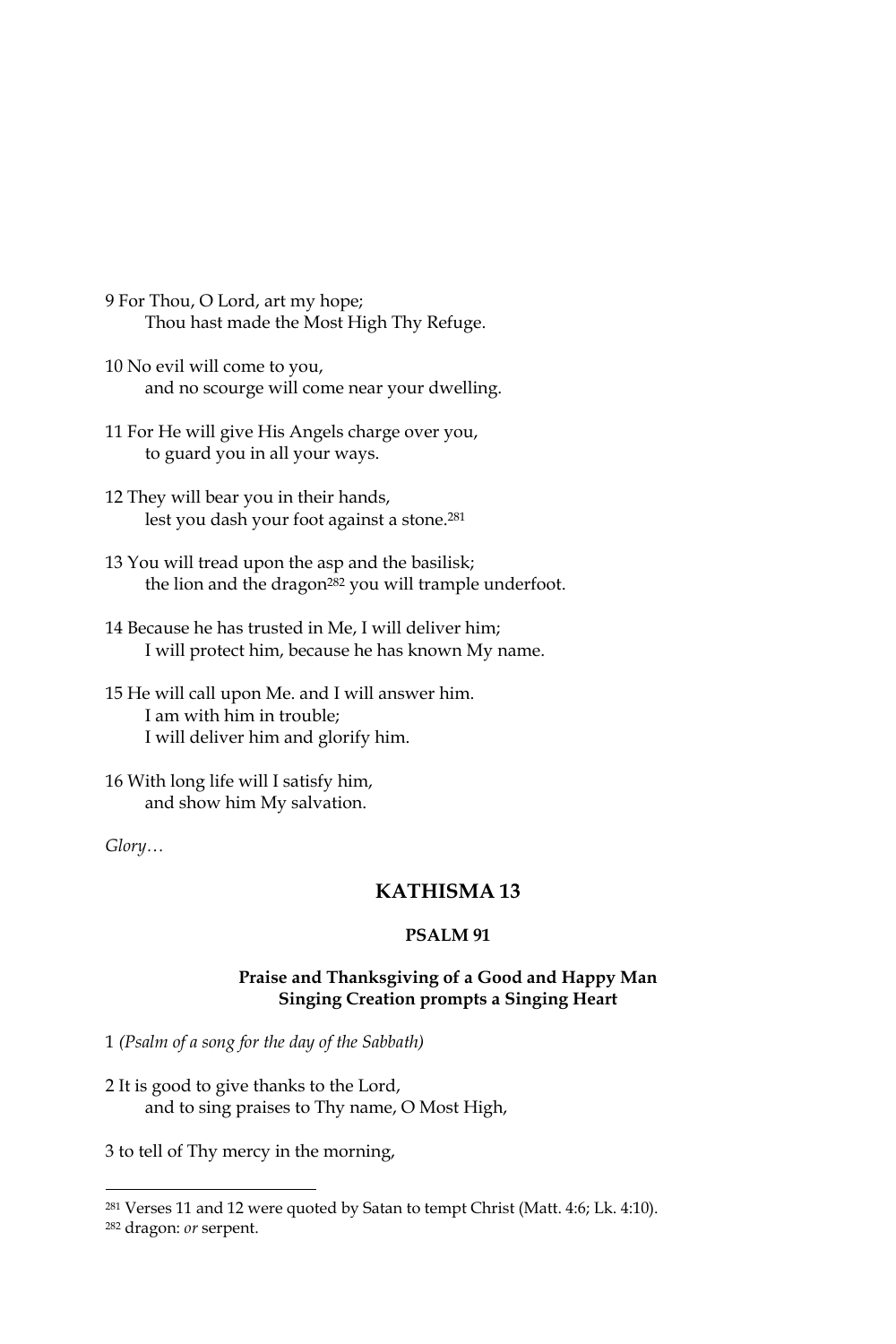9 For Thou, O Lord, art my hope;
    Thou hast made the Most High Thy Refuge.

10 No evil will come to you,
    and no scourge will come near your dwelling.

11 For He will give His Angels charge over you,
    to guard you in all your ways.

12 They will bear you in their hands,
    lest you dash your foot against a stone.[281]

13 You will tread upon the asp and the basilisk;
    the lion and the dragon[282] you will trample underfoot.

14 Because he has trusted in Me, I will deliver him;
    I will protect him, because he has known My name.

15 He will call upon Me. and I will answer him.
    I am with him in trouble;
    I will deliver him and glorify him.

16 With long life will I satisfy him,
    and show him My salvation.

*Glory…*

## KATHISMA 13

### PSALM 91

**Praise and Thanksgiving of a Good and Happy Man**
**Singing Creation prompts a Singing Heart**

1 *(Psalm of a song for the day of the Sabbath)*

2 It is good to give thanks to the Lord,
    and to sing praises to Thy name, O Most High,

3 to tell of Thy mercy in the morning,

---

[281] Verses 11 and 12 were quoted by Satan to tempt Christ (Matt. 4:6; Lk. 4:10).

[282] dragon: *or* serpent.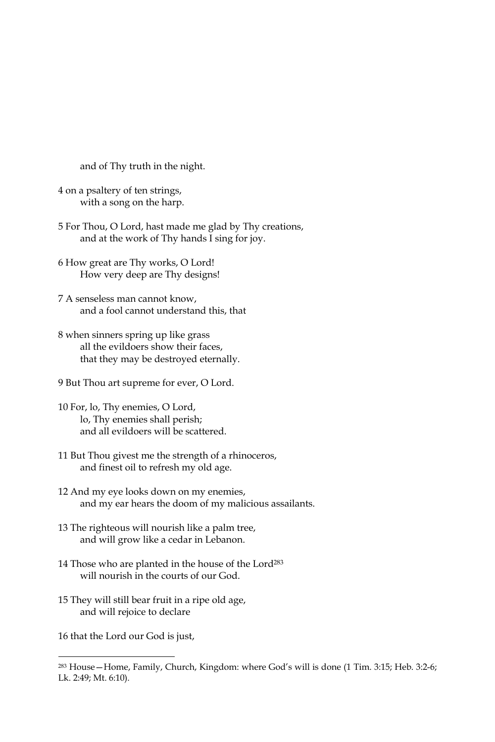and of Thy truth in the night.

4 on a psaltery of ten strings,
with a song on the harp.

5 For Thou, O Lord, hast made me glad by Thy creations,
and at the work of Thy hands I sing for joy.

6 How great are Thy works, O Lord!
How very deep are Thy designs!

7 A senseless man cannot know,
and a fool cannot understand this, that

8 when sinners spring up like grass
all the evildoers show their faces,
that they may be destroyed eternally.

9 But Thou art supreme for ever, O Lord.

10 For, lo, Thy enemies, O Lord,
lo, Thy enemies shall perish;
and all evildoers will be scattered.

11 But Thou givest me the strength of a rhinoceros,
and finest oil to refresh my old age.

12 And my eye looks down on my enemies,
and my ear hears the doom of my malicious assailants.

13 The righteous will nourish like a palm tree,
and will grow like a cedar in Lebanon.

14 Those who are planted in the house of the Lord[283]
will nourish in the courts of our God.

15 They will still bear fruit in a ripe old age,
and will rejoice to declare

16 that the Lord our God is just,

---

[283] House—Home, Family, Church, Kingdom: where God's will is done (1 Tim. 3:15; Heb. 3:2-6; Lk. 2:49; Mt. 6:10).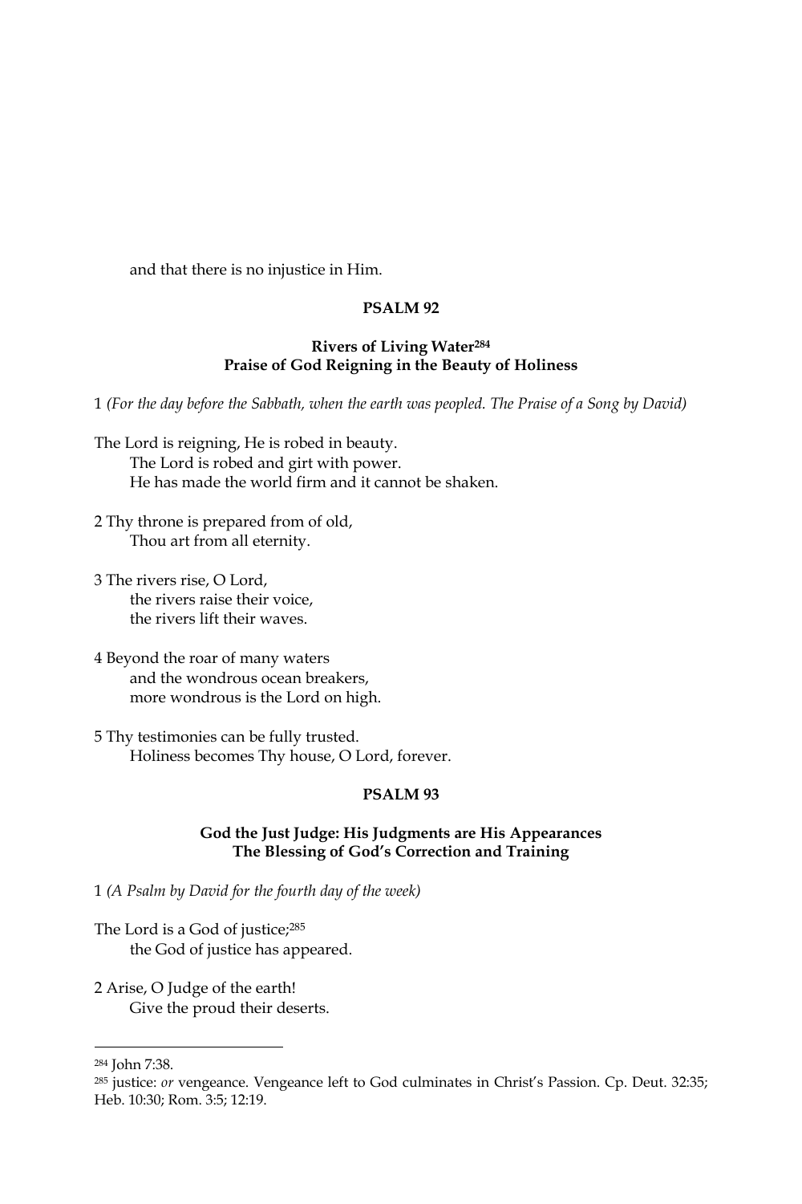and that there is no injustice in Him.

## PSALM 92

### Rivers of Living Water[284]
### Praise of God Reigning in the Beauty of Holiness

1 *(For the day before the Sabbath, when the earth was peopled. The Praise of a Song by David)*

The Lord is reigning, He is robed in beauty.
 The Lord is robed and girt with power.
 He has made the world firm and it cannot be shaken.

2 Thy throne is prepared from of old,
 Thou art from all eternity.

3 The rivers rise, O Lord,
 the rivers raise their voice,
 the rivers lift their waves.

4 Beyond the roar of many waters
 and the wondrous ocean breakers,
 more wondrous is the Lord on high.

5 Thy testimonies can be fully trusted.
 Holiness becomes Thy house, O Lord, forever.

## PSALM 93

### God the Just Judge: His Judgments are His Appearances
### The Blessing of God's Correction and Training

1 *(A Psalm by David for the fourth day of the week)*

The Lord is a God of justice;[285]
 the God of justice has appeared.

2 Arise, O Judge of the earth!
 Give the proud their deserts.

---

[284] John 7:38.

[285] justice: *or* vengeance. Vengeance left to God culminates in Christ's Passion. Cp. Deut. 32:35; Heb. 10:30; Rom. 3:5; 12:19.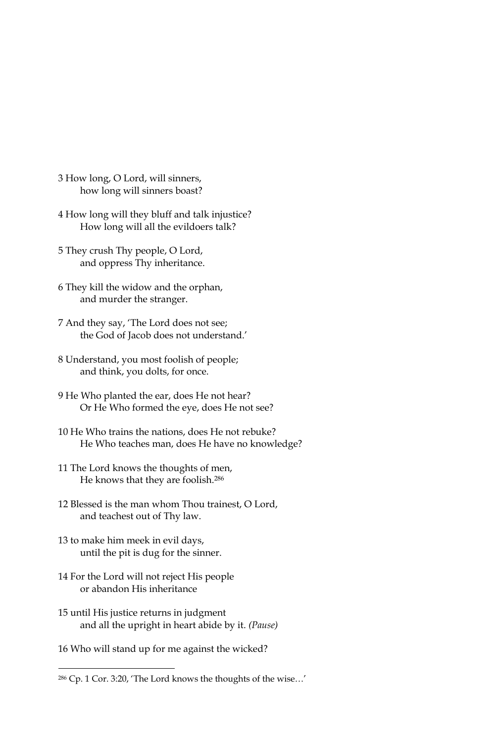3 How long, O Lord, will sinners,
    how long will sinners boast?

4 How long will they bluff and talk injustice?
    How long will all the evildoers talk?

5 They crush Thy people, O Lord,
    and oppress Thy inheritance.

6 They kill the widow and the orphan,
    and murder the stranger.

7 And they say, 'The Lord does not see;
    the God of Jacob does not understand.'

8 Understand, you most foolish of people;
    and think, you dolts, for once.

9 He Who planted the ear, does He not hear?
    Or He Who formed the eye, does He not see?

10 He Who trains the nations, does He not rebuke?
    He Who teaches man, does He have no knowledge?

11 The Lord knows the thoughts of men,
    He knows that they are foolish.[286]

12 Blessed is the man whom Thou trainest, O Lord,
    and teachest out of Thy law.

13 to make him meek in evil days,
    until the pit is dug for the sinner.

14 For the Lord will not reject His people
    or abandon His inheritance

15 until His justice returns in judgment
    and all the upright in heart abide by it. *(Pause)*

16 Who will stand up for me against the wicked?

---

[286] Cp. 1 Cor. 3:20, 'The Lord knows the thoughts of the wise…'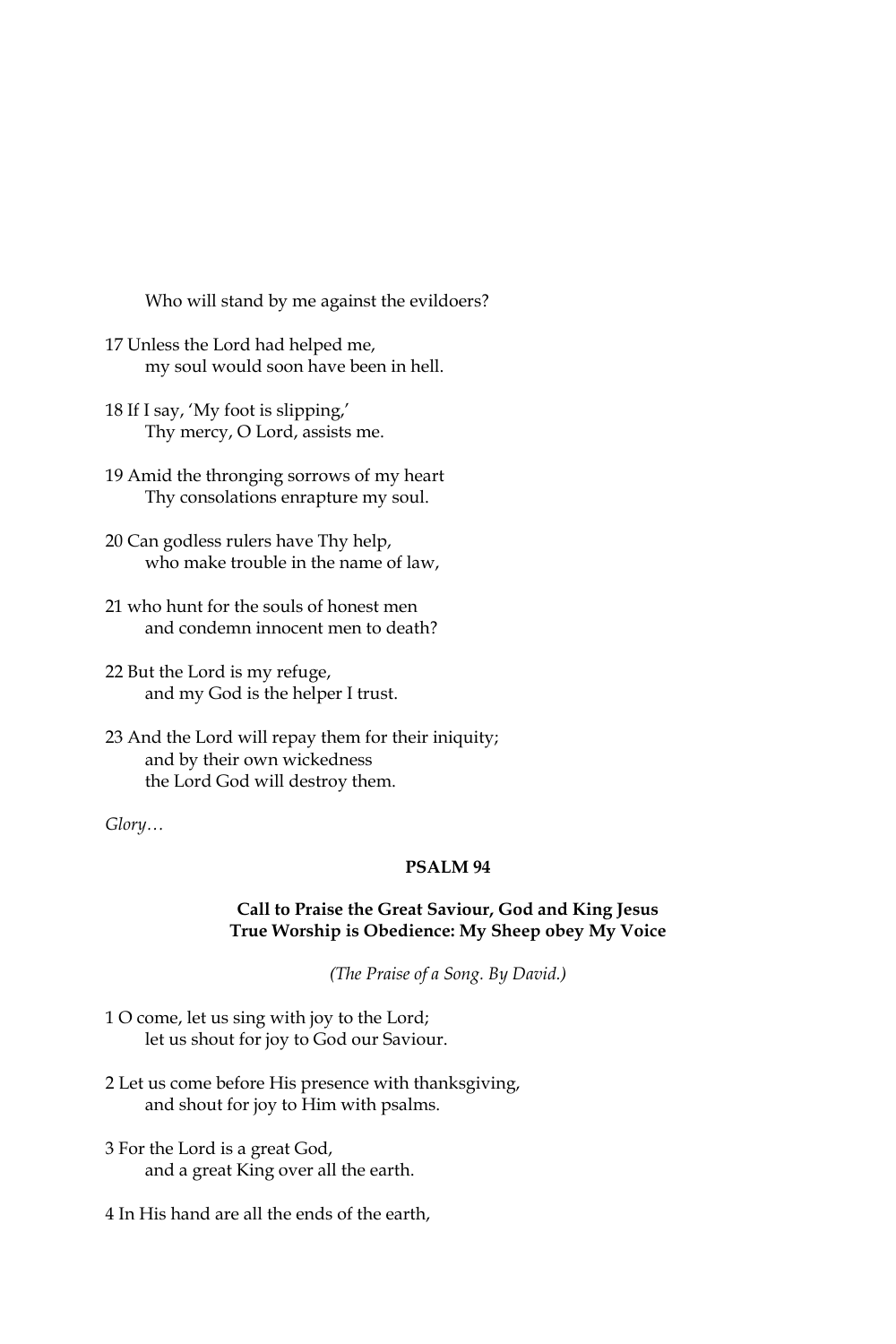Who will stand by me against the evildoers?

17 Unless the Lord had helped me,
my soul would soon have been in hell.

18 If I say, 'My foot is slipping,'
Thy mercy, O Lord, assists me.

19 Amid the thronging sorrows of my heart
Thy consolations enrapture my soul.

20 Can godless rulers have Thy help,
who make trouble in the name of law,

21 who hunt for the souls of honest men
and condemn innocent men to death?

22 But the Lord is my refuge,
and my God is the helper I trust.

23 And the Lord will repay them for their iniquity;
and by their own wickedness
the Lord God will destroy them.

*Glory…*

## PSALM 94

### Call to Praise the Great Saviour, God and King Jesus
### True Worship is Obedience: My Sheep obey My Voice

*(The Praise of a Song. By David.)*

1 O come, let us sing with joy to the Lord;
let us shout for joy to God our Saviour.

2 Let us come before His presence with thanksgiving,
and shout for joy to Him with psalms.

3 For the Lord is a great God,
and a great King over all the earth.

4 In His hand are all the ends of the earth,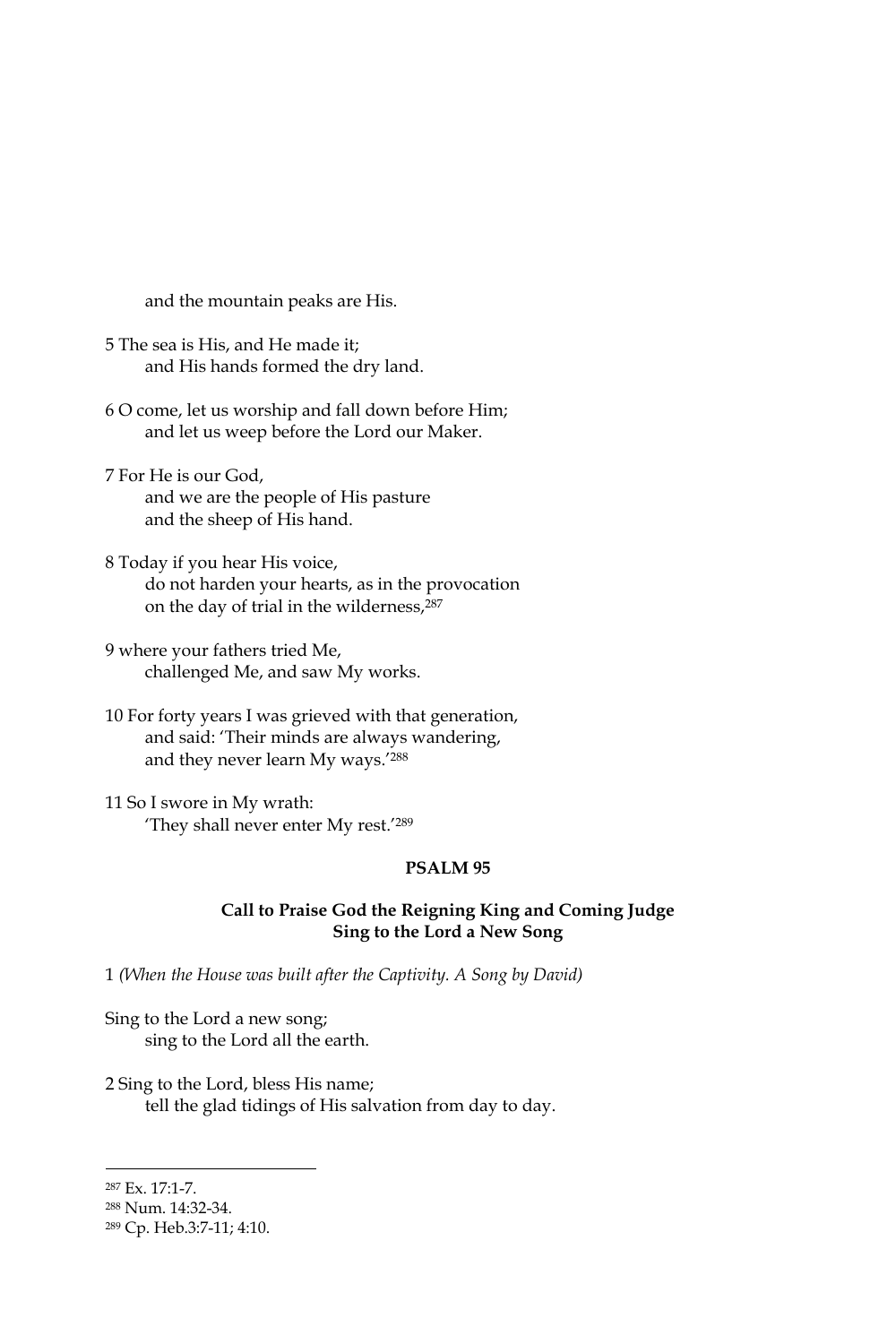and the mountain peaks are His.

5 The sea is His, and He made it;
    and His hands formed the dry land.

6 O come, let us worship and fall down before Him;
    and let us weep before the Lord our Maker.

7 For He is our God,
    and we are the people of His pasture
    and the sheep of His hand.

8 Today if you hear His voice,
    do not harden your hearts, as in the provocation
    on the day of trial in the wilderness,[287]

9 where your fathers tried Me,
    challenged Me, and saw My works.

10 For forty years I was grieved with that generation,
    and said: 'Their minds are always wandering,
    and they never learn My ways.'[288]

11 So I swore in My wrath:
    'They shall never enter My rest.'[289]

## PSALM 95

### Call to Praise God the Reigning King and Coming Judge
### Sing to the Lord a New Song

1 *(When the House was built after the Captivity. A Song by David)*

Sing to the Lord a new song;
    sing to the Lord all the earth.

2 Sing to the Lord, bless His name;
    tell the glad tidings of His salvation from day to day.

---

[287] Ex. 17:1-7.

[288] Num. 14:32-34.

[289] Cp. Heb.3:7-11; 4:10.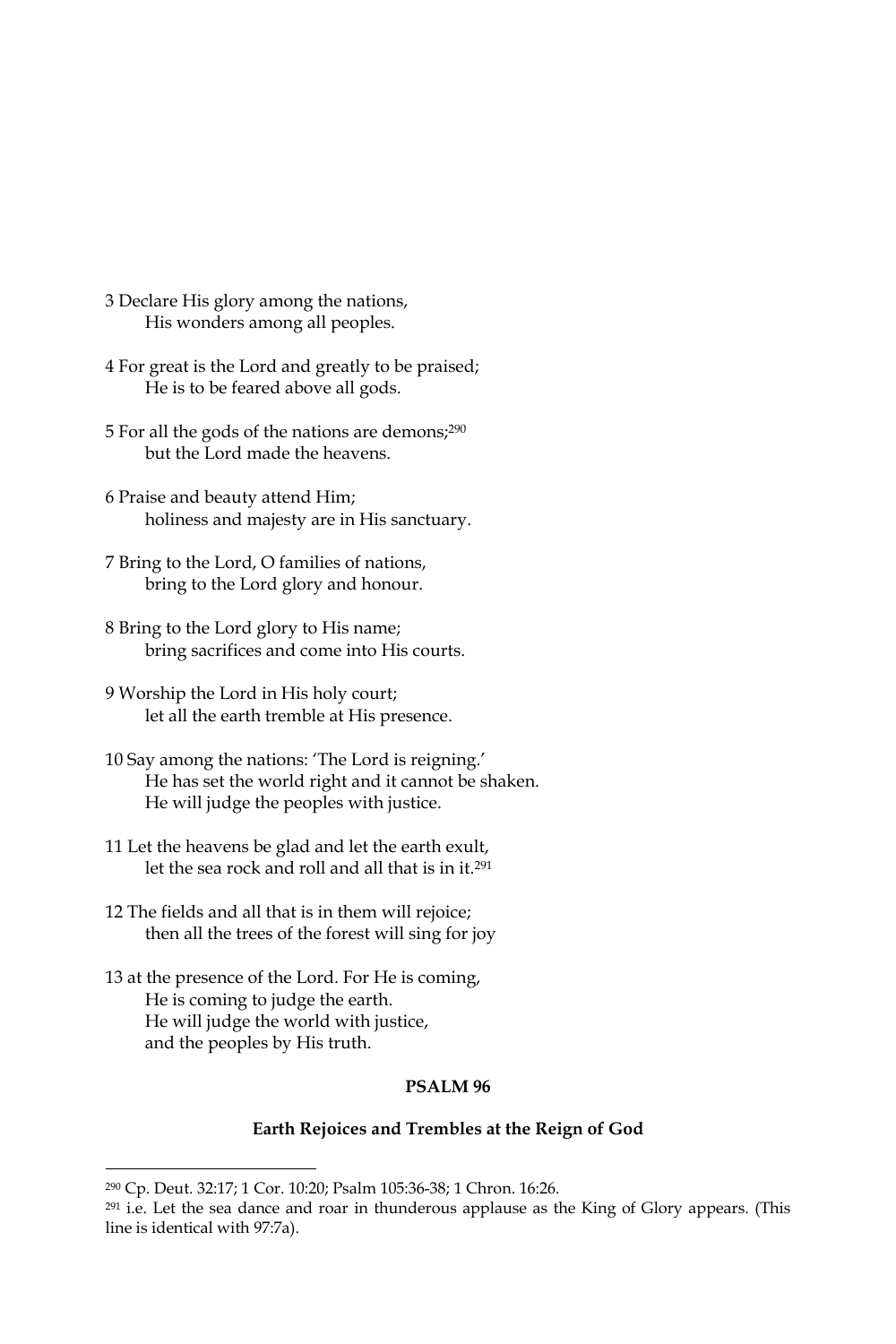3 Declare His glory among the nations,
His wonders among all peoples.

4 For great is the Lord and greatly to be praised;
He is to be feared above all gods.

5 For all the gods of the nations are demons;[290]
but the Lord made the heavens.

6 Praise and beauty attend Him;
holiness and majesty are in His sanctuary.

7 Bring to the Lord, O families of nations,
bring to the Lord glory and honour.

8 Bring to the Lord glory to His name;
bring sacrifices and come into His courts.

9 Worship the Lord in His holy court;
let all the earth tremble at His presence.

10 Say among the nations: 'The Lord is reigning.'
He has set the world right and it cannot be shaken.
He will judge the peoples with justice.

11 Let the heavens be glad and let the earth exult,
let the sea rock and roll and all that is in it.[291]

12 The fields and all that is in them will rejoice;
then all the trees of the forest will sing for joy

13 at the presence of the Lord. For He is coming,
He is coming to judge the earth.
He will judge the world with justice,
and the peoples by His truth.

**PSALM 96**

**Earth Rejoices and Trembles at the Reign of God**

---

[290] Cp. Deut. 32:17; 1 Cor. 10:20; Psalm 105:36-38; 1 Chron. 16:26.

[291] i.e. Let the sea dance and roar in thunderous applause as the King of Glory appears. (This line is identical with 97:7a).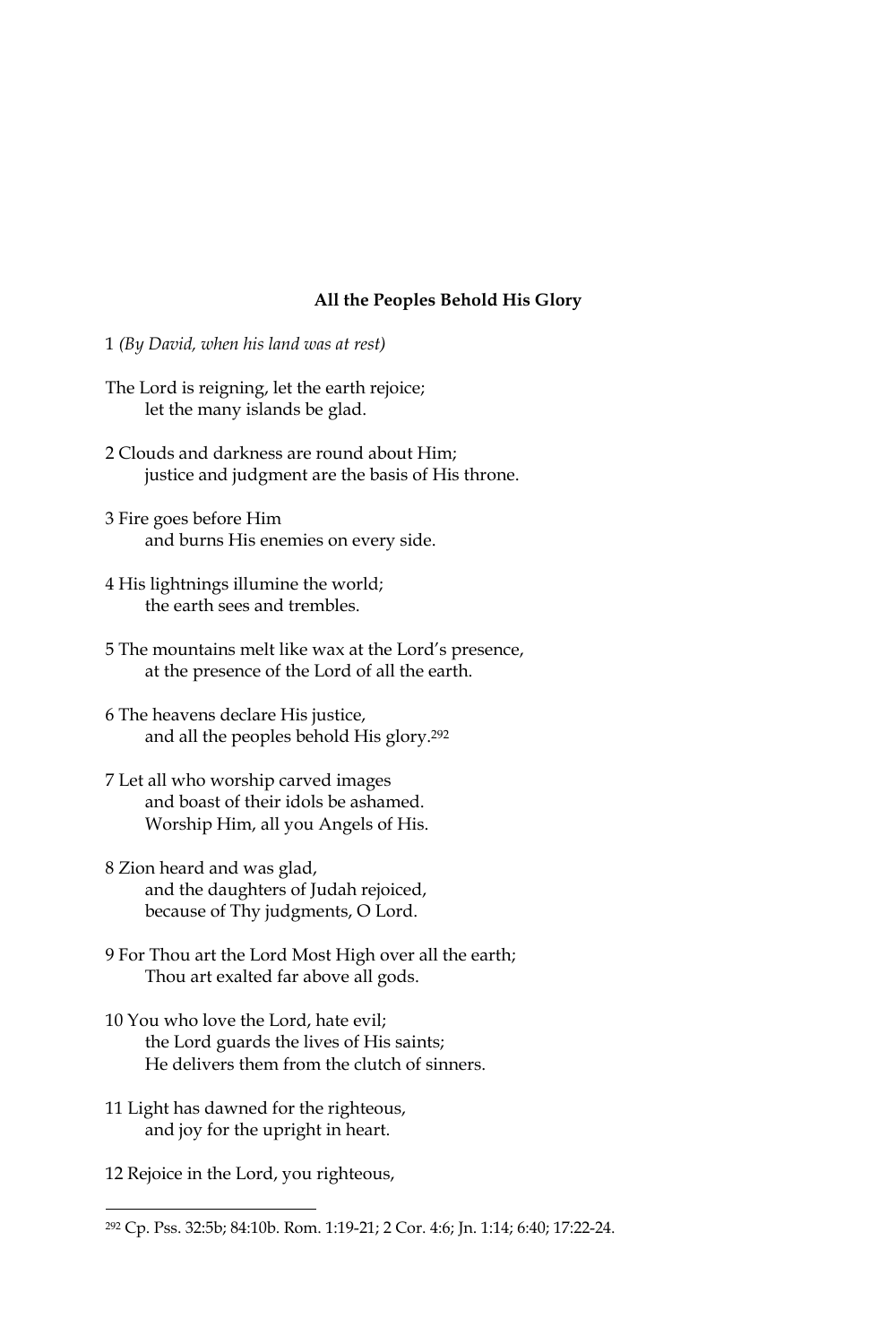### All the Peoples Behold His Glory

1 *(By David, when his land was at rest)*

The Lord is reigning, let the earth rejoice;
let the many islands be glad.

2 Clouds and darkness are round about Him;
justice and judgment are the basis of His throne.

3 Fire goes before Him
and burns His enemies on every side.

4 His lightnings illumine the world;
the earth sees and trembles.

5 The mountains melt like wax at the Lord's presence,
at the presence of the Lord of all the earth.

6 The heavens declare His justice,
and all the peoples behold His glory.[292]

7 Let all who worship carved images
and boast of their idols be ashamed.
Worship Him, all you Angels of His.

8 Zion heard and was glad,
and the daughters of Judah rejoiced,
because of Thy judgments, O Lord.

9 For Thou art the Lord Most High over all the earth;
Thou art exalted far above all gods.

10 You who love the Lord, hate evil;
the Lord guards the lives of His saints;
He delivers them from the clutch of sinners.

11 Light has dawned for the righteous,
and joy for the upright in heart.

12 Rejoice in the Lord, you righteous,

---

[292] Cp. Pss. 32:5b; 84:10b. Rom. 1:19-21; 2 Cor. 4:6; Jn. 1:14; 6:40; 17:22-24.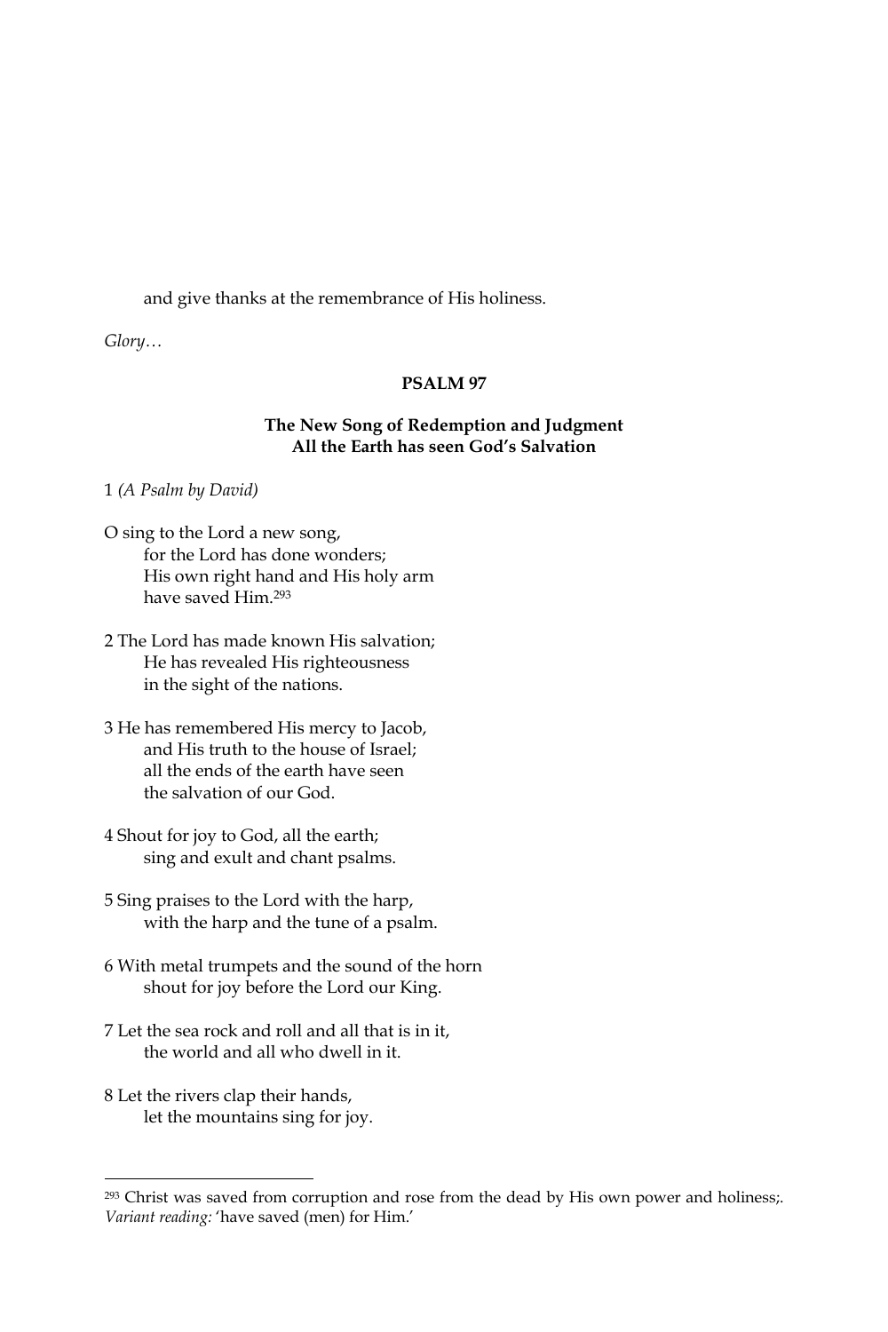and give thanks at the remembrance of His holiness.

*Glory…*

**PSALM 97**

**The New Song of Redemption and Judgment**
**All the Earth has seen God's Salvation**

1 *(A Psalm by David)*

O sing to the Lord a new song,
for the Lord has done wonders;
His own right hand and His holy arm
have saved Him.[293]

2 The Lord has made known His salvation;
He has revealed His righteousness
in the sight of the nations.

3 He has remembered His mercy to Jacob,
and His truth to the house of Israel;
all the ends of the earth have seen
the salvation of our God.

4 Shout for joy to God, all the earth;
sing and exult and chant psalms.

5 Sing praises to the Lord with the harp,
with the harp and the tune of a psalm.

6 With metal trumpets and the sound of the horn
shout for joy before the Lord our King.

7 Let the sea rock and roll and all that is in it,
the world and all who dwell in it.

8 Let the rivers clap their hands,
let the mountains sing for joy.

---

[293] Christ was saved from corruption and rose from the dead by His own power and holiness;. *Variant reading:* 'have saved (men) for Him.'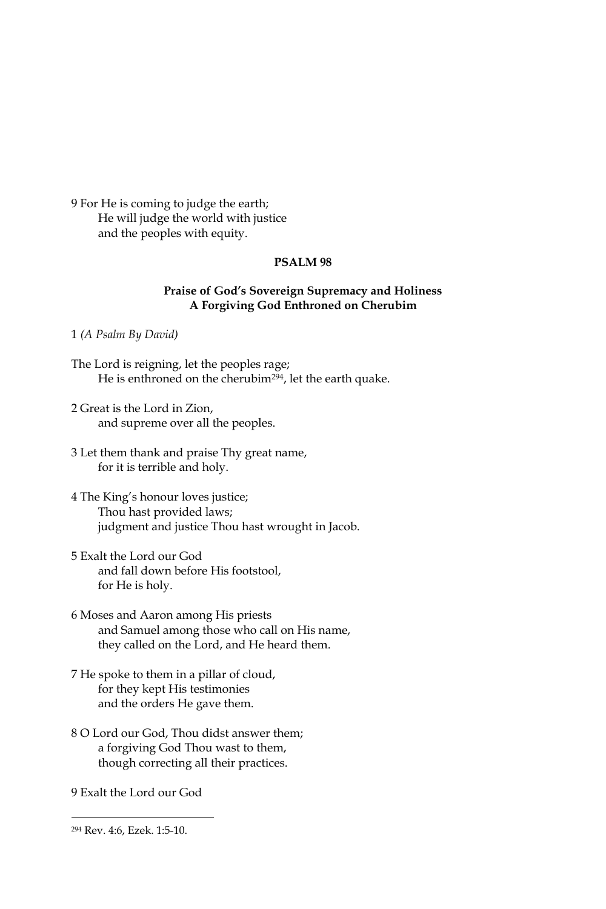9 For He is coming to judge the earth;
He will judge the world with justice
and the peoples with equity.

## PSALM 98

### Praise of God's Sovereign Supremacy and Holiness
### A Forgiving God Enthroned on Cherubim

1 *(A Psalm By David)*

The Lord is reigning, let the peoples rage;
He is enthroned on the cherubim[294], let the earth quake.

2 Great is the Lord in Zion,
and supreme over all the peoples.

3 Let them thank and praise Thy great name,
for it is terrible and holy.

4 The King's honour loves justice;
Thou hast provided laws;
judgment and justice Thou hast wrought in Jacob.

5 Exalt the Lord our God
and fall down before His footstool,
for He is holy.

6 Moses and Aaron among His priests
and Samuel among those who call on His name,
they called on the Lord, and He heard them.

7 He spoke to them in a pillar of cloud,
for they kept His testimonies
and the orders He gave them.

8 O Lord our God, Thou didst answer them;
a forgiving God Thou wast to them,
though correcting all their practices.

9 Exalt the Lord our God

---

[294] Rev. 4:6, Ezek. 1:5-10.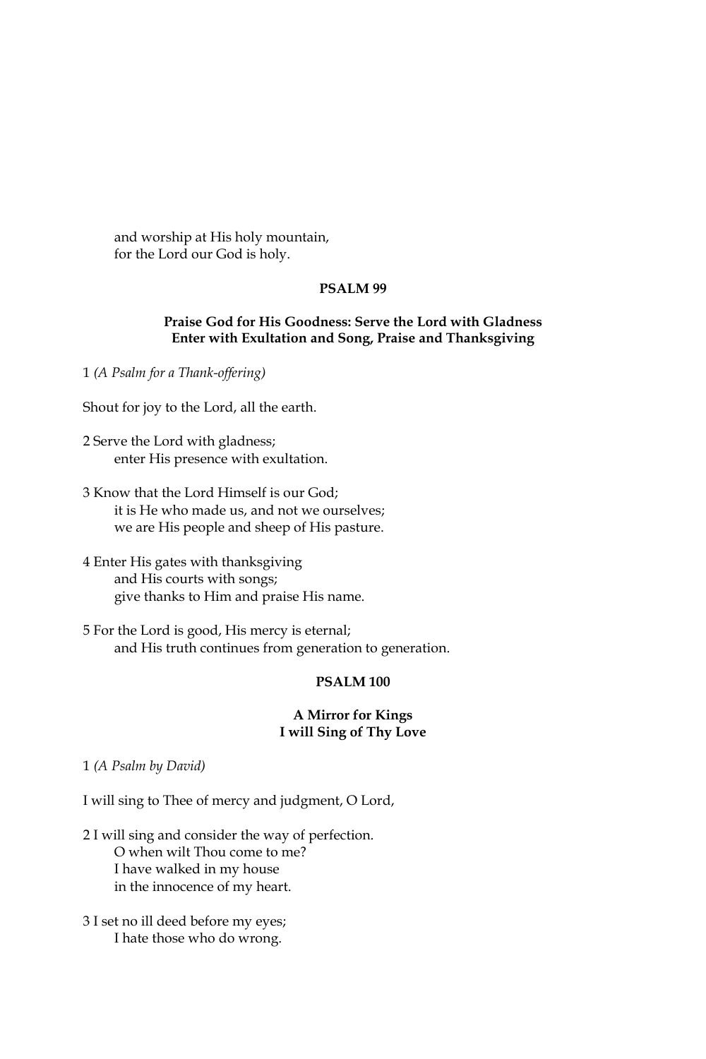and worship at His holy mountain,
for the Lord our God is holy.

### PSALM 99

**Praise God for His Goodness: Serve the Lord with Gladness**
**Enter with Exultation and Song, Praise and Thanksgiving**

1 *(A Psalm for a Thank-offering)*

Shout for joy to the Lord, all the earth.

2 Serve the Lord with gladness;
enter His presence with exultation.

3 Know that the Lord Himself is our God;
it is He who made us, and not we ourselves;
we are His people and sheep of His pasture.

4 Enter His gates with thanksgiving
and His courts with songs;
give thanks to Him and praise His name.

5 For the Lord is good, His mercy is eternal;
and His truth continues from generation to generation.

### PSALM 100

**A Mirror for Kings**
**I will Sing of Thy Love**

1 *(A Psalm by David)*

I will sing to Thee of mercy and judgment, O Lord,

2 I will sing and consider the way of perfection.
O when wilt Thou come to me?
I have walked in my house
in the innocence of my heart.

3 I set no ill deed before my eyes;
I hate those who do wrong.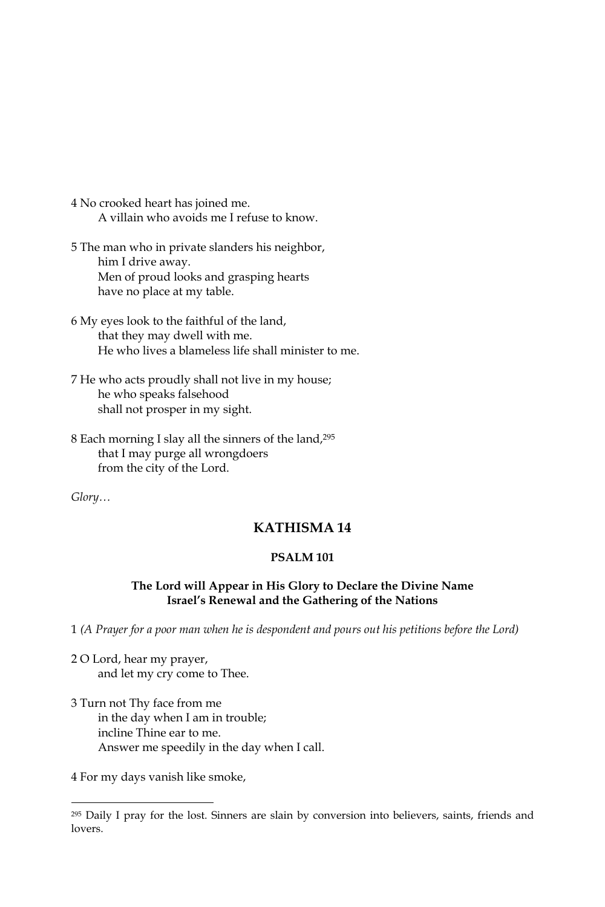4 No crooked heart has joined me.
  A villain who avoids me I refuse to know.

5 The man who in private slanders his neighbor,
  him I drive away.
  Men of proud looks and grasping hearts
  have no place at my table.

6 My eyes look to the faithful of the land,
  that they may dwell with me.
  He who lives a blameless life shall minister to me.

7 He who acts proudly shall not live in my house;
  he who speaks falsehood
  shall not prosper in my sight.

8 Each morning I slay all the sinners of the land,[295]
  that I may purge all wrongdoers
  from the city of the Lord.

*Glory…*

## KATHISMA 14

### PSALM 101

**The Lord will Appear in His Glory to Declare the Divine Name**
**Israel's Renewal and the Gathering of the Nations**

1 *(A Prayer for a poor man when he is despondent and pours out his petitions before the Lord)*

2 O Lord, hear my prayer,
  and let my cry come to Thee.

3 Turn not Thy face from me
  in the day when I am in trouble;
  incline Thine ear to me.
  Answer me speedily in the day when I call.

4 For my days vanish like smoke,

---

[295] Daily I pray for the lost. Sinners are slain by conversion into believers, saints, friends and lovers.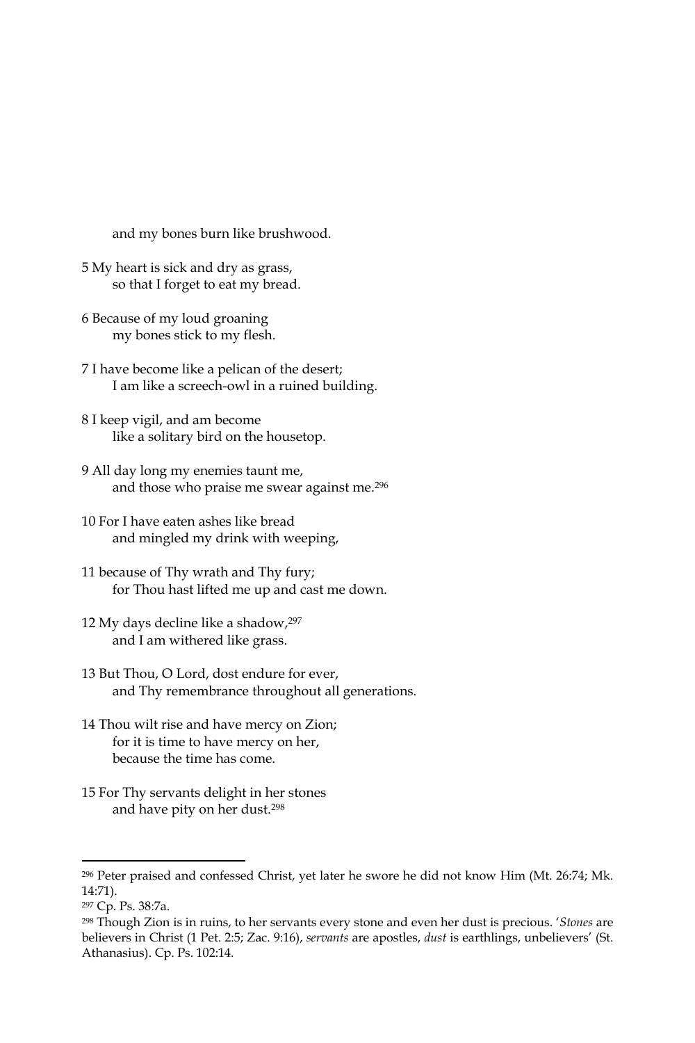and my bones burn like brushwood.

5 My heart is sick and dry as grass,
so that I forget to eat my bread.

6 Because of my loud groaning
my bones stick to my flesh.

7 I have become like a pelican of the desert;
I am like a screech-owl in a ruined building.

8 I keep vigil, and am become
like a solitary bird on the housetop.

9 All day long my enemies taunt me,
and those who praise me swear against me.[296]

10 For I have eaten ashes like bread
and mingled my drink with weeping,

11 because of Thy wrath and Thy fury;
for Thou hast lifted me up and cast me down.

12 My days decline like a shadow,[297]
and I am withered like grass.

13 But Thou, O Lord, dost endure for ever,
and Thy remembrance throughout all generations.

14 Thou wilt rise and have mercy on Zion;
for it is time to have mercy on her,
because the time has come.

15 For Thy servants delight in her stones
and have pity on her dust.[298]

---

[296] Peter praised and confessed Christ, yet later he swore he did not know Him (Mt. 26:74; Mk. 14:71).

[297] Cp. Ps. 38:7a.

[298] Though Zion is in ruins, to her servants every stone and even her dust is precious. '*Stones* are believers in Christ (1 Pet. 2:5; Zac. 9:16), *servants* are apostles, *dust* is earthlings, unbelievers' (St. Athanasius). Cp. Ps. 102:14.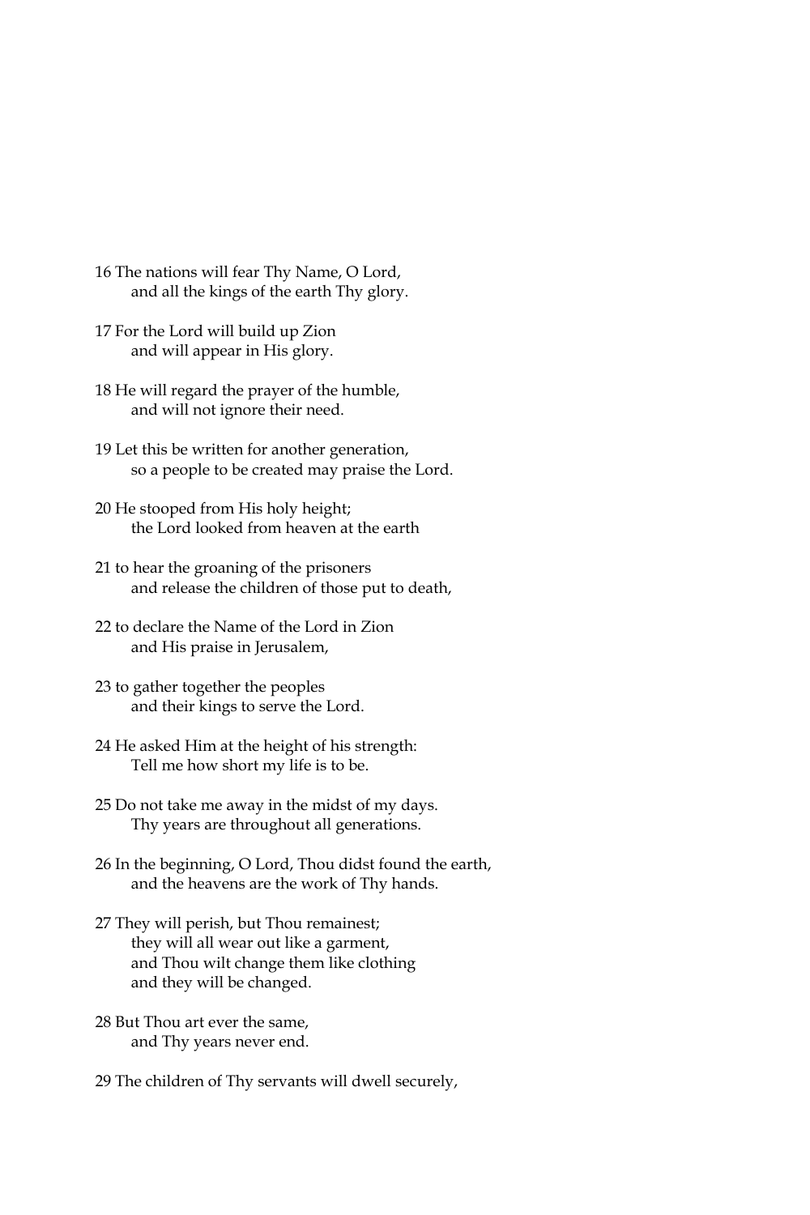16 The nations will fear Thy Name, O Lord,
 and all the kings of the earth Thy glory.

17 For the Lord will build up Zion
 and will appear in His glory.

18 He will regard the prayer of the humble,
 and will not ignore their need.

19 Let this be written for another generation,
 so a people to be created may praise the Lord.

20 He stooped from His holy height;
 the Lord looked from heaven at the earth

21 to hear the groaning of the prisoners
 and release the children of those put to death,

22 to declare the Name of the Lord in Zion
 and His praise in Jerusalem,

23 to gather together the peoples
 and their kings to serve the Lord.

24 He asked Him at the height of his strength:
 Tell me how short my life is to be.

25 Do not take me away in the midst of my days.
 Thy years are throughout all generations.

26 In the beginning, O Lord, Thou didst found the earth,
 and the heavens are the work of Thy hands.

27 They will perish, but Thou remainest;
 they will all wear out like a garment,
 and Thou wilt change them like clothing
 and they will be changed.

28 But Thou art ever the same,
 and Thy years never end.

29 The children of Thy servants will dwell securely,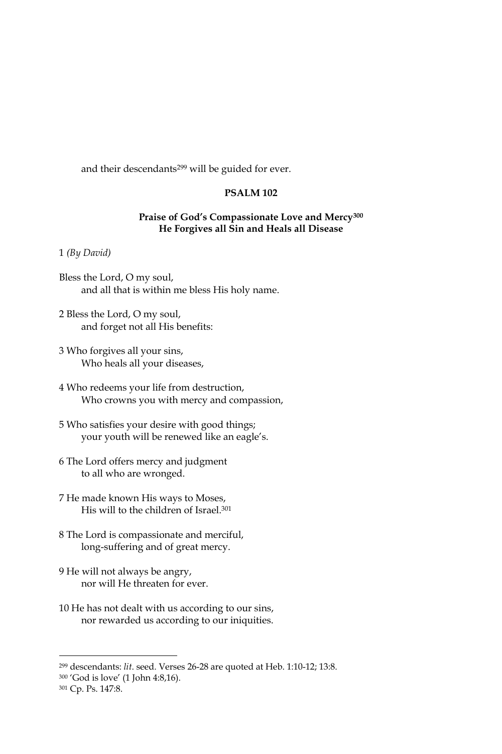and their descendants[299] will be guided for ever.

## PSALM 102

### Praise of God's Compassionate Love and Mercy[300] He Forgives all Sin and Heals all Disease

1 *(By David)*

Bless the Lord, O my soul,
and all that is within me bless His holy name.

2 Bless the Lord, O my soul,
and forget not all His benefits:

3 Who forgives all your sins,
Who heals all your diseases,

4 Who redeems your life from destruction,
Who crowns you with mercy and compassion,

5 Who satisfies your desire with good things;
your youth will be renewed like an eagle's.

6 The Lord offers mercy and judgment
to all who are wronged.

7 He made known His ways to Moses,
His will to the children of Israel.[301]

8 The Lord is compassionate and merciful,
long-suffering and of great mercy.

9 He will not always be angry,
nor will He threaten for ever.

10 He has not dealt with us according to our sins,
nor rewarded us according to our iniquities.

---

[299] descendants: *lit*. seed. Verses 26-28 are quoted at Heb. 1:10-12; 13:8.

[300] 'God is love' (1 John 4:8,16).

[301] Cp. Ps. 147:8.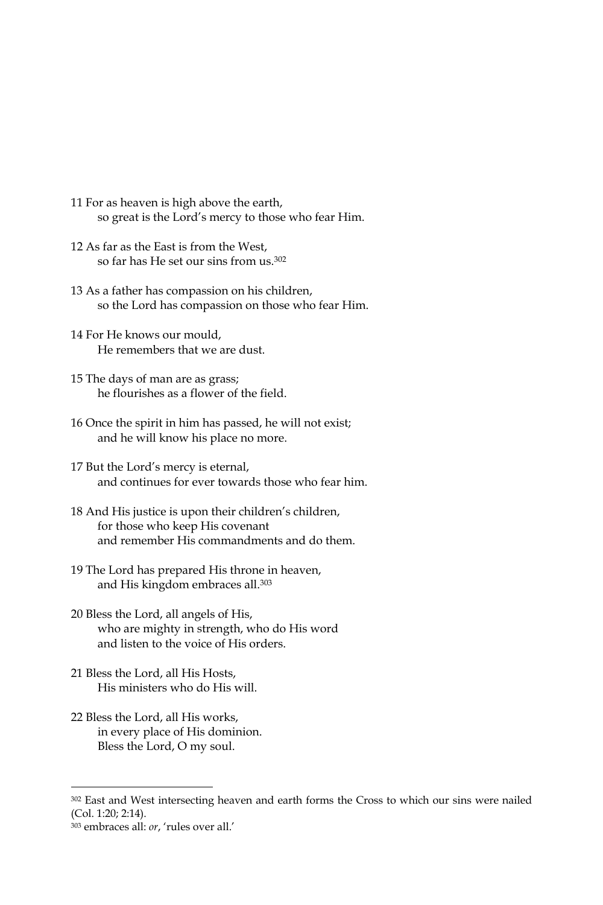11 For as heaven is high above the earth,
so great is the Lord's mercy to those who fear Him.

12 As far as the East is from the West,
so far has He set our sins from us.[302]

13 As a father has compassion on his children,
so the Lord has compassion on those who fear Him.

14 For He knows our mould,
He remembers that we are dust.

15 The days of man are as grass;
he flourishes as a flower of the field.

16 Once the spirit in him has passed, he will not exist;
and he will know his place no more.

17 But the Lord's mercy is eternal,
and continues for ever towards those who fear him.

18 And His justice is upon their children's children,
for those who keep His covenant
and remember His commandments and do them.

19 The Lord has prepared His throne in heaven,
and His kingdom embraces all.[303]

20 Bless the Lord, all angels of His,
who are mighty in strength, who do His word
and listen to the voice of His orders.

21 Bless the Lord, all His Hosts,
His ministers who do His will.

22 Bless the Lord, all His works,
in every place of His dominion.
Bless the Lord, O my soul.

---

[302] East and West intersecting heaven and earth forms the Cross to which our sins were nailed (Col. 1:20; 2:14).

[303] embraces all: *or*, 'rules over all.'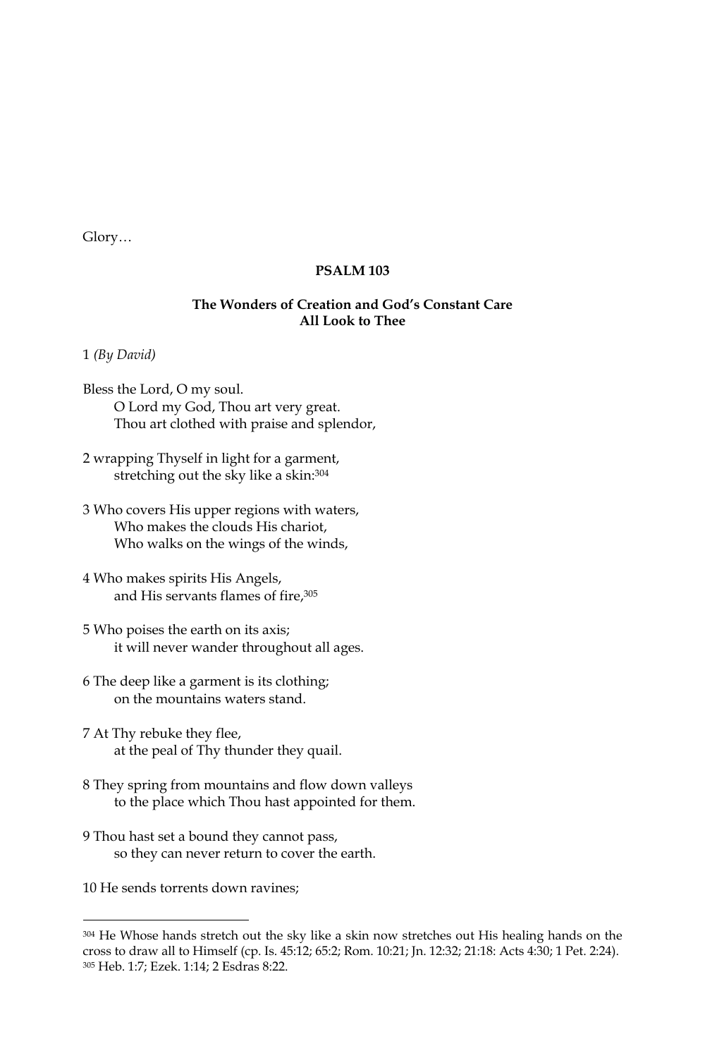Glory…

**PSALM 103**

**The Wonders of Creation and God's Constant Care**
**All Look to Thee**

1 *(By David)*

Bless the Lord, O my soul.
O Lord my God, Thou art very great.
Thou art clothed with praise and splendor,

2 wrapping Thyself in light for a garment,
stretching out the sky like a skin:[304]

3 Who covers His upper regions with waters,
Who makes the clouds His chariot,
Who walks on the wings of the winds,

4 Who makes spirits His Angels,
and His servants flames of fire,[305]

5 Who poises the earth on its axis;
it will never wander throughout all ages.

6 The deep like a garment is its clothing;
on the mountains waters stand.

7 At Thy rebuke they flee,
at the peal of Thy thunder they quail.

8 They spring from mountains and flow down valleys
to the place which Thou hast appointed for them.

9 Thou hast set a bound they cannot pass,
so they can never return to cover the earth.

10 He sends torrents down ravines;

---

[304] He Whose hands stretch out the sky like a skin now stretches out His healing hands on the cross to draw all to Himself (cp. Is. 45:12; 65:2; Rom. 10:21; Jn. 12:32; 21:18: Acts 4:30; 1 Pet. 2:24).

[305] Heb. 1:7; Ezek. 1:14; 2 Esdras 8:22.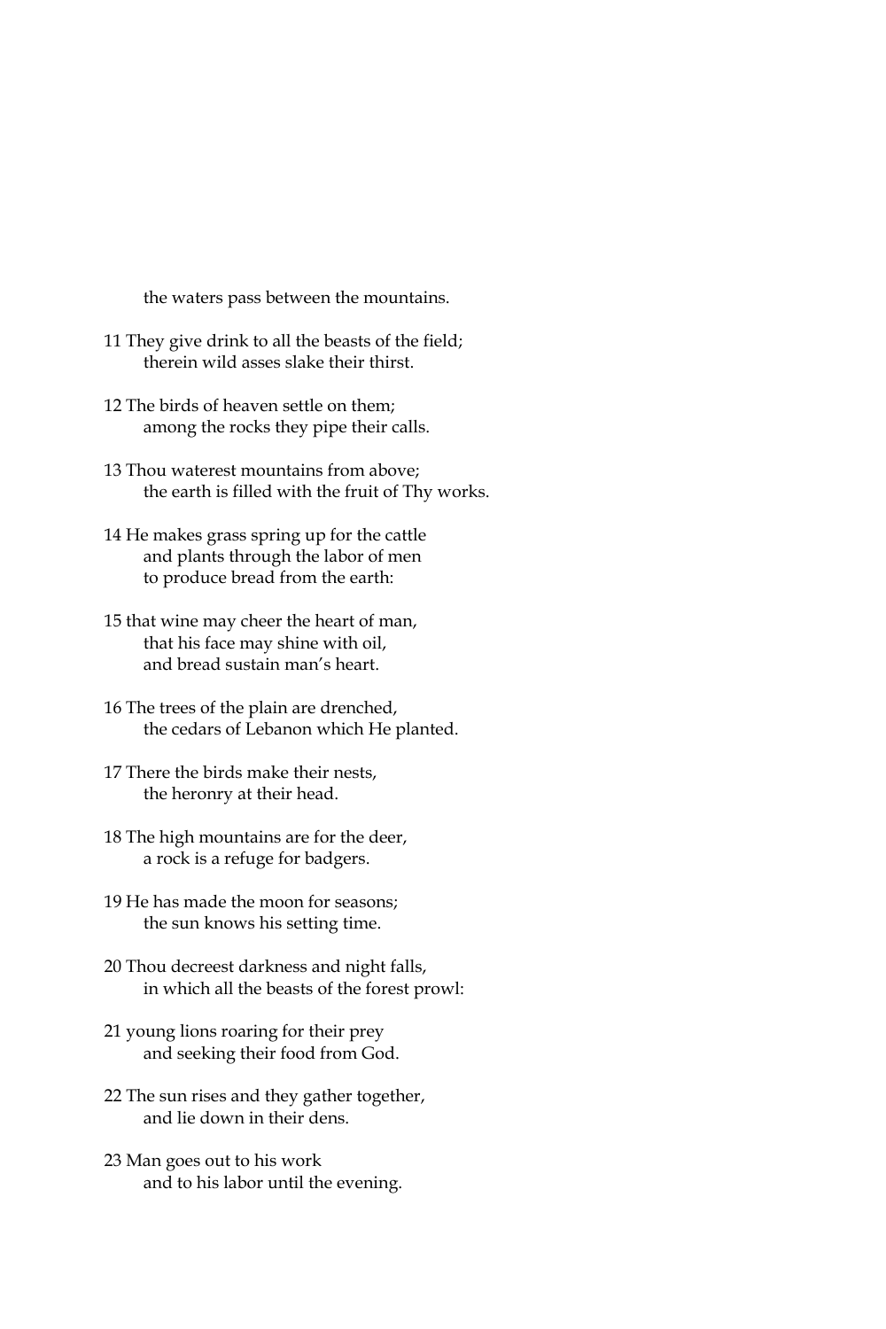the waters pass between the mountains.

11 They give drink to all the beasts of the field;
therein wild asses slake their thirst.

12 The birds of heaven settle on them;
among the rocks they pipe their calls.

13 Thou waterest mountains from above;
the earth is filled with the fruit of Thy works.

14 He makes grass spring up for the cattle
and plants through the labor of men
to produce bread from the earth:

15 that wine may cheer the heart of man,
that his face may shine with oil,
and bread sustain man's heart.

16 The trees of the plain are drenched,
the cedars of Lebanon which He planted.

17 There the birds make their nests,
the heronry at their head.

18 The high mountains are for the deer,
a rock is a refuge for badgers.

19 He has made the moon for seasons;
the sun knows his setting time.

20 Thou decreest darkness and night falls,
in which all the beasts of the forest prowl:

21 young lions roaring for their prey
and seeking their food from God.

22 The sun rises and they gather together,
and lie down in their dens.

23 Man goes out to his work
and to his labor until the evening.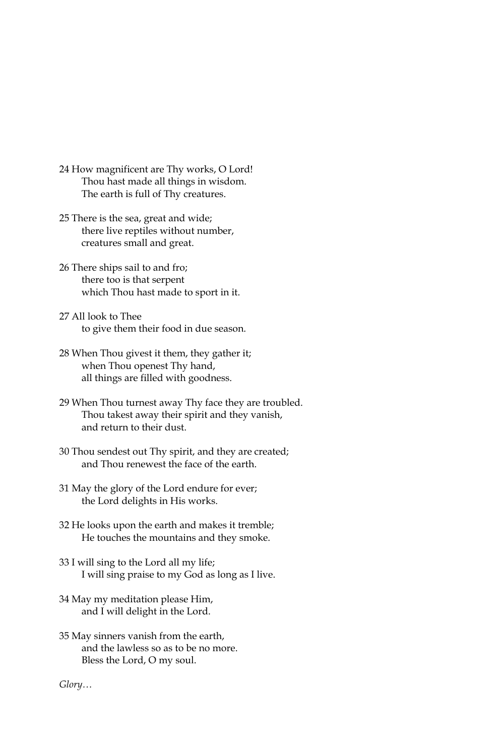24 How magnificent are Thy works, O Lord!
Thou hast made all things in wisdom.
The earth is full of Thy creatures.

25 There is the sea, great and wide;
there live reptiles without number,
creatures small and great.

26 There ships sail to and fro;
there too is that serpent
which Thou hast made to sport in it.

27 All look to Thee
to give them their food in due season.

28 When Thou givest it them, they gather it;
when Thou openest Thy hand,
all things are filled with goodness.

29 When Thou turnest away Thy face they are troubled.
Thou takest away their spirit and they vanish,
and return to their dust.

30 Thou sendest out Thy spirit, and they are created;
and Thou renewest the face of the earth.

31 May the glory of the Lord endure for ever;
the Lord delights in His works.

32 He looks upon the earth and makes it tremble;
He touches the mountains and they smoke.

33 I will sing to the Lord all my life;
I will sing praise to my God as long as I live.

34 May my meditation please Him,
and I will delight in the Lord.

35 May sinners vanish from the earth,
and the lawless so as to be no more.
Bless the Lord, O my soul.

*Glory…*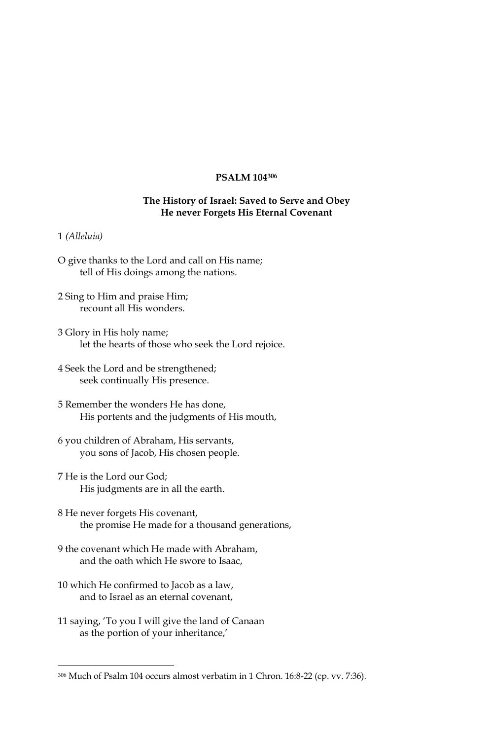## PSALM 104[306]

### The History of Israel: Saved to Serve and Obey
### He never Forgets His Eternal Covenant

1 *(Alleluia)*

O give thanks to the Lord and call on His name;
tell of His doings among the nations.

2 Sing to Him and praise Him;
recount all His wonders.

3 Glory in His holy name;
let the hearts of those who seek the Lord rejoice.

4 Seek the Lord and be strengthened;
seek continually His presence.

5 Remember the wonders He has done,
His portents and the judgments of His mouth,

6 you children of Abraham, His servants,
you sons of Jacob, His chosen people.

7 He is the Lord our God;
His judgments are in all the earth.

8 He never forgets His covenant,
the promise He made for a thousand generations,

9 the covenant which He made with Abraham,
and the oath which He swore to Isaac,

10 which He confirmed to Jacob as a law,
and to Israel as an eternal covenant,

11 saying, 'To you I will give the land of Canaan
as the portion of your inheritance,'

---

[306] Much of Psalm 104 occurs almost verbatim in 1 Chron. 16:8-22 (cp. vv. 7:36).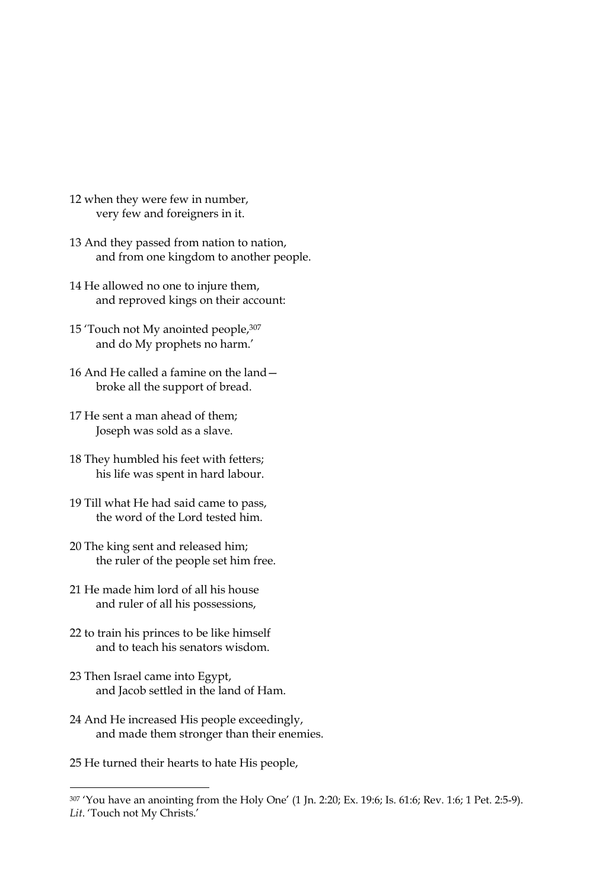12 when they were few in number,
very few and foreigners in it.

13 And they passed from nation to nation,
and from one kingdom to another people.

14 He allowed no one to injure them,
and reproved kings on their account:

15 'Touch not My anointed people,[307]
and do My prophets no harm.'

16 And He called a famine on the land—
broke all the support of bread.

17 He sent a man ahead of them;
Joseph was sold as a slave.

18 They humbled his feet with fetters;
his life was spent in hard labour.

19 Till what He had said came to pass,
the word of the Lord tested him.

20 The king sent and released him;
the ruler of the people set him free.

21 He made him lord of all his house
and ruler of all his possessions,

22 to train his princes to be like himself
and to teach his senators wisdom.

23 Then Israel came into Egypt,
and Jacob settled in the land of Ham.

24 And He increased His people exceedingly,
and made them stronger than their enemies.

25 He turned their hearts to hate His people,

---

[307] 'You have an anointing from the Holy One' (1 Jn. 2:20; Ex. 19:6; Is. 61:6; Rev. 1:6; 1 Pet. 2:5-9). *Lit.* 'Touch not My Christs.'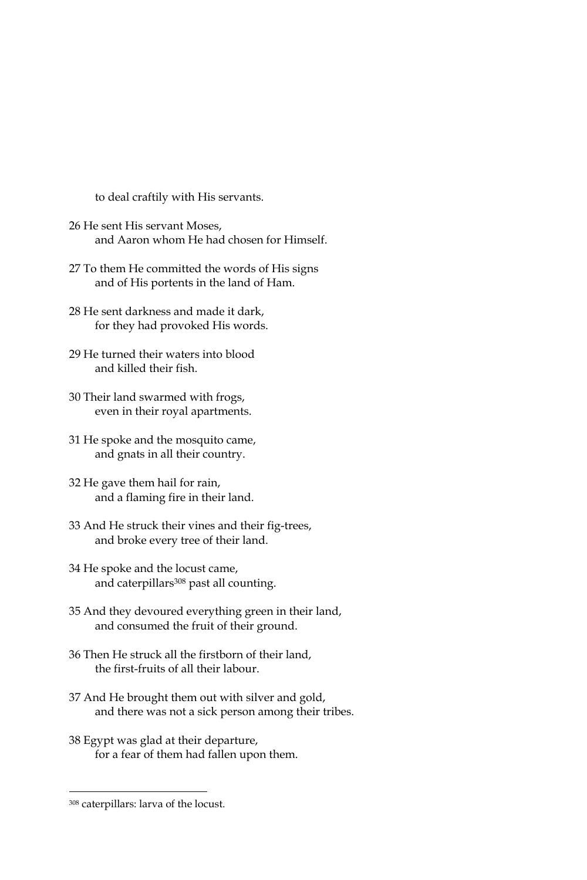to deal craftily with His servants.

26 He sent His servant Moses,
and Aaron whom He had chosen for Himself.

27 To them He committed the words of His signs
and of His portents in the land of Ham.

28 He sent darkness and made it dark,
for they had provoked His words.

29 He turned their waters into blood
and killed their fish.

30 Their land swarmed with frogs,
even in their royal apartments.

31 He spoke and the mosquito came,
and gnats in all their country.

32 He gave them hail for rain,
and a flaming fire in their land.

33 And He struck their vines and their fig-trees,
and broke every tree of their land.

34 He spoke and the locust came,
and caterpillars[308] past all counting.

35 And they devoured everything green in their land,
and consumed the fruit of their ground.

36 Then He struck all the firstborn of their land,
the first-fruits of all their labour.

37 And He brought them out with silver and gold,
and there was not a sick person among their tribes.

38 Egypt was glad at their departure,
for a fear of them had fallen upon them.

---

[308] caterpillars: larva of the locust.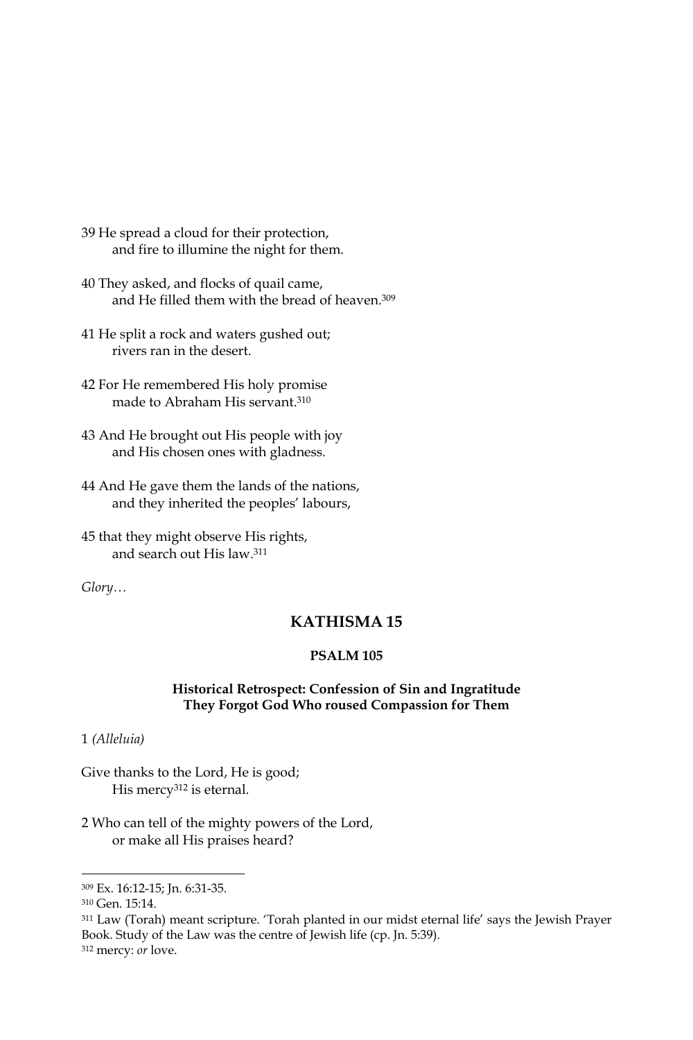39 He spread a cloud for their protection,
  and fire to illumine the night for them.

40 They asked, and flocks of quail came,
  and He filled them with the bread of heaven.[309]

41 He split a rock and waters gushed out;
  rivers ran in the desert.

42 For He remembered His holy promise
  made to Abraham His servant.[310]

43 And He brought out His people with joy
  and His chosen ones with gladness.

44 And He gave them the lands of the nations,
  and they inherited the peoples' labours,

45 that they might observe His rights,
  and search out His law.[311]

*Glory…*

## KATHISMA 15

### PSALM 105

**Historical Retrospect: Confession of Sin and Ingratitude**
**They Forgot God Who roused Compassion for Them**

1 *(Alleluia)*

Give thanks to the Lord, He is good;
  His mercy[312] is eternal.

2 Who can tell of the mighty powers of the Lord,
  or make all His praises heard?

---

[309] Ex. 16:12-15; Jn. 6:31-35.
[310] Gen. 15:14.
[311] Law (Torah) meant scripture. 'Torah planted in our midst eternal life' says the Jewish Prayer Book. Study of the Law was the centre of Jewish life (cp. Jn. 5:39).
[312] mercy: *or* love.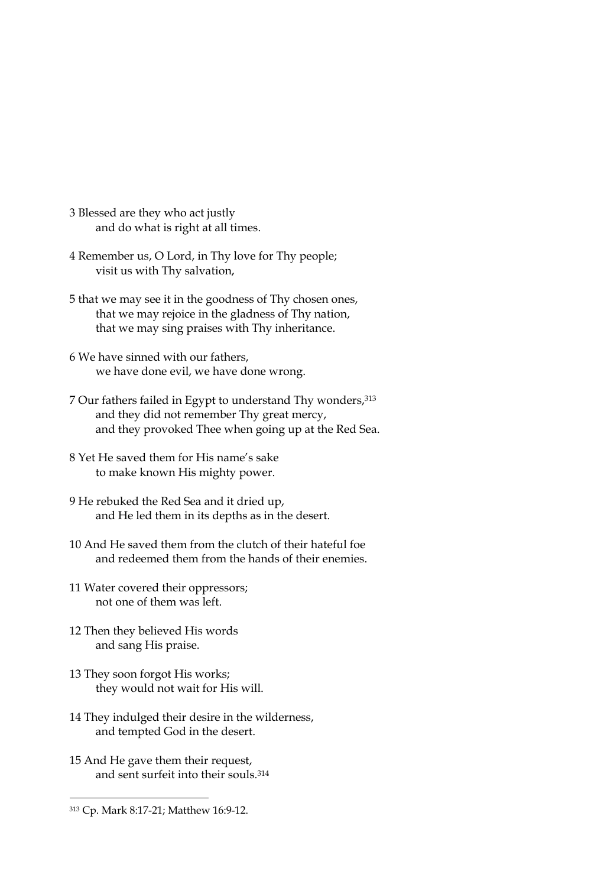3 Blessed are they who act justly
and do what is right at all times.

4 Remember us, O Lord, in Thy love for Thy people;
visit us with Thy salvation,

5 that we may see it in the goodness of Thy chosen ones,
that we may rejoice in the gladness of Thy nation,
that we may sing praises with Thy inheritance.

6 We have sinned with our fathers,
we have done evil, we have done wrong.

7 Our fathers failed in Egypt to understand Thy wonders,[313]
and they did not remember Thy great mercy,
and they provoked Thee when going up at the Red Sea.

8 Yet He saved them for His name's sake
to make known His mighty power.

9 He rebuked the Red Sea and it dried up,
and He led them in its depths as in the desert.

10 And He saved them from the clutch of their hateful foe
and redeemed them from the hands of their enemies.

11 Water covered their oppressors;
not one of them was left.

12 Then they believed His words
and sang His praise.

13 They soon forgot His works;
they would not wait for His will.

14 They indulged their desire in the wilderness,
and tempted God in the desert.

15 And He gave them their request,
and sent surfeit into their souls.[314]

---

[313] Cp. Mark 8:17-21; Matthew 16:9-12.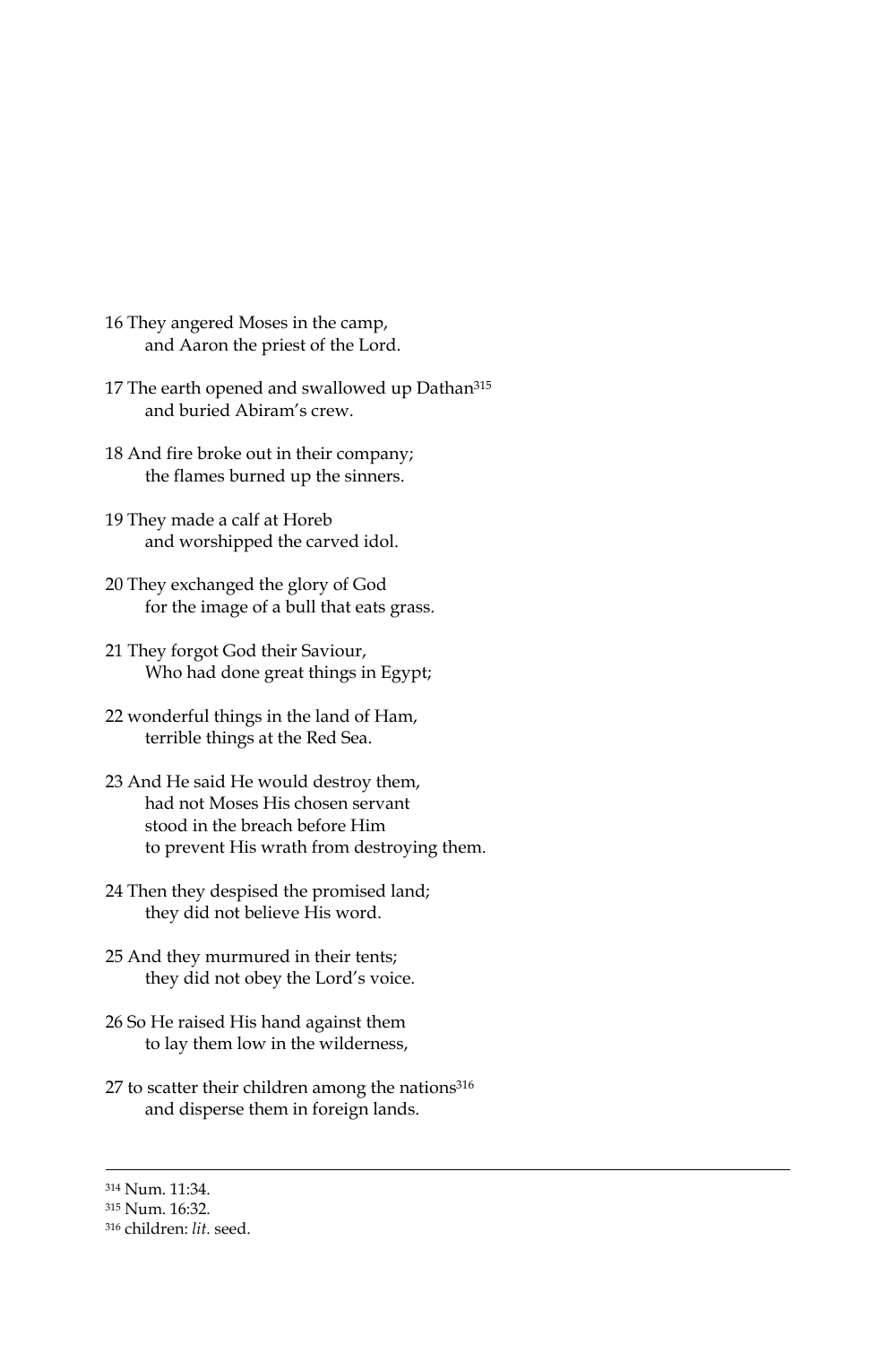16 They angered Moses in the camp,
  and Aaron the priest of the Lord.

17 The earth opened and swallowed up Dathan[315]
  and buried Abiram's crew.

18 And fire broke out in their company;
  the flames burned up the sinners.

19 They made a calf at Horeb
  and worshipped the carved idol.

20 They exchanged the glory of God
  for the image of a bull that eats grass.

21 They forgot God their Saviour,
  Who had done great things in Egypt;

22 wonderful things in the land of Ham,
  terrible things at the Red Sea.

23 And He said He would destroy them,
  had not Moses His chosen servant
  stood in the breach before Him
  to prevent His wrath from destroying them.

24 Then they despised the promised land;
  they did not believe His word.

25 And they murmured in their tents;
  they did not obey the Lord's voice.

26 So He raised His hand against them
  to lay them low in the wilderness,

27 to scatter their children among the nations[316]
  and disperse them in foreign lands.

---

[314] Num. 11:34.
[315] Num. 16:32.
[316] children: *lit*. seed.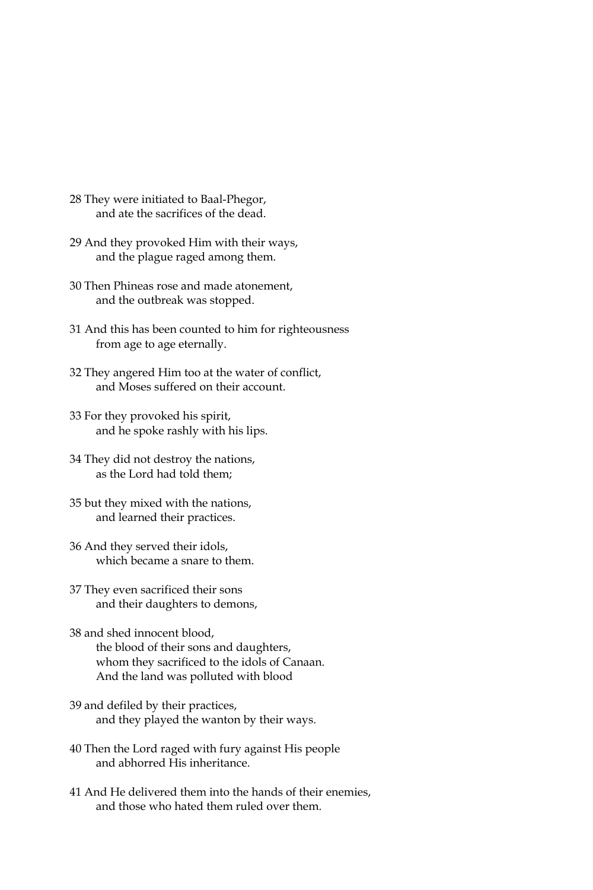28 They were initiated to Baal-Phegor,
&nbsp;&nbsp;&nbsp;&nbsp;and ate the sacrifices of the dead.

29 And they provoked Him with their ways,
&nbsp;&nbsp;&nbsp;&nbsp;and the plague raged among them.

30 Then Phineas rose and made atonement,
&nbsp;&nbsp;&nbsp;&nbsp;and the outbreak was stopped.

31 And this has been counted to him for righteousness
&nbsp;&nbsp;&nbsp;&nbsp;from age to age eternally.

32 They angered Him too at the water of conflict,
&nbsp;&nbsp;&nbsp;&nbsp;and Moses suffered on their account.

33 For they provoked his spirit,
&nbsp;&nbsp;&nbsp;&nbsp;and he spoke rashly with his lips.

34 They did not destroy the nations,
&nbsp;&nbsp;&nbsp;&nbsp;as the Lord had told them;

35 but they mixed with the nations,
&nbsp;&nbsp;&nbsp;&nbsp;and learned their practices.

36 And they served their idols,
&nbsp;&nbsp;&nbsp;&nbsp;which became a snare to them.

37 They even sacrificed their sons
&nbsp;&nbsp;&nbsp;&nbsp;and their daughters to demons,

38 and shed innocent blood,
&nbsp;&nbsp;&nbsp;&nbsp;the blood of their sons and daughters,
&nbsp;&nbsp;&nbsp;&nbsp;whom they sacrificed to the idols of Canaan.
&nbsp;&nbsp;&nbsp;&nbsp;And the land was polluted with blood

39 and defiled by their practices,
&nbsp;&nbsp;&nbsp;&nbsp;and they played the wanton by their ways.

40 Then the Lord raged with fury against His people
&nbsp;&nbsp;&nbsp;&nbsp;and abhorred His inheritance.

41 And He delivered them into the hands of their enemies,
&nbsp;&nbsp;&nbsp;&nbsp;and those who hated them ruled over them.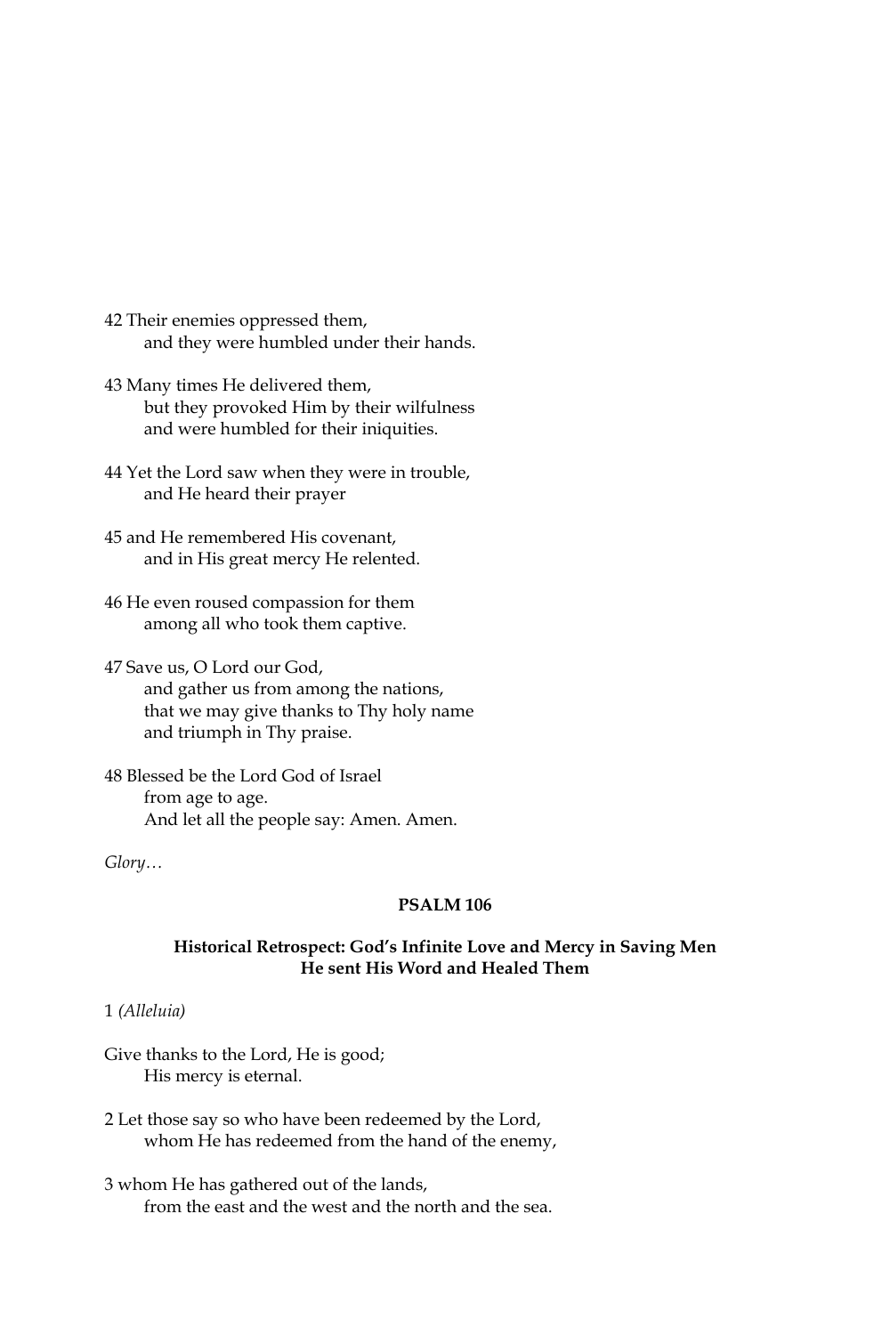42 Their enemies oppressed them,
    and they were humbled under their hands.

43 Many times He delivered them,
    but they provoked Him by their wilfulness
    and were humbled for their iniquities.

44 Yet the Lord saw when they were in trouble,
    and He heard their prayer

45 and He remembered His covenant,
    and in His great mercy He relented.

46 He even roused compassion for them
    among all who took them captive.

47 Save us, O Lord our God,
    and gather us from among the nations,
    that we may give thanks to Thy holy name
    and triumph in Thy praise.

48 Blessed be the Lord God of Israel
    from age to age.
    And let all the people say: Amen. Amen.

*Glory…*

**PSALM 106**

**Historical Retrospect: God's Infinite Love and Mercy in Saving Men**
**He sent His Word and Healed Them**

1 *(Alleluia)*

Give thanks to the Lord, He is good;
    His mercy is eternal.

2 Let those say so who have been redeemed by the Lord,
    whom He has redeemed from the hand of the enemy,

3 whom He has gathered out of the lands,
    from the east and the west and the north and the sea.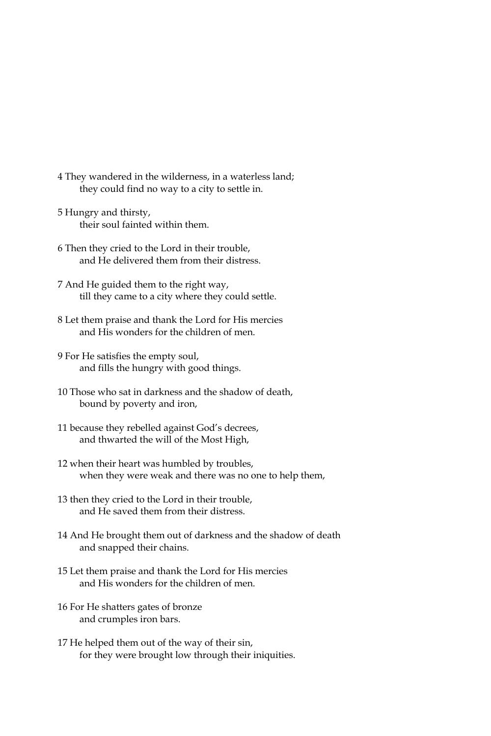4 They wandered in the wilderness, in a waterless land;
 they could find no way to a city to settle in.

5 Hungry and thirsty,
 their soul fainted within them.

6 Then they cried to the Lord in their trouble,
 and He delivered them from their distress.

7 And He guided them to the right way,
 till they came to a city where they could settle.

8 Let them praise and thank the Lord for His mercies
 and His wonders for the children of men.

9 For He satisfies the empty soul,
 and fills the hungry with good things.

10 Those who sat in darkness and the shadow of death,
 bound by poverty and iron,

11 because they rebelled against God's decrees,
 and thwarted the will of the Most High,

12 when their heart was humbled by troubles,
 when they were weak and there was no one to help them,

13 then they cried to the Lord in their trouble,
 and He saved them from their distress.

14 And He brought them out of darkness and the shadow of death
 and snapped their chains.

15 Let them praise and thank the Lord for His mercies
 and His wonders for the children of men.

16 For He shatters gates of bronze
 and crumples iron bars.

17 He helped them out of the way of their sin,
 for they were brought low through their iniquities.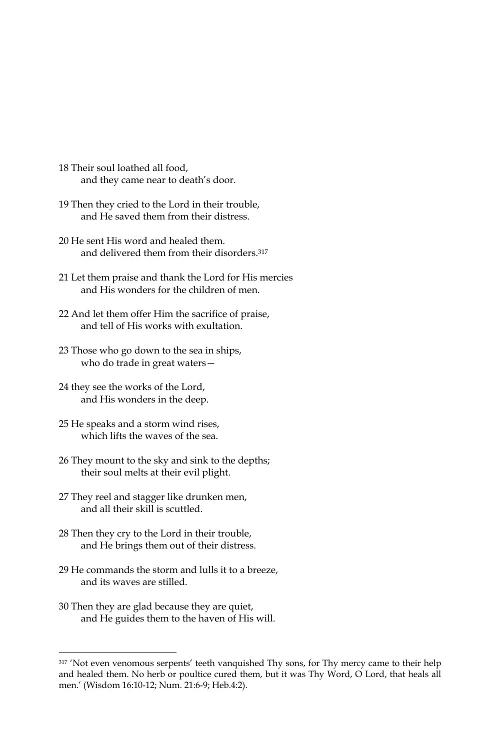18 Their soul loathed all food,
    and they came near to death's door.

19 Then they cried to the Lord in their trouble,
    and He saved them from their distress.

20 He sent His word and healed them.
    and delivered them from their disorders.[317]

21 Let them praise and thank the Lord for His mercies
    and His wonders for the children of men.

22 And let them offer Him the sacrifice of praise,
    and tell of His works with exultation.

23 Those who go down to the sea in ships,
    who do trade in great waters—

24 they see the works of the Lord,
    and His wonders in the deep.

25 He speaks and a storm wind rises,
    which lifts the waves of the sea.

26 They mount to the sky and sink to the depths;
    their soul melts at their evil plight.

27 They reel and stagger like drunken men,
    and all their skill is scuttled.

28 Then they cry to the Lord in their trouble,
    and He brings them out of their distress.

29 He commands the storm and lulls it to a breeze,
    and its waves are stilled.

30 Then they are glad because they are quiet,
    and He guides them to the haven of His will.

---

[317] 'Not even venomous serpents' teeth vanquished Thy sons, for Thy mercy came to their help and healed them. No herb or poultice cured them, but it was Thy Word, O Lord, that heals all men.' (Wisdom 16:10-12; Num. 21:6-9; Heb.4:2).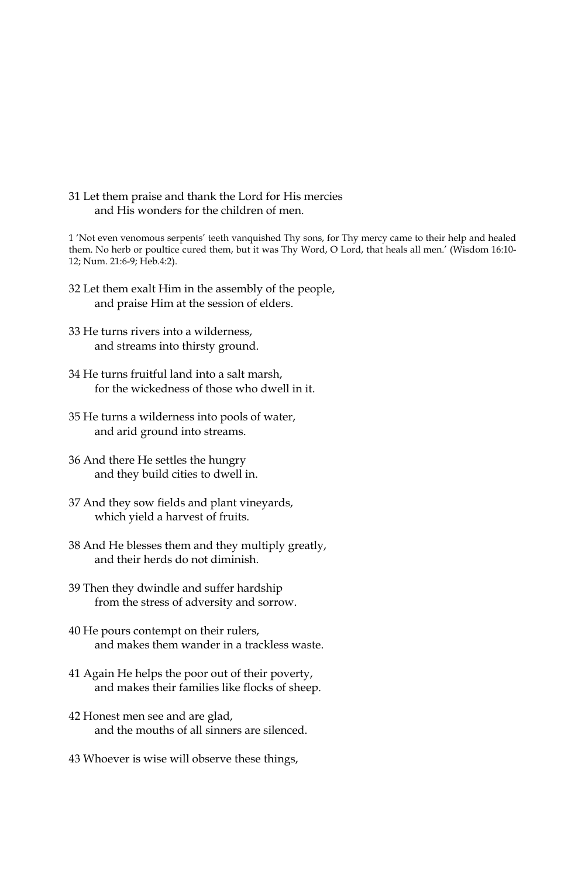31 Let them praise and thank the Lord for His mercies
and His wonders for the children of men.

1 'Not even venomous serpents' teeth vanquished Thy sons, for Thy mercy came to their help and healed them. No herb or poultice cured them, but it was Thy Word, O Lord, that heals all men.' (Wisdom 16:10-12; Num. 21:6-9; Heb.4:2).

32 Let them exalt Him in the assembly of the people,
and praise Him at the session of elders.

33 He turns rivers into a wilderness,
and streams into thirsty ground.

34 He turns fruitful land into a salt marsh,
for the wickedness of those who dwell in it.

35 He turns a wilderness into pools of water,
and arid ground into streams.

36 And there He settles the hungry
and they build cities to dwell in.

37 And they sow fields and plant vineyards,
which yield a harvest of fruits.

38 And He blesses them and they multiply greatly,
and their herds do not diminish.

39 Then they dwindle and suffer hardship
from the stress of adversity and sorrow.

40 He pours contempt on their rulers,
and makes them wander in a trackless waste.

41 Again He helps the poor out of their poverty,
and makes their families like flocks of sheep.

42 Honest men see and are glad,
and the mouths of all sinners are silenced.

43 Whoever is wise will observe these things,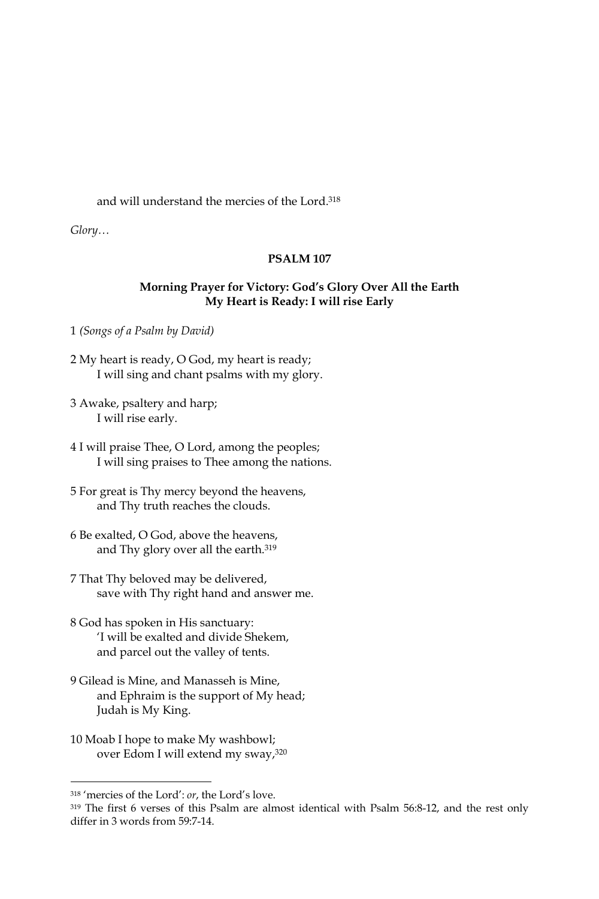and will understand the mercies of the Lord.[318]

*Glory…*

## PSALM 107

### Morning Prayer for Victory: God's Glory Over All the Earth
### My Heart is Ready: I will rise Early

1 *(Songs of a Psalm by David)*

2 My heart is ready, O God, my heart is ready;
   I will sing and chant psalms with my glory.

3 Awake, psaltery and harp;
   I will rise early.

4 I will praise Thee, O Lord, among the peoples;
   I will sing praises to Thee among the nations.

5 For great is Thy mercy beyond the heavens,
   and Thy truth reaches the clouds.

6 Be exalted, O God, above the heavens,
   and Thy glory over all the earth.[319]

7 That Thy beloved may be delivered,
   save with Thy right hand and answer me.

8 God has spoken in His sanctuary:
   'I will be exalted and divide Shekem,
   and parcel out the valley of tents.

9 Gilead is Mine, and Manasseh is Mine,
   and Ephraim is the support of My head;
   Judah is My King.

10 Moab I hope to make My washbowl;
   over Edom I will extend my sway,[320]

---

[318] 'mercies of the Lord': *or*, the Lord's love.

[319] The first 6 verses of this Psalm are almost identical with Psalm 56:8-12, and the rest only differ in 3 words from 59:7-14.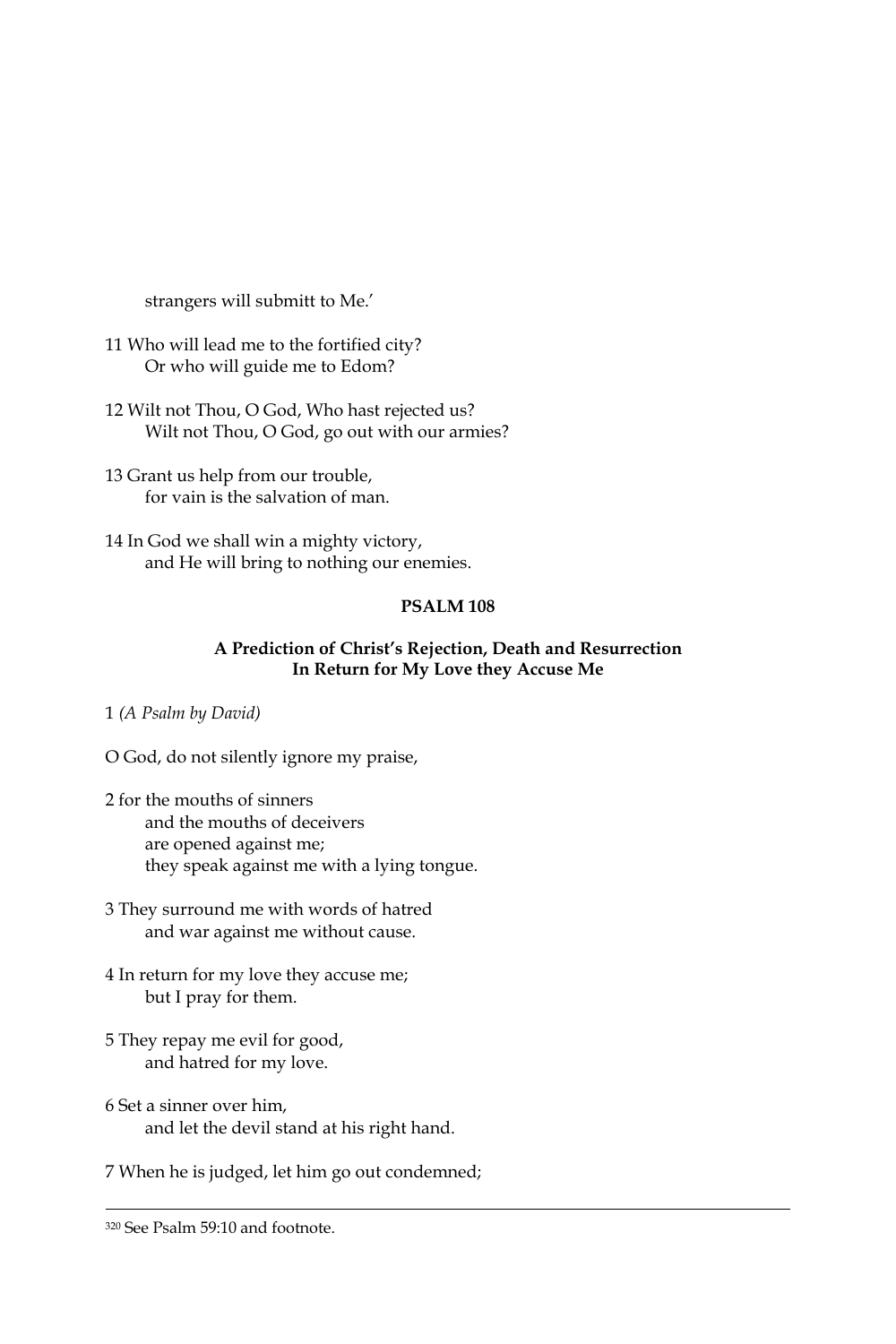strangers will submitt to Me.'

11 Who will lead me to the fortified city?
Or who will guide me to Edom?

12 Wilt not Thou, O God, Who hast rejected us?
Wilt not Thou, O God, go out with our armies?

13 Grant us help from our trouble,
for vain is the salvation of man.

14 In God we shall win a mighty victory,
and He will bring to nothing our enemies.

## PSALM 108

### A Prediction of Christ's Rejection, Death and Resurrection
### In Return for My Love they Accuse Me

1 *(A Psalm by David)*

O God, do not silently ignore my praise,

2 for the mouths of sinners
and the mouths of deceivers
are opened against me;
they speak against me with a lying tongue.

3 They surround me with words of hatred
and war against me without cause.

4 In return for my love they accuse me;
but I pray for them.

5 They repay me evil for good,
and hatred for my love.

6 Set a sinner over him,
and let the devil stand at his right hand.

7 When he is judged, let him go out condemned;

---

[320] See Psalm 59:10 and footnote.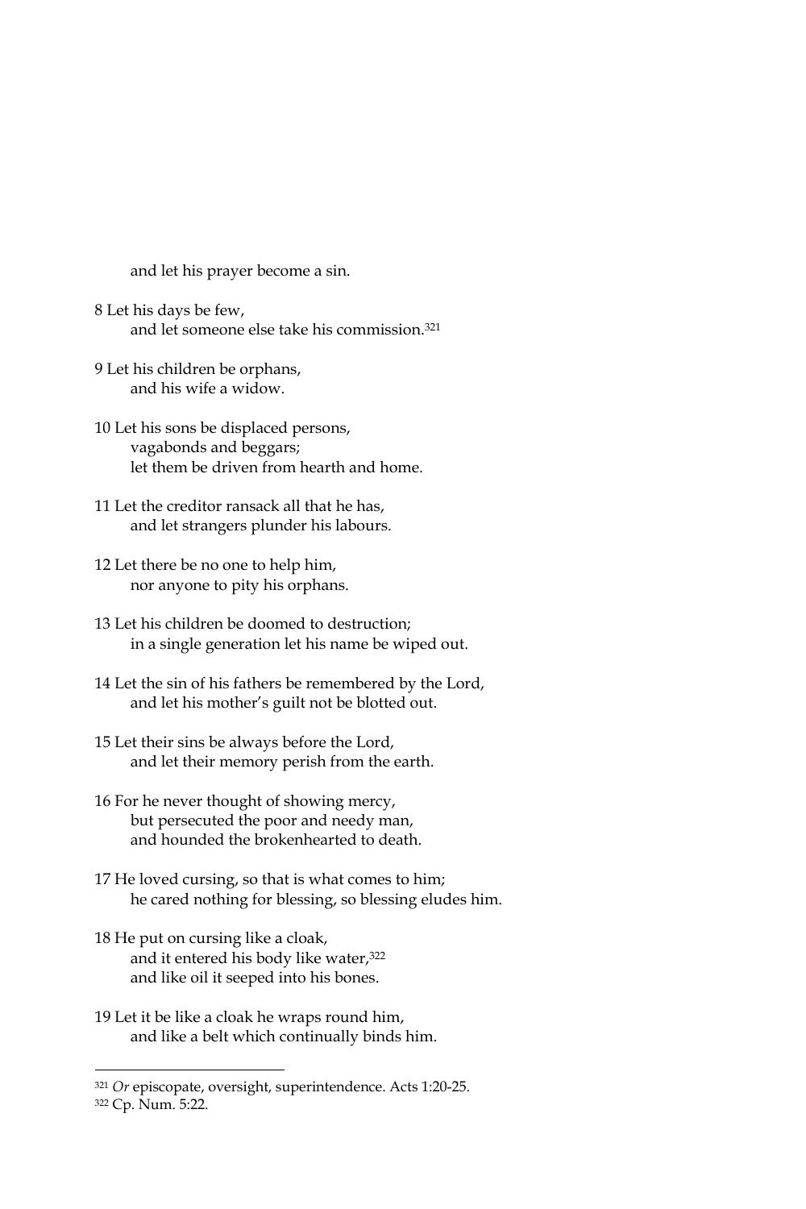and let his prayer become a sin.

8 Let his days be few,
and let someone else take his commission.[321]

9 Let his children be orphans,
and his wife a widow.

10 Let his sons be displaced persons,
vagabonds and beggars;
let them be driven from hearth and home.

11 Let the creditor ransack all that he has,
and let strangers plunder his labours.

12 Let there be no one to help him,
nor anyone to pity his orphans.

13 Let his children be doomed to destruction;
in a single generation let his name be wiped out.

14 Let the sin of his fathers be remembered by the Lord,
and let his mother's guilt not be blotted out.

15 Let their sins be always before the Lord,
and let their memory perish from the earth.

16 For he never thought of showing mercy,
but persecuted the poor and needy man,
and hounded the brokenhearted to death.

17 He loved cursing, so that is what comes to him;
he cared nothing for blessing, so blessing eludes him.

18 He put on cursing like a cloak,
and it entered his body like water,[322]
and like oil it seeped into his bones.

19 Let it be like a cloak he wraps round him,
and like a belt which continually binds him.

---

[321] *Or* episcopate, oversight, superintendence. Acts 1:20-25.

[322] Cp. Num. 5:22.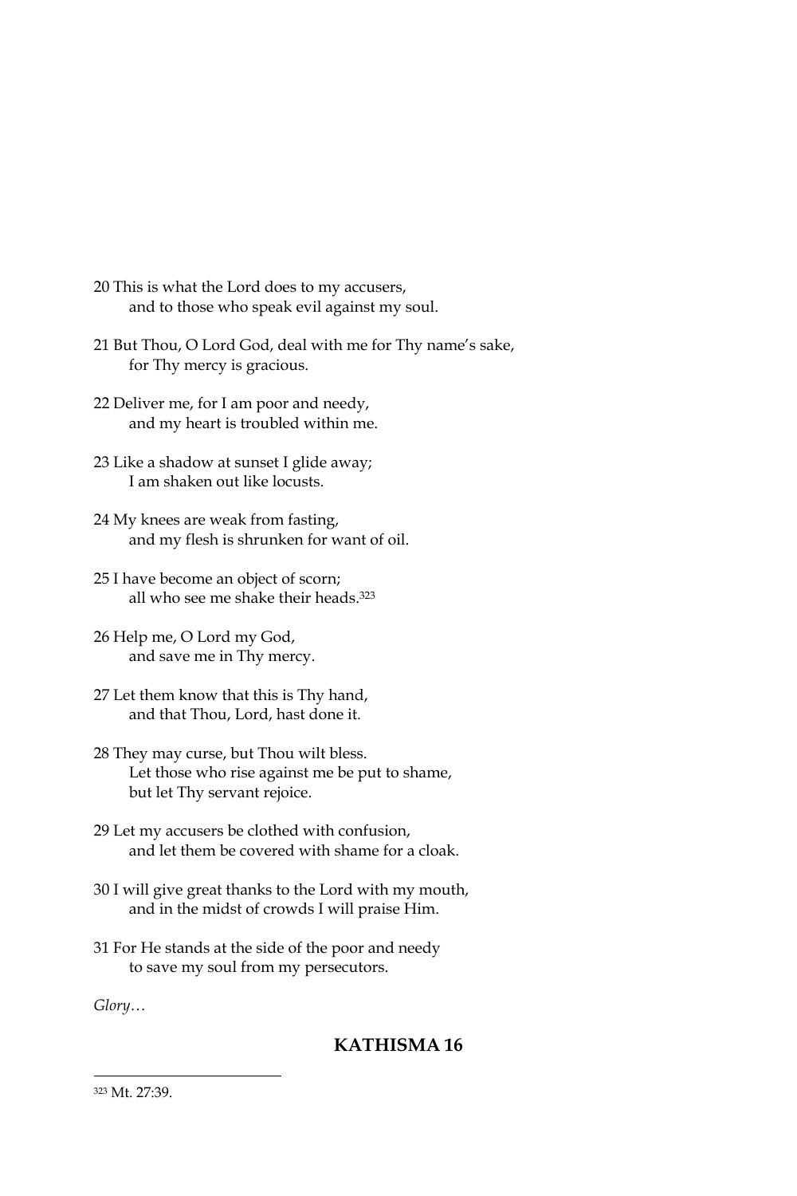20 This is what the Lord does to my accusers,
 and to those who speak evil against my soul.

21 But Thou, O Lord God, deal with me for Thy name's sake,
 for Thy mercy is gracious.

22 Deliver me, for I am poor and needy,
 and my heart is troubled within me.

23 Like a shadow at sunset I glide away;
 I am shaken out like locusts.

24 My knees are weak from fasting,
 and my flesh is shrunken for want of oil.

25 I have become an object of scorn;
 all who see me shake their heads.[323]

26 Help me, O Lord my God,
 and save me in Thy mercy.

27 Let them know that this is Thy hand,
 and that Thou, Lord, hast done it.

28 They may curse, but Thou wilt bless.
 Let those who rise against me be put to shame,
 but let Thy servant rejoice.

29 Let my accusers be clothed with confusion,
 and let them be covered with shame for a cloak.

30 I will give great thanks to the Lord with my mouth,
 and in the midst of crowds I will praise Him.

31 For He stands at the side of the poor and needy
 to save my soul from my persecutors.

*Glory…*

## KATHISMA 16

[323] Mt. 27:39.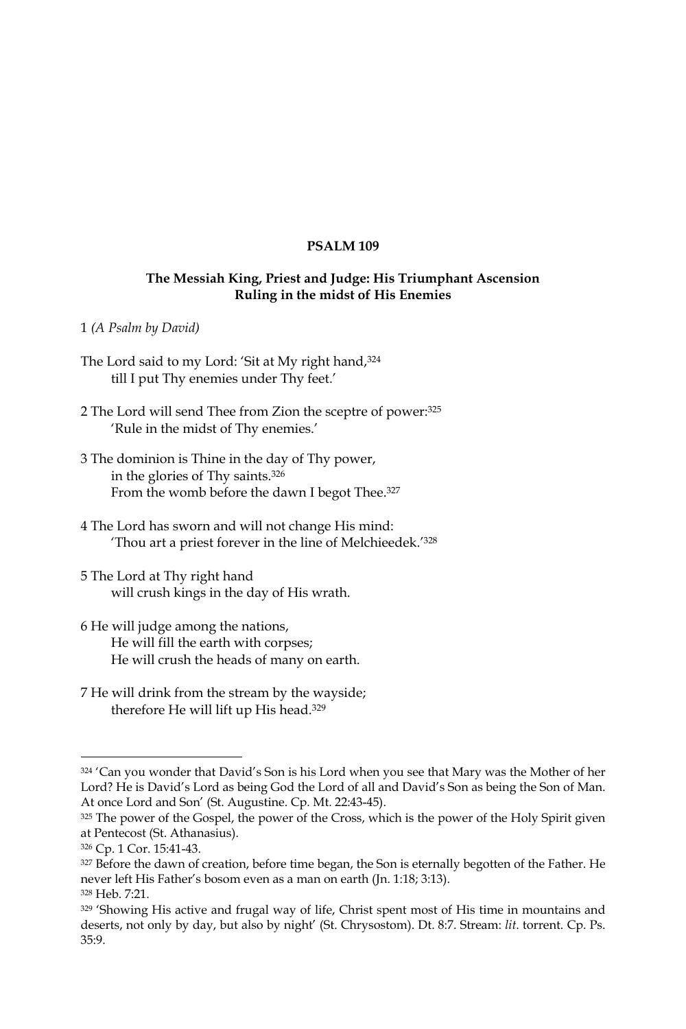## PSALM 109

### The Messiah King, Priest and Judge: His Triumphant Ascension Ruling in the midst of His Enemies

1 *(A Psalm by David)*

The Lord said to my Lord: 'Sit at My right hand,[324]
 till I put Thy enemies under Thy feet.'

2 The Lord will send Thee from Zion the sceptre of power:[325]
 'Rule in the midst of Thy enemies.'

3 The dominion is Thine in the day of Thy power,
 in the glories of Thy saints.[326]
 From the womb before the dawn I begot Thee.[327]

4 The Lord has sworn and will not change His mind:
 'Thou art a priest forever in the line of Melchieedek.'[328]

5 The Lord at Thy right hand
 will crush kings in the day of His wrath.

6 He will judge among the nations,
 He will fill the earth with corpses;
 He will crush the heads of many on earth.

7 He will drink from the stream by the wayside;
 therefore He will lift up His head.[329]

---

[324] 'Can you wonder that David's Son is his Lord when you see that Mary was the Mother of her Lord? He is David's Lord as being God the Lord of all and David's Son as being the Son of Man. At once Lord and Son' (St. Augustine. Cp. Mt. 22:43-45).

[325] The power of the Gospel, the power of the Cross, which is the power of the Holy Spirit given at Pentecost (St. Athanasius).

[326] Cp. 1 Cor. 15:41-43.

[327] Before the dawn of creation, before time began, the Son is eternally begotten of the Father. He never left His Father's bosom even as a man on earth (Jn. 1:18; 3:13).

[328] Heb. 7:21.

[329] 'Showing His active and frugal way of life, Christ spent most of His time in mountains and deserts, not only by day, but also by night' (St. Chrysostom). Dt. 8:7. Stream: *lit.* torrent. Cp. Ps. 35:9.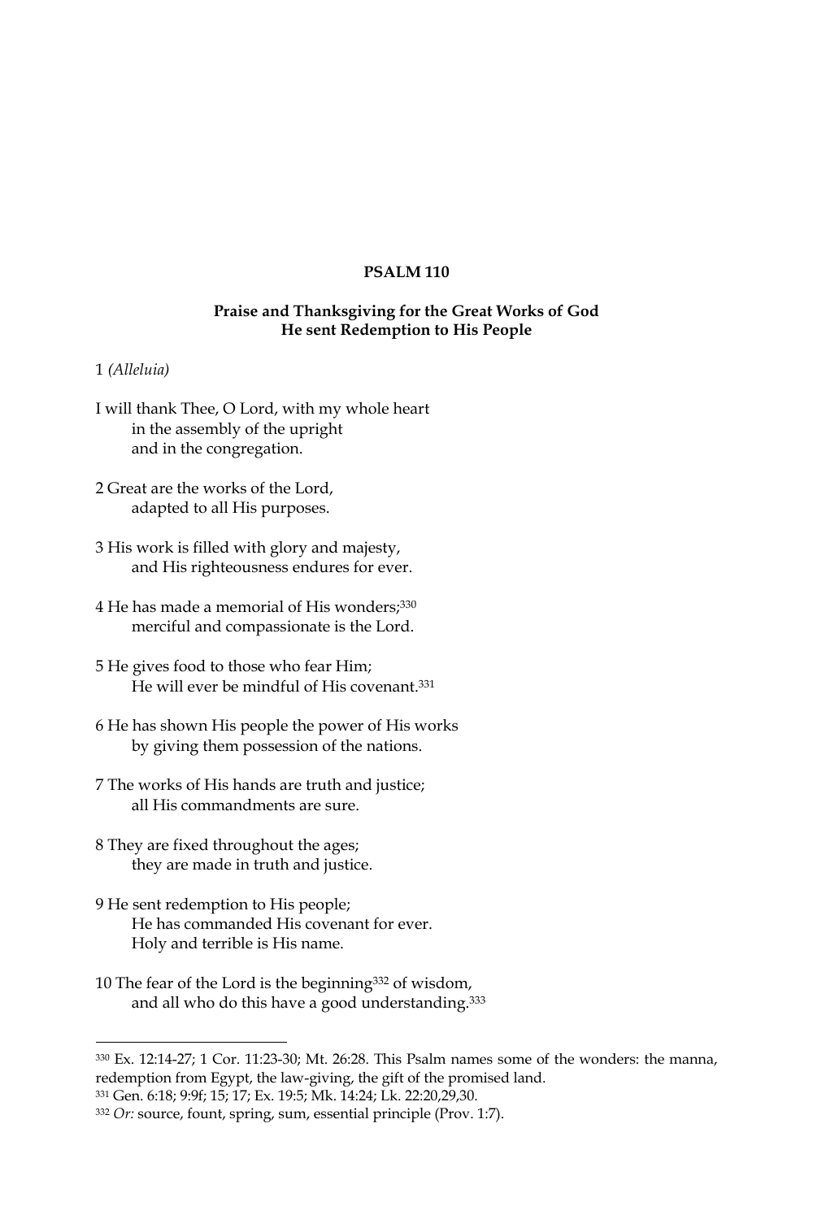## PSALM 110

### Praise and Thanksgiving for the Great Works of God
### He sent Redemption to His People

1 *(Alleluia)*

I will thank Thee, O Lord, with my whole heart
in the assembly of the upright
and in the congregation.

2 Great are the works of the Lord,
adapted to all His purposes.

3 His work is filled with glory and majesty,
and His righteousness endures for ever.

4 He has made a memorial of His wonders;[330]
merciful and compassionate is the Lord.

5 He gives food to those who fear Him;
He will ever be mindful of His covenant.[331]

6 He has shown His people the power of His works
by giving them possession of the nations.

7 The works of His hands are truth and justice;
all His commandments are sure.

8 They are fixed throughout the ages;
they are made in truth and justice.

9 He sent redemption to His people;
He has commanded His covenant for ever.
Holy and terrible is His name.

10 The fear of the Lord is the beginning[332] of wisdom,
and all who do this have a good understanding.[333]

---

[330] Ex. 12:14-27; 1 Cor. 11:23-30; Mt. 26:28. This Psalm names some of the wonders: the manna, redemption from Egypt, the law-giving, the gift of the promised land.

[331] Gen. 6:18; 9:9f; 15; 17; Ex. 19:5; Mk. 14:24; Lk. 22:20,29,30.

[332] *Or:* source, fount, spring, sum, essential principle (Prov. 1:7).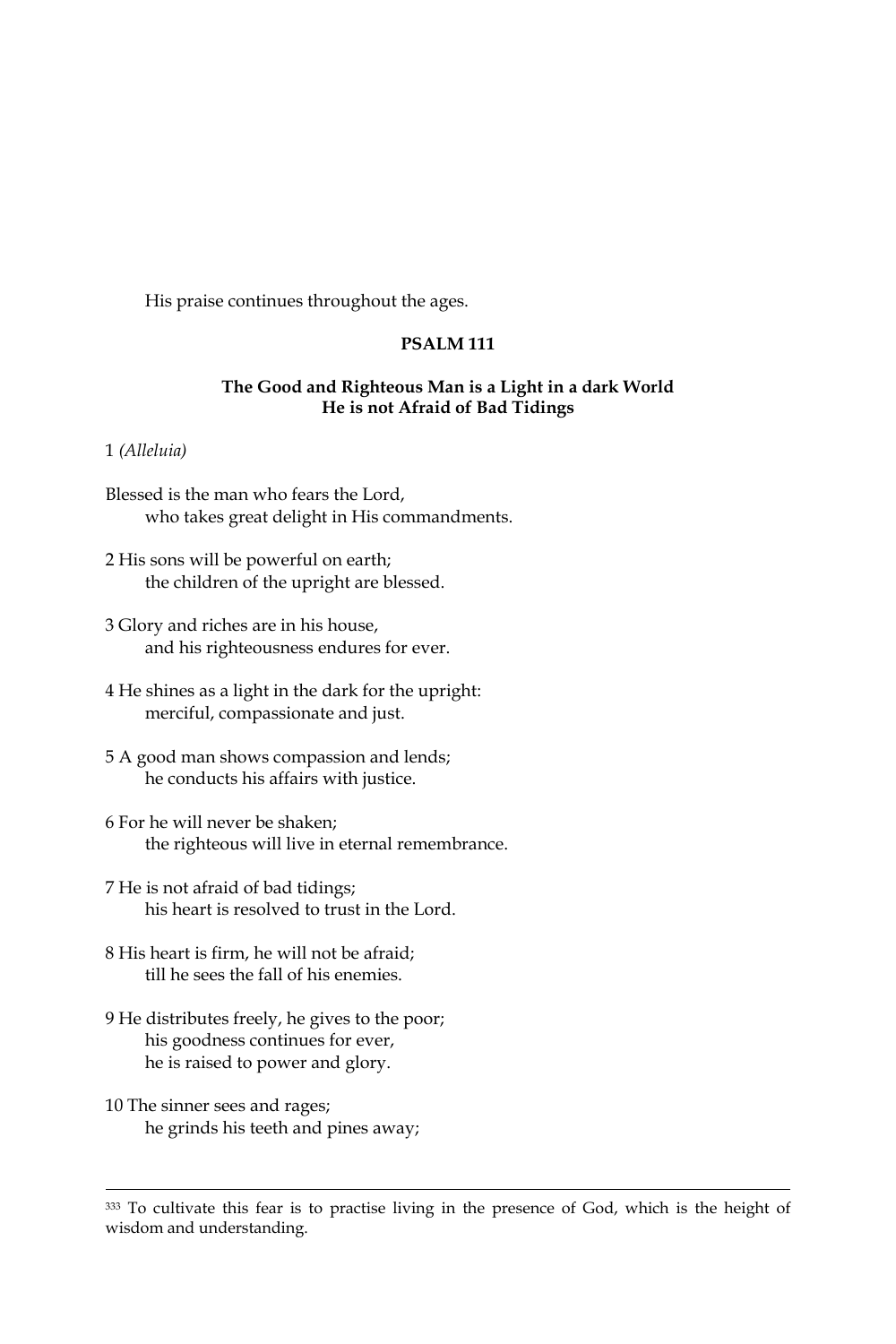His praise continues throughout the ages.

**PSALM 111**

**The Good and Righteous Man is a Light in a dark World**
**He is not Afraid of Bad Tidings**

1 *(Alleluia)*

Blessed is the man who fears the Lord,
who takes great delight in His commandments.

2 His sons will be powerful on earth;
the children of the upright are blessed.

3 Glory and riches are in his house,
and his righteousness endures for ever.

4 He shines as a light in the dark for the upright:
merciful, compassionate and just.

5 A good man shows compassion and lends;
he conducts his affairs with justice.

6 For he will never be shaken;
the righteous will live in eternal remembrance.

7 He is not afraid of bad tidings;
his heart is resolved to trust in the Lord.

8 His heart is firm, he will not be afraid;
till he sees the fall of his enemies.

9 He distributes freely, he gives to the poor;
his goodness continues for ever,
he is raised to power and glory.

10 The sinner sees and rages;
he grinds his teeth and pines away;

---

[333] To cultivate this fear is to practise living in the presence of God, which is the height of wisdom and understanding.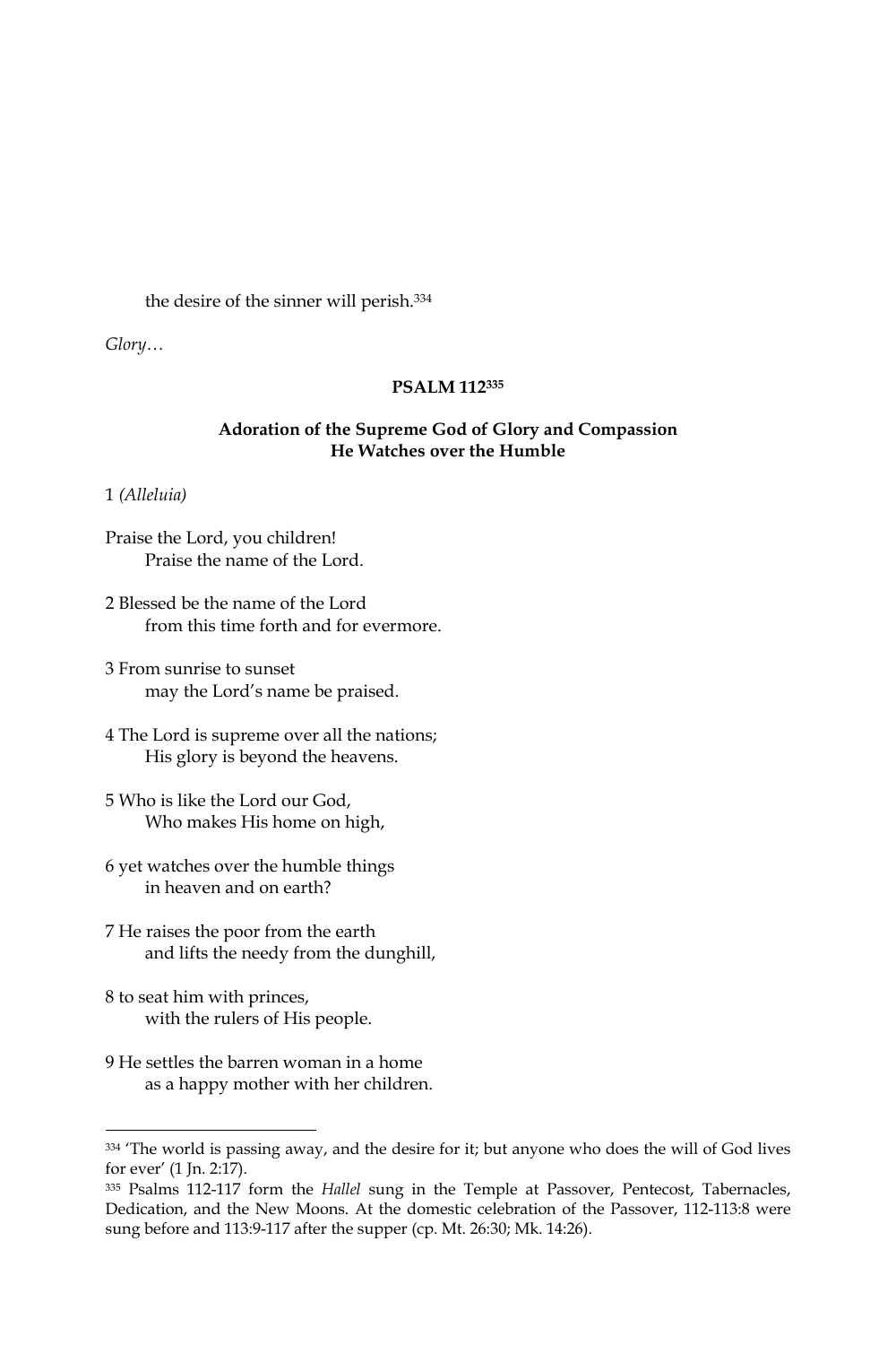the desire of the sinner will perish.[334]

*Glory…*

### PSALM 112[335]

#### Adoration of the Supreme God of Glory and Compassion
#### He Watches over the Humble

1 *(Alleluia)*

Praise the Lord, you children!
Praise the name of the Lord.

2 Blessed be the name of the Lord
from this time forth and for evermore.

3 From sunrise to sunset
may the Lord's name be praised.

4 The Lord is supreme over all the nations;
His glory is beyond the heavens.

5 Who is like the Lord our God,
Who makes His home on high,

6 yet watches over the humble things
in heaven and on earth?

7 He raises the poor from the earth
and lifts the needy from the dunghill,

8 to seat him with princes,
with the rulers of His people.

9 He settles the barren woman in a home
as a happy mother with her children.

---

[334] 'The world is passing away, and the desire for it; but anyone who does the will of God lives for ever' (1 Jn. 2:17).

[335] Psalms 112-117 form the *Hallel* sung in the Temple at Passover, Pentecost, Tabernacles, Dedication, and the New Moons. At the domestic celebration of the Passover, 112-113:8 were sung before and 113:9-117 after the supper (cp. Mt. 26:30; Mk. 14:26).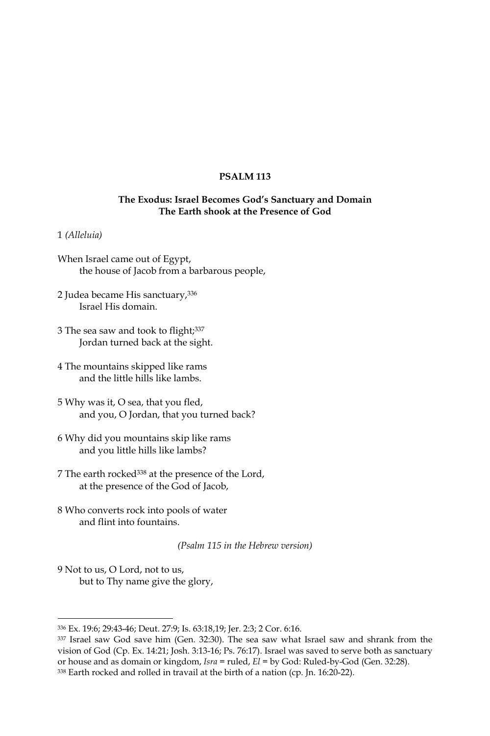**PSALM 113**

**The Exodus: Israel Becomes God's Sanctuary and Domain**
**The Earth shook at the Presence of God**

1 *(Alleluia)*

When Israel came out of Egypt,
 the house of Jacob from a barbarous people,

2 Judea became His sanctuary,[336]
 Israel His domain.

3 The sea saw and took to flight;[337]
 Jordan turned back at the sight.

4 The mountains skipped like rams
 and the little hills like lambs.

5 Why was it, O sea, that you fled,
 and you, O Jordan, that you turned back?

6 Why did you mountains skip like rams
 and you little hills like lambs?

7 The earth rocked[338] at the presence of the Lord,
 at the presence of the God of Jacob,

8 Who converts rock into pools of water
 and flint into fountains.

*(Psalm 115 in the Hebrew version)*

9 Not to us, O Lord, not to us,
 but to Thy name give the glory,

---

[336] Ex. 19:6; 29:43-46; Deut. 27:9; Is. 63:18,19; Jer. 2:3; 2 Cor. 6:16.

[337] Israel saw God save him (Gen. 32:30). The sea saw what Israel saw and shrank from the vision of God (Cp. Ex. 14:21; Josh. 3:13-16; Ps. 76:17). Israel was saved to serve both as sanctuary or house and as domain or kingdom, *Isra* = ruled, *El* = by God: Ruled-by-God (Gen. 32:28).

[338] Earth rocked and rolled in travail at the birth of a nation (cp. Jn. 16:20-22).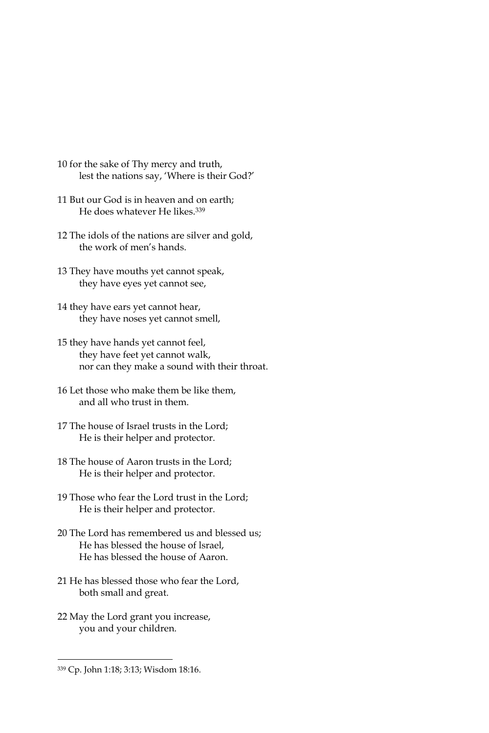10 for the sake of Thy mercy and truth,
  lest the nations say, 'Where is their God?'

11 But our God is in heaven and on earth;
  He does whatever He likes.[339]

12 The idols of the nations are silver and gold,
  the work of men's hands.

13 They have mouths yet cannot speak,
  they have eyes yet cannot see,

14 they have ears yet cannot hear,
  they have noses yet cannot smell,

15 they have hands yet cannot feel,
  they have feet yet cannot walk,
  nor can they make a sound with their throat.

16 Let those who make them be like them,
  and all who trust in them.

17 The house of Israel trusts in the Lord;
  He is their helper and protector.

18 The house of Aaron trusts in the Lord;
  He is their helper and protector.

19 Those who fear the Lord trust in the Lord;
  He is their helper and protector.

20 The Lord has remembered us and blessed us;
  He has blessed the house of lsrael,
  He has blessed the house of Aaron.

21 He has blessed those who fear the Lord,
  both small and great.

22 May the Lord grant you increase,
  you and your children.

---

[339] Cp. John 1:18; 3:13; Wisdom 18:16.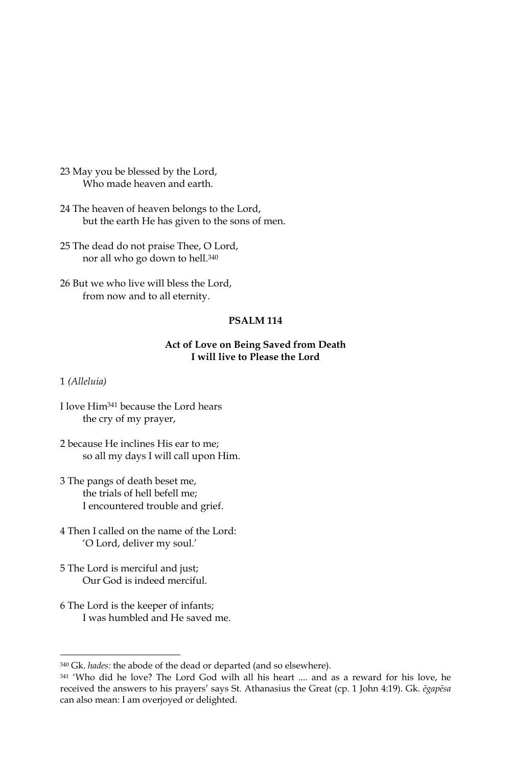23 May you be blessed by the Lord,
Who made heaven and earth.

24 The heaven of heaven belongs to the Lord,
but the earth He has given to the sons of men.

25 The dead do not praise Thee, O Lord,
nor all who go down to hell.[340]

26 But we who live will bless the Lord,
from now and to all eternity.

## PSALM 114

### Act of Love on Being Saved from Death
### I will live to Please the Lord

1 *(Alleluia)*

I love Him[341] because the Lord hears
the cry of my prayer,

2 because He inclines His ear to me;
so all my days I will call upon Him.

3 The pangs of death beset me,
the trials of hell befell me;
I encountered trouble and grief.

4 Then I called on the name of the Lord:
'O Lord, deliver my soul.'

5 The Lord is merciful and just;
Our God is indeed merciful.

6 The Lord is the keeper of infants;
I was humbled and He saved me.

---

[340] Gk. *hades:* the abode of the dead or departed (and so elsewhere).

[341] 'Who did he love? The Lord God wilh all his heart .... and as a reward for his love, he received the answers to his prayers' says St. Athanasius the Great (cp. 1 John 4:19). Gk. *ēgapēsa* can also mean: I am overjoyed or delighted.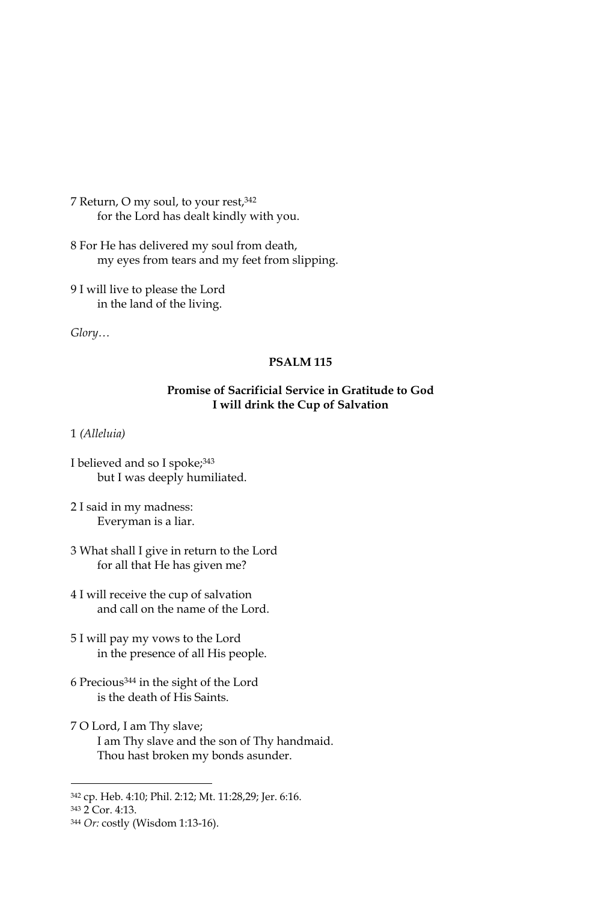7 Return, O my soul, to your rest,[342]
for the Lord has dealt kindly with you.

8 For He has delivered my soul from death,
my eyes from tears and my feet from slipping.

9 I will live to please the Lord
in the land of the living.

*Glory…*

**PSALM 115**

**Promise of Sacrificial Service in Gratitude to God**
**I will drink the Cup of Salvation**

1 *(Alleluia)*

I believed and so I spoke;[343]
but I was deeply humiliated.

2 I said in my madness:
Everyman is a liar.

3 What shall I give in return to the Lord
for all that He has given me?

4 I will receive the cup of salvation
and call on the name of the Lord.

5 I will pay my vows to the Lord
in the presence of all His people.

6 Precious[344] in the sight of the Lord
is the death of His Saints.

7 O Lord, I am Thy slave;
I am Thy slave and the son of Thy handmaid.
Thou hast broken my bonds asunder.

---

[342] cp. Heb. 4:10; Phil. 2:12; Mt. 11:28,29; Jer. 6:16.

[343] 2 Cor. 4:13.

[344] *Or:* costly (Wisdom 1:13-16).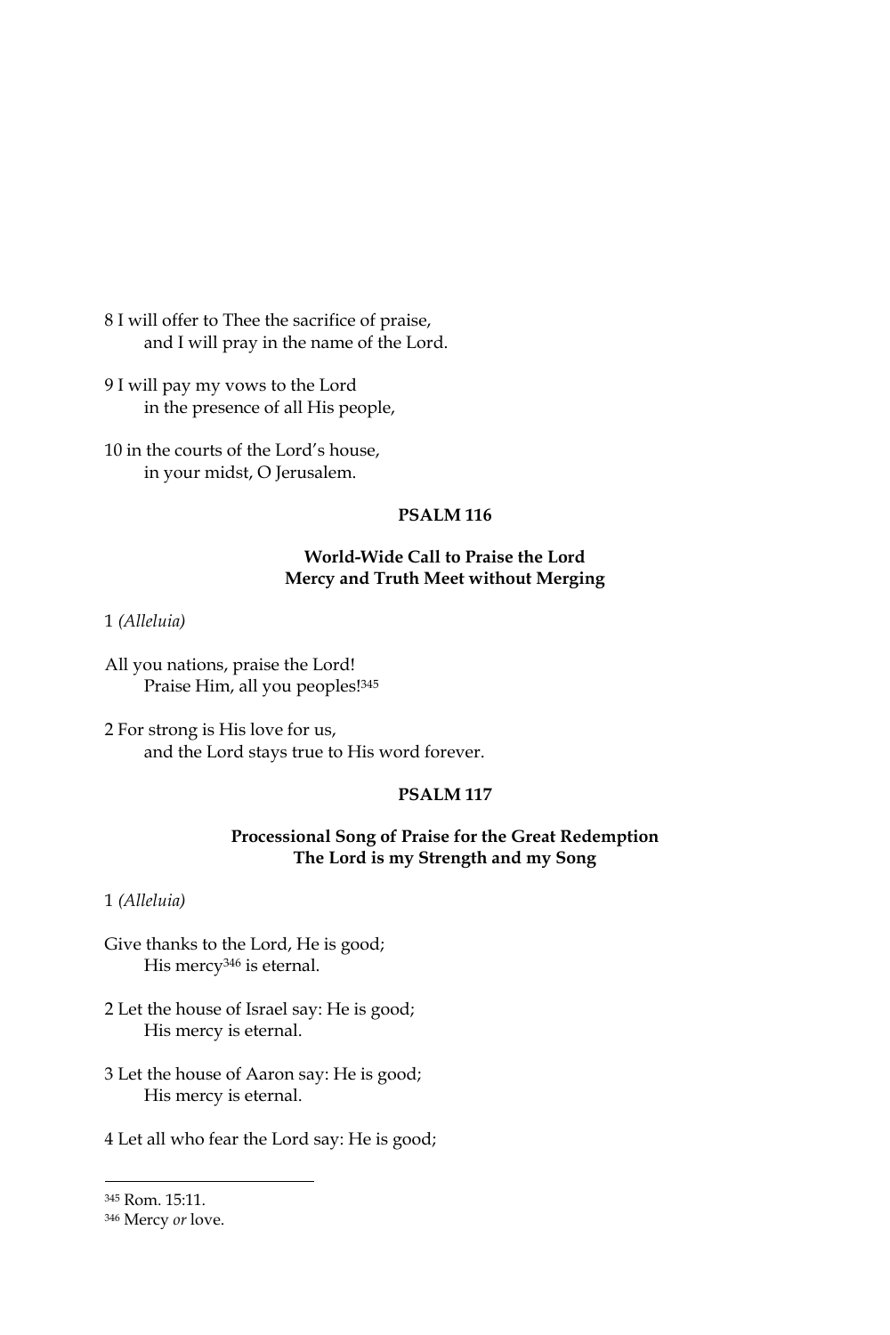8 I will offer to Thee the sacrifice of praise,
    and I will pray in the name of the Lord.

9 I will pay my vows to the Lord
    in the presence of all His people,

10 in the courts of the Lord's house,
    in your midst, O Jerusalem.

## PSALM 116

### World-Wide Call to Praise the Lord
### Mercy and Truth Meet without Merging

1 *(Alleluia)*

All you nations, praise the Lord!
    Praise Him, all you peoples![345]

2 For strong is His love for us,
    and the Lord stays true to His word forever.

## PSALM 117

### Processional Song of Praise for the Great Redemption
### The Lord is my Strength and my Song

1 *(Alleluia)*

Give thanks to the Lord, He is good;
    His mercy[346] is eternal.

2 Let the house of Israel say: He is good;
    His mercy is eternal.

3 Let the house of Aaron say: He is good;
    His mercy is eternal.

4 Let all who fear the Lord say: He is good;

---

[345] Rom. 15:11.

[346] Mercy *or* love.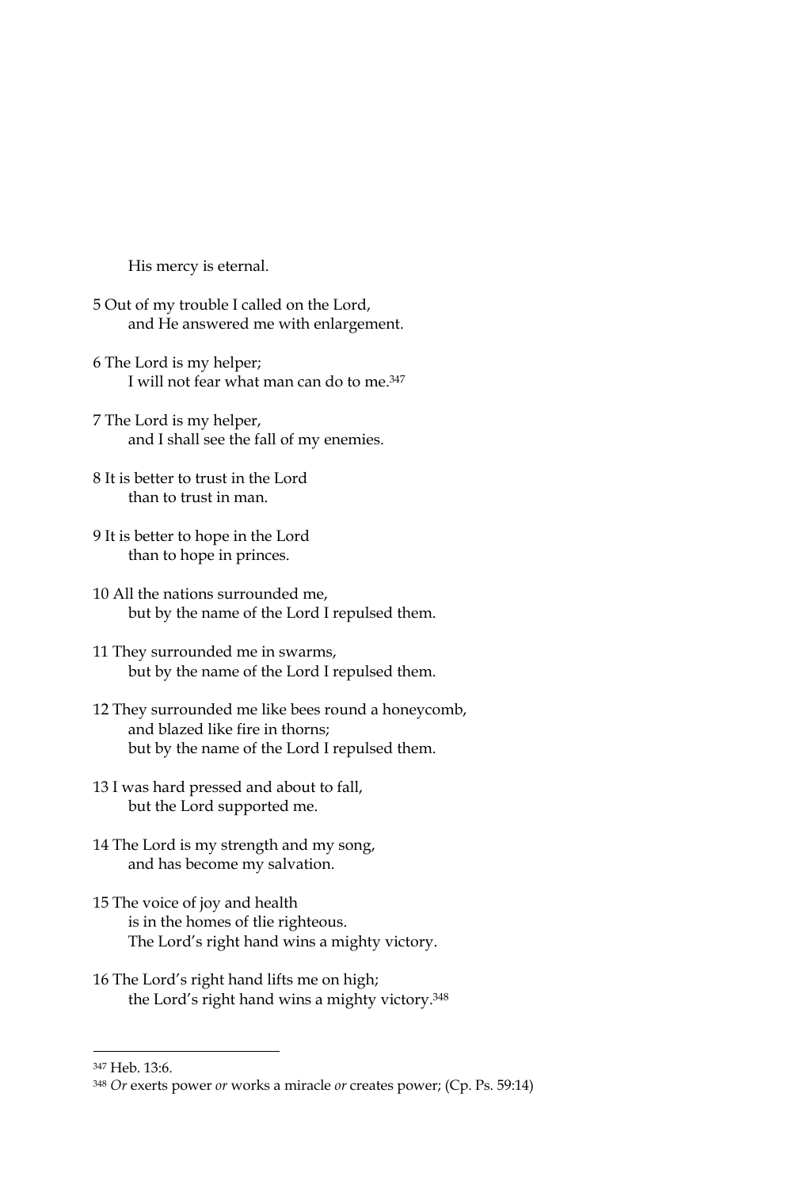His mercy is eternal.

5 Out of my trouble I called on the Lord,
 and He answered me with enlargement.

6 The Lord is my helper;
 I will not fear what man can do to me.[347]

7 The Lord is my helper,
 and I shall see the fall of my enemies.

8 It is better to trust in the Lord
 than to trust in man.

9 It is better to hope in the Lord
 than to hope in princes.

10 All the nations surrounded me,
 but by the name of the Lord I repulsed them.

11 They surrounded me in swarms,
 but by the name of the Lord I repulsed them.

12 They surrounded me like bees round a honeycomb,
 and blazed like fire in thorns;
 but by the name of the Lord I repulsed them.

13 I was hard pressed and about to fall,
 but the Lord supported me.

14 The Lord is my strength and my song,
 and has become my salvation.

15 The voice of joy and health
 is in the homes of tlie righteous.
 The Lord's right hand wins a mighty victory.

16 The Lord's right hand lifts me on high;
 the Lord's right hand wins a mighty victory.[348]

---

[347] Heb. 13:6.

[348] *Or* exerts power *or* works a miracle *or* creates power; (Cp. Ps. 59:14)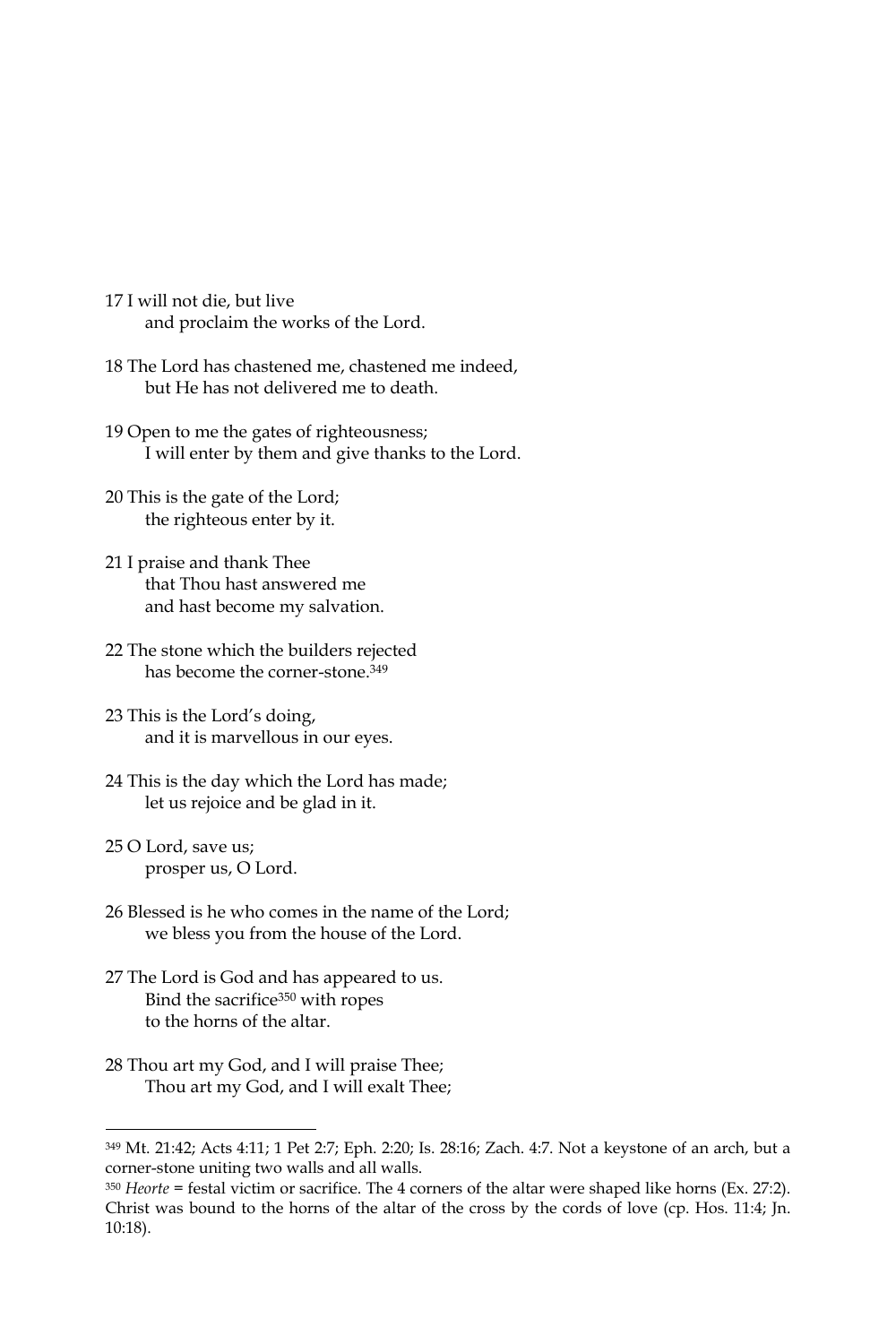17 I will not die, but live
    and proclaim the works of the Lord.

18 The Lord has chastened me, chastened me indeed,
    but He has not delivered me to death.

19 Open to me the gates of righteousness;
    I will enter by them and give thanks to the Lord.

20 This is the gate of the Lord;
    the righteous enter by it.

21 I praise and thank Thee
    that Thou hast answered me
    and hast become my salvation.

22 The stone which the builders rejected
    has become the corner-stone.[349]

23 This is the Lord's doing,
    and it is marvellous in our eyes.

24 This is the day which the Lord has made;
    let us rejoice and be glad in it.

25 O Lord, save us;
    prosper us, O Lord.

26 Blessed is he who comes in the name of the Lord;
    we bless you from the house of the Lord.

27 The Lord is God and has appeared to us.
    Bind the sacrifice[350] with ropes
    to the horns of the altar.

28 Thou art my God, and I will praise Thee;
    Thou art my God, and I will exalt Thee;

---

[349] Mt. 21:42; Acts 4:11; 1 Pet 2:7; Eph. 2:20; Is. 28:16; Zach. 4:7. Not a keystone of an arch, but a corner-stone uniting two walls and all walls.

[350] *Heorte* = festal victim or sacrifice. The 4 corners of the altar were shaped like horns (Ex. 27:2). Christ was bound to the horns of the altar of the cross by the cords of love (cp. Hos. 11:4; Jn. 10:18).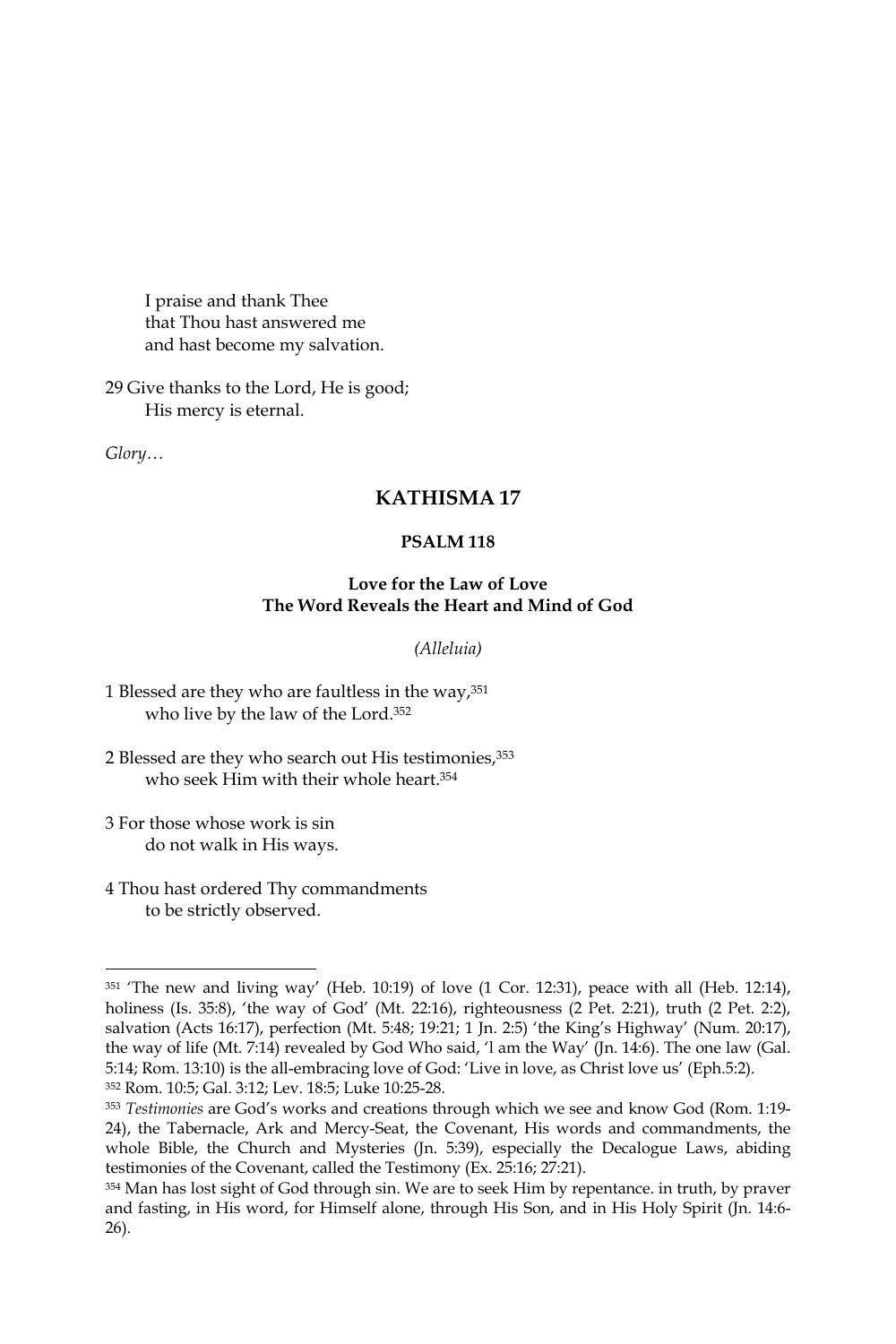I praise and thank Thee
that Thou hast answered me
and hast become my salvation.

29 Give thanks to the Lord, He is good;
His mercy is eternal.

*Glory…*

## KATHISMA 17

### PSALM 118

**Love for the Law of Love**
**The Word Reveals the Heart and Mind of God**

*(Alleluia)*

1 Blessed are they who are faultless in the way,[351]
who live by the law of the Lord.[352]

2 Blessed are they who search out His testimonies,[353]
who seek Him with their whole heart.[354]

3 For those whose work is sin
do not walk in His ways.

4 Thou hast ordered Thy commandments
to be strictly observed.

---

[351] 'The new and living way' (Heb. 10:19) of love (1 Cor. 12:31), peace with all (Heb. 12:14), holiness (Is. 35:8), 'the way of God' (Mt. 22:16), righteousness (2 Pet. 2:21), truth (2 Pet. 2:2), salvation (Acts 16:17), perfection (Mt. 5:48; 19:21; 1 Jn. 2:5) 'the King's Highway' (Num. 20:17), the way of life (Mt. 7:14) revealed by God Who said, 'l am the Way' (Jn. 14:6). The one law (Gal. 5:14; Rom. 13:10) is the all-embracing love of God: 'Live in love, as Christ love us' (Eph.5:2).

[352] Rom. 10:5; Gal. 3:12; Lev. 18:5; Luke 10:25-28.

[353] *Testimonies* are God's works and creations through which we see and know God (Rom. 1:19-24), the Tabernacle, Ark and Mercy-Seat, the Covenant, His words and commandments, the whole Bible, the Church and Mysteries (Jn. 5:39), especially the Decalogue Laws, abiding testimonies of the Covenant, called the Testimony (Ex. 25:16; 27:21).

[354] Man has lost sight of God through sin. We are to seek Him by repentance. in truth, by praver and fasting, in His word, for Himself alone, through His Son, and in His Holy Spirit (Jn. 14:6-26).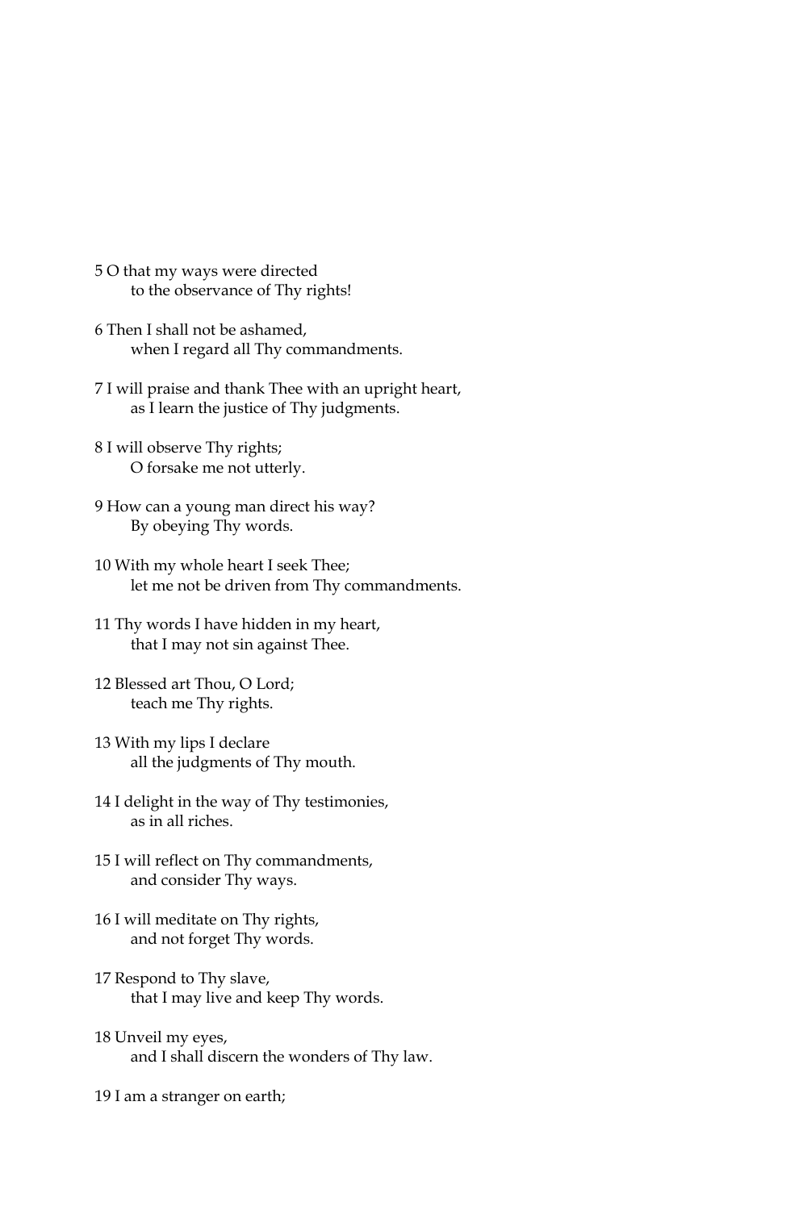5 O that my ways were directed
to the observance of Thy rights!

6 Then I shall not be ashamed,
when I regard all Thy commandments.

7 I will praise and thank Thee with an upright heart,
as I learn the justice of Thy judgments.

8 I will observe Thy rights;
O forsake me not utterly.

9 How can a young man direct his way?
By obeying Thy words.

10 With my whole heart I seek Thee;
let me not be driven from Thy commandments.

11 Thy words I have hidden in my heart,
that I may not sin against Thee.

12 Blessed art Thou, O Lord;
teach me Thy rights.

13 With my lips I declare
all the judgments of Thy mouth.

14 I delight in the way of Thy testimonies,
as in all riches.

15 I will reflect on Thy commandments,
and consider Thy ways.

16 I will meditate on Thy rights,
and not forget Thy words.

17 Respond to Thy slave,
that I may live and keep Thy words.

18 Unveil my eyes,
and I shall discern the wonders of Thy law.

19 I am a stranger on earth;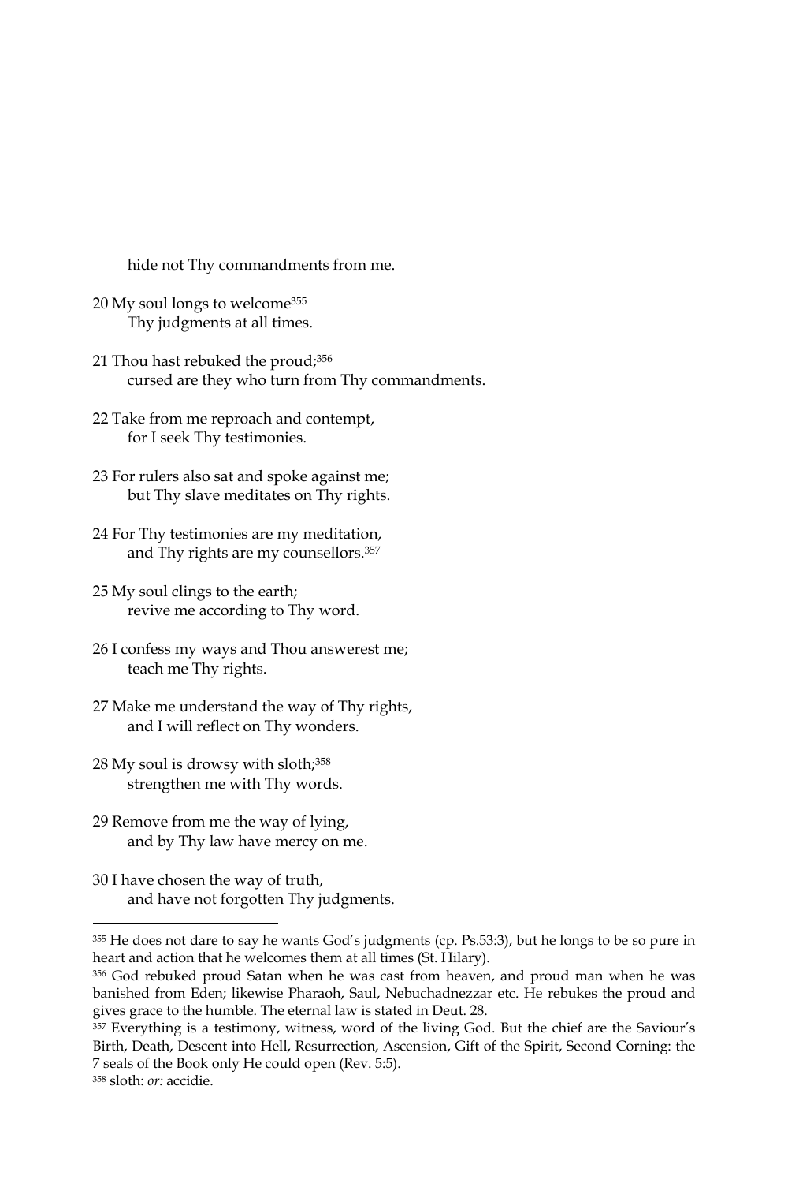hide not Thy commandments from me.

20 My soul longs to welcome[355]
Thy judgments at all times.

21 Thou hast rebuked the proud;[356]
cursed are they who turn from Thy commandments.

22 Take from me reproach and contempt,
for I seek Thy testimonies.

23 For rulers also sat and spoke against me;
but Thy slave meditates on Thy rights.

24 For Thy testimonies are my meditation,
and Thy rights are my counsellors.[357]

25 My soul clings to the earth;
revive me according to Thy word.

26 I confess my ways and Thou answerest me;
teach me Thy rights.

27 Make me understand the way of Thy rights,
and I will reflect on Thy wonders.

28 My soul is drowsy with sloth;[358]
strengthen me with Thy words.

29 Remove from me the way of lying,
and by Thy law have mercy on me.

30 I have chosen the way of truth,
and have not forgotten Thy judgments.

---

[355] He does not dare to say he wants God's judgments (cp. Ps.53:3), but he longs to be so pure in heart and action that he welcomes them at all times (St. Hilary).

[356] God rebuked proud Satan when he was cast from heaven, and proud man when he was banished from Eden; likewise Pharaoh, Saul, Nebuchadnezzar etc. He rebukes the proud and gives grace to the humble. The eternal law is stated in Deut. 28.

[357] Everything is a testimony, witness, word of the living God. But the chief are the Saviour's Birth, Death, Descent into Hell, Resurrection, Ascension, Gift of the Spirit, Second Corning: the 7 seals of the Book only He could open (Rev. 5:5).

[358] sloth: *or:* accidie.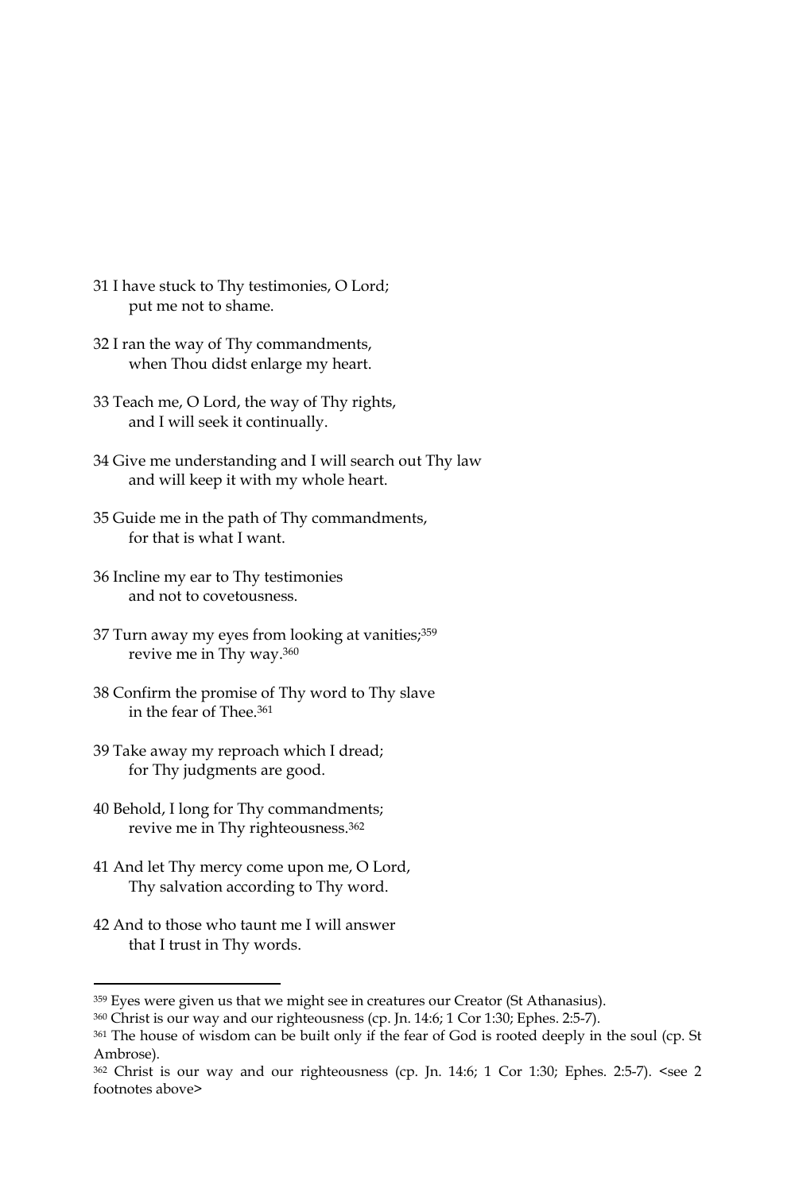31 I have stuck to Thy testimonies, O Lord;
put me not to shame.

32 I ran the way of Thy commandments,
when Thou didst enlarge my heart.

33 Teach me, O Lord, the way of Thy rights,
and I will seek it continually.

34 Give me understanding and I will search out Thy law
and will keep it with my whole heart.

35 Guide me in the path of Thy commandments,
for that is what I want.

36 Incline my ear to Thy testimonies
and not to covetousness.

37 Turn away my eyes from looking at vanities;[359]
revive me in Thy way.[360]

38 Confirm the promise of Thy word to Thy slave
in the fear of Thee.[361]

39 Take away my reproach which I dread;
for Thy judgments are good.

40 Behold, I long for Thy commandments;
revive me in Thy righteousness.[362]

41 And let Thy mercy come upon me, O Lord,
Thy salvation according to Thy word.

42 And to those who taunt me I will answer
that I trust in Thy words.

---

[359] Eyes were given us that we might see in creatures our Creator (St Athanasius).

[360] Christ is our way and our righteousness (cp. Jn. 14:6; 1 Cor 1:30; Ephes. 2:5-7).

[361] The house of wisdom can be built only if the fear of God is rooted deeply in the soul (cp. St Ambrose).

[362] Christ is our way and our righteousness (cp. Jn. 14:6; 1 Cor 1:30; Ephes. 2:5-7). <see 2 footnotes above>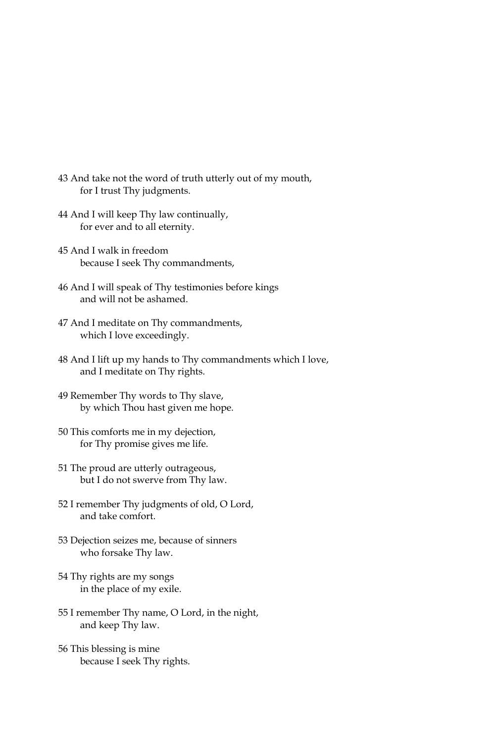43 And take not the word of truth utterly out of my mouth,
    for I trust Thy judgments.

44 And I will keep Thy law continually,
    for ever and to all eternity.

45 And I walk in freedom
    because I seek Thy commandments,

46 And I will speak of Thy testimonies before kings
    and will not be ashamed.

47 And I meditate on Thy commandments,
    which I love exceedingly.

48 And I lift up my hands to Thy commandments which I love,
    and I meditate on Thy rights.

49 Remember Thy words to Thy slave,
    by which Thou hast given me hope.

50 This comforts me in my dejection,
    for Thy promise gives me life.

51 The proud are utterly outrageous,
    but I do not swerve from Thy law.

52 I remember Thy judgments of old, O Lord,
    and take comfort.

53 Dejection seizes me, because of sinners
    who forsake Thy law.

54 Thy rights are my songs
    in the place of my exile.

55 I remember Thy name, O Lord, in the night,
    and keep Thy law.

56 This blessing is mine
    because I seek Thy rights.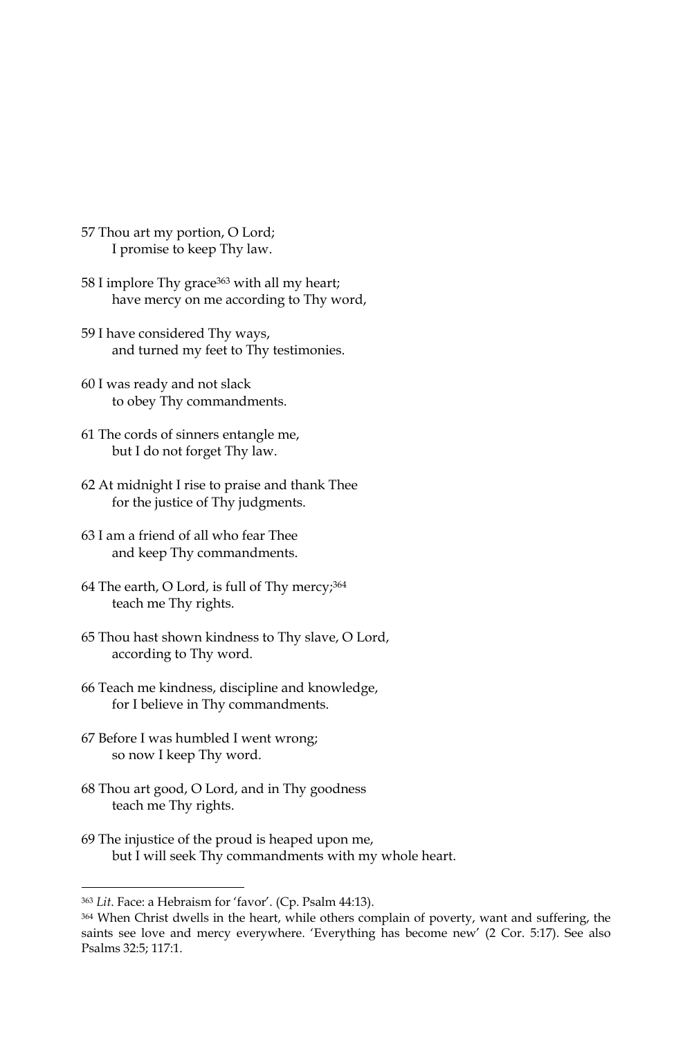57 Thou art my portion, O Lord;
  I promise to keep Thy law.

58 I implore Thy grace[363] with all my heart;
  have mercy on me according to Thy word,

59 I have considered Thy ways,
  and turned my feet to Thy testimonies.

60 I was ready and not slack
  to obey Thy commandments.

61 The cords of sinners entangle me,
  but I do not forget Thy law.

62 At midnight I rise to praise and thank Thee
  for the justice of Thy judgments.

63 I am a friend of all who fear Thee
  and keep Thy commandments.

64 The earth, O Lord, is full of Thy mercy;[364]
  teach me Thy rights.

65 Thou hast shown kindness to Thy slave, O Lord,
  according to Thy word.

66 Teach me kindness, discipline and knowledge,
  for I believe in Thy commandments.

67 Before I was humbled I went wrong;
  so now I keep Thy word.

68 Thou art good, O Lord, and in Thy goodness
  teach me Thy rights.

69 The injustice of the proud is heaped upon me,
  but I will seek Thy commandments with my whole heart.

---

[363] *Lit*. Face: a Hebraism for 'favor'. (Cp. Psalm 44:13).

[364] When Christ dwells in the heart, while others complain of poverty, want and suffering, the saints see love and mercy everywhere. 'Everything has become new' (2 Cor. 5:17). See also Psalms 32:5; 117:1.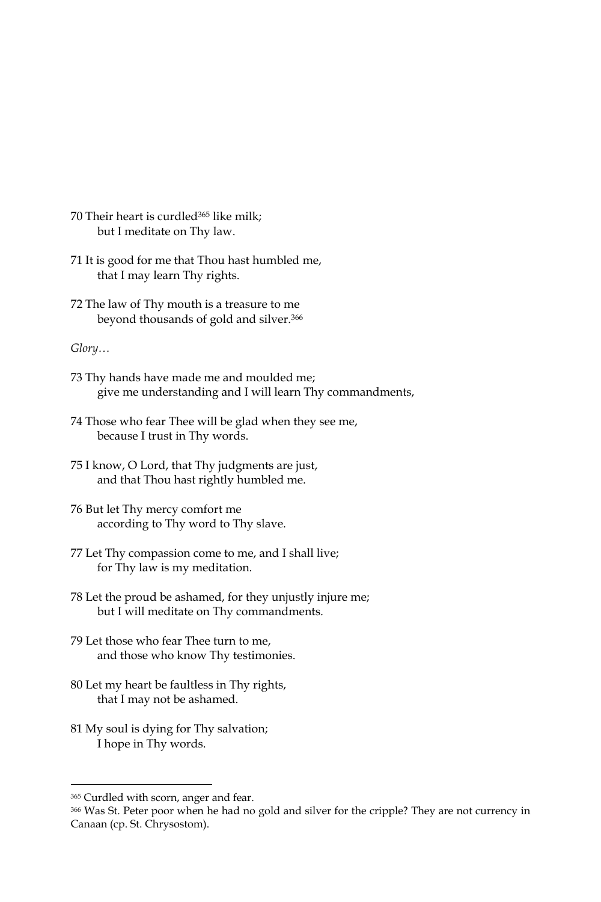70 Their heart is curdled[365] like milk;
  but I meditate on Thy law.

71 It is good for me that Thou hast humbled me,
  that I may learn Thy rights.

72 The law of Thy mouth is a treasure to me
  beyond thousands of gold and silver.[366]

*Glory…*

73 Thy hands have made me and moulded me;
  give me understanding and I will learn Thy commandments,

74 Those who fear Thee will be glad when they see me,
  because I trust in Thy words.

75 I know, O Lord, that Thy judgments are just,
  and that Thou hast rightly humbled me.

76 But let Thy mercy comfort me
  according to Thy word to Thy slave.

77 Let Thy compassion come to me, and I shall live;
  for Thy law is my meditation.

78 Let the proud be ashamed, for they unjustly injure me;
  but I will meditate on Thy commandments.

79 Let those who fear Thee turn to me,
  and those who know Thy testimonies.

80 Let my heart be faultless in Thy rights,
  that I may not be ashamed.

81 My soul is dying for Thy salvation;
  I hope in Thy words.

---

[365] Curdled with scorn, anger and fear.

[366] Was St. Peter poor when he had no gold and silver for the cripple? They are not currency in Canaan (cp. St. Chrysostom).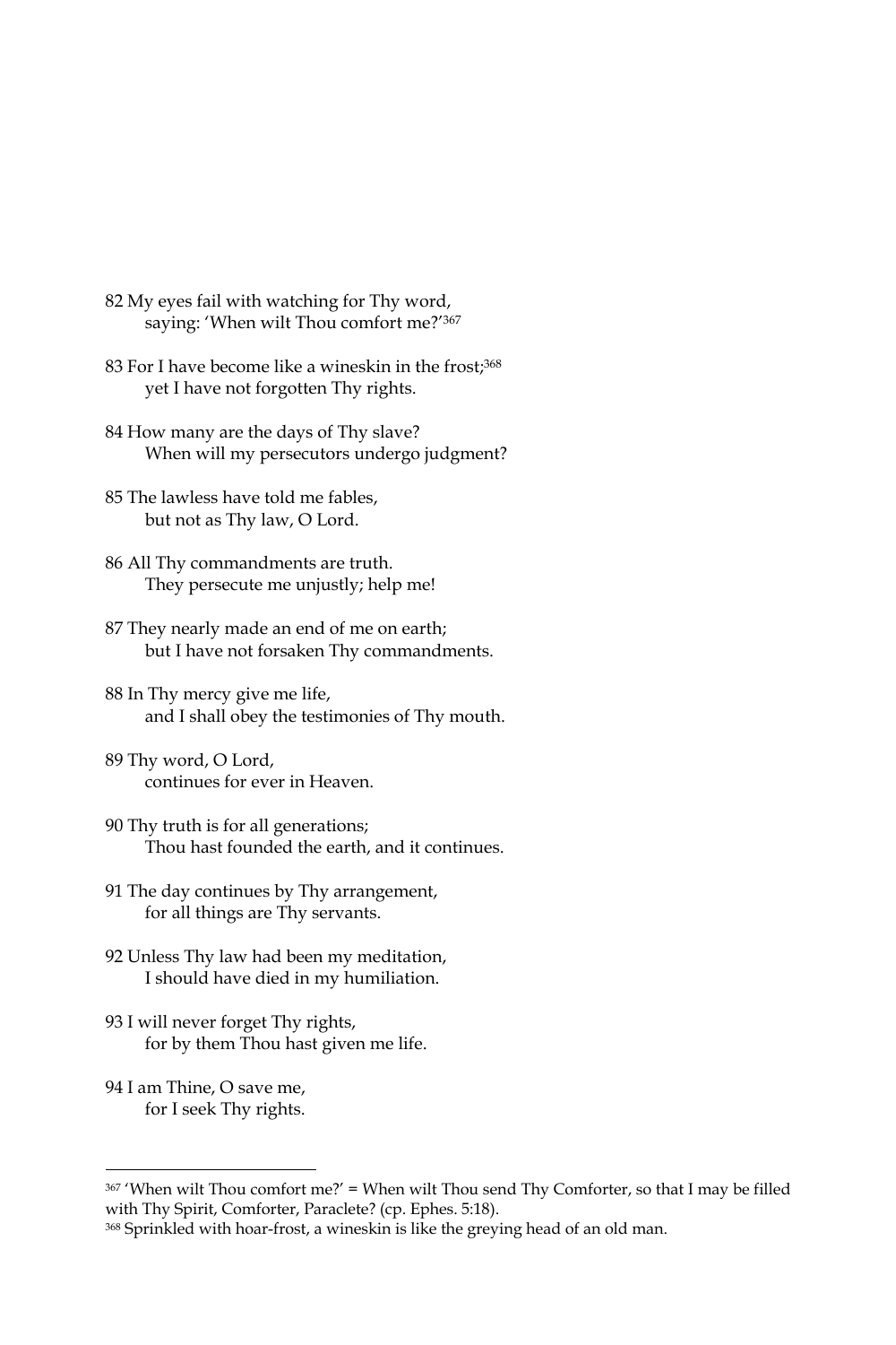82 My eyes fail with watching for Thy word,
saying: 'When wilt Thou comfort me?'[367]

83 For I have become like a wineskin in the frost;[368]
yet I have not forgotten Thy rights.

84 How many are the days of Thy slave?
When will my persecutors undergo judgment?

85 The lawless have told me fables,
but not as Thy law, O Lord.

86 All Thy commandments are truth.
They persecute me unjustly; help me!

87 They nearly made an end of me on earth;
but I have not forsaken Thy commandments.

88 In Thy mercy give me life,
and I shall obey the testimonies of Thy mouth.

89 Thy word, O Lord,
continues for ever in Heaven.

90 Thy truth is for all generations;
Thou hast founded the earth, and it continues.

91 The day continues by Thy arrangement,
for all things are Thy servants.

92 Unless Thy law had been my meditation,
I should have died in my humiliation.

93 I will never forget Thy rights,
for by them Thou hast given me life.

94 I am Thine, O save me,
for I seek Thy rights.

---

[367] 'When wilt Thou comfort me?' = When wilt Thou send Thy Comforter, so that I may be filled with Thy Spirit, Comforter, Paraclete? (cp. Ephes. 5:18).

[368] Sprinkled with hoar-frost, a wineskin is like the greying head of an old man.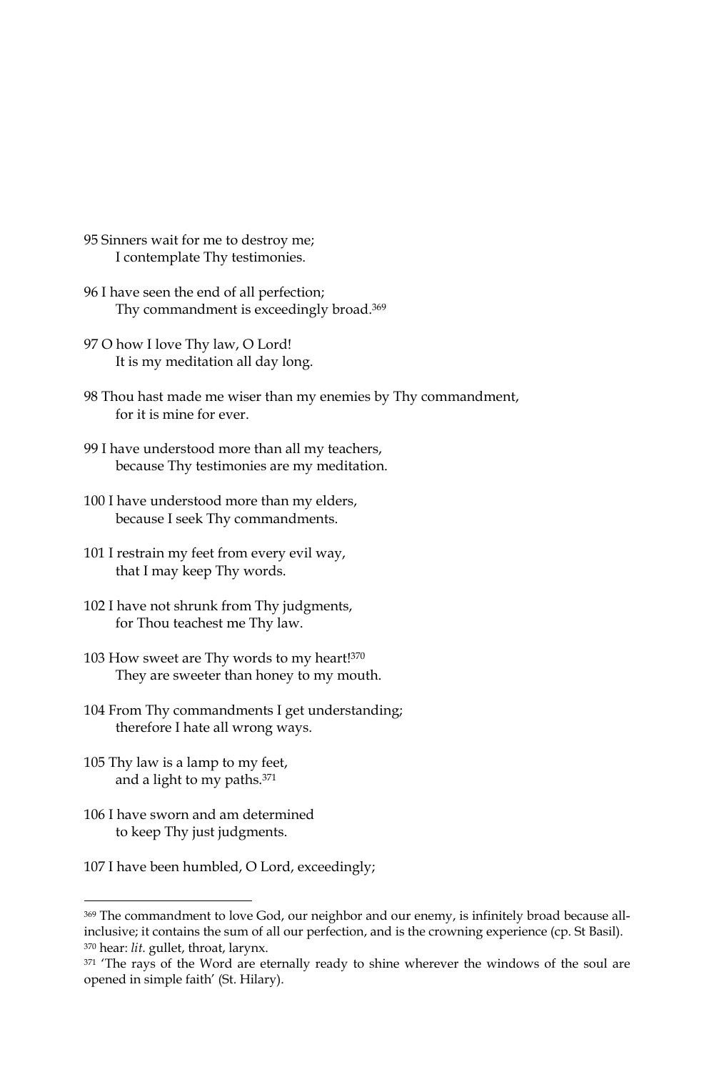95 Sinners wait for me to destroy me;
  I contemplate Thy testimonies.

96 I have seen the end of all perfection;
  Thy commandment is exceedingly broad.[369]

97 O how I love Thy law, O Lord!
  It is my meditation all day long.

98 Thou hast made me wiser than my enemies by Thy commandment,
  for it is mine for ever.

99 I have understood more than all my teachers,
  because Thy testimonies are my meditation.

100 I have understood more than my elders,
  because I seek Thy commandments.

101 I restrain my feet from every evil way,
  that I may keep Thy words.

102 I have not shrunk from Thy judgments,
  for Thou teachest me Thy law.

103 How sweet are Thy words to my heart![370]
  They are sweeter than honey to my mouth.

104 From Thy commandments I get understanding;
  therefore I hate all wrong ways.

105 Thy law is a lamp to my feet,
  and a light to my paths.[371]

106 I have sworn and am determined
  to keep Thy just judgments.

107 I have been humbled, O Lord, exceedingly;

---

[369] The commandment to love God, our neighbor and our enemy, is infinitely broad because all-inclusive; it contains the sum of all our perfection, and is the crowning experience (cp. St Basil).

[370] hear: *lit.* gullet, throat, larynx.

[371] 'The rays of the Word are eternally ready to shine wherever the windows of the soul are opened in simple faith' (St. Hilary).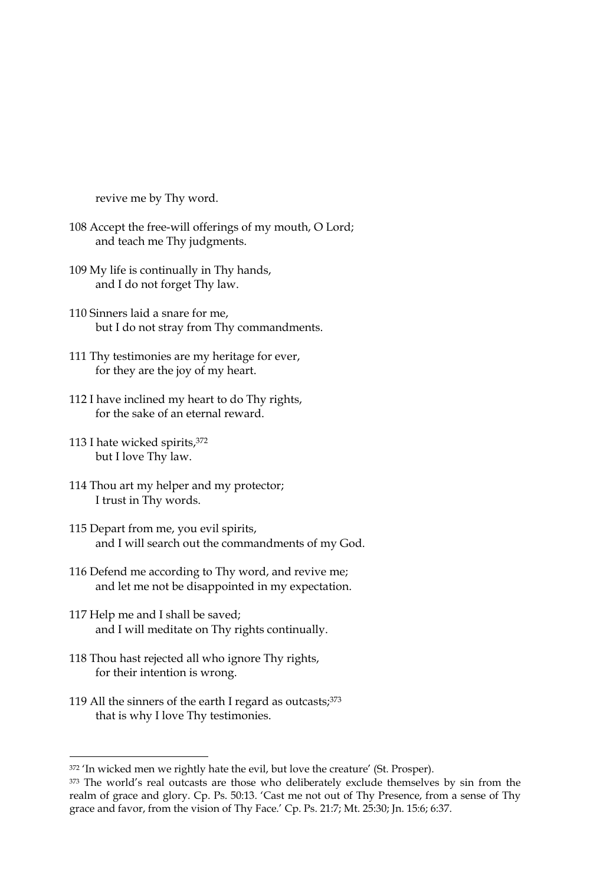revive me by Thy word.

108 Accept the free-will offerings of my mouth, O Lord;
and teach me Thy judgments.

109 My life is continually in Thy hands,
and I do not forget Thy law.

110 Sinners laid a snare for me,
but I do not stray from Thy commandments.

111 Thy testimonies are my heritage for ever,
for they are the joy of my heart.

112 I have inclined my heart to do Thy rights,
for the sake of an eternal reward.

113 I hate wicked spirits,[372]
but I love Thy law.

114 Thou art my helper and my protector;
I trust in Thy words.

115 Depart from me, you evil spirits,
and I will search out the commandments of my God.

116 Defend me according to Thy word, and revive me;
and let me not be disappointed in my expectation.

117 Help me and I shall be saved;
and I will meditate on Thy rights continually.

118 Thou hast rejected all who ignore Thy rights,
for their intention is wrong.

119 All the sinners of the earth I regard as outcasts;[373]
that is why I love Thy testimonies.

---

[372] 'In wicked men we rightly hate the evil, but love the creature' (St. Prosper).

[373] The world's real outcasts are those who deliberately exclude themselves by sin from the realm of grace and glory. Cp. Ps. 50:13. 'Cast me not out of Thy Presence, from a sense of Thy grace and favor, from the vision of Thy Face.' Cp. Ps. 21:7; Mt. 25:30; Jn. 15:6; 6:37.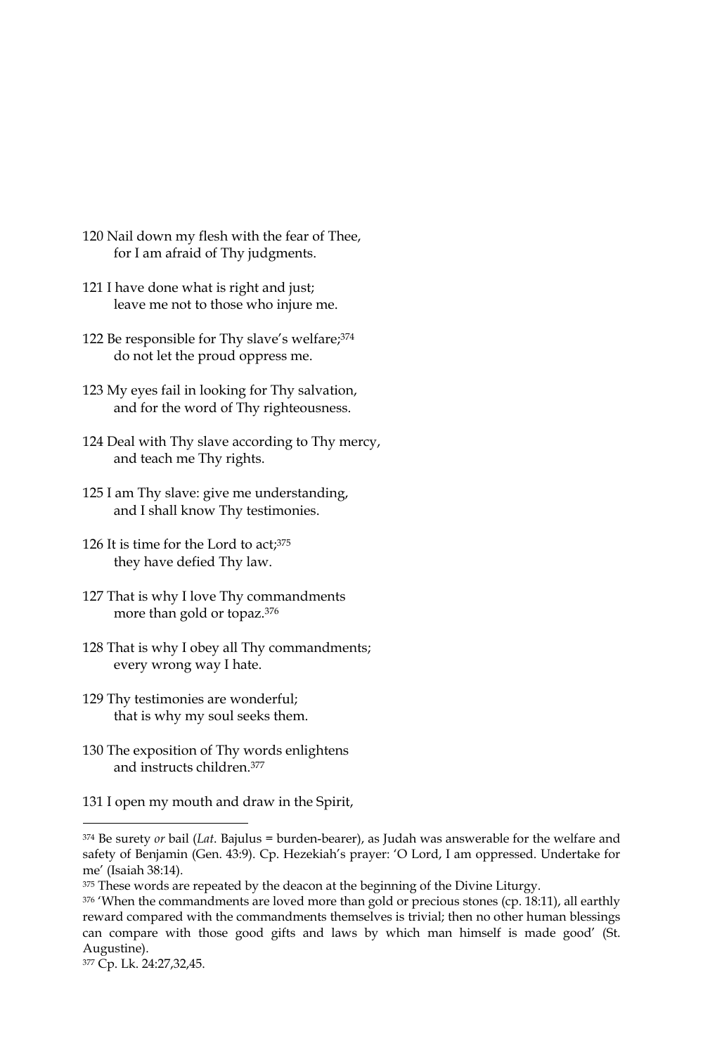120 Nail down my flesh with the fear of Thee,
   for I am afraid of Thy judgments.

121 I have done what is right and just;
   leave me not to those who injure me.

122 Be responsible for Thy slave's welfare;[374]
   do not let the proud oppress me.

123 My eyes fail in looking for Thy salvation,
   and for the word of Thy righteousness.

124 Deal with Thy slave according to Thy mercy,
   and teach me Thy rights.

125 I am Thy slave: give me understanding,
   and I shall know Thy testimonies.

126 It is time for the Lord to act;[375]
   they have defied Thy law.

127 That is why I love Thy commandments
   more than gold or topaz.[376]

128 That is why I obey all Thy commandments;
   every wrong way I hate.

129 Thy testimonies are wonderful;
   that is why my soul seeks them.

130 The exposition of Thy words enlightens
   and instructs children.[377]

131 I open my mouth and draw in the Spirit,

---

[374] Be surety *or* bail (*Lat.* Bajulus = burden-bearer), as Judah was answerable for the welfare and safety of Benjamin (Gen. 43:9). Cp. Hezekiah's prayer: 'O Lord, I am oppressed. Undertake for me' (Isaiah 38:14).

[375] These words are repeated by the deacon at the beginning of the Divine Liturgy.

[376] 'When the commandments are loved more than gold or precious stones (cp. 18:11), all earthly reward compared with the commandments themselves is trivial; then no other human blessings can compare with those good gifts and laws by which man himself is made good' (St. Augustine).

[377] Cp. Lk. 24:27,32,45.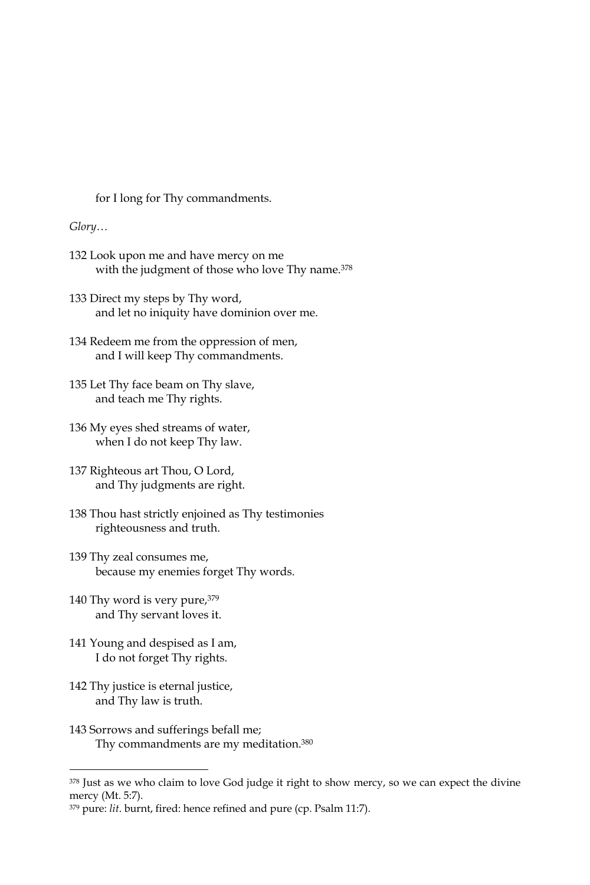for I long for Thy commandments.

*Glory…*

132 Look upon me and have mercy on me
with the judgment of those who love Thy name.[378]

133 Direct my steps by Thy word,
and let no iniquity have dominion over me.

134 Redeem me from the oppression of men,
and I will keep Thy commandments.

135 Let Thy face beam on Thy slave,
and teach me Thy rights.

136 My eyes shed streams of water,
when I do not keep Thy law.

137 Righteous art Thou, O Lord,
and Thy judgments are right.

138 Thou hast strictly enjoined as Thy testimonies
righteousness and truth.

139 Thy zeal consumes me,
because my enemies forget Thy words.

140 Thy word is very pure,[379]
and Thy servant loves it.

141 Young and despised as I am,
I do not forget Thy rights.

142 Thy justice is eternal justice,
and Thy law is truth.

143 Sorrows and sufferings befall me;
Thy commandments are my meditation.[380]

---

[378] Just as we who claim to love God judge it right to show mercy, so we can expect the divine mercy (Mt. 5:7).

[379] pure: *lit*. burnt, fired: hence refined and pure (cp. Psalm 11:7).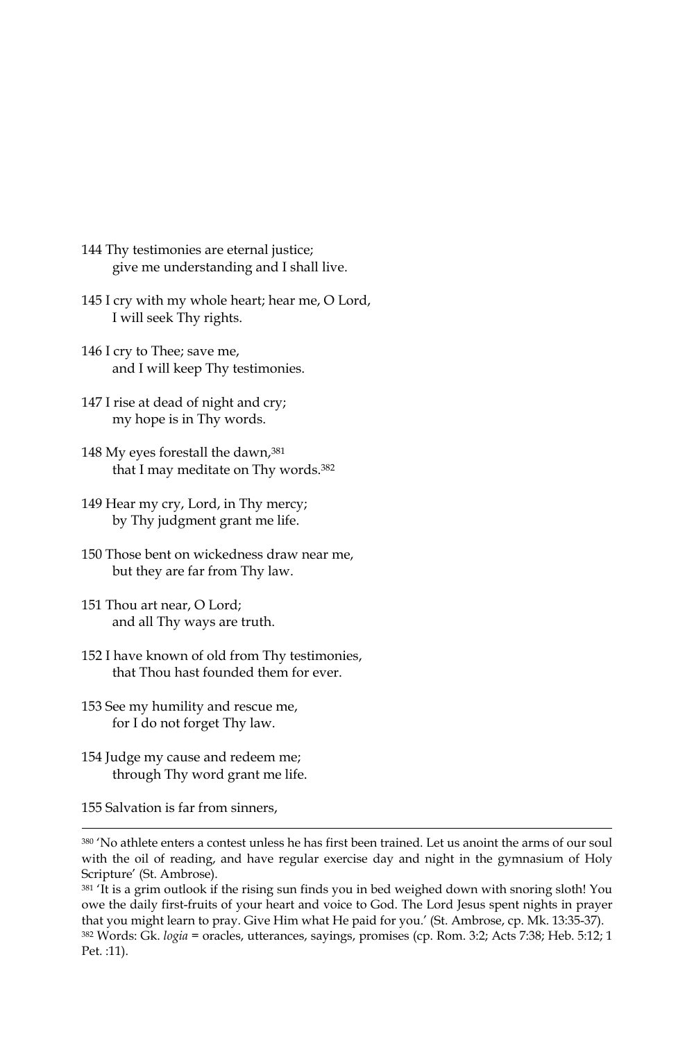144 Thy testimonies are eternal justice;
give me understanding and I shall live.

145 I cry with my whole heart; hear me, O Lord,
I will seek Thy rights.

146 I cry to Thee; save me,
and I will keep Thy testimonies.

147 I rise at dead of night and cry;
my hope is in Thy words.

148 My eyes forestall the dawn,[381]
that I may meditate on Thy words.[382]

149 Hear my cry, Lord, in Thy mercy;
by Thy judgment grant me life.

150 Those bent on wickedness draw near me,
but they are far from Thy law.

151 Thou art near, O Lord;
and all Thy ways are truth.

152 I have known of old from Thy testimonies,
that Thou hast founded them for ever.

153 See my humility and rescue me,
for I do not forget Thy law.

154 Judge my cause and redeem me;
through Thy word grant me life.

155 Salvation is far from sinners,

---

[380] 'No athlete enters a contest unless he has first been trained. Let us anoint the arms of our soul with the oil of reading, and have regular exercise day and night in the gymnasium of Holy Scripture' (St. Ambrose).

[381] 'It is a grim outlook if the rising sun finds you in bed weighed down with snoring sloth! You owe the daily first-fruits of your heart and voice to God. The Lord Jesus spent nights in prayer that you might learn to pray. Give Him what He paid for you.' (St. Ambrose, cp. Mk. 13:35-37).

[382] Words: Gk. *logia* = oracles, utterances, sayings, promises (cp. Rom. 3:2; Acts 7:38; Heb. 5:12; 1 Pet. :11).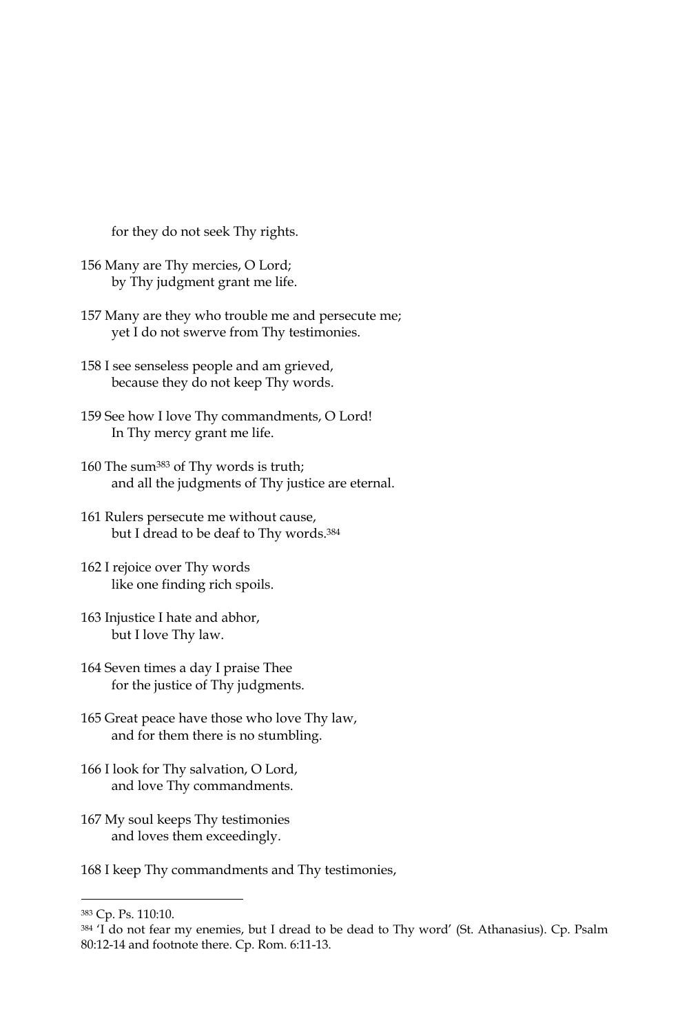for they do not seek Thy rights.

156 Many are Thy mercies, O Lord;
by Thy judgment grant me life.

157 Many are they who trouble me and persecute me;
yet I do not swerve from Thy testimonies.

158 I see senseless people and am grieved,
because they do not keep Thy words.

159 See how I love Thy commandments, O Lord!
In Thy mercy grant me life.

160 The sum[383] of Thy words is truth;
and all the judgments of Thy justice are eternal.

161 Rulers persecute me without cause,
but I dread to be deaf to Thy words.[384]

162 I rejoice over Thy words
like one finding rich spoils.

163 Injustice I hate and abhor,
but I love Thy law.

164 Seven times a day I praise Thee
for the justice of Thy judgments.

165 Great peace have those who love Thy law,
and for them there is no stumbling.

166 I look for Thy salvation, O Lord,
and love Thy commandments.

167 My soul keeps Thy testimonies
and loves them exceedingly.

168 I keep Thy commandments and Thy testimonies,

---

[383] Cp. Ps. 110:10.

[384] 'I do not fear my enemies, but I dread to be dead to Thy word' (St. Athanasius). Cp. Psalm 80:12-14 and footnote there. Cp. Rom. 6:11-13.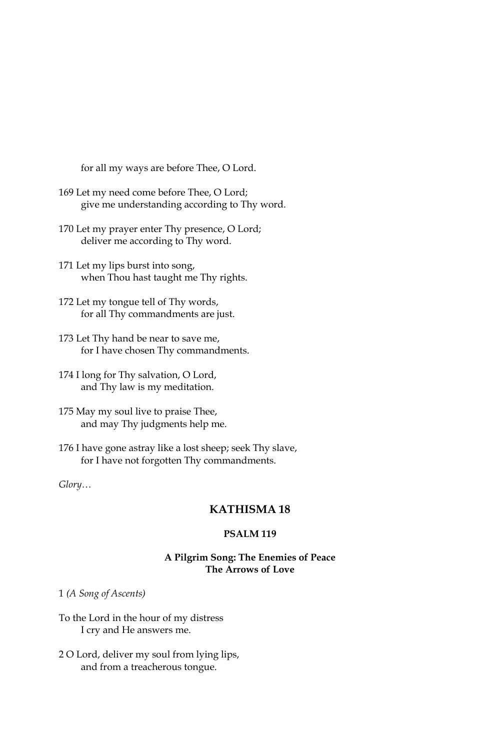for all my ways are before Thee, O Lord.

169 Let my need come before Thee, O Lord;
give me understanding according to Thy word.

170 Let my prayer enter Thy presence, O Lord;
deliver me according to Thy word.

171 Let my lips burst into song,
when Thou hast taught me Thy rights.

172 Let my tongue tell of Thy words,
for all Thy commandments are just.

173 Let Thy hand be near to save me,
for I have chosen Thy commandments.

174 I long for Thy salvation, O Lord,
and Thy law is my meditation.

175 May my soul live to praise Thee,
and may Thy judgments help me.

176 I have gone astray like a lost sheep; seek Thy slave,
for I have not forgotten Thy commandments.

*Glory…*

## KATHISMA 18

### PSALM 119

**A Pilgrim Song: The Enemies of Peace**
**The Arrows of Love**

1 *(A Song of Ascents)*

To the Lord in the hour of my distress
I cry and He answers me.

2 O Lord, deliver my soul from lying lips,
and from a treacherous tongue.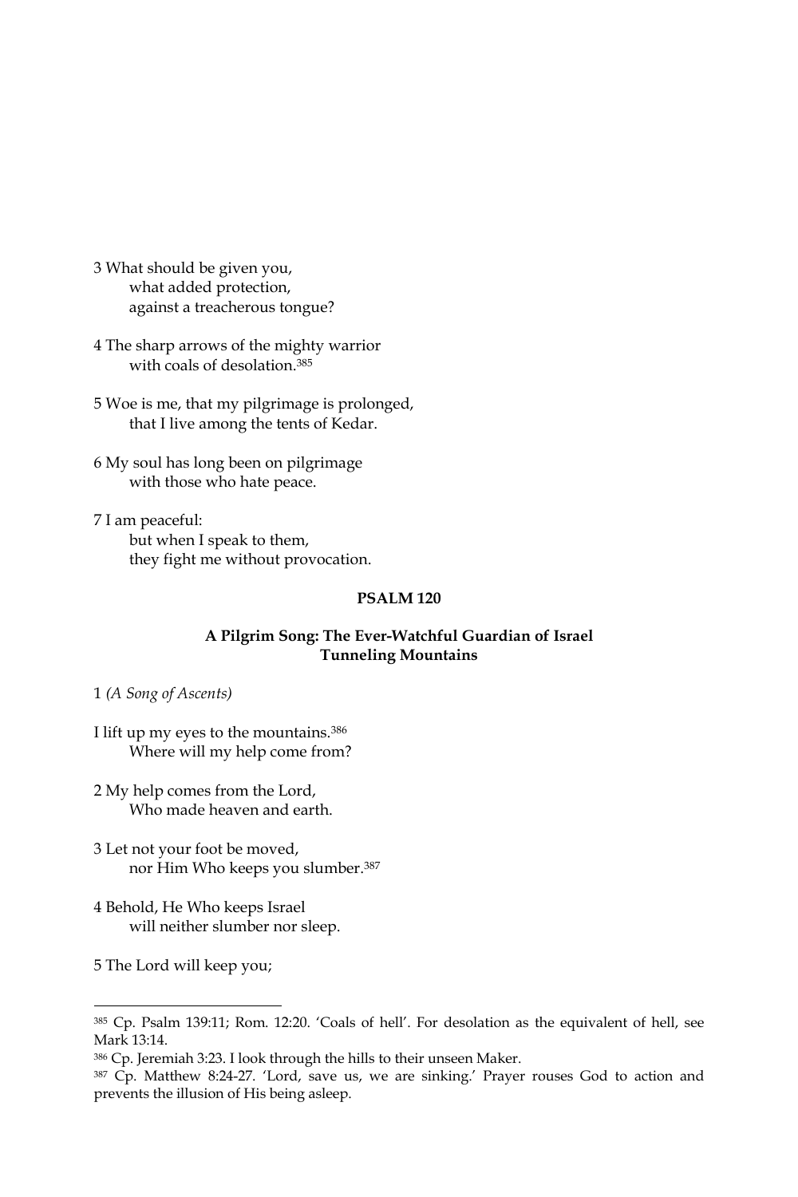3 What should be given you,
    what added protection,
    against a treacherous tongue?

4 The sharp arrows of the mighty warrior
    with coals of desolation.[385]

5 Woe is me, that my pilgrimage is prolonged,
    that I live among the tents of Kedar.

6 My soul has long been on pilgrimage
    with those who hate peace.

7 I am peaceful:
    but when I speak to them,
    they fight me without provocation.

## PSALM 120

### A Pilgrim Song: The Ever-Watchful Guardian of Israel
### Tunneling Mountains

1 *(A Song of Ascents)*

I lift up my eyes to the mountains.[386]
    Where will my help come from?

2 My help comes from the Lord,
    Who made heaven and earth.

3 Let not your foot be moved,
    nor Him Who keeps you slumber.[387]

4 Behold, He Who keeps Israel
    will neither slumber nor sleep.

5 The Lord will keep you;

---

[385] Cp. Psalm 139:11; Rom. 12:20. 'Coals of hell'. For desolation as the equivalent of hell, see Mark 13:14.

[386] Cp. Jeremiah 3:23. I look through the hills to their unseen Maker.

[387] Cp. Matthew 8:24-27. 'Lord, save us, we are sinking.' Prayer rouses God to action and prevents the illusion of His being asleep.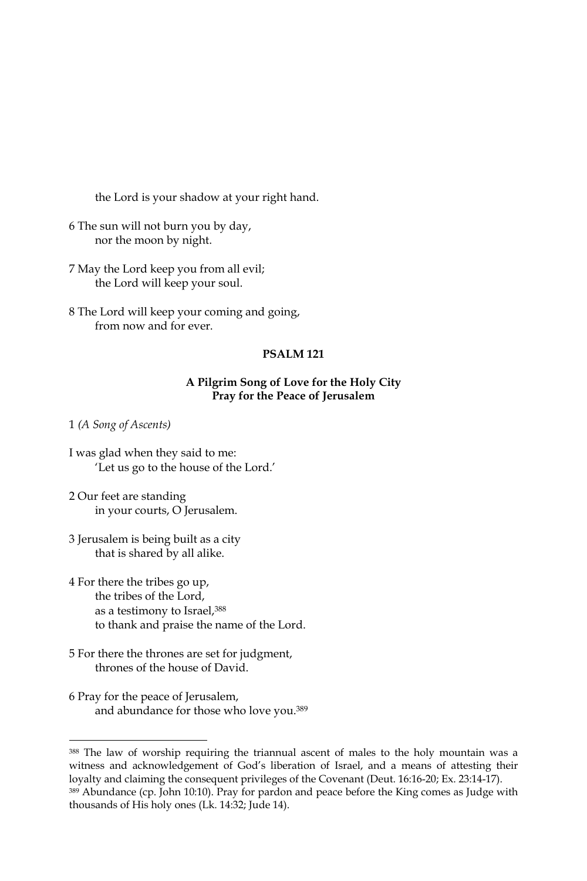the Lord is your shadow at your right hand.

6 The sun will not burn you by day,
nor the moon by night.

7 May the Lord keep you from all evil;
the Lord will keep your soul.

8 The Lord will keep your coming and going,
from now and for ever.

## PSALM 121

### A Pilgrim Song of Love for the Holy City
### Pray for the Peace of Jerusalem

1 *(A Song of Ascents)*

I was glad when they said to me:
'Let us go to the house of the Lord.'

2 Our feet are standing
in your courts, O Jerusalem.

3 Jerusalem is being built as a city
that is shared by all alike.

4 For there the tribes go up,
the tribes of the Lord,
as a testimony to Israel,[388]
to thank and praise the name of the Lord.

5 For there the thrones are set for judgment,
thrones of the house of David.

6 Pray for the peace of Jerusalem,
and abundance for those who love you.[389]

---

[388] The law of worship requiring the triannual ascent of males to the holy mountain was a witness and acknowledgement of God's liberation of Israel, and a means of attesting their loyalty and claiming the consequent privileges of the Covenant (Deut. 16:16-20; Ex. 23:14-17).

[389] Abundance (cp. John 10:10). Pray for pardon and peace before the King comes as Judge with thousands of His holy ones (Lk. 14:32; Jude 14).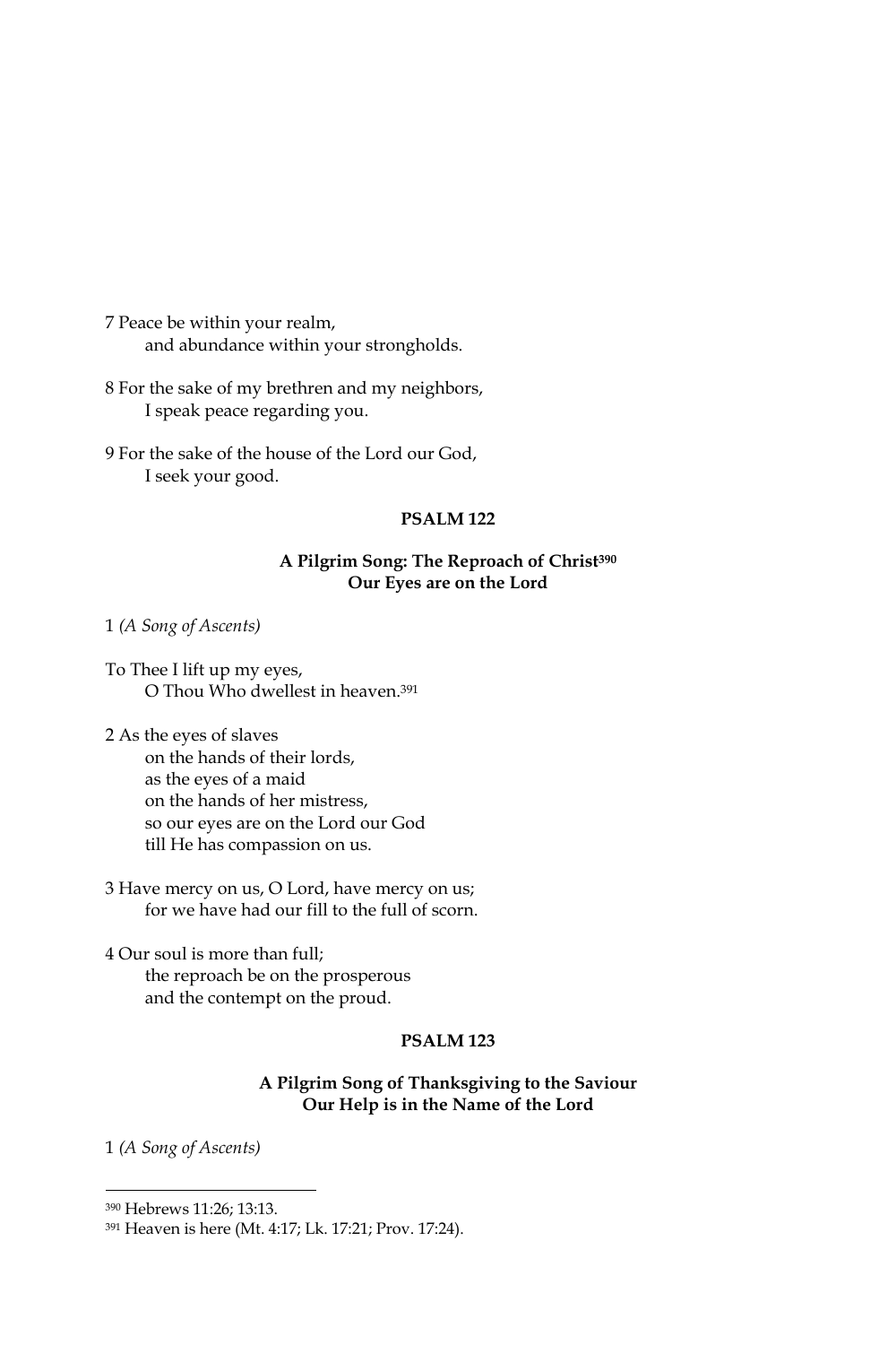7 Peace be within your realm,
and abundance within your strongholds.

8 For the sake of my brethren and my neighbors,
I speak peace regarding you.

9 For the sake of the house of the Lord our God,
I seek your good.

### PSALM 122

#### A Pilgrim Song: The Reproach of Christ[390]
#### Our Eyes are on the Lord

1 *(A Song of Ascents)*

To Thee I lift up my eyes,
O Thou Who dwellest in heaven.[391]

2 As the eyes of slaves
on the hands of their lords,
as the eyes of a maid
on the hands of her mistress,
so our eyes are on the Lord our God
till He has compassion on us.

3 Have mercy on us, O Lord, have mercy on us;
for we have had our fill to the full of scorn.

4 Our soul is more than full;
the reproach be on the prosperous
and the contempt on the proud.

### PSALM 123

#### A Pilgrim Song of Thanksgiving to the Saviour
#### Our Help is in the Name of the Lord

1 *(A Song of Ascents)*

---

[390] Hebrews 11:26; 13:13.

[391] Heaven is here (Mt. 4:17; Lk. 17:21; Prov. 17:24).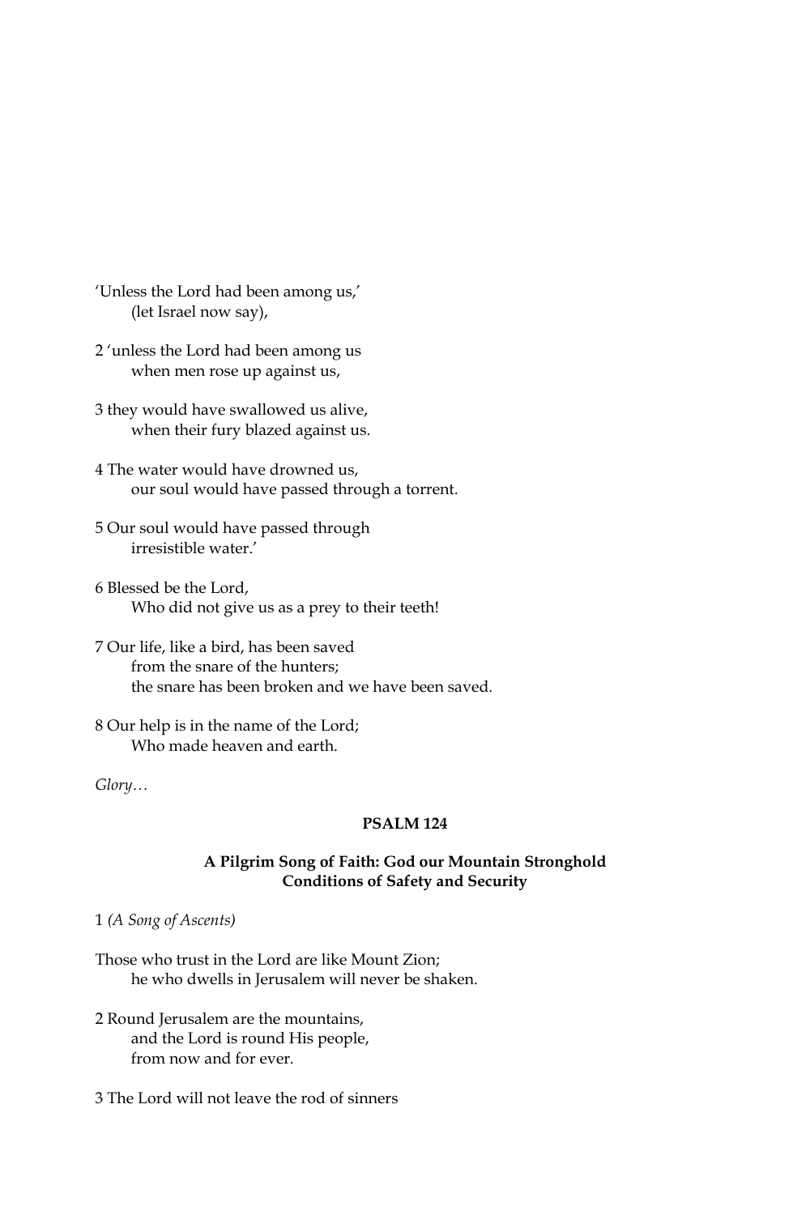'Unless the Lord had been among us,'
(let Israel now say),

2 'unless the Lord had been among us
when men rose up against us,

3 they would have swallowed us alive,
when their fury blazed against us.

4 The water would have drowned us,
our soul would have passed through a torrent.

5 Our soul would have passed through
irresistible water.'

6 Blessed be the Lord,
Who did not give us as a prey to their teeth!

7 Our life, like a bird, has been saved
from the snare of the hunters;
the snare has been broken and we have been saved.

8 Our help is in the name of the Lord;
Who made heaven and earth.

*Glory…*

## PSALM 124

### A Pilgrim Song of Faith: God our Mountain Stronghold
### Conditions of Safety and Security

1 *(A Song of Ascents)*

Those who trust in the Lord are like Mount Zion;
he who dwells in Jerusalem will never be shaken.

2 Round Jerusalem are the mountains,
and the Lord is round His people,
from now and for ever.

3 The Lord will not leave the rod of sinners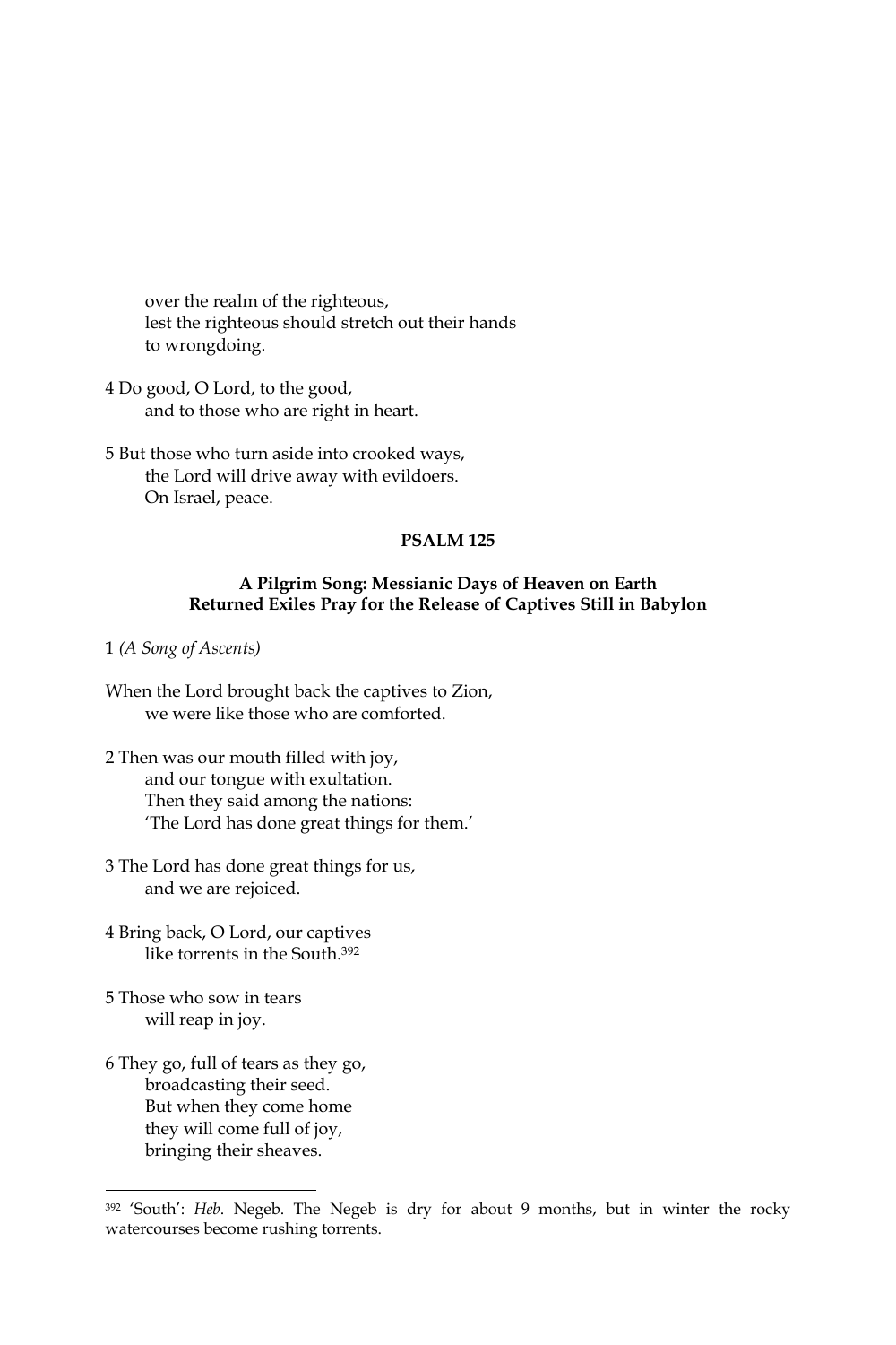over the realm of the righteous,
lest the righteous should stretch out their hands
to wrongdoing.

4 Do good, O Lord, to the good,
and to those who are right in heart.

5 But those who turn aside into crooked ways,
the Lord will drive away with evildoers.
On Israel, peace.

### PSALM 125

#### A Pilgrim Song: Messianic Days of Heaven on Earth
#### Returned Exiles Pray for the Release of Captives Still in Babylon

1 *(A Song of Ascents)*

When the Lord brought back the captives to Zion,
we were like those who are comforted.

2 Then was our mouth filled with joy,
and our tongue with exultation.
Then they said among the nations:
'The Lord has done great things for them.'

3 The Lord has done great things for us,
and we are rejoiced.

4 Bring back, O Lord, our captives
like torrents in the South.[392]

5 Those who sow in tears
will reap in joy.

6 They go, full of tears as they go,
broadcasting their seed.
But when they come home
they will come full of joy,
bringing their sheaves.

---

[392] 'South': *Heb*. Negeb. The Negeb is dry for about 9 months, but in winter the rocky watercourses become rushing torrents.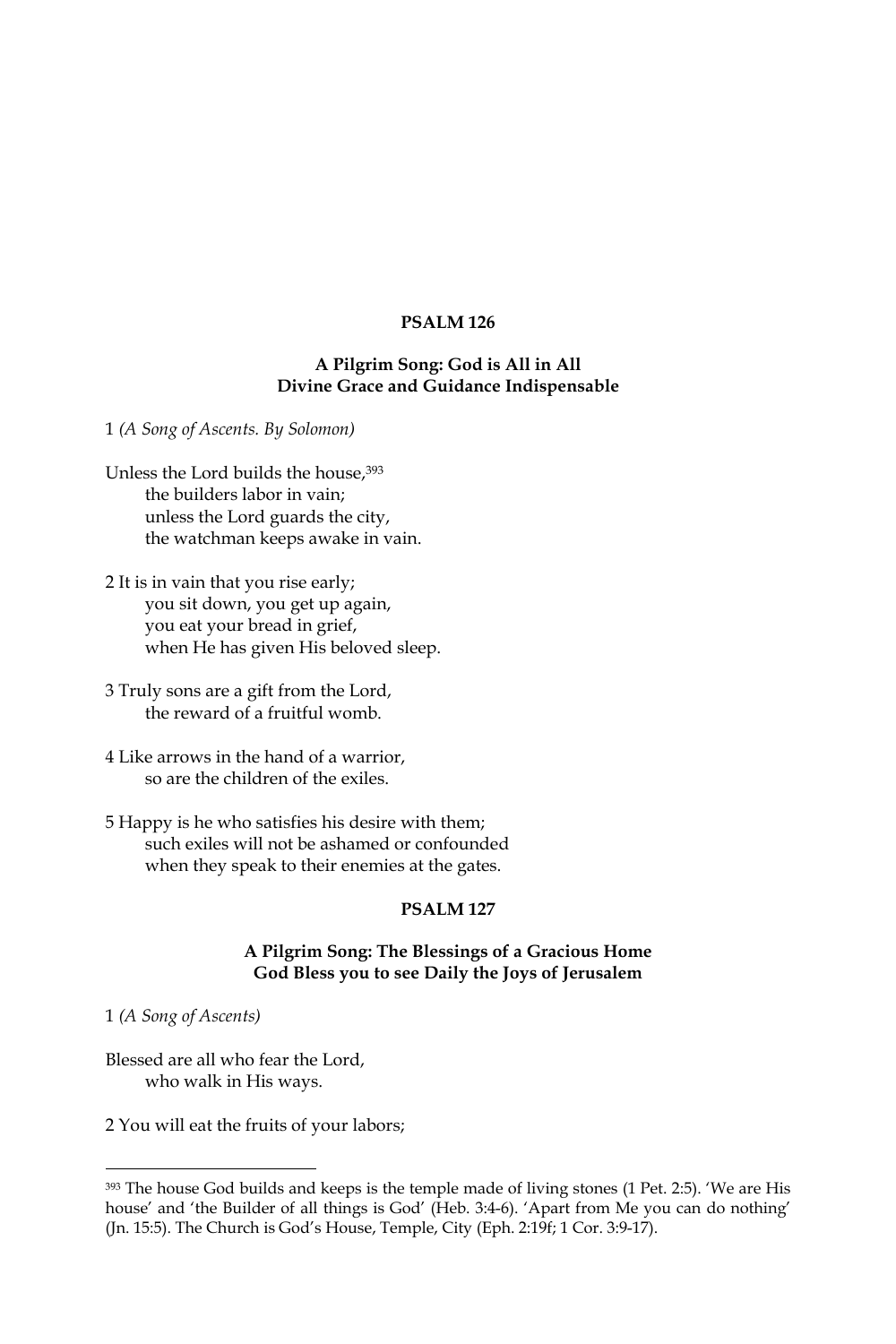## PSALM 126

### A Pilgrim Song: God is All in All
### Divine Grace and Guidance Indispensable

1 *(A Song of Ascents. By Solomon)*

Unless the Lord builds the house,[393]
the builders labor in vain;
unless the Lord guards the city,
the watchman keeps awake in vain.

2 It is in vain that you rise early;
you sit down, you get up again,
you eat your bread in grief,
when He has given His beloved sleep.

3 Truly sons are a gift from the Lord,
the reward of a fruitful womb.

4 Like arrows in the hand of a warrior,
so are the children of the exiles.

5 Happy is he who satisfies his desire with them;
such exiles will not be ashamed or confounded
when they speak to their enemies at the gates.

## PSALM 127

### A Pilgrim Song: The Blessings of a Gracious Home
### God Bless you to see Daily the Joys of Jerusalem

1 *(A Song of Ascents)*

Blessed are all who fear the Lord,
who walk in His ways.

2 You will eat the fruits of your labors;

---

[393] The house God builds and keeps is the temple made of living stones (1 Pet. 2:5). 'We are His house' and 'the Builder of all things is God' (Heb. 3:4-6). 'Apart from Me you can do nothing' (Jn. 15:5). The Church is God's House, Temple, City (Eph. 2:19f; 1 Cor. 3:9-17).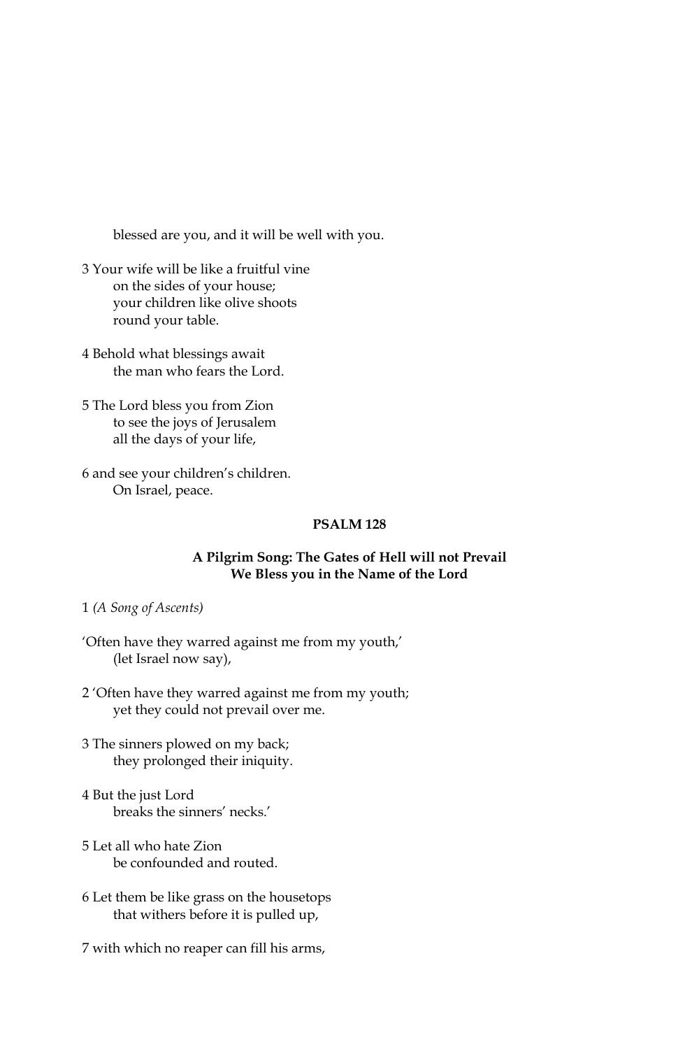blessed are you, and it will be well with you.

3 Your wife will be like a fruitful vine
 on the sides of your house;
 your children like olive shoots
 round your table.

4 Behold what blessings await
 the man who fears the Lord.

5 The Lord bless you from Zion
 to see the joys of Jerusalem
 all the days of your life,

6 and see your children's children.
 On Israel, peace.

## PSALM 128

### A Pilgrim Song: The Gates of Hell will not Prevail
### We Bless you in the Name of the Lord

1 *(A Song of Ascents)*

'Often have they warred against me from my youth,'
 (let Israel now say),

2 'Often have they warred against me from my youth;
 yet they could not prevail over me.

3 The sinners plowed on my back;
 they prolonged their iniquity.

4 But the just Lord
 breaks the sinners' necks.'

5 Let all who hate Zion
 be confounded and routed.

6 Let them be like grass on the housetops
 that withers before it is pulled up,

7 with which no reaper can fill his arms,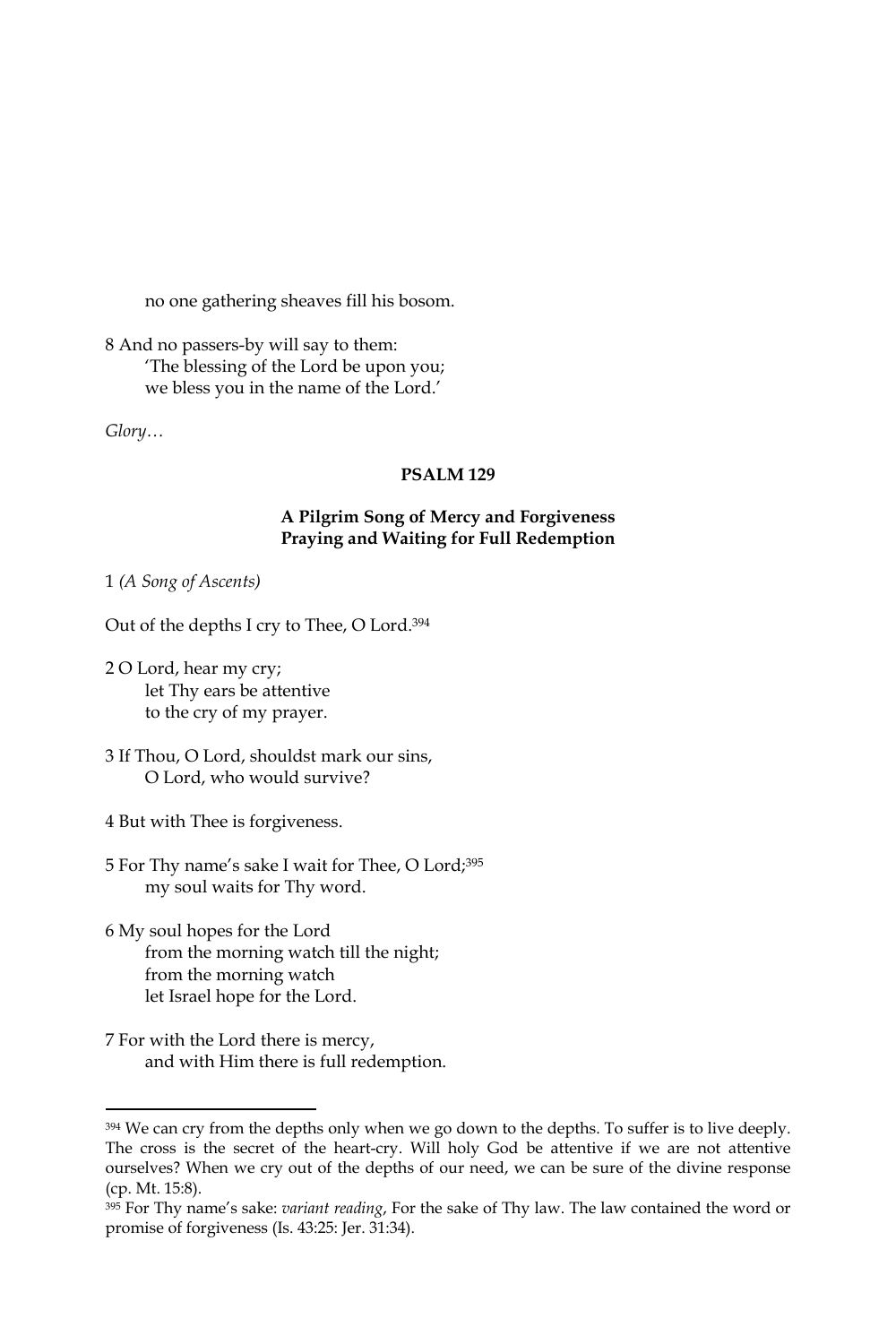no one gathering sheaves fill his bosom.

8 And no passers-by will say to them:
'The blessing of the Lord be upon you;
we bless you in the name of the Lord.'

*Glory…*

## PSALM 129

### A Pilgrim Song of Mercy and Forgiveness
### Praying and Waiting for Full Redemption

1 *(A Song of Ascents)*

Out of the depths I cry to Thee, O Lord.[394]

2 O Lord, hear my cry;
let Thy ears be attentive
to the cry of my prayer.

3 If Thou, O Lord, shouldst mark our sins,
O Lord, who would survive?

4 But with Thee is forgiveness.

5 For Thy name's sake I wait for Thee, O Lord;[395]
my soul waits for Thy word.

6 My soul hopes for the Lord
from the morning watch till the night;
from the morning watch
let Israel hope for the Lord.

7 For with the Lord there is mercy,
and with Him there is full redemption.

---

[394] We can cry from the depths only when we go down to the depths. To suffer is to live deeply. The cross is the secret of the heart-cry. Will holy God be attentive if we are not attentive ourselves? When we cry out of the depths of our need, we can be sure of the divine response (cp. Mt. 15:8).

[395] For Thy name's sake: *variant reading*, For the sake of Thy law. The law contained the word or promise of forgiveness (Is. 43:25: Jer. 31:34).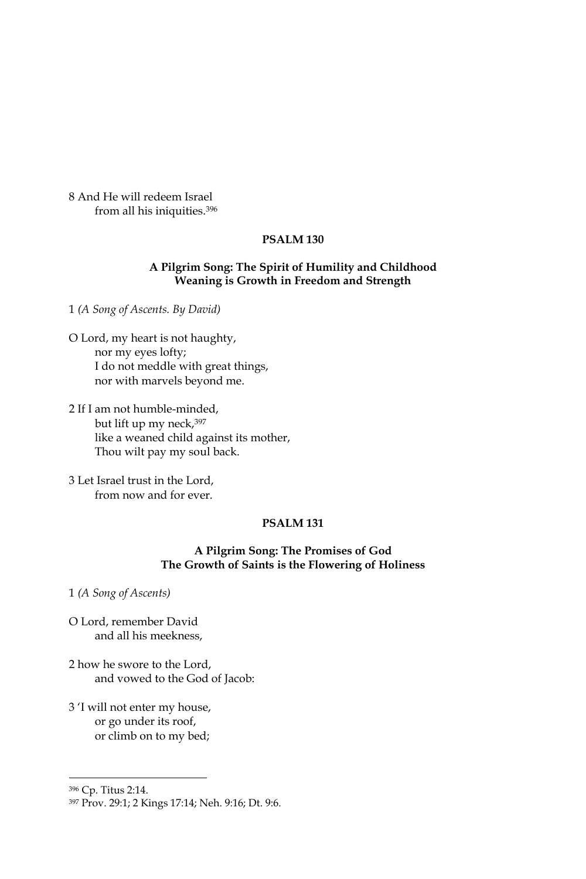8 And He will redeem Israel
from all his iniquities.[396]

## PSALM 130

### A Pilgrim Song: The Spirit of Humility and Childhood
### Weaning is Growth in Freedom and Strength

1 *(A Song of Ascents. By David)*

O Lord, my heart is not haughty,
nor my eyes lofty;
I do not meddle with great things,
nor with marvels beyond me.

2 If I am not humble-minded,
but lift up my neck,[397]
like a weaned child against its mother,
Thou wilt pay my soul back.

3 Let Israel trust in the Lord,
from now and for ever.

## PSALM 131

### A Pilgrim Song: The Promises of God
### The Growth of Saints is the Flowering of Holiness

1 *(A Song of Ascents)*

O Lord, remember David
and all his meekness,

2 how he swore to the Lord,
and vowed to the God of Jacob:

3 'I will not enter my house,
or go under its roof,
or climb on to my bed;

---

[396] Cp. Titus 2:14.

[397] Prov. 29:1; 2 Kings 17:14; Neh. 9:16; Dt. 9:6.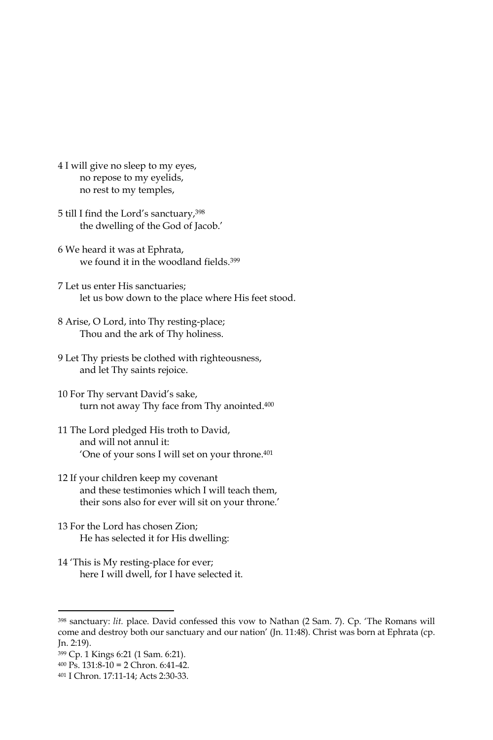4 I will give no sleep to my eyes,
  no repose to my eyelids,
  no rest to my temples,

5 till I find the Lord's sanctuary,[398]
  the dwelling of the God of Jacob.'

6 We heard it was at Ephrata,
  we found it in the woodland fields.[399]

7 Let us enter His sanctuaries;
  let us bow down to the place where His feet stood.

8 Arise, O Lord, into Thy resting-place;
  Thou and the ark of Thy holiness.

9 Let Thy priests be clothed with righteousness,
  and let Thy saints rejoice.

10 For Thy servant David's sake,
  turn not away Thy face from Thy anointed.[400]

11 The Lord pledged His troth to David,
  and will not annul it:
  'One of your sons I will set on your throne.[401]

12 If your children keep my covenant
  and these testimonies which I will teach them,
  their sons also for ever will sit on your throne.'

13 For the Lord has chosen Zion;
  He has selected it for His dwelling:

14 'This is My resting-place for ever;
  here I will dwell, for I have selected it.

---

[398] sanctuary: *lit.* place. David confessed this vow to Nathan (2 Sam. 7). Cp. 'The Romans will come and destroy both our sanctuary and our nation' (Jn. 11:48). Christ was born at Ephrata (cp. Jn. 2:19).

[399] Cp. 1 Kings 6:21 (1 Sam. 6:21).

[400] Ps. 131:8-10 = 2 Chron. 6:41-42.

[401] I Chron. 17:11-14; Acts 2:30-33.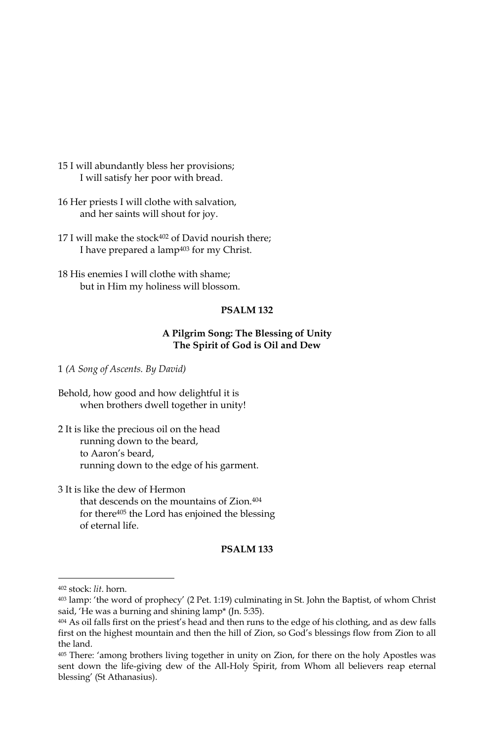15 I will abundantly bless her provisions;
  I will satisfy her poor with bread.

16 Her priests I will clothe with salvation,
  and her saints will shout for joy.

17 I will make the stock[402] of David nourish there;
  I have prepared a lamp[403] for my Christ.

18 His enemies I will clothe with shame;
  but in Him my holiness will blossom.

### PSALM 132

#### A Pilgrim Song: The Blessing of Unity
#### The Spirit of God is Oil and Dew

1 *(A Song of Ascents. By David)*

Behold, how good and how delightful it is
  when brothers dwell together in unity!

2 It is like the precious oil on the head
  running down to the beard,
  to Aaron's beard,
  running down to the edge of his garment.

3 It is like the dew of Hermon
  that descends on the mountains of Zion.[404]
  for there[405] the Lord has enjoined the blessing
  of eternal life.

### PSALM 133

---

[402] stock: *lit.* horn.

[403] lamp: 'the word of prophecy' (2 Pet. 1:19) culminating in St. John the Baptist, of whom Christ said, 'He was a burning and shining lamp* (Jn. 5:35).

[404] As oil falls first on the priest's head and then runs to the edge of his clothing, and as dew falls first on the highest mountain and then the hill of Zion, so God's blessings flow from Zion to all the land.

[405] There: 'among brothers living together in unity on Zion, for there on the holy Apostles was sent down the life-giving dew of the All-Holy Spirit, from Whom all believers reap eternal blessing' (St Athanasius).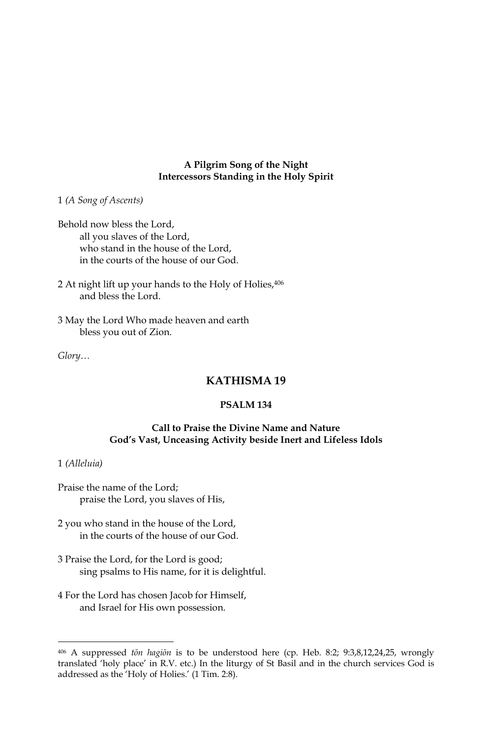**A Pilgrim Song of the Night**
**Intercessors Standing in the Holy Spirit**

1 *(A Song of Ascents)*

Behold now bless the Lord,
all you slaves of the Lord,
who stand in the house of the Lord,
in the courts of the house of our God.

2 At night lift up your hands to the Holy of Holies,[406]
and bless the Lord.

3 May the Lord Who made heaven and earth
bless you out of Zion.

*Glory…*

## KATHISMA 19

### PSALM 134

**Call to Praise the Divine Name and Nature**
**God's Vast, Unceasing Activity beside Inert and Lifeless Idols**

1 *(Alleluia)*

Praise the name of the Lord;
praise the Lord, you slaves of His,

2 you who stand in the house of the Lord,
in the courts of the house of our God.

3 Praise the Lord, for the Lord is good;
sing psalms to His name, for it is delightful.

4 For the Lord has chosen Jacob for Himself,
and Israel for His own possession.

---

[406] A suppressed *tōn hagiōn* is to be understood here (cp. Heb. 8:2; 9:3,8,12,24,25, wrongly translated 'holy place' in R.V. etc.) In the liturgy of St Basil and in the church services God is addressed as the 'Holy of Holies.' (1 Tim. 2:8).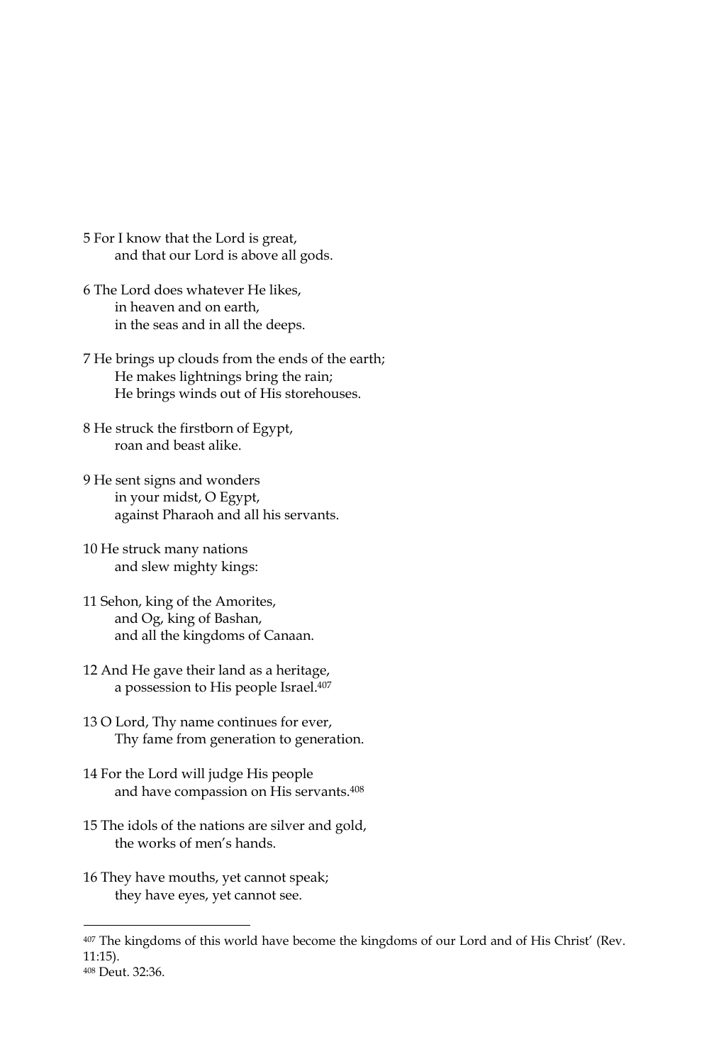5 For I know that the Lord is great,
    and that our Lord is above all gods.

6 The Lord does whatever He likes,
    in heaven and on earth,
    in the seas and in all the deeps.

7 He brings up clouds from the ends of the earth;
    He makes lightnings bring the rain;
    He brings winds out of His storehouses.

8 He struck the firstborn of Egypt,
    roan and beast alike.

9 He sent signs and wonders
    in your midst, O Egypt,
    against Pharaoh and all his servants.

10 He struck many nations
    and slew mighty kings:

11 Sehon, king of the Amorites,
    and Og, king of Bashan,
    and all the kingdoms of Canaan.

12 And He gave their land as a heritage,
    a possession to His people Israel.[407]

13 O Lord, Thy name continues for ever,
    Thy fame from generation to generation.

14 For the Lord will judge His people
    and have compassion on His servants.[408]

15 The idols of the nations are silver and gold,
    the works of men's hands.

16 They have mouths, yet cannot speak;
    they have eyes, yet cannot see.

---

[407] The kingdoms of this world have become the kingdoms of our Lord and of His Christ' (Rev. 11:15).

[408] Deut. 32:36.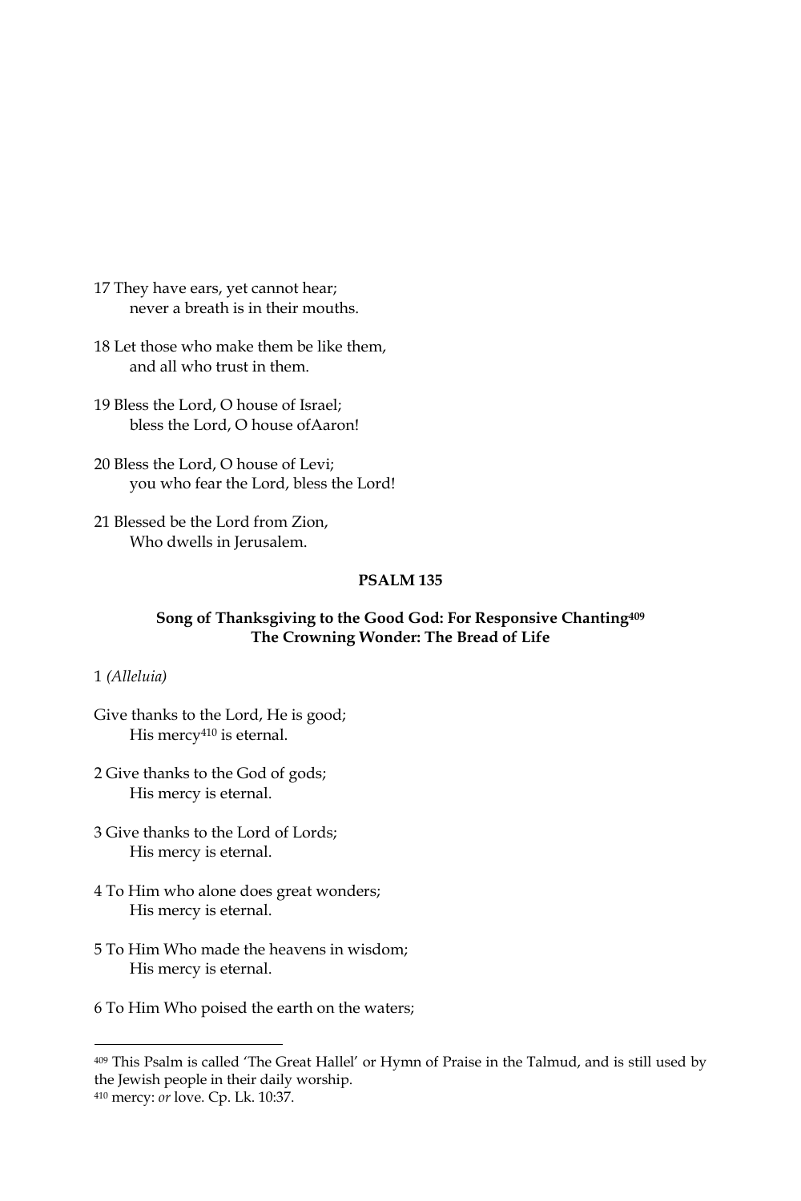17 They have ears, yet cannot hear;
never a breath is in their mouths.

18 Let those who make them be like them,
and all who trust in them.

19 Bless the Lord, O house of Israel;
bless the Lord, O house ofAaron!

20 Bless the Lord, O house of Levi;
you who fear the Lord, bless the Lord!

21 Blessed be the Lord from Zion,
Who dwells in Jerusalem.

## PSALM 135

### Song of Thanksgiving to the Good God: For Responsive Chanting[409]
### The Crowning Wonder: The Bread of Life

1 *(Alleluia)*

Give thanks to the Lord, He is good;
His mercy[410] is eternal.

2 Give thanks to the God of gods;
His mercy is eternal.

3 Give thanks to the Lord of Lords;
His mercy is eternal.

4 To Him who alone does great wonders;
His mercy is eternal.

5 To Him Who made the heavens in wisdom;
His mercy is eternal.

6 To Him Who poised the earth on the waters;

---

[409] This Psalm is called 'The Great Hallel' or Hymn of Praise in the Talmud, and is still used by the Jewish people in their daily worship.

[410] mercy: *or* love. Cp. Lk. 10:37.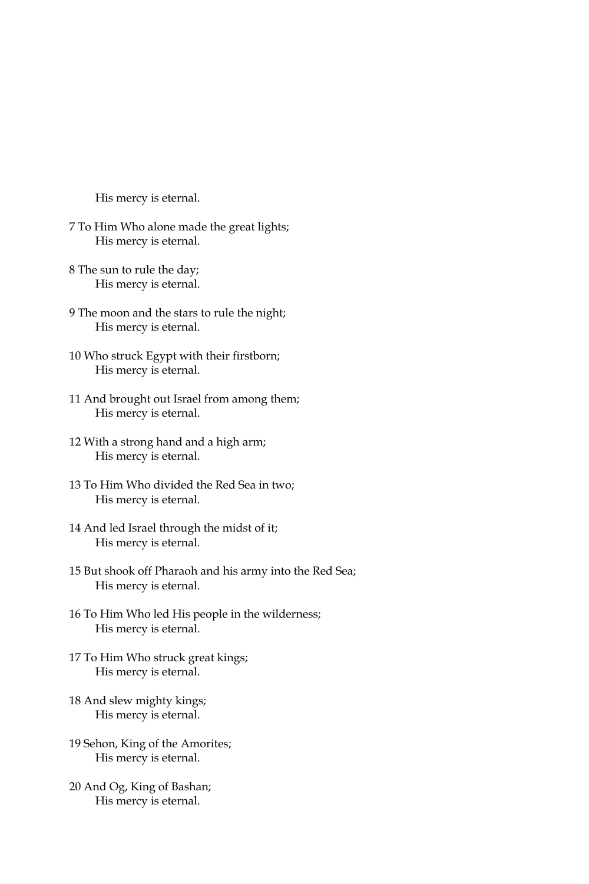His mercy is eternal.

7 To Him Who alone made the great lights;
  His mercy is eternal.

8 The sun to rule the day;
  His mercy is eternal.

9 The moon and the stars to rule the night;
  His mercy is eternal.

10 Who struck Egypt with their firstborn;
  His mercy is eternal.

11 And brought out Israel from among them;
  His mercy is eternal.

12 With a strong hand and a high arm;
  His mercy is eternal.

13 To Him Who divided the Red Sea in two;
  His mercy is eternal.

14 And led Israel through the midst of it;
  His mercy is eternal.

15 But shook off Pharaoh and his army into the Red Sea;
  His mercy is eternal.

16 To Him Who led His people in the wilderness;
  His mercy is eternal.

17 To Him Who struck great kings;
  His mercy is eternal.

18 And slew mighty kings;
  His mercy is eternal.

19 Sehon, King of the Amorites;
  His mercy is eternal.

20 And Og, King of Bashan;
  His mercy is eternal.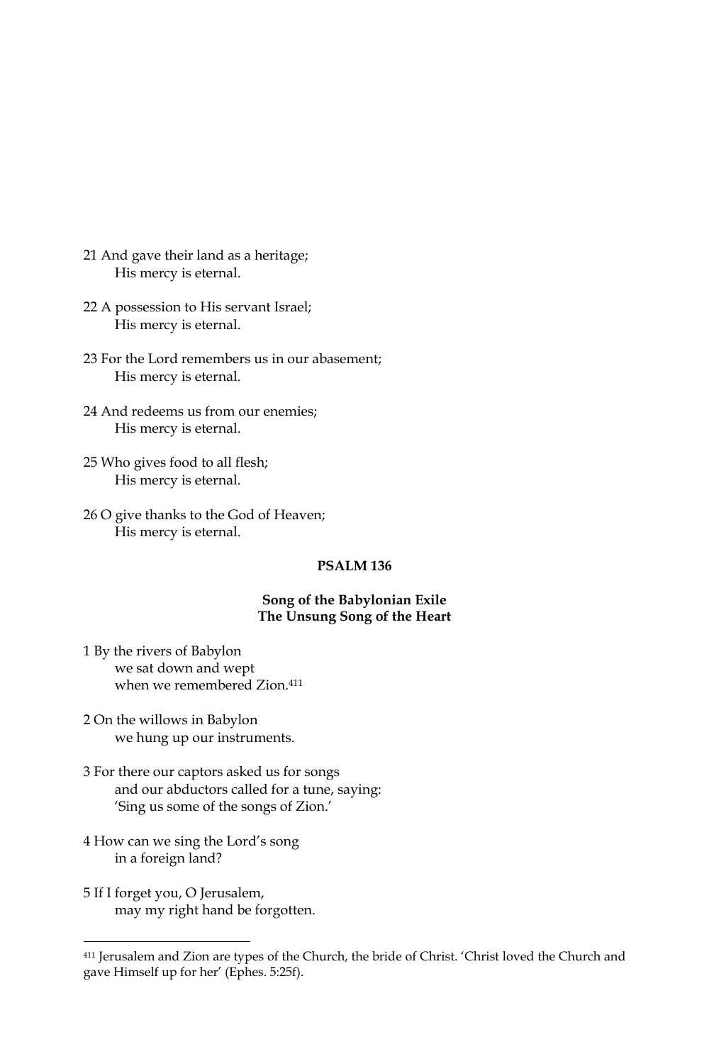21 And gave their land as a heritage;
  His mercy is eternal.

22 A possession to His servant Israel;
  His mercy is eternal.

23 For the Lord remembers us in our abasement;
  His mercy is eternal.

24 And redeems us from our enemies;
  His mercy is eternal.

25 Who gives food to all flesh;
  His mercy is eternal.

26 O give thanks to the God of Heaven;
  His mercy is eternal.

## PSALM 136

### Song of the Babylonian Exile
### The Unsung Song of the Heart

1 By the rivers of Babylon
  we sat down and wept
  when we remembered Zion.[411]

2 On the willows in Babylon
  we hung up our instruments.

3 For there our captors asked us for songs
  and our abductors called for a tune, saying:
  'Sing us some of the songs of Zion.'

4 How can we sing the Lord's song
  in a foreign land?

5 If I forget you, O Jerusalem,
  may my right hand be forgotten.

---

[411] Jerusalem and Zion are types of the Church, the bride of Christ. 'Christ loved the Church and gave Himself up for her' (Ephes. 5:25f).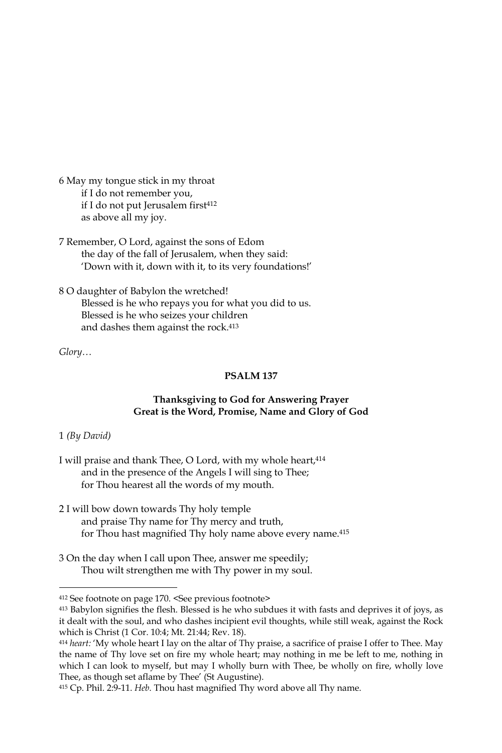6 May my tongue stick in my throat
if I do not remember you,
if I do not put Jerusalem first[412]
as above all my joy.

7 Remember, O Lord, against the sons of Edom
the day of the fall of Jerusalem, when they said:
'Down with it, down with it, to its very foundations!'

8 O daughter of Babylon the wretched!
Blessed is he who repays you for what you did to us.
Blessed is he who seizes your children
and dashes them against the rock.[413]

*Glory…*

## PSALM 137

### Thanksgiving to God for Answering Prayer
### Great is the Word, Promise, Name and Glory of God

1 *(By David)*

I will praise and thank Thee, O Lord, with my whole heart,[414]
and in the presence of the Angels I will sing to Thee;
for Thou hearest all the words of my mouth.

2 I will bow down towards Thy holy temple
and praise Thy name for Thy mercy and truth,
for Thou hast magnified Thy holy name above every name.[415]

3 On the day when I call upon Thee, answer me speedily;
Thou wilt strengthen me with Thy power in my soul.

---

[412] See footnote on page 170. <See previous footnote>

[413] Babylon signifies the flesh. Blessed is he who subdues it with fasts and deprives it of joys, as it dealt with the soul, and who dashes incipient evil thoughts, while still weak, against the Rock which is Christ (1 Cor. 10:4; Mt. 21:44; Rev. 18).

[414] *heart:* 'My whole heart I lay on the altar of Thy praise, a sacrifice of praise I offer to Thee. May the name of Thy love set on fire my whole heart; may nothing in me be left to me, nothing in which I can look to myself, but may I wholly burn with Thee, be wholly on fire, wholly love Thee, as though set aflame by Thee' (St Augustine).

[415] Cp. Phil. 2:9-11. *Heb.* Thou hast magnified Thy word above all Thy name.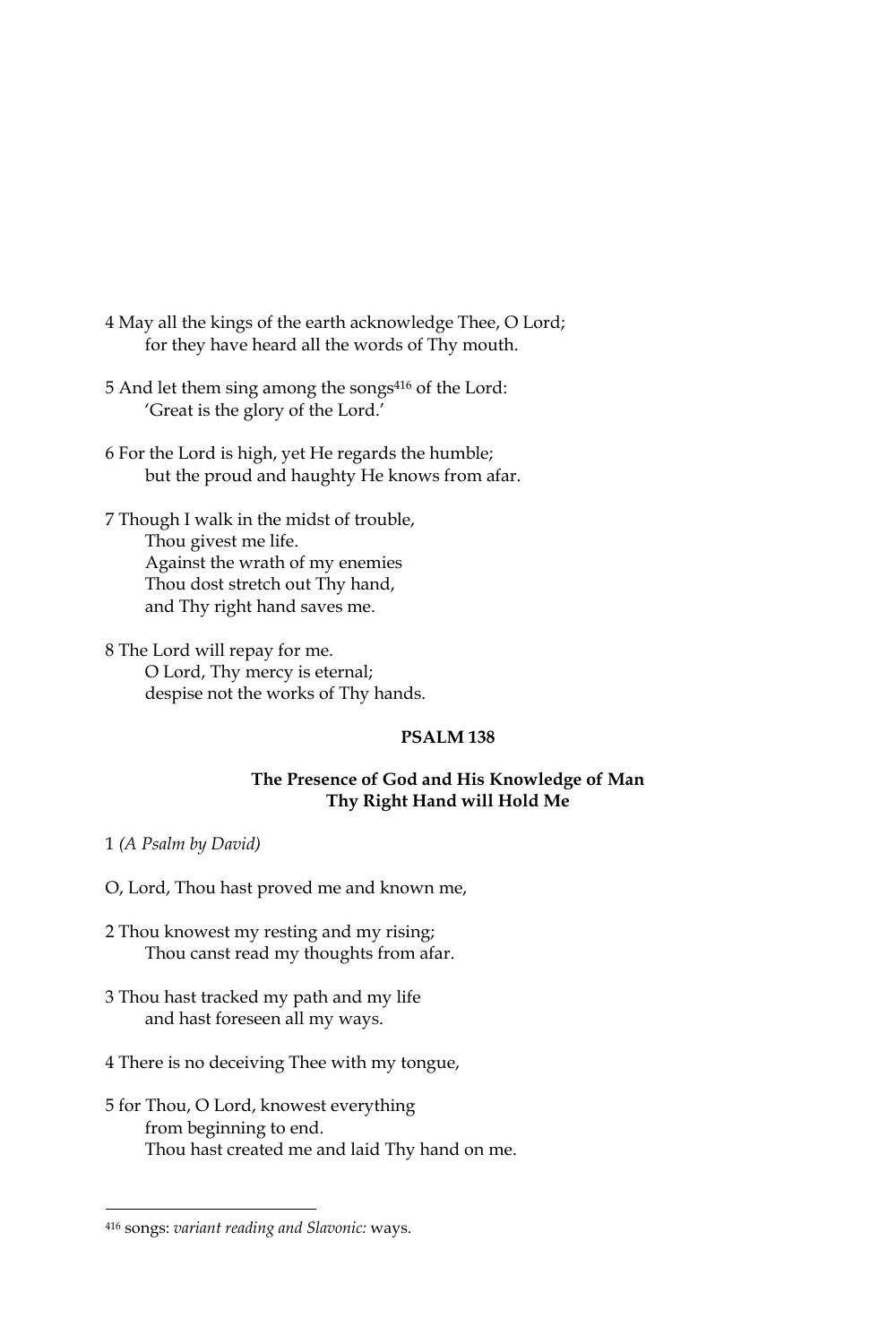4 May all the kings of the earth acknowledge Thee, O Lord;
for they have heard all the words of Thy mouth.

5 And let them sing among the songs[416] of the Lord:
'Great is the glory of the Lord.'

6 For the Lord is high, yet He regards the humble;
but the proud and haughty He knows from afar.

7 Though I walk in the midst of trouble,
Thou givest me life.
Against the wrath of my enemies
Thou dost stretch out Thy hand,
and Thy right hand saves me.

8 The Lord will repay for me.
O Lord, Thy mercy is eternal;
despise not the works of Thy hands.

## PSALM 138

### The Presence of God and His Knowledge of Man
### Thy Right Hand will Hold Me

1 *(A Psalm by David)*

O, Lord, Thou hast proved me and known me,

2 Thou knowest my resting and my rising;
Thou canst read my thoughts from afar.

3 Thou hast tracked my path and my life
and hast foreseen all my ways.

4 There is no deceiving Thee with my tongue,

5 for Thou, O Lord, knowest everything
from beginning to end.
Thou hast created me and laid Thy hand on me.

---

[416] songs: *variant reading and Slavonic:* ways.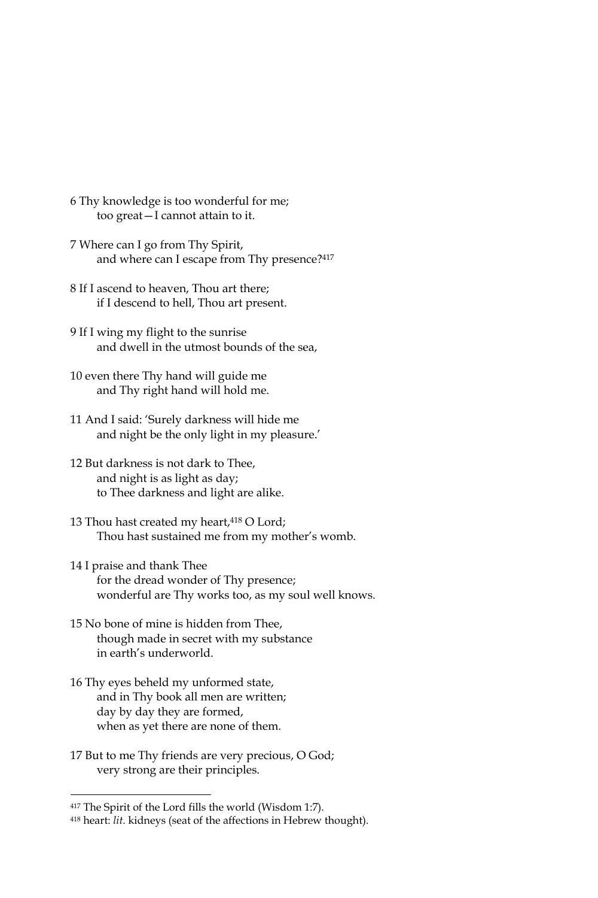6 Thy knowledge is too wonderful for me;
too great—I cannot attain to it.

7 Where can I go from Thy Spirit,
and where can I escape from Thy presence?[417]

8 If I ascend to heaven, Thou art there;
if I descend to hell, Thou art present.

9 If I wing my flight to the sunrise
and dwell in the utmost bounds of the sea,

10 even there Thy hand will guide me
and Thy right hand will hold me.

11 And I said: 'Surely darkness will hide me
and night be the only light in my pleasure.'

12 But darkness is not dark to Thee,
and night is as light as day;
to Thee darkness and light are alike.

13 Thou hast created my heart,[418] O Lord;
Thou hast sustained me from my mother's womb.

14 I praise and thank Thee
for the dread wonder of Thy presence;
wonderful are Thy works too, as my soul well knows.

15 No bone of mine is hidden from Thee,
though made in secret with my substance
in earth's underworld.

16 Thy eyes beheld my unformed state,
and in Thy book all men are written;
day by day they are formed,
when as yet there are none of them.

17 But to me Thy friends are very precious, O God;
very strong are their principles.

---

[417] The Spirit of the Lord fills the world (Wisdom 1:7).

[418] heart: *lit.* kidneys (seat of the affections in Hebrew thought).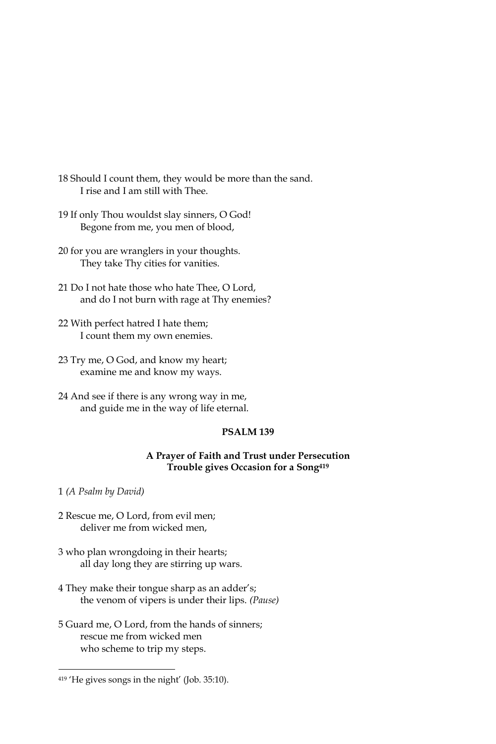18 Should I count them, they would be more than the sand.
    I rise and I am still with Thee.

19 If only Thou wouldst slay sinners, O God!
    Begone from me, you men of blood,

20 for you are wranglers in your thoughts.
    They take Thy cities for vanities.

21 Do I not hate those who hate Thee, O Lord,
    and do I not burn with rage at Thy enemies?

22 With perfect hatred I hate them;
    I count them my own enemies.

23 Try me, O God, and know my heart;
    examine me and know my ways.

24 And see if there is any wrong way in me,
    and guide me in the way of life eternal.

## PSALM 139

### A Prayer of Faith and Trust under Persecution Trouble gives Occasion for a Song[419]

1 *(A Psalm by David)*

2 Rescue me, O Lord, from evil men;
    deliver me from wicked men,

3 who plan wrongdoing in their hearts;
    all day long they are stirring up wars.

4 They make their tongue sharp as an adder's;
    the venom of vipers is under their lips. *(Pause)*

5 Guard me, O Lord, from the hands of sinners;
    rescue me from wicked men
    who scheme to trip my steps.

---

[419] 'He gives songs in the night' (Job. 35:10).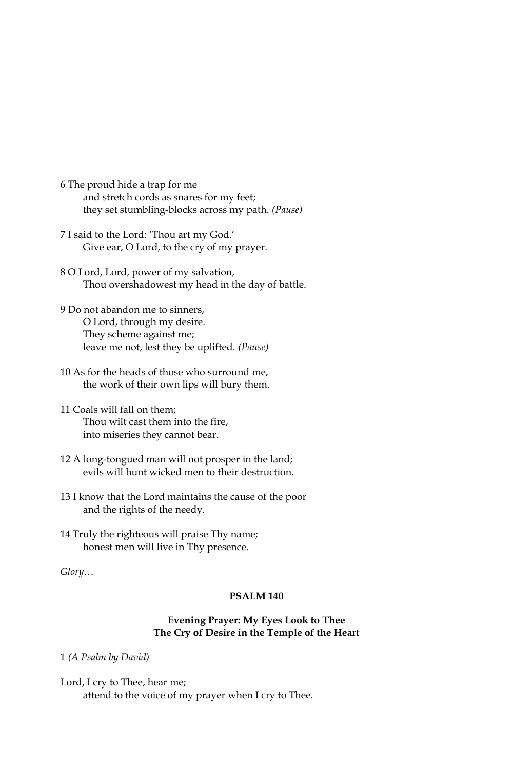6 The proud hide a trap for me
  and stretch cords as snares for my feet;
  they set stumbling-blocks across my path. *(Pause)*

7 I said to the Lord: 'Thou art my God.'
  Give ear, O Lord, to the cry of my prayer.

8 O Lord, Lord, power of my salvation,
  Thou overshadowest my head in the day of battle.

9 Do not abandon me to sinners,
  O Lord, through my desire.
  They scheme against me;
  leave me not, lest they be uplifted. *(Pause)*

10 As for the heads of those who surround me,
  the work of their own lips will bury them.

11 Coals will fall on them;
  Thou wilt cast them into the fire,
  into miseries they cannot bear.

12 A long-tongued man will not prosper in the land;
  evils will hunt wicked men to their destruction.

13 I know that the Lord maintains the cause of the poor
  and the rights of the needy.

14 Truly the righteous will praise Thy name;
  honest men will live in Thy presence.

*Glory…*

## PSALM 140

### Evening Prayer: My Eyes Look to Thee
### The Cry of Desire in the Temple of the Heart

1 *(A Psalm by David)*

Lord, I cry to Thee, hear me;
  attend to the voice of my prayer when I cry to Thee.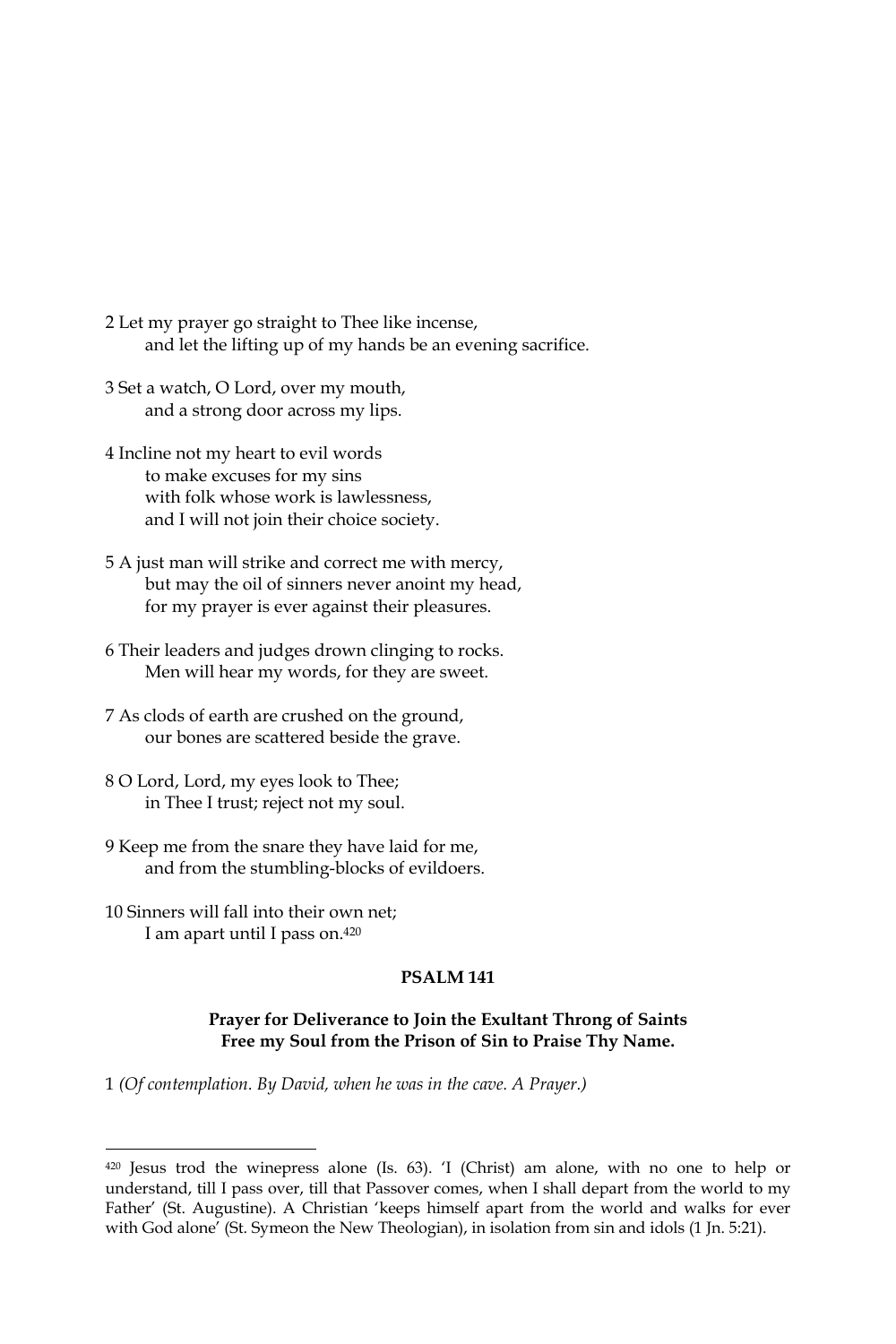2 Let my prayer go straight to Thee like incense,
    and let the lifting up of my hands be an evening sacrifice.

3 Set a watch, O Lord, over my mouth,
    and a strong door across my lips.

4 Incline not my heart to evil words
    to make excuses for my sins
    with folk whose work is lawlessness,
    and I will not join their choice society.

5 A just man will strike and correct me with mercy,
    but may the oil of sinners never anoint my head,
    for my prayer is ever against their pleasures.

6 Their leaders and judges drown clinging to rocks.
    Men will hear my words, for they are sweet.

7 As clods of earth are crushed on the ground,
    our bones are scattered beside the grave.

8 O Lord, Lord, my eyes look to Thee;
    in Thee I trust; reject not my soul.

9 Keep me from the snare they have laid for me,
    and from the stumbling-blocks of evildoers.

10 Sinners will fall into their own net;
    I am apart until I pass on.[420]

## PSALM 141

### Prayer for Deliverance to Join the Exultant Throng of Saints
### Free my Soul from the Prison of Sin to Praise Thy Name.

1 *(Of contemplation. By David, when he was in the cave. A Prayer.)*

---

[420] Jesus trod the winepress alone (Is. 63). 'I (Christ) am alone, with no one to help or understand, till I pass over, till that Passover comes, when I shall depart from the world to my Father' (St. Augustine). A Christian 'keeps himself apart from the world and walks for ever with God alone' (St. Symeon the New Theologian), in isolation from sin and idols (1 Jn. 5:21).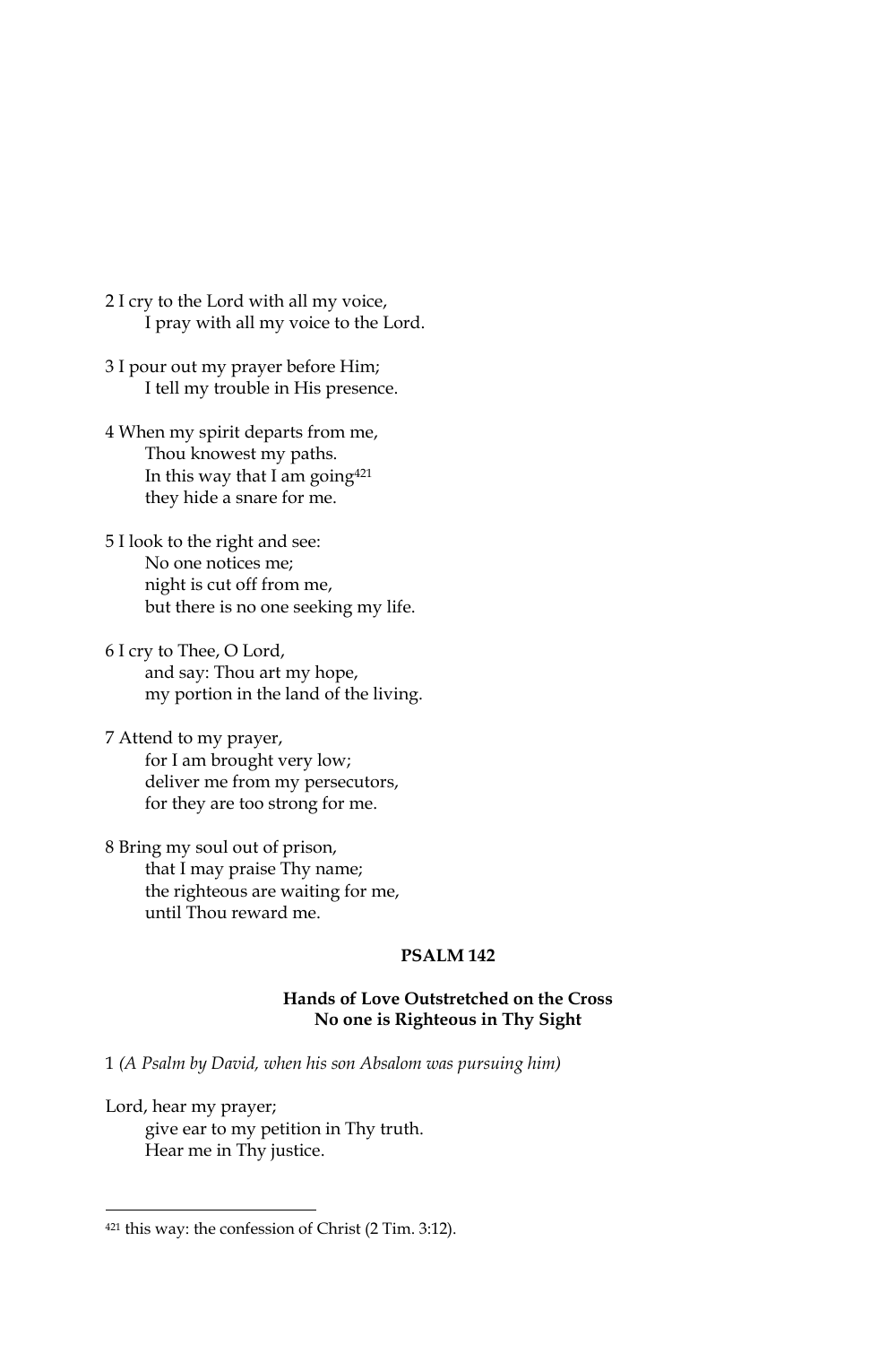2 I cry to the Lord with all my voice,
    I pray with all my voice to the Lord.

3 I pour out my prayer before Him;
    I tell my trouble in His presence.

4 When my spirit departs from me,
    Thou knowest my paths.
    In this way that I am going[421]
    they hide a snare for me.

5 I look to the right and see:
    No one notices me;
    night is cut off from me,
    but there is no one seeking my life.

6 I cry to Thee, O Lord,
    and say: Thou art my hope,
    my portion in the land of the living.

7 Attend to my prayer,
    for I am brought very low;
    deliver me from my persecutors,
    for they are too strong for me.

8 Bring my soul out of prison,
    that I may praise Thy name;
    the righteous are waiting for me,
    until Thou reward me.

## PSALM 142

### Hands of Love Outstretched on the Cross
### No one is Righteous in Thy Sight

1 *(A Psalm by David, when his son Absalom was pursuing him)*

Lord, hear my prayer;
    give ear to my petition in Thy truth.
    Hear me in Thy justice.

---

[421] this way: the confession of Christ (2 Tim. 3:12).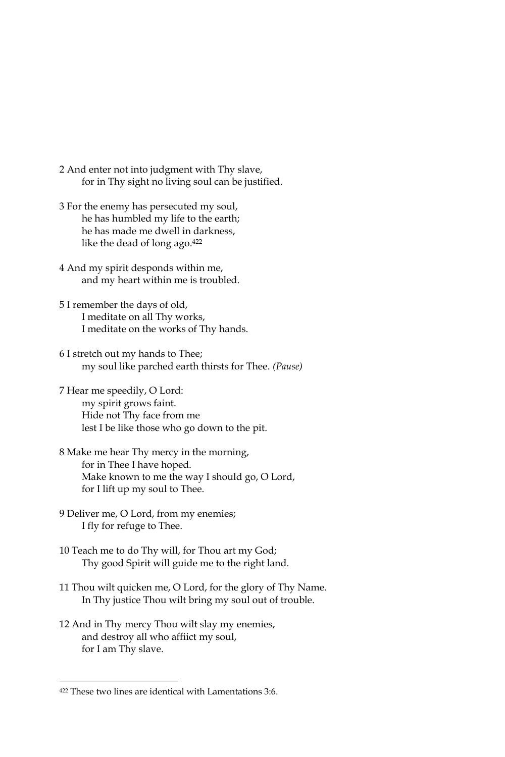2 And enter not into judgment with Thy slave,
  for in Thy sight no living soul can be justified.

3 For the enemy has persecuted my soul,
  he has humbled my life to the earth;
  he has made me dwell in darkness,
  like the dead of long ago.[422]

4 And my spirit desponds within me,
  and my heart within me is troubled.

5 I remember the days of old,
  I meditate on all Thy works,
  I meditate on the works of Thy hands.

6 I stretch out my hands to Thee;
  my soul like parched earth thirsts for Thee. *(Pause)*

7 Hear me speedily, O Lord:
  my spirit grows faint.
  Hide not Thy face from me
  lest I be like those who go down to the pit.

8 Make me hear Thy mercy in the morning,
  for in Thee I have hoped.
  Make known to me the way I should go, O Lord,
  for I lift up my soul to Thee.

9 Deliver me, O Lord, from my enemies;
  I fly for refuge to Thee.

10 Teach me to do Thy will, for Thou art my God;
  Thy good Spirit will guide me to the right land.

11 Thou wilt quicken me, O Lord, for the glory of Thy Name.
  In Thy justice Thou wilt bring my soul out of trouble.

12 And in Thy mercy Thou wilt slay my enemies,
  and destroy all who affiict my soul,
  for I am Thy slave.

---

[422] These two lines are identical with Lamentations 3:6.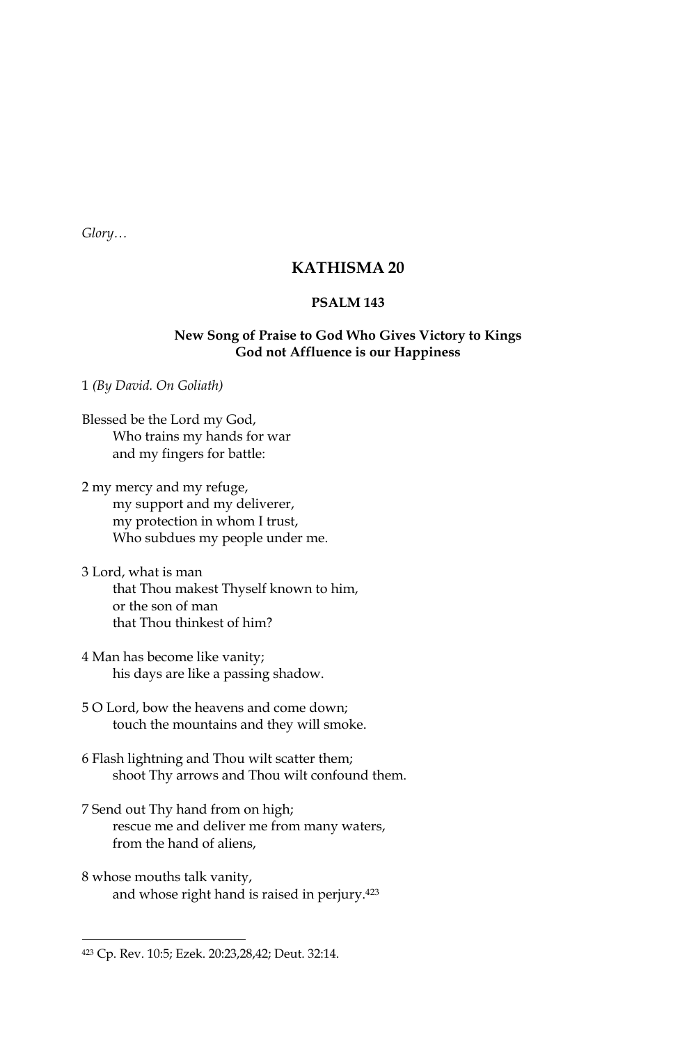*Glory…*

## KATHISMA 20

### PSALM 143

**New Song of Praise to God Who Gives Victory to Kings**
**God not Affluence is our Happiness**

1 *(By David. On Goliath)*

Blessed be the Lord my God,
 Who trains my hands for war
 and my fingers for battle:

2 my mercy and my refuge,
 my support and my deliverer,
 my protection in whom I trust,
 Who subdues my people under me.

3 Lord, what is man
 that Thou makest Thyself known to him,
 or the son of man
 that Thou thinkest of him?

4 Man has become like vanity;
 his days are like a passing shadow.

5 O Lord, bow the heavens and come down;
 touch the mountains and they will smoke.

6 Flash lightning and Thou wilt scatter them;
 shoot Thy arrows and Thou wilt confound them.

7 Send out Thy hand from on high;
 rescue me and deliver me from many waters,
 from the hand of aliens,

8 whose mouths talk vanity,
 and whose right hand is raised in perjury.[423]

---

[423] Cp. Rev. 10:5; Ezek. 20:23,28,42; Deut. 32:14.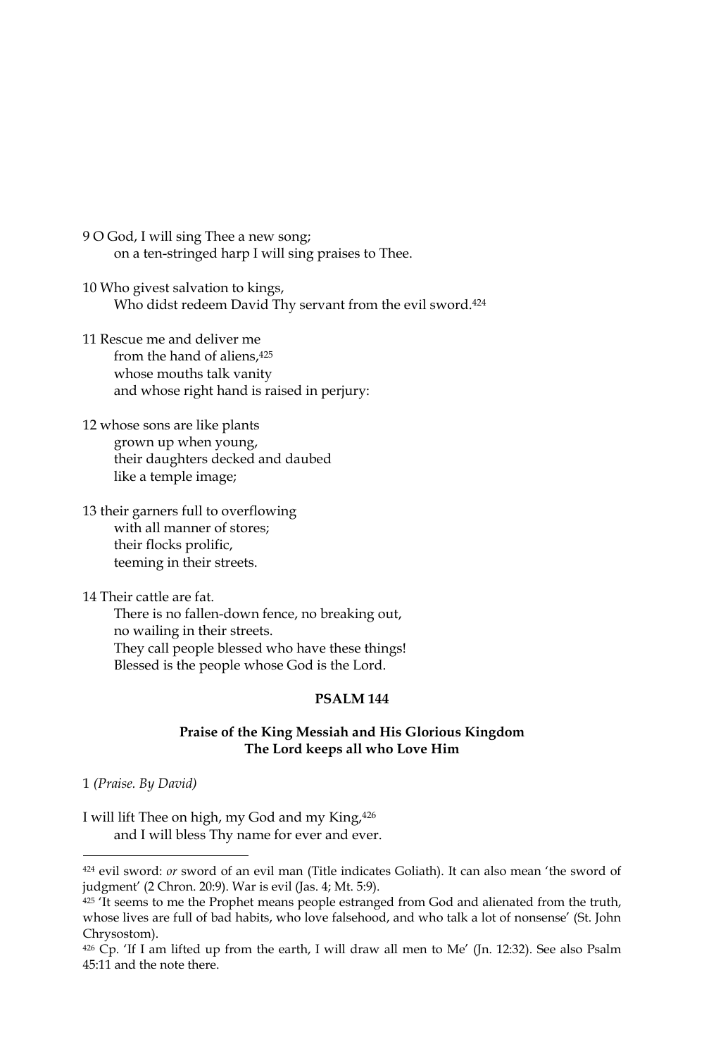9 O God, I will sing Thee a new song;
    on a ten-stringed harp I will sing praises to Thee.

10 Who givest salvation to kings,
    Who didst redeem David Thy servant from the evil sword.[424]

11 Rescue me and deliver me
    from the hand of aliens,[425]
    whose mouths talk vanity
    and whose right hand is raised in perjury:

12 whose sons are like plants
    grown up when young,
    their daughters decked and daubed
    like a temple image;

13 their garners full to overflowing
    with all manner of stores;
    their flocks prolific,
    teeming in their streets.

14 Their cattle are fat.
    There is no fallen-down fence, no breaking out,
    no wailing in their streets.
    They call people blessed who have these things!
    Blessed is the people whose God is the Lord.

## PSALM 144

### Praise of the King Messiah and His Glorious Kingdom
### The Lord keeps all who Love Him

1 *(Praise. By David)*

I will lift Thee on high, my God and my King,[426]
    and I will bless Thy name for ever and ever.

---

[424] evil sword: *or* sword of an evil man (Title indicates Goliath). It can also mean 'the sword of judgment' (2 Chron. 20:9). War is evil (Jas. 4; Mt. 5:9).

[425] 'It seems to me the Prophet means people estranged from God and alienated from the truth, whose lives are full of bad habits, who love falsehood, and who talk a lot of nonsense' (St. John Chrysostom).

[426] Cp. 'If I am lifted up from the earth, I will draw all men to Me' (Jn. 12:32). See also Psalm 45:11 and the note there.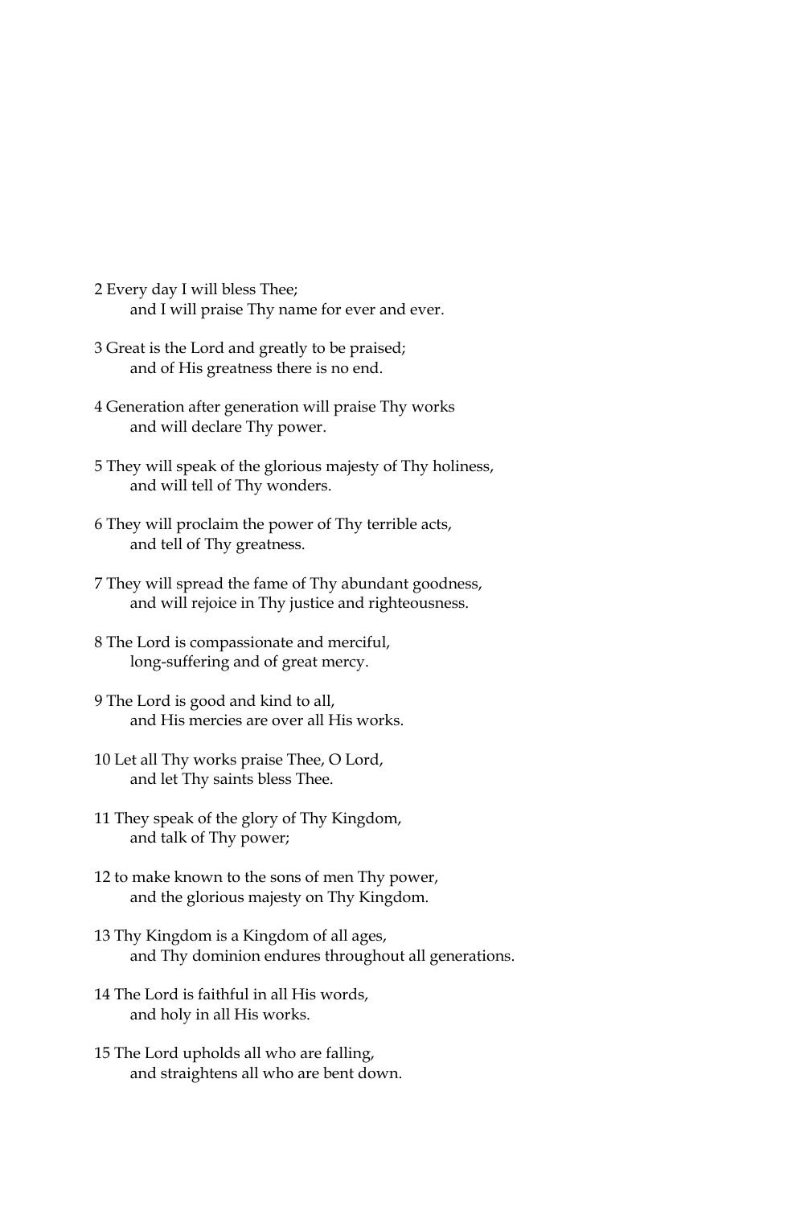2 Every day I will bless Thee;
    and I will praise Thy name for ever and ever.

3 Great is the Lord and greatly to be praised;
    and of His greatness there is no end.

4 Generation after generation will praise Thy works
    and will declare Thy power.

5 They will speak of the glorious majesty of Thy holiness,
    and will tell of Thy wonders.

6 They will proclaim the power of Thy terrible acts,
    and tell of Thy greatness.

7 They will spread the fame of Thy abundant goodness,
    and will rejoice in Thy justice and righteousness.

8 The Lord is compassionate and merciful,
    long-suffering and of great mercy.

9 The Lord is good and kind to all,
    and His mercies are over all His works.

10 Let all Thy works praise Thee, O Lord,
    and let Thy saints bless Thee.

11 They speak of the glory of Thy Kingdom,
    and talk of Thy power;

12 to make known to the sons of men Thy power,
    and the glorious majesty on Thy Kingdom.

13 Thy Kingdom is a Kingdom of all ages,
    and Thy dominion endures throughout all generations.

14 The Lord is faithful in all His words,
    and holy in all His works.

15 The Lord upholds all who are falling,
    and straightens all who are bent down.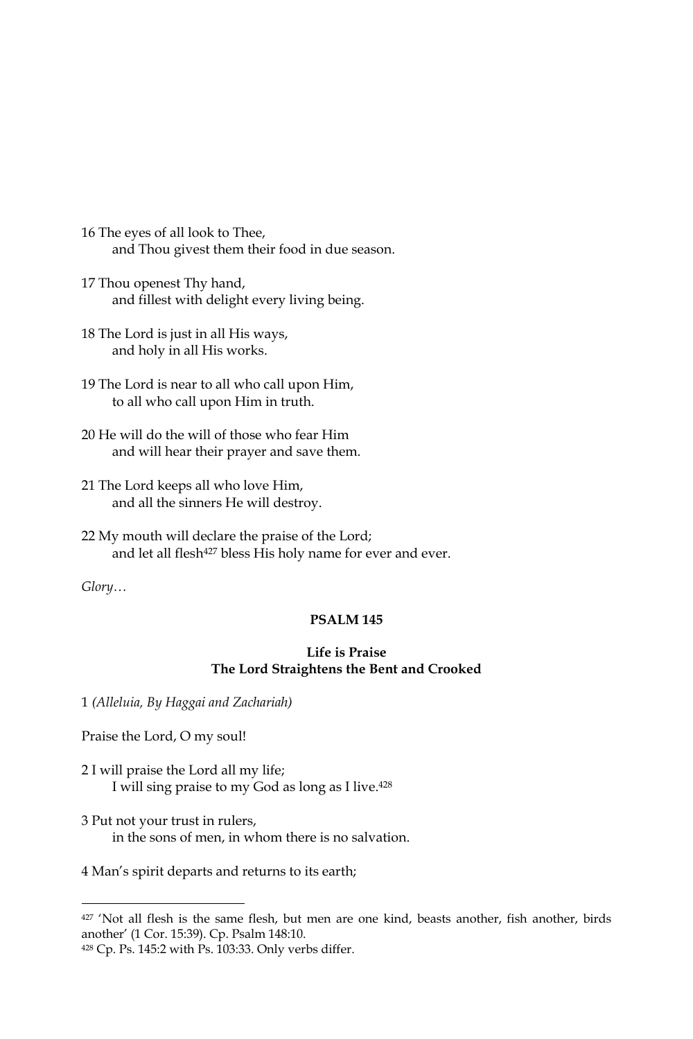16 The eyes of all look to Thee,
    and Thou givest them their food in due season.

17 Thou openest Thy hand,
    and fillest with delight every living being.

18 The Lord is just in all His ways,
    and holy in all His works.

19 The Lord is near to all who call upon Him,
    to all who call upon Him in truth.

20 He will do the will of those who fear Him
    and will hear their prayer and save them.

21 The Lord keeps all who love Him,
    and all the sinners He will destroy.

22 My mouth will declare the praise of the Lord;
    and let all flesh[427] bless His holy name for ever and ever.

*Glory…*

**PSALM 145**

**Life is Praise**
**The Lord Straightens the Bent and Crooked**

1 *(Alleluia, By Haggai and Zachariah)*

Praise the Lord, O my soul!

2 I will praise the Lord all my life;
    I will sing praise to my God as long as I live.[428]

3 Put not your trust in rulers,
    in the sons of men, in whom there is no salvation.

4 Man's spirit departs and returns to its earth;

---

[427] 'Not all flesh is the same flesh, but men are one kind, beasts another, fish another, birds another' (1 Cor. 15:39). Cp. Psalm 148:10.

[428] Cp. Ps. 145:2 with Ps. 103:33. Only verbs differ.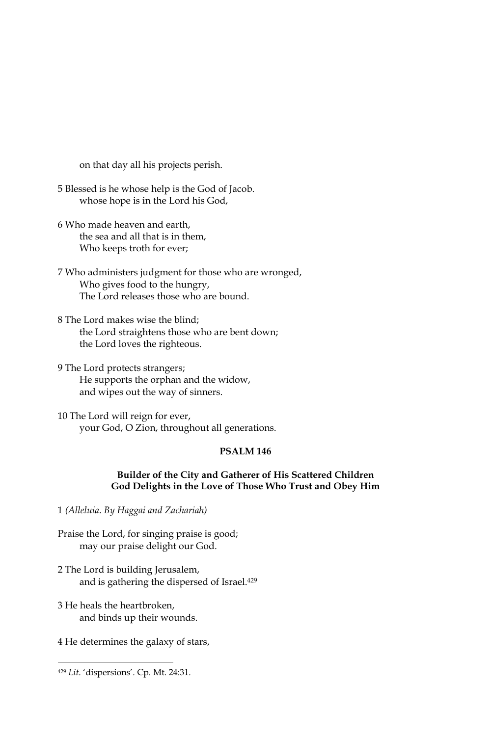on that day all his projects perish.

5 Blessed is he whose help is the God of Jacob.
whose hope is in the Lord his God,

6 Who made heaven and earth,
the sea and all that is in them,
Who keeps troth for ever;

7 Who administers judgment for those who are wronged,
Who gives food to the hungry,
The Lord releases those who are bound.

8 The Lord makes wise the blind;
the Lord straightens those who are bent down;
the Lord loves the righteous.

9 The Lord protects strangers;
He supports the orphan and the widow,
and wipes out the way of sinners.

10 The Lord will reign for ever,
your God, O Zion, throughout all generations.

## PSALM 146

### Builder of the City and Gatherer of His Scattered Children
### God Delights in the Love of Those Who Trust and Obey Him

1 *(Alleluia. By Haggai and Zachariah)*

Praise the Lord, for singing praise is good;
may our praise delight our God.

2 The Lord is building Jerusalem,
and is gathering the dispersed of Israel.[429]

3 He heals the heartbroken,
and binds up their wounds.

4 He determines the galaxy of stars,

---

[429] *Lit*. 'dispersions'. Cp. Mt. 24:31.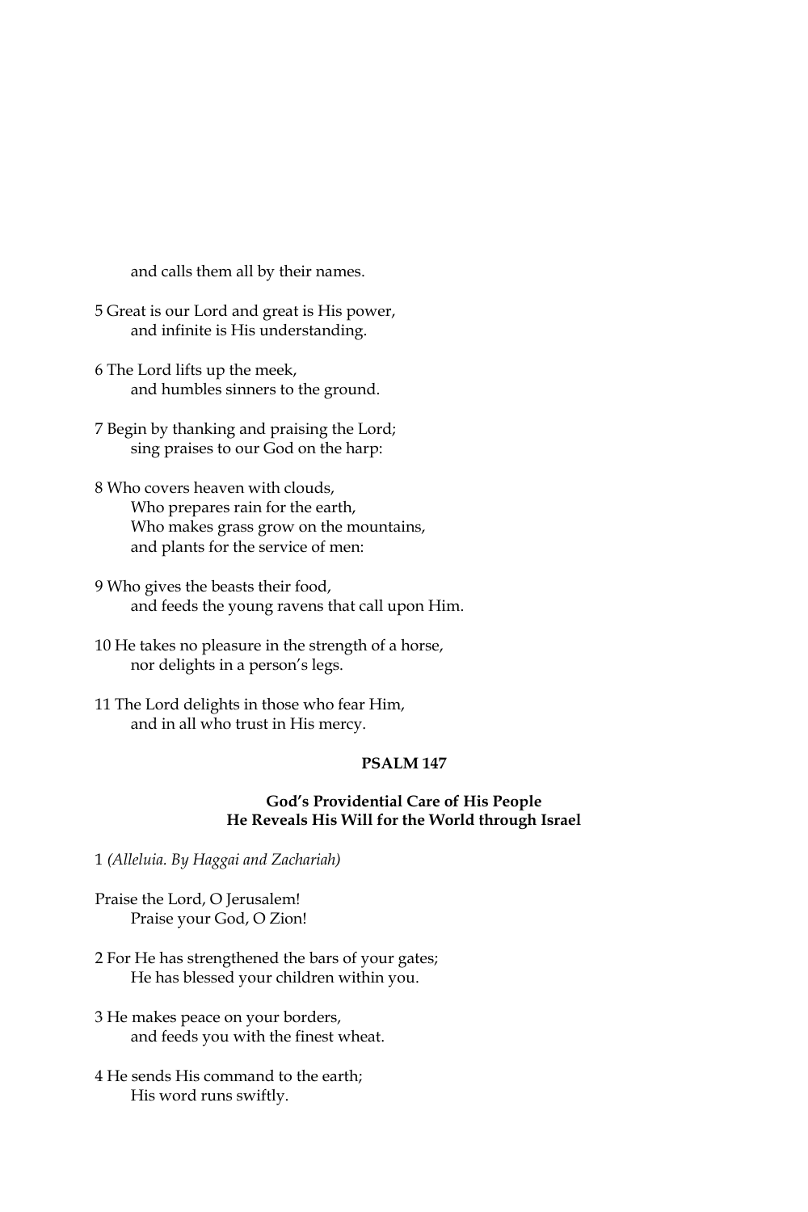and calls them all by their names.

5 Great is our Lord and great is His power,
and infinite is His understanding.

6 The Lord lifts up the meek,
and humbles sinners to the ground.

7 Begin by thanking and praising the Lord;
sing praises to our God on the harp:

8 Who covers heaven with clouds,
Who prepares rain for the earth,
Who makes grass grow on the mountains,
and plants for the service of men:

9 Who gives the beasts their food,
and feeds the young ravens that call upon Him.

10 He takes no pleasure in the strength of a horse,
nor delights in a person's legs.

11 The Lord delights in those who fear Him,
and in all who trust in His mercy.

## PSALM 147

### God's Providential Care of His People
### He Reveals His Will for the World through Israel

1 *(Alleluia. By Haggai and Zachariah)*

Praise the Lord, O Jerusalem!
Praise your God, O Zion!

2 For He has strengthened the bars of your gates;
He has blessed your children within you.

3 He makes peace on your borders,
and feeds you with the finest wheat.

4 He sends His command to the earth;
His word runs swiftly.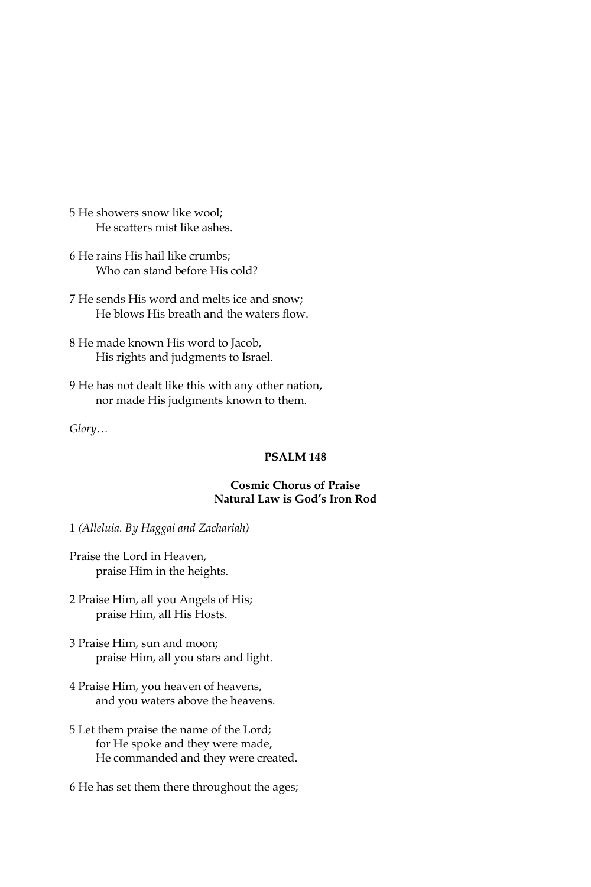5 He showers snow like wool;
He scatters mist like ashes.

6 He rains His hail like crumbs;
Who can stand before His cold?

7 He sends His word and melts ice and snow;
He blows His breath and the waters flow.

8 He made known His word to Jacob,
His rights and judgments to Israel.

9 He has not dealt like this with any other nation,
nor made His judgments known to them.

*Glory…*

## PSALM 148

### Cosmic Chorus of Praise
### Natural Law is God's Iron Rod

1 *(Alleluia. By Haggai and Zachariah)*

Praise the Lord in Heaven,
praise Him in the heights.

2 Praise Him, all you Angels of His;
praise Him, all His Hosts.

3 Praise Him, sun and moon;
praise Him, all you stars and light.

4 Praise Him, you heaven of heavens,
and you waters above the heavens.

5 Let them praise the name of the Lord;
for He spoke and they were made,
He commanded and they were created.

6 He has set them there throughout the ages;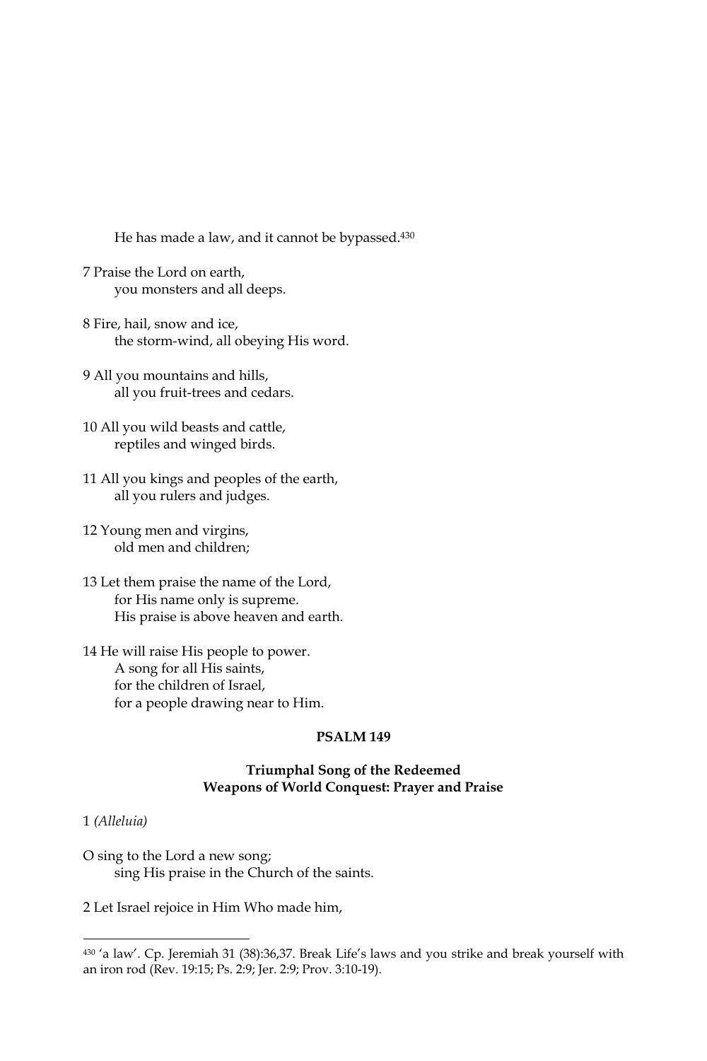He has made a law, and it cannot be bypassed.[430]

7 Praise the Lord on earth,
    you monsters and all deeps.

8 Fire, hail, snow and ice,
    the storm-wind, all obeying His word.

9 All you mountains and hills,
    all you fruit-trees and cedars.

10 All you wild beasts and cattle,
    reptiles and winged birds.

11 All you kings and peoples of the earth,
    all you rulers and judges.

12 Young men and virgins,
    old men and children;

13 Let them praise the name of the Lord,
    for His name only is supreme.
    His praise is above heaven and earth.

14 He will raise His people to power.
    A song for all His saints,
    for the children of Israel,
    for a people drawing near to Him.

**PSALM 149**

**Triumphal Song of the Redeemed**
**Weapons of World Conquest: Prayer and Praise**

1 *(Alleluia)*

O sing to the Lord a new song;
    sing His praise in the Church of the saints.

2 Let Israel rejoice in Him Who made him,

---

[430] 'a law'. Cp. Jeremiah 31 (38):36,37. Break Life's laws and you strike and break yourself with an iron rod (Rev. 19:15; Ps. 2:9; Jer. 2:9; Prov. 3:10-19).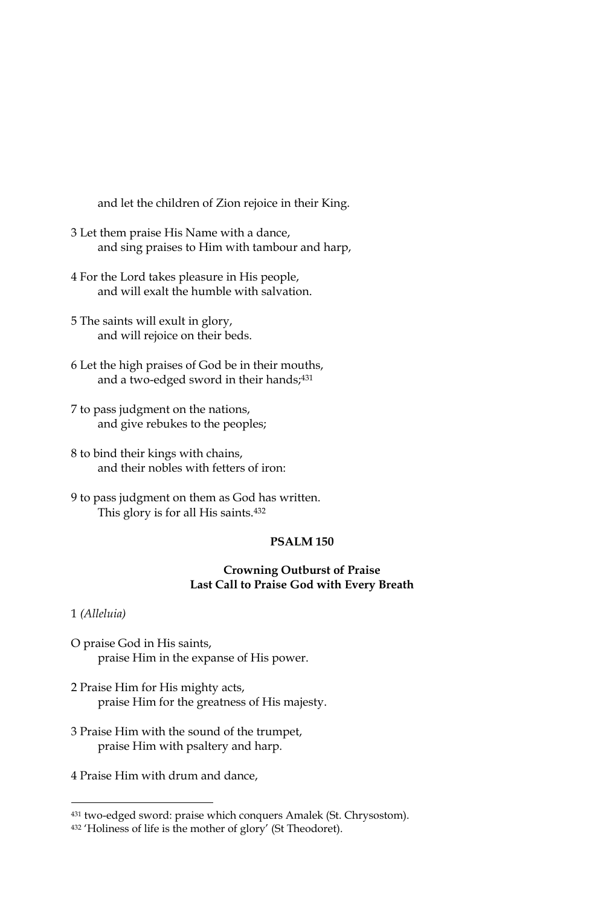and let the children of Zion rejoice in their King.

3 Let them praise His Name with a dance,
 and sing praises to Him with tambour and harp,

4 For the Lord takes pleasure in His people,
 and will exalt the humble with salvation.

5 The saints will exult in glory,
 and will rejoice on their beds.

6 Let the high praises of God be in their mouths,
 and a two-edged sword in their hands;[431]

7 to pass judgment on the nations,
 and give rebukes to the peoples;

8 to bind their kings with chains,
 and their nobles with fetters of iron:

9 to pass judgment on them as God has written.
 This glory is for all His saints.[432]

## PSALM 150

### Crowning Outburst of Praise
### Last Call to Praise God with Every Breath

1 *(Alleluia)*

O praise God in His saints,
 praise Him in the expanse of His power.

2 Praise Him for His mighty acts,
 praise Him for the greatness of His majesty.

3 Praise Him with the sound of the trumpet,
 praise Him with psaltery and harp.

4 Praise Him with drum and dance,

---

[431] two-edged sword: praise which conquers Amalek (St. Chrysostom).

[432] 'Holiness of life is the mother of glory' (St Theodoret).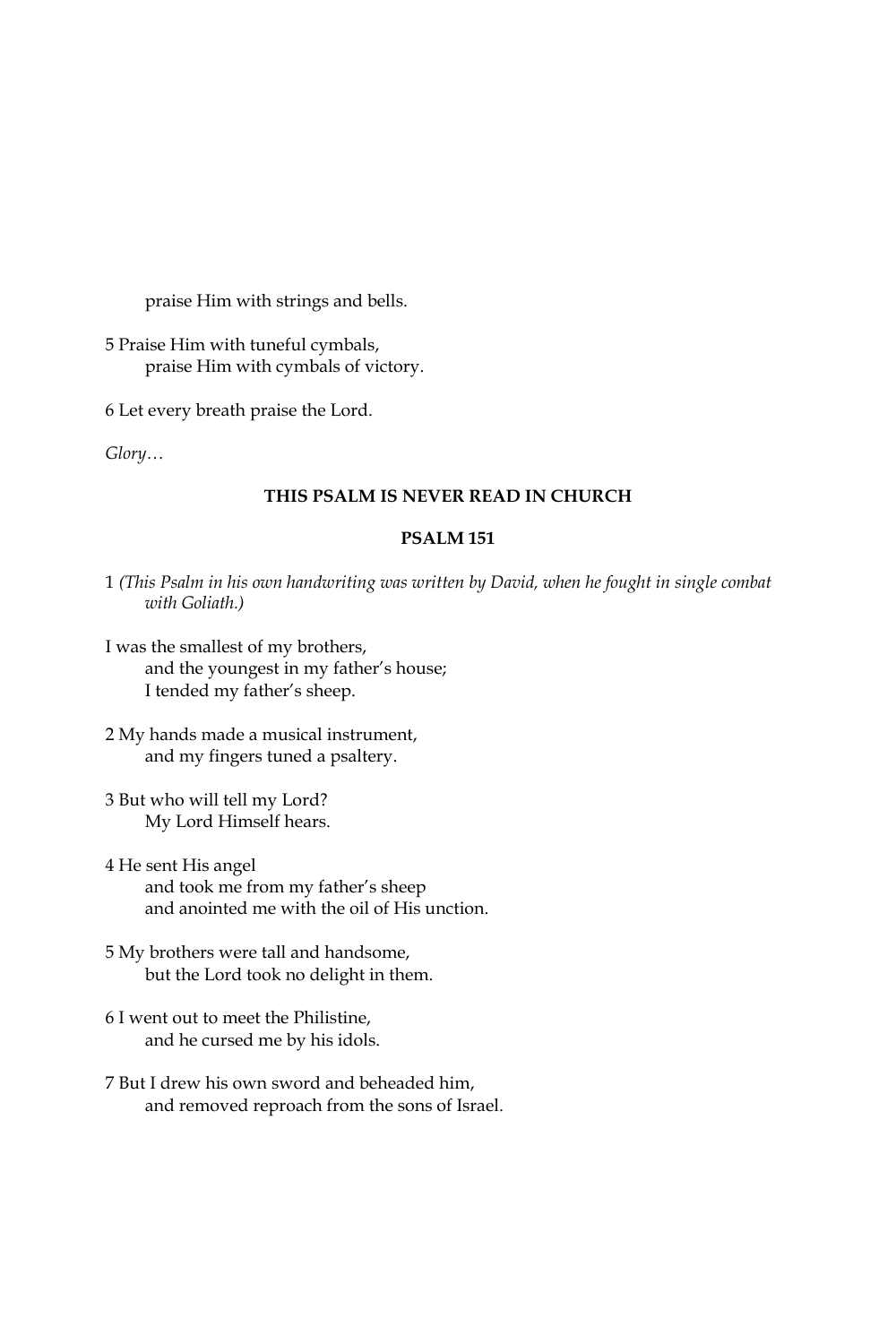praise Him with strings and bells.

5 Praise Him with tuneful cymbals,
praise Him with cymbals of victory.

6 Let every breath praise the Lord.

*Glory…*

**THIS PSALM IS NEVER READ IN CHURCH**

**PSALM 151**

1 *(This Psalm in his own handwriting was written by David, when he fought in single combat with Goliath.)*

I was the smallest of my brothers,
and the youngest in my father's house;
I tended my father's sheep.

2 My hands made a musical instrument,
and my fingers tuned a psaltery.

3 But who will tell my Lord?
My Lord Himself hears.

4 He sent His angel
and took me from my father's sheep
and anointed me with the oil of His unction.

5 My brothers were tall and handsome,
but the Lord took no delight in them.

6 I went out to meet the Philistine,
and he cursed me by his idols.

7 But I drew his own sword and beheaded him,
and removed reproach from the sons of Israel.